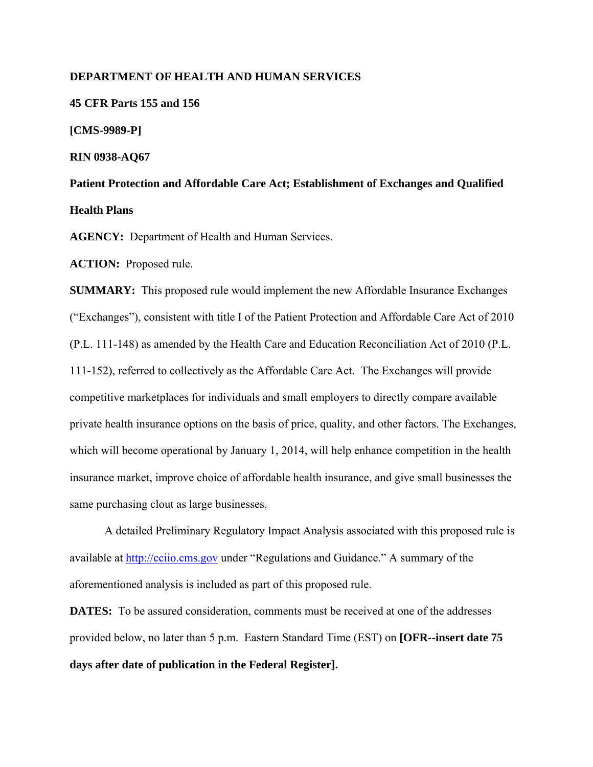**DEPARTMENT OF HEALTH AND HUMAN SERVICES**

**45 CFR Parts 155 and 156**

**[CMS-9989-P]**

**RIN 0938-AQ67**

**Patient Protection and Affordable Care Act; Establishment of Exchanges and Qualified Health Plans**

**AGENCY:** Department of Health and Human Services.

**ACTION:** Proposed rule.

**SUMMARY:** This proposed rule would implement the new Affordable Insurance Exchanges ("Exchanges"), consistent with title I of the Patient Protection and Affordable Care Act of 2010 (P.L. 111-148) as amended by the Health Care and Education Reconciliation Act of 2010 (P.L. 111-152), referred to collectively as the Affordable Care Act. The Exchanges will provide competitive marketplaces for individuals and small employers to directly compare available private health insurance options on the basis of price, quality, and other factors. The Exchanges, which will become operational by January 1, 2014, will help enhance competition in the health insurance market, improve choice of affordable health insurance, and give small businesses the same purchasing clout as large businesses.

A detailed Preliminary Regulatory Impact Analysis associated with this proposed rule is available at http://cciio.cms.gov under "Regulations and Guidance." A summary of the aforementioned analysis is included as part of this proposed rule.

**DATES:** To be assured consideration, comments must be received at one of the addresses provided below, no later than 5 p.m. Eastern Standard Time (EST) on **[OFR--insert date 75 days after date of publication in the Federal Register].**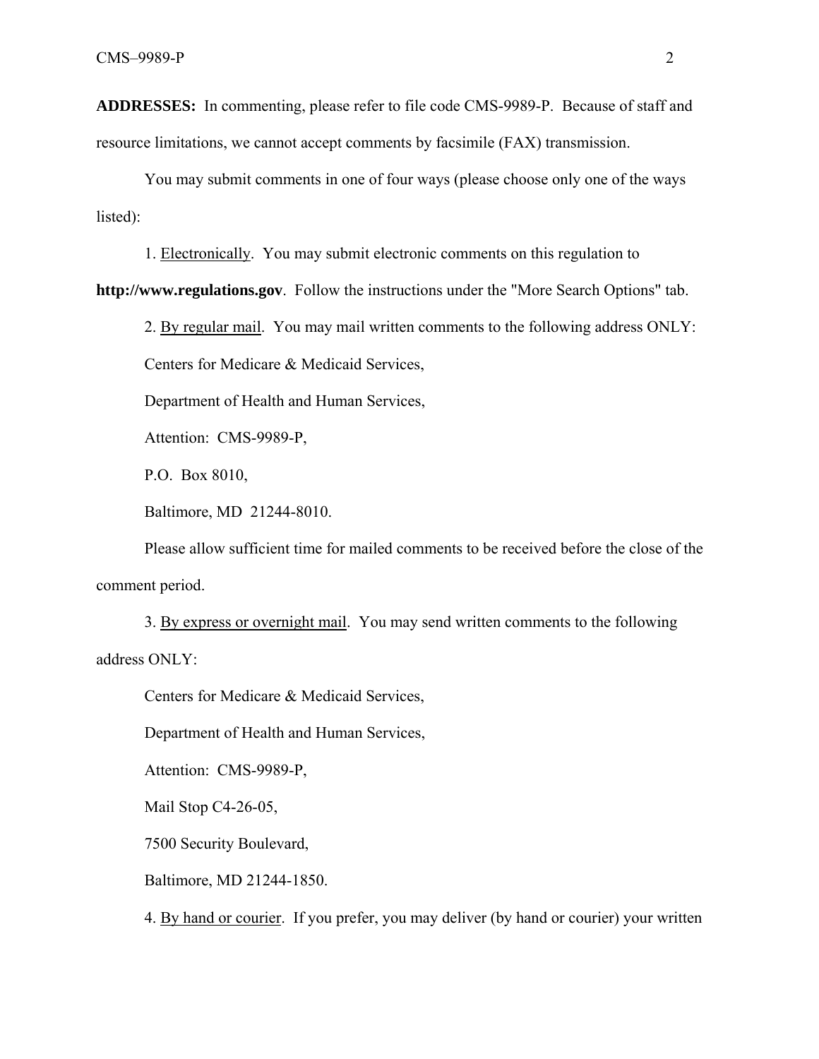**ADDRESSES:** In commenting, please refer to file code CMS-9989-P. Because of staff and resource limitations, we cannot accept comments by facsimile (FAX) transmission.

You may submit comments in one of four ways (please choose only one of the ways listed):

1. Electronically. You may submit electronic comments on this regulation to **http://www.regulations.gov**. Follow the instructions under the "More Search Options" tab.

2. By regular mail. You may mail written comments to the following address ONLY:

Centers for Medicare & Medicaid Services,

Department of Health and Human Services,

Attention: CMS-9989-P,

P.O. Box 8010,

Baltimore, MD 21244-8010.

Please allow sufficient time for mailed comments to be received before the close of the comment period.

3. By express or overnight mail. You may send written comments to the following address ONLY:

Centers for Medicare & Medicaid Services,

Department of Health and Human Services,

Attention: CMS-9989-P,

Mail Stop C4-26-05,

7500 Security Boulevard,

Baltimore, MD 21244-1850.

4. By hand or courier. If you prefer, you may deliver (by hand or courier) your written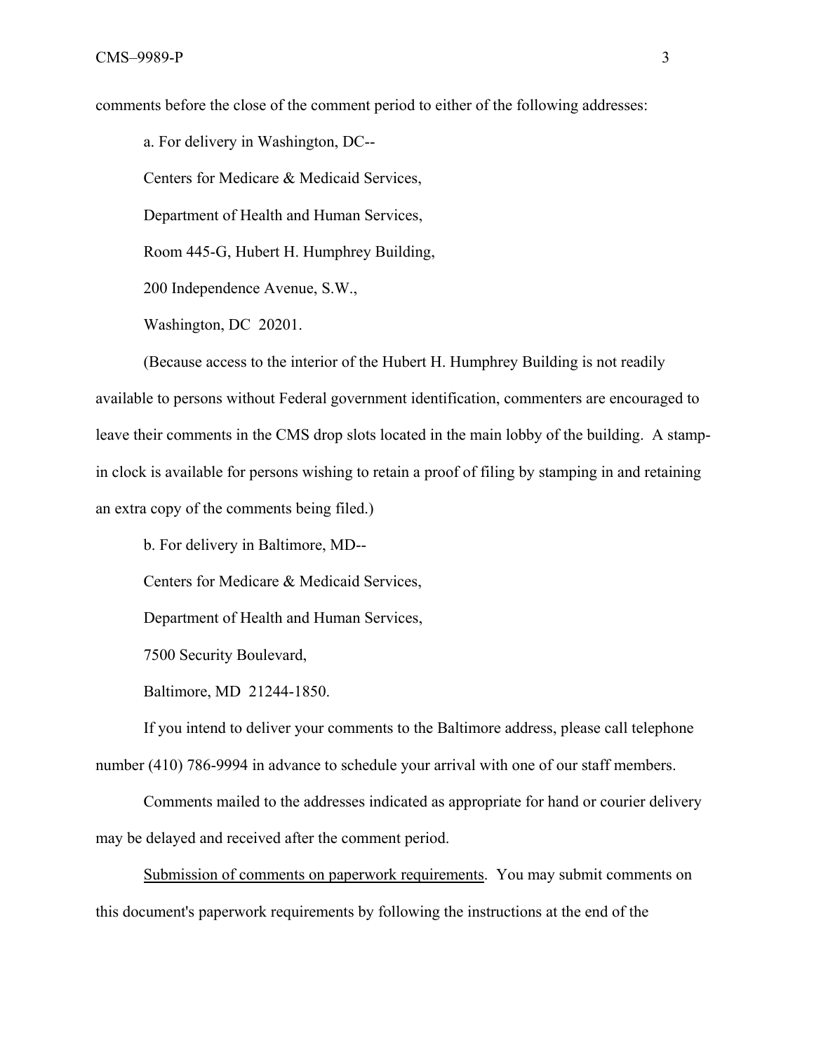comments before the close of the comment period to either of the following addresses:

a. For delivery in Washington, DC--

Centers for Medicare & Medicaid Services,

Department of Health and Human Services,

Room 445-G, Hubert H. Humphrey Building,

200 Independence Avenue, S.W.,

Washington, DC 20201.

(Because access to the interior of the Hubert H. Humphrey Building is not readily available to persons without Federal government identification, commenters are encouraged to leave their comments in the CMS drop slots located in the main lobby of the building. A stamp-in clock is available for persons wishing to retain a proof of filing by stamping in and retaining an extra copy of the comments being filed.)

b. For delivery in Baltimore, MD--

Centers for Medicare & Medicaid Services,

Department of Health and Human Services,

7500 Security Boulevard,

Baltimore, MD 21244-1850.

If you intend to deliver your comments to the Baltimore address, please call telephone number (410) 786-9994 in advance to schedule your arrival with one of our staff members.

Comments mailed to the addresses indicated as appropriate for hand or courier delivery may be delayed and received after the comment period.

Submission of comments on paperwork requirements. You may submit comments on this document's paperwork requirements by following the instructions at the end of the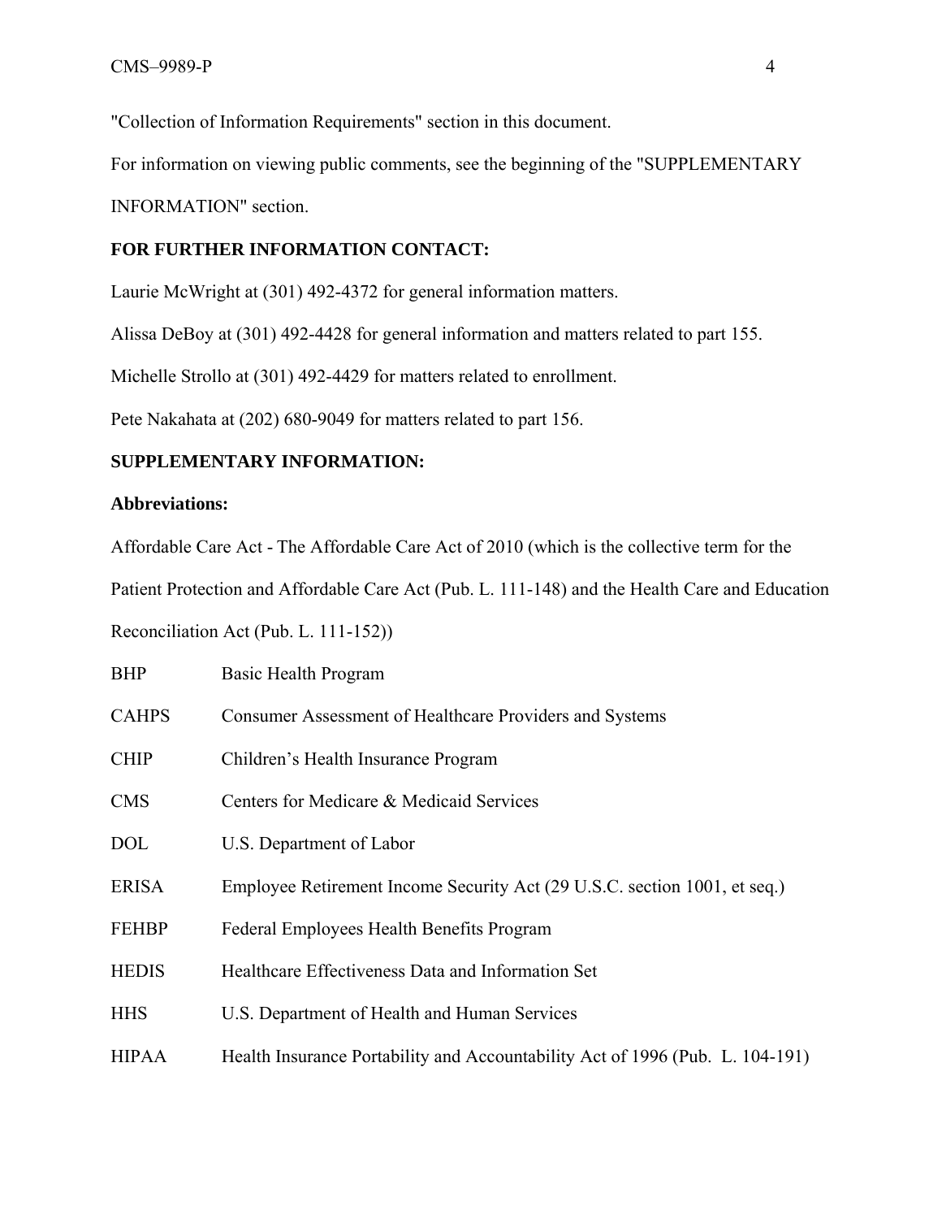"Collection of Information Requirements" section in this document.

For information on viewing public comments, see the beginning of the "SUPPLEMENTARY INFORMATION" section.

**FOR FURTHER INFORMATION CONTACT:**

Laurie McWright at (301) 492-4372 for general information matters.

Alissa DeBoy at (301) 492-4428 for general information and matters related to part 155.

Michelle Strollo at (301) 492-4429 for matters related to enrollment.

Pete Nakahata at (202) 680-9049 for matters related to part 156.

**SUPPLEMENTARY INFORMATION:**

**Abbreviations:**

Affordable Care Act - The Affordable Care Act of 2010 (which is the collective term for the Patient Protection and Affordable Care Act (Pub. L. 111-148) and the Health Care and Education Reconciliation Act (Pub. L. 111-152))

| | |
|---|---|
| BHP | Basic Health Program |
| CAHPS | Consumer Assessment of Healthcare Providers and Systems |
| CHIP | Children's Health Insurance Program |
| CMS | Centers for Medicare & Medicaid Services |
| DOL | U.S. Department of Labor |
| ERISA | Employee Retirement Income Security Act (29 U.S.C. section 1001, et seq.) |
| FEHBP | Federal Employees Health Benefits Program |
| HEDIS | Healthcare Effectiveness Data and Information Set |
| HHS | U.S. Department of Health and Human Services |
| HIPAA | Health Insurance Portability and Accountability Act of 1996 (Pub. L. 104-191) |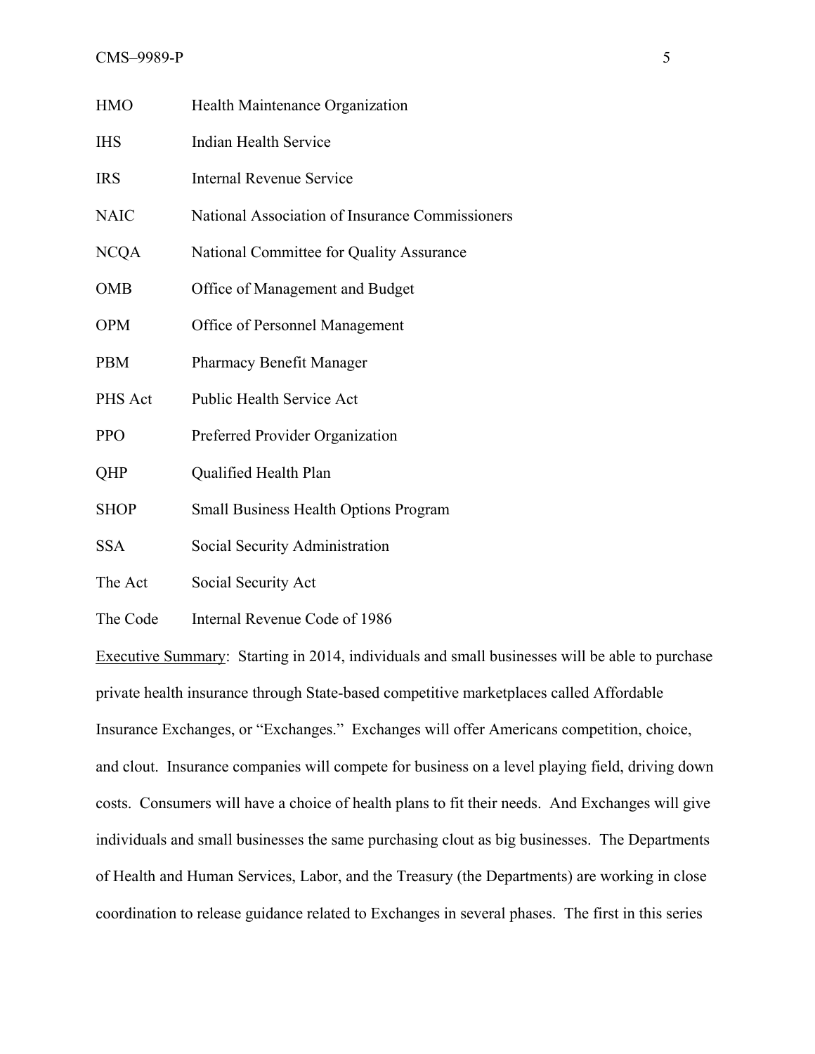| | |
|---|---|
| HMO | Health Maintenance Organization |
| IHS | Indian Health Service |
| IRS | Internal Revenue Service |
| NAIC | National Association of Insurance Commissioners |
| NCQA | National Committee for Quality Assurance |
| OMB | Office of Management and Budget |
| OPM | Office of Personnel Management |
| PBM | Pharmacy Benefit Manager |
| PHS Act | Public Health Service Act |
| PPO | Preferred Provider Organization |
| QHP | Qualified Health Plan |
| SHOP | Small Business Health Options Program |
| SSA | Social Security Administration |
| The Act | Social Security Act |
| The Code | Internal Revenue Code of 1986 |

<u>Executive Summary</u>: Starting in 2014, individuals and small businesses will be able to purchase private health insurance through State-based competitive marketplaces called Affordable Insurance Exchanges, or "Exchanges." Exchanges will offer Americans competition, choice, and clout. Insurance companies will compete for business on a level playing field, driving down costs. Consumers will have a choice of health plans to fit their needs. And Exchanges will give individuals and small businesses the same purchasing clout as big businesses. The Departments of Health and Human Services, Labor, and the Treasury (the Departments) are working in close coordination to release guidance related to Exchanges in several phases. The first in this series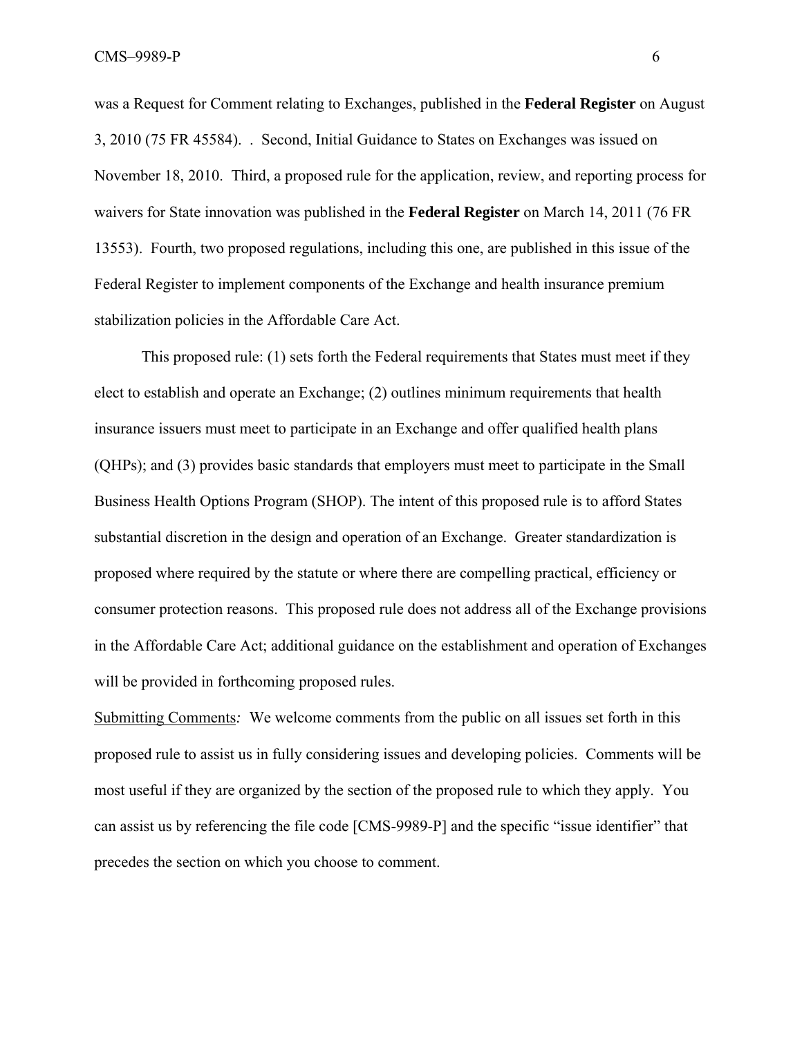was a Request for Comment relating to Exchanges, published in the **Federal Register** on August 3, 2010 (75 FR 45584). . Second, Initial Guidance to States on Exchanges was issued on November 18, 2010. Third, a proposed rule for the application, review, and reporting process for waivers for State innovation was published in the **Federal Register** on March 14, 2011 (76 FR 13553). Fourth, two proposed regulations, including this one, are published in this issue of the Federal Register to implement components of the Exchange and health insurance premium stabilization policies in the Affordable Care Act.

This proposed rule: (1) sets forth the Federal requirements that States must meet if they elect to establish and operate an Exchange; (2) outlines minimum requirements that health insurance issuers must meet to participate in an Exchange and offer qualified health plans (QHPs); and (3) provides basic standards that employers must meet to participate in the Small Business Health Options Program (SHOP). The intent of this proposed rule is to afford States substantial discretion in the design and operation of an Exchange. Greater standardization is proposed where required by the statute or where there are compelling practical, efficiency or consumer protection reasons. This proposed rule does not address all of the Exchange provisions in the Affordable Care Act; additional guidance on the establishment and operation of Exchanges will be provided in forthcoming proposed rules.

Submitting Comments*:* We welcome comments from the public on all issues set forth in this proposed rule to assist us in fully considering issues and developing policies. Comments will be most useful if they are organized by the section of the proposed rule to which they apply. You can assist us by referencing the file code [CMS-9989-P] and the specific "issue identifier" that precedes the section on which you choose to comment.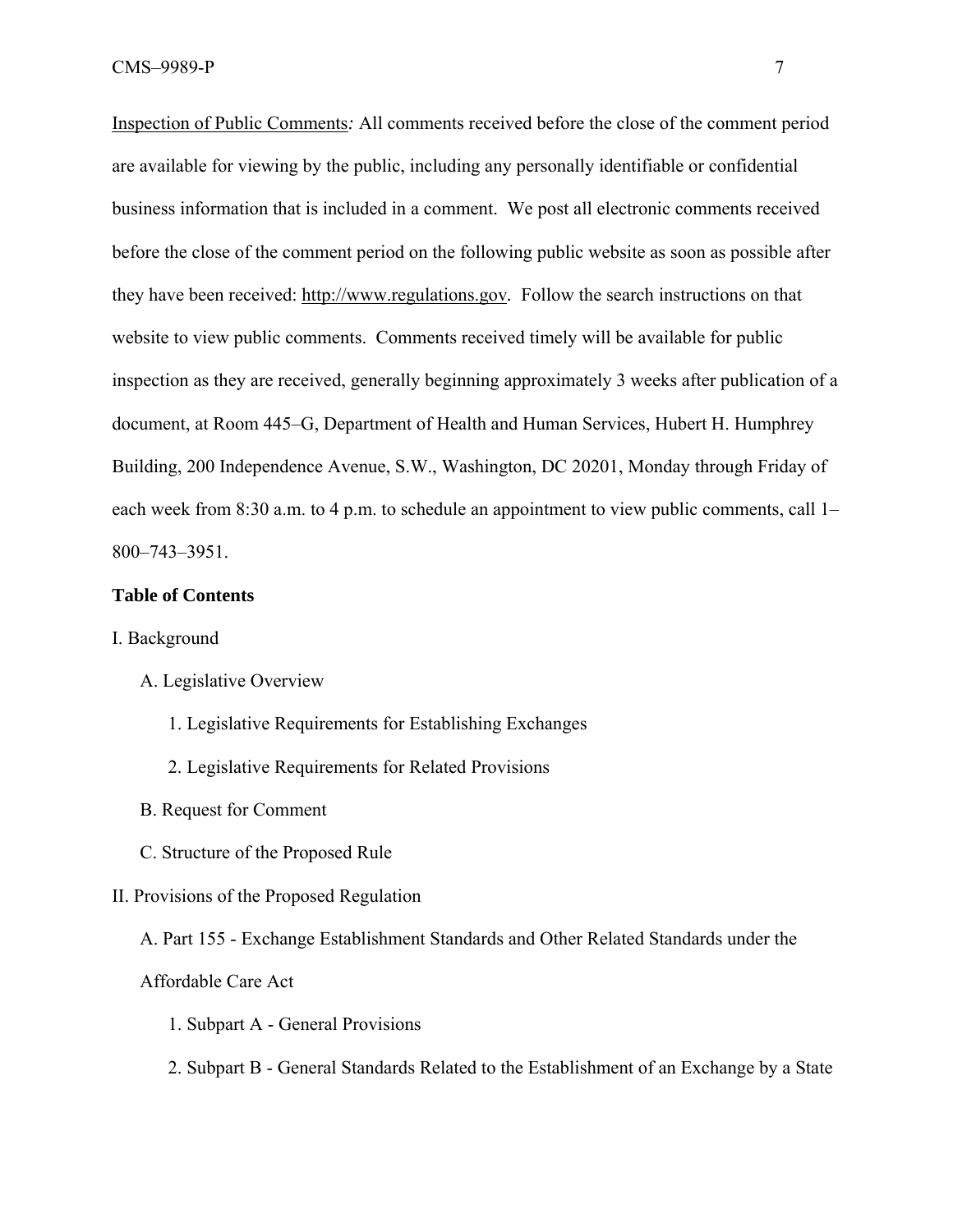Inspection of Public Comments*:* All comments received before the close of the comment period are available for viewing by the public, including any personally identifiable or confidential business information that is included in a comment. We post all electronic comments received before the close of the comment period on the following public website as soon as possible after they have been received: http://www.regulations.gov. Follow the search instructions on that website to view public comments. Comments received timely will be available for public inspection as they are received, generally beginning approximately 3 weeks after publication of a document, at Room 445–G, Department of Health and Human Services, Hubert H. Humphrey Building, 200 Independence Avenue, S.W., Washington, DC 20201, Monday through Friday of each week from 8:30 a.m. to 4 p.m. to schedule an appointment to view public comments, call 1–800–743–3951.

**Table of Contents**

I. Background

- A. Legislative Overview
  - 1. Legislative Requirements for Establishing Exchanges
  - 2. Legislative Requirements for Related Provisions
- B. Request for Comment
- C. Structure of the Proposed Rule

II. Provisions of the Proposed Regulation

- A. Part 155 - Exchange Establishment Standards and Other Related Standards under the Affordable Care Act
  - 1. Subpart A - General Provisions
  - 2. Subpart B - General Standards Related to the Establishment of an Exchange by a State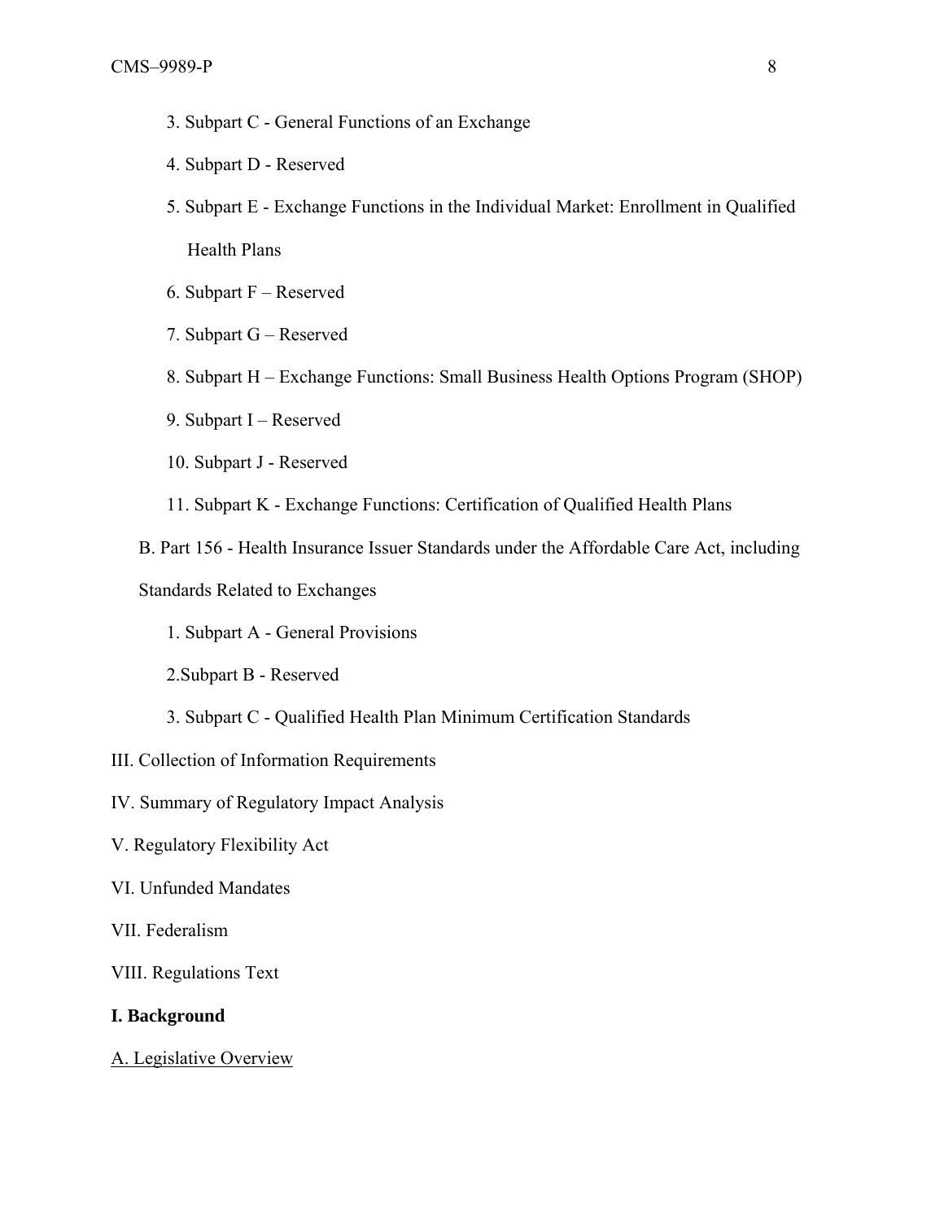3. Subpart C - General Functions of an Exchange

4. Subpart D - Reserved

5. Subpart E - Exchange Functions in the Individual Market: Enrollment in Qualified Health Plans

6. Subpart F – Reserved

7. Subpart G – Reserved

8. Subpart H – Exchange Functions: Small Business Health Options Program (SHOP)

9. Subpart I – Reserved

10. Subpart J - Reserved

11. Subpart K - Exchange Functions: Certification of Qualified Health Plans

B. Part 156 - Health Insurance Issuer Standards under the Affordable Care Act, including Standards Related to Exchanges

1. Subpart A - General Provisions

2.Subpart B - Reserved

3. Subpart C - Qualified Health Plan Minimum Certification Standards

III. Collection of Information Requirements

IV. Summary of Regulatory Impact Analysis

V. Regulatory Flexibility Act

VI. Unfunded Mandates

VII. Federalism

VIII. Regulations Text

## I. Background

A. Legislative Overview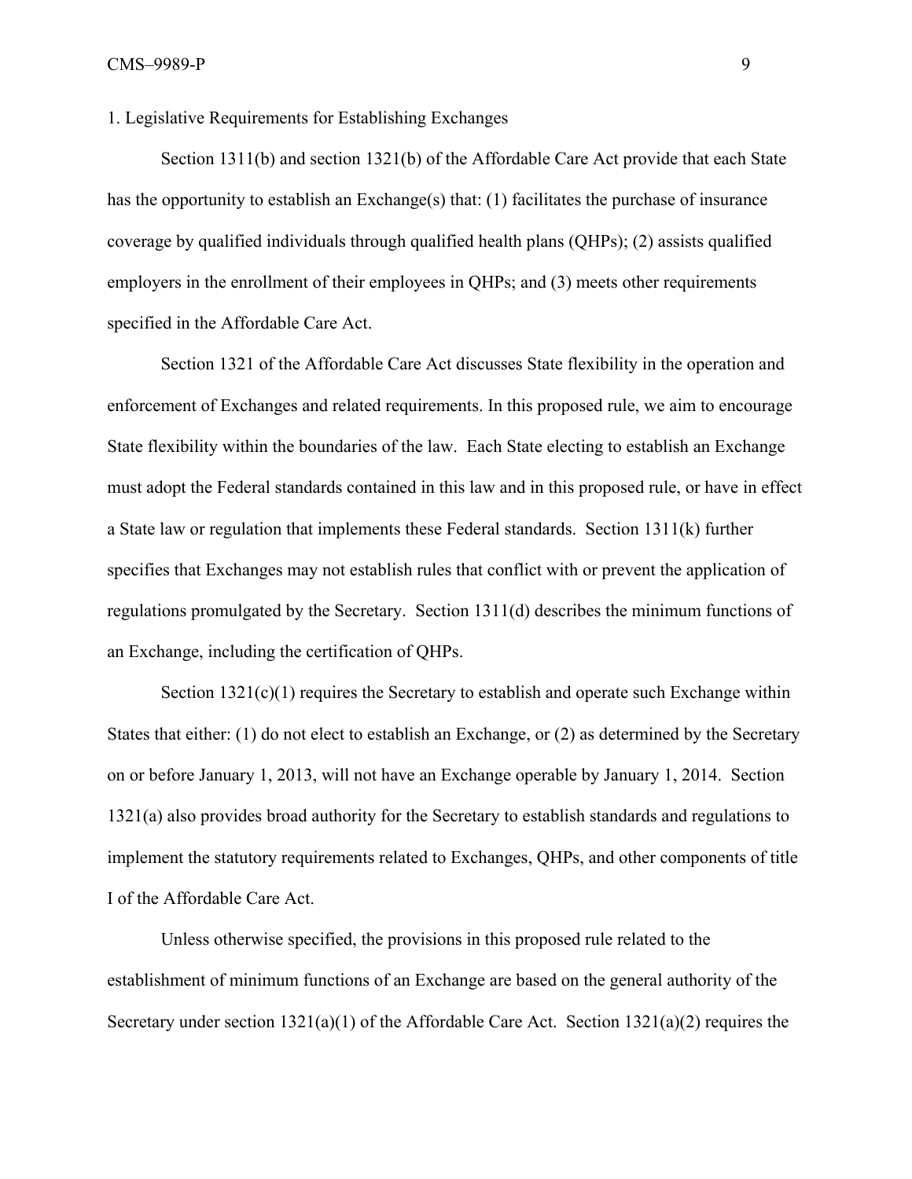### 1. Legislative Requirements for Establishing Exchanges

Section 1311(b) and section 1321(b) of the Affordable Care Act provide that each State has the opportunity to establish an Exchange(s) that: (1) facilitates the purchase of insurance coverage by qualified individuals through qualified health plans (QHPs); (2) assists qualified employers in the enrollment of their employees in QHPs; and (3) meets other requirements specified in the Affordable Care Act.

Section 1321 of the Affordable Care Act discusses State flexibility in the operation and enforcement of Exchanges and related requirements. In this proposed rule, we aim to encourage State flexibility within the boundaries of the law. Each State electing to establish an Exchange must adopt the Federal standards contained in this law and in this proposed rule, or have in effect a State law or regulation that implements these Federal standards. Section 1311(k) further specifies that Exchanges may not establish rules that conflict with or prevent the application of regulations promulgated by the Secretary. Section 1311(d) describes the minimum functions of an Exchange, including the certification of QHPs.

Section 1321(c)(1) requires the Secretary to establish and operate such Exchange within States that either: (1) do not elect to establish an Exchange, or (2) as determined by the Secretary on or before January 1, 2013, will not have an Exchange operable by January 1, 2014. Section 1321(a) also provides broad authority for the Secretary to establish standards and regulations to implement the statutory requirements related to Exchanges, QHPs, and other components of title I of the Affordable Care Act.

Unless otherwise specified, the provisions in this proposed rule related to the establishment of minimum functions of an Exchange are based on the general authority of the Secretary under section 1321(a)(1) of the Affordable Care Act. Section 1321(a)(2) requires the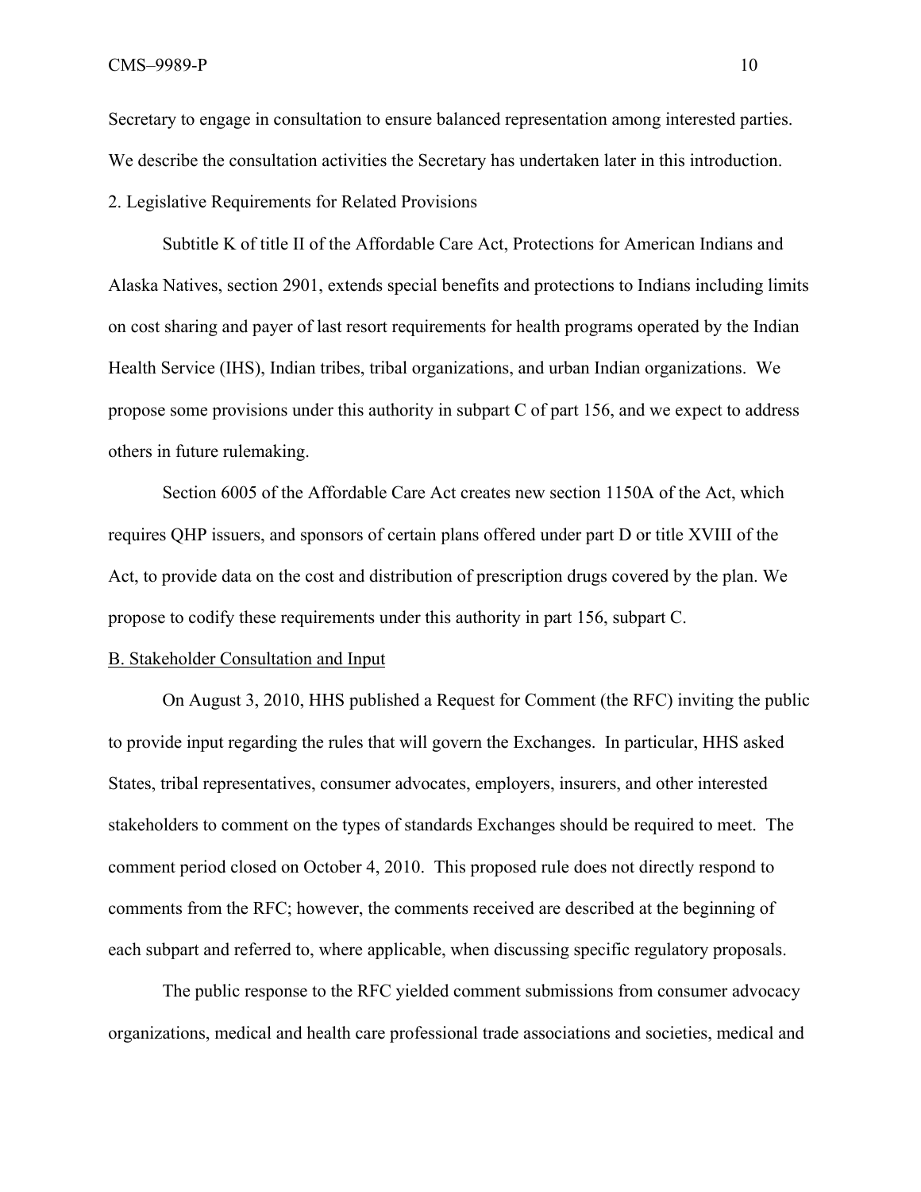Secretary to engage in consultation to ensure balanced representation among interested parties. We describe the consultation activities the Secretary has undertaken later in this introduction.

2. Legislative Requirements for Related Provisions

Subtitle K of title II of the Affordable Care Act, Protections for American Indians and Alaska Natives, section 2901, extends special benefits and protections to Indians including limits on cost sharing and payer of last resort requirements for health programs operated by the Indian Health Service (IHS), Indian tribes, tribal organizations, and urban Indian organizations. We propose some provisions under this authority in subpart C of part 156, and we expect to address others in future rulemaking.

Section 6005 of the Affordable Care Act creates new section 1150A of the Act, which requires QHP issuers, and sponsors of certain plans offered under part D or title XVIII of the Act, to provide data on the cost and distribution of prescription drugs covered by the plan. We propose to codify these requirements under this authority in part 156, subpart C.

B. Stakeholder Consultation and Input

On August 3, 2010, HHS published a Request for Comment (the RFC) inviting the public to provide input regarding the rules that will govern the Exchanges. In particular, HHS asked States, tribal representatives, consumer advocates, employers, insurers, and other interested stakeholders to comment on the types of standards Exchanges should be required to meet. The comment period closed on October 4, 2010. This proposed rule does not directly respond to comments from the RFC; however, the comments received are described at the beginning of each subpart and referred to, where applicable, when discussing specific regulatory proposals.

The public response to the RFC yielded comment submissions from consumer advocacy organizations, medical and health care professional trade associations and societies, medical and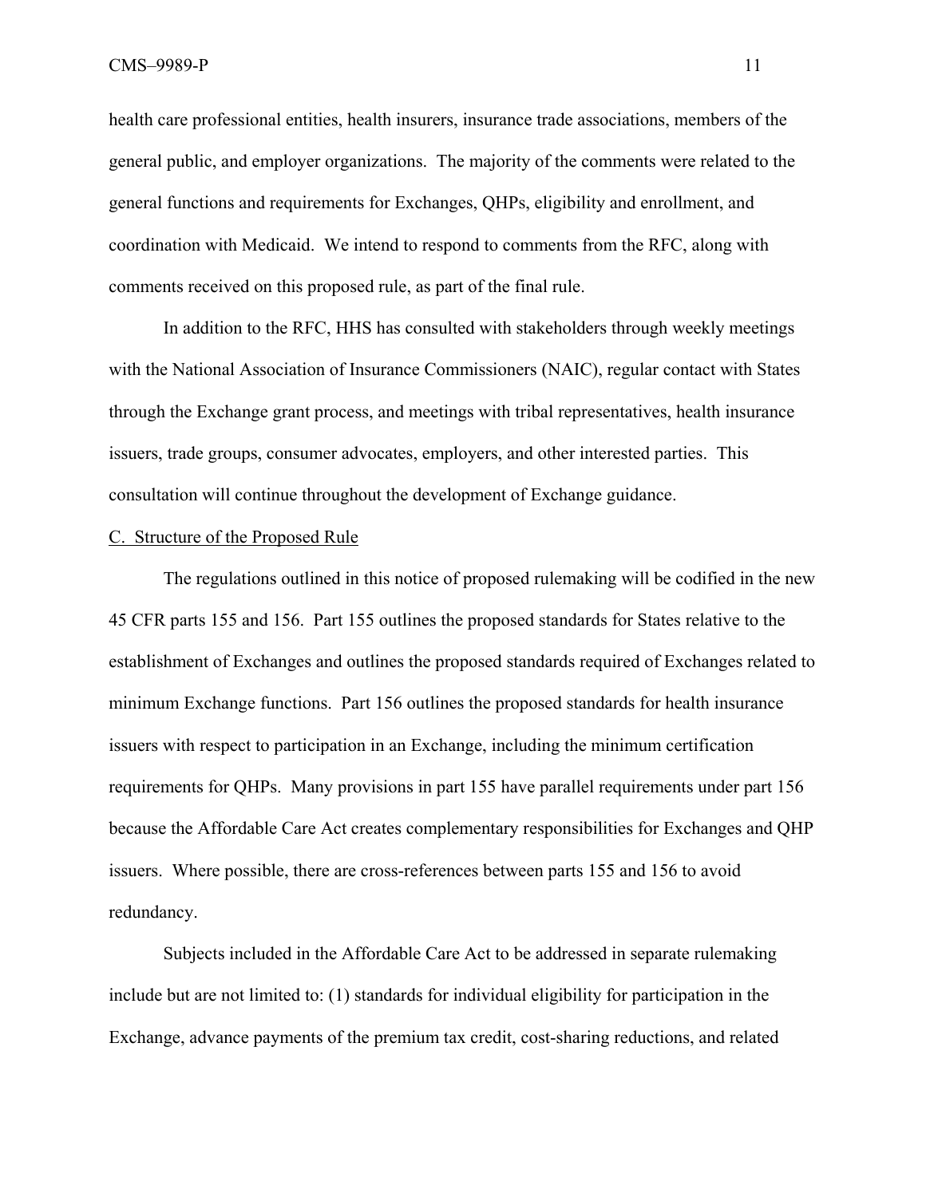health care professional entities, health insurers, insurance trade associations, members of the general public, and employer organizations. The majority of the comments were related to the general functions and requirements for Exchanges, QHPs, eligibility and enrollment, and coordination with Medicaid. We intend to respond to comments from the RFC, along with comments received on this proposed rule, as part of the final rule.

In addition to the RFC, HHS has consulted with stakeholders through weekly meetings with the National Association of Insurance Commissioners (NAIC), regular contact with States through the Exchange grant process, and meetings with tribal representatives, health insurance issuers, trade groups, consumer advocates, employers, and other interested parties. This consultation will continue throughout the development of Exchange guidance.

## C. Structure of the Proposed Rule

The regulations outlined in this notice of proposed rulemaking will be codified in the new 45 CFR parts 155 and 156. Part 155 outlines the proposed standards for States relative to the establishment of Exchanges and outlines the proposed standards required of Exchanges related to minimum Exchange functions. Part 156 outlines the proposed standards for health insurance issuers with respect to participation in an Exchange, including the minimum certification requirements for QHPs. Many provisions in part 155 have parallel requirements under part 156 because the Affordable Care Act creates complementary responsibilities for Exchanges and QHP issuers. Where possible, there are cross-references between parts 155 and 156 to avoid redundancy.

Subjects included in the Affordable Care Act to be addressed in separate rulemaking include but are not limited to: (1) standards for individual eligibility for participation in the Exchange, advance payments of the premium tax credit, cost-sharing reductions, and related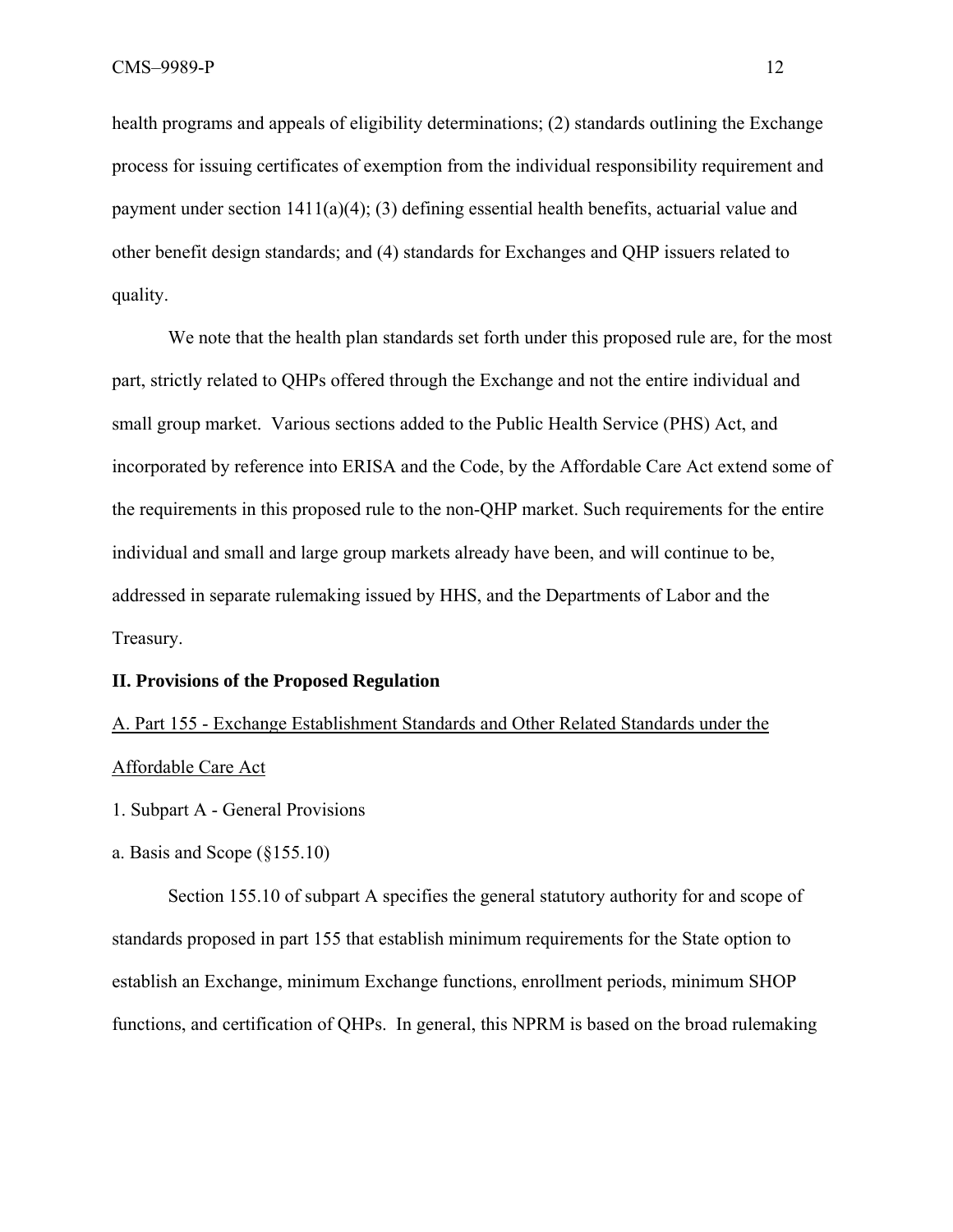health programs and appeals of eligibility determinations; (2) standards outlining the Exchange process for issuing certificates of exemption from the individual responsibility requirement and payment under section 1411(a)(4); (3) defining essential health benefits, actuarial value and other benefit design standards; and (4) standards for Exchanges and QHP issuers related to quality.

We note that the health plan standards set forth under this proposed rule are, for the most part, strictly related to QHPs offered through the Exchange and not the entire individual and small group market. Various sections added to the Public Health Service (PHS) Act, and incorporated by reference into ERISA and the Code, by the Affordable Care Act extend some of the requirements in this proposed rule to the non-QHP market. Such requirements for the entire individual and small and large group markets already have been, and will continue to be, addressed in separate rulemaking issued by HHS, and the Departments of Labor and the Treasury.

## II. Provisions of the Proposed Regulation

### A. Part 155 - Exchange Establishment Standards and Other Related Standards under the Affordable Care Act

#### 1. Subpart A - General Provisions

##### a. Basis and Scope (§155.10)

Section 155.10 of subpart A specifies the general statutory authority for and scope of standards proposed in part 155 that establish minimum requirements for the State option to establish an Exchange, minimum Exchange functions, enrollment periods, minimum SHOP functions, and certification of QHPs. In general, this NPRM is based on the broad rulemaking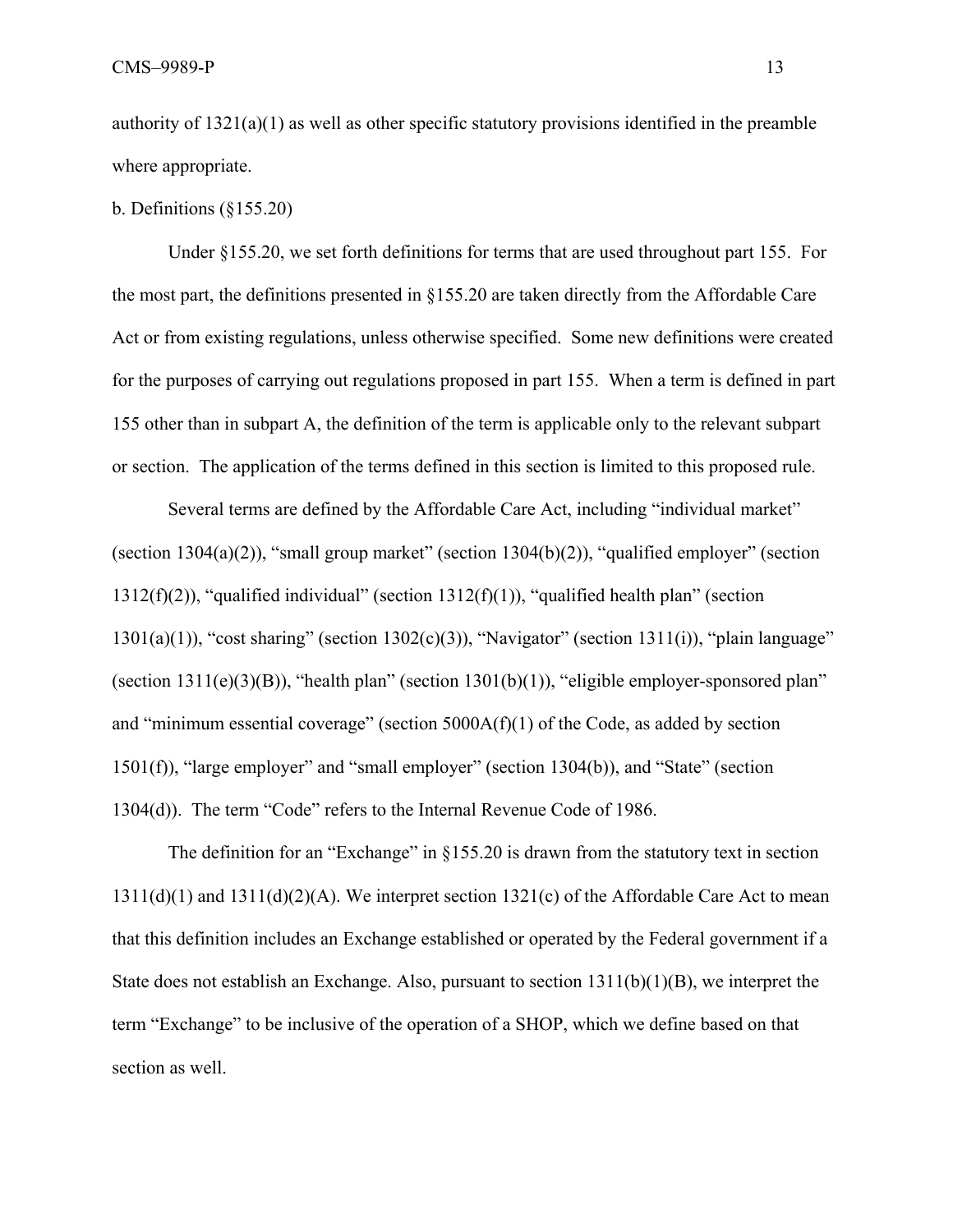authority of 1321(a)(1) as well as other specific statutory provisions identified in the preamble where appropriate.

b. Definitions (§155.20)

Under §155.20, we set forth definitions for terms that are used throughout part 155. For the most part, the definitions presented in §155.20 are taken directly from the Affordable Care Act or from existing regulations, unless otherwise specified. Some new definitions were created for the purposes of carrying out regulations proposed in part 155. When a term is defined in part 155 other than in subpart A, the definition of the term is applicable only to the relevant subpart or section. The application of the terms defined in this section is limited to this proposed rule.

Several terms are defined by the Affordable Care Act, including "individual market" (section 1304(a)(2)), "small group market" (section 1304(b)(2)), "qualified employer" (section 1312(f)(2)), "qualified individual" (section 1312(f)(1)), "qualified health plan" (section 1301(a)(1)), "cost sharing" (section 1302(c)(3)), "Navigator" (section 1311(i)), "plain language" (section 1311(e)(3)(B)), "health plan" (section 1301(b)(1)), "eligible employer-sponsored plan" and "minimum essential coverage" (section 5000A(f)(1) of the Code, as added by section 1501(f)), "large employer" and "small employer" (section 1304(b)), and "State" (section 1304(d)). The term "Code" refers to the Internal Revenue Code of 1986.

The definition for an "Exchange" in §155.20 is drawn from the statutory text in section 1311(d)(1) and 1311(d)(2)(A). We interpret section 1321(c) of the Affordable Care Act to mean that this definition includes an Exchange established or operated by the Federal government if a State does not establish an Exchange. Also, pursuant to section 1311(b)(1)(B), we interpret the term "Exchange" to be inclusive of the operation of a SHOP, which we define based on that section as well.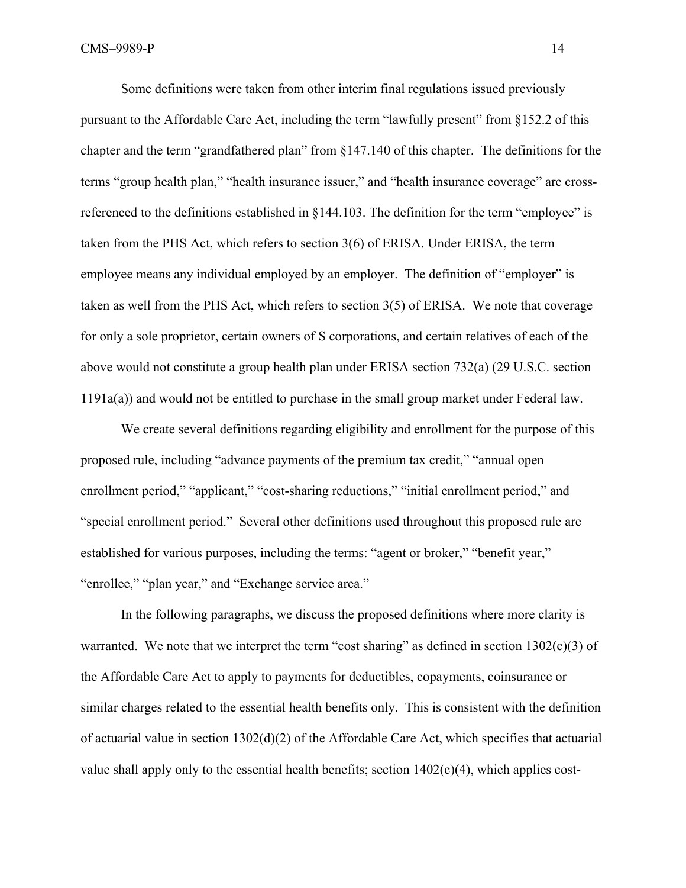Some definitions were taken from other interim final regulations issued previously pursuant to the Affordable Care Act, including the term "lawfully present" from §152.2 of this chapter and the term "grandfathered plan" from §147.140 of this chapter. The definitions for the terms "group health plan," "health insurance issuer," and "health insurance coverage" are cross-referenced to the definitions established in §144.103. The definition for the term "employee" is taken from the PHS Act, which refers to section 3(6) of ERISA. Under ERISA, the term employee means any individual employed by an employer. The definition of "employer" is taken as well from the PHS Act, which refers to section 3(5) of ERISA. We note that coverage for only a sole proprietor, certain owners of S corporations, and certain relatives of each of the above would not constitute a group health plan under ERISA section 732(a) (29 U.S.C. section 1191a(a)) and would not be entitled to purchase in the small group market under Federal law.

We create several definitions regarding eligibility and enrollment for the purpose of this proposed rule, including "advance payments of the premium tax credit," "annual open enrollment period," "applicant," "cost-sharing reductions," "initial enrollment period," and "special enrollment period." Several other definitions used throughout this proposed rule are established for various purposes, including the terms: "agent or broker," "benefit year," "enrollee," "plan year," and "Exchange service area."

In the following paragraphs, we discuss the proposed definitions where more clarity is warranted. We note that we interpret the term "cost sharing" as defined in section 1302(c)(3) of the Affordable Care Act to apply to payments for deductibles, copayments, coinsurance or similar charges related to the essential health benefits only. This is consistent with the definition of actuarial value in section 1302(d)(2) of the Affordable Care Act, which specifies that actuarial value shall apply only to the essential health benefits; section 1402(c)(4), which applies cost-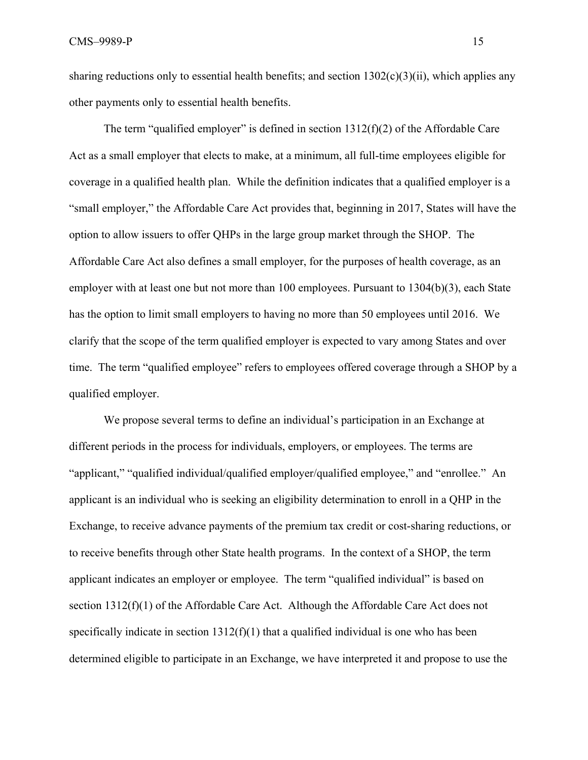sharing reductions only to essential health benefits; and section 1302(c)(3)(ii), which applies any other payments only to essential health benefits.

The term "qualified employer" is defined in section 1312(f)(2) of the Affordable Care Act as a small employer that elects to make, at a minimum, all full-time employees eligible for coverage in a qualified health plan. While the definition indicates that a qualified employer is a "small employer," the Affordable Care Act provides that, beginning in 2017, States will have the option to allow issuers to offer QHPs in the large group market through the SHOP. The Affordable Care Act also defines a small employer, for the purposes of health coverage, as an employer with at least one but not more than 100 employees. Pursuant to 1304(b)(3), each State has the option to limit small employers to having no more than 50 employees until 2016. We clarify that the scope of the term qualified employer is expected to vary among States and over time. The term "qualified employee" refers to employees offered coverage through a SHOP by a qualified employer.

We propose several terms to define an individual's participation in an Exchange at different periods in the process for individuals, employers, or employees. The terms are "applicant," "qualified individual/qualified employer/qualified employee," and "enrollee." An applicant is an individual who is seeking an eligibility determination to enroll in a QHP in the Exchange, to receive advance payments of the premium tax credit or cost-sharing reductions, or to receive benefits through other State health programs. In the context of a SHOP, the term applicant indicates an employer or employee. The term "qualified individual" is based on section 1312(f)(1) of the Affordable Care Act. Although the Affordable Care Act does not specifically indicate in section 1312(f)(1) that a qualified individual is one who has been determined eligible to participate in an Exchange, we have interpreted it and propose to use the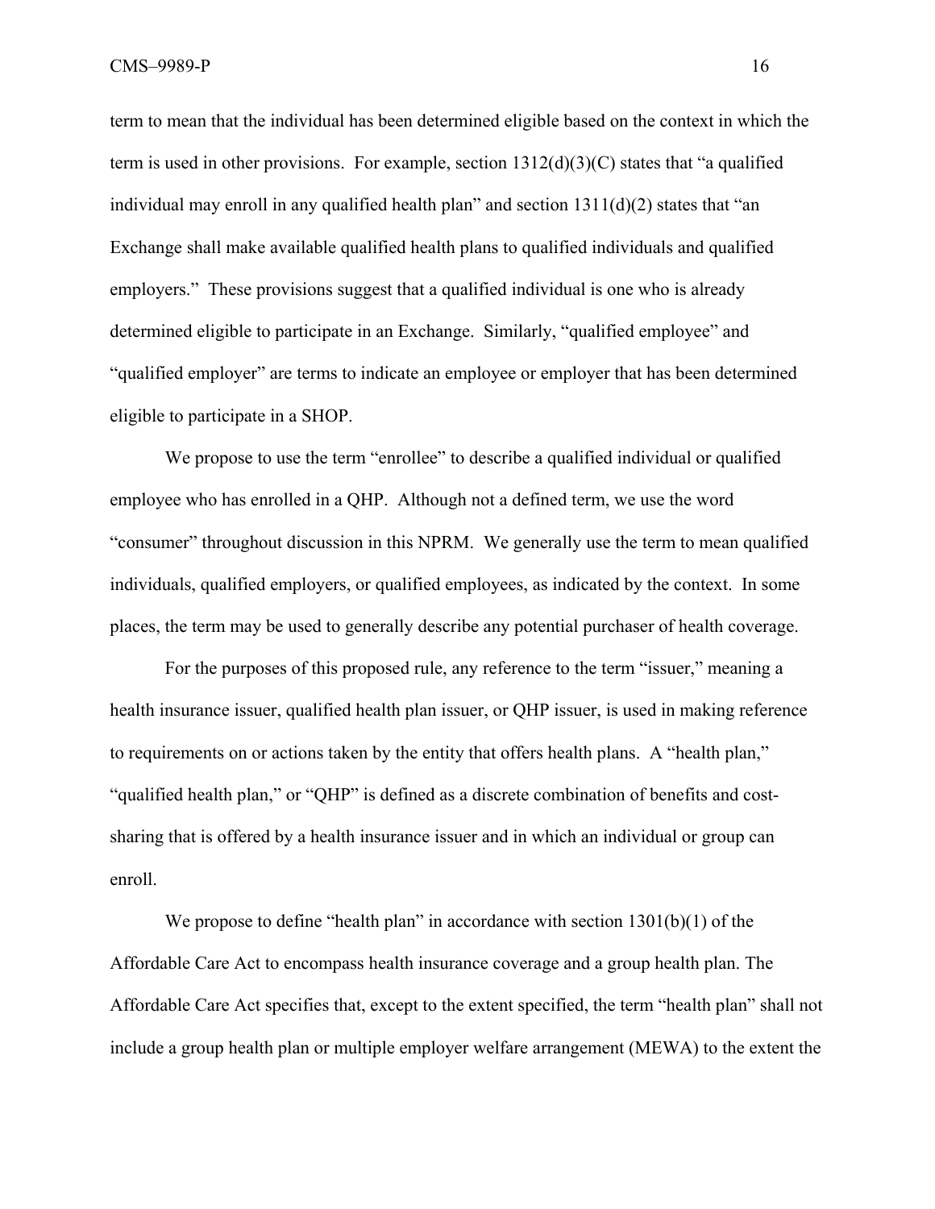term to mean that the individual has been determined eligible based on the context in which the term is used in other provisions. For example, section 1312(d)(3)(C) states that "a qualified individual may enroll in any qualified health plan" and section 1311(d)(2) states that "an Exchange shall make available qualified health plans to qualified individuals and qualified employers." These provisions suggest that a qualified individual is one who is already determined eligible to participate in an Exchange. Similarly, "qualified employee" and "qualified employer" are terms to indicate an employee or employer that has been determined eligible to participate in a SHOP.

We propose to use the term "enrollee" to describe a qualified individual or qualified employee who has enrolled in a QHP. Although not a defined term, we use the word "consumer" throughout discussion in this NPRM. We generally use the term to mean qualified individuals, qualified employers, or qualified employees, as indicated by the context. In some places, the term may be used to generally describe any potential purchaser of health coverage.

For the purposes of this proposed rule, any reference to the term "issuer," meaning a health insurance issuer, qualified health plan issuer, or QHP issuer, is used in making reference to requirements on or actions taken by the entity that offers health plans. A "health plan," "qualified health plan," or "QHP" is defined as a discrete combination of benefits and cost-sharing that is offered by a health insurance issuer and in which an individual or group can enroll.

We propose to define "health plan" in accordance with section 1301(b)(1) of the Affordable Care Act to encompass health insurance coverage and a group health plan. The Affordable Care Act specifies that, except to the extent specified, the term "health plan" shall not include a group health plan or multiple employer welfare arrangement (MEWA) to the extent the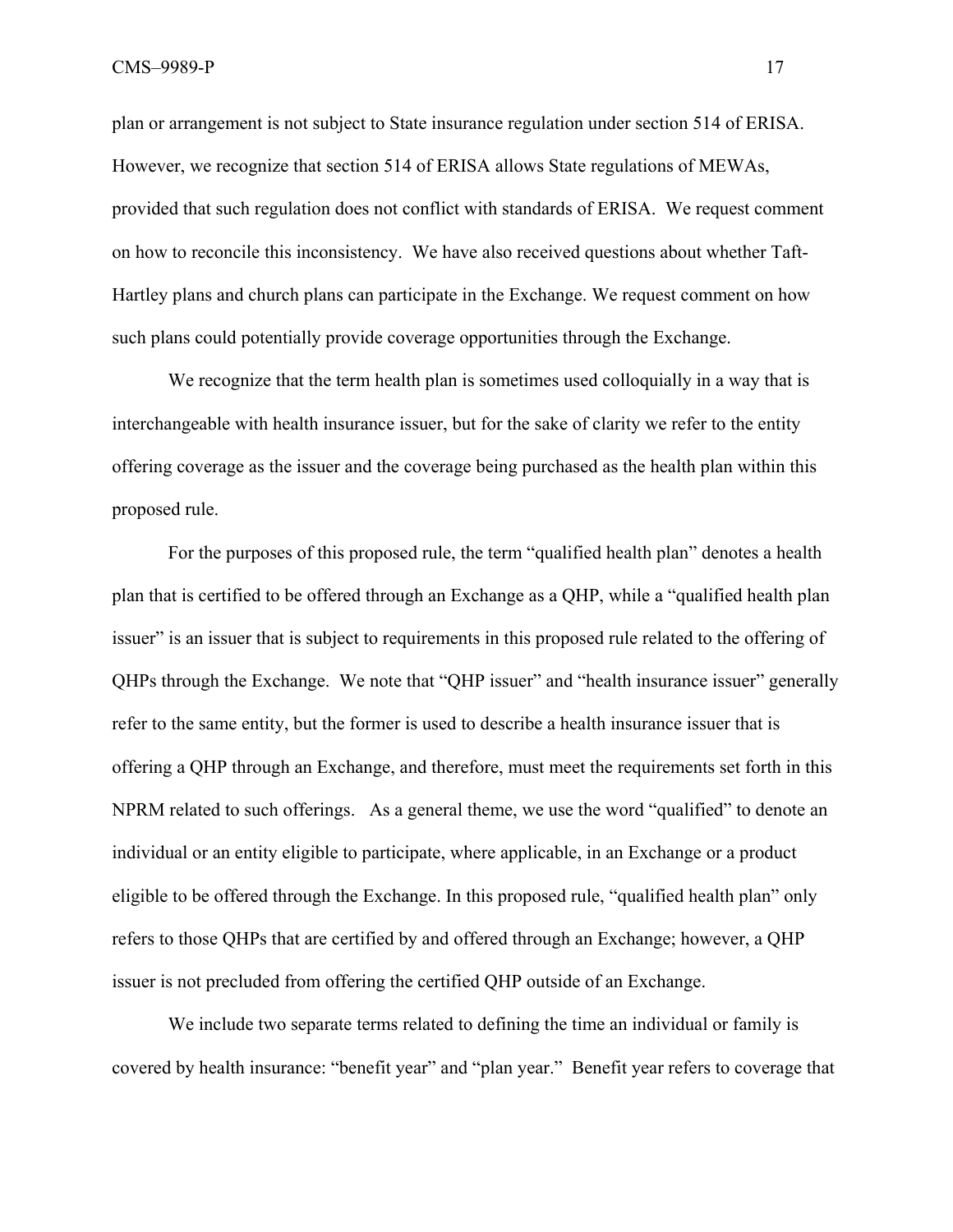plan or arrangement is not subject to State insurance regulation under section 514 of ERISA. However, we recognize that section 514 of ERISA allows State regulations of MEWAs, provided that such regulation does not conflict with standards of ERISA. We request comment on how to reconcile this inconsistency. We have also received questions about whether Taft-Hartley plans and church plans can participate in the Exchange. We request comment on how such plans could potentially provide coverage opportunities through the Exchange.

We recognize that the term health plan is sometimes used colloquially in a way that is interchangeable with health insurance issuer, but for the sake of clarity we refer to the entity offering coverage as the issuer and the coverage being purchased as the health plan within this proposed rule.

For the purposes of this proposed rule, the term "qualified health plan" denotes a health plan that is certified to be offered through an Exchange as a QHP, while a "qualified health plan issuer" is an issuer that is subject to requirements in this proposed rule related to the offering of QHPs through the Exchange. We note that "QHP issuer" and "health insurance issuer" generally refer to the same entity, but the former is used to describe a health insurance issuer that is offering a QHP through an Exchange, and therefore, must meet the requirements set forth in this NPRM related to such offerings. As a general theme, we use the word "qualified" to denote an individual or an entity eligible to participate, where applicable, in an Exchange or a product eligible to be offered through the Exchange. In this proposed rule, "qualified health plan" only refers to those QHPs that are certified by and offered through an Exchange; however, a QHP issuer is not precluded from offering the certified QHP outside of an Exchange.

We include two separate terms related to defining the time an individual or family is covered by health insurance: "benefit year" and "plan year." Benefit year refers to coverage that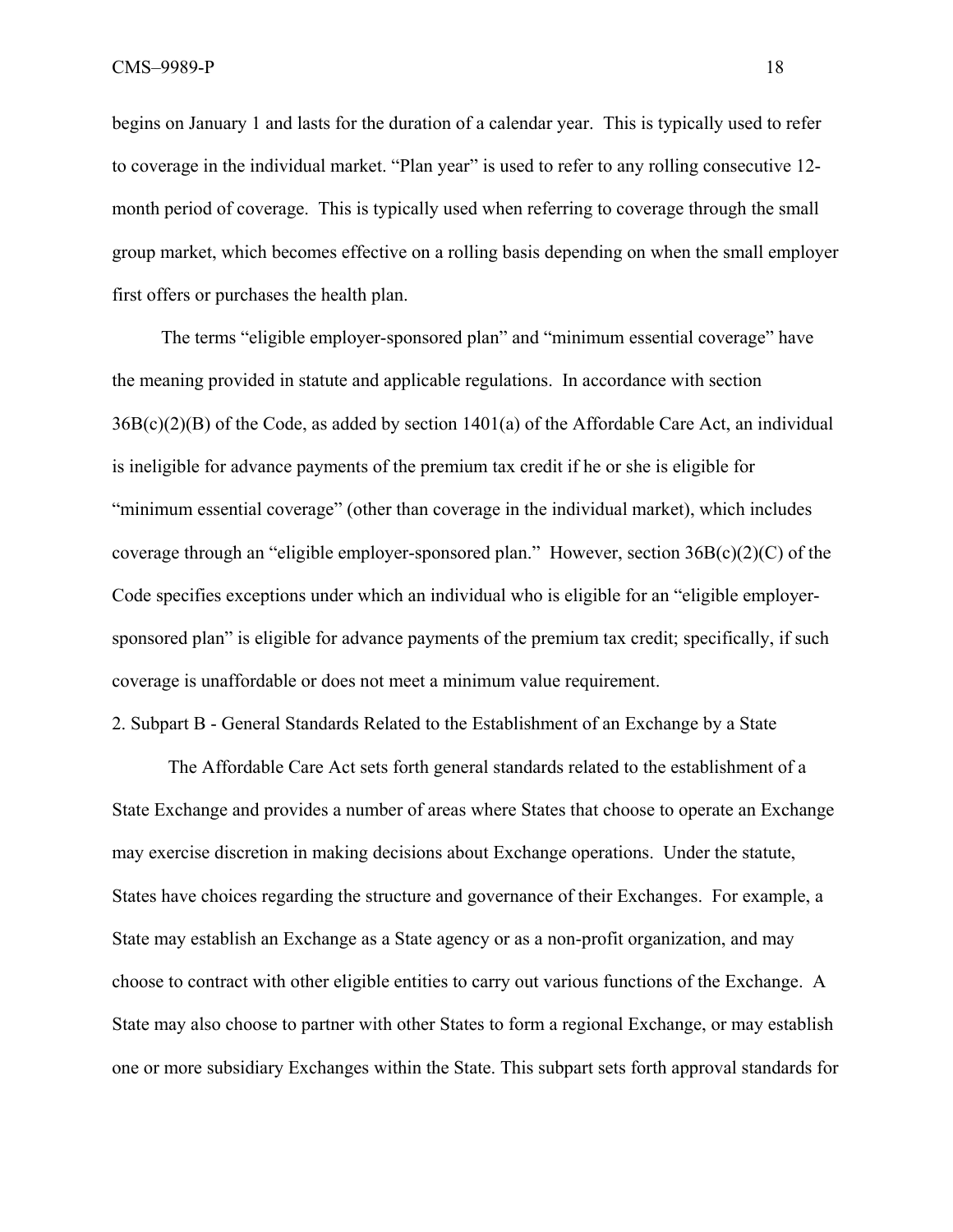begins on January 1 and lasts for the duration of a calendar year. This is typically used to refer to coverage in the individual market. "Plan year" is used to refer to any rolling consecutive 12-month period of coverage. This is typically used when referring to coverage through the small group market, which becomes effective on a rolling basis depending on when the small employer first offers or purchases the health plan.

The terms "eligible employer-sponsored plan" and "minimum essential coverage" have the meaning provided in statute and applicable regulations. In accordance with section 36B(c)(2)(B) of the Code, as added by section 1401(a) of the Affordable Care Act, an individual is ineligible for advance payments of the premium tax credit if he or she is eligible for "minimum essential coverage" (other than coverage in the individual market), which includes coverage through an "eligible employer-sponsored plan." However, section 36B(c)(2)(C) of the Code specifies exceptions under which an individual who is eligible for an "eligible employer-sponsored plan" is eligible for advance payments of the premium tax credit; specifically, if such coverage is unaffordable or does not meet a minimum value requirement.

2. Subpart B - General Standards Related to the Establishment of an Exchange by a State

The Affordable Care Act sets forth general standards related to the establishment of a State Exchange and provides a number of areas where States that choose to operate an Exchange may exercise discretion in making decisions about Exchange operations. Under the statute, States have choices regarding the structure and governance of their Exchanges. For example, a State may establish an Exchange as a State agency or as a non-profit organization, and may choose to contract with other eligible entities to carry out various functions of the Exchange. A State may also choose to partner with other States to form a regional Exchange, or may establish one or more subsidiary Exchanges within the State. This subpart sets forth approval standards for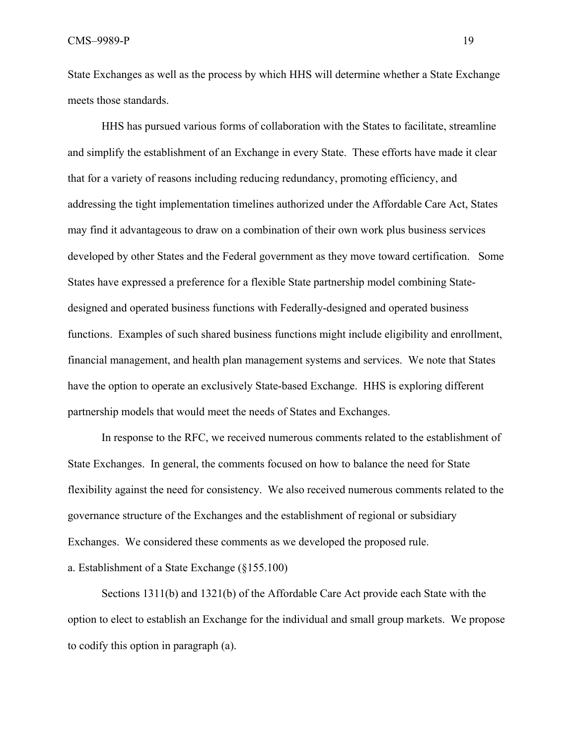State Exchanges as well as the process by which HHS will determine whether a State Exchange meets those standards.

HHS has pursued various forms of collaboration with the States to facilitate, streamline and simplify the establishment of an Exchange in every State. These efforts have made it clear that for a variety of reasons including reducing redundancy, promoting efficiency, and addressing the tight implementation timelines authorized under the Affordable Care Act, States may find it advantageous to draw on a combination of their own work plus business services developed by other States and the Federal government as they move toward certification. Some States have expressed a preference for a flexible State partnership model combining State-designed and operated business functions with Federally-designed and operated business functions. Examples of such shared business functions might include eligibility and enrollment, financial management, and health plan management systems and services. We note that States have the option to operate an exclusively State-based Exchange. HHS is exploring different partnership models that would meet the needs of States and Exchanges.

In response to the RFC, we received numerous comments related to the establishment of State Exchanges. In general, the comments focused on how to balance the need for State flexibility against the need for consistency. We also received numerous comments related to the governance structure of the Exchanges and the establishment of regional or subsidiary Exchanges. We considered these comments as we developed the proposed rule.

a. Establishment of a State Exchange (§155.100)

Sections 1311(b) and 1321(b) of the Affordable Care Act provide each State with the option to elect to establish an Exchange for the individual and small group markets. We propose to codify this option in paragraph (a).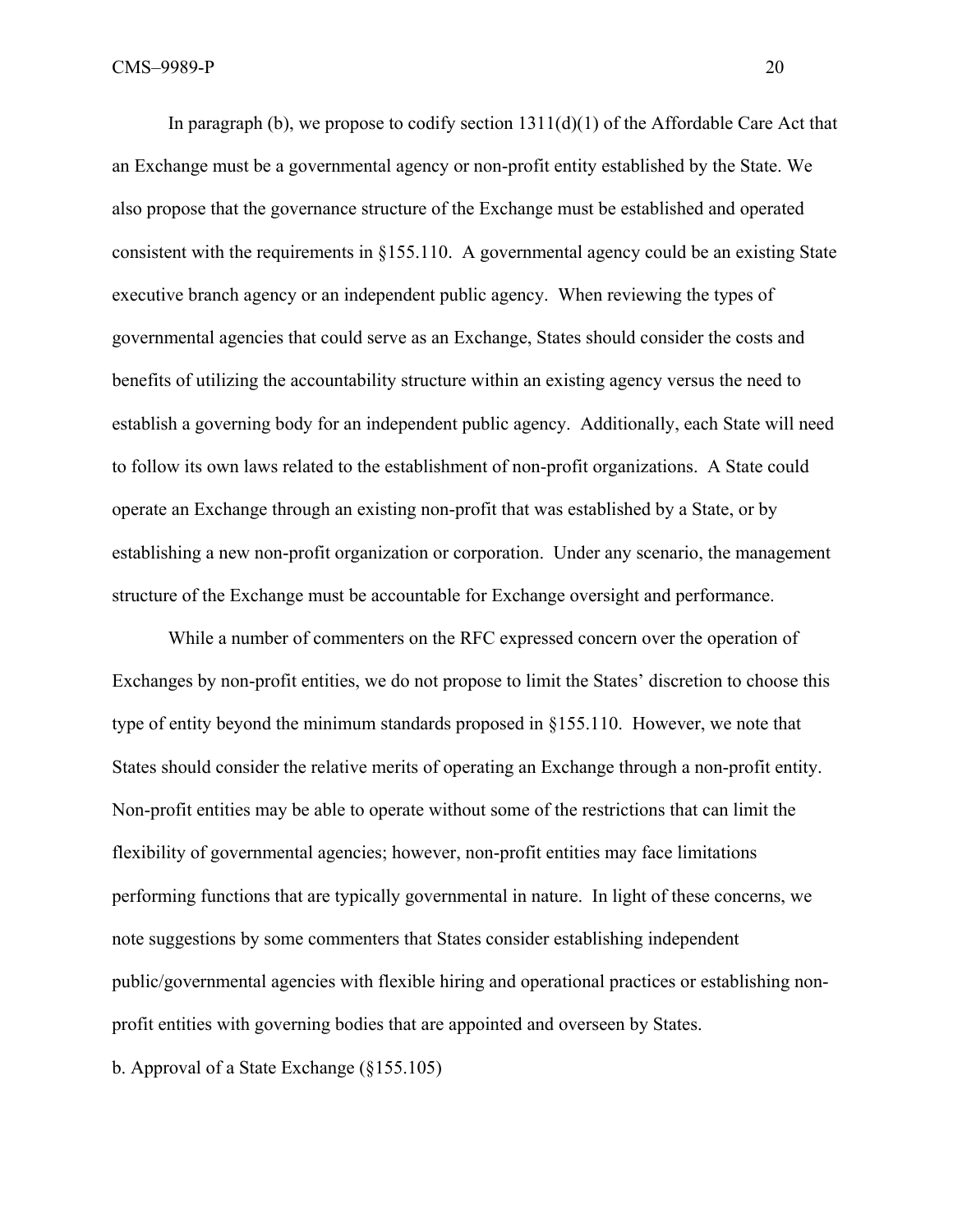In paragraph (b), we propose to codify section 1311(d)(1) of the Affordable Care Act that an Exchange must be a governmental agency or non-profit entity established by the State. We also propose that the governance structure of the Exchange must be established and operated consistent with the requirements in §155.110. A governmental agency could be an existing State executive branch agency or an independent public agency. When reviewing the types of governmental agencies that could serve as an Exchange, States should consider the costs and benefits of utilizing the accountability structure within an existing agency versus the need to establish a governing body for an independent public agency. Additionally, each State will need to follow its own laws related to the establishment of non-profit organizations. A State could operate an Exchange through an existing non-profit that was established by a State, or by establishing a new non-profit organization or corporation. Under any scenario, the management structure of the Exchange must be accountable for Exchange oversight and performance.

While a number of commenters on the RFC expressed concern over the operation of Exchanges by non-profit entities, we do not propose to limit the States' discretion to choose this type of entity beyond the minimum standards proposed in §155.110. However, we note that States should consider the relative merits of operating an Exchange through a non-profit entity. Non-profit entities may be able to operate without some of the restrictions that can limit the flexibility of governmental agencies; however, non-profit entities may face limitations performing functions that are typically governmental in nature. In light of these concerns, we note suggestions by some commenters that States consider establishing independent public/governmental agencies with flexible hiring and operational practices or establishing non-profit entities with governing bodies that are appointed and overseen by States.

b. Approval of a State Exchange (§155.105)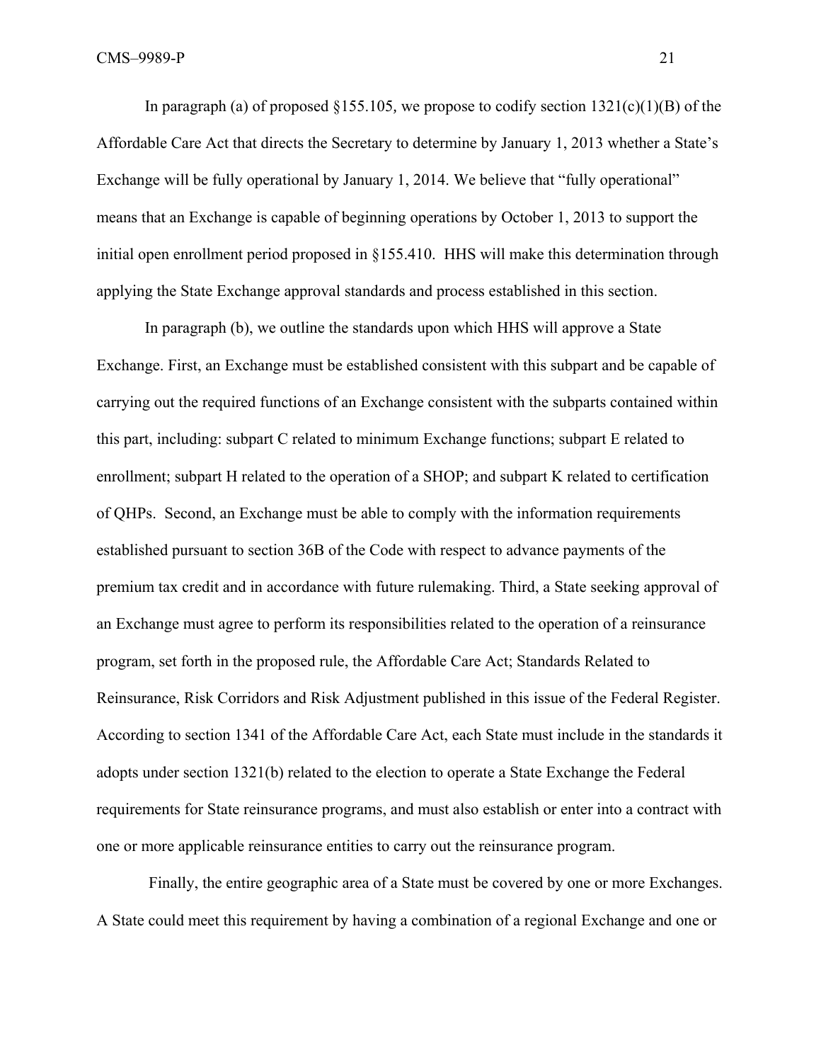In paragraph (a) of proposed §155.105*,* we propose to codify section 1321(c)(1)(B) of the Affordable Care Act that directs the Secretary to determine by January 1, 2013 whether a State's Exchange will be fully operational by January 1, 2014. We believe that "fully operational" means that an Exchange is capable of beginning operations by October 1, 2013 to support the initial open enrollment period proposed in §155.410. HHS will make this determination through applying the State Exchange approval standards and process established in this section.

In paragraph (b), we outline the standards upon which HHS will approve a State Exchange. First, an Exchange must be established consistent with this subpart and be capable of carrying out the required functions of an Exchange consistent with the subparts contained within this part, including: subpart C related to minimum Exchange functions; subpart E related to enrollment; subpart H related to the operation of a SHOP; and subpart K related to certification of QHPs. Second, an Exchange must be able to comply with the information requirements established pursuant to section 36B of the Code with respect to advance payments of the premium tax credit and in accordance with future rulemaking. Third, a State seeking approval of an Exchange must agree to perform its responsibilities related to the operation of a reinsurance program, set forth in the proposed rule, the Affordable Care Act; Standards Related to Reinsurance, Risk Corridors and Risk Adjustment published in this issue of the Federal Register. According to section 1341 of the Affordable Care Act, each State must include in the standards it adopts under section 1321(b) related to the election to operate a State Exchange the Federal requirements for State reinsurance programs, and must also establish or enter into a contract with one or more applicable reinsurance entities to carry out the reinsurance program.

Finally, the entire geographic area of a State must be covered by one or more Exchanges. A State could meet this requirement by having a combination of a regional Exchange and one or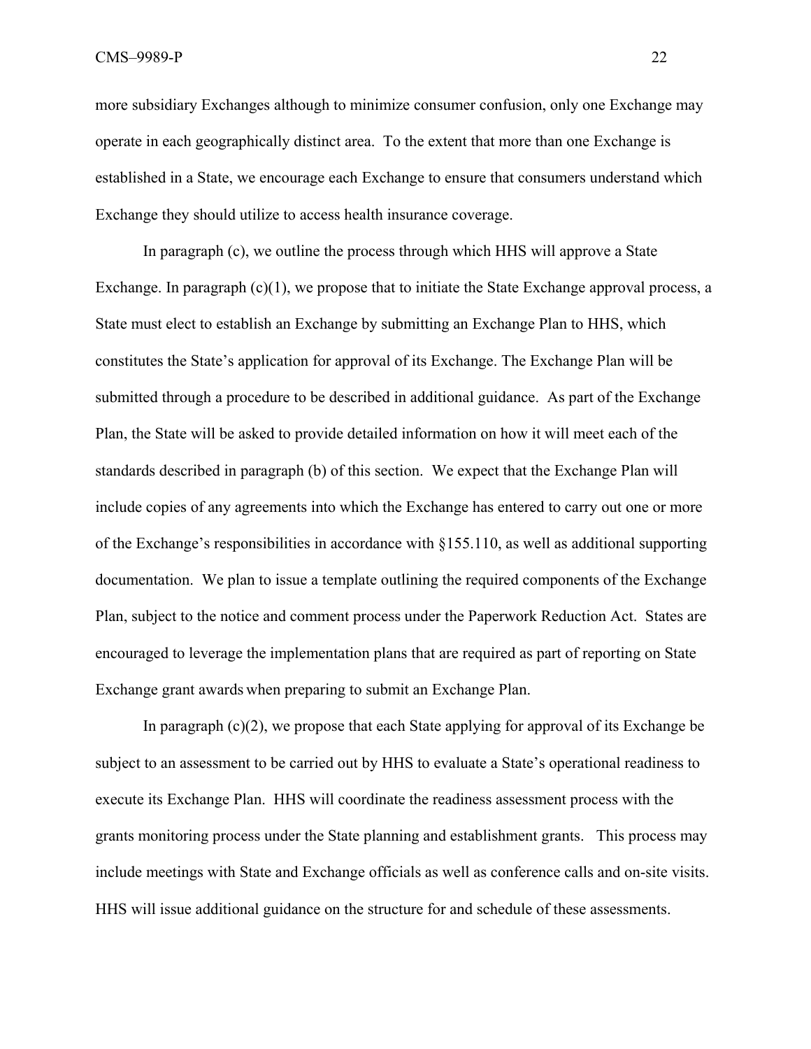more subsidiary Exchanges although to minimize consumer confusion, only one Exchange may operate in each geographically distinct area. To the extent that more than one Exchange is established in a State, we encourage each Exchange to ensure that consumers understand which Exchange they should utilize to access health insurance coverage.

In paragraph (c), we outline the process through which HHS will approve a State Exchange. In paragraph (c)(1), we propose that to initiate the State Exchange approval process, a State must elect to establish an Exchange by submitting an Exchange Plan to HHS, which constitutes the State's application for approval of its Exchange. The Exchange Plan will be submitted through a procedure to be described in additional guidance. As part of the Exchange Plan, the State will be asked to provide detailed information on how it will meet each of the standards described in paragraph (b) of this section. We expect that the Exchange Plan will include copies of any agreements into which the Exchange has entered to carry out one or more of the Exchange's responsibilities in accordance with §155.110, as well as additional supporting documentation. We plan to issue a template outlining the required components of the Exchange Plan, subject to the notice and comment process under the Paperwork Reduction Act. States are encouraged to leverage the implementation plans that are required as part of reporting on State Exchange grant awards when preparing to submit an Exchange Plan.

In paragraph (c)(2), we propose that each State applying for approval of its Exchange be subject to an assessment to be carried out by HHS to evaluate a State's operational readiness to execute its Exchange Plan. HHS will coordinate the readiness assessment process with the grants monitoring process under the State planning and establishment grants. This process may include meetings with State and Exchange officials as well as conference calls and on-site visits. HHS will issue additional guidance on the structure for and schedule of these assessments.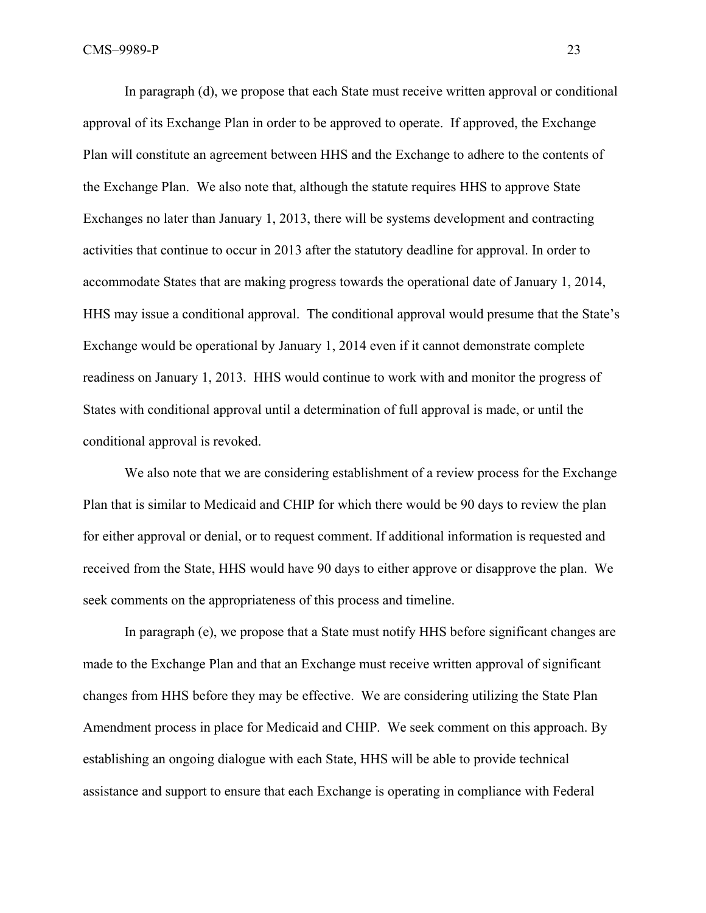In paragraph (d), we propose that each State must receive written approval or conditional approval of its Exchange Plan in order to be approved to operate. If approved, the Exchange Plan will constitute an agreement between HHS and the Exchange to adhere to the contents of the Exchange Plan. We also note that, although the statute requires HHS to approve State Exchanges no later than January 1, 2013, there will be systems development and contracting activities that continue to occur in 2013 after the statutory deadline for approval. In order to accommodate States that are making progress towards the operational date of January 1, 2014, HHS may issue a conditional approval. The conditional approval would presume that the State's Exchange would be operational by January 1, 2014 even if it cannot demonstrate complete readiness on January 1, 2013. HHS would continue to work with and monitor the progress of States with conditional approval until a determination of full approval is made, or until the conditional approval is revoked.

We also note that we are considering establishment of a review process for the Exchange Plan that is similar to Medicaid and CHIP for which there would be 90 days to review the plan for either approval or denial, or to request comment. If additional information is requested and received from the State, HHS would have 90 days to either approve or disapprove the plan. We seek comments on the appropriateness of this process and timeline.

In paragraph (e), we propose that a State must notify HHS before significant changes are made to the Exchange Plan and that an Exchange must receive written approval of significant changes from HHS before they may be effective. We are considering utilizing the State Plan Amendment process in place for Medicaid and CHIP. We seek comment on this approach. By establishing an ongoing dialogue with each State, HHS will be able to provide technical assistance and support to ensure that each Exchange is operating in compliance with Federal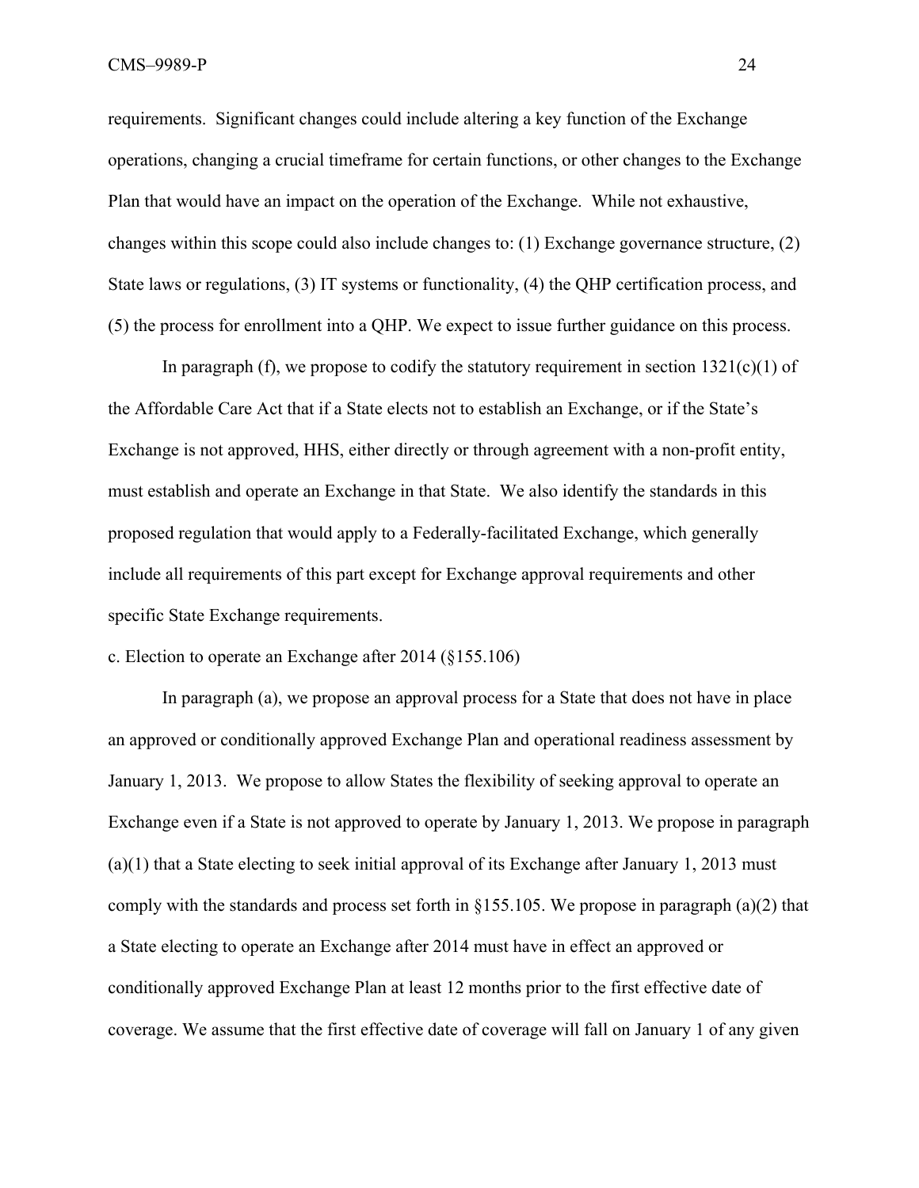requirements. Significant changes could include altering a key function of the Exchange operations, changing a crucial timeframe for certain functions, or other changes to the Exchange Plan that would have an impact on the operation of the Exchange. While not exhaustive, changes within this scope could also include changes to: (1) Exchange governance structure, (2) State laws or regulations, (3) IT systems or functionality, (4) the QHP certification process, and (5) the process for enrollment into a QHP. We expect to issue further guidance on this process.

In paragraph (f), we propose to codify the statutory requirement in section 1321(c)(1) of the Affordable Care Act that if a State elects not to establish an Exchange, or if the State's Exchange is not approved, HHS, either directly or through agreement with a non-profit entity, must establish and operate an Exchange in that State. We also identify the standards in this proposed regulation that would apply to a Federally-facilitated Exchange, which generally include all requirements of this part except for Exchange approval requirements and other specific State Exchange requirements.

c. Election to operate an Exchange after 2014 (§155.106)

In paragraph (a), we propose an approval process for a State that does not have in place an approved or conditionally approved Exchange Plan and operational readiness assessment by January 1, 2013. We propose to allow States the flexibility of seeking approval to operate an Exchange even if a State is not approved to operate by January 1, 2013. We propose in paragraph (a)(1) that a State electing to seek initial approval of its Exchange after January 1, 2013 must comply with the standards and process set forth in §155.105. We propose in paragraph (a)(2) that a State electing to operate an Exchange after 2014 must have in effect an approved or conditionally approved Exchange Plan at least 12 months prior to the first effective date of coverage. We assume that the first effective date of coverage will fall on January 1 of any given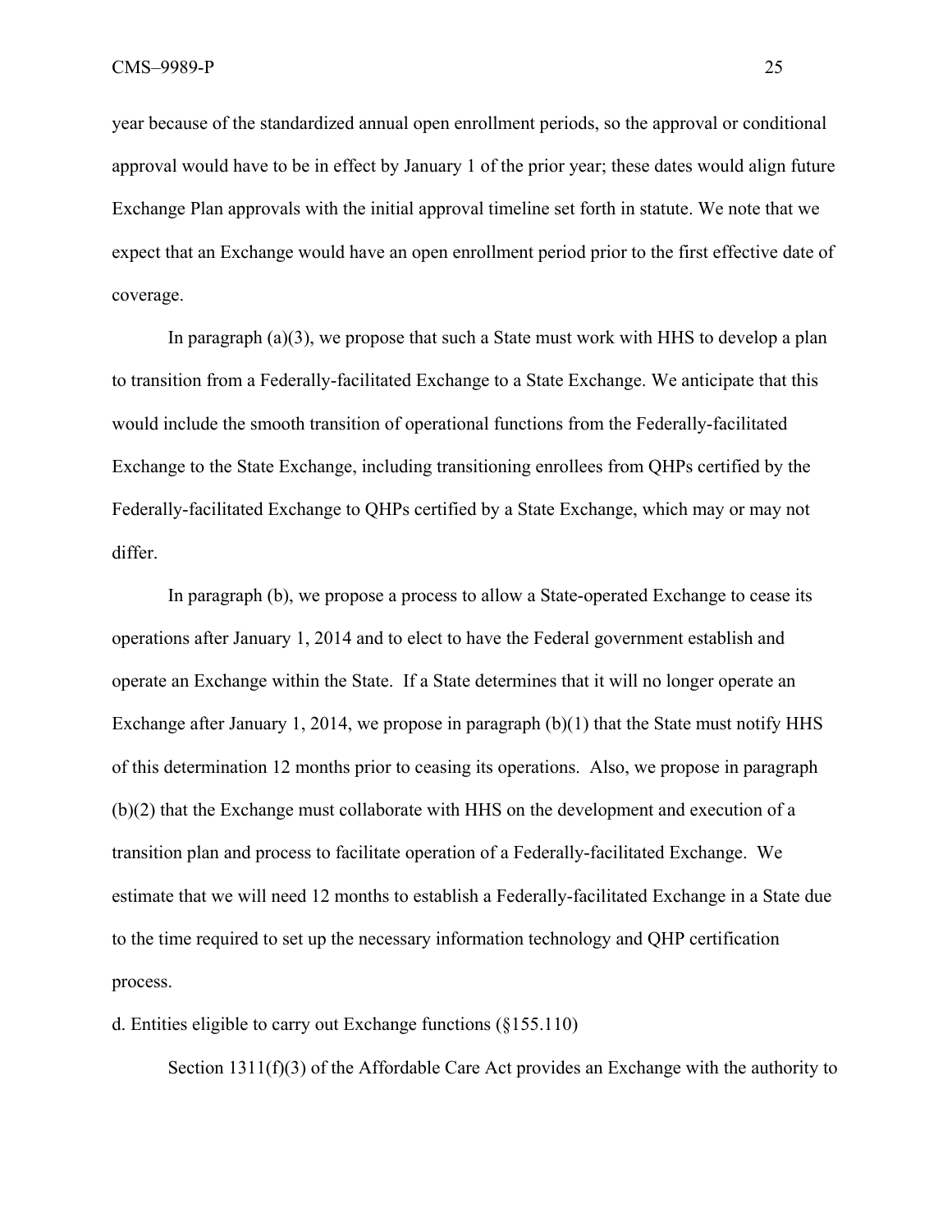year because of the standardized annual open enrollment periods, so the approval or conditional approval would have to be in effect by January 1 of the prior year; these dates would align future Exchange Plan approvals with the initial approval timeline set forth in statute. We note that we expect that an Exchange would have an open enrollment period prior to the first effective date of coverage.

In paragraph (a)(3), we propose that such a State must work with HHS to develop a plan to transition from a Federally-facilitated Exchange to a State Exchange. We anticipate that this would include the smooth transition of operational functions from the Federally-facilitated Exchange to the State Exchange, including transitioning enrollees from QHPs certified by the Federally-facilitated Exchange to QHPs certified by a State Exchange, which may or may not differ.

In paragraph (b), we propose a process to allow a State-operated Exchange to cease its operations after January 1, 2014 and to elect to have the Federal government establish and operate an Exchange within the State. If a State determines that it will no longer operate an Exchange after January 1, 2014, we propose in paragraph (b)(1) that the State must notify HHS of this determination 12 months prior to ceasing its operations. Also, we propose in paragraph (b)(2) that the Exchange must collaborate with HHS on the development and execution of a transition plan and process to facilitate operation of a Federally-facilitated Exchange. We estimate that we will need 12 months to establish a Federally-facilitated Exchange in a State due to the time required to set up the necessary information technology and QHP certification process.

d. Entities eligible to carry out Exchange functions (§155.110)

Section 1311(f)(3) of the Affordable Care Act provides an Exchange with the authority to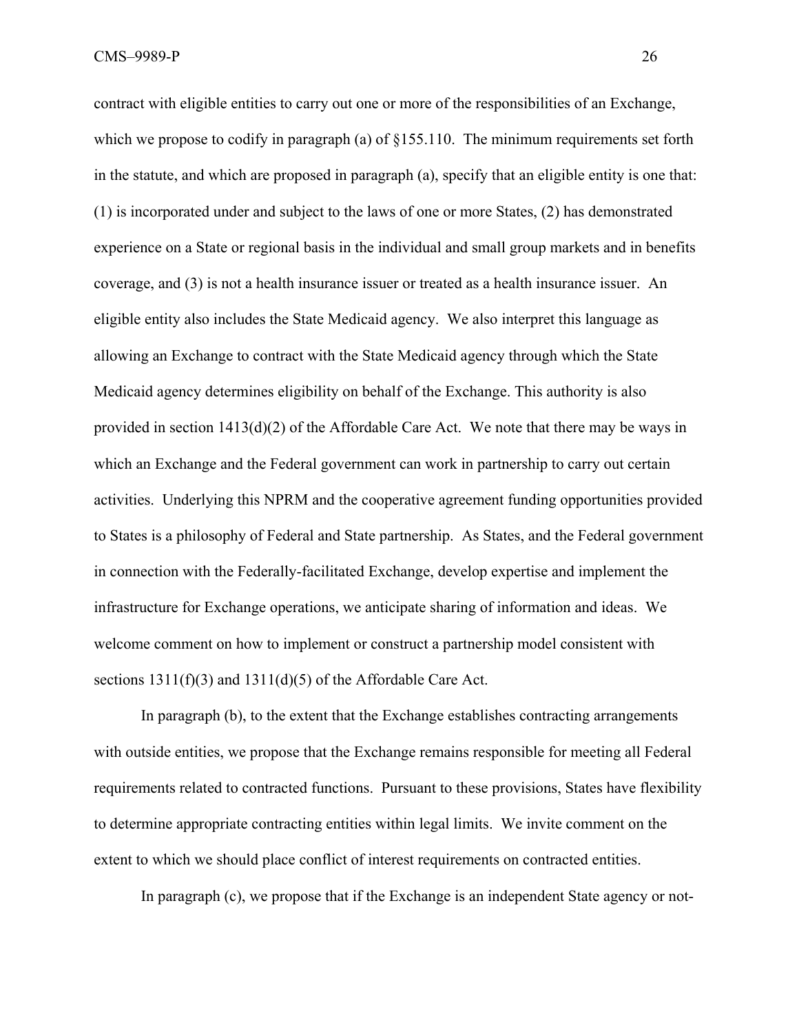contract with eligible entities to carry out one or more of the responsibilities of an Exchange, which we propose to codify in paragraph (a) of §155.110. The minimum requirements set forth in the statute, and which are proposed in paragraph (a), specify that an eligible entity is one that: (1) is incorporated under and subject to the laws of one or more States, (2) has demonstrated experience on a State or regional basis in the individual and small group markets and in benefits coverage, and (3) is not a health insurance issuer or treated as a health insurance issuer. An eligible entity also includes the State Medicaid agency. We also interpret this language as allowing an Exchange to contract with the State Medicaid agency through which the State Medicaid agency determines eligibility on behalf of the Exchange. This authority is also provided in section 1413(d)(2) of the Affordable Care Act. We note that there may be ways in which an Exchange and the Federal government can work in partnership to carry out certain activities. Underlying this NPRM and the cooperative agreement funding opportunities provided to States is a philosophy of Federal and State partnership. As States, and the Federal government in connection with the Federally-facilitated Exchange, develop expertise and implement the infrastructure for Exchange operations, we anticipate sharing of information and ideas. We welcome comment on how to implement or construct a partnership model consistent with sections 1311(f)(3) and 1311(d)(5) of the Affordable Care Act.

In paragraph (b), to the extent that the Exchange establishes contracting arrangements with outside entities, we propose that the Exchange remains responsible for meeting all Federal requirements related to contracted functions. Pursuant to these provisions, States have flexibility to determine appropriate contracting entities within legal limits. We invite comment on the extent to which we should place conflict of interest requirements on contracted entities.

In paragraph (c), we propose that if the Exchange is an independent State agency or not-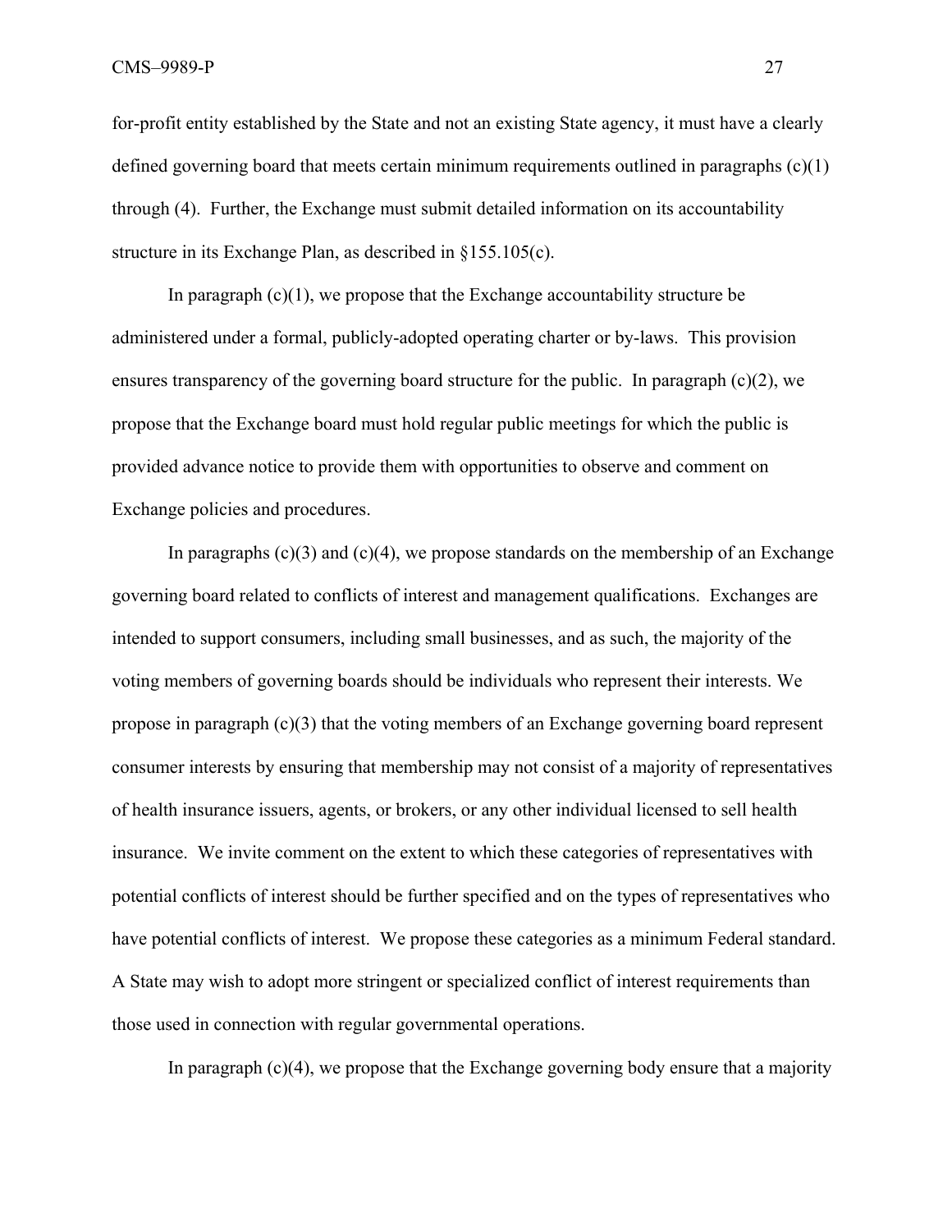for-profit entity established by the State and not an existing State agency, it must have a clearly defined governing board that meets certain minimum requirements outlined in paragraphs (c)(1) through (4). Further, the Exchange must submit detailed information on its accountability structure in its Exchange Plan, as described in §155.105(c).

In paragraph (c)(1), we propose that the Exchange accountability structure be administered under a formal, publicly-adopted operating charter or by-laws. This provision ensures transparency of the governing board structure for the public. In paragraph (c)(2), we propose that the Exchange board must hold regular public meetings for which the public is provided advance notice to provide them with opportunities to observe and comment on Exchange policies and procedures.

In paragraphs (c)(3) and (c)(4), we propose standards on the membership of an Exchange governing board related to conflicts of interest and management qualifications. Exchanges are intended to support consumers, including small businesses, and as such, the majority of the voting members of governing boards should be individuals who represent their interests. We propose in paragraph (c)(3) that the voting members of an Exchange governing board represent consumer interests by ensuring that membership may not consist of a majority of representatives of health insurance issuers, agents, or brokers, or any other individual licensed to sell health insurance. We invite comment on the extent to which these categories of representatives with potential conflicts of interest should be further specified and on the types of representatives who have potential conflicts of interest. We propose these categories as a minimum Federal standard. A State may wish to adopt more stringent or specialized conflict of interest requirements than those used in connection with regular governmental operations.

In paragraph (c)(4), we propose that the Exchange governing body ensure that a majority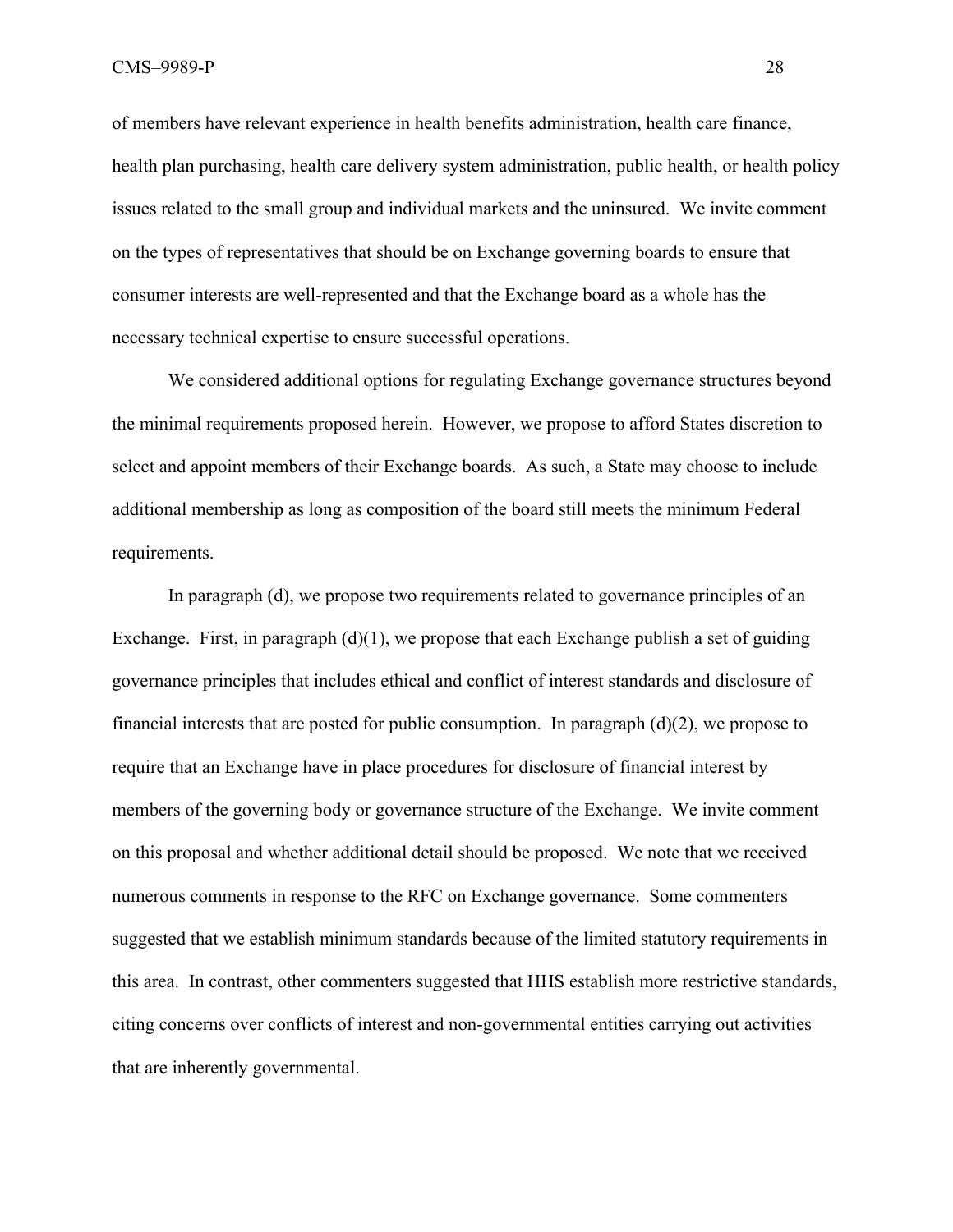of members have relevant experience in health benefits administration, health care finance, health plan purchasing, health care delivery system administration, public health, or health policy issues related to the small group and individual markets and the uninsured. We invite comment on the types of representatives that should be on Exchange governing boards to ensure that consumer interests are well-represented and that the Exchange board as a whole has the necessary technical expertise to ensure successful operations.

We considered additional options for regulating Exchange governance structures beyond the minimal requirements proposed herein. However, we propose to afford States discretion to select and appoint members of their Exchange boards. As such, a State may choose to include additional membership as long as composition of the board still meets the minimum Federal requirements.

In paragraph (d), we propose two requirements related to governance principles of an Exchange. First, in paragraph (d)(1), we propose that each Exchange publish a set of guiding governance principles that includes ethical and conflict of interest standards and disclosure of financial interests that are posted for public consumption. In paragraph (d)(2), we propose to require that an Exchange have in place procedures for disclosure of financial interest by members of the governing body or governance structure of the Exchange. We invite comment on this proposal and whether additional detail should be proposed. We note that we received numerous comments in response to the RFC on Exchange governance. Some commenters suggested that we establish minimum standards because of the limited statutory requirements in this area. In contrast, other commenters suggested that HHS establish more restrictive standards, citing concerns over conflicts of interest and non-governmental entities carrying out activities that are inherently governmental.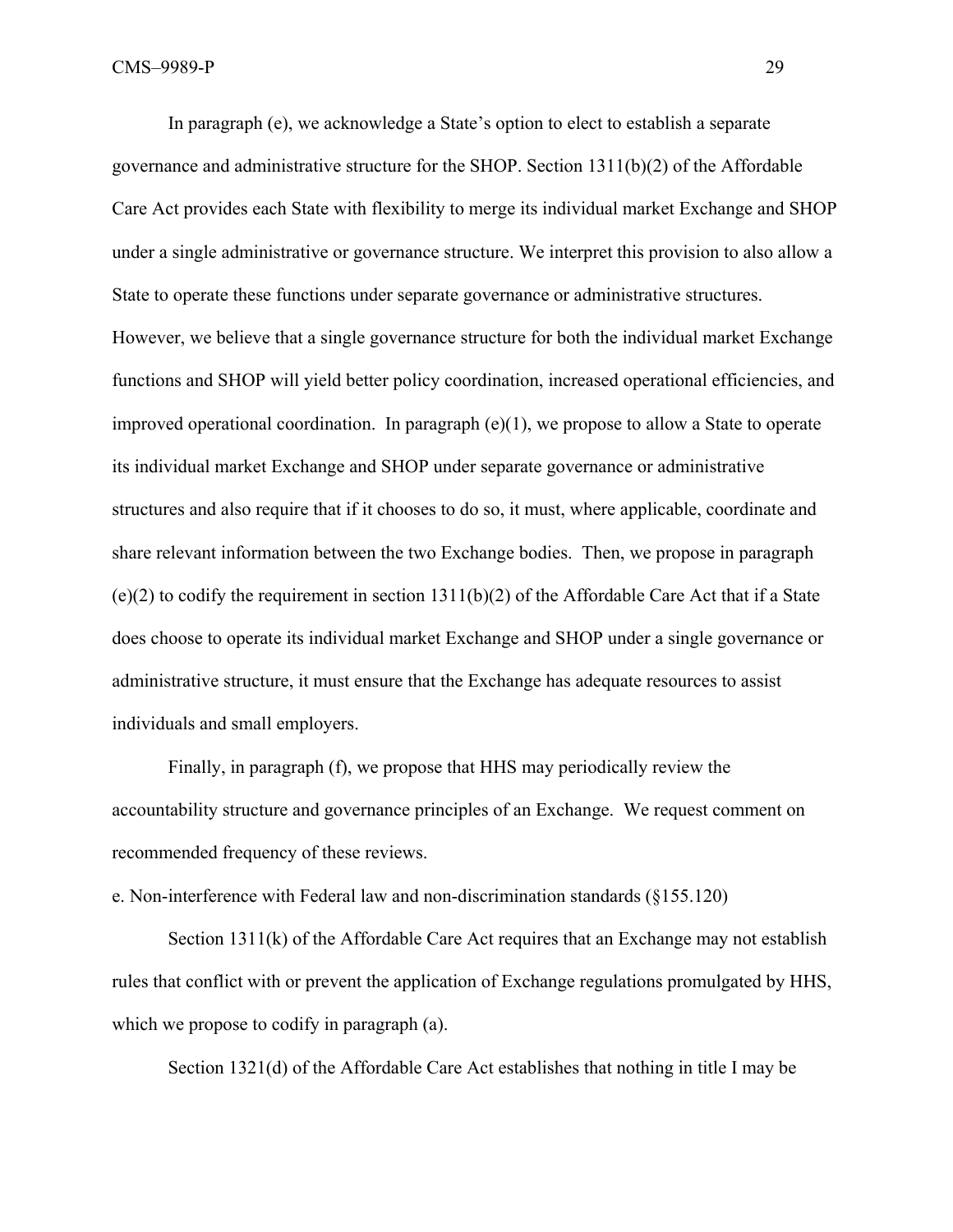In paragraph (e), we acknowledge a State's option to elect to establish a separate governance and administrative structure for the SHOP. Section 1311(b)(2) of the Affordable Care Act provides each State with flexibility to merge its individual market Exchange and SHOP under a single administrative or governance structure. We interpret this provision to also allow a State to operate these functions under separate governance or administrative structures. However, we believe that a single governance structure for both the individual market Exchange functions and SHOP will yield better policy coordination, increased operational efficiencies, and improved operational coordination. In paragraph (e)(1), we propose to allow a State to operate its individual market Exchange and SHOP under separate governance or administrative structures and also require that if it chooses to do so, it must, where applicable, coordinate and share relevant information between the two Exchange bodies. Then, we propose in paragraph (e)(2) to codify the requirement in section 1311(b)(2) of the Affordable Care Act that if a State does choose to operate its individual market Exchange and SHOP under a single governance or administrative structure, it must ensure that the Exchange has adequate resources to assist individuals and small employers.

Finally, in paragraph (f), we propose that HHS may periodically review the accountability structure and governance principles of an Exchange. We request comment on recommended frequency of these reviews.

e. Non-interference with Federal law and non-discrimination standards (§155.120)

Section 1311(k) of the Affordable Care Act requires that an Exchange may not establish rules that conflict with or prevent the application of Exchange regulations promulgated by HHS, which we propose to codify in paragraph (a).

Section 1321(d) of the Affordable Care Act establishes that nothing in title I may be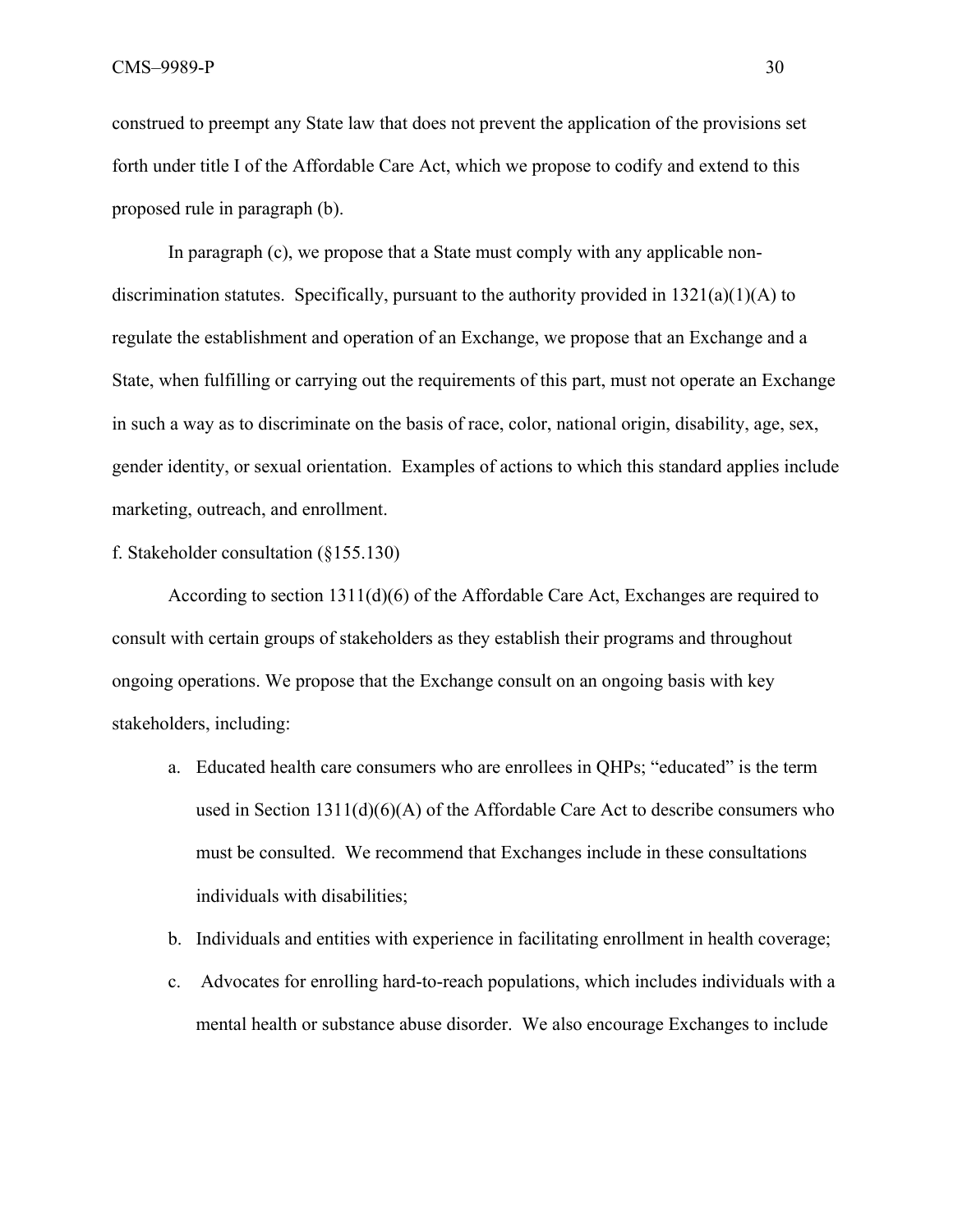construed to preempt any State law that does not prevent the application of the provisions set forth under title I of the Affordable Care Act, which we propose to codify and extend to this proposed rule in paragraph (b).

In paragraph (c), we propose that a State must comply with any applicable non-discrimination statutes. Specifically, pursuant to the authority provided in 1321(a)(1)(A) to regulate the establishment and operation of an Exchange, we propose that an Exchange and a State, when fulfilling or carrying out the requirements of this part, must not operate an Exchange in such a way as to discriminate on the basis of race, color, national origin, disability, age, sex, gender identity, or sexual orientation. Examples of actions to which this standard applies include marketing, outreach, and enrollment.

f. Stakeholder consultation (§155.130)

According to section 1311(d)(6) of the Affordable Care Act, Exchanges are required to consult with certain groups of stakeholders as they establish their programs and throughout ongoing operations. We propose that the Exchange consult on an ongoing basis with key stakeholders, including:

a. Educated health care consumers who are enrollees in QHPs; "educated" is the term used in Section 1311(d)(6)(A) of the Affordable Care Act to describe consumers who must be consulted. We recommend that Exchanges include in these consultations individuals with disabilities;
b. Individuals and entities with experience in facilitating enrollment in health coverage;
c. Advocates for enrolling hard-to-reach populations, which includes individuals with a mental health or substance abuse disorder. We also encourage Exchanges to include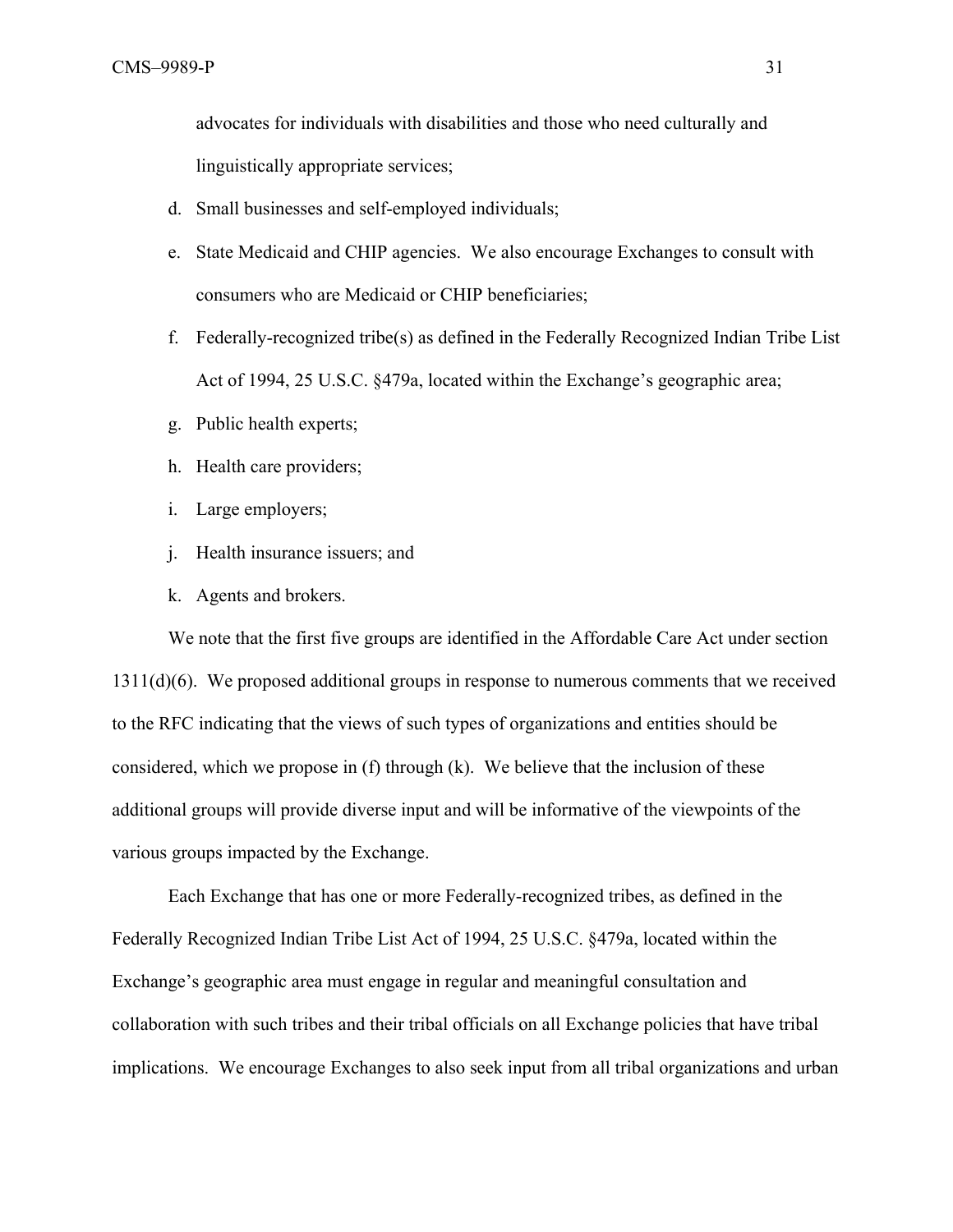advocates for individuals with disabilities and those who need culturally and linguistically appropriate services;

d. Small businesses and self-employed individuals;

e. State Medicaid and CHIP agencies. We also encourage Exchanges to consult with consumers who are Medicaid or CHIP beneficiaries;

f. Federally-recognized tribe(s) as defined in the Federally Recognized Indian Tribe List Act of 1994, 25 U.S.C. §479a, located within the Exchange's geographic area;

g. Public health experts;

h. Health care providers;

i. Large employers;

j. Health insurance issuers; and

k. Agents and brokers.

We note that the first five groups are identified in the Affordable Care Act under section 1311(d)(6). We proposed additional groups in response to numerous comments that we received to the RFC indicating that the views of such types of organizations and entities should be considered, which we propose in (f) through (k). We believe that the inclusion of these additional groups will provide diverse input and will be informative of the viewpoints of the various groups impacted by the Exchange.

Each Exchange that has one or more Federally-recognized tribes, as defined in the Federally Recognized Indian Tribe List Act of 1994, 25 U.S.C. §479a, located within the Exchange's geographic area must engage in regular and meaningful consultation and collaboration with such tribes and their tribal officials on all Exchange policies that have tribal implications. We encourage Exchanges to also seek input from all tribal organizations and urban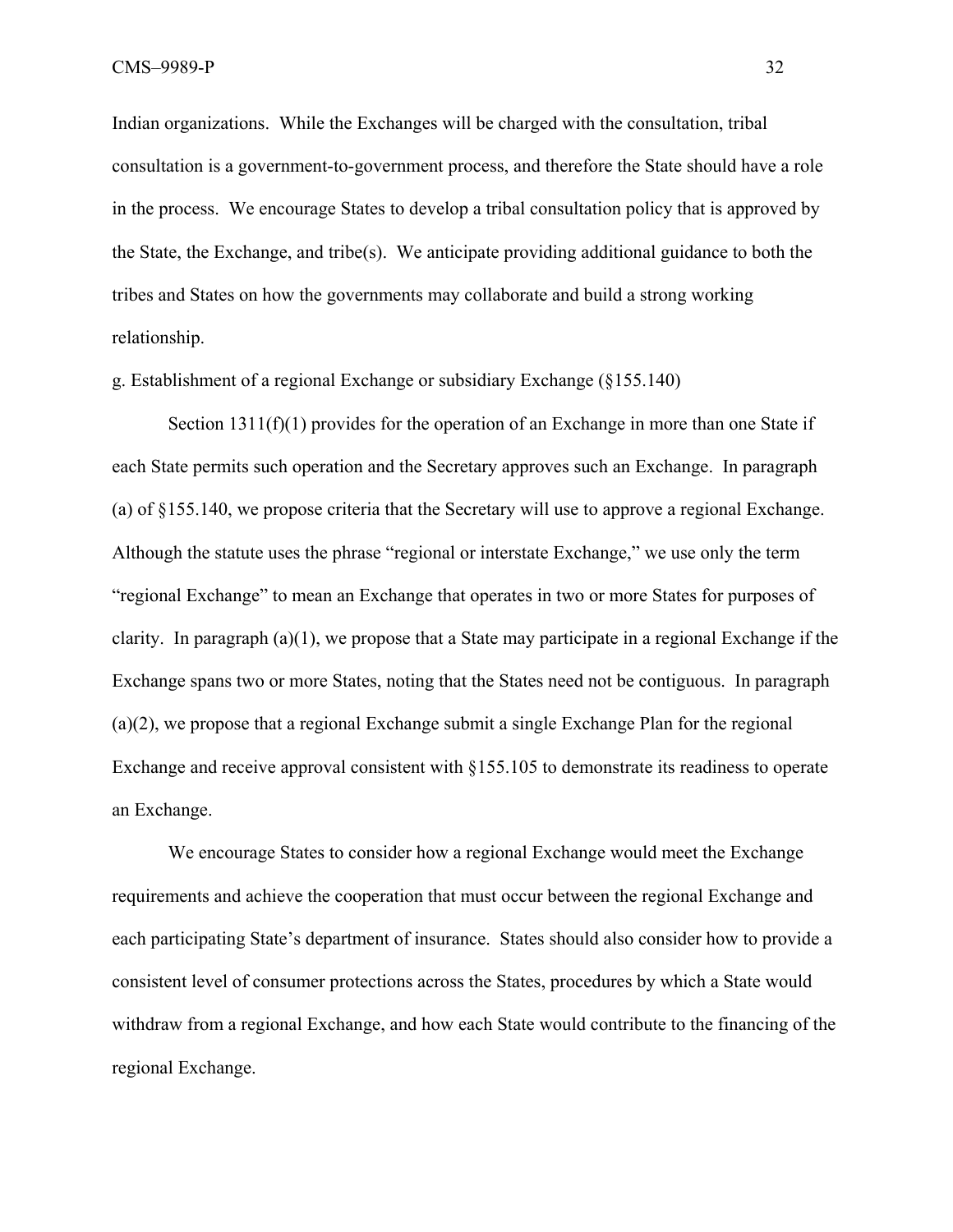Indian organizations. While the Exchanges will be charged with the consultation, tribal consultation is a government-to-government process, and therefore the State should have a role in the process. We encourage States to develop a tribal consultation policy that is approved by the State, the Exchange, and tribe(s). We anticipate providing additional guidance to both the tribes and States on how the governments may collaborate and build a strong working relationship.

g. Establishment of a regional Exchange or subsidiary Exchange (§155.140)

Section 1311(f)(1) provides for the operation of an Exchange in more than one State if each State permits such operation and the Secretary approves such an Exchange. In paragraph (a) of §155.140, we propose criteria that the Secretary will use to approve a regional Exchange. Although the statute uses the phrase "regional or interstate Exchange," we use only the term "regional Exchange" to mean an Exchange that operates in two or more States for purposes of clarity. In paragraph (a)(1), we propose that a State may participate in a regional Exchange if the Exchange spans two or more States, noting that the States need not be contiguous. In paragraph (a)(2), we propose that a regional Exchange submit a single Exchange Plan for the regional Exchange and receive approval consistent with §155.105 to demonstrate its readiness to operate an Exchange.

We encourage States to consider how a regional Exchange would meet the Exchange requirements and achieve the cooperation that must occur between the regional Exchange and each participating State's department of insurance. States should also consider how to provide a consistent level of consumer protections across the States, procedures by which a State would withdraw from a regional Exchange, and how each State would contribute to the financing of the regional Exchange.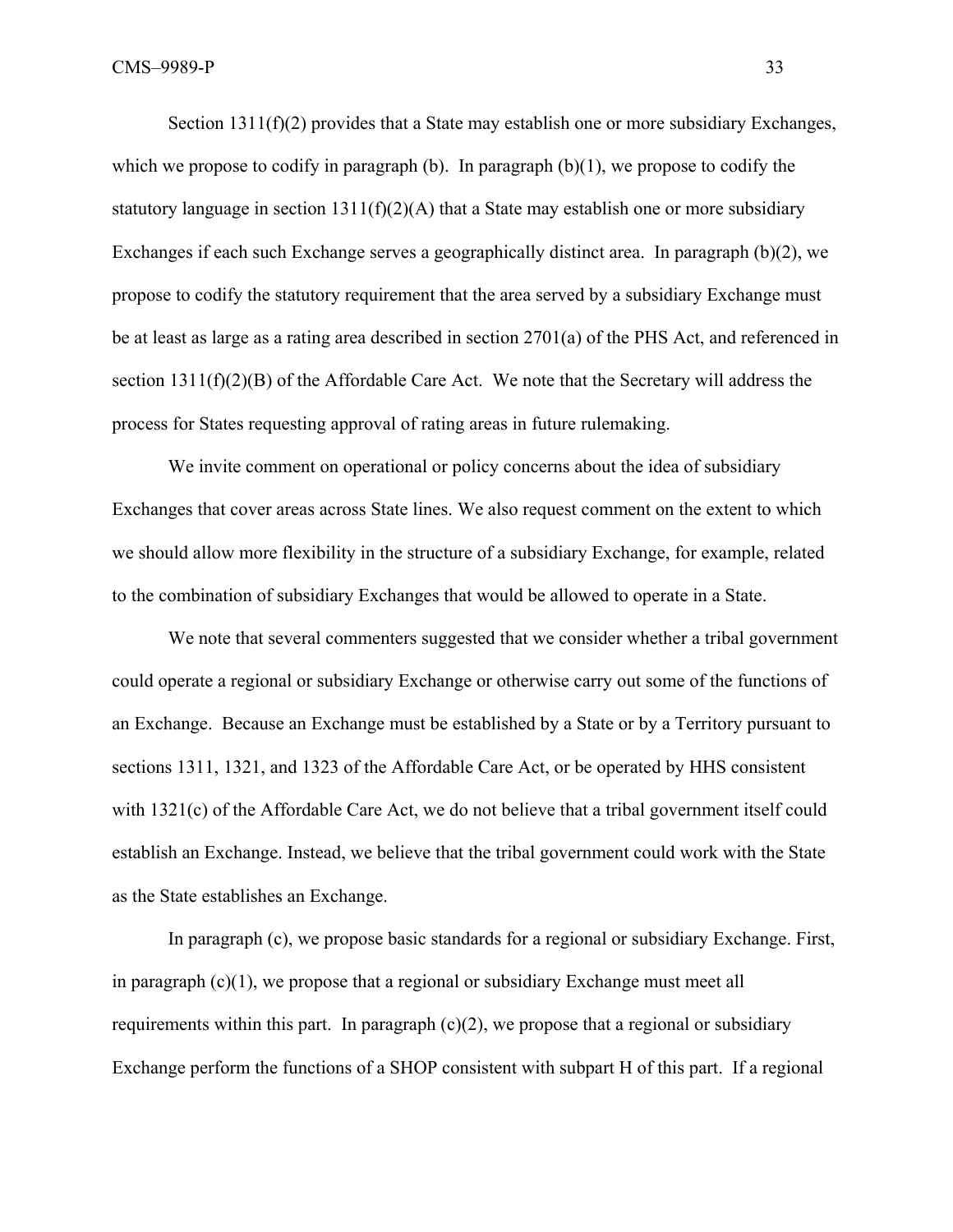Section 1311(f)(2) provides that a State may establish one or more subsidiary Exchanges, which we propose to codify in paragraph (b). In paragraph (b)(1), we propose to codify the statutory language in section 1311(f)(2)(A) that a State may establish one or more subsidiary Exchanges if each such Exchange serves a geographically distinct area. In paragraph (b)(2), we propose to codify the statutory requirement that the area served by a subsidiary Exchange must be at least as large as a rating area described in section 2701(a) of the PHS Act, and referenced in section 1311(f)(2)(B) of the Affordable Care Act. We note that the Secretary will address the process for States requesting approval of rating areas in future rulemaking.

We invite comment on operational or policy concerns about the idea of subsidiary Exchanges that cover areas across State lines. We also request comment on the extent to which we should allow more flexibility in the structure of a subsidiary Exchange, for example, related to the combination of subsidiary Exchanges that would be allowed to operate in a State.

We note that several commenters suggested that we consider whether a tribal government could operate a regional or subsidiary Exchange or otherwise carry out some of the functions of an Exchange. Because an Exchange must be established by a State or by a Territory pursuant to sections 1311, 1321, and 1323 of the Affordable Care Act, or be operated by HHS consistent with 1321(c) of the Affordable Care Act, we do not believe that a tribal government itself could establish an Exchange. Instead, we believe that the tribal government could work with the State as the State establishes an Exchange.

In paragraph (c), we propose basic standards for a regional or subsidiary Exchange. First, in paragraph (c)(1), we propose that a regional or subsidiary Exchange must meet all requirements within this part. In paragraph (c)(2), we propose that a regional or subsidiary Exchange perform the functions of a SHOP consistent with subpart H of this part. If a regional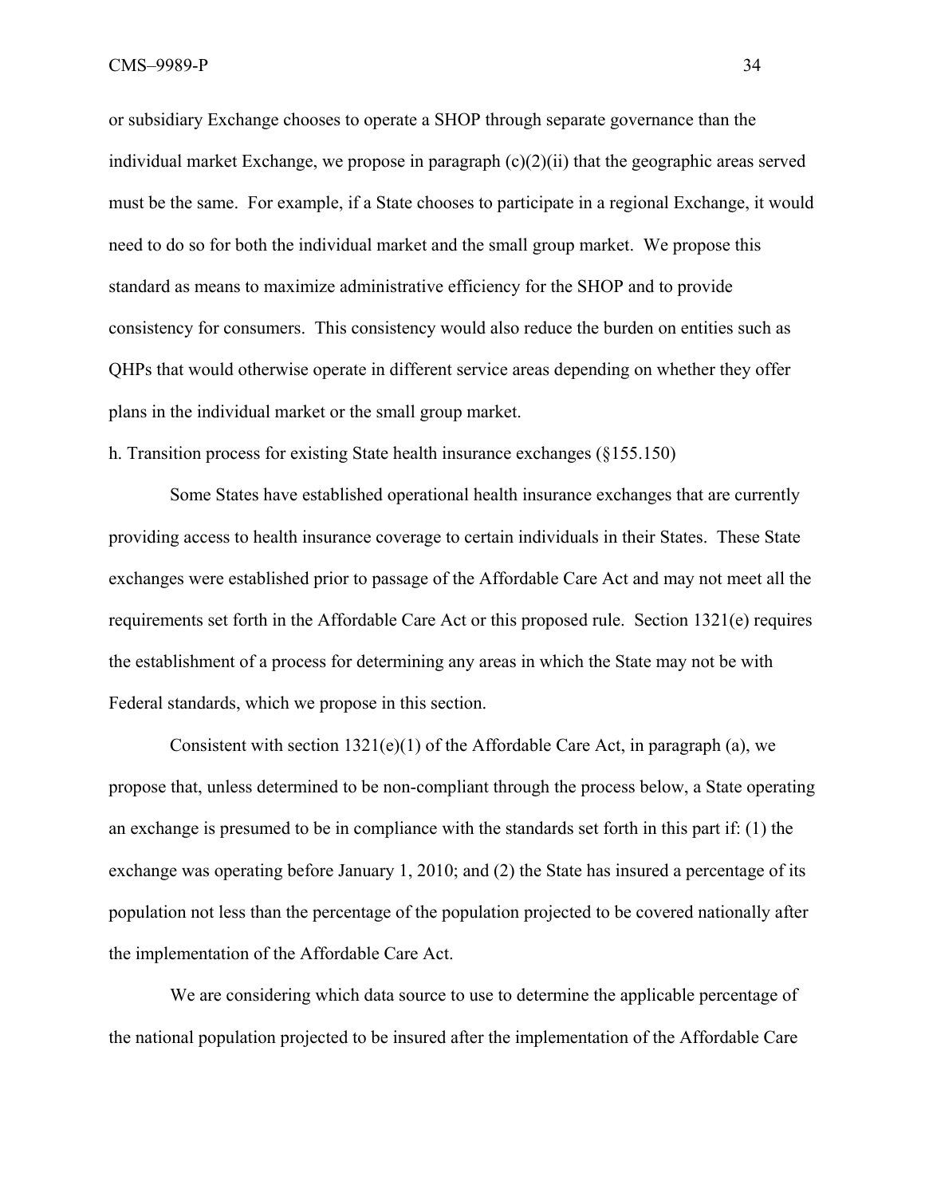or subsidiary Exchange chooses to operate a SHOP through separate governance than the individual market Exchange, we propose in paragraph (c)(2)(ii) that the geographic areas served must be the same. For example, if a State chooses to participate in a regional Exchange, it would need to do so for both the individual market and the small group market. We propose this standard as means to maximize administrative efficiency for the SHOP and to provide consistency for consumers. This consistency would also reduce the burden on entities such as QHPs that would otherwise operate in different service areas depending on whether they offer plans in the individual market or the small group market.

h. Transition process for existing State health insurance exchanges (§155.150)

Some States have established operational health insurance exchanges that are currently providing access to health insurance coverage to certain individuals in their States. These State exchanges were established prior to passage of the Affordable Care Act and may not meet all the requirements set forth in the Affordable Care Act or this proposed rule. Section 1321(e) requires the establishment of a process for determining any areas in which the State may not be with Federal standards, which we propose in this section.

Consistent with section 1321(e)(1) of the Affordable Care Act, in paragraph (a), we propose that, unless determined to be non-compliant through the process below, a State operating an exchange is presumed to be in compliance with the standards set forth in this part if: (1) the exchange was operating before January 1, 2010; and (2) the State has insured a percentage of its population not less than the percentage of the population projected to be covered nationally after the implementation of the Affordable Care Act.

We are considering which data source to use to determine the applicable percentage of the national population projected to be insured after the implementation of the Affordable Care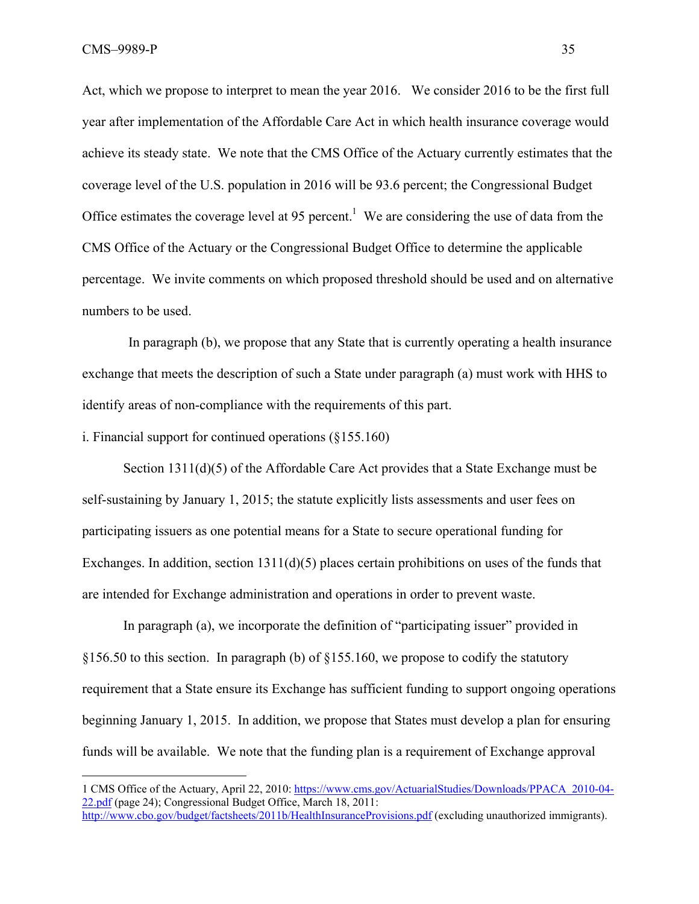Act, which we propose to interpret to mean the year 2016. We consider 2016 to be the first full year after implementation of the Affordable Care Act in which health insurance coverage would achieve its steady state. We note that the CMS Office of the Actuary currently estimates that the coverage level of the U.S. population in 2016 will be 93.6 percent; the Congressional Budget Office estimates the coverage level at 95 percent.[1] We are considering the use of data from the CMS Office of the Actuary or the Congressional Budget Office to determine the applicable percentage. We invite comments on which proposed threshold should be used and on alternative numbers to be used.

In paragraph (b), we propose that any State that is currently operating a health insurance exchange that meets the description of such a State under paragraph (a) must work with HHS to identify areas of non-compliance with the requirements of this part.

i. Financial support for continued operations (§155.160)

Section 1311(d)(5) of the Affordable Care Act provides that a State Exchange must be self-sustaining by January 1, 2015; the statute explicitly lists assessments and user fees on participating issuers as one potential means for a State to secure operational funding for Exchanges. In addition, section 1311(d)(5) places certain prohibitions on uses of the funds that are intended for Exchange administration and operations in order to prevent waste.

In paragraph (a), we incorporate the definition of "participating issuer" provided in §156.50 to this section. In paragraph (b) of §155.160, we propose to codify the statutory requirement that a State ensure its Exchange has sufficient funding to support ongoing operations beginning January 1, 2015. In addition, we propose that States must develop a plan for ensuring funds will be available. We note that the funding plan is a requirement of Exchange approval

---

1 CMS Office of the Actuary, April 22, 2010: https://www.cms.gov/ActuarialStudies/Downloads/PPACA_2010-04-22.pdf (page 24); Congressional Budget Office, March 18, 2011: http://www.cbo.gov/budget/factsheets/2011b/HealthInsuranceProvisions.pdf (excluding unauthorized immigrants).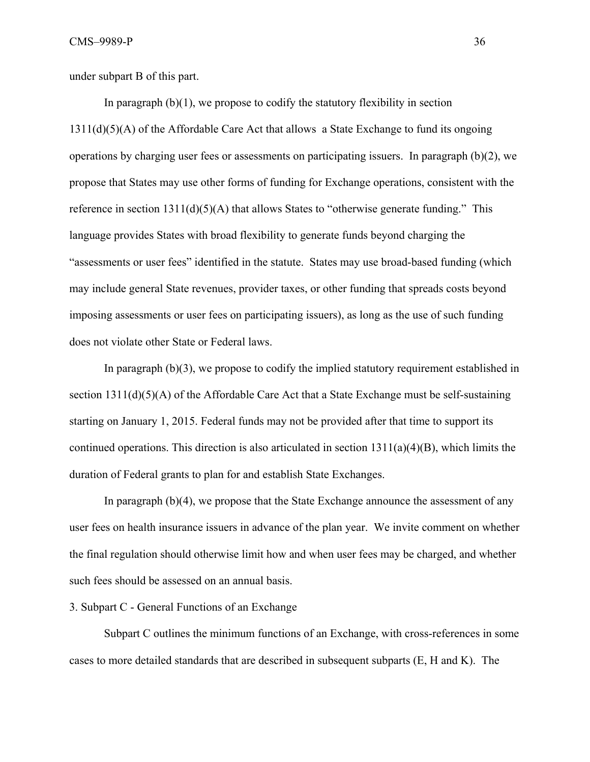under subpart B of this part.

In paragraph (b)(1), we propose to codify the statutory flexibility in section 1311(d)(5)(A) of the Affordable Care Act that allows a State Exchange to fund its ongoing operations by charging user fees or assessments on participating issuers. In paragraph (b)(2), we propose that States may use other forms of funding for Exchange operations, consistent with the reference in section 1311(d)(5)(A) that allows States to "otherwise generate funding." This language provides States with broad flexibility to generate funds beyond charging the "assessments or user fees" identified in the statute. States may use broad-based funding (which may include general State revenues, provider taxes, or other funding that spreads costs beyond imposing assessments or user fees on participating issuers), as long as the use of such funding does not violate other State or Federal laws.

In paragraph (b)(3), we propose to codify the implied statutory requirement established in section 1311(d)(5)(A) of the Affordable Care Act that a State Exchange must be self-sustaining starting on January 1, 2015. Federal funds may not be provided after that time to support its continued operations. This direction is also articulated in section 1311(a)(4)(B), which limits the duration of Federal grants to plan for and establish State Exchanges.

In paragraph (b)(4), we propose that the State Exchange announce the assessment of any user fees on health insurance issuers in advance of the plan year. We invite comment on whether the final regulation should otherwise limit how and when user fees may be charged, and whether such fees should be assessed on an annual basis.

3. Subpart C - General Functions of an Exchange

Subpart C outlines the minimum functions of an Exchange, with cross-references in some cases to more detailed standards that are described in subsequent subparts (E, H and K). The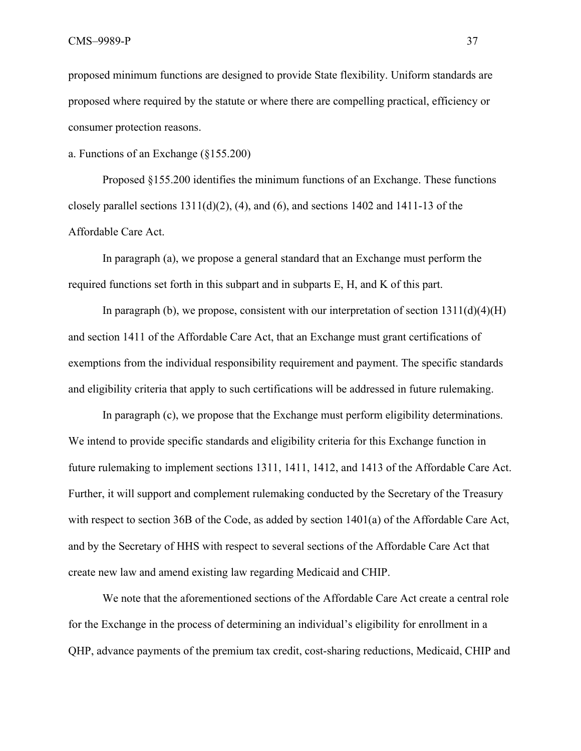proposed minimum functions are designed to provide State flexibility. Uniform standards are proposed where required by the statute or where there are compelling practical, efficiency or consumer protection reasons.

a. Functions of an Exchange (§155.200)

Proposed §155.200 identifies the minimum functions of an Exchange. These functions closely parallel sections 1311(d)(2), (4), and (6), and sections 1402 and 1411-13 of the Affordable Care Act.

In paragraph (a), we propose a general standard that an Exchange must perform the required functions set forth in this subpart and in subparts E, H, and K of this part.

In paragraph (b), we propose, consistent with our interpretation of section 1311(d)(4)(H) and section 1411 of the Affordable Care Act, that an Exchange must grant certifications of exemptions from the individual responsibility requirement and payment. The specific standards and eligibility criteria that apply to such certifications will be addressed in future rulemaking.

In paragraph (c), we propose that the Exchange must perform eligibility determinations. We intend to provide specific standards and eligibility criteria for this Exchange function in future rulemaking to implement sections 1311, 1411, 1412, and 1413 of the Affordable Care Act. Further, it will support and complement rulemaking conducted by the Secretary of the Treasury with respect to section 36B of the Code, as added by section 1401(a) of the Affordable Care Act, and by the Secretary of HHS with respect to several sections of the Affordable Care Act that create new law and amend existing law regarding Medicaid and CHIP.

We note that the aforementioned sections of the Affordable Care Act create a central role for the Exchange in the process of determining an individual's eligibility for enrollment in a QHP, advance payments of the premium tax credit, cost-sharing reductions, Medicaid, CHIP and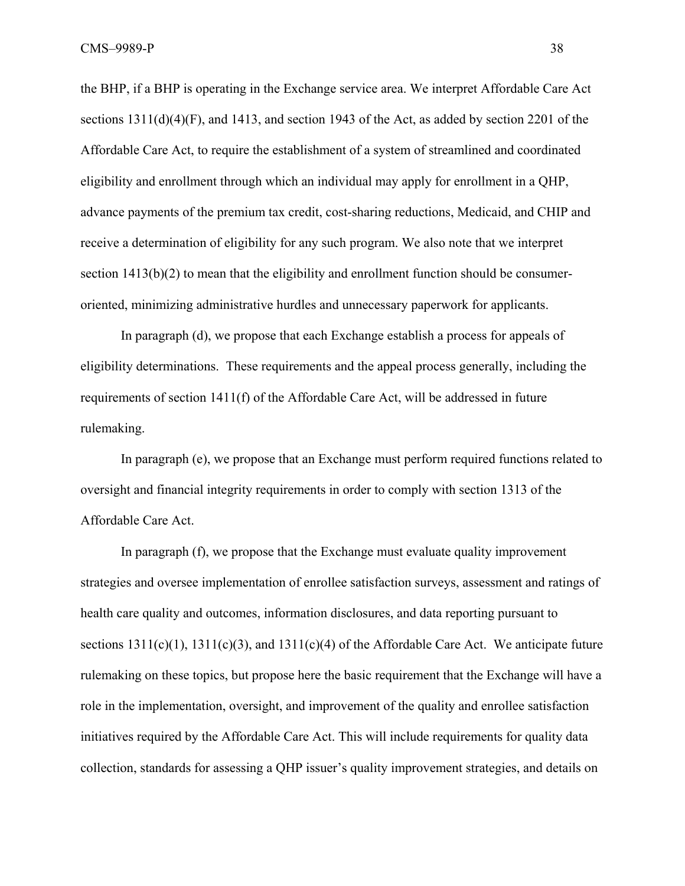the BHP, if a BHP is operating in the Exchange service area. We interpret Affordable Care Act sections 1311(d)(4)(F), and 1413, and section 1943 of the Act, as added by section 2201 of the Affordable Care Act, to require the establishment of a system of streamlined and coordinated eligibility and enrollment through which an individual may apply for enrollment in a QHP, advance payments of the premium tax credit, cost-sharing reductions, Medicaid, and CHIP and receive a determination of eligibility for any such program. We also note that we interpret section 1413(b)(2) to mean that the eligibility and enrollment function should be consumer-oriented, minimizing administrative hurdles and unnecessary paperwork for applicants.

In paragraph (d), we propose that each Exchange establish a process for appeals of eligibility determinations. These requirements and the appeal process generally, including the requirements of section 1411(f) of the Affordable Care Act, will be addressed in future rulemaking.

In paragraph (e), we propose that an Exchange must perform required functions related to oversight and financial integrity requirements in order to comply with section 1313 of the Affordable Care Act.

In paragraph (f), we propose that the Exchange must evaluate quality improvement strategies and oversee implementation of enrollee satisfaction surveys, assessment and ratings of health care quality and outcomes, information disclosures, and data reporting pursuant to sections 1311(c)(1), 1311(c)(3), and 1311(c)(4) of the Affordable Care Act. We anticipate future rulemaking on these topics, but propose here the basic requirement that the Exchange will have a role in the implementation, oversight, and improvement of the quality and enrollee satisfaction initiatives required by the Affordable Care Act. This will include requirements for quality data collection, standards for assessing a QHP issuer's quality improvement strategies, and details on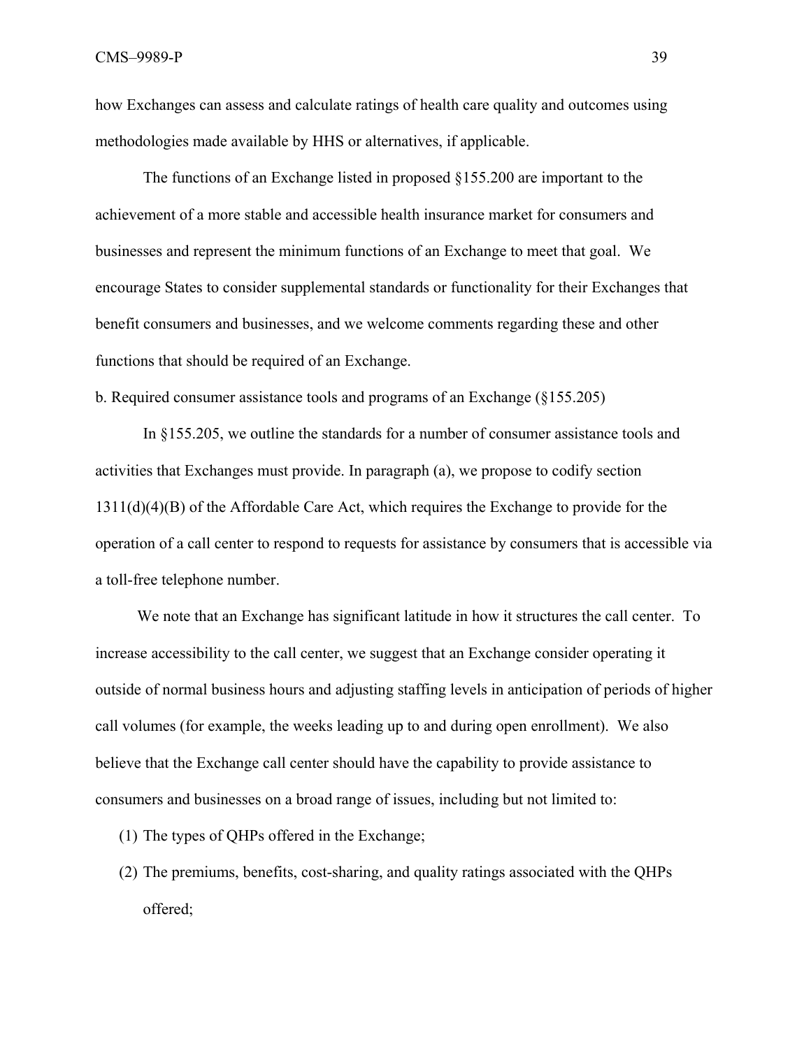how Exchanges can assess and calculate ratings of health care quality and outcomes using methodologies made available by HHS or alternatives, if applicable.

The functions of an Exchange listed in proposed §155.200 are important to the achievement of a more stable and accessible health insurance market for consumers and businesses and represent the minimum functions of an Exchange to meet that goal. We encourage States to consider supplemental standards or functionality for their Exchanges that benefit consumers and businesses, and we welcome comments regarding these and other functions that should be required of an Exchange.

b. Required consumer assistance tools and programs of an Exchange (§155.205)

In §155.205, we outline the standards for a number of consumer assistance tools and activities that Exchanges must provide. In paragraph (a), we propose to codify section 1311(d)(4)(B) of the Affordable Care Act, which requires the Exchange to provide for the operation of a call center to respond to requests for assistance by consumers that is accessible via a toll-free telephone number.

We note that an Exchange has significant latitude in how it structures the call center. To increase accessibility to the call center, we suggest that an Exchange consider operating it outside of normal business hours and adjusting staffing levels in anticipation of periods of higher call volumes (for example, the weeks leading up to and during open enrollment). We also believe that the Exchange call center should have the capability to provide assistance to consumers and businesses on a broad range of issues, including but not limited to:

(1) The types of QHPs offered in the Exchange;

(2) The premiums, benefits, cost-sharing, and quality ratings associated with the QHPs offered;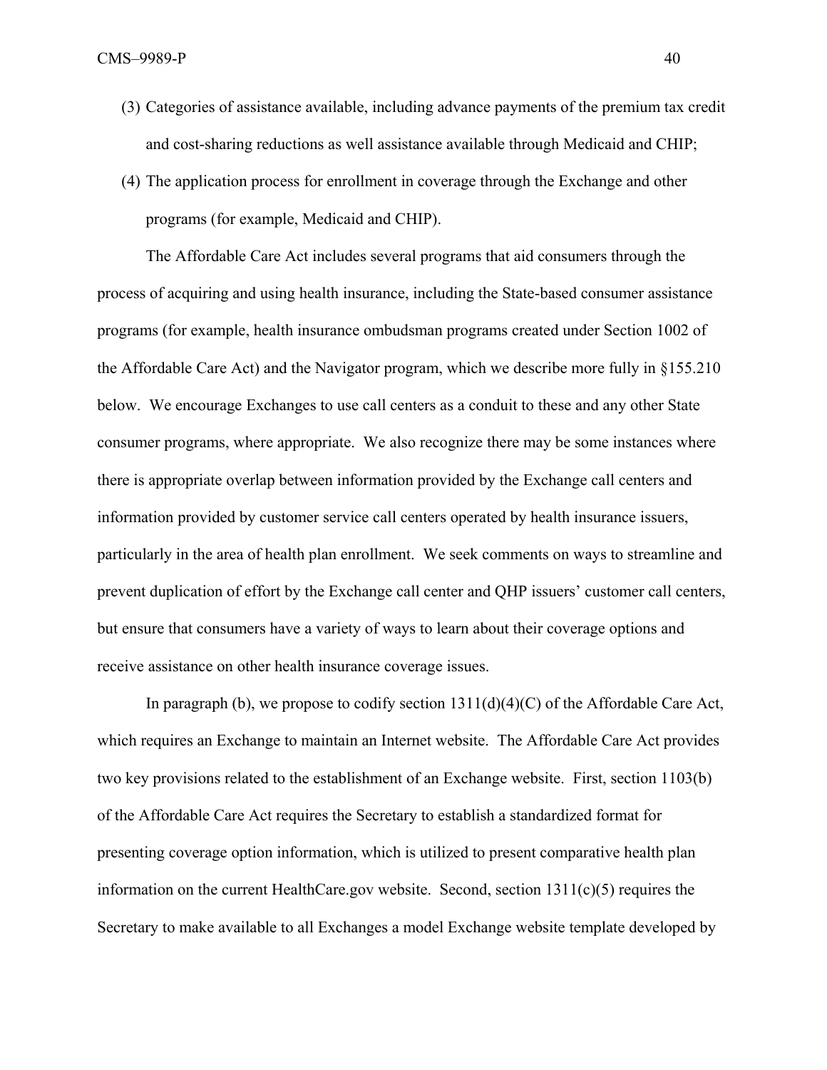(3) Categories of assistance available, including advance payments of the premium tax credit and cost-sharing reductions as well assistance available through Medicaid and CHIP;

(4) The application process for enrollment in coverage through the Exchange and other programs (for example, Medicaid and CHIP).

The Affordable Care Act includes several programs that aid consumers through the process of acquiring and using health insurance, including the State-based consumer assistance programs (for example, health insurance ombudsman programs created under Section 1002 of the Affordable Care Act) and the Navigator program, which we describe more fully in §155.210 below. We encourage Exchanges to use call centers as a conduit to these and any other State consumer programs, where appropriate. We also recognize there may be some instances where there is appropriate overlap between information provided by the Exchange call centers and information provided by customer service call centers operated by health insurance issuers, particularly in the area of health plan enrollment. We seek comments on ways to streamline and prevent duplication of effort by the Exchange call center and QHP issuers' customer call centers, but ensure that consumers have a variety of ways to learn about their coverage options and receive assistance on other health insurance coverage issues.

In paragraph (b), we propose to codify section 1311(d)(4)(C) of the Affordable Care Act, which requires an Exchange to maintain an Internet website. The Affordable Care Act provides two key provisions related to the establishment of an Exchange website. First, section 1103(b) of the Affordable Care Act requires the Secretary to establish a standardized format for presenting coverage option information, which is utilized to present comparative health plan information on the current HealthCare.gov website. Second, section 1311(c)(5) requires the Secretary to make available to all Exchanges a model Exchange website template developed by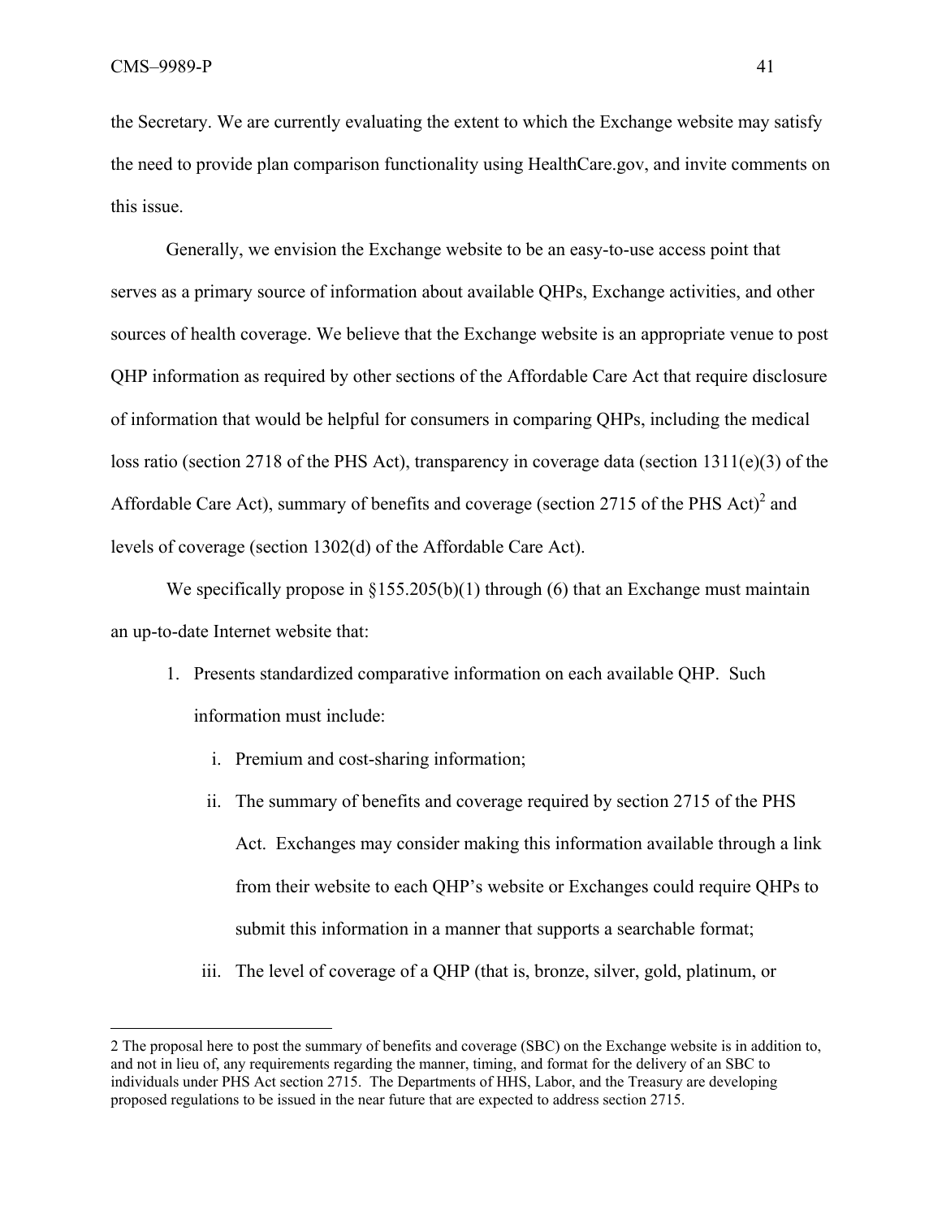the Secretary. We are currently evaluating the extent to which the Exchange website may satisfy the need to provide plan comparison functionality using HealthCare.gov, and invite comments on this issue.

Generally, we envision the Exchange website to be an easy-to-use access point that serves as a primary source of information about available QHPs, Exchange activities, and other sources of health coverage. We believe that the Exchange website is an appropriate venue to post QHP information as required by other sections of the Affordable Care Act that require disclosure of information that would be helpful for consumers in comparing QHPs, including the medical loss ratio (section 2718 of the PHS Act), transparency in coverage data (section 1311(e)(3) of the Affordable Care Act), summary of benefits and coverage (section 2715 of the PHS Act)[2] and levels of coverage (section 1302(d) of the Affordable Care Act).

We specifically propose in §155.205(b)(1) through (6) that an Exchange must maintain an up-to-date Internet website that:

1. Presents standardized comparative information on each available QHP. Such information must include:
   i. Premium and cost-sharing information;
   ii. The summary of benefits and coverage required by section 2715 of the PHS Act. Exchanges may consider making this information available through a link from their website to each QHP's website or Exchanges could require QHPs to submit this information in a manner that supports a searchable format;
   iii. The level of coverage of a QHP (that is, bronze, silver, gold, platinum, or

2 The proposal here to post the summary of benefits and coverage (SBC) on the Exchange website is in addition to, and not in lieu of, any requirements regarding the manner, timing, and format for the delivery of an SBC to individuals under PHS Act section 2715. The Departments of HHS, Labor, and the Treasury are developing proposed regulations to be issued in the near future that are expected to address section 2715.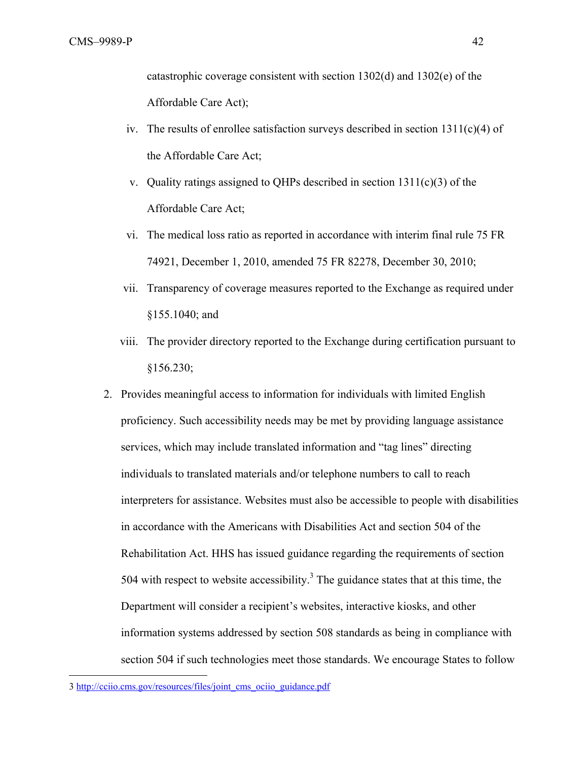catastrophic coverage consistent with section 1302(d) and 1302(e) of the Affordable Care Act);

iv. The results of enrollee satisfaction surveys described in section 1311(c)(4) of the Affordable Care Act;

v. Quality ratings assigned to QHPs described in section 1311(c)(3) of the Affordable Care Act;

vi. The medical loss ratio as reported in accordance with interim final rule 75 FR 74921, December 1, 2010, amended 75 FR 82278, December 30, 2010;

vii. Transparency of coverage measures reported to the Exchange as required under §155.1040; and

viii. The provider directory reported to the Exchange during certification pursuant to §156.230;

2. Provides meaningful access to information for individuals with limited English proficiency. Such accessibility needs may be met by providing language assistance services, which may include translated information and "tag lines" directing individuals to translated materials and/or telephone numbers to call to reach interpreters for assistance. Websites must also be accessible to people with disabilities in accordance with the Americans with Disabilities Act and section 504 of the Rehabilitation Act. HHS has issued guidance regarding the requirements of section 504 with respect to website accessibility.[3] The guidance states that at this time, the Department will consider a recipient's websites, interactive kiosks, and other information systems addressed by section 508 standards as being in compliance with section 504 if such technologies meet those standards. We encourage States to follow

---

3 http://cciio.cms.gov/resources/files/joint_cms_ociio_guidance.pdf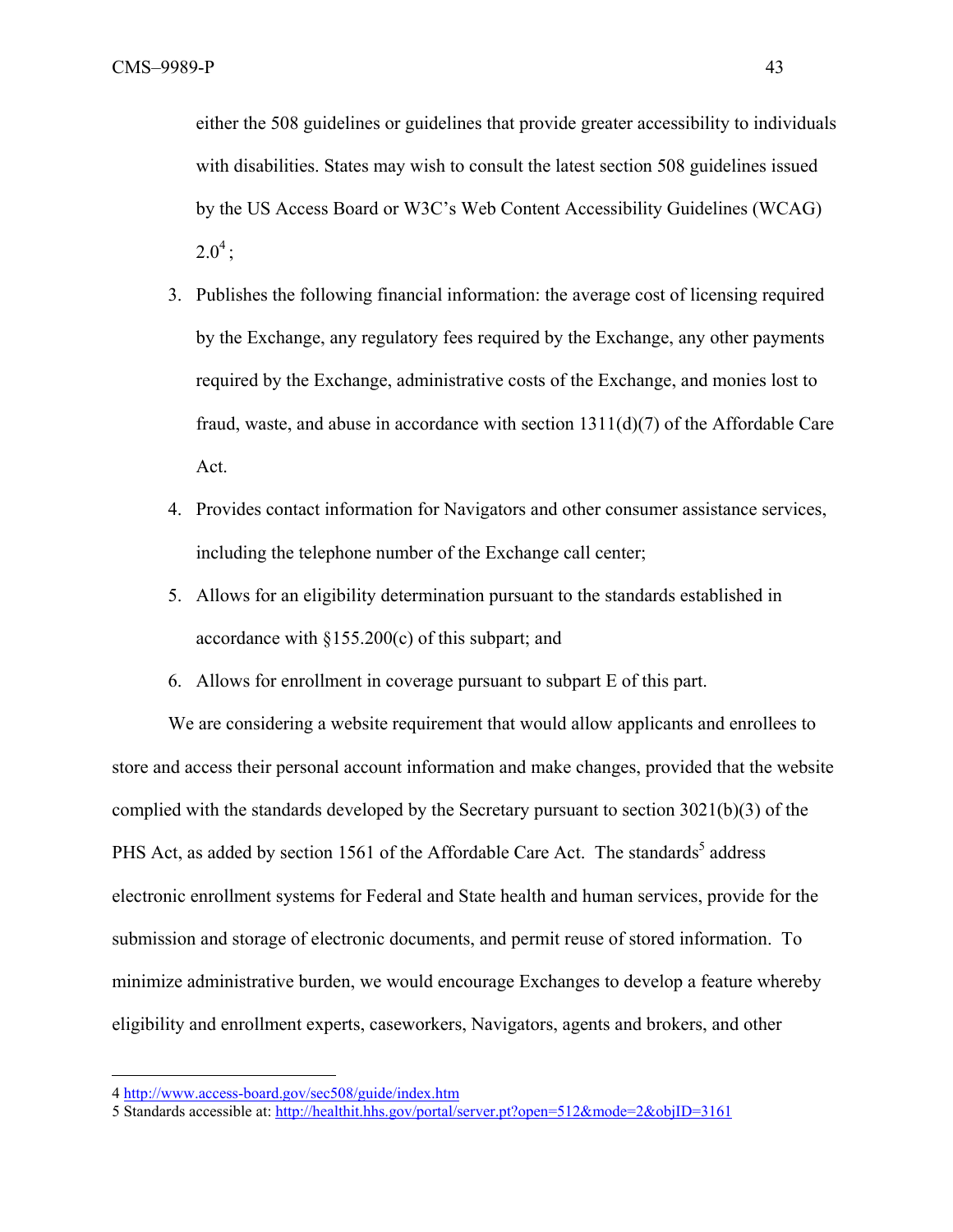either the 508 guidelines or guidelines that provide greater accessibility to individuals with disabilities. States may wish to consult the latest section 508 guidelines issued by the US Access Board or W3C's Web Content Accessibility Guidelines (WCAG) 2.0[4];

3. Publishes the following financial information: the average cost of licensing required by the Exchange, any regulatory fees required by the Exchange, any other payments required by the Exchange, administrative costs of the Exchange, and monies lost to fraud, waste, and abuse in accordance with section 1311(d)(7) of the Affordable Care Act.
4. Provides contact information for Navigators and other consumer assistance services, including the telephone number of the Exchange call center;
5. Allows for an eligibility determination pursuant to the standards established in accordance with §155.200(c) of this subpart; and
6. Allows for enrollment in coverage pursuant to subpart E of this part.

We are considering a website requirement that would allow applicants and enrollees to store and access their personal account information and make changes, provided that the website complied with the standards developed by the Secretary pursuant to section 3021(b)(3) of the PHS Act, as added by section 1561 of the Affordable Care Act. The standards[5] address electronic enrollment systems for Federal and State health and human services, provide for the submission and storage of electronic documents, and permit reuse of stored information. To minimize administrative burden, we would encourage Exchanges to develop a feature whereby eligibility and enrollment experts, caseworkers, Navigators, agents and brokers, and other

---

4 http://www.access-board.gov/sec508/guide/index.htm

5 Standards accessible at: http://healthit.hhs.gov/portal/server.pt?open=512&mode=2&objID=3161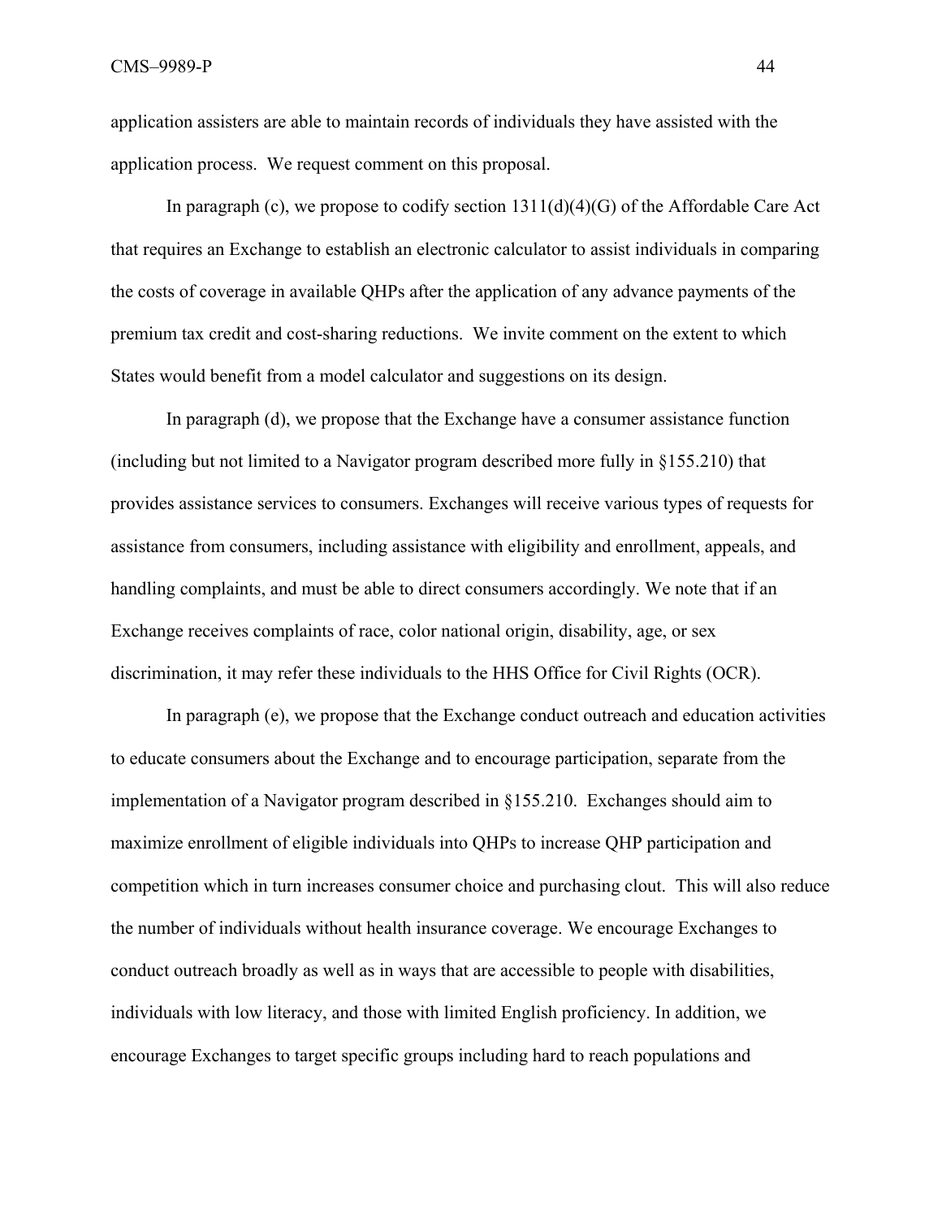application assisters are able to maintain records of individuals they have assisted with the application process. We request comment on this proposal.

In paragraph (c), we propose to codify section 1311(d)(4)(G) of the Affordable Care Act that requires an Exchange to establish an electronic calculator to assist individuals in comparing the costs of coverage in available QHPs after the application of any advance payments of the premium tax credit and cost-sharing reductions. We invite comment on the extent to which States would benefit from a model calculator and suggestions on its design.

In paragraph (d), we propose that the Exchange have a consumer assistance function (including but not limited to a Navigator program described more fully in §155.210) that provides assistance services to consumers. Exchanges will receive various types of requests for assistance from consumers, including assistance with eligibility and enrollment, appeals, and handling complaints, and must be able to direct consumers accordingly. We note that if an Exchange receives complaints of race, color national origin, disability, age, or sex discrimination, it may refer these individuals to the HHS Office for Civil Rights (OCR).

In paragraph (e), we propose that the Exchange conduct outreach and education activities to educate consumers about the Exchange and to encourage participation, separate from the implementation of a Navigator program described in §155.210. Exchanges should aim to maximize enrollment of eligible individuals into QHPs to increase QHP participation and competition which in turn increases consumer choice and purchasing clout. This will also reduce the number of individuals without health insurance coverage. We encourage Exchanges to conduct outreach broadly as well as in ways that are accessible to people with disabilities, individuals with low literacy, and those with limited English proficiency. In addition, we encourage Exchanges to target specific groups including hard to reach populations and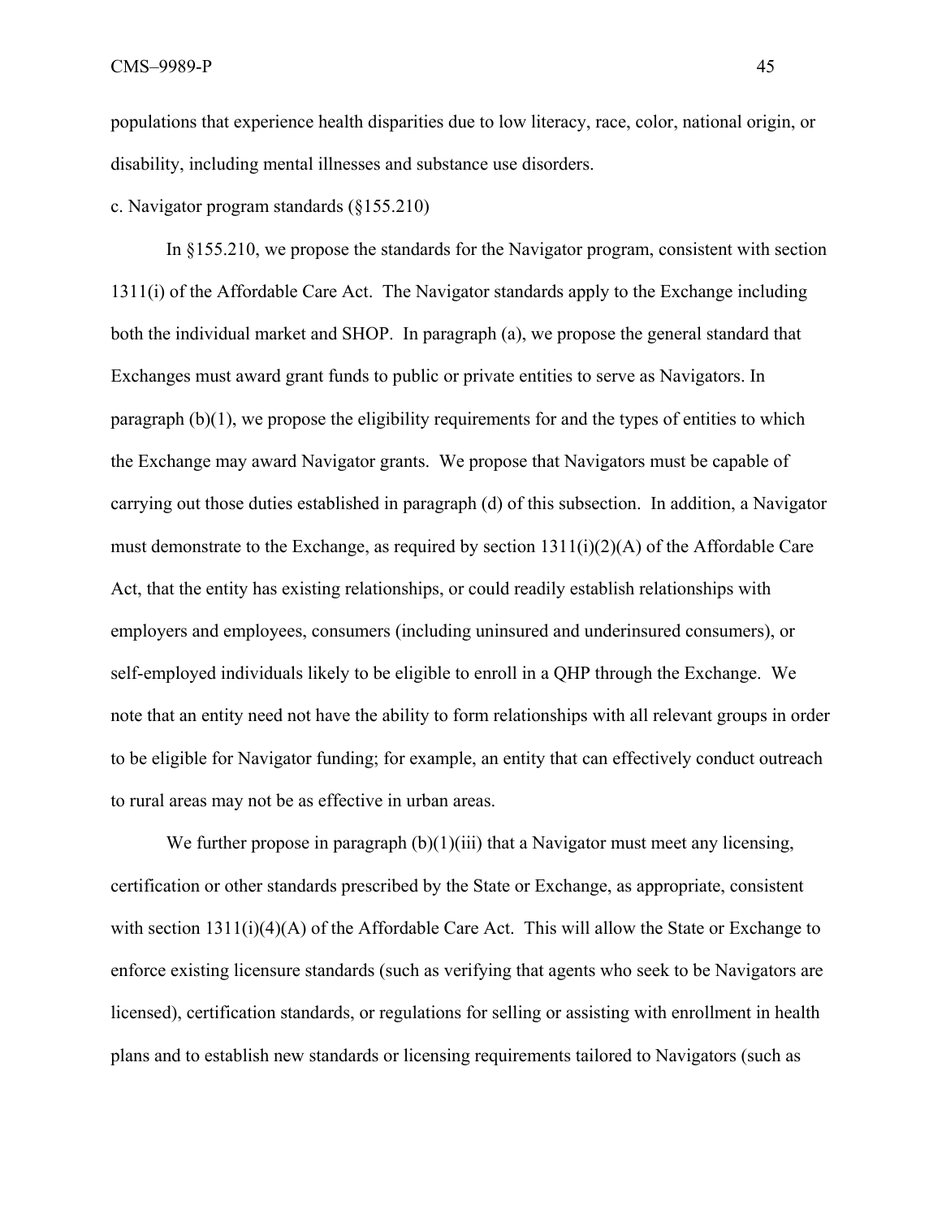populations that experience health disparities due to low literacy, race, color, national origin, or disability, including mental illnesses and substance use disorders.

c. Navigator program standards (§155.210)

In §155.210, we propose the standards for the Navigator program, consistent with section 1311(i) of the Affordable Care Act. The Navigator standards apply to the Exchange including both the individual market and SHOP. In paragraph (a), we propose the general standard that Exchanges must award grant funds to public or private entities to serve as Navigators. In paragraph (b)(1), we propose the eligibility requirements for and the types of entities to which the Exchange may award Navigator grants. We propose that Navigators must be capable of carrying out those duties established in paragraph (d) of this subsection. In addition, a Navigator must demonstrate to the Exchange, as required by section 1311(i)(2)(A) of the Affordable Care Act, that the entity has existing relationships, or could readily establish relationships with employers and employees, consumers (including uninsured and underinsured consumers), or self-employed individuals likely to be eligible to enroll in a QHP through the Exchange. We note that an entity need not have the ability to form relationships with all relevant groups in order to be eligible for Navigator funding; for example, an entity that can effectively conduct outreach to rural areas may not be as effective in urban areas.

We further propose in paragraph (b)(1)(iii) that a Navigator must meet any licensing, certification or other standards prescribed by the State or Exchange, as appropriate, consistent with section 1311(i)(4)(A) of the Affordable Care Act. This will allow the State or Exchange to enforce existing licensure standards (such as verifying that agents who seek to be Navigators are licensed), certification standards, or regulations for selling or assisting with enrollment in health plans and to establish new standards or licensing requirements tailored to Navigators (such as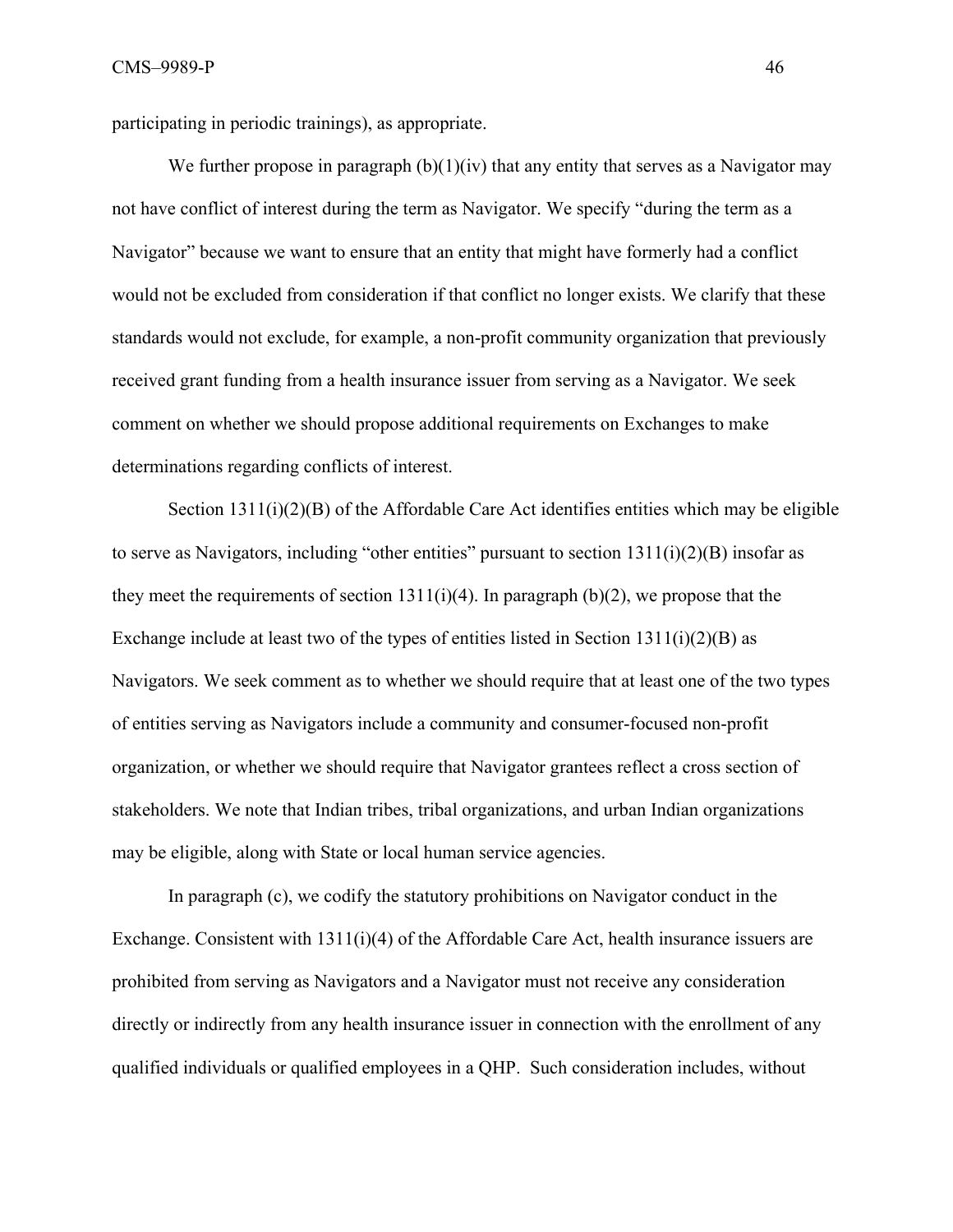participating in periodic trainings), as appropriate.

We further propose in paragraph (b)(1)(iv) that any entity that serves as a Navigator may not have conflict of interest during the term as Navigator. We specify "during the term as a Navigator" because we want to ensure that an entity that might have formerly had a conflict would not be excluded from consideration if that conflict no longer exists. We clarify that these standards would not exclude, for example, a non-profit community organization that previously received grant funding from a health insurance issuer from serving as a Navigator. We seek comment on whether we should propose additional requirements on Exchanges to make determinations regarding conflicts of interest.

Section 1311(i)(2)(B) of the Affordable Care Act identifies entities which may be eligible to serve as Navigators, including "other entities" pursuant to section 1311(i)(2)(B) insofar as they meet the requirements of section 1311(i)(4). In paragraph (b)(2), we propose that the Exchange include at least two of the types of entities listed in Section 1311(i)(2)(B) as Navigators. We seek comment as to whether we should require that at least one of the two types of entities serving as Navigators include a community and consumer-focused non-profit organization, or whether we should require that Navigator grantees reflect a cross section of stakeholders. We note that Indian tribes, tribal organizations, and urban Indian organizations may be eligible, along with State or local human service agencies.

In paragraph (c), we codify the statutory prohibitions on Navigator conduct in the Exchange. Consistent with 1311(i)(4) of the Affordable Care Act, health insurance issuers are prohibited from serving as Navigators and a Navigator must not receive any consideration directly or indirectly from any health insurance issuer in connection with the enrollment of any qualified individuals or qualified employees in a QHP. Such consideration includes, without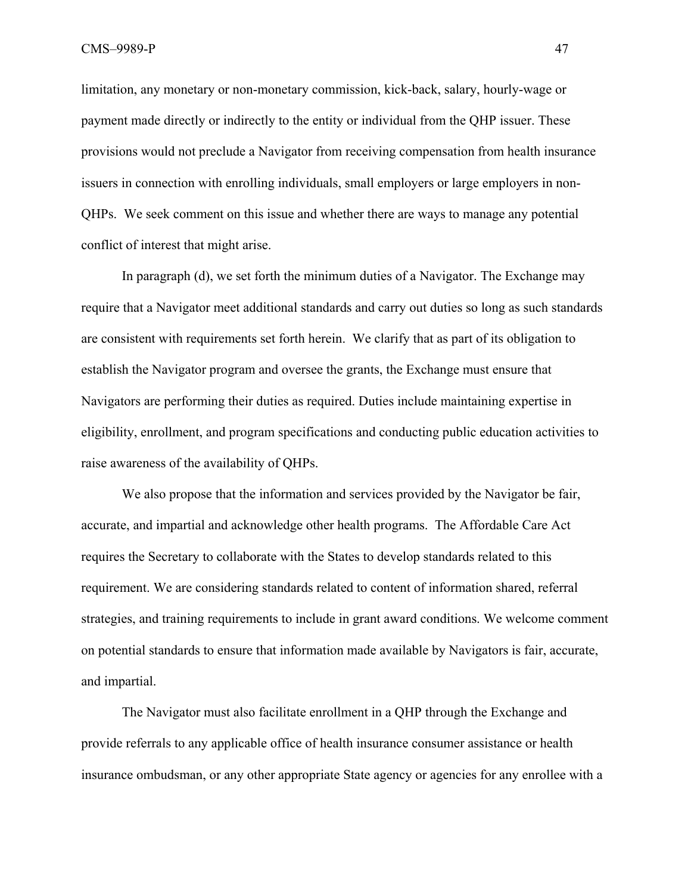limitation, any monetary or non-monetary commission, kick-back, salary, hourly-wage or payment made directly or indirectly to the entity or individual from the QHP issuer. These provisions would not preclude a Navigator from receiving compensation from health insurance issuers in connection with enrolling individuals, small employers or large employers in non-QHPs. We seek comment on this issue and whether there are ways to manage any potential conflict of interest that might arise.

In paragraph (d), we set forth the minimum duties of a Navigator. The Exchange may require that a Navigator meet additional standards and carry out duties so long as such standards are consistent with requirements set forth herein. We clarify that as part of its obligation to establish the Navigator program and oversee the grants, the Exchange must ensure that Navigators are performing their duties as required. Duties include maintaining expertise in eligibility, enrollment, and program specifications and conducting public education activities to raise awareness of the availability of QHPs.

We also propose that the information and services provided by the Navigator be fair, accurate, and impartial and acknowledge other health programs. The Affordable Care Act requires the Secretary to collaborate with the States to develop standards related to this requirement. We are considering standards related to content of information shared, referral strategies, and training requirements to include in grant award conditions. We welcome comment on potential standards to ensure that information made available by Navigators is fair, accurate, and impartial.

The Navigator must also facilitate enrollment in a QHP through the Exchange and provide referrals to any applicable office of health insurance consumer assistance or health insurance ombudsman, or any other appropriate State agency or agencies for any enrollee with a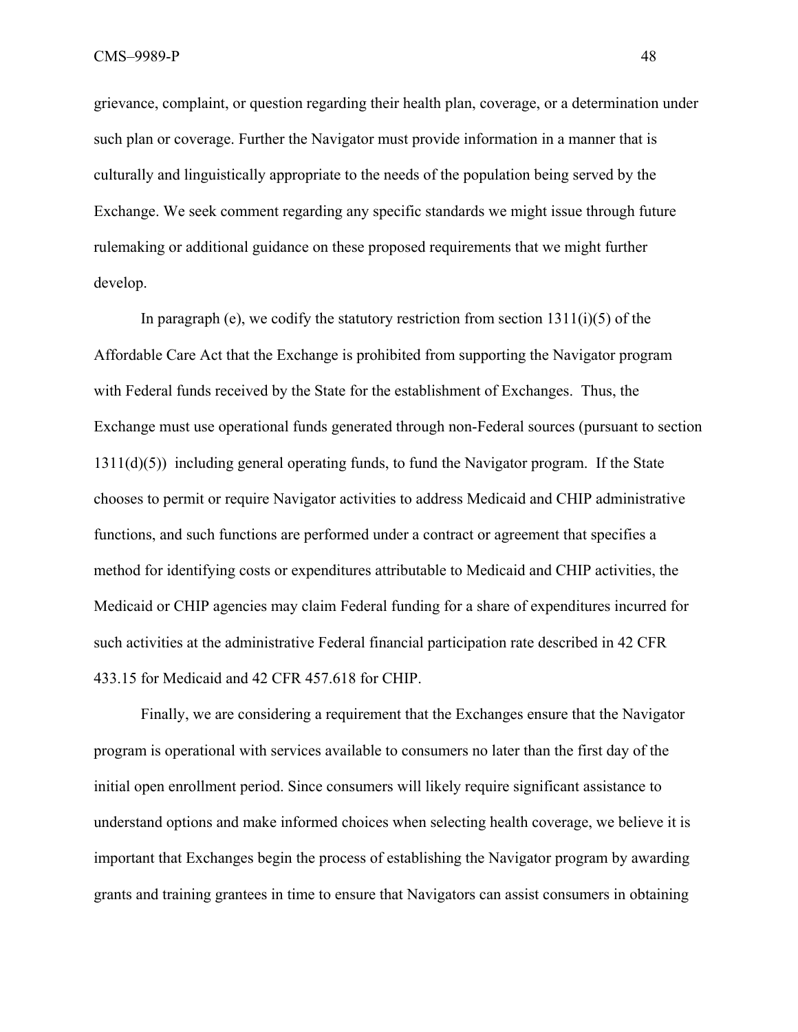grievance, complaint, or question regarding their health plan, coverage, or a determination under such plan or coverage. Further the Navigator must provide information in a manner that is culturally and linguistically appropriate to the needs of the population being served by the Exchange. We seek comment regarding any specific standards we might issue through future rulemaking or additional guidance on these proposed requirements that we might further develop.

In paragraph (e), we codify the statutory restriction from section 1311(i)(5) of the Affordable Care Act that the Exchange is prohibited from supporting the Navigator program with Federal funds received by the State for the establishment of Exchanges. Thus, the Exchange must use operational funds generated through non-Federal sources (pursuant to section 1311(d)(5)) including general operating funds, to fund the Navigator program. If the State chooses to permit or require Navigator activities to address Medicaid and CHIP administrative functions, and such functions are performed under a contract or agreement that specifies a method for identifying costs or expenditures attributable to Medicaid and CHIP activities, the Medicaid or CHIP agencies may claim Federal funding for a share of expenditures incurred for such activities at the administrative Federal financial participation rate described in 42 CFR 433.15 for Medicaid and 42 CFR 457.618 for CHIP.

Finally, we are considering a requirement that the Exchanges ensure that the Navigator program is operational with services available to consumers no later than the first day of the initial open enrollment period. Since consumers will likely require significant assistance to understand options and make informed choices when selecting health coverage, we believe it is important that Exchanges begin the process of establishing the Navigator program by awarding grants and training grantees in time to ensure that Navigators can assist consumers in obtaining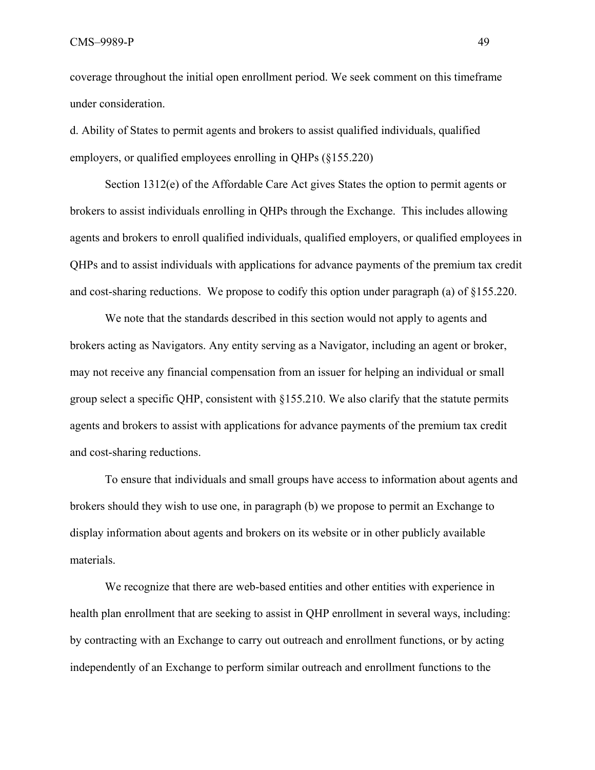coverage throughout the initial open enrollment period. We seek comment on this timeframe under consideration.

d. Ability of States to permit agents and brokers to assist qualified individuals, qualified employers, or qualified employees enrolling in QHPs (§155.220)

Section 1312(e) of the Affordable Care Act gives States the option to permit agents or brokers to assist individuals enrolling in QHPs through the Exchange. This includes allowing agents and brokers to enroll qualified individuals, qualified employers, or qualified employees in QHPs and to assist individuals with applications for advance payments of the premium tax credit and cost-sharing reductions. We propose to codify this option under paragraph (a) of §155.220.

We note that the standards described in this section would not apply to agents and brokers acting as Navigators. Any entity serving as a Navigator, including an agent or broker, may not receive any financial compensation from an issuer for helping an individual or small group select a specific QHP, consistent with §155.210. We also clarify that the statute permits agents and brokers to assist with applications for advance payments of the premium tax credit and cost-sharing reductions.

To ensure that individuals and small groups have access to information about agents and brokers should they wish to use one, in paragraph (b) we propose to permit an Exchange to display information about agents and brokers on its website or in other publicly available materials.

We recognize that there are web-based entities and other entities with experience in health plan enrollment that are seeking to assist in QHP enrollment in several ways, including: by contracting with an Exchange to carry out outreach and enrollment functions, or by acting independently of an Exchange to perform similar outreach and enrollment functions to the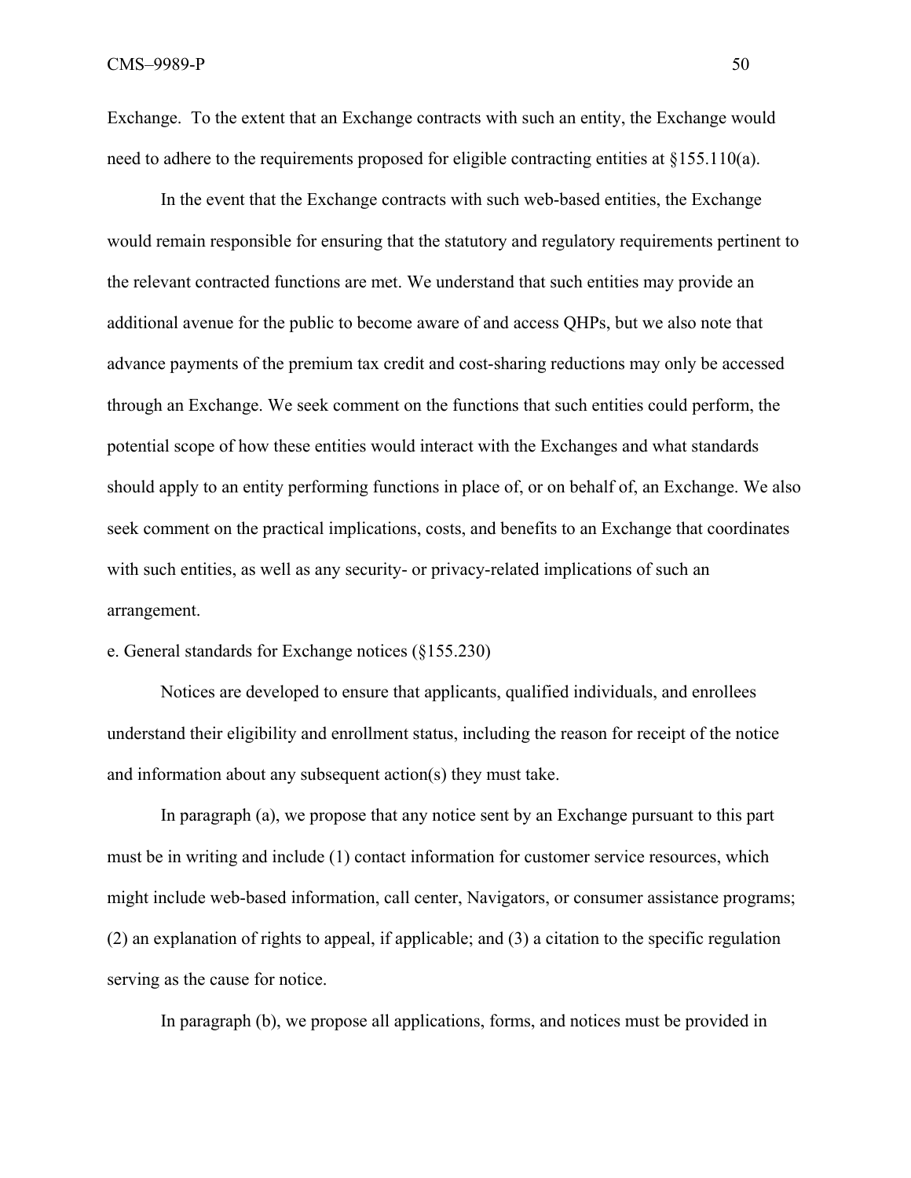Exchange. To the extent that an Exchange contracts with such an entity, the Exchange would need to adhere to the requirements proposed for eligible contracting entities at §155.110(a).

In the event that the Exchange contracts with such web-based entities, the Exchange would remain responsible for ensuring that the statutory and regulatory requirements pertinent to the relevant contracted functions are met. We understand that such entities may provide an additional avenue for the public to become aware of and access QHPs, but we also note that advance payments of the premium tax credit and cost-sharing reductions may only be accessed through an Exchange. We seek comment on the functions that such entities could perform, the potential scope of how these entities would interact with the Exchanges and what standards should apply to an entity performing functions in place of, or on behalf of, an Exchange. We also seek comment on the practical implications, costs, and benefits to an Exchange that coordinates with such entities, as well as any security- or privacy-related implications of such an arrangement.

e. General standards for Exchange notices (§155.230)

Notices are developed to ensure that applicants, qualified individuals, and enrollees understand their eligibility and enrollment status, including the reason for receipt of the notice and information about any subsequent action(s) they must take.

In paragraph (a), we propose that any notice sent by an Exchange pursuant to this part must be in writing and include (1) contact information for customer service resources, which might include web-based information, call center, Navigators, or consumer assistance programs; (2) an explanation of rights to appeal, if applicable; and (3) a citation to the specific regulation serving as the cause for notice.

In paragraph (b), we propose all applications, forms, and notices must be provided in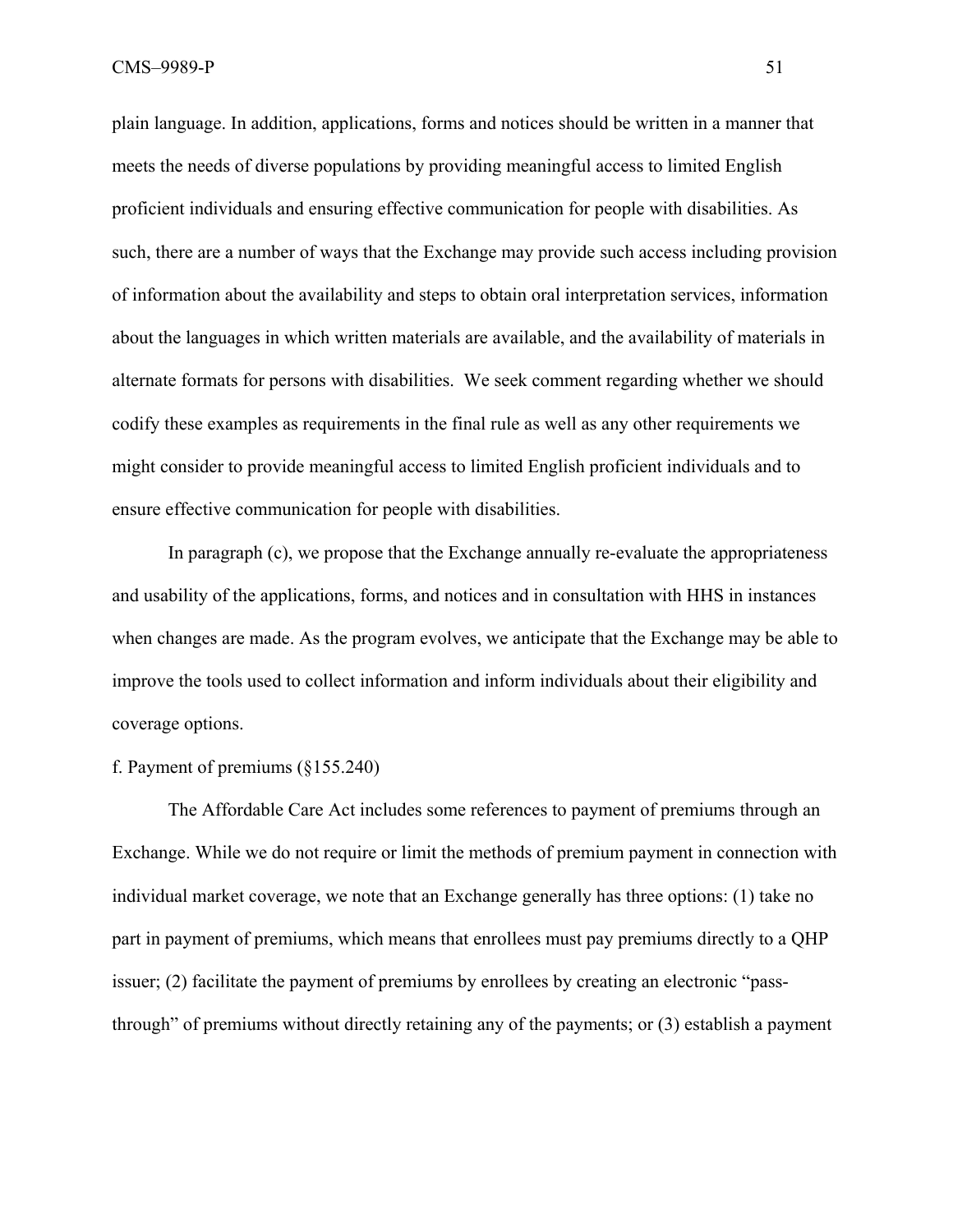plain language. In addition, applications, forms and notices should be written in a manner that meets the needs of diverse populations by providing meaningful access to limited English proficient individuals and ensuring effective communication for people with disabilities. As such, there are a number of ways that the Exchange may provide such access including provision of information about the availability and steps to obtain oral interpretation services, information about the languages in which written materials are available, and the availability of materials in alternate formats for persons with disabilities. We seek comment regarding whether we should codify these examples as requirements in the final rule as well as any other requirements we might consider to provide meaningful access to limited English proficient individuals and to ensure effective communication for people with disabilities.

In paragraph (c), we propose that the Exchange annually re-evaluate the appropriateness and usability of the applications, forms, and notices and in consultation with HHS in instances when changes are made. As the program evolves, we anticipate that the Exchange may be able to improve the tools used to collect information and inform individuals about their eligibility and coverage options.

f. Payment of premiums (§155.240)

The Affordable Care Act includes some references to payment of premiums through an Exchange. While we do not require or limit the methods of premium payment in connection with individual market coverage, we note that an Exchange generally has three options: (1) take no part in payment of premiums, which means that enrollees must pay premiums directly to a QHP issuer; (2) facilitate the payment of premiums by enrollees by creating an electronic "pass-through" of premiums without directly retaining any of the payments; or (3) establish a payment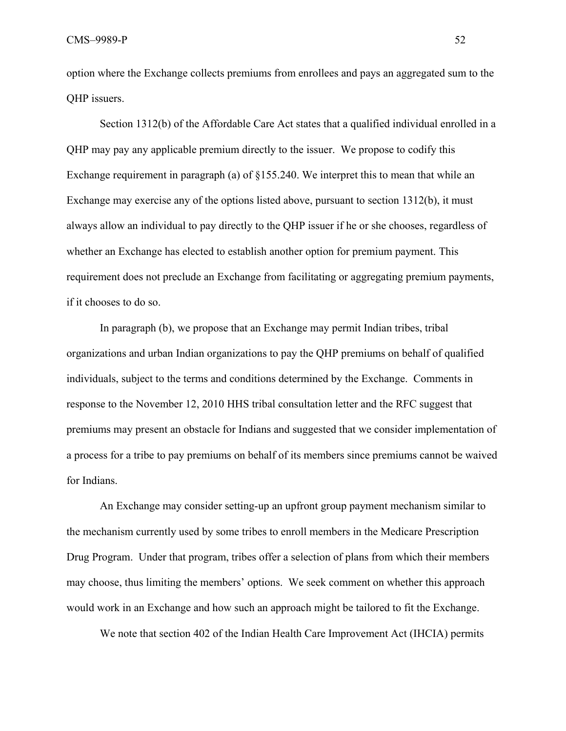option where the Exchange collects premiums from enrollees and pays an aggregated sum to the QHP issuers.

Section 1312(b) of the Affordable Care Act states that a qualified individual enrolled in a QHP may pay any applicable premium directly to the issuer. We propose to codify this Exchange requirement in paragraph (a) of §155.240. We interpret this to mean that while an Exchange may exercise any of the options listed above, pursuant to section 1312(b), it must always allow an individual to pay directly to the QHP issuer if he or she chooses, regardless of whether an Exchange has elected to establish another option for premium payment. This requirement does not preclude an Exchange from facilitating or aggregating premium payments, if it chooses to do so.

In paragraph (b), we propose that an Exchange may permit Indian tribes, tribal organizations and urban Indian organizations to pay the QHP premiums on behalf of qualified individuals, subject to the terms and conditions determined by the Exchange. Comments in response to the November 12, 2010 HHS tribal consultation letter and the RFC suggest that premiums may present an obstacle for Indians and suggested that we consider implementation of a process for a tribe to pay premiums on behalf of its members since premiums cannot be waived for Indians.

An Exchange may consider setting-up an upfront group payment mechanism similar to the mechanism currently used by some tribes to enroll members in the Medicare Prescription Drug Program. Under that program, tribes offer a selection of plans from which their members may choose, thus limiting the members' options. We seek comment on whether this approach would work in an Exchange and how such an approach might be tailored to fit the Exchange.

We note that section 402 of the Indian Health Care Improvement Act (IHCIA) permits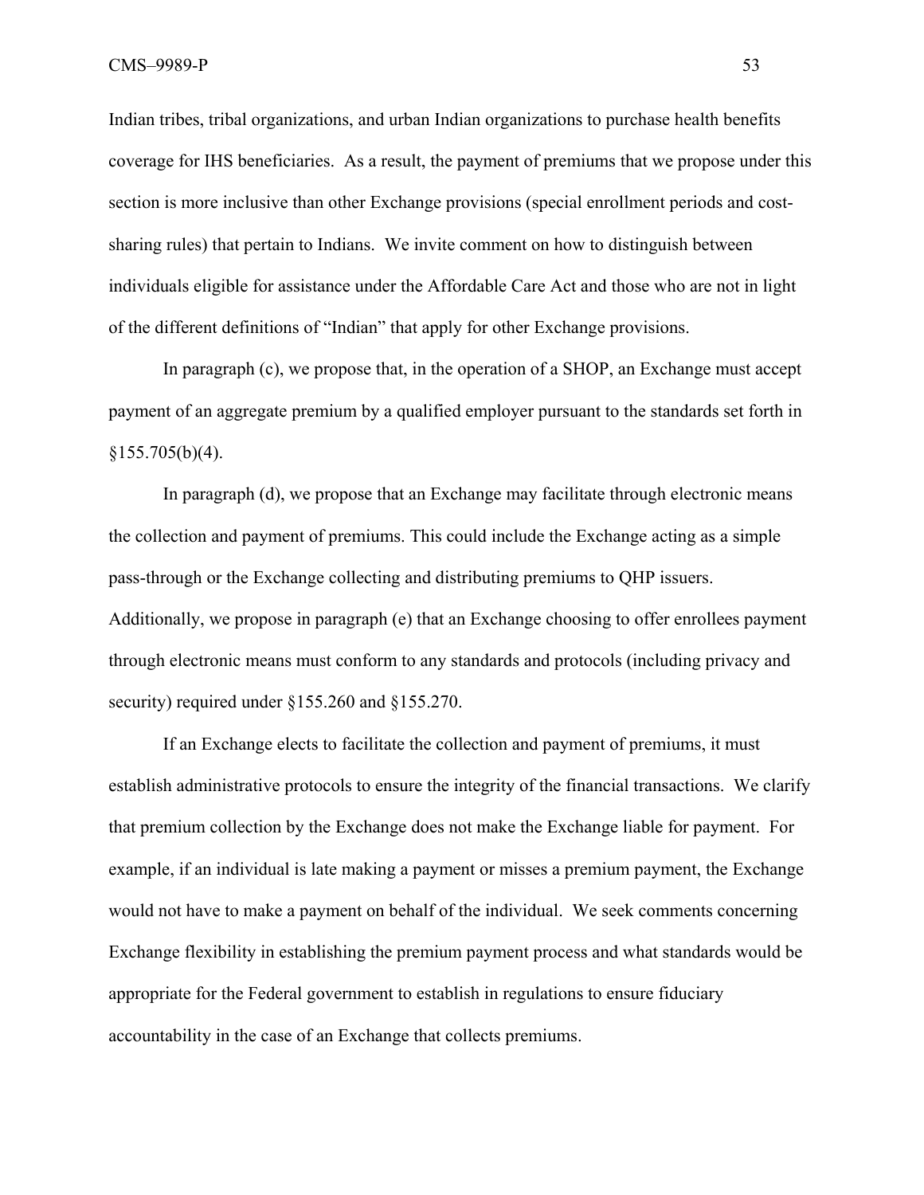Indian tribes, tribal organizations, and urban Indian organizations to purchase health benefits coverage for IHS beneficiaries. As a result, the payment of premiums that we propose under this section is more inclusive than other Exchange provisions (special enrollment periods and cost-sharing rules) that pertain to Indians. We invite comment on how to distinguish between individuals eligible for assistance under the Affordable Care Act and those who are not in light of the different definitions of "Indian" that apply for other Exchange provisions.

In paragraph (c), we propose that, in the operation of a SHOP, an Exchange must accept payment of an aggregate premium by a qualified employer pursuant to the standards set forth in §155.705(b)(4).

In paragraph (d), we propose that an Exchange may facilitate through electronic means the collection and payment of premiums. This could include the Exchange acting as a simple pass-through or the Exchange collecting and distributing premiums to QHP issuers. Additionally, we propose in paragraph (e) that an Exchange choosing to offer enrollees payment through electronic means must conform to any standards and protocols (including privacy and security) required under §155.260 and §155.270.

If an Exchange elects to facilitate the collection and payment of premiums, it must establish administrative protocols to ensure the integrity of the financial transactions. We clarify that premium collection by the Exchange does not make the Exchange liable for payment. For example, if an individual is late making a payment or misses a premium payment, the Exchange would not have to make a payment on behalf of the individual. We seek comments concerning Exchange flexibility in establishing the premium payment process and what standards would be appropriate for the Federal government to establish in regulations to ensure fiduciary accountability in the case of an Exchange that collects premiums.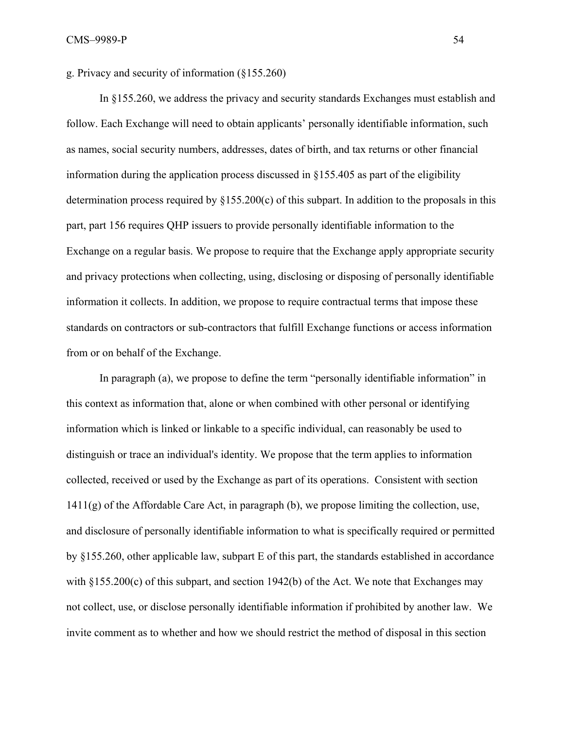g. Privacy and security of information (§155.260)

In §155.260, we address the privacy and security standards Exchanges must establish and follow. Each Exchange will need to obtain applicants' personally identifiable information, such as names, social security numbers, addresses, dates of birth, and tax returns or other financial information during the application process discussed in §155.405 as part of the eligibility determination process required by §155.200(c) of this subpart. In addition to the proposals in this part, part 156 requires QHP issuers to provide personally identifiable information to the Exchange on a regular basis. We propose to require that the Exchange apply appropriate security and privacy protections when collecting, using, disclosing or disposing of personally identifiable information it collects. In addition, we propose to require contractual terms that impose these standards on contractors or sub-contractors that fulfill Exchange functions or access information from or on behalf of the Exchange.

In paragraph (a), we propose to define the term "personally identifiable information" in this context as information that, alone or when combined with other personal or identifying information which is linked or linkable to a specific individual, can reasonably be used to distinguish or trace an individual's identity. We propose that the term applies to information collected, received or used by the Exchange as part of its operations. Consistent with section 1411(g) of the Affordable Care Act, in paragraph (b), we propose limiting the collection, use, and disclosure of personally identifiable information to what is specifically required or permitted by §155.260, other applicable law, subpart E of this part, the standards established in accordance with §155.200(c) of this subpart, and section 1942(b) of the Act. We note that Exchanges may not collect, use, or disclose personally identifiable information if prohibited by another law. We invite comment as to whether and how we should restrict the method of disposal in this section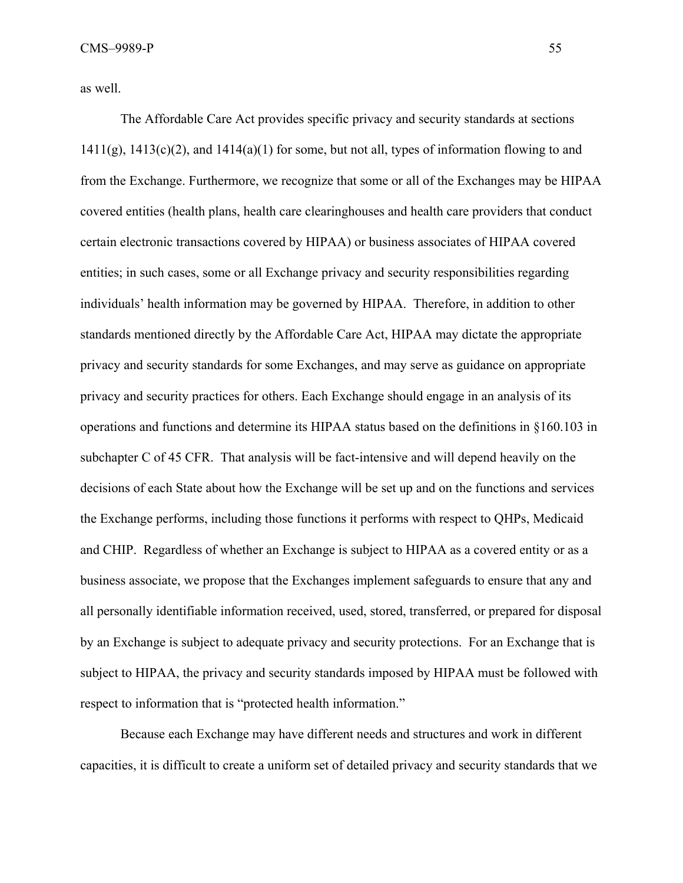as well.

The Affordable Care Act provides specific privacy and security standards at sections 1411(g), 1413(c)(2), and 1414(a)(1) for some, but not all, types of information flowing to and from the Exchange. Furthermore, we recognize that some or all of the Exchanges may be HIPAA covered entities (health plans, health care clearinghouses and health care providers that conduct certain electronic transactions covered by HIPAA) or business associates of HIPAA covered entities; in such cases, some or all Exchange privacy and security responsibilities regarding individuals' health information may be governed by HIPAA. Therefore, in addition to other standards mentioned directly by the Affordable Care Act, HIPAA may dictate the appropriate privacy and security standards for some Exchanges, and may serve as guidance on appropriate privacy and security practices for others. Each Exchange should engage in an analysis of its operations and functions and determine its HIPAA status based on the definitions in §160.103 in subchapter C of 45 CFR. That analysis will be fact-intensive and will depend heavily on the decisions of each State about how the Exchange will be set up and on the functions and services the Exchange performs, including those functions it performs with respect to QHPs, Medicaid and CHIP. Regardless of whether an Exchange is subject to HIPAA as a covered entity or as a business associate, we propose that the Exchanges implement safeguards to ensure that any and all personally identifiable information received, used, stored, transferred, or prepared for disposal by an Exchange is subject to adequate privacy and security protections. For an Exchange that is subject to HIPAA, the privacy and security standards imposed by HIPAA must be followed with respect to information that is "protected health information."

Because each Exchange may have different needs and structures and work in different capacities, it is difficult to create a uniform set of detailed privacy and security standards that we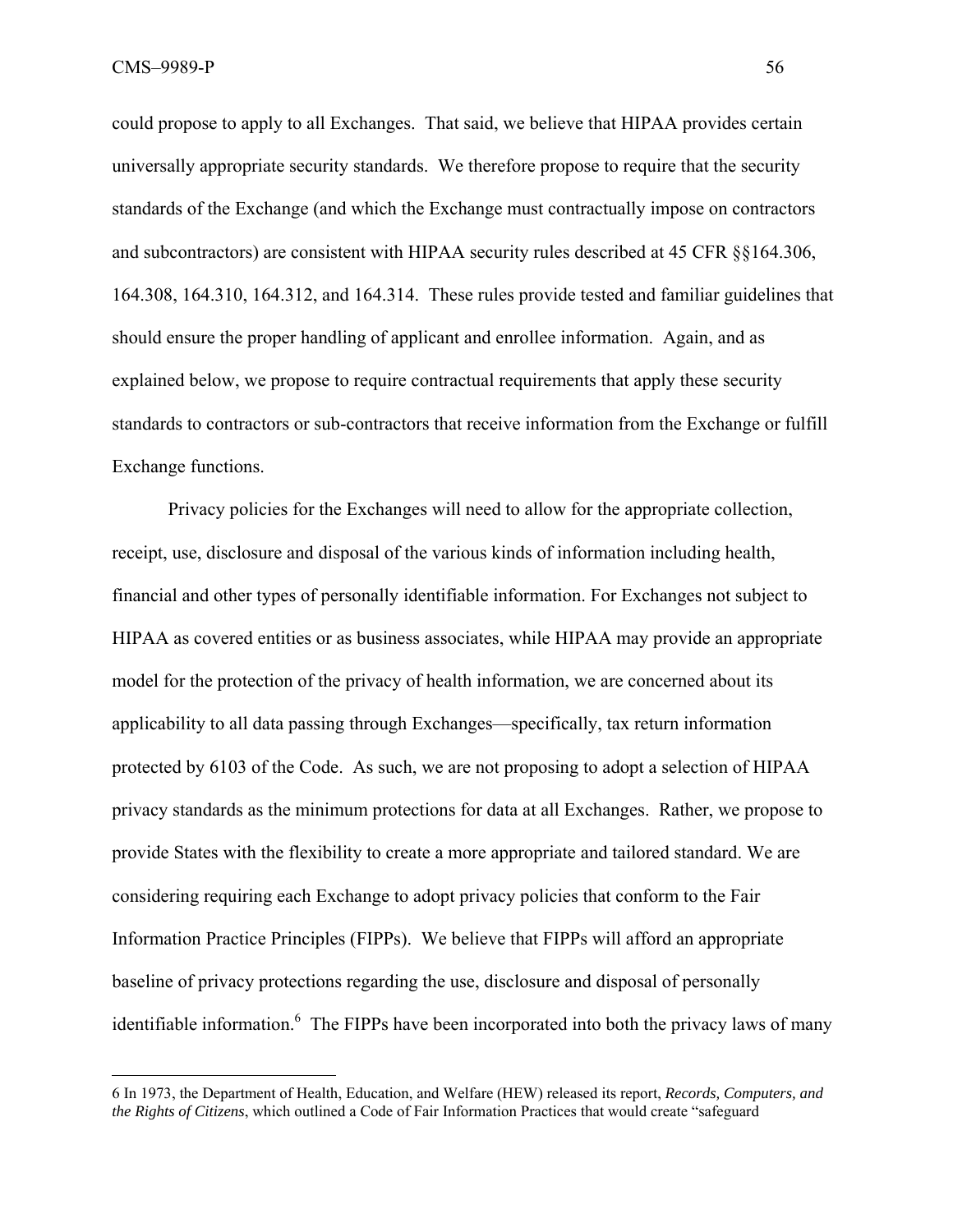could propose to apply to all Exchanges. That said, we believe that HIPAA provides certain universally appropriate security standards. We therefore propose to require that the security standards of the Exchange (and which the Exchange must contractually impose on contractors and subcontractors) are consistent with HIPAA security rules described at 45 CFR §§164.306, 164.308, 164.310, 164.312, and 164.314. These rules provide tested and familiar guidelines that should ensure the proper handling of applicant and enrollee information. Again, and as explained below, we propose to require contractual requirements that apply these security standards to contractors or sub-contractors that receive information from the Exchange or fulfill Exchange functions.

Privacy policies for the Exchanges will need to allow for the appropriate collection, receipt, use, disclosure and disposal of the various kinds of information including health, financial and other types of personally identifiable information. For Exchanges not subject to HIPAA as covered entities or as business associates, while HIPAA may provide an appropriate model for the protection of the privacy of health information, we are concerned about its applicability to all data passing through Exchanges—specifically, tax return information protected by 6103 of the Code. As such, we are not proposing to adopt a selection of HIPAA privacy standards as the minimum protections for data at all Exchanges. Rather, we propose to provide States with the flexibility to create a more appropriate and tailored standard. We are considering requiring each Exchange to adopt privacy policies that conform to the Fair Information Practice Principles (FIPPs). We believe that FIPPs will afford an appropriate baseline of privacy protections regarding the use, disclosure and disposal of personally identifiable information.[6] The FIPPs have been incorporated into both the privacy laws of many

6 In 1973, the Department of Health, Education, and Welfare (HEW) released its report, *Records, Computers, and the Rights of Citizens*, which outlined a Code of Fair Information Practices that would create "safeguard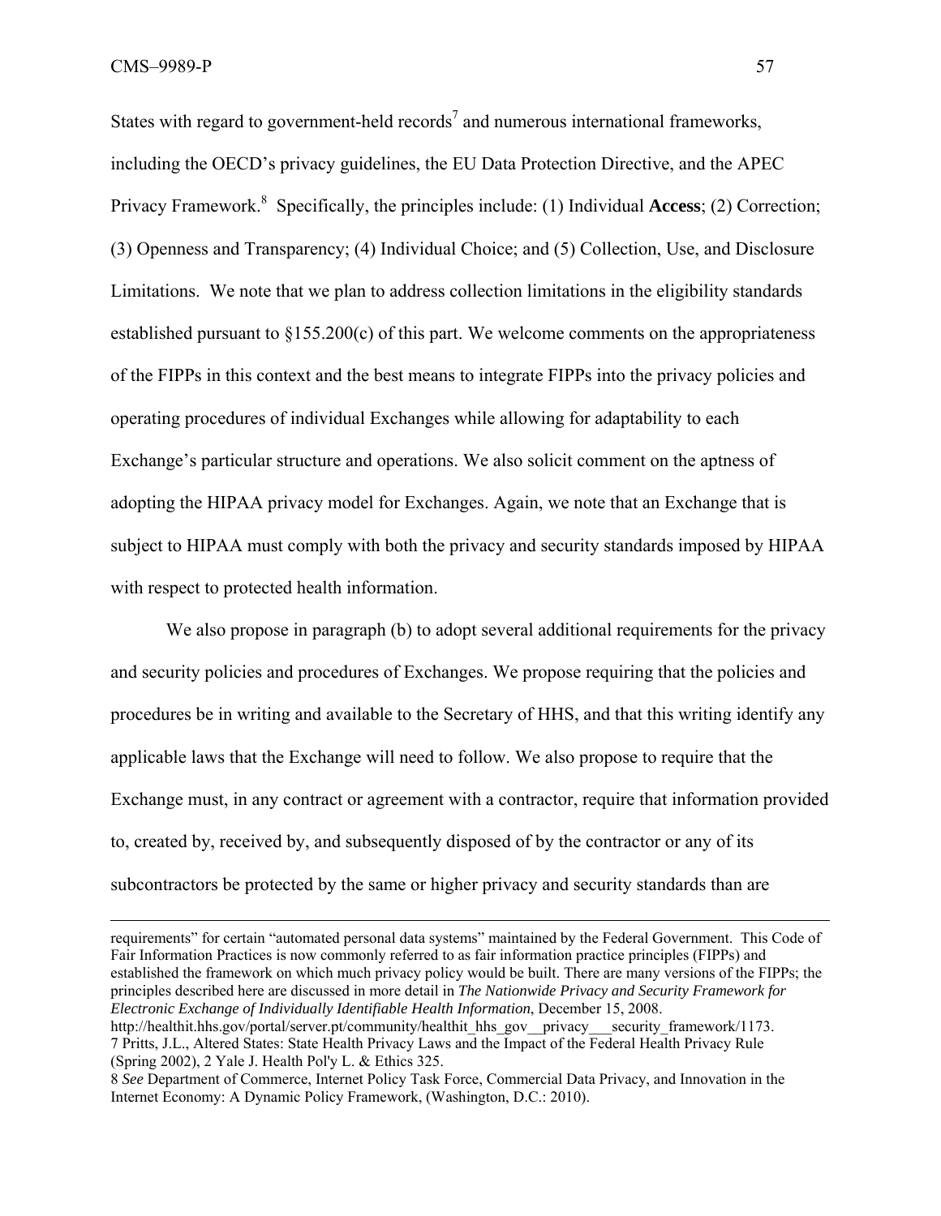States with regard to government-held records[7] and numerous international frameworks, including the OECD's privacy guidelines, the EU Data Protection Directive, and the APEC Privacy Framework.[8] Specifically, the principles include: (1) Individual **Access**; (2) Correction; (3) Openness and Transparency; (4) Individual Choice; and (5) Collection, Use, and Disclosure Limitations. We note that we plan to address collection limitations in the eligibility standards established pursuant to §155.200(c) of this part. We welcome comments on the appropriateness of the FIPPs in this context and the best means to integrate FIPPs into the privacy policies and operating procedures of individual Exchanges while allowing for adaptability to each Exchange's particular structure and operations. We also solicit comment on the aptness of adopting the HIPAA privacy model for Exchanges. Again, we note that an Exchange that is subject to HIPAA must comply with both the privacy and security standards imposed by HIPAA with respect to protected health information.

We also propose in paragraph (b) to adopt several additional requirements for the privacy and security policies and procedures of Exchanges. We propose requiring that the policies and procedures be in writing and available to the Secretary of HHS, and that this writing identify any applicable laws that the Exchange will need to follow. We also propose to require that the Exchange must, in any contract or agreement with a contractor, require that information provided to, created by, received by, and subsequently disposed of by the contractor or any of its subcontractors be protected by the same or higher privacy and security standards than are

---

requirements" for certain "automated personal data systems" maintained by the Federal Government. This Code of Fair Information Practices is now commonly referred to as fair information practice principles (FIPPs) and established the framework on which much privacy policy would be built. There are many versions of the FIPPs; the principles described here are discussed in more detail in *The Nationwide Privacy and Security Framework for Electronic Exchange of Individually Identifiable Health Information*, December 15, 2008. http://healthit.hhs.gov/portal/server.pt/community/healthit_hhs_gov__privacy___security_framework/1173.

7 Pritts, J.L., Altered States: State Health Privacy Laws and the Impact of the Federal Health Privacy Rule (Spring 2002), 2 Yale J. Health Pol'y L. & Ethics 325.

8 *See* Department of Commerce, Internet Policy Task Force, Commercial Data Privacy, and Innovation in the Internet Economy: A Dynamic Policy Framework, (Washington, D.C.: 2010).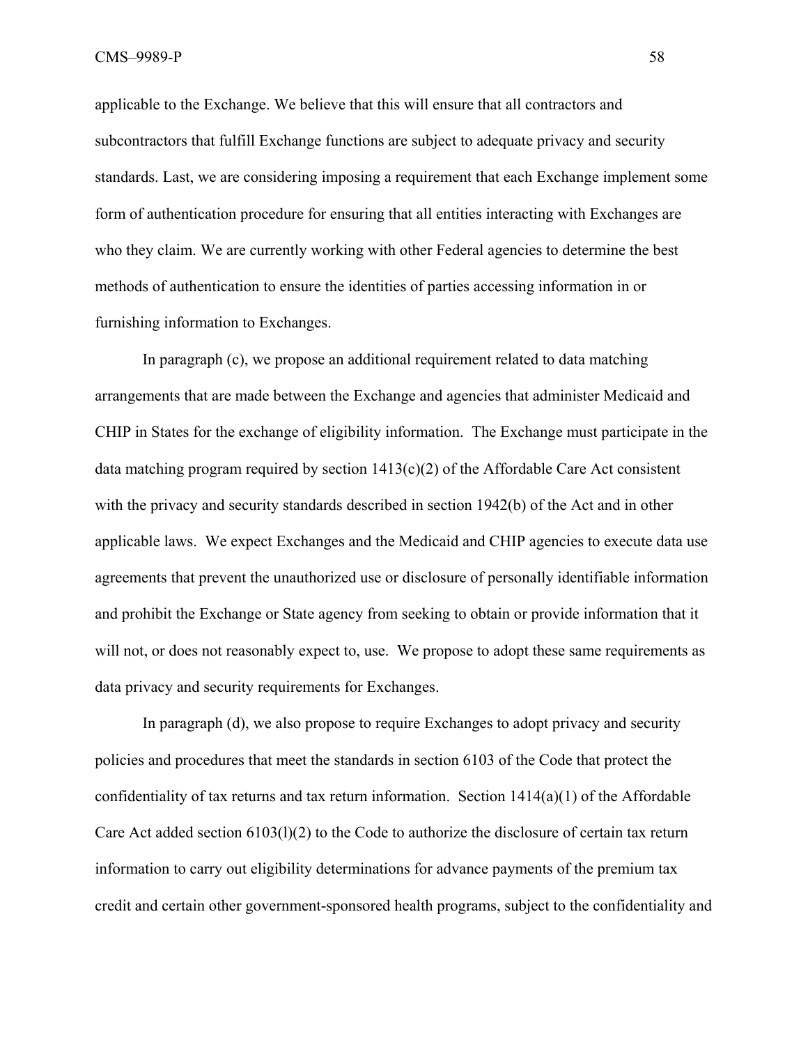applicable to the Exchange. We believe that this will ensure that all contractors and subcontractors that fulfill Exchange functions are subject to adequate privacy and security standards. Last, we are considering imposing a requirement that each Exchange implement some form of authentication procedure for ensuring that all entities interacting with Exchanges are who they claim. We are currently working with other Federal agencies to determine the best methods of authentication to ensure the identities of parties accessing information in or furnishing information to Exchanges.

In paragraph (c), we propose an additional requirement related to data matching arrangements that are made between the Exchange and agencies that administer Medicaid and CHIP in States for the exchange of eligibility information. The Exchange must participate in the data matching program required by section 1413(c)(2) of the Affordable Care Act consistent with the privacy and security standards described in section 1942(b) of the Act and in other applicable laws. We expect Exchanges and the Medicaid and CHIP agencies to execute data use agreements that prevent the unauthorized use or disclosure of personally identifiable information and prohibit the Exchange or State agency from seeking to obtain or provide information that it will not, or does not reasonably expect to, use. We propose to adopt these same requirements as data privacy and security requirements for Exchanges.

In paragraph (d), we also propose to require Exchanges to adopt privacy and security policies and procedures that meet the standards in section 6103 of the Code that protect the confidentiality of tax returns and tax return information. Section 1414(a)(1) of the Affordable Care Act added section 6103(l)(2) to the Code to authorize the disclosure of certain tax return information to carry out eligibility determinations for advance payments of the premium tax credit and certain other government-sponsored health programs, subject to the confidentiality and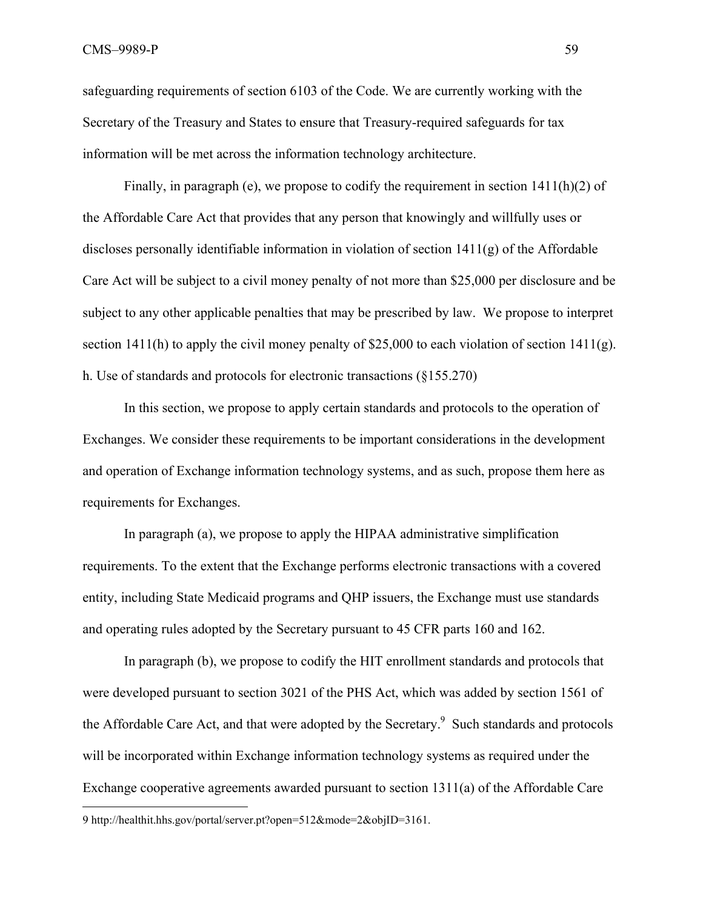safeguarding requirements of section 6103 of the Code. We are currently working with the Secretary of the Treasury and States to ensure that Treasury-required safeguards for tax information will be met across the information technology architecture.

Finally, in paragraph (e), we propose to codify the requirement in section 1411(h)(2) of the Affordable Care Act that provides that any person that knowingly and willfully uses or discloses personally identifiable information in violation of section 1411(g) of the Affordable Care Act will be subject to a civil money penalty of not more than $25,000 per disclosure and be subject to any other applicable penalties that may be prescribed by law. We propose to interpret section 1411(h) to apply the civil money penalty of $25,000 to each violation of section 1411(g).

h. Use of standards and protocols for electronic transactions (§155.270)

In this section, we propose to apply certain standards and protocols to the operation of Exchanges. We consider these requirements to be important considerations in the development and operation of Exchange information technology systems, and as such, propose them here as requirements for Exchanges.

In paragraph (a), we propose to apply the HIPAA administrative simplification requirements. To the extent that the Exchange performs electronic transactions with a covered entity, including State Medicaid programs and QHP issuers, the Exchange must use standards and operating rules adopted by the Secretary pursuant to 45 CFR parts 160 and 162.

In paragraph (b), we propose to codify the HIT enrollment standards and protocols that were developed pursuant to section 3021 of the PHS Act, which was added by section 1561 of the Affordable Care Act, and that were adopted by the Secretary.[9] Such standards and protocols will be incorporated within Exchange information technology systems as required under the Exchange cooperative agreements awarded pursuant to section 1311(a) of the Affordable Care

9 http://healthit.hhs.gov/portal/server.pt?open=512&mode=2&objID=3161.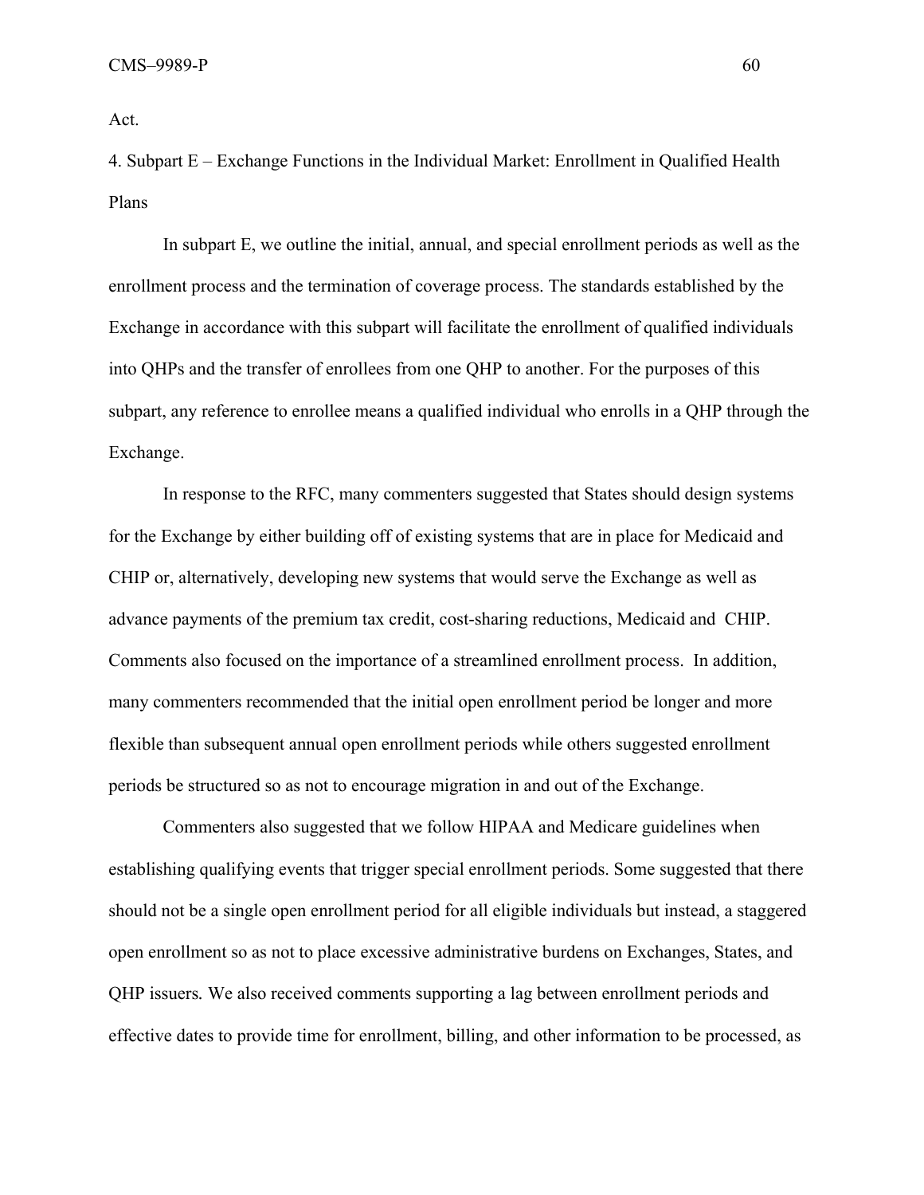Act.

4. Subpart E – Exchange Functions in the Individual Market: Enrollment in Qualified Health Plans

In subpart E, we outline the initial, annual, and special enrollment periods as well as the enrollment process and the termination of coverage process. The standards established by the Exchange in accordance with this subpart will facilitate the enrollment of qualified individuals into QHPs and the transfer of enrollees from one QHP to another. For the purposes of this subpart, any reference to enrollee means a qualified individual who enrolls in a QHP through the Exchange.

In response to the RFC, many commenters suggested that States should design systems for the Exchange by either building off of existing systems that are in place for Medicaid and CHIP or, alternatively, developing new systems that would serve the Exchange as well as advance payments of the premium tax credit, cost-sharing reductions, Medicaid and CHIP. Comments also focused on the importance of a streamlined enrollment process. In addition, many commenters recommended that the initial open enrollment period be longer and more flexible than subsequent annual open enrollment periods while others suggested enrollment periods be structured so as not to encourage migration in and out of the Exchange.

Commenters also suggested that we follow HIPAA and Medicare guidelines when establishing qualifying events that trigger special enrollment periods. Some suggested that there should not be a single open enrollment period for all eligible individuals but instead, a staggered open enrollment so as not to place excessive administrative burdens on Exchanges, States, and QHP issuers. We also received comments supporting a lag between enrollment periods and effective dates to provide time for enrollment, billing, and other information to be processed, as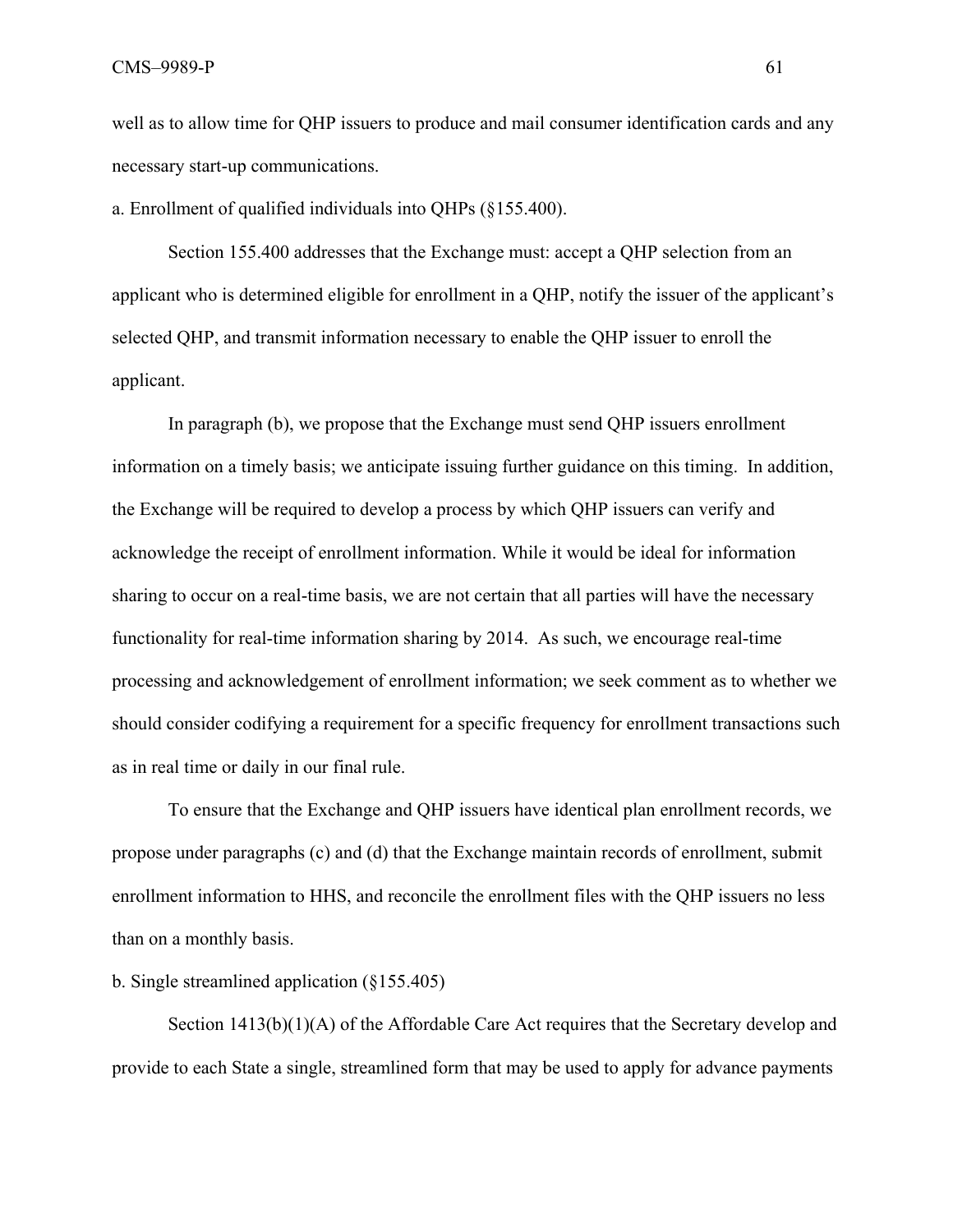well as to allow time for QHP issuers to produce and mail consumer identification cards and any necessary start-up communications.

a. Enrollment of qualified individuals into QHPs (§155.400).

Section 155.400 addresses that the Exchange must: accept a QHP selection from an applicant who is determined eligible for enrollment in a QHP, notify the issuer of the applicant's selected QHP, and transmit information necessary to enable the QHP issuer to enroll the applicant.

In paragraph (b), we propose that the Exchange must send QHP issuers enrollment information on a timely basis; we anticipate issuing further guidance on this timing. In addition, the Exchange will be required to develop a process by which QHP issuers can verify and acknowledge the receipt of enrollment information. While it would be ideal for information sharing to occur on a real-time basis, we are not certain that all parties will have the necessary functionality for real-time information sharing by 2014. As such, we encourage real-time processing and acknowledgement of enrollment information; we seek comment as to whether we should consider codifying a requirement for a specific frequency for enrollment transactions such as in real time or daily in our final rule.

To ensure that the Exchange and QHP issuers have identical plan enrollment records, we propose under paragraphs (c) and (d) that the Exchange maintain records of enrollment, submit enrollment information to HHS, and reconcile the enrollment files with the QHP issuers no less than on a monthly basis.

b. Single streamlined application (§155.405)

Section 1413(b)(1)(A) of the Affordable Care Act requires that the Secretary develop and provide to each State a single, streamlined form that may be used to apply for advance payments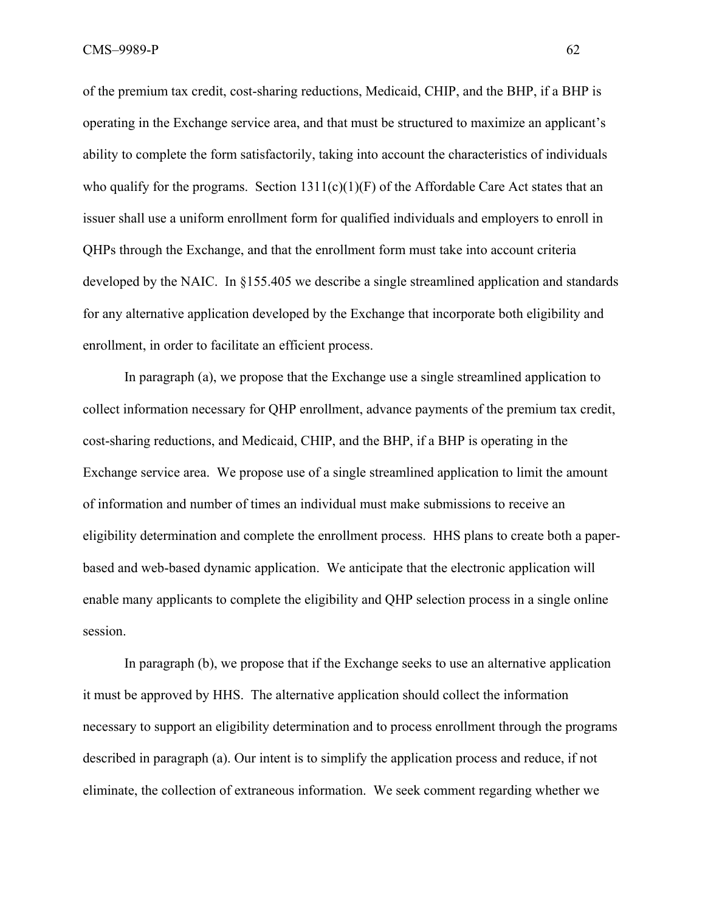of the premium tax credit, cost-sharing reductions, Medicaid, CHIP, and the BHP, if a BHP is operating in the Exchange service area, and that must be structured to maximize an applicant's ability to complete the form satisfactorily, taking into account the characteristics of individuals who qualify for the programs. Section 1311(c)(1)(F) of the Affordable Care Act states that an issuer shall use a uniform enrollment form for qualified individuals and employers to enroll in QHPs through the Exchange, and that the enrollment form must take into account criteria developed by the NAIC. In §155.405 we describe a single streamlined application and standards for any alternative application developed by the Exchange that incorporate both eligibility and enrollment, in order to facilitate an efficient process.

In paragraph (a), we propose that the Exchange use a single streamlined application to collect information necessary for QHP enrollment, advance payments of the premium tax credit, cost-sharing reductions, and Medicaid, CHIP, and the BHP, if a BHP is operating in the Exchange service area. We propose use of a single streamlined application to limit the amount of information and number of times an individual must make submissions to receive an eligibility determination and complete the enrollment process. HHS plans to create both a paper-based and web-based dynamic application. We anticipate that the electronic application will enable many applicants to complete the eligibility and QHP selection process in a single online session.

In paragraph (b), we propose that if the Exchange seeks to use an alternative application it must be approved by HHS. The alternative application should collect the information necessary to support an eligibility determination and to process enrollment through the programs described in paragraph (a). Our intent is to simplify the application process and reduce, if not eliminate, the collection of extraneous information. We seek comment regarding whether we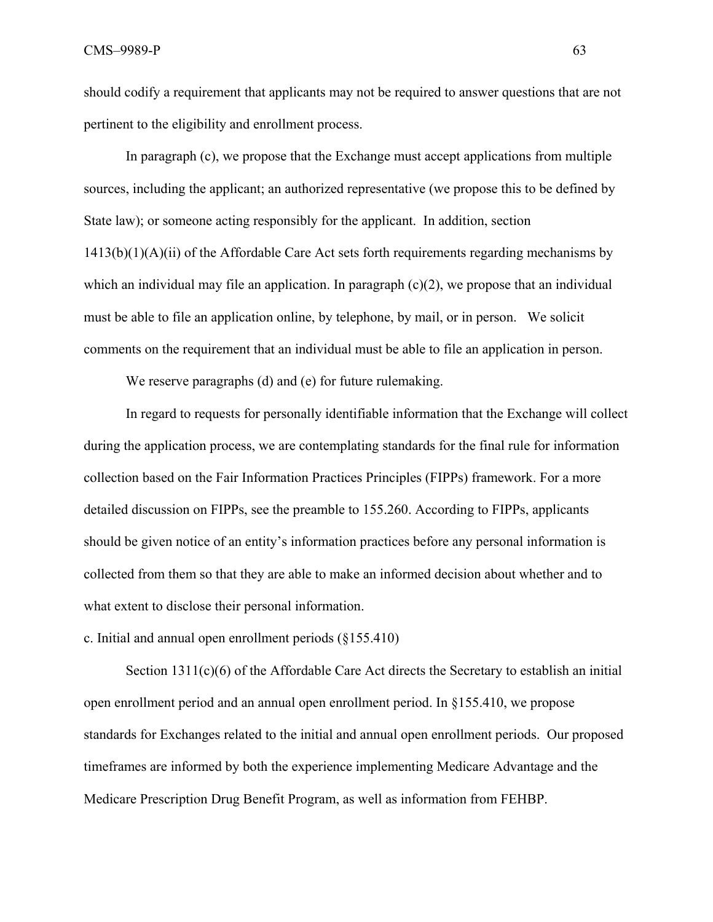should codify a requirement that applicants may not be required to answer questions that are not pertinent to the eligibility and enrollment process.

In paragraph (c), we propose that the Exchange must accept applications from multiple sources, including the applicant; an authorized representative (we propose this to be defined by State law); or someone acting responsibly for the applicant. In addition, section 1413(b)(1)(A)(ii) of the Affordable Care Act sets forth requirements regarding mechanisms by which an individual may file an application. In paragraph (c)(2), we propose that an individual must be able to file an application online, by telephone, by mail, or in person. We solicit comments on the requirement that an individual must be able to file an application in person.

We reserve paragraphs (d) and (e) for future rulemaking.

In regard to requests for personally identifiable information that the Exchange will collect during the application process, we are contemplating standards for the final rule for information collection based on the Fair Information Practices Principles (FIPPs) framework. For a more detailed discussion on FIPPs, see the preamble to 155.260. According to FIPPs, applicants should be given notice of an entity's information practices before any personal information is collected from them so that they are able to make an informed decision about whether and to what extent to disclose their personal information.

c. Initial and annual open enrollment periods (§155.410)

Section 1311(c)(6) of the Affordable Care Act directs the Secretary to establish an initial open enrollment period and an annual open enrollment period. In §155.410, we propose standards for Exchanges related to the initial and annual open enrollment periods. Our proposed timeframes are informed by both the experience implementing Medicare Advantage and the Medicare Prescription Drug Benefit Program, as well as information from FEHBP.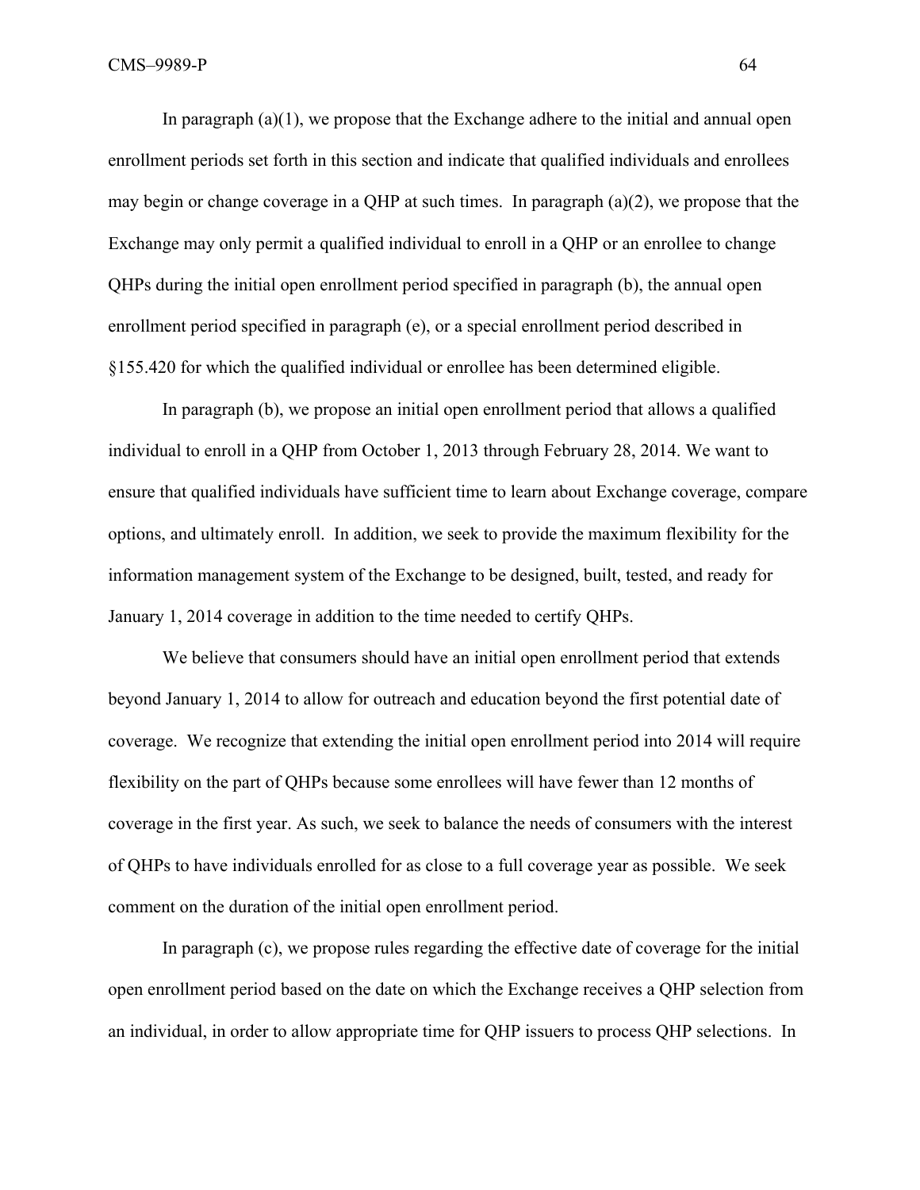In paragraph (a)(1), we propose that the Exchange adhere to the initial and annual open enrollment periods set forth in this section and indicate that qualified individuals and enrollees may begin or change coverage in a QHP at such times. In paragraph (a)(2), we propose that the Exchange may only permit a qualified individual to enroll in a QHP or an enrollee to change QHPs during the initial open enrollment period specified in paragraph (b), the annual open enrollment period specified in paragraph (e), or a special enrollment period described in §155.420 for which the qualified individual or enrollee has been determined eligible.

In paragraph (b), we propose an initial open enrollment period that allows a qualified individual to enroll in a QHP from October 1, 2013 through February 28, 2014. We want to ensure that qualified individuals have sufficient time to learn about Exchange coverage, compare options, and ultimately enroll. In addition, we seek to provide the maximum flexibility for the information management system of the Exchange to be designed, built, tested, and ready for January 1, 2014 coverage in addition to the time needed to certify QHPs.

We believe that consumers should have an initial open enrollment period that extends beyond January 1, 2014 to allow for outreach and education beyond the first potential date of coverage. We recognize that extending the initial open enrollment period into 2014 will require flexibility on the part of QHPs because some enrollees will have fewer than 12 months of coverage in the first year. As such, we seek to balance the needs of consumers with the interest of QHPs to have individuals enrolled for as close to a full coverage year as possible. We seek comment on the duration of the initial open enrollment period.

In paragraph (c), we propose rules regarding the effective date of coverage for the initial open enrollment period based on the date on which the Exchange receives a QHP selection from an individual, in order to allow appropriate time for QHP issuers to process QHP selections. In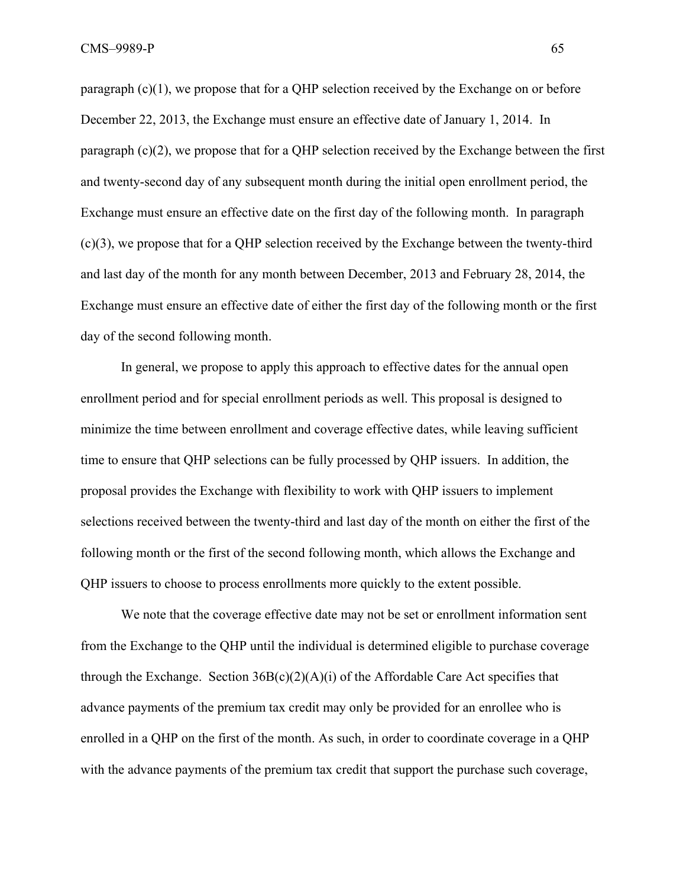paragraph (c)(1), we propose that for a QHP selection received by the Exchange on or before December 22, 2013, the Exchange must ensure an effective date of January 1, 2014. In paragraph (c)(2), we propose that for a QHP selection received by the Exchange between the first and twenty-second day of any subsequent month during the initial open enrollment period, the Exchange must ensure an effective date on the first day of the following month. In paragraph (c)(3), we propose that for a QHP selection received by the Exchange between the twenty-third and last day of the month for any month between December, 2013 and February 28, 2014, the Exchange must ensure an effective date of either the first day of the following month or the first day of the second following month.

In general, we propose to apply this approach to effective dates for the annual open enrollment period and for special enrollment periods as well. This proposal is designed to minimize the time between enrollment and coverage effective dates, while leaving sufficient time to ensure that QHP selections can be fully processed by QHP issuers. In addition, the proposal provides the Exchange with flexibility to work with QHP issuers to implement selections received between the twenty-third and last day of the month on either the first of the following month or the first of the second following month, which allows the Exchange and QHP issuers to choose to process enrollments more quickly to the extent possible.

We note that the coverage effective date may not be set or enrollment information sent from the Exchange to the QHP until the individual is determined eligible to purchase coverage through the Exchange. Section 36B(c)(2)(A)(i) of the Affordable Care Act specifies that advance payments of the premium tax credit may only be provided for an enrollee who is enrolled in a QHP on the first of the month. As such, in order to coordinate coverage in a QHP with the advance payments of the premium tax credit that support the purchase such coverage,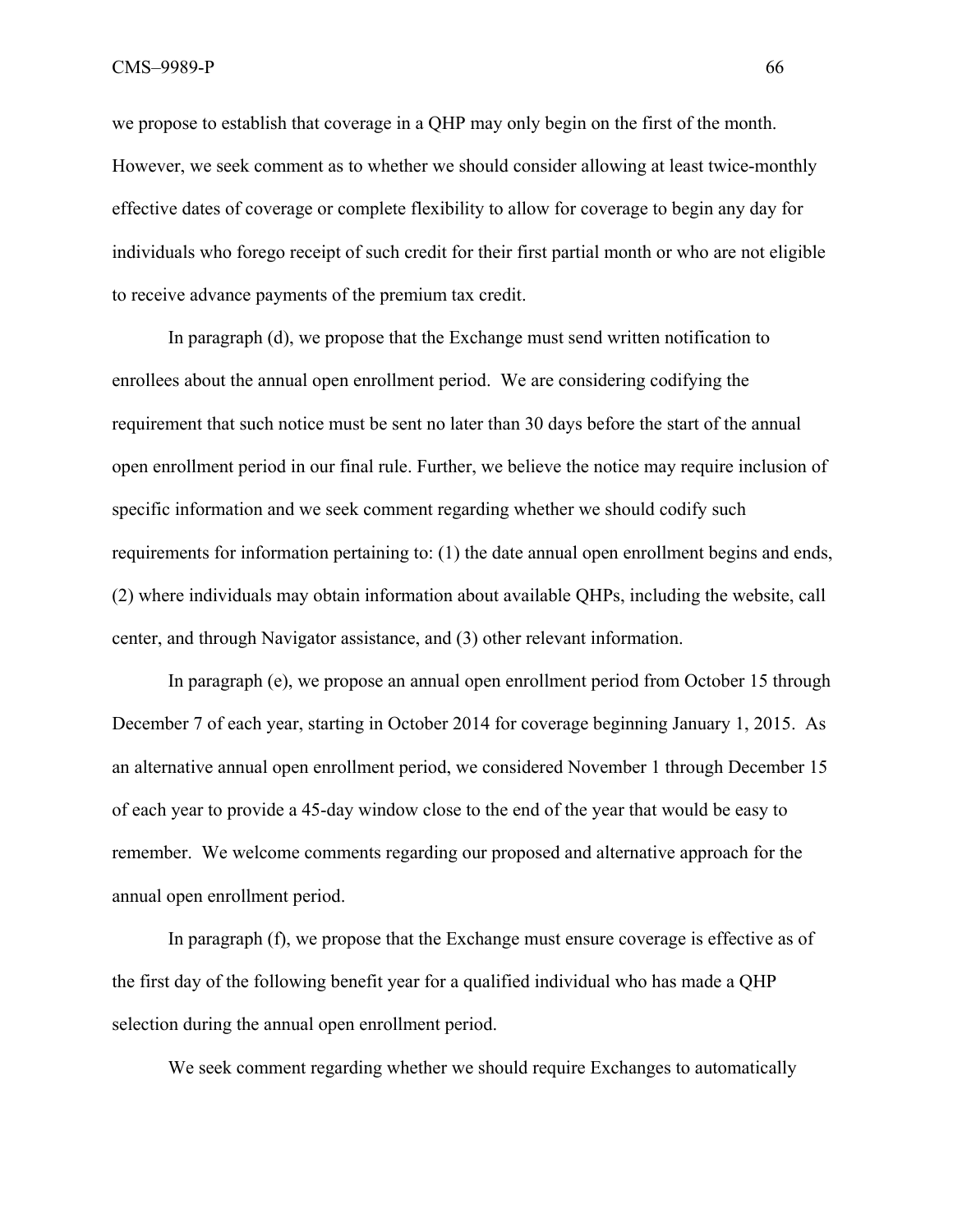we propose to establish that coverage in a QHP may only begin on the first of the month. However, we seek comment as to whether we should consider allowing at least twice-monthly effective dates of coverage or complete flexibility to allow for coverage to begin any day for individuals who forego receipt of such credit for their first partial month or who are not eligible to receive advance payments of the premium tax credit.

In paragraph (d), we propose that the Exchange must send written notification to enrollees about the annual open enrollment period. We are considering codifying the requirement that such notice must be sent no later than 30 days before the start of the annual open enrollment period in our final rule. Further, we believe the notice may require inclusion of specific information and we seek comment regarding whether we should codify such requirements for information pertaining to: (1) the date annual open enrollment begins and ends, (2) where individuals may obtain information about available QHPs, including the website, call center, and through Navigator assistance, and (3) other relevant information.

In paragraph (e), we propose an annual open enrollment period from October 15 through December 7 of each year, starting in October 2014 for coverage beginning January 1, 2015. As an alternative annual open enrollment period, we considered November 1 through December 15 of each year to provide a 45-day window close to the end of the year that would be easy to remember. We welcome comments regarding our proposed and alternative approach for the annual open enrollment period.

In paragraph (f), we propose that the Exchange must ensure coverage is effective as of the first day of the following benefit year for a qualified individual who has made a QHP selection during the annual open enrollment period.

We seek comment regarding whether we should require Exchanges to automatically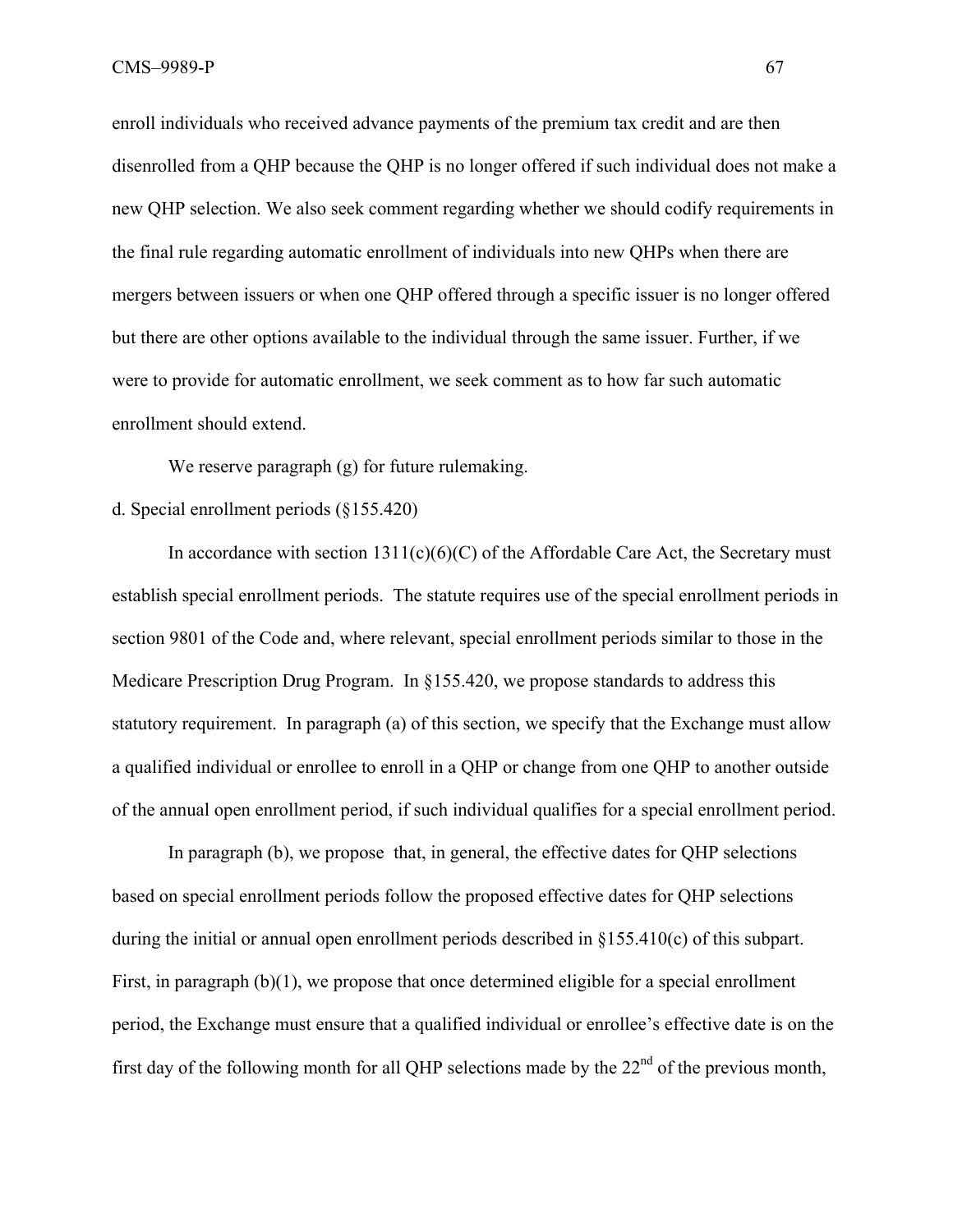enroll individuals who received advance payments of the premium tax credit and are then disenrolled from a QHP because the QHP is no longer offered if such individual does not make a new QHP selection. We also seek comment regarding whether we should codify requirements in the final rule regarding automatic enrollment of individuals into new QHPs when there are mergers between issuers or when one QHP offered through a specific issuer is no longer offered but there are other options available to the individual through the same issuer. Further, if we were to provide for automatic enrollment, we seek comment as to how far such automatic enrollment should extend.

We reserve paragraph (g) for future rulemaking.

d. Special enrollment periods (§155.420)

In accordance with section 1311(c)(6)(C) of the Affordable Care Act, the Secretary must establish special enrollment periods. The statute requires use of the special enrollment periods in section 9801 of the Code and, where relevant, special enrollment periods similar to those in the Medicare Prescription Drug Program. In §155.420, we propose standards to address this statutory requirement. In paragraph (a) of this section, we specify that the Exchange must allow a qualified individual or enrollee to enroll in a QHP or change from one QHP to another outside of the annual open enrollment period, if such individual qualifies for a special enrollment period.

In paragraph (b), we propose that, in general, the effective dates for QHP selections based on special enrollment periods follow the proposed effective dates for QHP selections during the initial or annual open enrollment periods described in §155.410(c) of this subpart. First, in paragraph (b)(1), we propose that once determined eligible for a special enrollment period, the Exchange must ensure that a qualified individual or enrollee's effective date is on the first day of the following month for all QHP selections made by the 22nd of the previous month,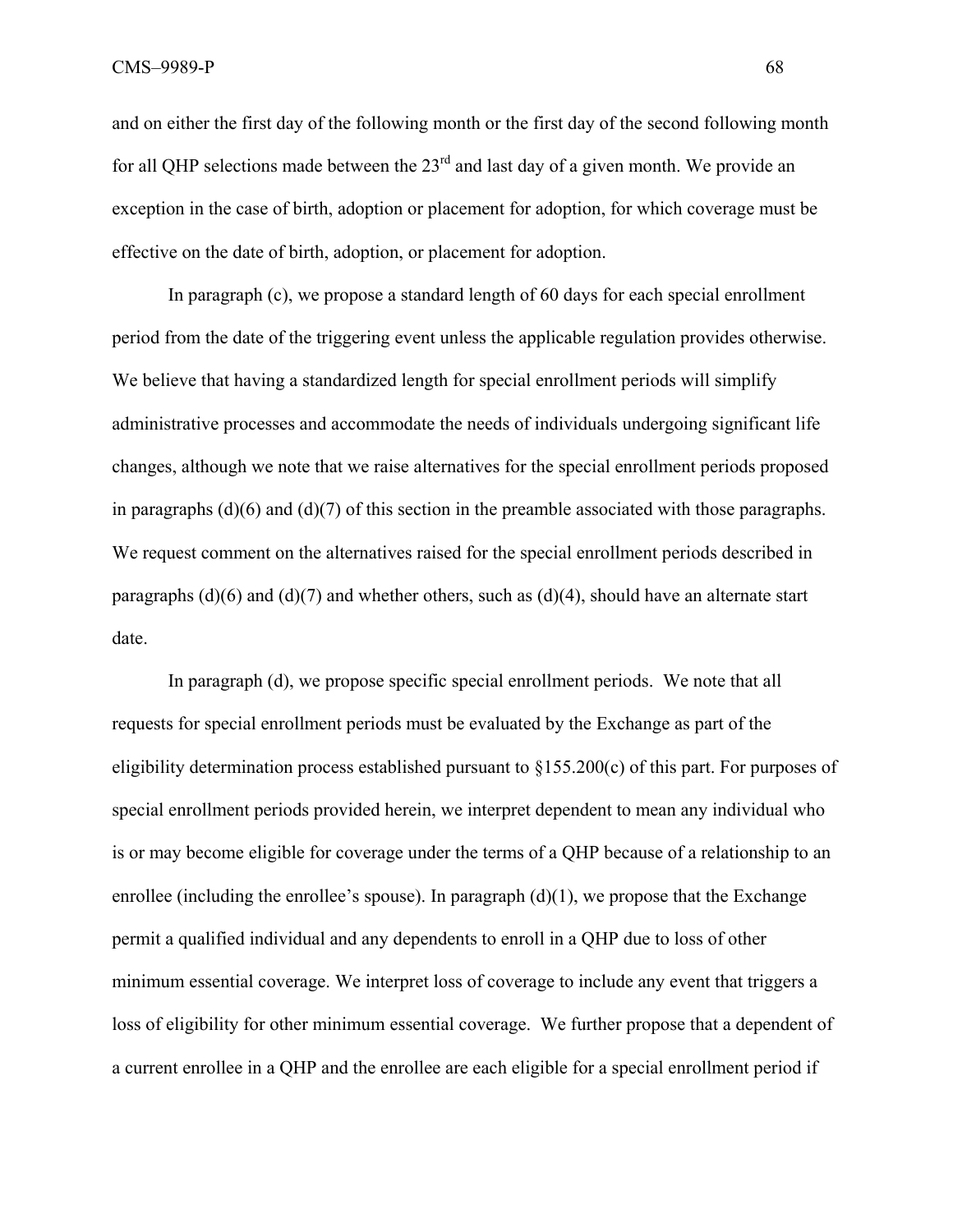and on either the first day of the following month or the first day of the second following month for all QHP selections made between the 23rd and last day of a given month. We provide an exception in the case of birth, adoption or placement for adoption, for which coverage must be effective on the date of birth, adoption, or placement for adoption.

In paragraph (c), we propose a standard length of 60 days for each special enrollment period from the date of the triggering event unless the applicable regulation provides otherwise. We believe that having a standardized length for special enrollment periods will simplify administrative processes and accommodate the needs of individuals undergoing significant life changes, although we note that we raise alternatives for the special enrollment periods proposed in paragraphs (d)(6) and (d)(7) of this section in the preamble associated with those paragraphs. We request comment on the alternatives raised for the special enrollment periods described in paragraphs (d)(6) and (d)(7) and whether others, such as (d)(4), should have an alternate start date.

In paragraph (d), we propose specific special enrollment periods. We note that all requests for special enrollment periods must be evaluated by the Exchange as part of the eligibility determination process established pursuant to §155.200(c) of this part. For purposes of special enrollment periods provided herein, we interpret dependent to mean any individual who is or may become eligible for coverage under the terms of a QHP because of a relationship to an enrollee (including the enrollee's spouse). In paragraph (d)(1), we propose that the Exchange permit a qualified individual and any dependents to enroll in a QHP due to loss of other minimum essential coverage. We interpret loss of coverage to include any event that triggers a loss of eligibility for other minimum essential coverage. We further propose that a dependent of a current enrollee in a QHP and the enrollee are each eligible for a special enrollment period if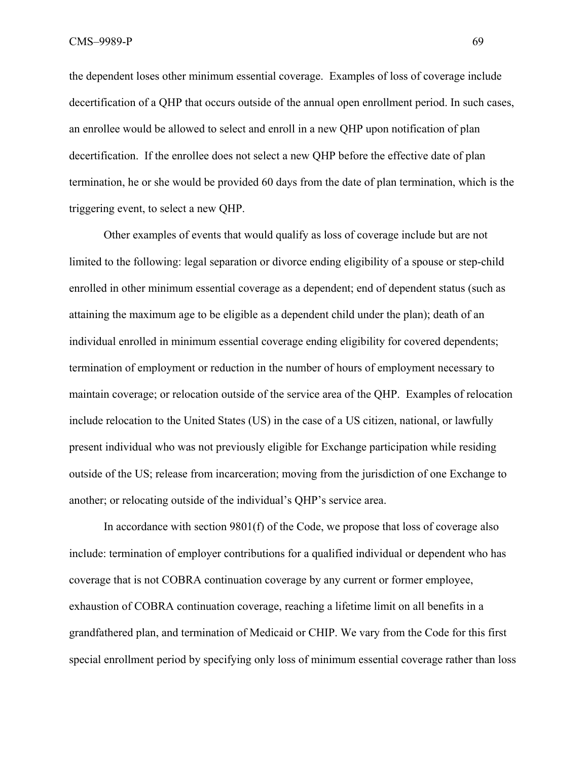the dependent loses other minimum essential coverage. Examples of loss of coverage include decertification of a QHP that occurs outside of the annual open enrollment period. In such cases, an enrollee would be allowed to select and enroll in a new QHP upon notification of plan decertification. If the enrollee does not select a new QHP before the effective date of plan termination, he or she would be provided 60 days from the date of plan termination, which is the triggering event, to select a new QHP.

Other examples of events that would qualify as loss of coverage include but are not limited to the following: legal separation or divorce ending eligibility of a spouse or step-child enrolled in other minimum essential coverage as a dependent; end of dependent status (such as attaining the maximum age to be eligible as a dependent child under the plan); death of an individual enrolled in minimum essential coverage ending eligibility for covered dependents; termination of employment or reduction in the number of hours of employment necessary to maintain coverage; or relocation outside of the service area of the QHP. Examples of relocation include relocation to the United States (US) in the case of a US citizen, national, or lawfully present individual who was not previously eligible for Exchange participation while residing outside of the US; release from incarceration; moving from the jurisdiction of one Exchange to another; or relocating outside of the individual's QHP's service area.

In accordance with section 9801(f) of the Code, we propose that loss of coverage also include: termination of employer contributions for a qualified individual or dependent who has coverage that is not COBRA continuation coverage by any current or former employee, exhaustion of COBRA continuation coverage, reaching a lifetime limit on all benefits in a grandfathered plan, and termination of Medicaid or CHIP. We vary from the Code for this first special enrollment period by specifying only loss of minimum essential coverage rather than loss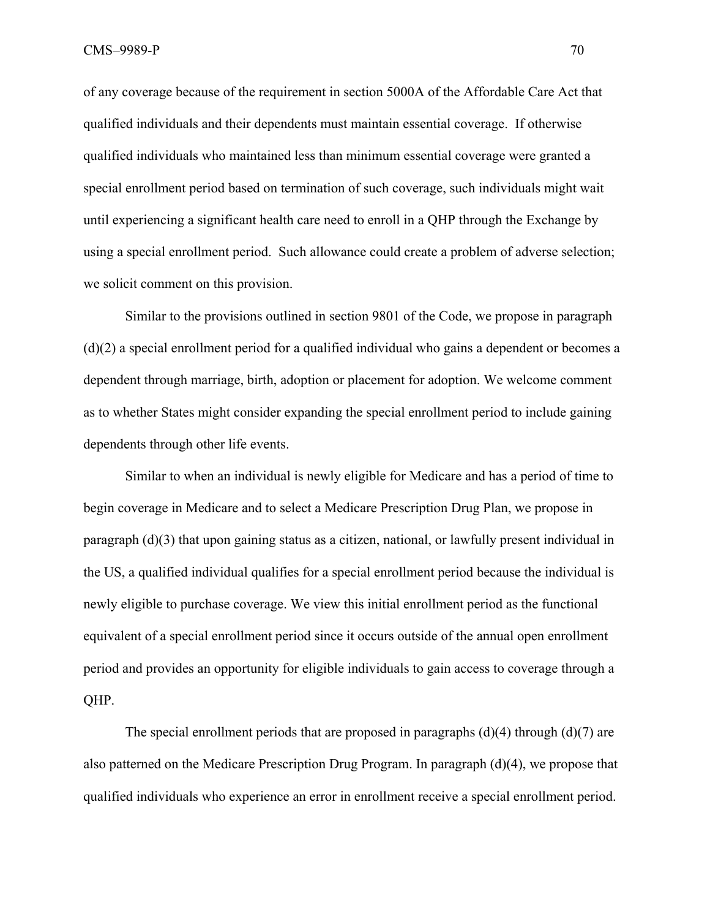of any coverage because of the requirement in section 5000A of the Affordable Care Act that qualified individuals and their dependents must maintain essential coverage. If otherwise qualified individuals who maintained less than minimum essential coverage were granted a special enrollment period based on termination of such coverage, such individuals might wait until experiencing a significant health care need to enroll in a QHP through the Exchange by using a special enrollment period. Such allowance could create a problem of adverse selection; we solicit comment on this provision.

Similar to the provisions outlined in section 9801 of the Code, we propose in paragraph (d)(2) a special enrollment period for a qualified individual who gains a dependent or becomes a dependent through marriage, birth, adoption or placement for adoption. We welcome comment as to whether States might consider expanding the special enrollment period to include gaining dependents through other life events.

Similar to when an individual is newly eligible for Medicare and has a period of time to begin coverage in Medicare and to select a Medicare Prescription Drug Plan, we propose in paragraph (d)(3) that upon gaining status as a citizen, national, or lawfully present individual in the US, a qualified individual qualifies for a special enrollment period because the individual is newly eligible to purchase coverage. We view this initial enrollment period as the functional equivalent of a special enrollment period since it occurs outside of the annual open enrollment period and provides an opportunity for eligible individuals to gain access to coverage through a QHP.

The special enrollment periods that are proposed in paragraphs (d)(4) through (d)(7) are also patterned on the Medicare Prescription Drug Program. In paragraph (d)(4), we propose that qualified individuals who experience an error in enrollment receive a special enrollment period.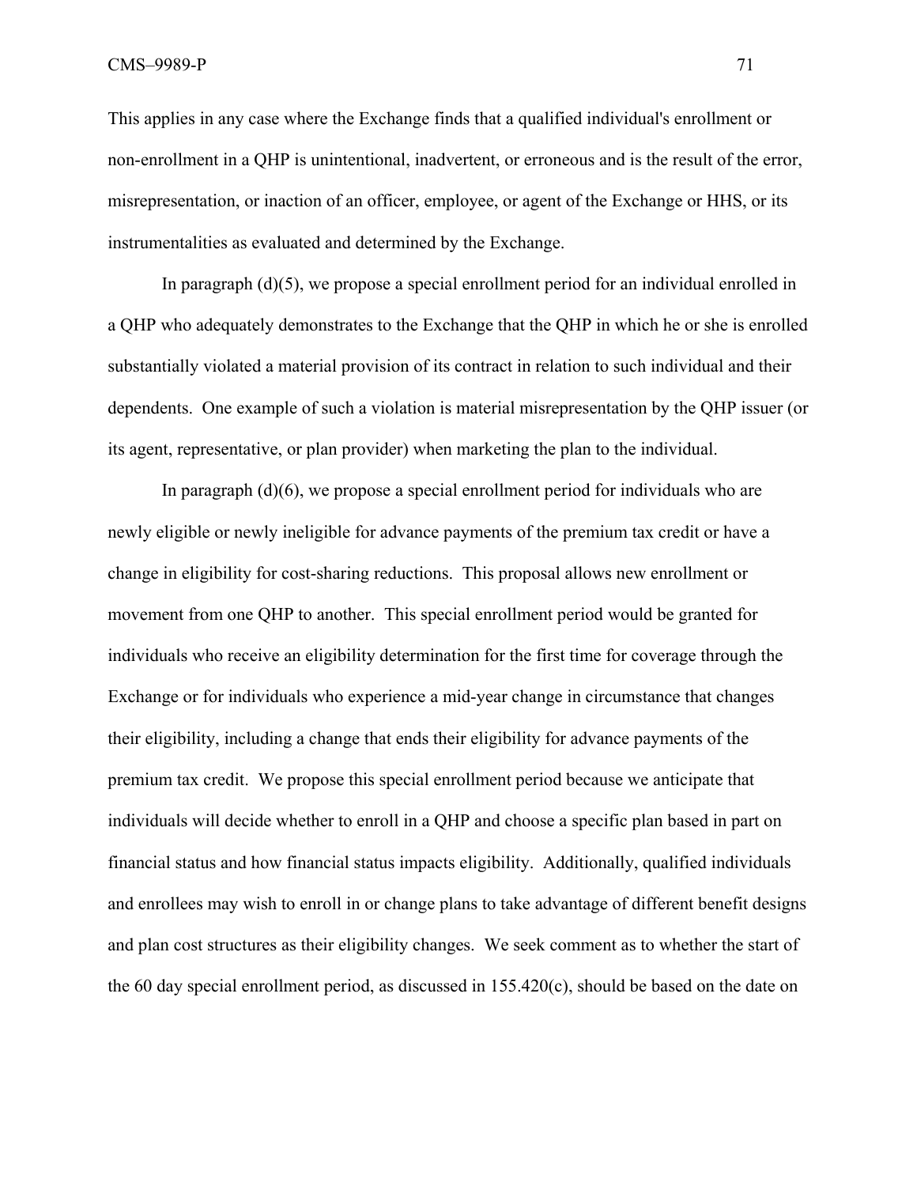This applies in any case where the Exchange finds that a qualified individual's enrollment or non-enrollment in a QHP is unintentional, inadvertent, or erroneous and is the result of the error, misrepresentation, or inaction of an officer, employee, or agent of the Exchange or HHS, or its instrumentalities as evaluated and determined by the Exchange.

In paragraph (d)(5), we propose a special enrollment period for an individual enrolled in a QHP who adequately demonstrates to the Exchange that the QHP in which he or she is enrolled substantially violated a material provision of its contract in relation to such individual and their dependents. One example of such a violation is material misrepresentation by the QHP issuer (or its agent, representative, or plan provider) when marketing the plan to the individual.

In paragraph (d)(6), we propose a special enrollment period for individuals who are newly eligible or newly ineligible for advance payments of the premium tax credit or have a change in eligibility for cost-sharing reductions. This proposal allows new enrollment or movement from one QHP to another. This special enrollment period would be granted for individuals who receive an eligibility determination for the first time for coverage through the Exchange or for individuals who experience a mid-year change in circumstance that changes their eligibility, including a change that ends their eligibility for advance payments of the premium tax credit. We propose this special enrollment period because we anticipate that individuals will decide whether to enroll in a QHP and choose a specific plan based in part on financial status and how financial status impacts eligibility. Additionally, qualified individuals and enrollees may wish to enroll in or change plans to take advantage of different benefit designs and plan cost structures as their eligibility changes. We seek comment as to whether the start of the 60 day special enrollment period, as discussed in 155.420(c), should be based on the date on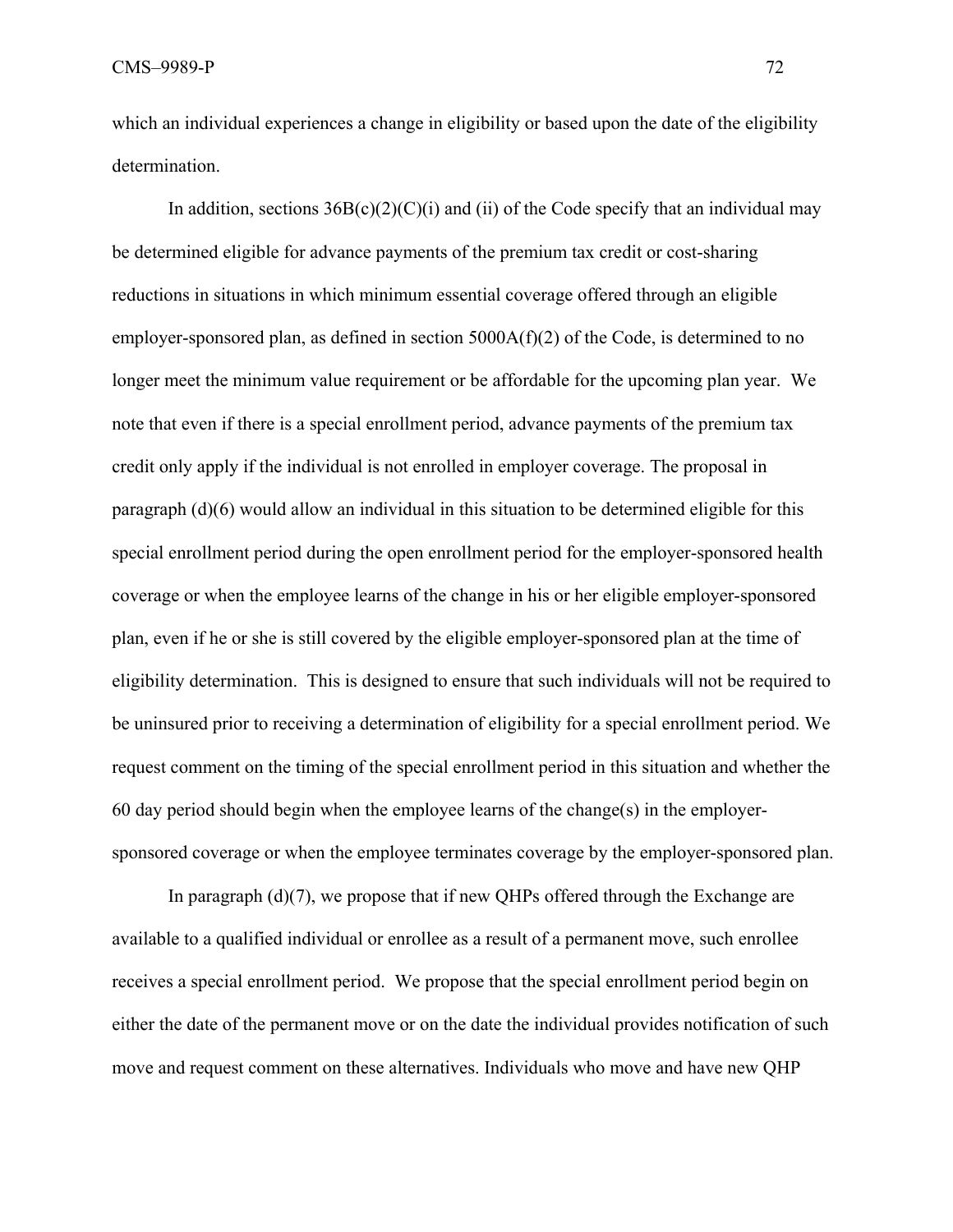which an individual experiences a change in eligibility or based upon the date of the eligibility determination.

In addition, sections 36B(c)(2)(C)(i) and (ii) of the Code specify that an individual may be determined eligible for advance payments of the premium tax credit or cost-sharing reductions in situations in which minimum essential coverage offered through an eligible employer-sponsored plan, as defined in section 5000A(f)(2) of the Code, is determined to no longer meet the minimum value requirement or be affordable for the upcoming plan year. We note that even if there is a special enrollment period, advance payments of the premium tax credit only apply if the individual is not enrolled in employer coverage. The proposal in paragraph (d)(6) would allow an individual in this situation to be determined eligible for this special enrollment period during the open enrollment period for the employer-sponsored health coverage or when the employee learns of the change in his or her eligible employer-sponsored plan, even if he or she is still covered by the eligible employer-sponsored plan at the time of eligibility determination. This is designed to ensure that such individuals will not be required to be uninsured prior to receiving a determination of eligibility for a special enrollment period. We request comment on the timing of the special enrollment period in this situation and whether the 60 day period should begin when the employee learns of the change(s) in the employer-sponsored coverage or when the employee terminates coverage by the employer-sponsored plan.

In paragraph (d)(7), we propose that if new QHPs offered through the Exchange are available to a qualified individual or enrollee as a result of a permanent move, such enrollee receives a special enrollment period. We propose that the special enrollment period begin on either the date of the permanent move or on the date the individual provides notification of such move and request comment on these alternatives. Individuals who move and have new QHP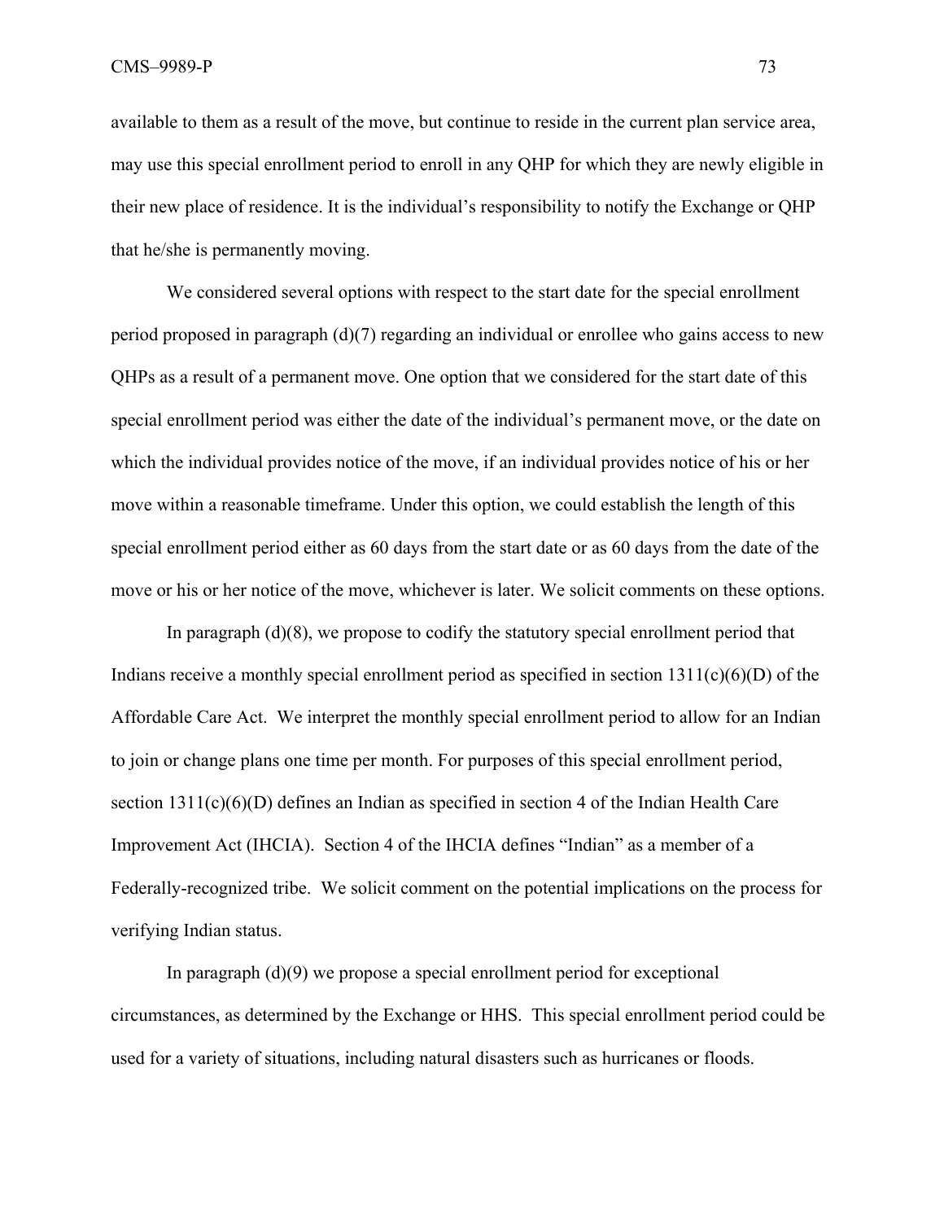available to them as a result of the move, but continue to reside in the current plan service area, may use this special enrollment period to enroll in any QHP for which they are newly eligible in their new place of residence. It is the individual's responsibility to notify the Exchange or QHP that he/she is permanently moving.

We considered several options with respect to the start date for the special enrollment period proposed in paragraph (d)(7) regarding an individual or enrollee who gains access to new QHPs as a result of a permanent move. One option that we considered for the start date of this special enrollment period was either the date of the individual's permanent move, or the date on which the individual provides notice of the move, if an individual provides notice of his or her move within a reasonable timeframe. Under this option, we could establish the length of this special enrollment period either as 60 days from the start date or as 60 days from the date of the move or his or her notice of the move, whichever is later. We solicit comments on these options.

In paragraph (d)(8), we propose to codify the statutory special enrollment period that Indians receive a monthly special enrollment period as specified in section 1311(c)(6)(D) of the Affordable Care Act. We interpret the monthly special enrollment period to allow for an Indian to join or change plans one time per month. For purposes of this special enrollment period, section 1311(c)(6)(D) defines an Indian as specified in section 4 of the Indian Health Care Improvement Act (IHCIA). Section 4 of the IHCIA defines "Indian" as a member of a Federally-recognized tribe. We solicit comment on the potential implications on the process for verifying Indian status.

In paragraph (d)(9) we propose a special enrollment period for exceptional circumstances, as determined by the Exchange or HHS. This special enrollment period could be used for a variety of situations, including natural disasters such as hurricanes or floods.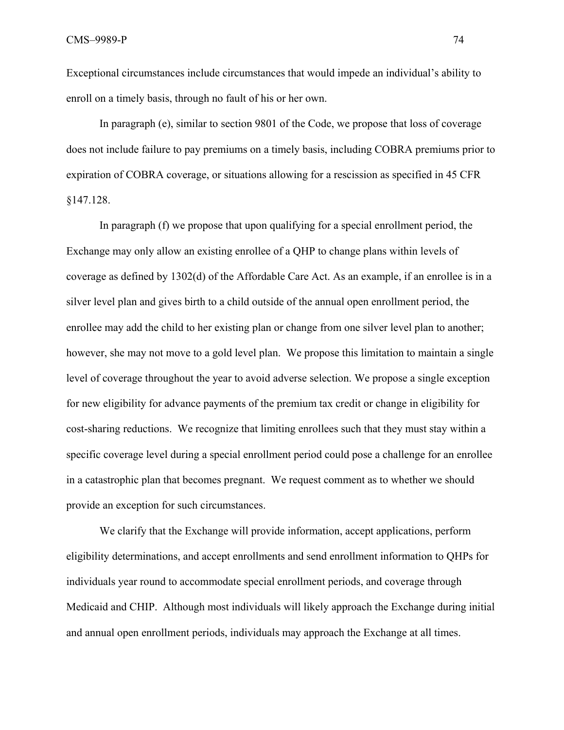Exceptional circumstances include circumstances that would impede an individual's ability to enroll on a timely basis, through no fault of his or her own.

In paragraph (e), similar to section 9801 of the Code, we propose that loss of coverage does not include failure to pay premiums on a timely basis, including COBRA premiums prior to expiration of COBRA coverage, or situations allowing for a rescission as specified in 45 CFR §147.128.

In paragraph (f) we propose that upon qualifying for a special enrollment period, the Exchange may only allow an existing enrollee of a QHP to change plans within levels of coverage as defined by 1302(d) of the Affordable Care Act. As an example, if an enrollee is in a silver level plan and gives birth to a child outside of the annual open enrollment period, the enrollee may add the child to her existing plan or change from one silver level plan to another; however, she may not move to a gold level plan. We propose this limitation to maintain a single level of coverage throughout the year to avoid adverse selection. We propose a single exception for new eligibility for advance payments of the premium tax credit or change in eligibility for cost-sharing reductions. We recognize that limiting enrollees such that they must stay within a specific coverage level during a special enrollment period could pose a challenge for an enrollee in a catastrophic plan that becomes pregnant. We request comment as to whether we should provide an exception for such circumstances.

We clarify that the Exchange will provide information, accept applications, perform eligibility determinations, and accept enrollments and send enrollment information to QHPs for individuals year round to accommodate special enrollment periods, and coverage through Medicaid and CHIP. Although most individuals will likely approach the Exchange during initial and annual open enrollment periods, individuals may approach the Exchange at all times.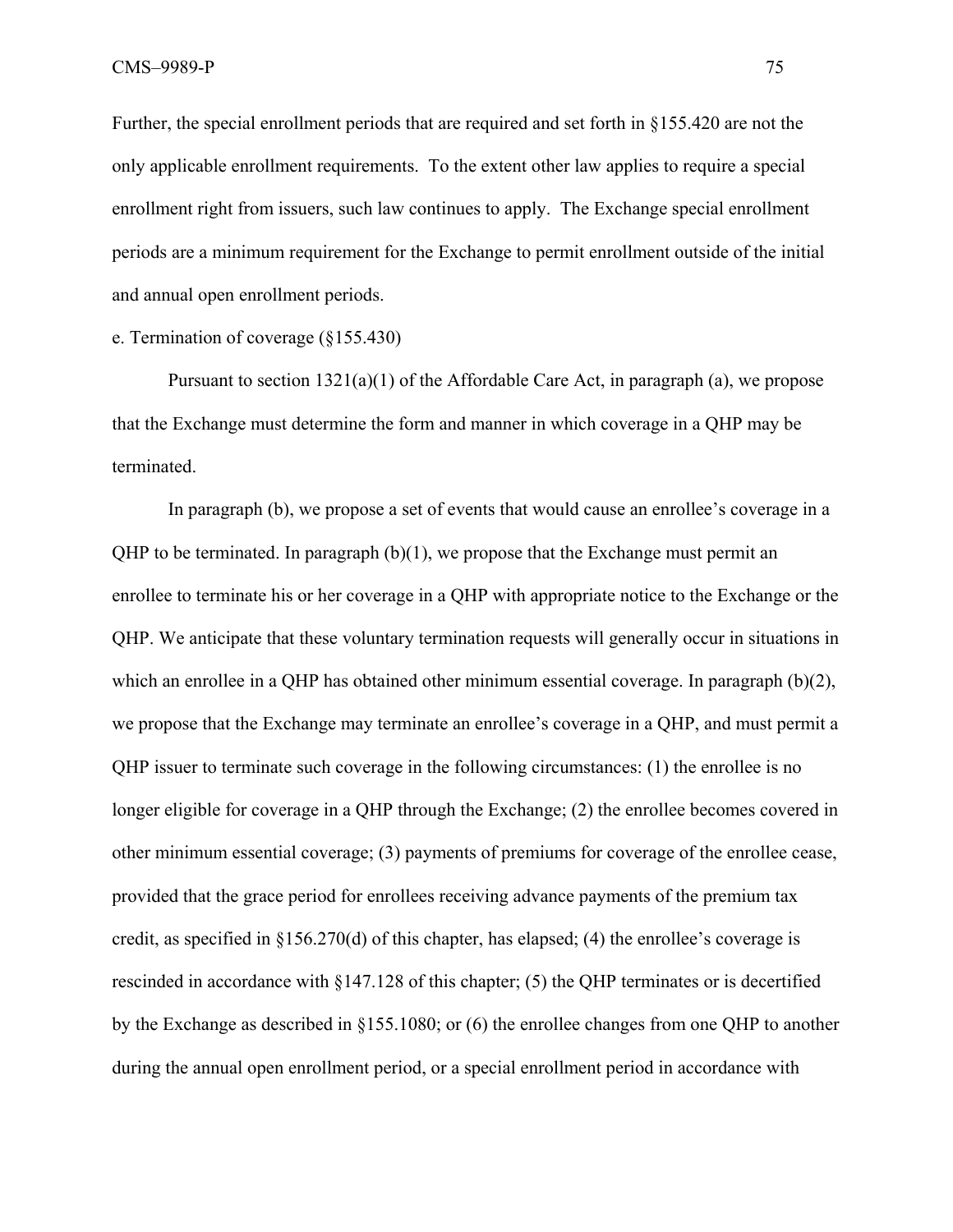Further, the special enrollment periods that are required and set forth in §155.420 are not the only applicable enrollment requirements. To the extent other law applies to require a special enrollment right from issuers, such law continues to apply. The Exchange special enrollment periods are a minimum requirement for the Exchange to permit enrollment outside of the initial and annual open enrollment periods.

e. Termination of coverage (§155.430)

Pursuant to section 1321(a)(1) of the Affordable Care Act, in paragraph (a), we propose that the Exchange must determine the form and manner in which coverage in a QHP may be terminated.

In paragraph (b), we propose a set of events that would cause an enrollee's coverage in a QHP to be terminated. In paragraph (b)(1), we propose that the Exchange must permit an enrollee to terminate his or her coverage in a QHP with appropriate notice to the Exchange or the QHP. We anticipate that these voluntary termination requests will generally occur in situations in which an enrollee in a QHP has obtained other minimum essential coverage. In paragraph (b)(2), we propose that the Exchange may terminate an enrollee's coverage in a QHP, and must permit a QHP issuer to terminate such coverage in the following circumstances: (1) the enrollee is no longer eligible for coverage in a QHP through the Exchange; (2) the enrollee becomes covered in other minimum essential coverage; (3) payments of premiums for coverage of the enrollee cease, provided that the grace period for enrollees receiving advance payments of the premium tax credit, as specified in §156.270(d) of this chapter, has elapsed; (4) the enrollee's coverage is rescinded in accordance with §147.128 of this chapter; (5) the QHP terminates or is decertified by the Exchange as described in §155.1080; or (6) the enrollee changes from one QHP to another during the annual open enrollment period, or a special enrollment period in accordance with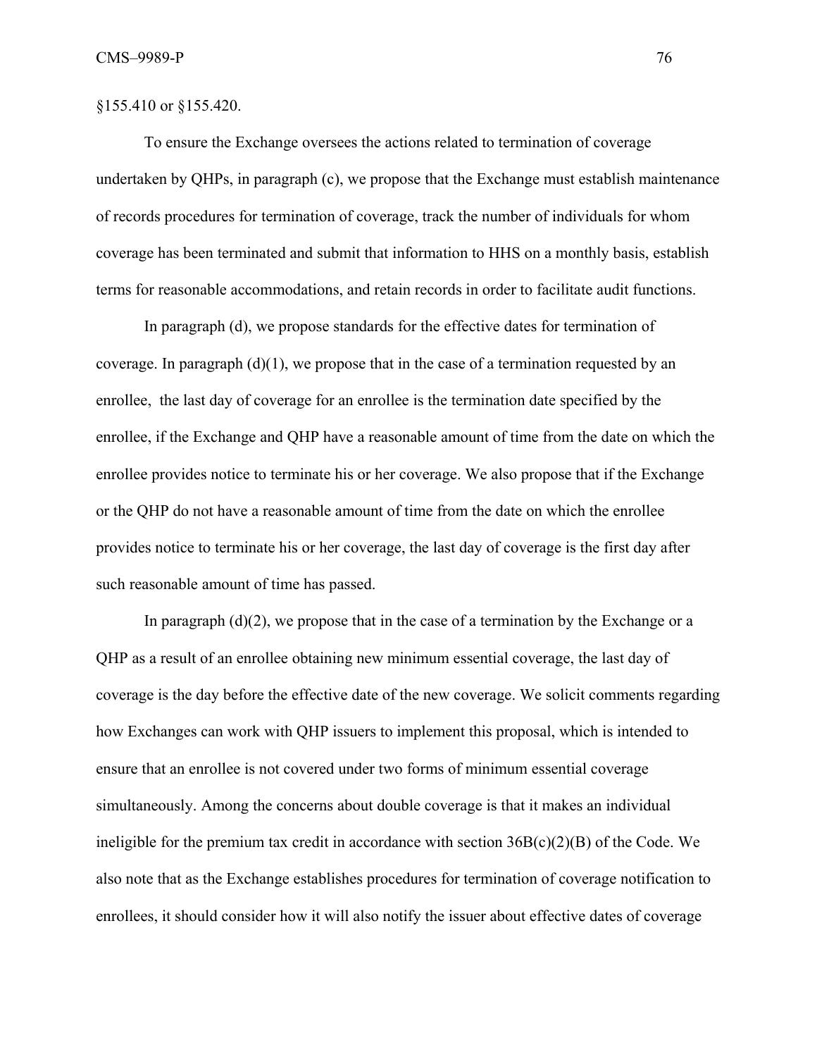§155.410 or §155.420.

To ensure the Exchange oversees the actions related to termination of coverage undertaken by QHPs, in paragraph (c), we propose that the Exchange must establish maintenance of records procedures for termination of coverage, track the number of individuals for whom coverage has been terminated and submit that information to HHS on a monthly basis, establish terms for reasonable accommodations, and retain records in order to facilitate audit functions.

In paragraph (d), we propose standards for the effective dates for termination of coverage. In paragraph (d)(1), we propose that in the case of a termination requested by an enrollee, the last day of coverage for an enrollee is the termination date specified by the enrollee, if the Exchange and QHP have a reasonable amount of time from the date on which the enrollee provides notice to terminate his or her coverage. We also propose that if the Exchange or the QHP do not have a reasonable amount of time from the date on which the enrollee provides notice to terminate his or her coverage, the last day of coverage is the first day after such reasonable amount of time has passed.

In paragraph (d)(2), we propose that in the case of a termination by the Exchange or a QHP as a result of an enrollee obtaining new minimum essential coverage, the last day of coverage is the day before the effective date of the new coverage. We solicit comments regarding how Exchanges can work with QHP issuers to implement this proposal, which is intended to ensure that an enrollee is not covered under two forms of minimum essential coverage simultaneously. Among the concerns about double coverage is that it makes an individual ineligible for the premium tax credit in accordance with section 36B(c)(2)(B) of the Code. We also note that as the Exchange establishes procedures for termination of coverage notification to enrollees, it should consider how it will also notify the issuer about effective dates of coverage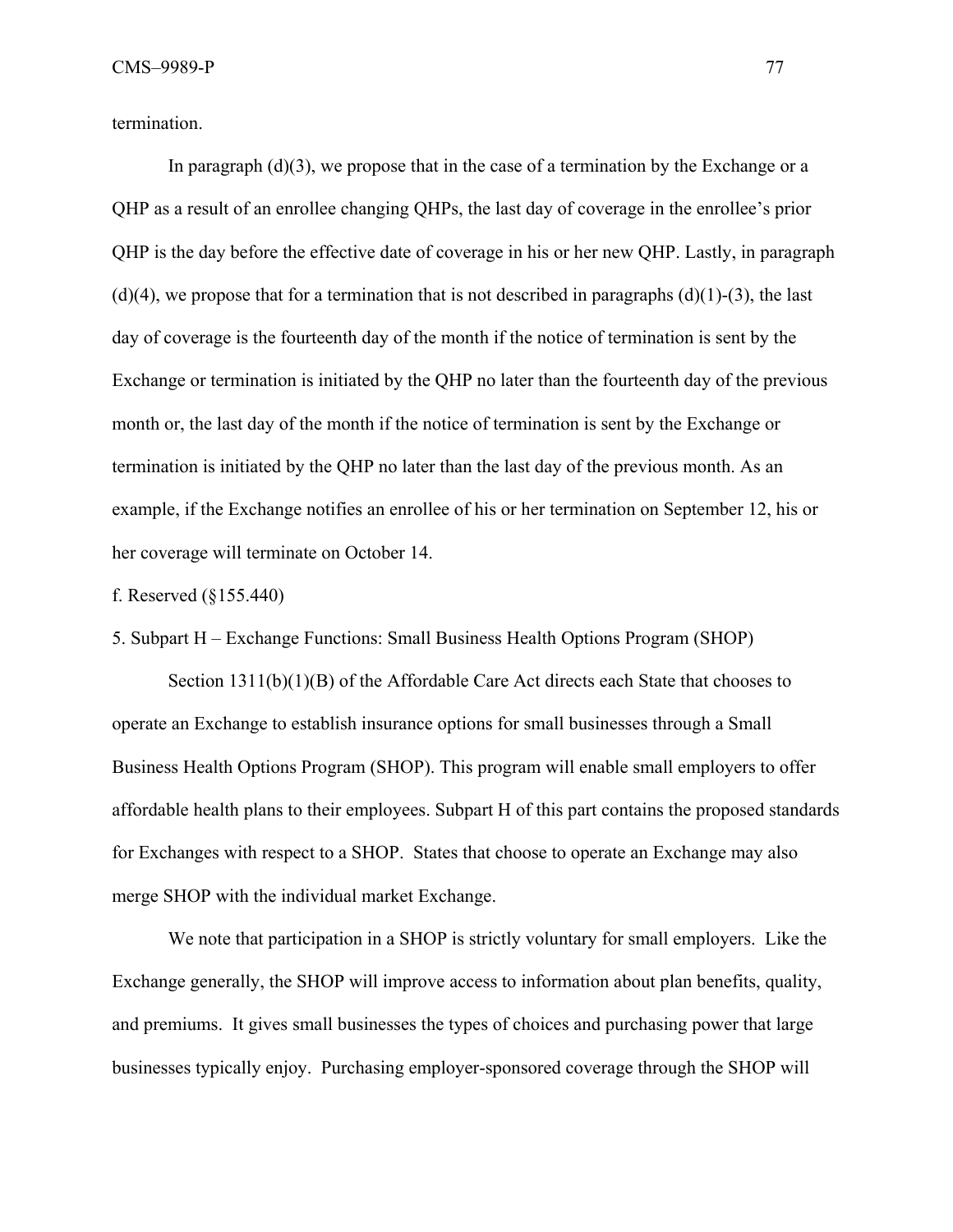termination.

In paragraph (d)(3), we propose that in the case of a termination by the Exchange or a QHP as a result of an enrollee changing QHPs, the last day of coverage in the enrollee's prior QHP is the day before the effective date of coverage in his or her new QHP. Lastly, in paragraph (d)(4), we propose that for a termination that is not described in paragraphs (d)(1)-(3), the last day of coverage is the fourteenth day of the month if the notice of termination is sent by the Exchange or termination is initiated by the QHP no later than the fourteenth day of the previous month or, the last day of the month if the notice of termination is sent by the Exchange or termination is initiated by the QHP no later than the last day of the previous month. As an example, if the Exchange notifies an enrollee of his or her termination on September 12, his or her coverage will terminate on October 14.

f. Reserved (§155.440)

5. Subpart H – Exchange Functions: Small Business Health Options Program (SHOP)

Section 1311(b)(1)(B) of the Affordable Care Act directs each State that chooses to operate an Exchange to establish insurance options for small businesses through a Small Business Health Options Program (SHOP). This program will enable small employers to offer affordable health plans to their employees. Subpart H of this part contains the proposed standards for Exchanges with respect to a SHOP. States that choose to operate an Exchange may also merge SHOP with the individual market Exchange.

We note that participation in a SHOP is strictly voluntary for small employers. Like the Exchange generally, the SHOP will improve access to information about plan benefits, quality, and premiums. It gives small businesses the types of choices and purchasing power that large businesses typically enjoy. Purchasing employer-sponsored coverage through the SHOP will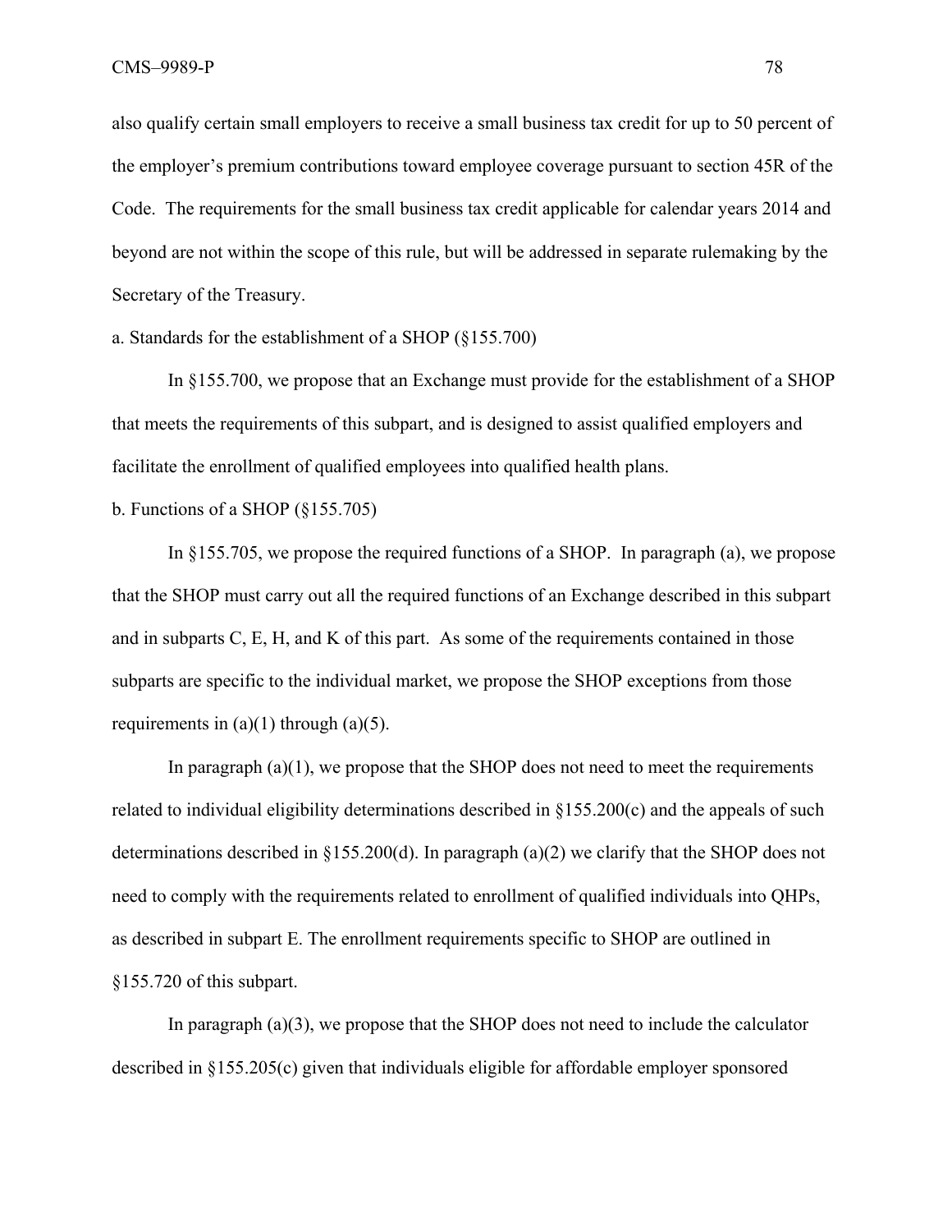also qualify certain small employers to receive a small business tax credit for up to 50 percent of the employer's premium contributions toward employee coverage pursuant to section 45R of the Code. The requirements for the small business tax credit applicable for calendar years 2014 and beyond are not within the scope of this rule, but will be addressed in separate rulemaking by the Secretary of the Treasury.

a. Standards for the establishment of a SHOP (§155.700)

In §155.700, we propose that an Exchange must provide for the establishment of a SHOP that meets the requirements of this subpart, and is designed to assist qualified employers and facilitate the enrollment of qualified employees into qualified health plans.

b. Functions of a SHOP (§155.705)

In §155.705, we propose the required functions of a SHOP. In paragraph (a), we propose that the SHOP must carry out all the required functions of an Exchange described in this subpart and in subparts C, E, H, and K of this part. As some of the requirements contained in those subparts are specific to the individual market, we propose the SHOP exceptions from those requirements in (a)(1) through (a)(5).

In paragraph (a)(1), we propose that the SHOP does not need to meet the requirements related to individual eligibility determinations described in §155.200(c) and the appeals of such determinations described in §155.200(d). In paragraph (a)(2) we clarify that the SHOP does not need to comply with the requirements related to enrollment of qualified individuals into QHPs, as described in subpart E. The enrollment requirements specific to SHOP are outlined in §155.720 of this subpart.

In paragraph (a)(3), we propose that the SHOP does not need to include the calculator described in §155.205(c) given that individuals eligible for affordable employer sponsored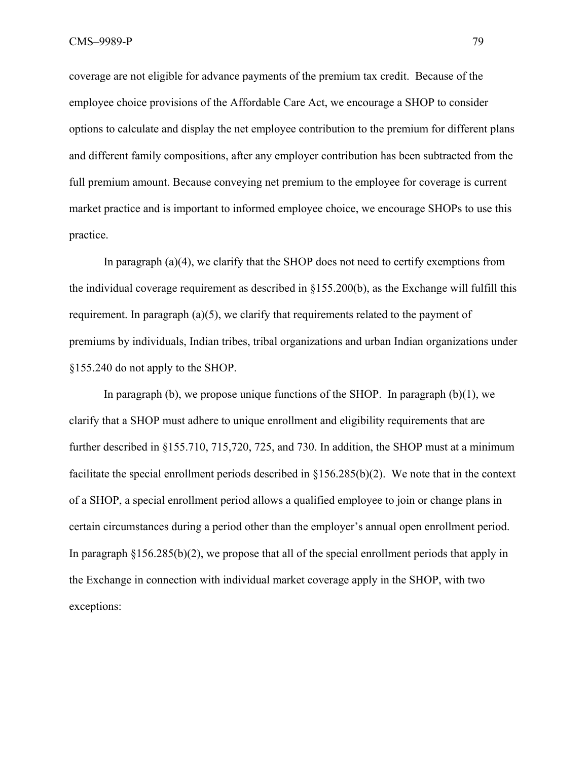coverage are not eligible for advance payments of the premium tax credit. Because of the employee choice provisions of the Affordable Care Act, we encourage a SHOP to consider options to calculate and display the net employee contribution to the premium for different plans and different family compositions, after any employer contribution has been subtracted from the full premium amount. Because conveying net premium to the employee for coverage is current market practice and is important to informed employee choice, we encourage SHOPs to use this practice.

In paragraph (a)(4), we clarify that the SHOP does not need to certify exemptions from the individual coverage requirement as described in §155.200(b), as the Exchange will fulfill this requirement. In paragraph (a)(5), we clarify that requirements related to the payment of premiums by individuals, Indian tribes, tribal organizations and urban Indian organizations under §155.240 do not apply to the SHOP.

In paragraph (b), we propose unique functions of the SHOP. In paragraph (b)(1), we clarify that a SHOP must adhere to unique enrollment and eligibility requirements that are further described in §155.710, 715,720, 725, and 730. In addition, the SHOP must at a minimum facilitate the special enrollment periods described in §156.285(b)(2). We note that in the context of a SHOP, a special enrollment period allows a qualified employee to join or change plans in certain circumstances during a period other than the employer's annual open enrollment period. In paragraph §156.285(b)(2), we propose that all of the special enrollment periods that apply in the Exchange in connection with individual market coverage apply in the SHOP, with two exceptions: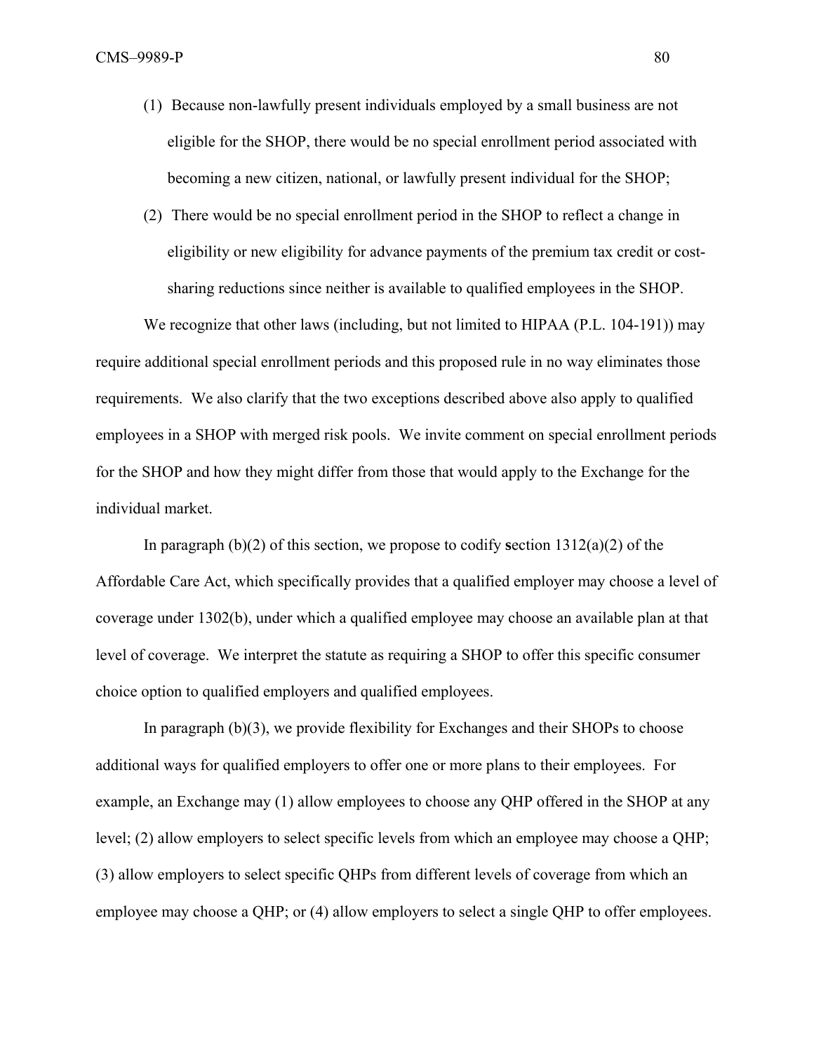(1) Because non-lawfully present individuals employed by a small business are not eligible for the SHOP, there would be no special enrollment period associated with becoming a new citizen, national, or lawfully present individual for the SHOP;

(2) There would be no special enrollment period in the SHOP to reflect a change in eligibility or new eligibility for advance payments of the premium tax credit or cost-sharing reductions since neither is available to qualified employees in the SHOP.

We recognize that other laws (including, but not limited to HIPAA (P.L. 104-191)) may require additional special enrollment periods and this proposed rule in no way eliminates those requirements. We also clarify that the two exceptions described above also apply to qualified employees in a SHOP with merged risk pools. We invite comment on special enrollment periods for the SHOP and how they might differ from those that would apply to the Exchange for the individual market.

In paragraph (b)(2) of this section, we propose to codify section 1312(a)(2) of the Affordable Care Act, which specifically provides that a qualified employer may choose a level of coverage under 1302(b), under which a qualified employee may choose an available plan at that level of coverage. We interpret the statute as requiring a SHOP to offer this specific consumer choice option to qualified employers and qualified employees.

In paragraph (b)(3), we provide flexibility for Exchanges and their SHOPs to choose additional ways for qualified employers to offer one or more plans to their employees. For example, an Exchange may (1) allow employees to choose any QHP offered in the SHOP at any level; (2) allow employers to select specific levels from which an employee may choose a QHP; (3) allow employers to select specific QHPs from different levels of coverage from which an employee may choose a QHP; or (4) allow employers to select a single QHP to offer employees.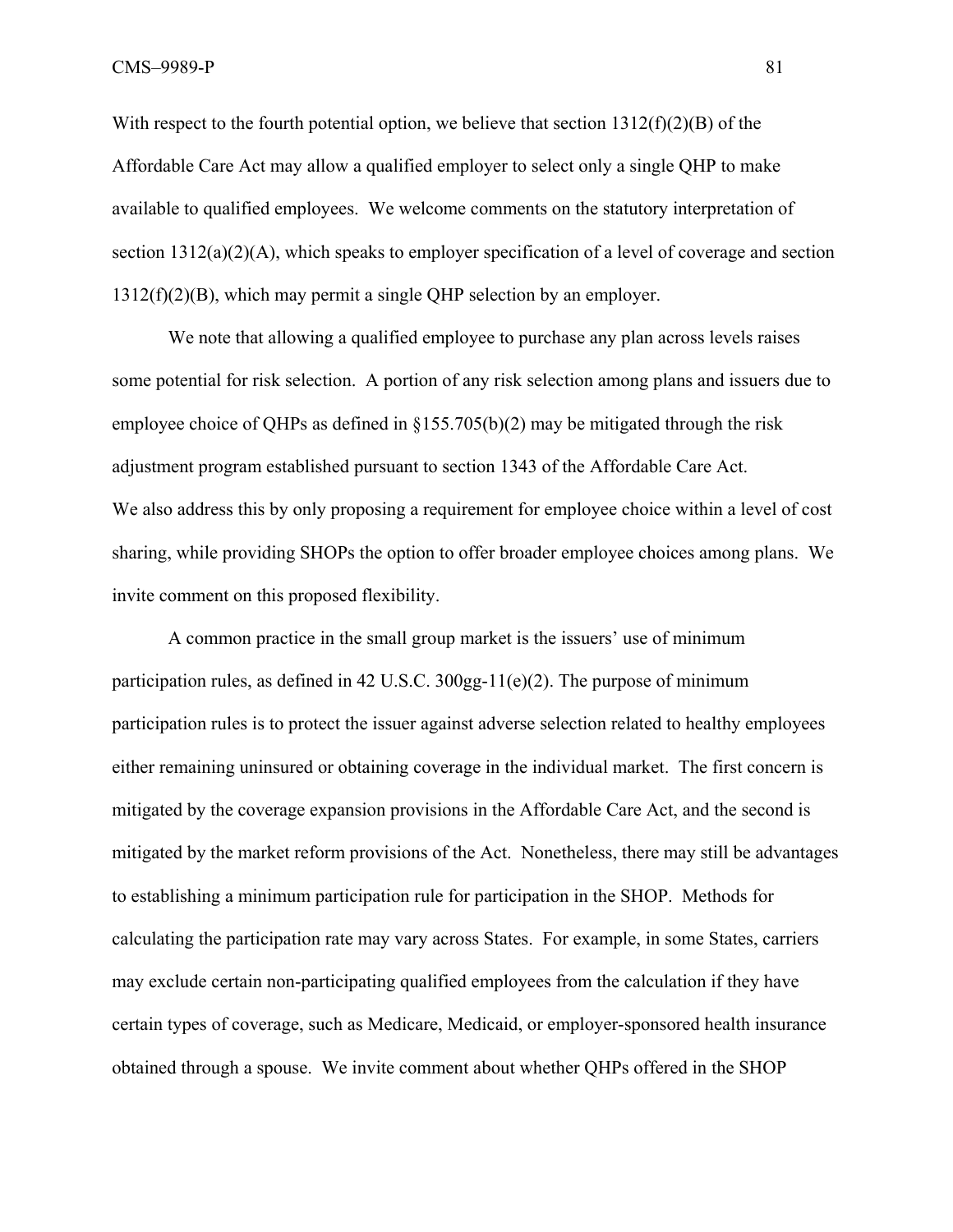With respect to the fourth potential option, we believe that section 1312(f)(2)(B) of the Affordable Care Act may allow a qualified employer to select only a single QHP to make available to qualified employees. We welcome comments on the statutory interpretation of section 1312(a)(2)(A), which speaks to employer specification of a level of coverage and section 1312(f)(2)(B), which may permit a single QHP selection by an employer.

We note that allowing a qualified employee to purchase any plan across levels raises some potential for risk selection. A portion of any risk selection among plans and issuers due to employee choice of QHPs as defined in §155.705(b)(2) may be mitigated through the risk adjustment program established pursuant to section 1343 of the Affordable Care Act. We also address this by only proposing a requirement for employee choice within a level of cost sharing, while providing SHOPs the option to offer broader employee choices among plans. We invite comment on this proposed flexibility.

A common practice in the small group market is the issuers' use of minimum participation rules, as defined in 42 U.S.C. 300gg-11(e)(2). The purpose of minimum participation rules is to protect the issuer against adverse selection related to healthy employees either remaining uninsured or obtaining coverage in the individual market. The first concern is mitigated by the coverage expansion provisions in the Affordable Care Act, and the second is mitigated by the market reform provisions of the Act. Nonetheless, there may still be advantages to establishing a minimum participation rule for participation in the SHOP. Methods for calculating the participation rate may vary across States. For example, in some States, carriers may exclude certain non-participating qualified employees from the calculation if they have certain types of coverage, such as Medicare, Medicaid, or employer-sponsored health insurance obtained through a spouse. We invite comment about whether QHPs offered in the SHOP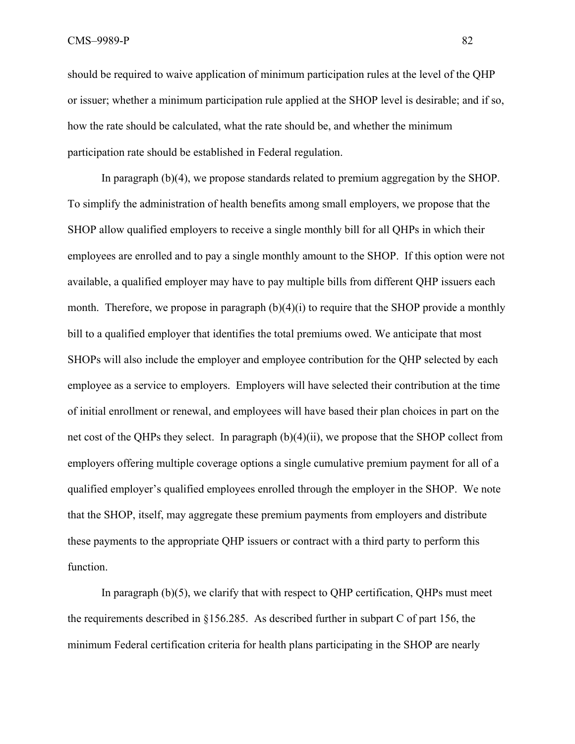should be required to waive application of minimum participation rules at the level of the QHP or issuer; whether a minimum participation rule applied at the SHOP level is desirable; and if so, how the rate should be calculated, what the rate should be, and whether the minimum participation rate should be established in Federal regulation.

In paragraph (b)(4), we propose standards related to premium aggregation by the SHOP. To simplify the administration of health benefits among small employers, we propose that the SHOP allow qualified employers to receive a single monthly bill for all QHPs in which their employees are enrolled and to pay a single monthly amount to the SHOP. If this option were not available, a qualified employer may have to pay multiple bills from different QHP issuers each month. Therefore, we propose in paragraph (b)(4)(i) to require that the SHOP provide a monthly bill to a qualified employer that identifies the total premiums owed. We anticipate that most SHOPs will also include the employer and employee contribution for the QHP selected by each employee as a service to employers. Employers will have selected their contribution at the time of initial enrollment or renewal, and employees will have based their plan choices in part on the net cost of the QHPs they select. In paragraph (b)(4)(ii), we propose that the SHOP collect from employers offering multiple coverage options a single cumulative premium payment for all of a qualified employer's qualified employees enrolled through the employer in the SHOP. We note that the SHOP, itself, may aggregate these premium payments from employers and distribute these payments to the appropriate QHP issuers or contract with a third party to perform this function.

In paragraph (b)(5), we clarify that with respect to QHP certification, QHPs must meet the requirements described in §156.285. As described further in subpart C of part 156, the minimum Federal certification criteria for health plans participating in the SHOP are nearly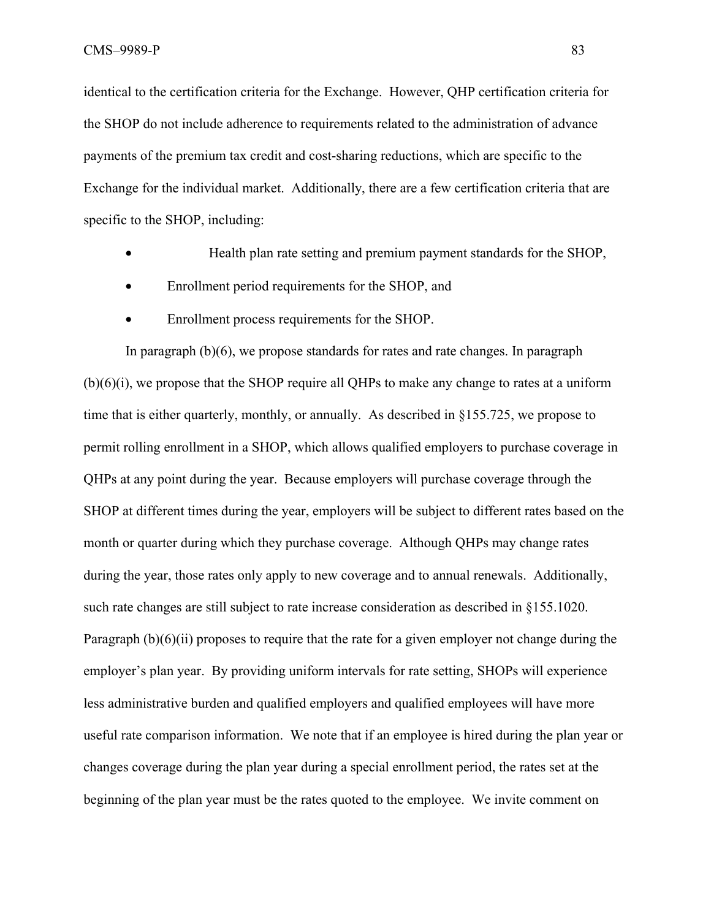identical to the certification criteria for the Exchange. However, QHP certification criteria for the SHOP do not include adherence to requirements related to the administration of advance payments of the premium tax credit and cost-sharing reductions, which are specific to the Exchange for the individual market. Additionally, there are a few certification criteria that are specific to the SHOP, including:

- Health plan rate setting and premium payment standards for the SHOP,
- Enrollment period requirements for the SHOP, and
- Enrollment process requirements for the SHOP.

In paragraph (b)(6), we propose standards for rates and rate changes. In paragraph (b)(6)(i), we propose that the SHOP require all QHPs to make any change to rates at a uniform time that is either quarterly, monthly, or annually. As described in §155.725, we propose to permit rolling enrollment in a SHOP, which allows qualified employers to purchase coverage in QHPs at any point during the year. Because employers will purchase coverage through the SHOP at different times during the year, employers will be subject to different rates based on the month or quarter during which they purchase coverage. Although QHPs may change rates during the year, those rates only apply to new coverage and to annual renewals. Additionally, such rate changes are still subject to rate increase consideration as described in §155.1020. Paragraph (b)(6)(ii) proposes to require that the rate for a given employer not change during the employer's plan year. By providing uniform intervals for rate setting, SHOPs will experience less administrative burden and qualified employers and qualified employees will have more useful rate comparison information. We note that if an employee is hired during the plan year or changes coverage during the plan year during a special enrollment period, the rates set at the beginning of the plan year must be the rates quoted to the employee. We invite comment on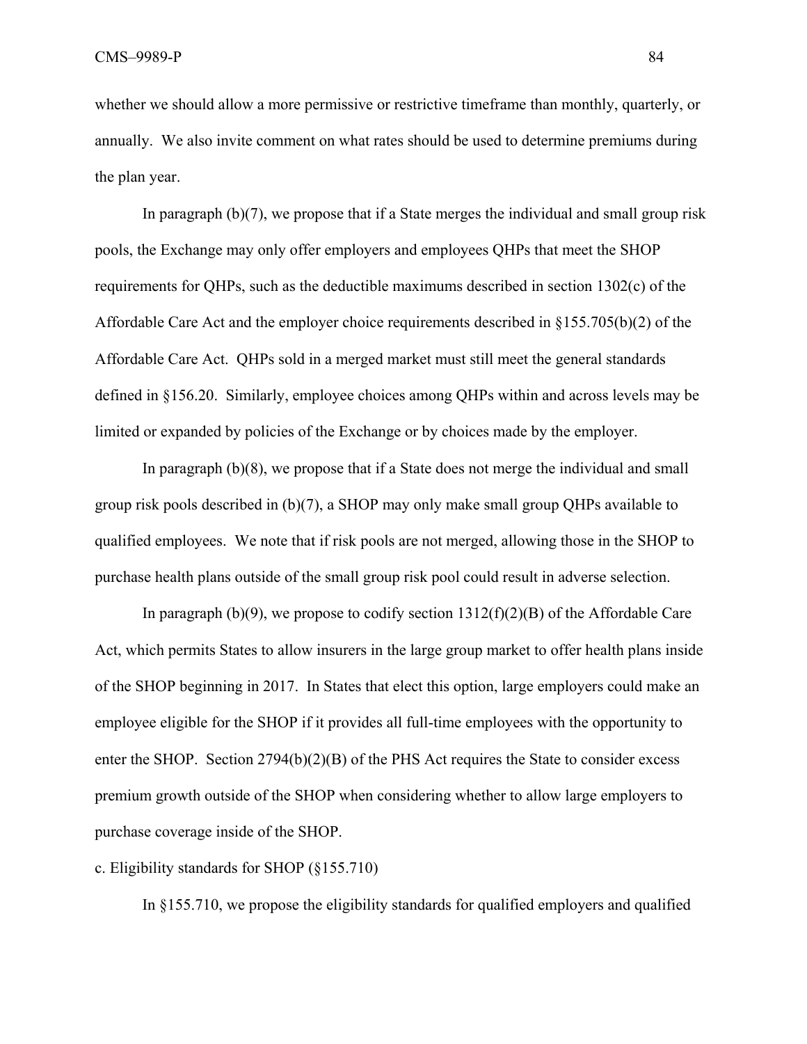whether we should allow a more permissive or restrictive timeframe than monthly, quarterly, or annually. We also invite comment on what rates should be used to determine premiums during the plan year.

In paragraph (b)(7), we propose that if a State merges the individual and small group risk pools, the Exchange may only offer employers and employees QHPs that meet the SHOP requirements for QHPs, such as the deductible maximums described in section 1302(c) of the Affordable Care Act and the employer choice requirements described in §155.705(b)(2) of the Affordable Care Act. QHPs sold in a merged market must still meet the general standards defined in §156.20. Similarly, employee choices among QHPs within and across levels may be limited or expanded by policies of the Exchange or by choices made by the employer.

In paragraph (b)(8), we propose that if a State does not merge the individual and small group risk pools described in (b)(7), a SHOP may only make small group QHPs available to qualified employees. We note that if risk pools are not merged, allowing those in the SHOP to purchase health plans outside of the small group risk pool could result in adverse selection.

In paragraph (b)(9), we propose to codify section 1312(f)(2)(B) of the Affordable Care Act, which permits States to allow insurers in the large group market to offer health plans inside of the SHOP beginning in 2017. In States that elect this option, large employers could make an employee eligible for the SHOP if it provides all full-time employees with the opportunity to enter the SHOP. Section 2794(b)(2)(B) of the PHS Act requires the State to consider excess premium growth outside of the SHOP when considering whether to allow large employers to purchase coverage inside of the SHOP.

c. Eligibility standards for SHOP (§155.710)

In §155.710, we propose the eligibility standards for qualified employers and qualified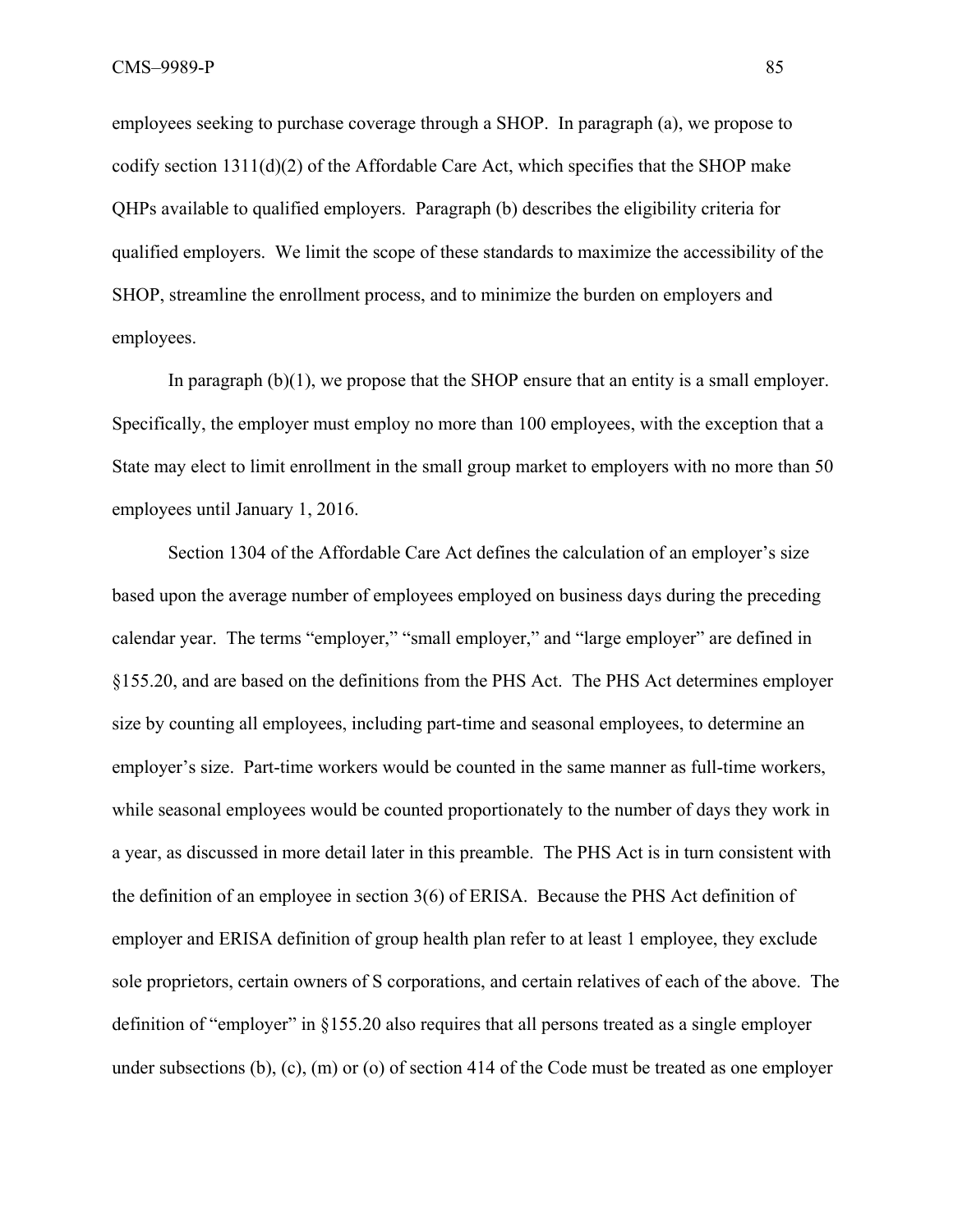employees seeking to purchase coverage through a SHOP. In paragraph (a), we propose to codify section 1311(d)(2) of the Affordable Care Act, which specifies that the SHOP make QHPs available to qualified employers. Paragraph (b) describes the eligibility criteria for qualified employers. We limit the scope of these standards to maximize the accessibility of the SHOP, streamline the enrollment process, and to minimize the burden on employers and employees.

In paragraph (b)(1), we propose that the SHOP ensure that an entity is a small employer. Specifically, the employer must employ no more than 100 employees, with the exception that a State may elect to limit enrollment in the small group market to employers with no more than 50 employees until January 1, 2016.

Section 1304 of the Affordable Care Act defines the calculation of an employer's size based upon the average number of employees employed on business days during the preceding calendar year. The terms "employer," "small employer," and "large employer" are defined in §155.20, and are based on the definitions from the PHS Act. The PHS Act determines employer size by counting all employees, including part-time and seasonal employees, to determine an employer's size. Part-time workers would be counted in the same manner as full-time workers, while seasonal employees would be counted proportionately to the number of days they work in a year, as discussed in more detail later in this preamble. The PHS Act is in turn consistent with the definition of an employee in section 3(6) of ERISA. Because the PHS Act definition of employer and ERISA definition of group health plan refer to at least 1 employee, they exclude sole proprietors, certain owners of S corporations, and certain relatives of each of the above. The definition of "employer" in §155.20 also requires that all persons treated as a single employer under subsections (b), (c), (m) or (o) of section 414 of the Code must be treated as one employer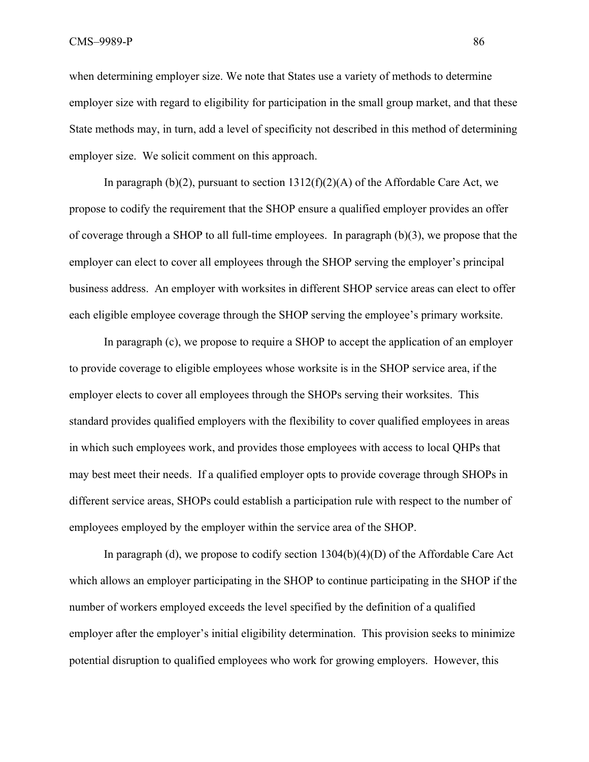when determining employer size. We note that States use a variety of methods to determine employer size with regard to eligibility for participation in the small group market, and that these State methods may, in turn, add a level of specificity not described in this method of determining employer size. We solicit comment on this approach.

In paragraph (b)(2), pursuant to section 1312(f)(2)(A) of the Affordable Care Act, we propose to codify the requirement that the SHOP ensure a qualified employer provides an offer of coverage through a SHOP to all full-time employees. In paragraph (b)(3), we propose that the employer can elect to cover all employees through the SHOP serving the employer's principal business address. An employer with worksites in different SHOP service areas can elect to offer each eligible employee coverage through the SHOP serving the employee's primary worksite.

In paragraph (c), we propose to require a SHOP to accept the application of an employer to provide coverage to eligible employees whose worksite is in the SHOP service area, if the employer elects to cover all employees through the SHOPs serving their worksites. This standard provides qualified employers with the flexibility to cover qualified employees in areas in which such employees work, and provides those employees with access to local QHPs that may best meet their needs. If a qualified employer opts to provide coverage through SHOPs in different service areas, SHOPs could establish a participation rule with respect to the number of employees employed by the employer within the service area of the SHOP.

In paragraph (d), we propose to codify section 1304(b)(4)(D) of the Affordable Care Act which allows an employer participating in the SHOP to continue participating in the SHOP if the number of workers employed exceeds the level specified by the definition of a qualified employer after the employer's initial eligibility determination. This provision seeks to minimize potential disruption to qualified employees who work for growing employers. However, this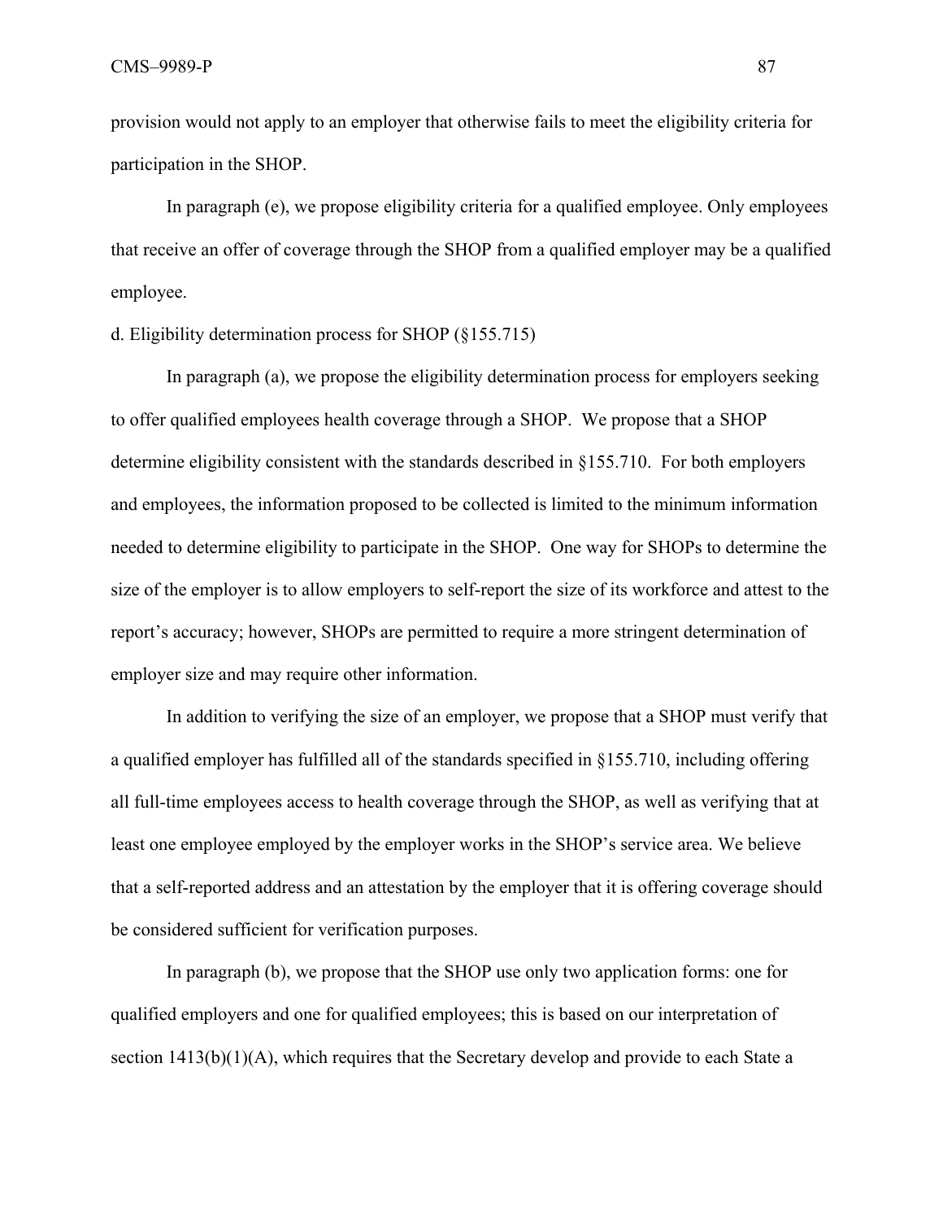provision would not apply to an employer that otherwise fails to meet the eligibility criteria for participation in the SHOP.

In paragraph (e), we propose eligibility criteria for a qualified employee. Only employees that receive an offer of coverage through the SHOP from a qualified employer may be a qualified employee.

d. Eligibility determination process for SHOP (§155.715)

In paragraph (a), we propose the eligibility determination process for employers seeking to offer qualified employees health coverage through a SHOP. We propose that a SHOP determine eligibility consistent with the standards described in §155.710. For both employers and employees, the information proposed to be collected is limited to the minimum information needed to determine eligibility to participate in the SHOP. One way for SHOPs to determine the size of the employer is to allow employers to self-report the size of its workforce and attest to the report's accuracy; however, SHOPs are permitted to require a more stringent determination of employer size and may require other information.

In addition to verifying the size of an employer, we propose that a SHOP must verify that a qualified employer has fulfilled all of the standards specified in §155.710, including offering all full-time employees access to health coverage through the SHOP, as well as verifying that at least one employee employed by the employer works in the SHOP's service area. We believe that a self-reported address and an attestation by the employer that it is offering coverage should be considered sufficient for verification purposes.

In paragraph (b), we propose that the SHOP use only two application forms: one for qualified employers and one for qualified employees; this is based on our interpretation of section 1413(b)(1)(A), which requires that the Secretary develop and provide to each State a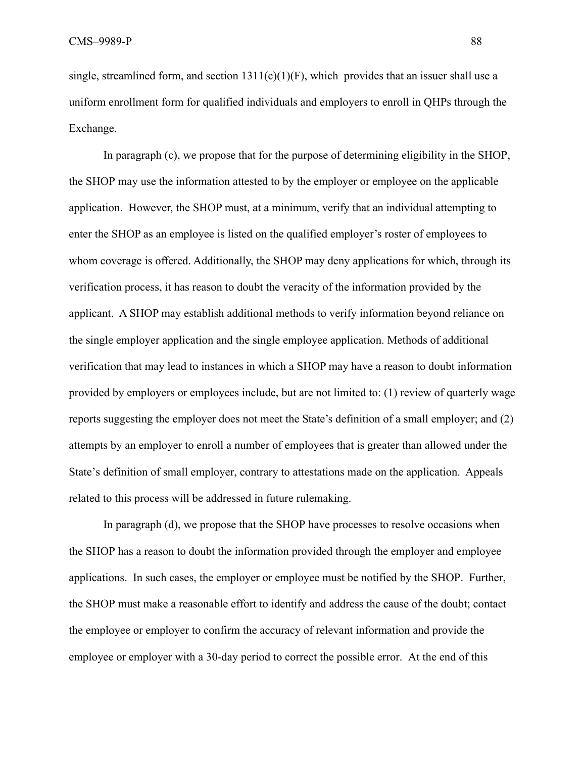single, streamlined form, and section 1311(c)(1)(F), which provides that an issuer shall use a uniform enrollment form for qualified individuals and employers to enroll in QHPs through the Exchange.

In paragraph (c), we propose that for the purpose of determining eligibility in the SHOP, the SHOP may use the information attested to by the employer or employee on the applicable application. However, the SHOP must, at a minimum, verify that an individual attempting to enter the SHOP as an employee is listed on the qualified employer's roster of employees to whom coverage is offered. Additionally, the SHOP may deny applications for which, through its verification process, it has reason to doubt the veracity of the information provided by the applicant. A SHOP may establish additional methods to verify information beyond reliance on the single employer application and the single employee application. Methods of additional verification that may lead to instances in which a SHOP may have a reason to doubt information provided by employers or employees include, but are not limited to: (1) review of quarterly wage reports suggesting the employer does not meet the State's definition of a small employer; and (2) attempts by an employer to enroll a number of employees that is greater than allowed under the State's definition of small employer, contrary to attestations made on the application. Appeals related to this process will be addressed in future rulemaking.

In paragraph (d), we propose that the SHOP have processes to resolve occasions when the SHOP has a reason to doubt the information provided through the employer and employee applications. In such cases, the employer or employee must be notified by the SHOP. Further, the SHOP must make a reasonable effort to identify and address the cause of the doubt; contact the employee or employer to confirm the accuracy of relevant information and provide the employee or employer with a 30-day period to correct the possible error. At the end of this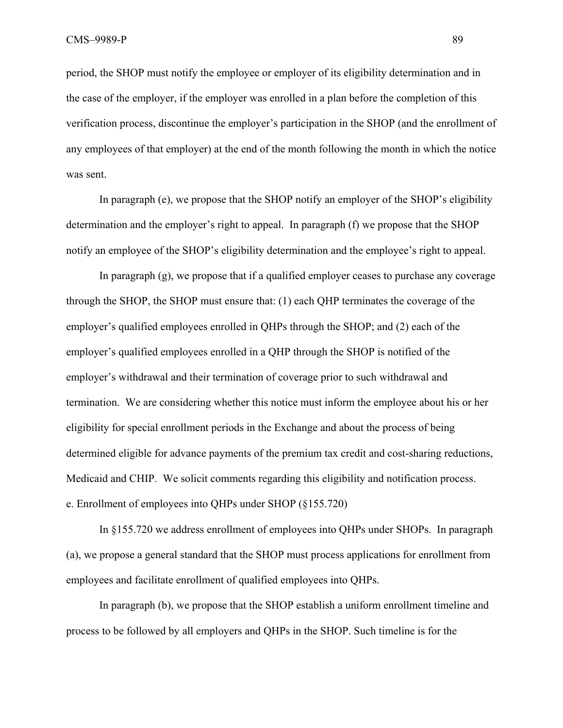period, the SHOP must notify the employee or employer of its eligibility determination and in the case of the employer, if the employer was enrolled in a plan before the completion of this verification process, discontinue the employer's participation in the SHOP (and the enrollment of any employees of that employer) at the end of the month following the month in which the notice was sent.

In paragraph (e), we propose that the SHOP notify an employer of the SHOP's eligibility determination and the employer's right to appeal. In paragraph (f) we propose that the SHOP notify an employee of the SHOP's eligibility determination and the employee's right to appeal.

In paragraph (g), we propose that if a qualified employer ceases to purchase any coverage through the SHOP, the SHOP must ensure that: (1) each QHP terminates the coverage of the employer's qualified employees enrolled in QHPs through the SHOP; and (2) each of the employer's qualified employees enrolled in a QHP through the SHOP is notified of the employer's withdrawal and their termination of coverage prior to such withdrawal and termination. We are considering whether this notice must inform the employee about his or her eligibility for special enrollment periods in the Exchange and about the process of being determined eligible for advance payments of the premium tax credit and cost-sharing reductions, Medicaid and CHIP. We solicit comments regarding this eligibility and notification process.

e. Enrollment of employees into QHPs under SHOP (§155.720)

In §155.720 we address enrollment of employees into QHPs under SHOPs. In paragraph (a), we propose a general standard that the SHOP must process applications for enrollment from employees and facilitate enrollment of qualified employees into QHPs.

In paragraph (b), we propose that the SHOP establish a uniform enrollment timeline and process to be followed by all employers and QHPs in the SHOP. Such timeline is for the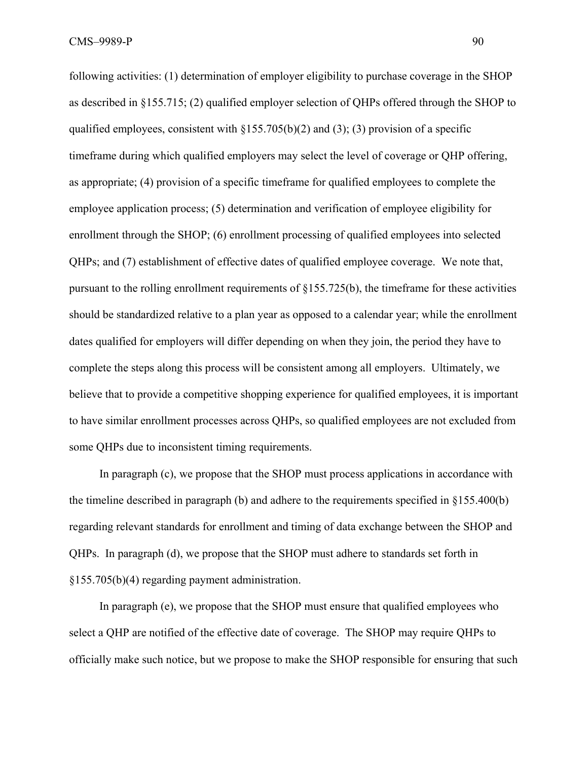following activities: (1) determination of employer eligibility to purchase coverage in the SHOP as described in §155.715; (2) qualified employer selection of QHPs offered through the SHOP to qualified employees, consistent with §155.705(b)(2) and (3); (3) provision of a specific timeframe during which qualified employers may select the level of coverage or QHP offering, as appropriate; (4) provision of a specific timeframe for qualified employees to complete the employee application process; (5) determination and verification of employee eligibility for enrollment through the SHOP; (6) enrollment processing of qualified employees into selected QHPs; and (7) establishment of effective dates of qualified employee coverage. We note that, pursuant to the rolling enrollment requirements of §155.725(b), the timeframe for these activities should be standardized relative to a plan year as opposed to a calendar year; while the enrollment dates qualified for employers will differ depending on when they join, the period they have to complete the steps along this process will be consistent among all employers. Ultimately, we believe that to provide a competitive shopping experience for qualified employees, it is important to have similar enrollment processes across QHPs, so qualified employees are not excluded from some QHPs due to inconsistent timing requirements.

In paragraph (c), we propose that the SHOP must process applications in accordance with the timeline described in paragraph (b) and adhere to the requirements specified in §155.400(b) regarding relevant standards for enrollment and timing of data exchange between the SHOP and QHPs. In paragraph (d), we propose that the SHOP must adhere to standards set forth in §155.705(b)(4) regarding payment administration.

In paragraph (e), we propose that the SHOP must ensure that qualified employees who select a QHP are notified of the effective date of coverage. The SHOP may require QHPs to officially make such notice, but we propose to make the SHOP responsible for ensuring that such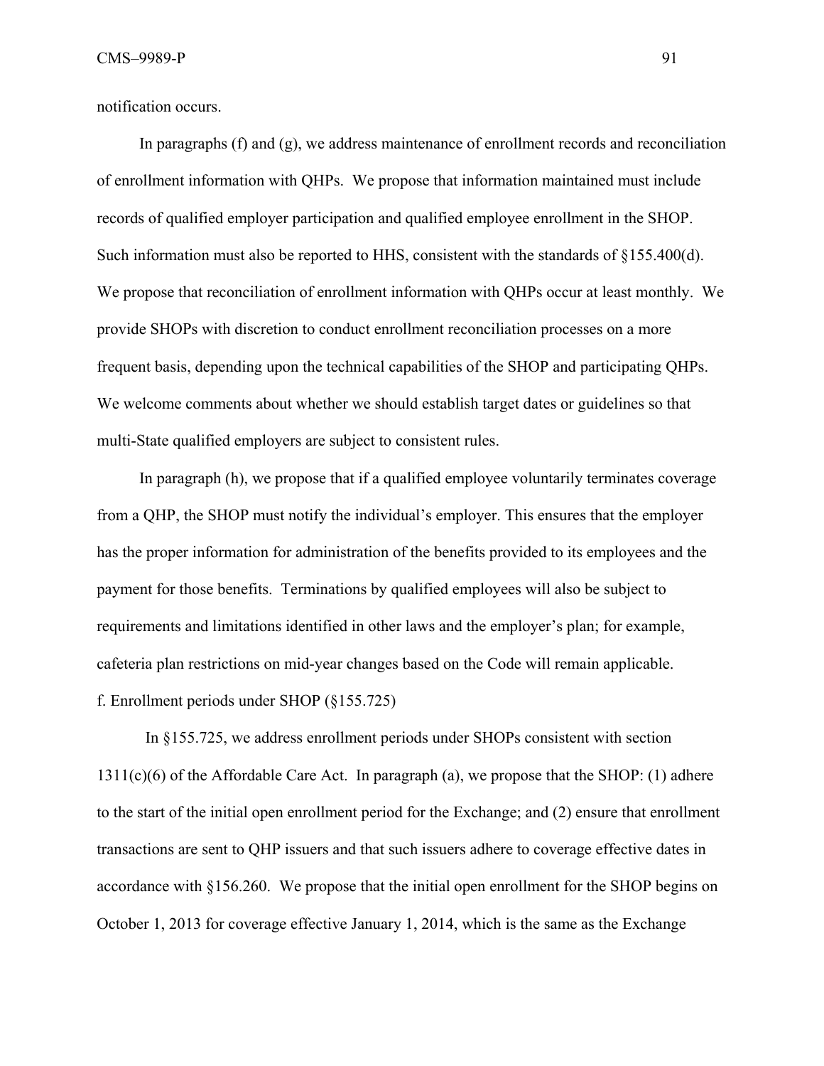notification occurs.

In paragraphs (f) and (g), we address maintenance of enrollment records and reconciliation of enrollment information with QHPs. We propose that information maintained must include records of qualified employer participation and qualified employee enrollment in the SHOP. Such information must also be reported to HHS, consistent with the standards of §155.400(d). We propose that reconciliation of enrollment information with QHPs occur at least monthly. We provide SHOPs with discretion to conduct enrollment reconciliation processes on a more frequent basis, depending upon the technical capabilities of the SHOP and participating QHPs. We welcome comments about whether we should establish target dates or guidelines so that multi-State qualified employers are subject to consistent rules.

In paragraph (h), we propose that if a qualified employee voluntarily terminates coverage from a QHP, the SHOP must notify the individual's employer. This ensures that the employer has the proper information for administration of the benefits provided to its employees and the payment for those benefits. Terminations by qualified employees will also be subject to requirements and limitations identified in other laws and the employer's plan; for example, cafeteria plan restrictions on mid-year changes based on the Code will remain applicable.

f. Enrollment periods under SHOP (§155.725)

In §155.725, we address enrollment periods under SHOPs consistent with section 1311(c)(6) of the Affordable Care Act. In paragraph (a), we propose that the SHOP: (1) adhere to the start of the initial open enrollment period for the Exchange; and (2) ensure that enrollment transactions are sent to QHP issuers and that such issuers adhere to coverage effective dates in accordance with §156.260. We propose that the initial open enrollment for the SHOP begins on October 1, 2013 for coverage effective January 1, 2014, which is the same as the Exchange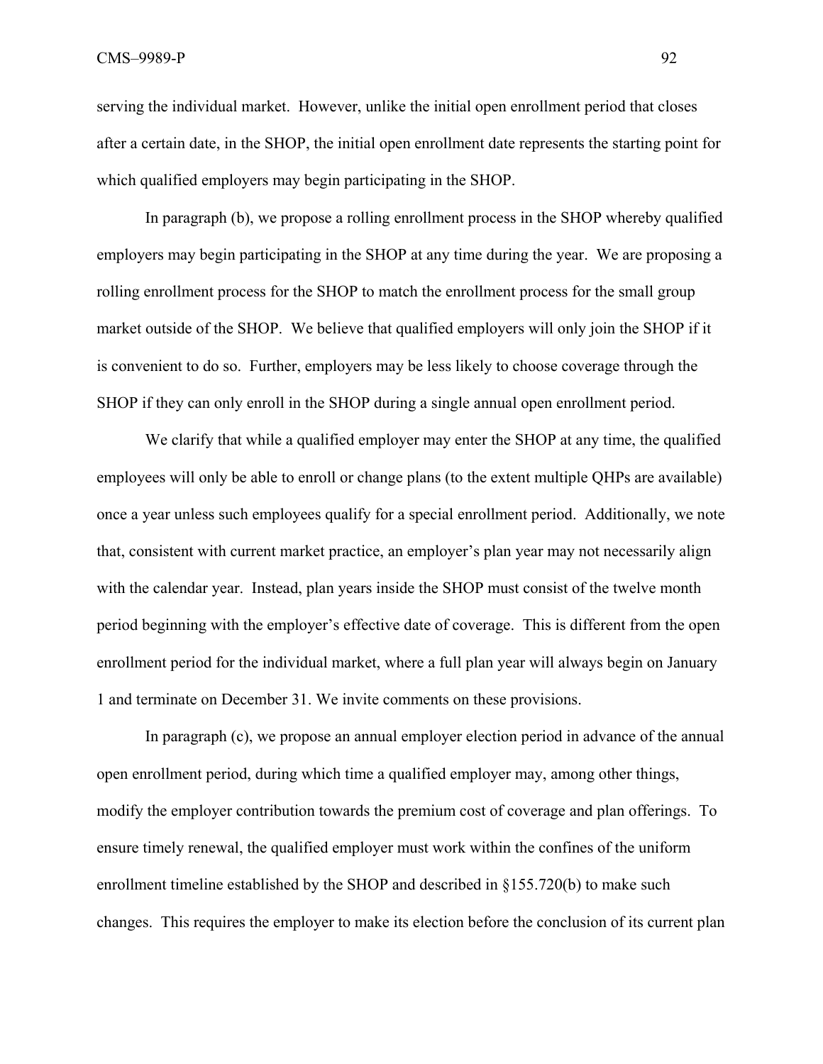serving the individual market. However, unlike the initial open enrollment period that closes after a certain date, in the SHOP, the initial open enrollment date represents the starting point for which qualified employers may begin participating in the SHOP.

In paragraph (b), we propose a rolling enrollment process in the SHOP whereby qualified employers may begin participating in the SHOP at any time during the year. We are proposing a rolling enrollment process for the SHOP to match the enrollment process for the small group market outside of the SHOP. We believe that qualified employers will only join the SHOP if it is convenient to do so. Further, employers may be less likely to choose coverage through the SHOP if they can only enroll in the SHOP during a single annual open enrollment period.

We clarify that while a qualified employer may enter the SHOP at any time, the qualified employees will only be able to enroll or change plans (to the extent multiple QHPs are available) once a year unless such employees qualify for a special enrollment period. Additionally, we note that, consistent with current market practice, an employer's plan year may not necessarily align with the calendar year. Instead, plan years inside the SHOP must consist of the twelve month period beginning with the employer's effective date of coverage. This is different from the open enrollment period for the individual market, where a full plan year will always begin on January 1 and terminate on December 31. We invite comments on these provisions.

In paragraph (c), we propose an annual employer election period in advance of the annual open enrollment period, during which time a qualified employer may, among other things, modify the employer contribution towards the premium cost of coverage and plan offerings. To ensure timely renewal, the qualified employer must work within the confines of the uniform enrollment timeline established by the SHOP and described in §155.720(b) to make such changes. This requires the employer to make its election before the conclusion of its current plan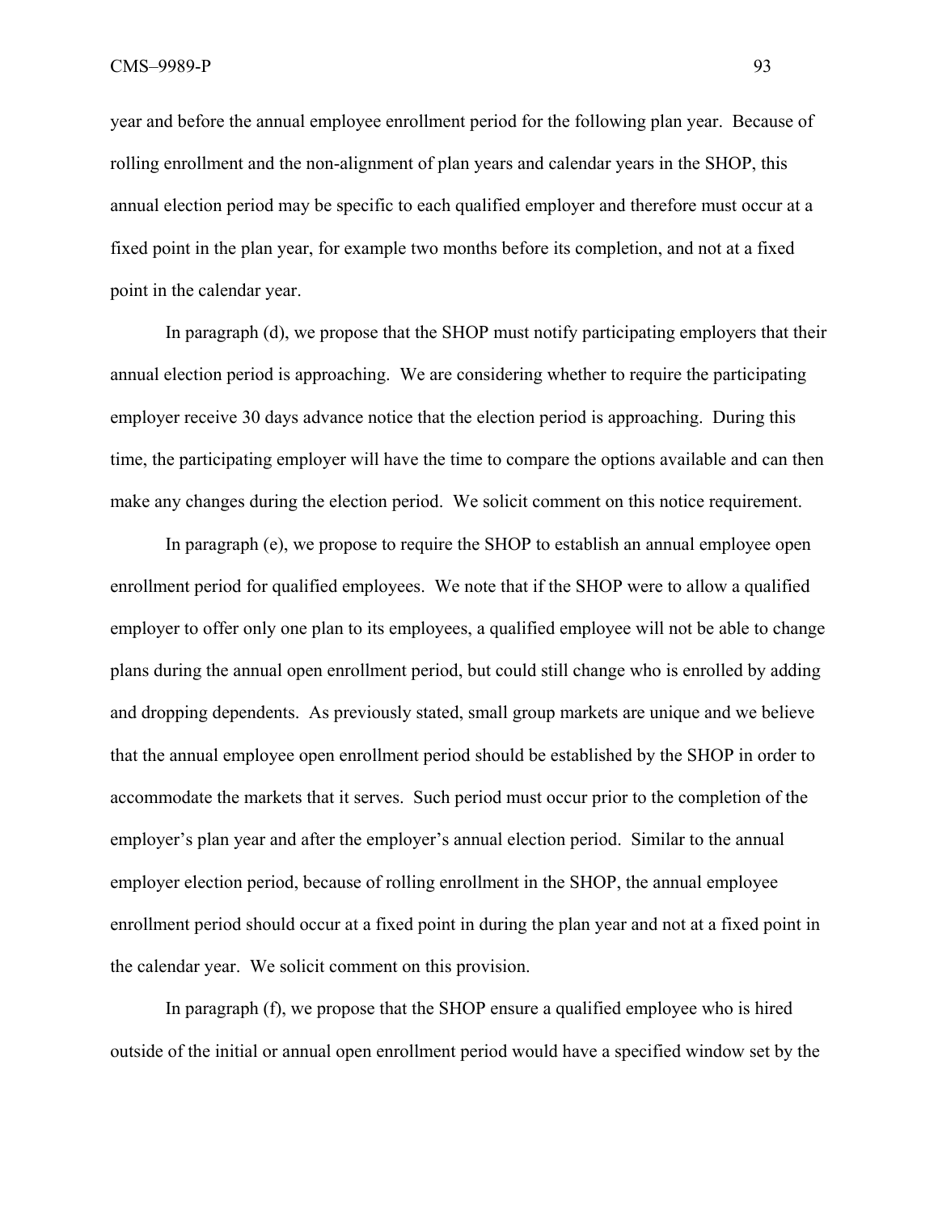year and before the annual employee enrollment period for the following plan year. Because of rolling enrollment and the non-alignment of plan years and calendar years in the SHOP, this annual election period may be specific to each qualified employer and therefore must occur at a fixed point in the plan year, for example two months before its completion, and not at a fixed point in the calendar year.

In paragraph (d), we propose that the SHOP must notify participating employers that their annual election period is approaching. We are considering whether to require the participating employer receive 30 days advance notice that the election period is approaching. During this time, the participating employer will have the time to compare the options available and can then make any changes during the election period. We solicit comment on this notice requirement.

In paragraph (e), we propose to require the SHOP to establish an annual employee open enrollment period for qualified employees. We note that if the SHOP were to allow a qualified employer to offer only one plan to its employees, a qualified employee will not be able to change plans during the annual open enrollment period, but could still change who is enrolled by adding and dropping dependents. As previously stated, small group markets are unique and we believe that the annual employee open enrollment period should be established by the SHOP in order to accommodate the markets that it serves. Such period must occur prior to the completion of the employer's plan year and after the employer's annual election period. Similar to the annual employer election period, because of rolling enrollment in the SHOP, the annual employee enrollment period should occur at a fixed point in during the plan year and not at a fixed point in the calendar year. We solicit comment on this provision.

In paragraph (f), we propose that the SHOP ensure a qualified employee who is hired outside of the initial or annual open enrollment period would have a specified window set by the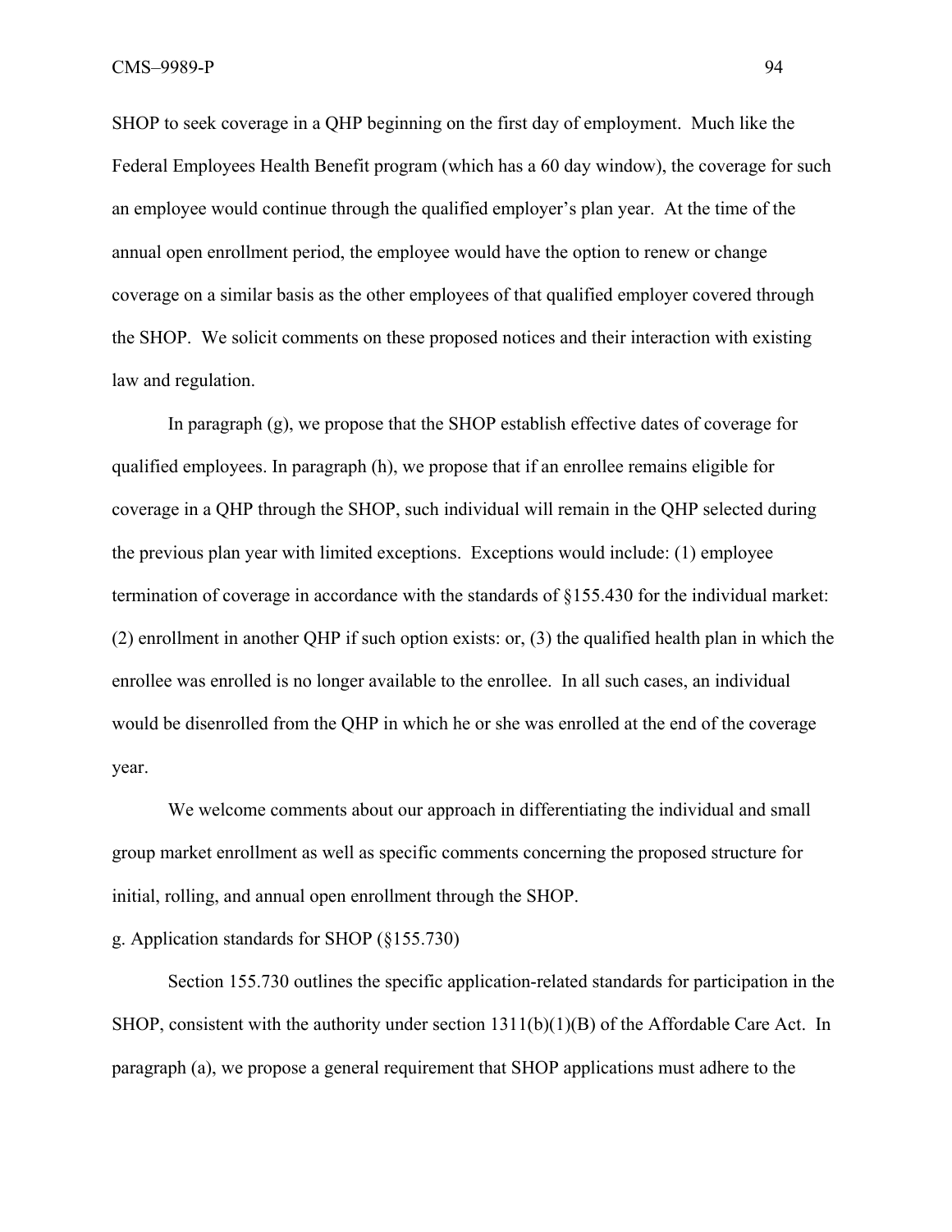SHOP to seek coverage in a QHP beginning on the first day of employment. Much like the Federal Employees Health Benefit program (which has a 60 day window), the coverage for such an employee would continue through the qualified employer's plan year. At the time of the annual open enrollment period, the employee would have the option to renew or change coverage on a similar basis as the other employees of that qualified employer covered through the SHOP. We solicit comments on these proposed notices and their interaction with existing law and regulation.

In paragraph (g), we propose that the SHOP establish effective dates of coverage for qualified employees. In paragraph (h), we propose that if an enrollee remains eligible for coverage in a QHP through the SHOP, such individual will remain in the QHP selected during the previous plan year with limited exceptions. Exceptions would include: (1) employee termination of coverage in accordance with the standards of §155.430 for the individual market: (2) enrollment in another QHP if such option exists: or, (3) the qualified health plan in which the enrollee was enrolled is no longer available to the enrollee. In all such cases, an individual would be disenrolled from the QHP in which he or she was enrolled at the end of the coverage year.

We welcome comments about our approach in differentiating the individual and small group market enrollment as well as specific comments concerning the proposed structure for initial, rolling, and annual open enrollment through the SHOP.

g. Application standards for SHOP (§155.730)

Section 155.730 outlines the specific application-related standards for participation in the SHOP, consistent with the authority under section 1311(b)(1)(B) of the Affordable Care Act. In paragraph (a), we propose a general requirement that SHOP applications must adhere to the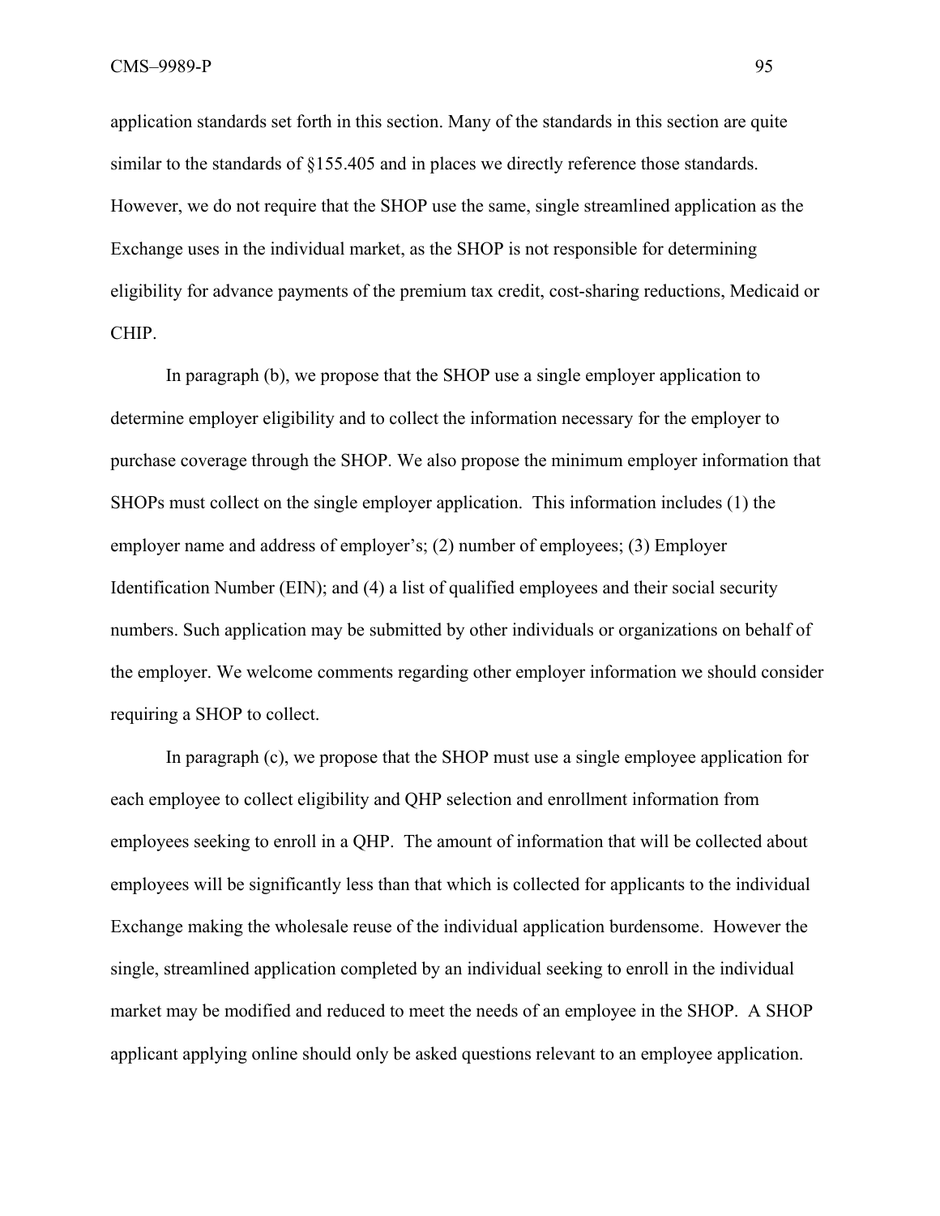application standards set forth in this section. Many of the standards in this section are quite similar to the standards of §155.405 and in places we directly reference those standards. However, we do not require that the SHOP use the same, single streamlined application as the Exchange uses in the individual market, as the SHOP is not responsible for determining eligibility for advance payments of the premium tax credit, cost-sharing reductions, Medicaid or CHIP.

In paragraph (b), we propose that the SHOP use a single employer application to determine employer eligibility and to collect the information necessary for the employer to purchase coverage through the SHOP. We also propose the minimum employer information that SHOPs must collect on the single employer application. This information includes (1) the employer name and address of employer's; (2) number of employees; (3) Employer Identification Number (EIN); and (4) a list of qualified employees and their social security numbers. Such application may be submitted by other individuals or organizations on behalf of the employer. We welcome comments regarding other employer information we should consider requiring a SHOP to collect.

In paragraph (c), we propose that the SHOP must use a single employee application for each employee to collect eligibility and QHP selection and enrollment information from employees seeking to enroll in a QHP. The amount of information that will be collected about employees will be significantly less than that which is collected for applicants to the individual Exchange making the wholesale reuse of the individual application burdensome. However the single, streamlined application completed by an individual seeking to enroll in the individual market may be modified and reduced to meet the needs of an employee in the SHOP. A SHOP applicant applying online should only be asked questions relevant to an employee application.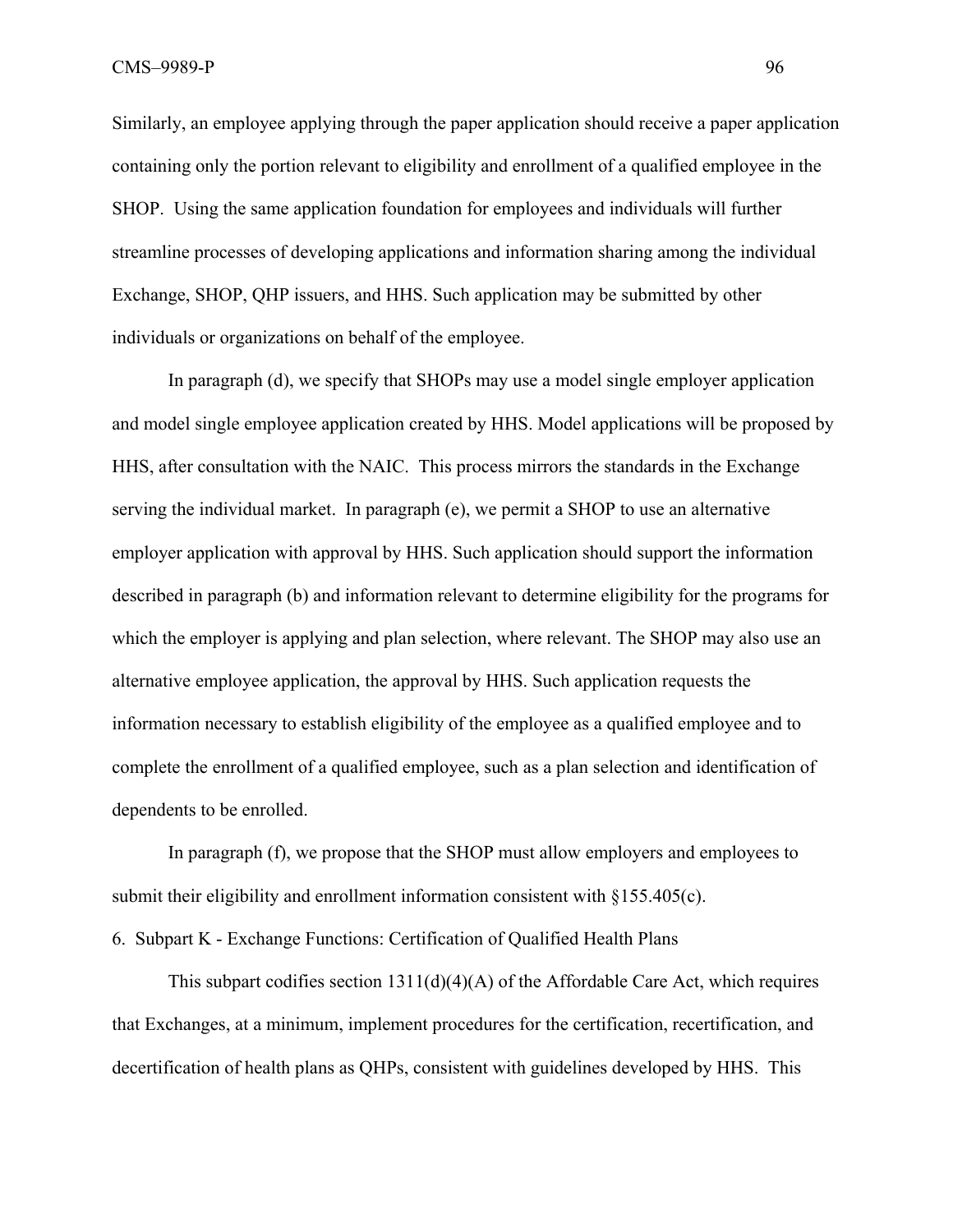Similarly, an employee applying through the paper application should receive a paper application containing only the portion relevant to eligibility and enrollment of a qualified employee in the SHOP. Using the same application foundation for employees and individuals will further streamline processes of developing applications and information sharing among the individual Exchange, SHOP, QHP issuers, and HHS. Such application may be submitted by other individuals or organizations on behalf of the employee.

In paragraph (d), we specify that SHOPs may use a model single employer application and model single employee application created by HHS. Model applications will be proposed by HHS, after consultation with the NAIC. This process mirrors the standards in the Exchange serving the individual market. In paragraph (e), we permit a SHOP to use an alternative employer application with approval by HHS. Such application should support the information described in paragraph (b) and information relevant to determine eligibility for the programs for which the employer is applying and plan selection, where relevant. The SHOP may also use an alternative employee application, the approval by HHS. Such application requests the information necessary to establish eligibility of the employee as a qualified employee and to complete the enrollment of a qualified employee, such as a plan selection and identification of dependents to be enrolled.

In paragraph (f), we propose that the SHOP must allow employers and employees to submit their eligibility and enrollment information consistent with §155.405(c).

6. Subpart K - Exchange Functions: Certification of Qualified Health Plans

This subpart codifies section 1311(d)(4)(A) of the Affordable Care Act, which requires that Exchanges, at a minimum, implement procedures for the certification, recertification, and decertification of health plans as QHPs, consistent with guidelines developed by HHS. This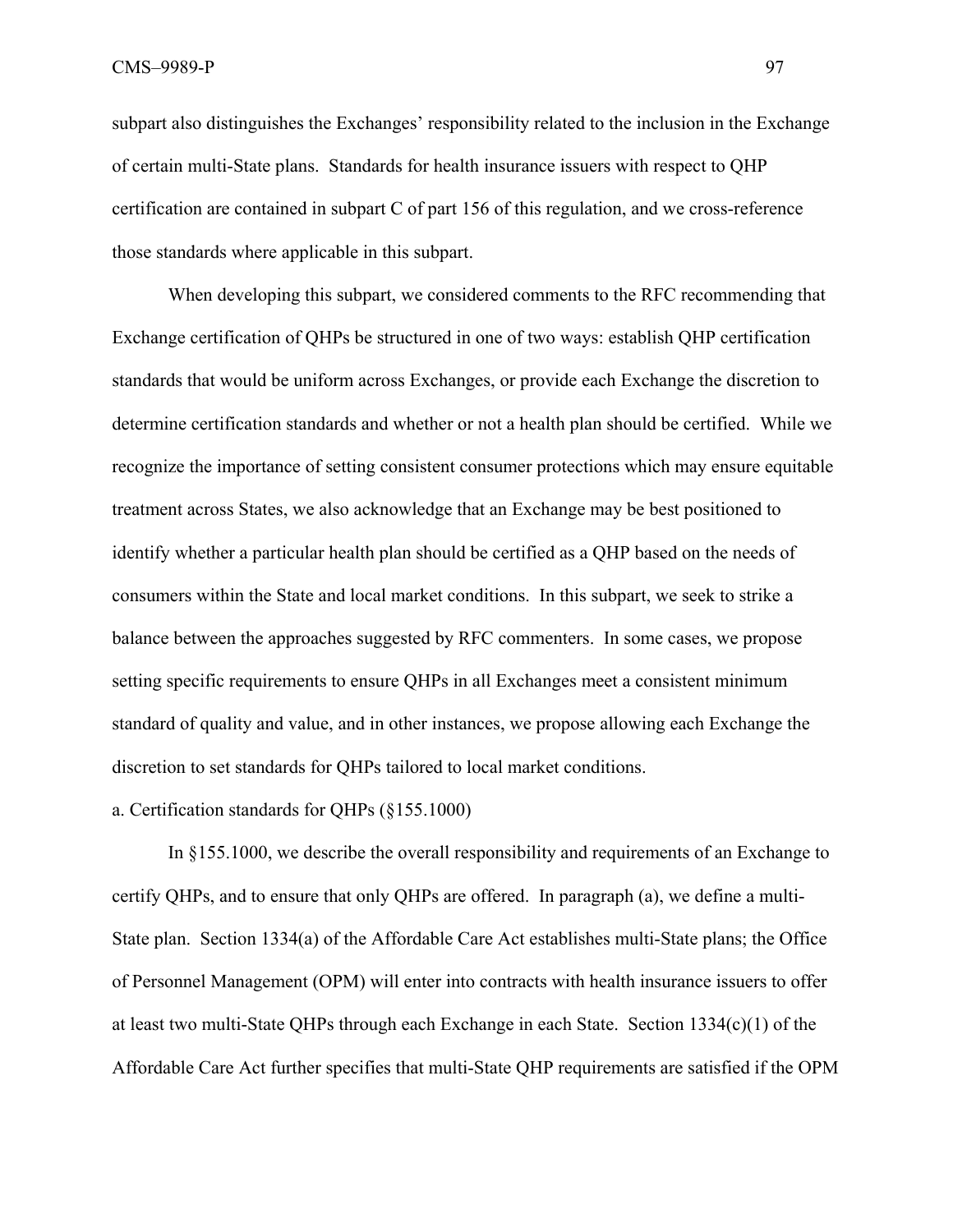subpart also distinguishes the Exchanges' responsibility related to the inclusion in the Exchange of certain multi-State plans. Standards for health insurance issuers with respect to QHP certification are contained in subpart C of part 156 of this regulation, and we cross-reference those standards where applicable in this subpart.

When developing this subpart, we considered comments to the RFC recommending that Exchange certification of QHPs be structured in one of two ways: establish QHP certification standards that would be uniform across Exchanges, or provide each Exchange the discretion to determine certification standards and whether or not a health plan should be certified. While we recognize the importance of setting consistent consumer protections which may ensure equitable treatment across States, we also acknowledge that an Exchange may be best positioned to identify whether a particular health plan should be certified as a QHP based on the needs of consumers within the State and local market conditions. In this subpart, we seek to strike a balance between the approaches suggested by RFC commenters. In some cases, we propose setting specific requirements to ensure QHPs in all Exchanges meet a consistent minimum standard of quality and value, and in other instances, we propose allowing each Exchange the discretion to set standards for QHPs tailored to local market conditions.

a. Certification standards for QHPs (§155.1000)

In §155.1000, we describe the overall responsibility and requirements of an Exchange to certify QHPs, and to ensure that only QHPs are offered. In paragraph (a), we define a multi-State plan. Section 1334(a) of the Affordable Care Act establishes multi-State plans; the Office of Personnel Management (OPM) will enter into contracts with health insurance issuers to offer at least two multi-State QHPs through each Exchange in each State. Section 1334(c)(1) of the Affordable Care Act further specifies that multi-State QHP requirements are satisfied if the OPM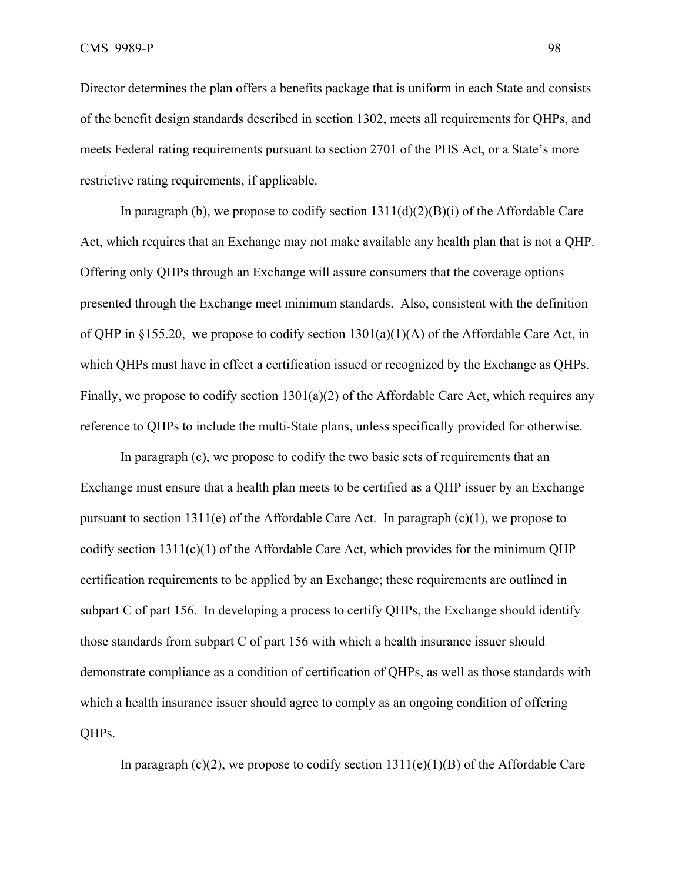Director determines the plan offers a benefits package that is uniform in each State and consists of the benefit design standards described in section 1302, meets all requirements for QHPs, and meets Federal rating requirements pursuant to section 2701 of the PHS Act, or a State's more restrictive rating requirements, if applicable.

In paragraph (b), we propose to codify section 1311(d)(2)(B)(i) of the Affordable Care Act, which requires that an Exchange may not make available any health plan that is not a QHP. Offering only QHPs through an Exchange will assure consumers that the coverage options presented through the Exchange meet minimum standards. Also, consistent with the definition of QHP in §155.20, we propose to codify section 1301(a)(1)(A) of the Affordable Care Act, in which QHPs must have in effect a certification issued or recognized by the Exchange as QHPs. Finally, we propose to codify section 1301(a)(2) of the Affordable Care Act, which requires any reference to QHPs to include the multi-State plans, unless specifically provided for otherwise.

In paragraph (c), we propose to codify the two basic sets of requirements that an Exchange must ensure that a health plan meets to be certified as a QHP issuer by an Exchange pursuant to section 1311(e) of the Affordable Care Act. In paragraph (c)(1), we propose to codify section 1311(c)(1) of the Affordable Care Act, which provides for the minimum QHP certification requirements to be applied by an Exchange; these requirements are outlined in subpart C of part 156. In developing a process to certify QHPs, the Exchange should identify those standards from subpart C of part 156 with which a health insurance issuer should demonstrate compliance as a condition of certification of QHPs, as well as those standards with which a health insurance issuer should agree to comply as an ongoing condition of offering QHPs.

In paragraph (c)(2), we propose to codify section 1311(e)(1)(B) of the Affordable Care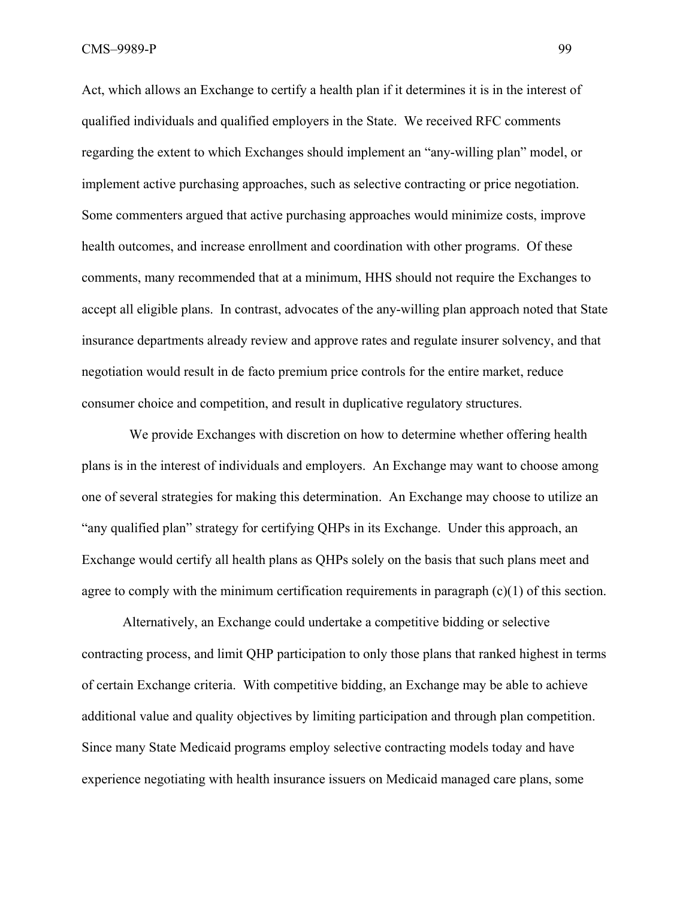Act, which allows an Exchange to certify a health plan if it determines it is in the interest of qualified individuals and qualified employers in the State. We received RFC comments regarding the extent to which Exchanges should implement an "any-willing plan" model, or implement active purchasing approaches, such as selective contracting or price negotiation. Some commenters argued that active purchasing approaches would minimize costs, improve health outcomes, and increase enrollment and coordination with other programs. Of these comments, many recommended that at a minimum, HHS should not require the Exchanges to accept all eligible plans. In contrast, advocates of the any-willing plan approach noted that State insurance departments already review and approve rates and regulate insurer solvency, and that negotiation would result in de facto premium price controls for the entire market, reduce consumer choice and competition, and result in duplicative regulatory structures.

We provide Exchanges with discretion on how to determine whether offering health plans is in the interest of individuals and employers. An Exchange may want to choose among one of several strategies for making this determination. An Exchange may choose to utilize an "any qualified plan" strategy for certifying QHPs in its Exchange. Under this approach, an Exchange would certify all health plans as QHPs solely on the basis that such plans meet and agree to comply with the minimum certification requirements in paragraph (c)(1) of this section.

Alternatively, an Exchange could undertake a competitive bidding or selective contracting process, and limit QHP participation to only those plans that ranked highest in terms of certain Exchange criteria. With competitive bidding, an Exchange may be able to achieve additional value and quality objectives by limiting participation and through plan competition. Since many State Medicaid programs employ selective contracting models today and have experience negotiating with health insurance issuers on Medicaid managed care plans, some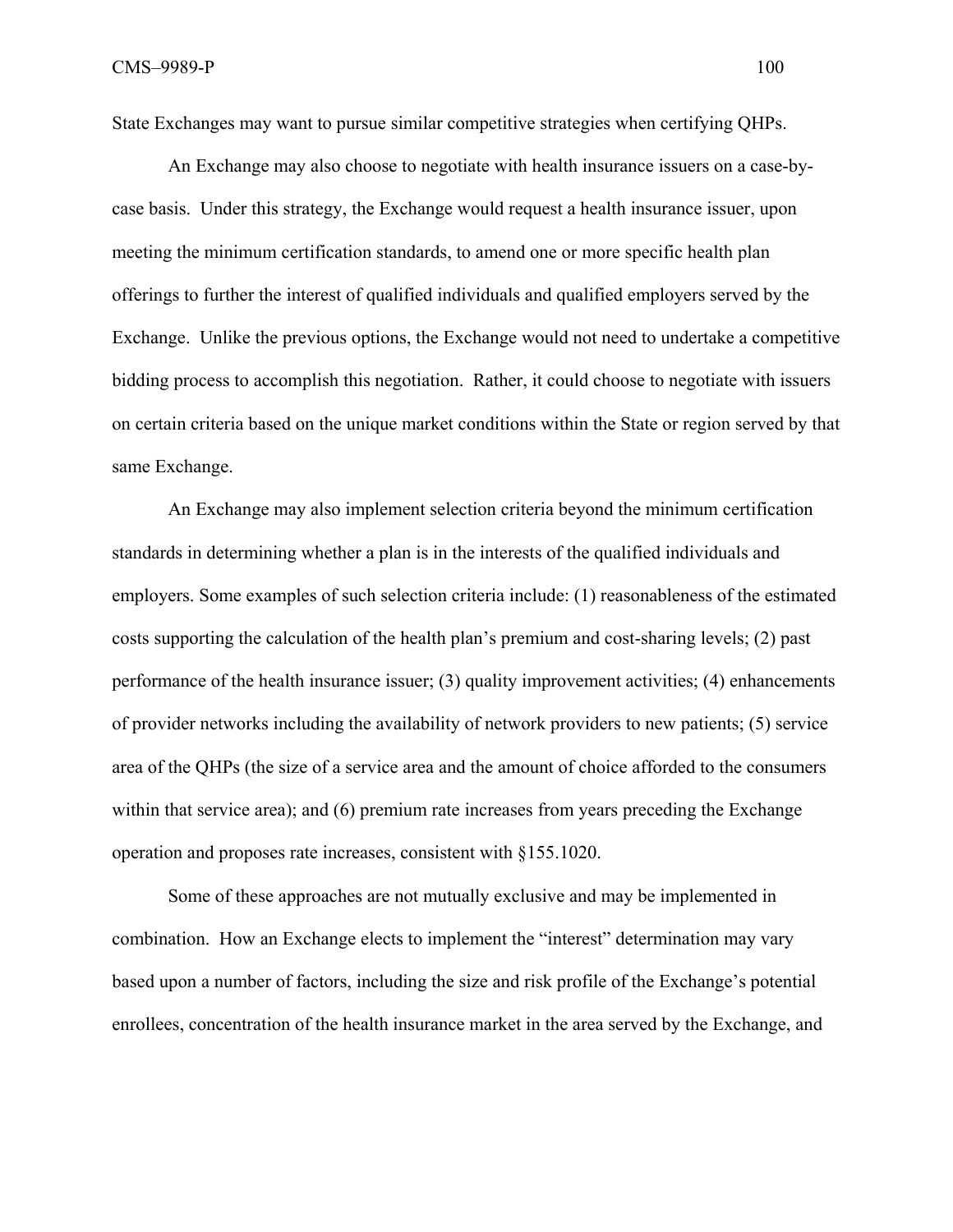State Exchanges may want to pursue similar competitive strategies when certifying QHPs.

An Exchange may also choose to negotiate with health insurance issuers on a case-by-case basis. Under this strategy, the Exchange would request a health insurance issuer, upon meeting the minimum certification standards, to amend one or more specific health plan offerings to further the interest of qualified individuals and qualified employers served by the Exchange. Unlike the previous options, the Exchange would not need to undertake a competitive bidding process to accomplish this negotiation. Rather, it could choose to negotiate with issuers on certain criteria based on the unique market conditions within the State or region served by that same Exchange.

An Exchange may also implement selection criteria beyond the minimum certification standards in determining whether a plan is in the interests of the qualified individuals and employers. Some examples of such selection criteria include: (1) reasonableness of the estimated costs supporting the calculation of the health plan's premium and cost-sharing levels; (2) past performance of the health insurance issuer; (3) quality improvement activities; (4) enhancements of provider networks including the availability of network providers to new patients; (5) service area of the QHPs (the size of a service area and the amount of choice afforded to the consumers within that service area); and (6) premium rate increases from years preceding the Exchange operation and proposes rate increases, consistent with §155.1020.

Some of these approaches are not mutually exclusive and may be implemented in combination. How an Exchange elects to implement the "interest" determination may vary based upon a number of factors, including the size and risk profile of the Exchange's potential enrollees, concentration of the health insurance market in the area served by the Exchange, and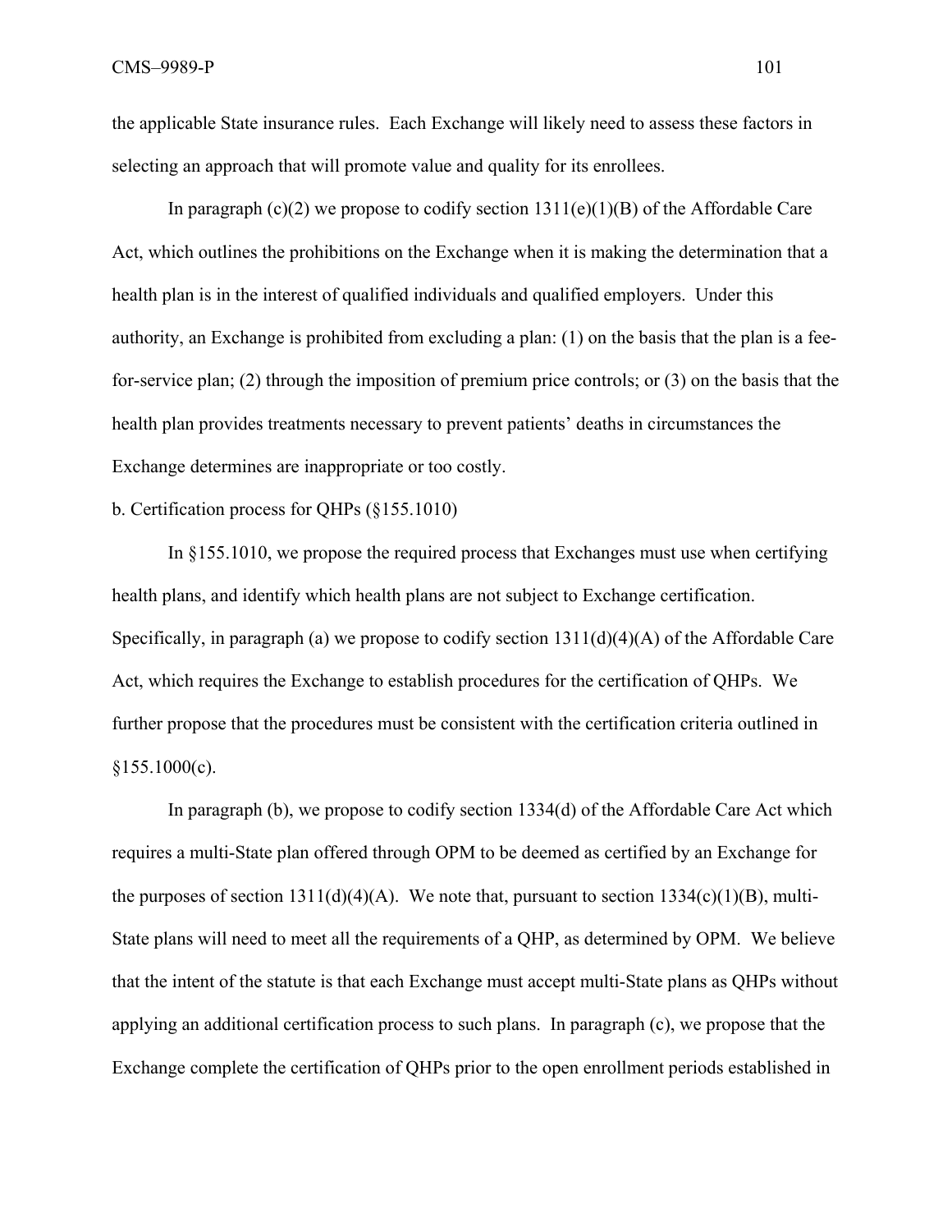the applicable State insurance rules. Each Exchange will likely need to assess these factors in selecting an approach that will promote value and quality for its enrollees.

In paragraph (c)(2) we propose to codify section 1311(e)(1)(B) of the Affordable Care Act, which outlines the prohibitions on the Exchange when it is making the determination that a health plan is in the interest of qualified individuals and qualified employers. Under this authority, an Exchange is prohibited from excluding a plan: (1) on the basis that the plan is a fee-for-service plan; (2) through the imposition of premium price controls; or (3) on the basis that the health plan provides treatments necessary to prevent patients' deaths in circumstances the Exchange determines are inappropriate or too costly.

b. Certification process for QHPs (§155.1010)

In §155.1010, we propose the required process that Exchanges must use when certifying health plans, and identify which health plans are not subject to Exchange certification. Specifically, in paragraph (a) we propose to codify section 1311(d)(4)(A) of the Affordable Care Act, which requires the Exchange to establish procedures for the certification of QHPs. We further propose that the procedures must be consistent with the certification criteria outlined in §155.1000(c).

In paragraph (b), we propose to codify section 1334(d) of the Affordable Care Act which requires a multi-State plan offered through OPM to be deemed as certified by an Exchange for the purposes of section 1311(d)(4)(A). We note that, pursuant to section 1334(c)(1)(B), multi-State plans will need to meet all the requirements of a QHP, as determined by OPM. We believe that the intent of the statute is that each Exchange must accept multi-State plans as QHPs without applying an additional certification process to such plans. In paragraph (c), we propose that the Exchange complete the certification of QHPs prior to the open enrollment periods established in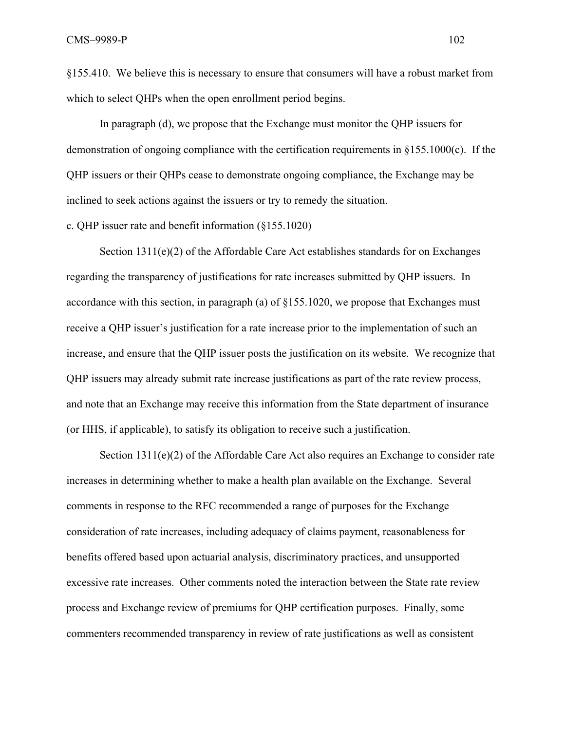§155.410. We believe this is necessary to ensure that consumers will have a robust market from which to select QHPs when the open enrollment period begins.

In paragraph (d), we propose that the Exchange must monitor the QHP issuers for demonstration of ongoing compliance with the certification requirements in §155.1000(c). If the QHP issuers or their QHPs cease to demonstrate ongoing compliance, the Exchange may be inclined to seek actions against the issuers or try to remedy the situation.

c. QHP issuer rate and benefit information (§155.1020)

Section 1311(e)(2) of the Affordable Care Act establishes standards for on Exchanges regarding the transparency of justifications for rate increases submitted by QHP issuers. In accordance with this section, in paragraph (a) of §155.1020, we propose that Exchanges must receive a QHP issuer's justification for a rate increase prior to the implementation of such an increase, and ensure that the QHP issuer posts the justification on its website. We recognize that QHP issuers may already submit rate increase justifications as part of the rate review process, and note that an Exchange may receive this information from the State department of insurance (or HHS, if applicable), to satisfy its obligation to receive such a justification.

Section 1311(e)(2) of the Affordable Care Act also requires an Exchange to consider rate increases in determining whether to make a health plan available on the Exchange. Several comments in response to the RFC recommended a range of purposes for the Exchange consideration of rate increases, including adequacy of claims payment, reasonableness for benefits offered based upon actuarial analysis, discriminatory practices, and unsupported excessive rate increases. Other comments noted the interaction between the State rate review process and Exchange review of premiums for QHP certification purposes. Finally, some commenters recommended transparency in review of rate justifications as well as consistent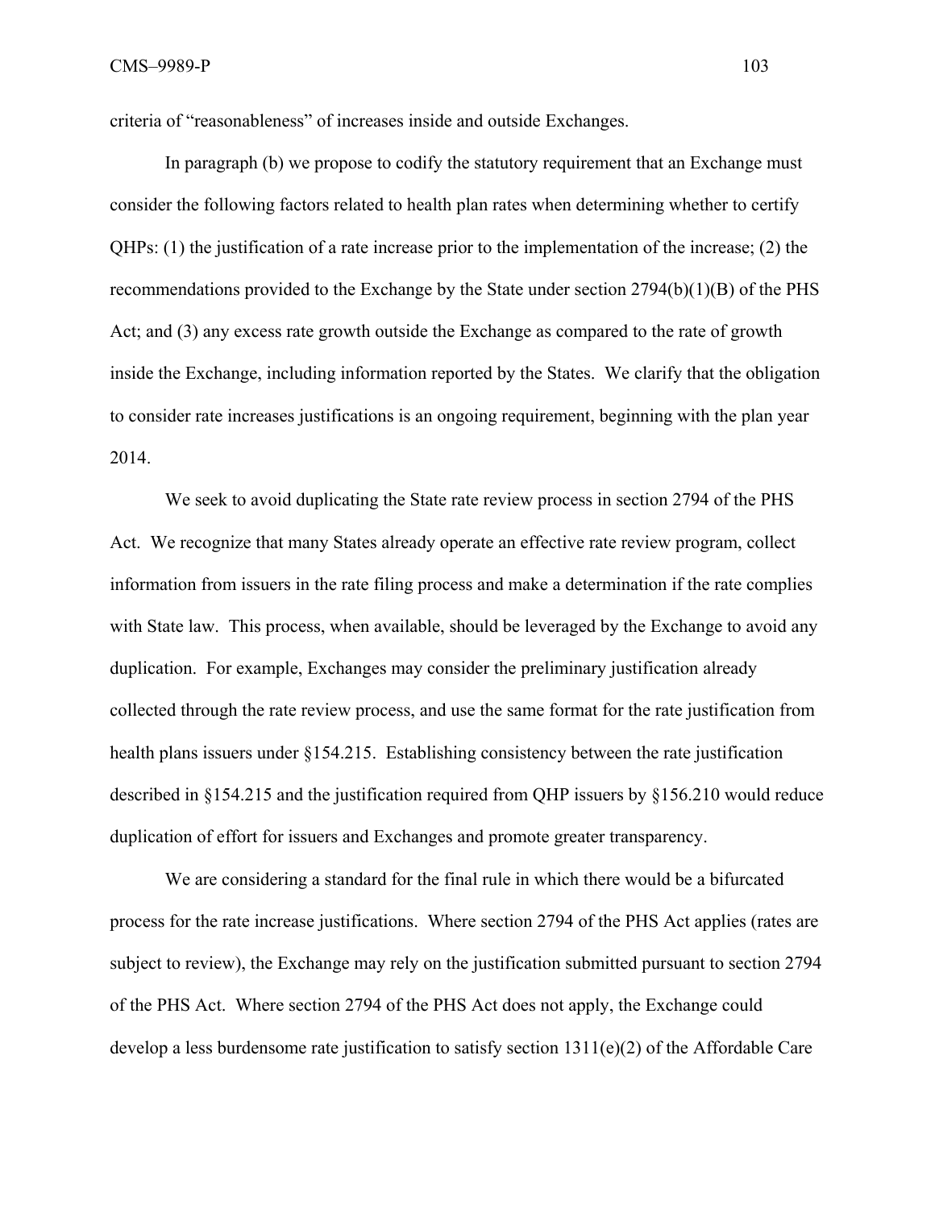criteria of "reasonableness" of increases inside and outside Exchanges.

In paragraph (b) we propose to codify the statutory requirement that an Exchange must consider the following factors related to health plan rates when determining whether to certify QHPs: (1) the justification of a rate increase prior to the implementation of the increase; (2) the recommendations provided to the Exchange by the State under section 2794(b)(1)(B) of the PHS Act; and (3) any excess rate growth outside the Exchange as compared to the rate of growth inside the Exchange, including information reported by the States. We clarify that the obligation to consider rate increases justifications is an ongoing requirement, beginning with the plan year 2014.

We seek to avoid duplicating the State rate review process in section 2794 of the PHS Act. We recognize that many States already operate an effective rate review program, collect information from issuers in the rate filing process and make a determination if the rate complies with State law. This process, when available, should be leveraged by the Exchange to avoid any duplication. For example, Exchanges may consider the preliminary justification already collected through the rate review process, and use the same format for the rate justification from health plans issuers under §154.215. Establishing consistency between the rate justification described in §154.215 and the justification required from QHP issuers by §156.210 would reduce duplication of effort for issuers and Exchanges and promote greater transparency.

We are considering a standard for the final rule in which there would be a bifurcated process for the rate increase justifications. Where section 2794 of the PHS Act applies (rates are subject to review), the Exchange may rely on the justification submitted pursuant to section 2794 of the PHS Act. Where section 2794 of the PHS Act does not apply, the Exchange could develop a less burdensome rate justification to satisfy section 1311(e)(2) of the Affordable Care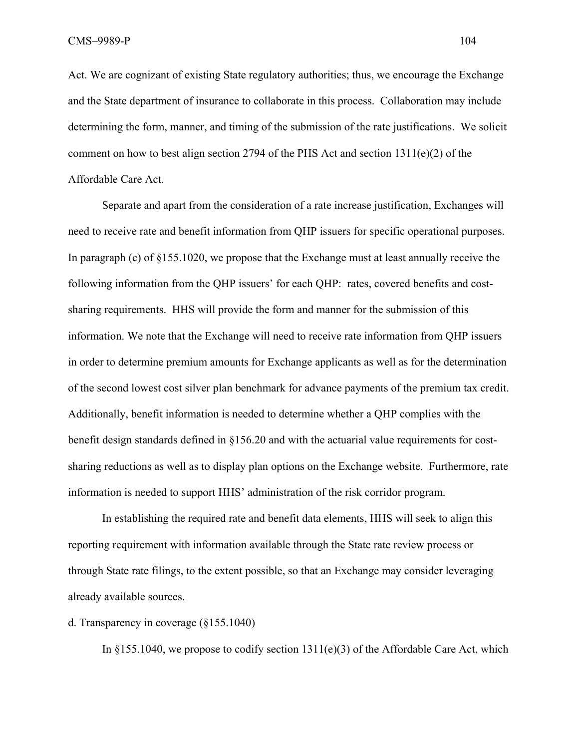Act. We are cognizant of existing State regulatory authorities; thus, we encourage the Exchange and the State department of insurance to collaborate in this process. Collaboration may include determining the form, manner, and timing of the submission of the rate justifications. We solicit comment on how to best align section 2794 of the PHS Act and section 1311(e)(2) of the Affordable Care Act.

Separate and apart from the consideration of a rate increase justification, Exchanges will need to receive rate and benefit information from QHP issuers for specific operational purposes. In paragraph (c) of §155.1020, we propose that the Exchange must at least annually receive the following information from the QHP issuers' for each QHP: rates, covered benefits and cost-sharing requirements. HHS will provide the form and manner for the submission of this information. We note that the Exchange will need to receive rate information from QHP issuers in order to determine premium amounts for Exchange applicants as well as for the determination of the second lowest cost silver plan benchmark for advance payments of the premium tax credit. Additionally, benefit information is needed to determine whether a QHP complies with the benefit design standards defined in §156.20 and with the actuarial value requirements for cost-sharing reductions as well as to display plan options on the Exchange website. Furthermore, rate information is needed to support HHS' administration of the risk corridor program.

In establishing the required rate and benefit data elements, HHS will seek to align this reporting requirement with information available through the State rate review process or through State rate filings, to the extent possible, so that an Exchange may consider leveraging already available sources.

d. Transparency in coverage (§155.1040)

In §155.1040, we propose to codify section 1311(e)(3) of the Affordable Care Act, which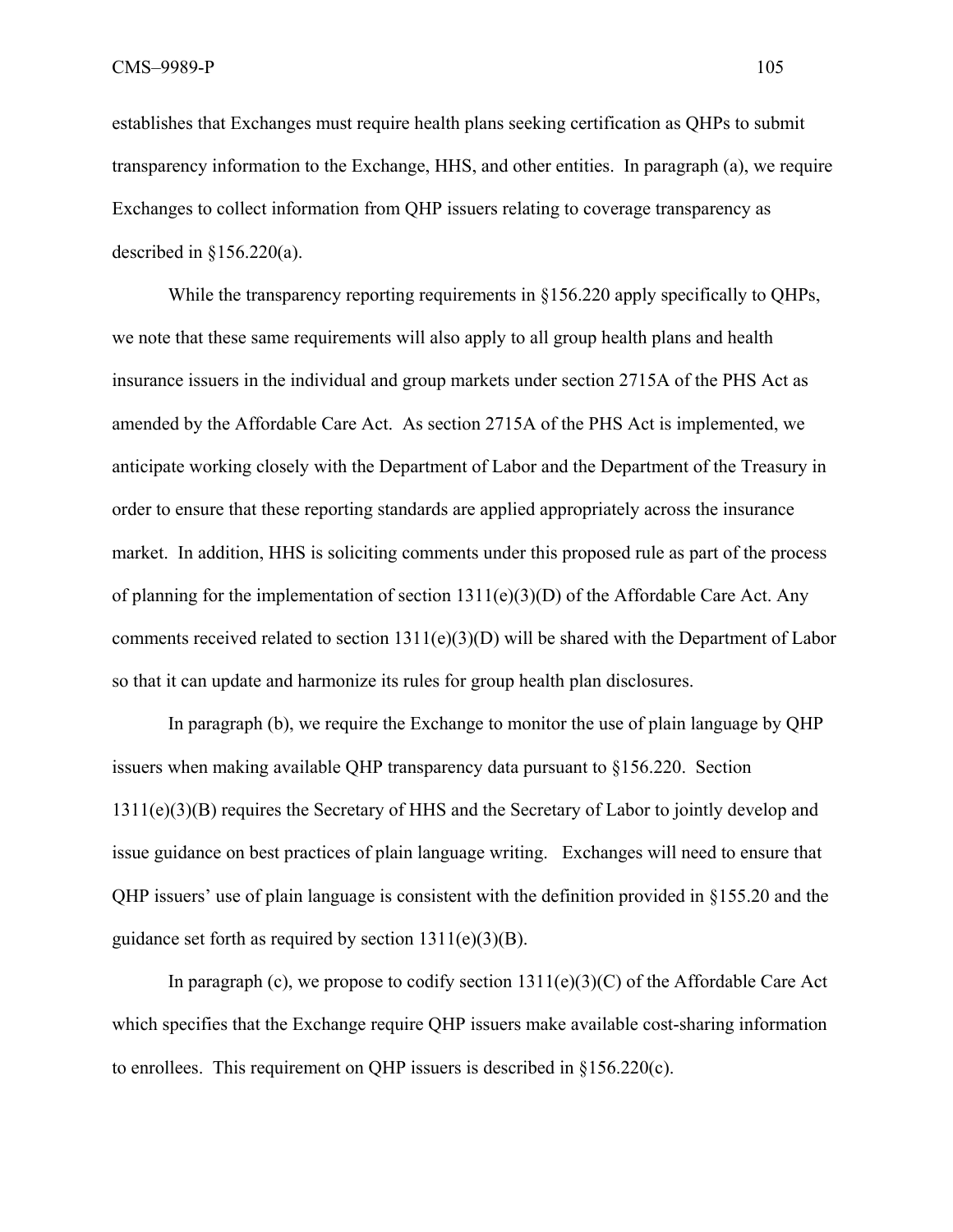establishes that Exchanges must require health plans seeking certification as QHPs to submit transparency information to the Exchange, HHS, and other entities. In paragraph (a), we require Exchanges to collect information from QHP issuers relating to coverage transparency as described in §156.220(a).

While the transparency reporting requirements in §156.220 apply specifically to QHPs, we note that these same requirements will also apply to all group health plans and health insurance issuers in the individual and group markets under section 2715A of the PHS Act as amended by the Affordable Care Act. As section 2715A of the PHS Act is implemented, we anticipate working closely with the Department of Labor and the Department of the Treasury in order to ensure that these reporting standards are applied appropriately across the insurance market. In addition, HHS is soliciting comments under this proposed rule as part of the process of planning for the implementation of section 1311(e)(3)(D) of the Affordable Care Act. Any comments received related to section 1311(e)(3)(D) will be shared with the Department of Labor so that it can update and harmonize its rules for group health plan disclosures.

In paragraph (b), we require the Exchange to monitor the use of plain language by QHP issuers when making available QHP transparency data pursuant to §156.220. Section 1311(e)(3)(B) requires the Secretary of HHS and the Secretary of Labor to jointly develop and issue guidance on best practices of plain language writing. Exchanges will need to ensure that QHP issuers' use of plain language is consistent with the definition provided in §155.20 and the guidance set forth as required by section 1311(e)(3)(B).

In paragraph (c), we propose to codify section 1311(e)(3)(C) of the Affordable Care Act which specifies that the Exchange require QHP issuers make available cost-sharing information to enrollees. This requirement on QHP issuers is described in §156.220(c).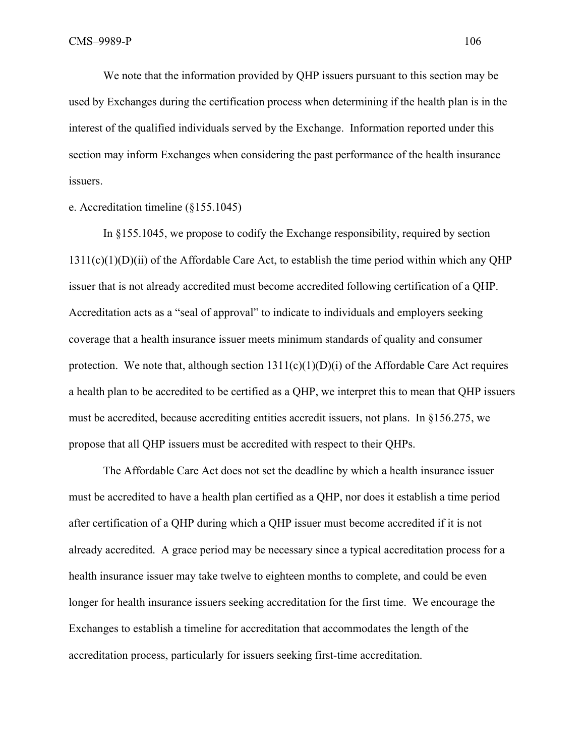We note that the information provided by QHP issuers pursuant to this section may be used by Exchanges during the certification process when determining if the health plan is in the interest of the qualified individuals served by the Exchange. Information reported under this section may inform Exchanges when considering the past performance of the health insurance issuers.

e. Accreditation timeline (§155.1045)

In §155.1045, we propose to codify the Exchange responsibility, required by section 1311(c)(1)(D)(ii) of the Affordable Care Act, to establish the time period within which any QHP issuer that is not already accredited must become accredited following certification of a QHP. Accreditation acts as a "seal of approval" to indicate to individuals and employers seeking coverage that a health insurance issuer meets minimum standards of quality and consumer protection. We note that, although section 1311(c)(1)(D)(i) of the Affordable Care Act requires a health plan to be accredited to be certified as a QHP, we interpret this to mean that QHP issuers must be accredited, because accrediting entities accredit issuers, not plans. In §156.275, we propose that all QHP issuers must be accredited with respect to their QHPs.

The Affordable Care Act does not set the deadline by which a health insurance issuer must be accredited to have a health plan certified as a QHP, nor does it establish a time period after certification of a QHP during which a QHP issuer must become accredited if it is not already accredited. A grace period may be necessary since a typical accreditation process for a health insurance issuer may take twelve to eighteen months to complete, and could be even longer for health insurance issuers seeking accreditation for the first time. We encourage the Exchanges to establish a timeline for accreditation that accommodates the length of the accreditation process, particularly for issuers seeking first-time accreditation.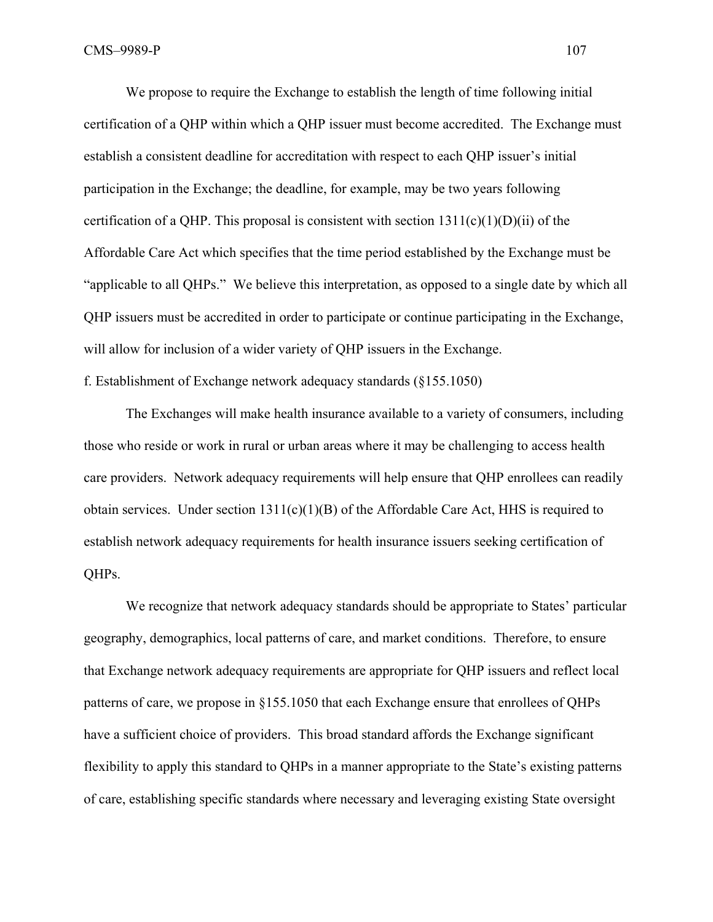We propose to require the Exchange to establish the length of time following initial certification of a QHP within which a QHP issuer must become accredited. The Exchange must establish a consistent deadline for accreditation with respect to each QHP issuer's initial participation in the Exchange; the deadline, for example, may be two years following certification of a QHP. This proposal is consistent with section 1311(c)(1)(D)(ii) of the Affordable Care Act which specifies that the time period established by the Exchange must be "applicable to all QHPs." We believe this interpretation, as opposed to a single date by which all QHP issuers must be accredited in order to participate or continue participating in the Exchange, will allow for inclusion of a wider variety of QHP issuers in the Exchange.

f. Establishment of Exchange network adequacy standards (§155.1050)

The Exchanges will make health insurance available to a variety of consumers, including those who reside or work in rural or urban areas where it may be challenging to access health care providers. Network adequacy requirements will help ensure that QHP enrollees can readily obtain services. Under section 1311(c)(1)(B) of the Affordable Care Act, HHS is required to establish network adequacy requirements for health insurance issuers seeking certification of QHPs.

We recognize that network adequacy standards should be appropriate to States' particular geography, demographics, local patterns of care, and market conditions. Therefore, to ensure that Exchange network adequacy requirements are appropriate for QHP issuers and reflect local patterns of care, we propose in §155.1050 that each Exchange ensure that enrollees of QHPs have a sufficient choice of providers. This broad standard affords the Exchange significant flexibility to apply this standard to QHPs in a manner appropriate to the State's existing patterns of care, establishing specific standards where necessary and leveraging existing State oversight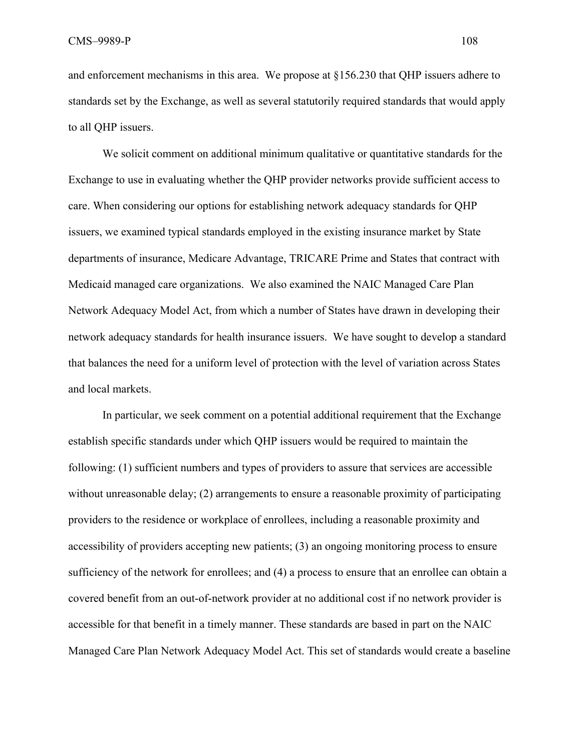and enforcement mechanisms in this area. We propose at §156.230 that QHP issuers adhere to standards set by the Exchange, as well as several statutorily required standards that would apply to all QHP issuers.

We solicit comment on additional minimum qualitative or quantitative standards for the Exchange to use in evaluating whether the QHP provider networks provide sufficient access to care. When considering our options for establishing network adequacy standards for QHP issuers, we examined typical standards employed in the existing insurance market by State departments of insurance, Medicare Advantage, TRICARE Prime and States that contract with Medicaid managed care organizations. We also examined the NAIC Managed Care Plan Network Adequacy Model Act, from which a number of States have drawn in developing their network adequacy standards for health insurance issuers. We have sought to develop a standard that balances the need for a uniform level of protection with the level of variation across States and local markets.

In particular, we seek comment on a potential additional requirement that the Exchange establish specific standards under which QHP issuers would be required to maintain the following: (1) sufficient numbers and types of providers to assure that services are accessible without unreasonable delay; (2) arrangements to ensure a reasonable proximity of participating providers to the residence or workplace of enrollees, including a reasonable proximity and accessibility of providers accepting new patients; (3) an ongoing monitoring process to ensure sufficiency of the network for enrollees; and (4) a process to ensure that an enrollee can obtain a covered benefit from an out-of-network provider at no additional cost if no network provider is accessible for that benefit in a timely manner. These standards are based in part on the NAIC Managed Care Plan Network Adequacy Model Act. This set of standards would create a baseline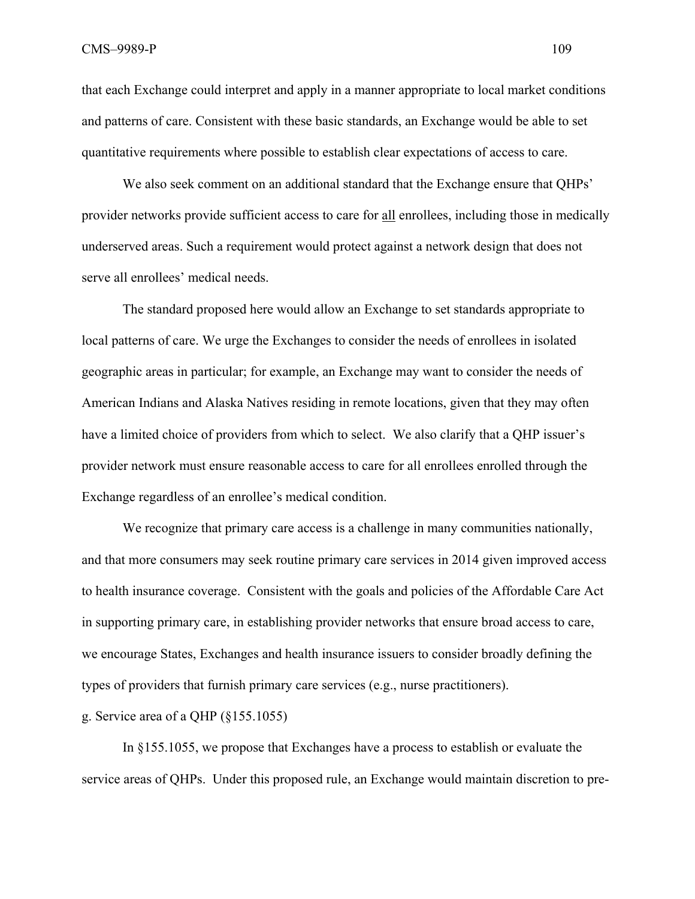that each Exchange could interpret and apply in a manner appropriate to local market conditions and patterns of care. Consistent with these basic standards, an Exchange would be able to set quantitative requirements where possible to establish clear expectations of access to care.

We also seek comment on an additional standard that the Exchange ensure that QHPs' provider networks provide sufficient access to care for <u>all</u> enrollees, including those in medically underserved areas. Such a requirement would protect against a network design that does not serve all enrollees' medical needs.

The standard proposed here would allow an Exchange to set standards appropriate to local patterns of care. We urge the Exchanges to consider the needs of enrollees in isolated geographic areas in particular; for example, an Exchange may want to consider the needs of American Indians and Alaska Natives residing in remote locations, given that they may often have a limited choice of providers from which to select. We also clarify that a QHP issuer's provider network must ensure reasonable access to care for all enrollees enrolled through the Exchange regardless of an enrollee's medical condition.

We recognize that primary care access is a challenge in many communities nationally, and that more consumers may seek routine primary care services in 2014 given improved access to health insurance coverage. Consistent with the goals and policies of the Affordable Care Act in supporting primary care, in establishing provider networks that ensure broad access to care, we encourage States, Exchanges and health insurance issuers to consider broadly defining the types of providers that furnish primary care services (e.g., nurse practitioners).

g. Service area of a QHP (§155.1055)

In §155.1055, we propose that Exchanges have a process to establish or evaluate the service areas of QHPs. Under this proposed rule, an Exchange would maintain discretion to pre-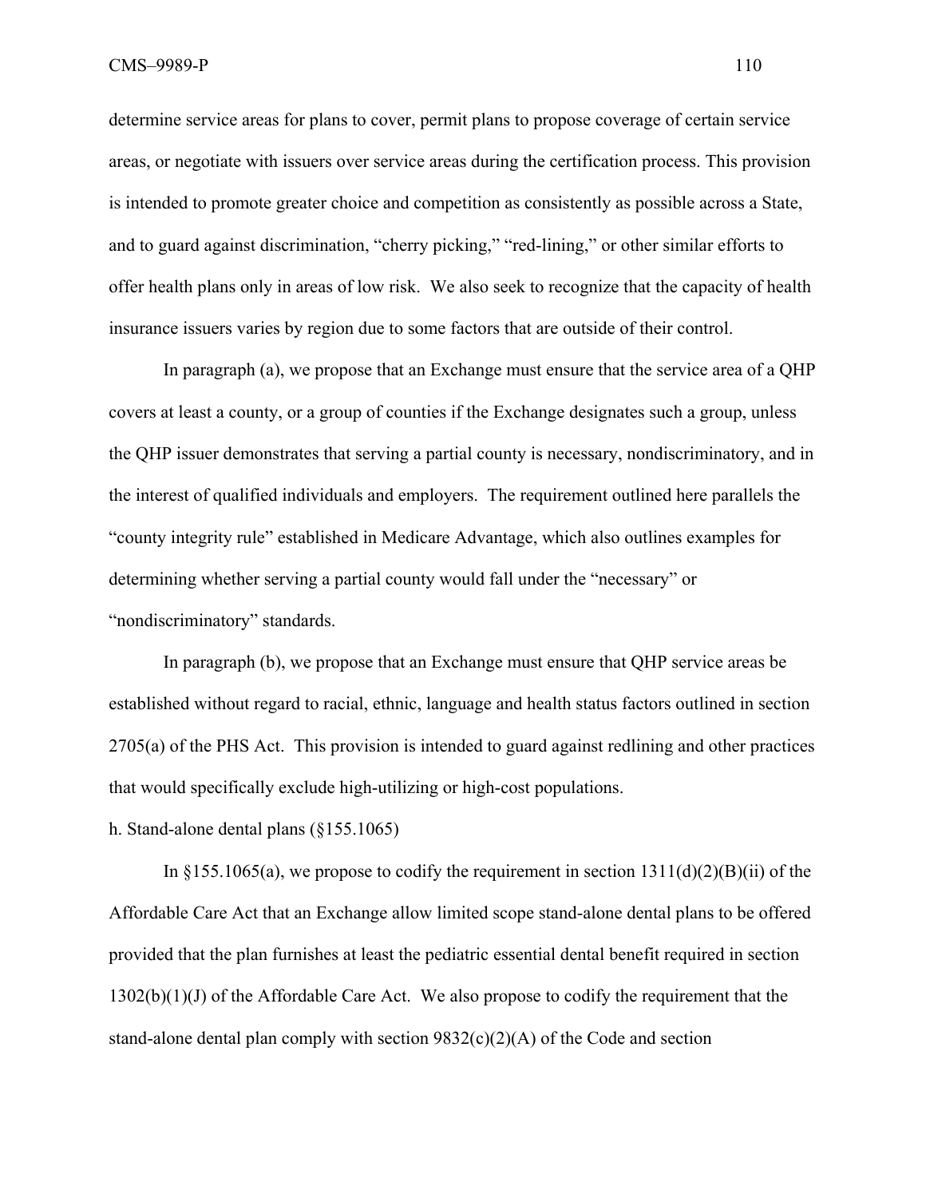determine service areas for plans to cover, permit plans to propose coverage of certain service areas, or negotiate with issuers over service areas during the certification process. This provision is intended to promote greater choice and competition as consistently as possible across a State, and to guard against discrimination, "cherry picking," "red-lining," or other similar efforts to offer health plans only in areas of low risk. We also seek to recognize that the capacity of health insurance issuers varies by region due to some factors that are outside of their control.

In paragraph (a), we propose that an Exchange must ensure that the service area of a QHP covers at least a county, or a group of counties if the Exchange designates such a group, unless the QHP issuer demonstrates that serving a partial county is necessary, nondiscriminatory, and in the interest of qualified individuals and employers. The requirement outlined here parallels the "county integrity rule" established in Medicare Advantage, which also outlines examples for determining whether serving a partial county would fall under the "necessary" or "nondiscriminatory" standards.

In paragraph (b), we propose that an Exchange must ensure that QHP service areas be established without regard to racial, ethnic, language and health status factors outlined in section 2705(a) of the PHS Act. This provision is intended to guard against redlining and other practices that would specifically exclude high-utilizing or high-cost populations.

h. Stand-alone dental plans (§155.1065)

In §155.1065(a), we propose to codify the requirement in section 1311(d)(2)(B)(ii) of the Affordable Care Act that an Exchange allow limited scope stand-alone dental plans to be offered provided that the plan furnishes at least the pediatric essential dental benefit required in section 1302(b)(1)(J) of the Affordable Care Act. We also propose to codify the requirement that the stand-alone dental plan comply with section 9832(c)(2)(A) of the Code and section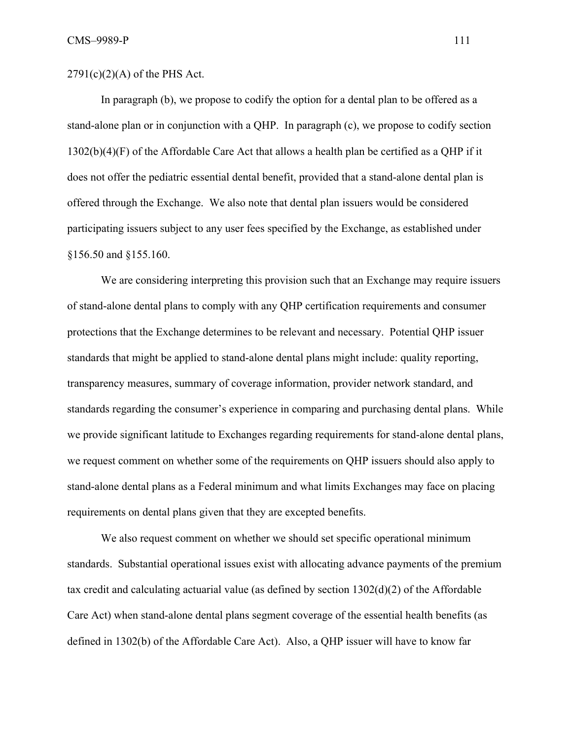2791(c)(2)(A) of the PHS Act.

In paragraph (b), we propose to codify the option for a dental plan to be offered as a stand-alone plan or in conjunction with a QHP. In paragraph (c), we propose to codify section 1302(b)(4)(F) of the Affordable Care Act that allows a health plan be certified as a QHP if it does not offer the pediatric essential dental benefit, provided that a stand-alone dental plan is offered through the Exchange. We also note that dental plan issuers would be considered participating issuers subject to any user fees specified by the Exchange, as established under §156.50 and §155.160.

We are considering interpreting this provision such that an Exchange may require issuers of stand-alone dental plans to comply with any QHP certification requirements and consumer protections that the Exchange determines to be relevant and necessary. Potential QHP issuer standards that might be applied to stand-alone dental plans might include: quality reporting, transparency measures, summary of coverage information, provider network standard, and standards regarding the consumer's experience in comparing and purchasing dental plans. While we provide significant latitude to Exchanges regarding requirements for stand-alone dental plans, we request comment on whether some of the requirements on QHP issuers should also apply to stand-alone dental plans as a Federal minimum and what limits Exchanges may face on placing requirements on dental plans given that they are excepted benefits.

We also request comment on whether we should set specific operational minimum standards. Substantial operational issues exist with allocating advance payments of the premium tax credit and calculating actuarial value (as defined by section 1302(d)(2) of the Affordable Care Act) when stand-alone dental plans segment coverage of the essential health benefits (as defined in 1302(b) of the Affordable Care Act). Also, a QHP issuer will have to know far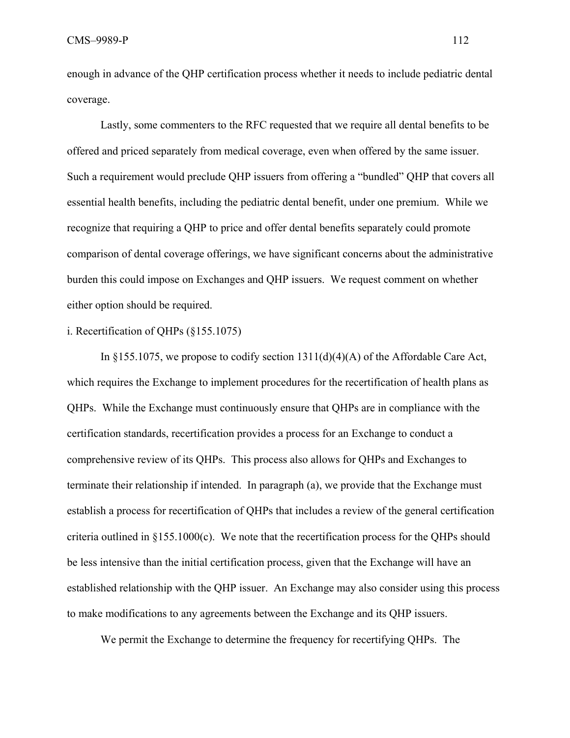enough in advance of the QHP certification process whether it needs to include pediatric dental coverage.

Lastly, some commenters to the RFC requested that we require all dental benefits to be offered and priced separately from medical coverage, even when offered by the same issuer. Such a requirement would preclude QHP issuers from offering a "bundled" QHP that covers all essential health benefits, including the pediatric dental benefit, under one premium. While we recognize that requiring a QHP to price and offer dental benefits separately could promote comparison of dental coverage offerings, we have significant concerns about the administrative burden this could impose on Exchanges and QHP issuers. We request comment on whether either option should be required.

i. Recertification of QHPs (§155.1075)

In §155.1075, we propose to codify section 1311(d)(4)(A) of the Affordable Care Act, which requires the Exchange to implement procedures for the recertification of health plans as QHPs. While the Exchange must continuously ensure that QHPs are in compliance with the certification standards, recertification provides a process for an Exchange to conduct a comprehensive review of its QHPs. This process also allows for QHPs and Exchanges to terminate their relationship if intended. In paragraph (a), we provide that the Exchange must establish a process for recertification of QHPs that includes a review of the general certification criteria outlined in §155.1000(c). We note that the recertification process for the QHPs should be less intensive than the initial certification process, given that the Exchange will have an established relationship with the QHP issuer. An Exchange may also consider using this process to make modifications to any agreements between the Exchange and its QHP issuers.

We permit the Exchange to determine the frequency for recertifying QHPs. The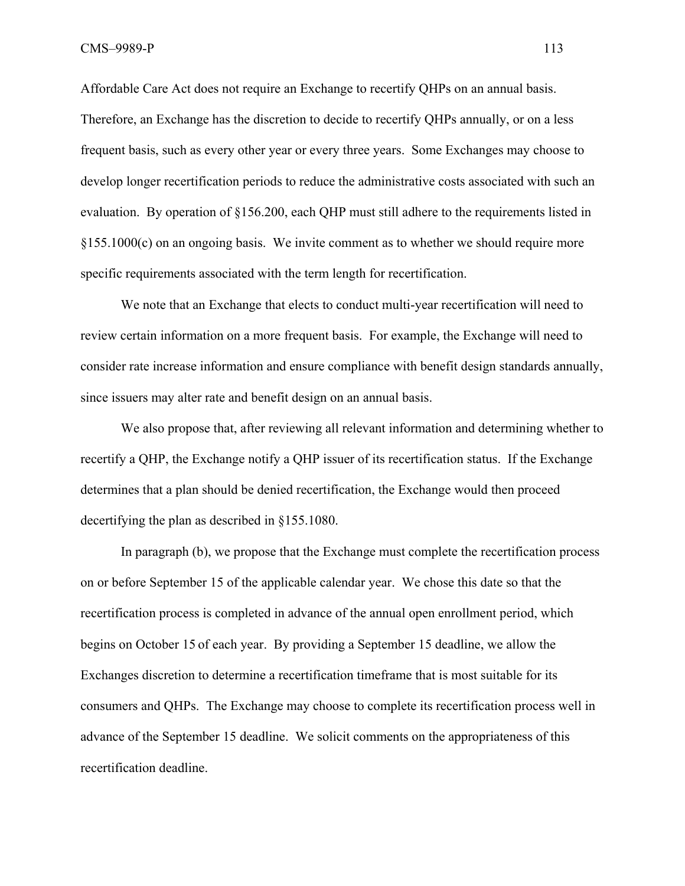Affordable Care Act does not require an Exchange to recertify QHPs on an annual basis. Therefore, an Exchange has the discretion to decide to recertify QHPs annually, or on a less frequent basis, such as every other year or every three years. Some Exchanges may choose to develop longer recertification periods to reduce the administrative costs associated with such an evaluation. By operation of §156.200, each QHP must still adhere to the requirements listed in §155.1000(c) on an ongoing basis. We invite comment as to whether we should require more specific requirements associated with the term length for recertification.

We note that an Exchange that elects to conduct multi-year recertification will need to review certain information on a more frequent basis. For example, the Exchange will need to consider rate increase information and ensure compliance with benefit design standards annually, since issuers may alter rate and benefit design on an annual basis.

We also propose that, after reviewing all relevant information and determining whether to recertify a QHP, the Exchange notify a QHP issuer of its recertification status. If the Exchange determines that a plan should be denied recertification, the Exchange would then proceed decertifying the plan as described in §155.1080.

In paragraph (b), we propose that the Exchange must complete the recertification process on or before September 15 of the applicable calendar year. We chose this date so that the recertification process is completed in advance of the annual open enrollment period, which begins on October 15 of each year. By providing a September 15 deadline, we allow the Exchanges discretion to determine a recertification timeframe that is most suitable for its consumers and QHPs. The Exchange may choose to complete its recertification process well in advance of the September 15 deadline. We solicit comments on the appropriateness of this recertification deadline.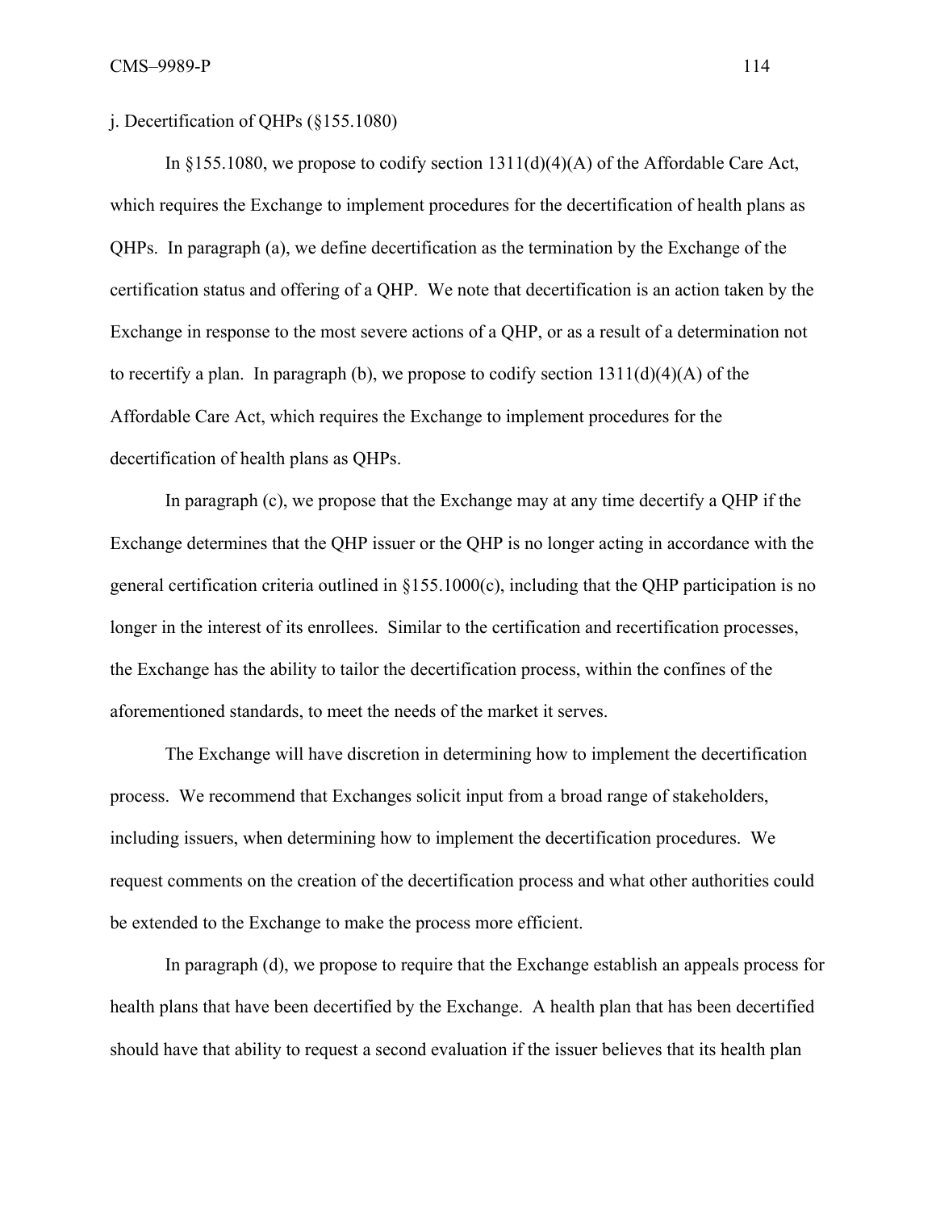j. Decertification of QHPs (§155.1080)

In §155.1080, we propose to codify section 1311(d)(4)(A) of the Affordable Care Act, which requires the Exchange to implement procedures for the decertification of health plans as QHPs. In paragraph (a), we define decertification as the termination by the Exchange of the certification status and offering of a QHP. We note that decertification is an action taken by the Exchange in response to the most severe actions of a QHP, or as a result of a determination not to recertify a plan. In paragraph (b), we propose to codify section 1311(d)(4)(A) of the Affordable Care Act, which requires the Exchange to implement procedures for the decertification of health plans as QHPs.

In paragraph (c), we propose that the Exchange may at any time decertify a QHP if the Exchange determines that the QHP issuer or the QHP is no longer acting in accordance with the general certification criteria outlined in §155.1000(c), including that the QHP participation is no longer in the interest of its enrollees. Similar to the certification and recertification processes, the Exchange has the ability to tailor the decertification process, within the confines of the aforementioned standards, to meet the needs of the market it serves.

The Exchange will have discretion in determining how to implement the decertification process. We recommend that Exchanges solicit input from a broad range of stakeholders, including issuers, when determining how to implement the decertification procedures. We request comments on the creation of the decertification process and what other authorities could be extended to the Exchange to make the process more efficient.

In paragraph (d), we propose to require that the Exchange establish an appeals process for health plans that have been decertified by the Exchange. A health plan that has been decertified should have that ability to request a second evaluation if the issuer believes that its health plan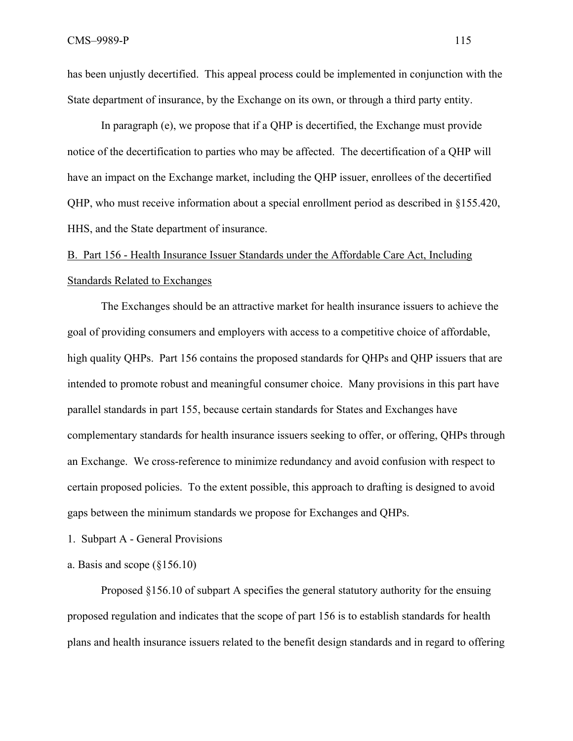has been unjustly decertified. This appeal process could be implemented in conjunction with the State department of insurance, by the Exchange on its own, or through a third party entity.

In paragraph (e), we propose that if a QHP is decertified, the Exchange must provide notice of the decertification to parties who may be affected. The decertification of a QHP will have an impact on the Exchange market, including the QHP issuer, enrollees of the decertified QHP, who must receive information about a special enrollment period as described in §155.420, HHS, and the State department of insurance.

## B. Part 156 - Health Insurance Issuer Standards under the Affordable Care Act, Including Standards Related to Exchanges

The Exchanges should be an attractive market for health insurance issuers to achieve the goal of providing consumers and employers with access to a competitive choice of affordable, high quality QHPs. Part 156 contains the proposed standards for QHPs and QHP issuers that are intended to promote robust and meaningful consumer choice. Many provisions in this part have parallel standards in part 155, because certain standards for States and Exchanges have complementary standards for health insurance issuers seeking to offer, or offering, QHPs through an Exchange. We cross-reference to minimize redundancy and avoid confusion with respect to certain proposed policies. To the extent possible, this approach to drafting is designed to avoid gaps between the minimum standards we propose for Exchanges and QHPs.

### 1. Subpart A - General Provisions

#### a. Basis and scope (§156.10)

Proposed §156.10 of subpart A specifies the general statutory authority for the ensuing proposed regulation and indicates that the scope of part 156 is to establish standards for health plans and health insurance issuers related to the benefit design standards and in regard to offering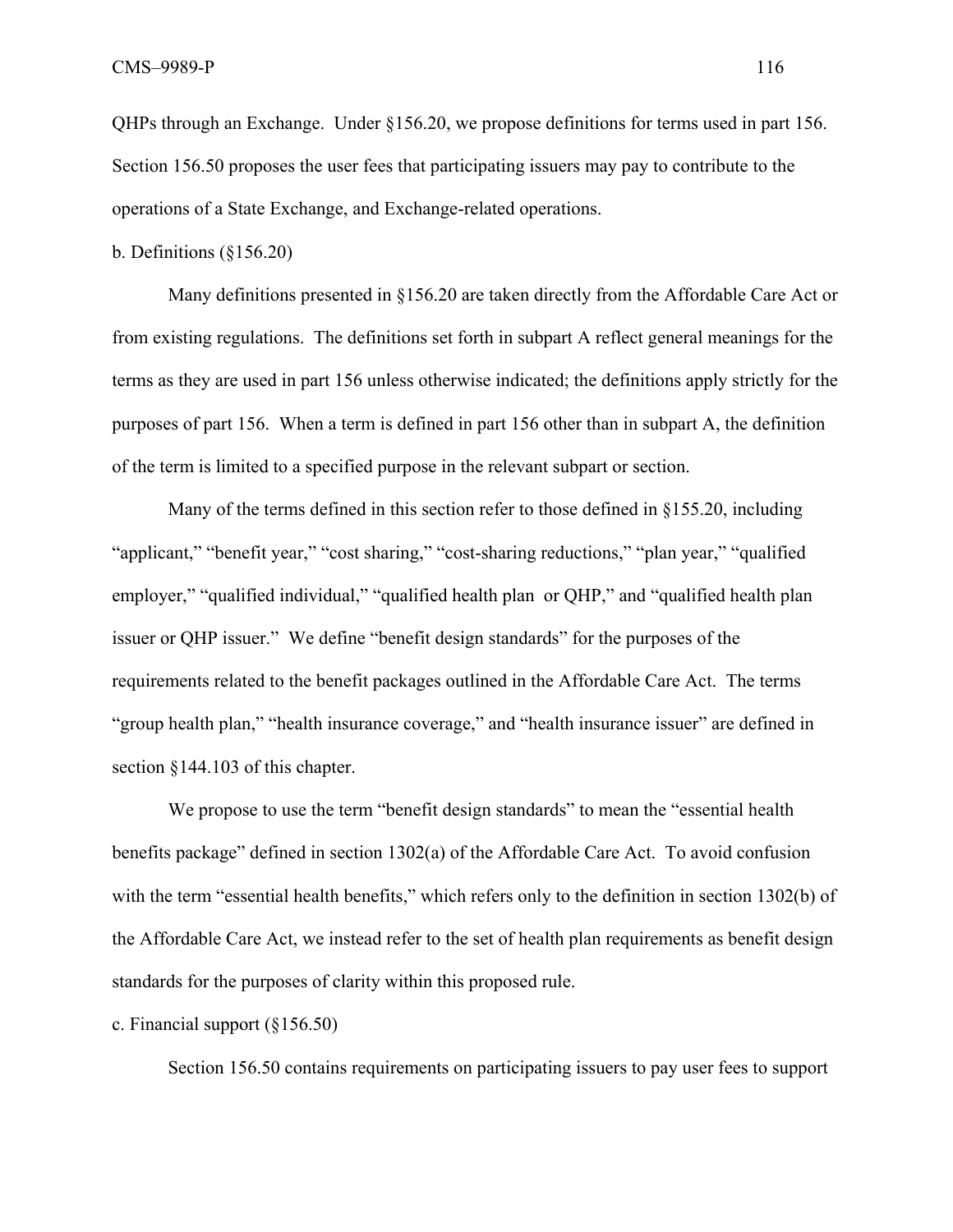QHPs through an Exchange. Under §156.20, we propose definitions for terms used in part 156. Section 156.50 proposes the user fees that participating issuers may pay to contribute to the operations of a State Exchange, and Exchange-related operations.

b. Definitions (§156.20)

Many definitions presented in §156.20 are taken directly from the Affordable Care Act or from existing regulations. The definitions set forth in subpart A reflect general meanings for the terms as they are used in part 156 unless otherwise indicated; the definitions apply strictly for the purposes of part 156. When a term is defined in part 156 other than in subpart A, the definition of the term is limited to a specified purpose in the relevant subpart or section.

Many of the terms defined in this section refer to those defined in §155.20, including "applicant," "benefit year," "cost sharing," "cost-sharing reductions," "plan year," "qualified employer," "qualified individual," "qualified health plan or QHP," and "qualified health plan issuer or QHP issuer." We define "benefit design standards" for the purposes of the requirements related to the benefit packages outlined in the Affordable Care Act. The terms "group health plan," "health insurance coverage," and "health insurance issuer" are defined in section §144.103 of this chapter.

We propose to use the term "benefit design standards" to mean the "essential health benefits package" defined in section 1302(a) of the Affordable Care Act. To avoid confusion with the term "essential health benefits," which refers only to the definition in section 1302(b) of the Affordable Care Act, we instead refer to the set of health plan requirements as benefit design standards for the purposes of clarity within this proposed rule.

c. Financial support (§156.50)

Section 156.50 contains requirements on participating issuers to pay user fees to support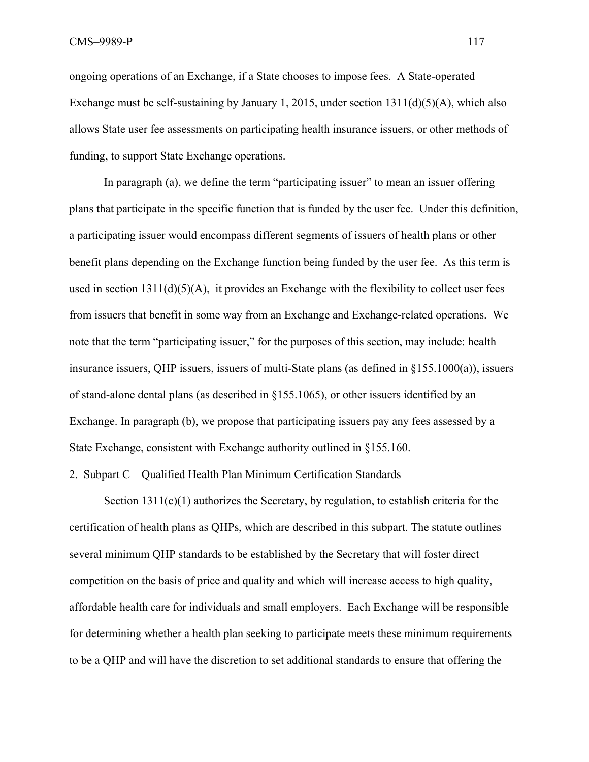ongoing operations of an Exchange, if a State chooses to impose fees. A State-operated Exchange must be self-sustaining by January 1, 2015, under section 1311(d)(5)(A), which also allows State user fee assessments on participating health insurance issuers, or other methods of funding, to support State Exchange operations.

In paragraph (a), we define the term "participating issuer" to mean an issuer offering plans that participate in the specific function that is funded by the user fee. Under this definition, a participating issuer would encompass different segments of issuers of health plans or other benefit plans depending on the Exchange function being funded by the user fee. As this term is used in section 1311(d)(5)(A), it provides an Exchange with the flexibility to collect user fees from issuers that benefit in some way from an Exchange and Exchange-related operations. We note that the term "participating issuer," for the purposes of this section, may include: health insurance issuers, QHP issuers, issuers of multi-State plans (as defined in §155.1000(a)), issuers of stand-alone dental plans (as described in §155.1065), or other issuers identified by an Exchange. In paragraph (b), we propose that participating issuers pay any fees assessed by a State Exchange, consistent with Exchange authority outlined in §155.160.

2. Subpart C—Qualified Health Plan Minimum Certification Standards

Section 1311(c)(1) authorizes the Secretary, by regulation, to establish criteria for the certification of health plans as QHPs, which are described in this subpart. The statute outlines several minimum QHP standards to be established by the Secretary that will foster direct competition on the basis of price and quality and which will increase access to high quality, affordable health care for individuals and small employers. Each Exchange will be responsible for determining whether a health plan seeking to participate meets these minimum requirements to be a QHP and will have the discretion to set additional standards to ensure that offering the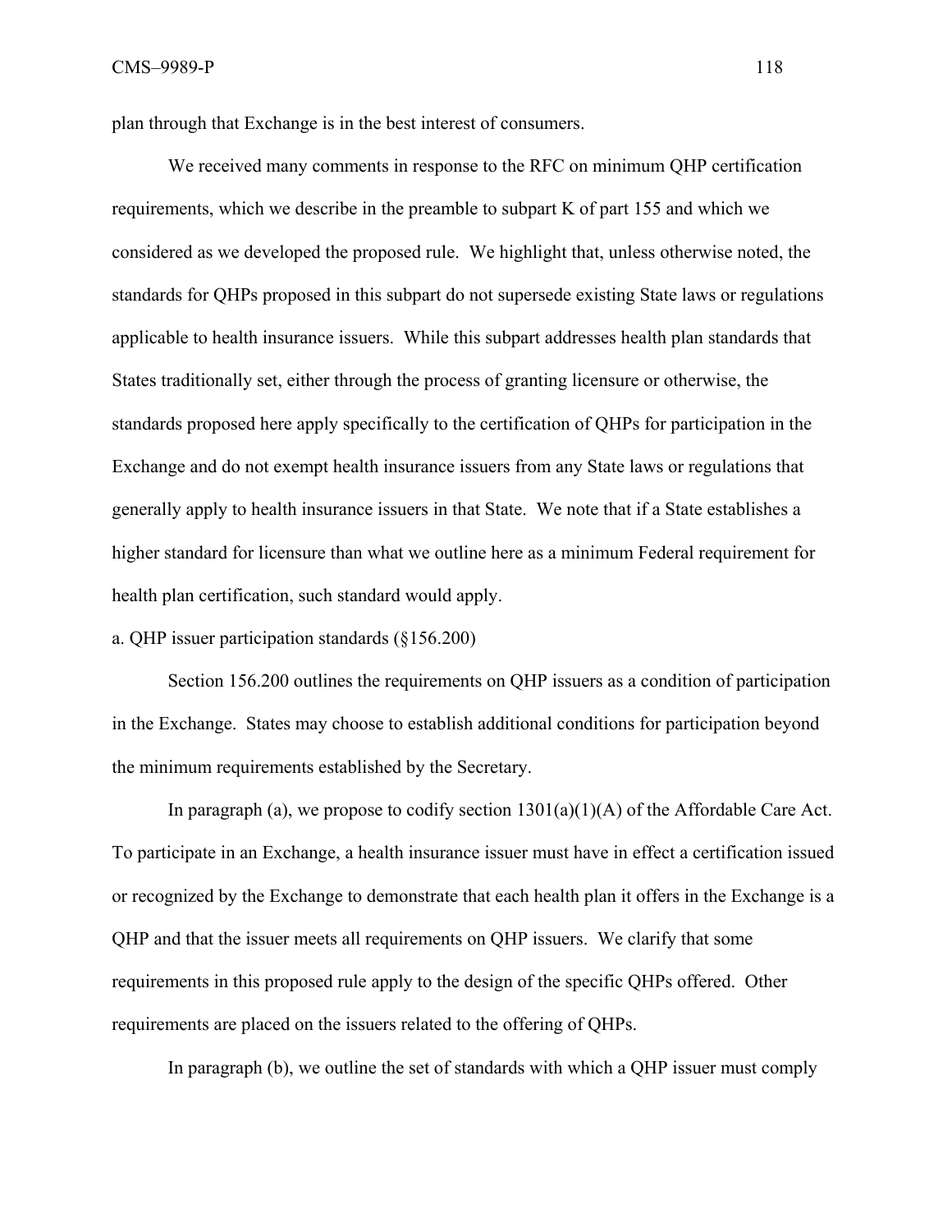plan through that Exchange is in the best interest of consumers.

We received many comments in response to the RFC on minimum QHP certification requirements, which we describe in the preamble to subpart K of part 155 and which we considered as we developed the proposed rule. We highlight that, unless otherwise noted, the standards for QHPs proposed in this subpart do not supersede existing State laws or regulations applicable to health insurance issuers. While this subpart addresses health plan standards that States traditionally set, either through the process of granting licensure or otherwise, the standards proposed here apply specifically to the certification of QHPs for participation in the Exchange and do not exempt health insurance issuers from any State laws or regulations that generally apply to health insurance issuers in that State. We note that if a State establishes a higher standard for licensure than what we outline here as a minimum Federal requirement for health plan certification, such standard would apply.

a. QHP issuer participation standards (§156.200)

Section 156.200 outlines the requirements on QHP issuers as a condition of participation in the Exchange. States may choose to establish additional conditions for participation beyond the minimum requirements established by the Secretary.

In paragraph (a), we propose to codify section 1301(a)(1)(A) of the Affordable Care Act. To participate in an Exchange, a health insurance issuer must have in effect a certification issued or recognized by the Exchange to demonstrate that each health plan it offers in the Exchange is a QHP and that the issuer meets all requirements on QHP issuers. We clarify that some requirements in this proposed rule apply to the design of the specific QHPs offered. Other requirements are placed on the issuers related to the offering of QHPs.

In paragraph (b), we outline the set of standards with which a QHP issuer must comply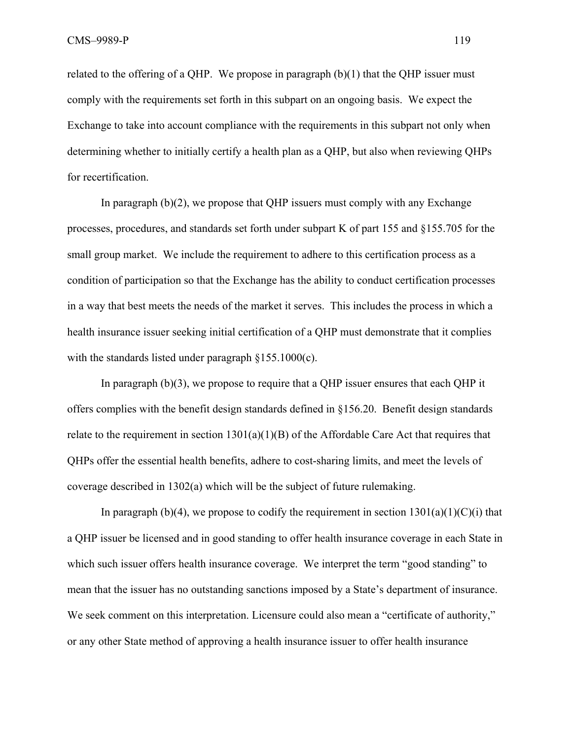related to the offering of a QHP. We propose in paragraph (b)(1) that the QHP issuer must comply with the requirements set forth in this subpart on an ongoing basis. We expect the Exchange to take into account compliance with the requirements in this subpart not only when determining whether to initially certify a health plan as a QHP, but also when reviewing QHPs for recertification.

In paragraph (b)(2), we propose that QHP issuers must comply with any Exchange processes, procedures, and standards set forth under subpart K of part 155 and §155.705 for the small group market. We include the requirement to adhere to this certification process as a condition of participation so that the Exchange has the ability to conduct certification processes in a way that best meets the needs of the market it serves. This includes the process in which a health insurance issuer seeking initial certification of a QHP must demonstrate that it complies with the standards listed under paragraph §155.1000(c).

In paragraph (b)(3), we propose to require that a QHP issuer ensures that each QHP it offers complies with the benefit design standards defined in §156.20. Benefit design standards relate to the requirement in section 1301(a)(1)(B) of the Affordable Care Act that requires that QHPs offer the essential health benefits, adhere to cost-sharing limits, and meet the levels of coverage described in 1302(a) which will be the subject of future rulemaking.

In paragraph (b)(4), we propose to codify the requirement in section 1301(a)(1)(C)(i) that a QHP issuer be licensed and in good standing to offer health insurance coverage in each State in which such issuer offers health insurance coverage. We interpret the term "good standing" to mean that the issuer has no outstanding sanctions imposed by a State's department of insurance. We seek comment on this interpretation. Licensure could also mean a "certificate of authority," or any other State method of approving a health insurance issuer to offer health insurance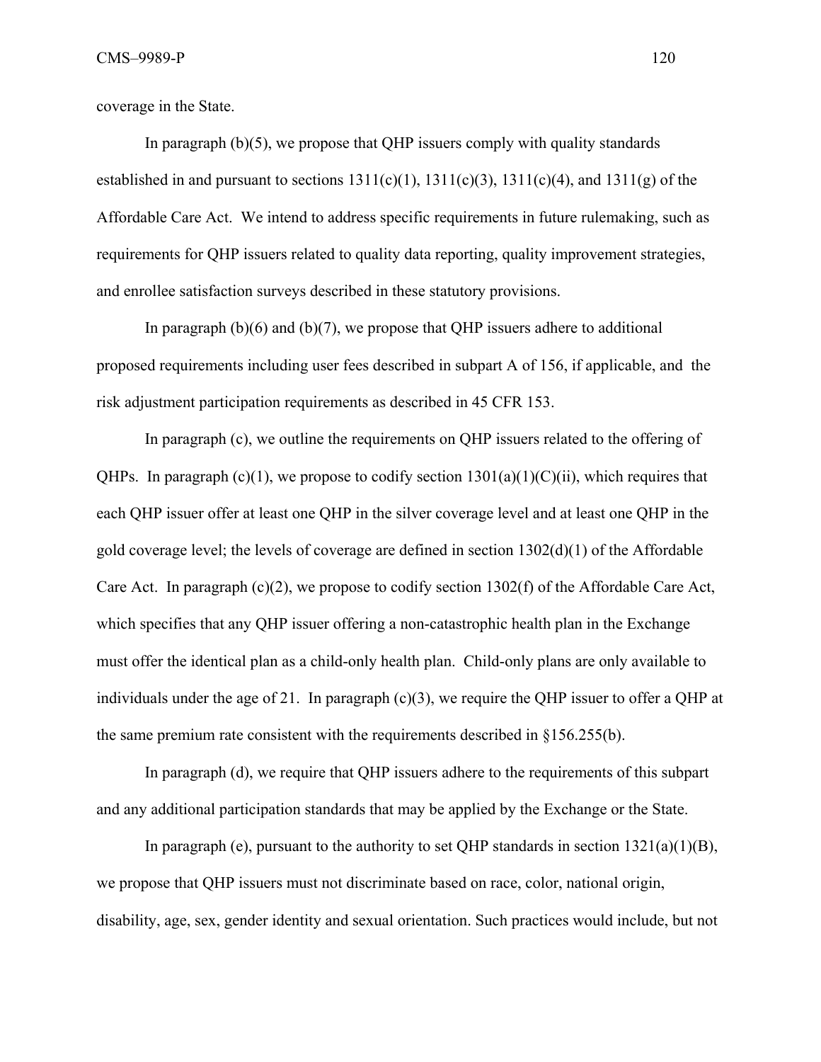coverage in the State.

In paragraph (b)(5), we propose that QHP issuers comply with quality standards established in and pursuant to sections 1311(c)(1), 1311(c)(3), 1311(c)(4), and 1311(g) of the Affordable Care Act. We intend to address specific requirements in future rulemaking, such as requirements for QHP issuers related to quality data reporting, quality improvement strategies, and enrollee satisfaction surveys described in these statutory provisions.

In paragraph (b)(6) and (b)(7), we propose that QHP issuers adhere to additional proposed requirements including user fees described in subpart A of 156, if applicable, and the risk adjustment participation requirements as described in 45 CFR 153.

In paragraph (c), we outline the requirements on QHP issuers related to the offering of QHPs. In paragraph (c)(1), we propose to codify section 1301(a)(1)(C)(ii), which requires that each QHP issuer offer at least one QHP in the silver coverage level and at least one QHP in the gold coverage level; the levels of coverage are defined in section 1302(d)(1) of the Affordable Care Act. In paragraph (c)(2), we propose to codify section 1302(f) of the Affordable Care Act, which specifies that any QHP issuer offering a non-catastrophic health plan in the Exchange must offer the identical plan as a child-only health plan. Child-only plans are only available to individuals under the age of 21. In paragraph (c)(3), we require the QHP issuer to offer a QHP at the same premium rate consistent with the requirements described in §156.255(b).

In paragraph (d), we require that QHP issuers adhere to the requirements of this subpart and any additional participation standards that may be applied by the Exchange or the State.

In paragraph (e), pursuant to the authority to set QHP standards in section 1321(a)(1)(B), we propose that QHP issuers must not discriminate based on race, color, national origin, disability, age, sex, gender identity and sexual orientation. Such practices would include, but not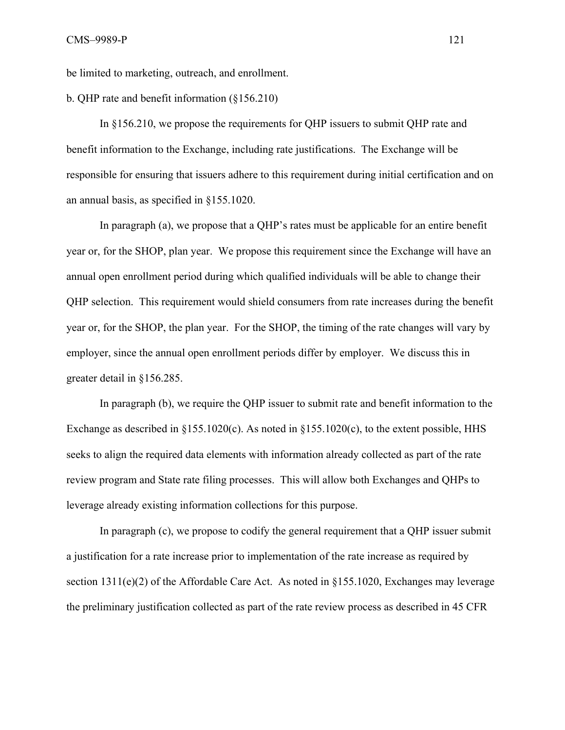be limited to marketing, outreach, and enrollment.

b. QHP rate and benefit information (§156.210)

In §156.210, we propose the requirements for QHP issuers to submit QHP rate and benefit information to the Exchange, including rate justifications. The Exchange will be responsible for ensuring that issuers adhere to this requirement during initial certification and on an annual basis, as specified in §155.1020.

In paragraph (a), we propose that a QHP's rates must be applicable for an entire benefit year or, for the SHOP, plan year. We propose this requirement since the Exchange will have an annual open enrollment period during which qualified individuals will be able to change their QHP selection. This requirement would shield consumers from rate increases during the benefit year or, for the SHOP, the plan year. For the SHOP, the timing of the rate changes will vary by employer, since the annual open enrollment periods differ by employer. We discuss this in greater detail in §156.285.

In paragraph (b), we require the QHP issuer to submit rate and benefit information to the Exchange as described in §155.1020(c). As noted in §155.1020(c), to the extent possible, HHS seeks to align the required data elements with information already collected as part of the rate review program and State rate filing processes. This will allow both Exchanges and QHPs to leverage already existing information collections for this purpose.

In paragraph (c), we propose to codify the general requirement that a QHP issuer submit a justification for a rate increase prior to implementation of the rate increase as required by section 1311(e)(2) of the Affordable Care Act. As noted in §155.1020, Exchanges may leverage the preliminary justification collected as part of the rate review process as described in 45 CFR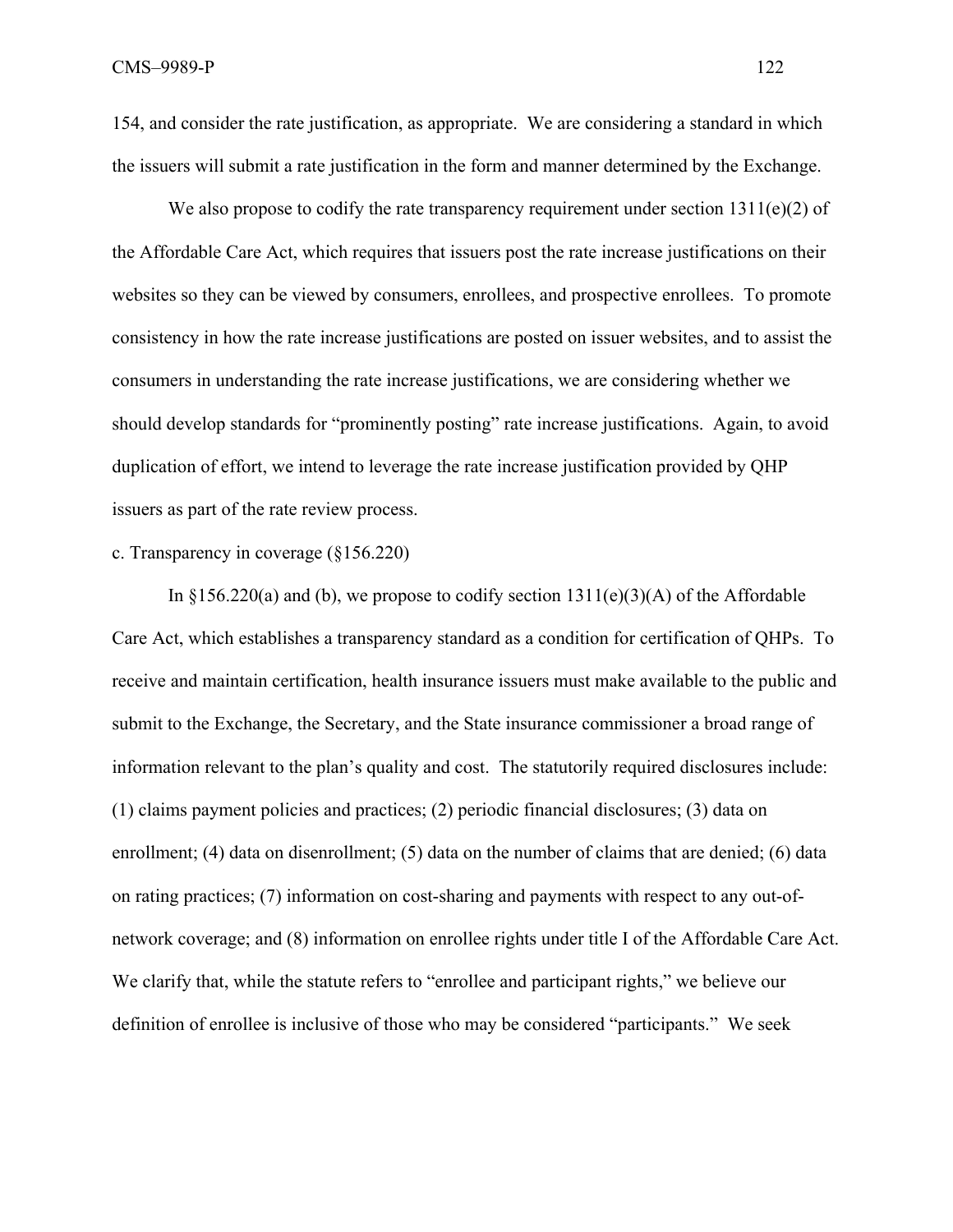154, and consider the rate justification, as appropriate. We are considering a standard in which the issuers will submit a rate justification in the form and manner determined by the Exchange.

We also propose to codify the rate transparency requirement under section 1311(e)(2) of the Affordable Care Act, which requires that issuers post the rate increase justifications on their websites so they can be viewed by consumers, enrollees, and prospective enrollees. To promote consistency in how the rate increase justifications are posted on issuer websites, and to assist the consumers in understanding the rate increase justifications, we are considering whether we should develop standards for "prominently posting" rate increase justifications. Again, to avoid duplication of effort, we intend to leverage the rate increase justification provided by QHP issuers as part of the rate review process.

c. Transparency in coverage (§156.220)

In §156.220(a) and (b), we propose to codify section 1311(e)(3)(A) of the Affordable Care Act, which establishes a transparency standard as a condition for certification of QHPs. To receive and maintain certification, health insurance issuers must make available to the public and submit to the Exchange, the Secretary, and the State insurance commissioner a broad range of information relevant to the plan's quality and cost. The statutorily required disclosures include: (1) claims payment policies and practices; (2) periodic financial disclosures; (3) data on enrollment; (4) data on disenrollment; (5) data on the number of claims that are denied; (6) data on rating practices; (7) information on cost-sharing and payments with respect to any out-of-network coverage; and (8) information on enrollee rights under title I of the Affordable Care Act. We clarify that, while the statute refers to "enrollee and participant rights," we believe our definition of enrollee is inclusive of those who may be considered "participants." We seek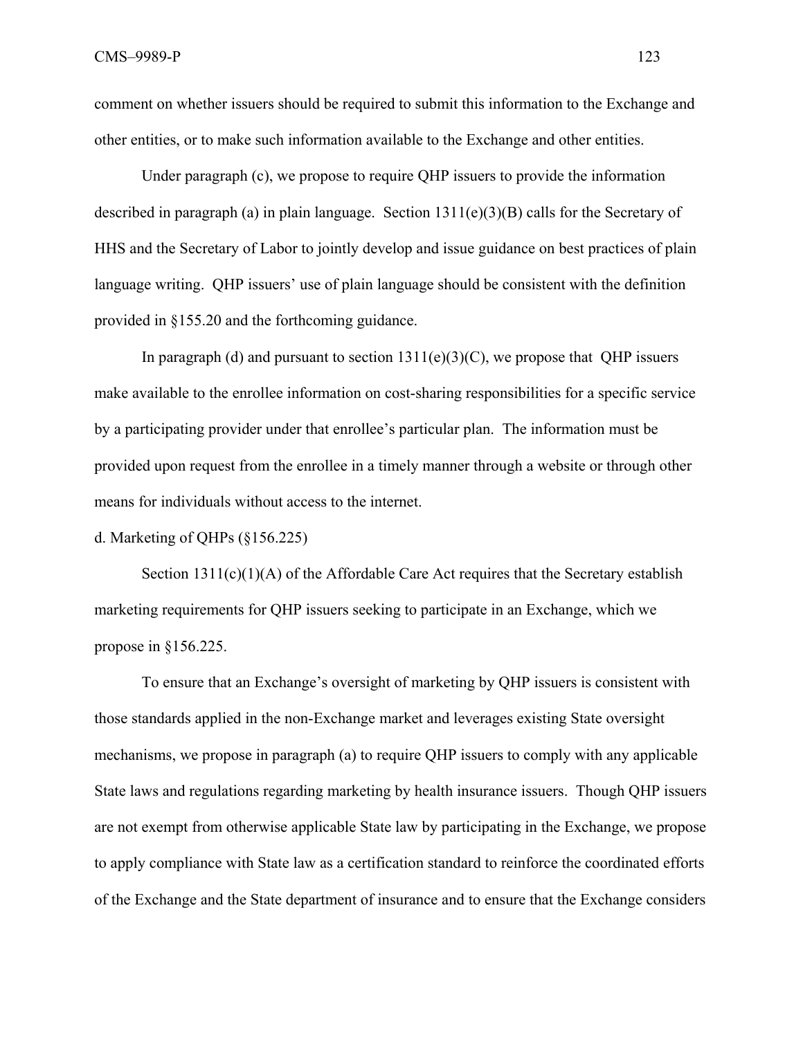comment on whether issuers should be required to submit this information to the Exchange and other entities, or to make such information available to the Exchange and other entities.

Under paragraph (c), we propose to require QHP issuers to provide the information described in paragraph (a) in plain language. Section 1311(e)(3)(B) calls for the Secretary of HHS and the Secretary of Labor to jointly develop and issue guidance on best practices of plain language writing. QHP issuers' use of plain language should be consistent with the definition provided in §155.20 and the forthcoming guidance.

In paragraph (d) and pursuant to section 1311(e)(3)(C), we propose that QHP issuers make available to the enrollee information on cost-sharing responsibilities for a specific service by a participating provider under that enrollee's particular plan. The information must be provided upon request from the enrollee in a timely manner through a website or through other means for individuals without access to the internet.

d. Marketing of QHPs (§156.225)

Section 1311(c)(1)(A) of the Affordable Care Act requires that the Secretary establish marketing requirements for QHP issuers seeking to participate in an Exchange, which we propose in §156.225.

To ensure that an Exchange's oversight of marketing by QHP issuers is consistent with those standards applied in the non-Exchange market and leverages existing State oversight mechanisms, we propose in paragraph (a) to require QHP issuers to comply with any applicable State laws and regulations regarding marketing by health insurance issuers. Though QHP issuers are not exempt from otherwise applicable State law by participating in the Exchange, we propose to apply compliance with State law as a certification standard to reinforce the coordinated efforts of the Exchange and the State department of insurance and to ensure that the Exchange considers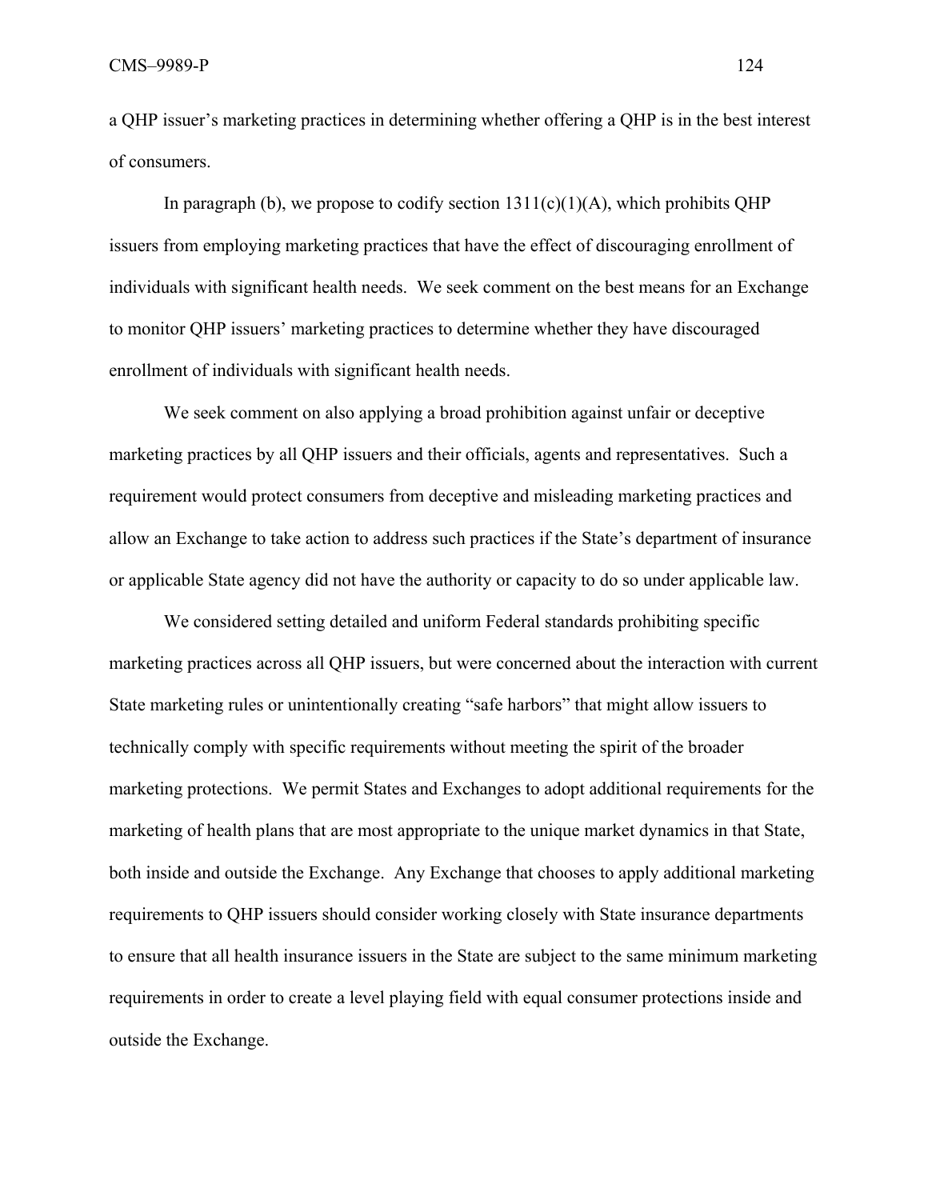a QHP issuer's marketing practices in determining whether offering a QHP is in the best interest of consumers.

In paragraph (b), we propose to codify section 1311(c)(1)(A), which prohibits QHP issuers from employing marketing practices that have the effect of discouraging enrollment of individuals with significant health needs. We seek comment on the best means for an Exchange to monitor QHP issuers' marketing practices to determine whether they have discouraged enrollment of individuals with significant health needs.

We seek comment on also applying a broad prohibition against unfair or deceptive marketing practices by all QHP issuers and their officials, agents and representatives. Such a requirement would protect consumers from deceptive and misleading marketing practices and allow an Exchange to take action to address such practices if the State's department of insurance or applicable State agency did not have the authority or capacity to do so under applicable law.

We considered setting detailed and uniform Federal standards prohibiting specific marketing practices across all QHP issuers, but were concerned about the interaction with current State marketing rules or unintentionally creating "safe harbors" that might allow issuers to technically comply with specific requirements without meeting the spirit of the broader marketing protections. We permit States and Exchanges to adopt additional requirements for the marketing of health plans that are most appropriate to the unique market dynamics in that State, both inside and outside the Exchange. Any Exchange that chooses to apply additional marketing requirements to QHP issuers should consider working closely with State insurance departments to ensure that all health insurance issuers in the State are subject to the same minimum marketing requirements in order to create a level playing field with equal consumer protections inside and outside the Exchange.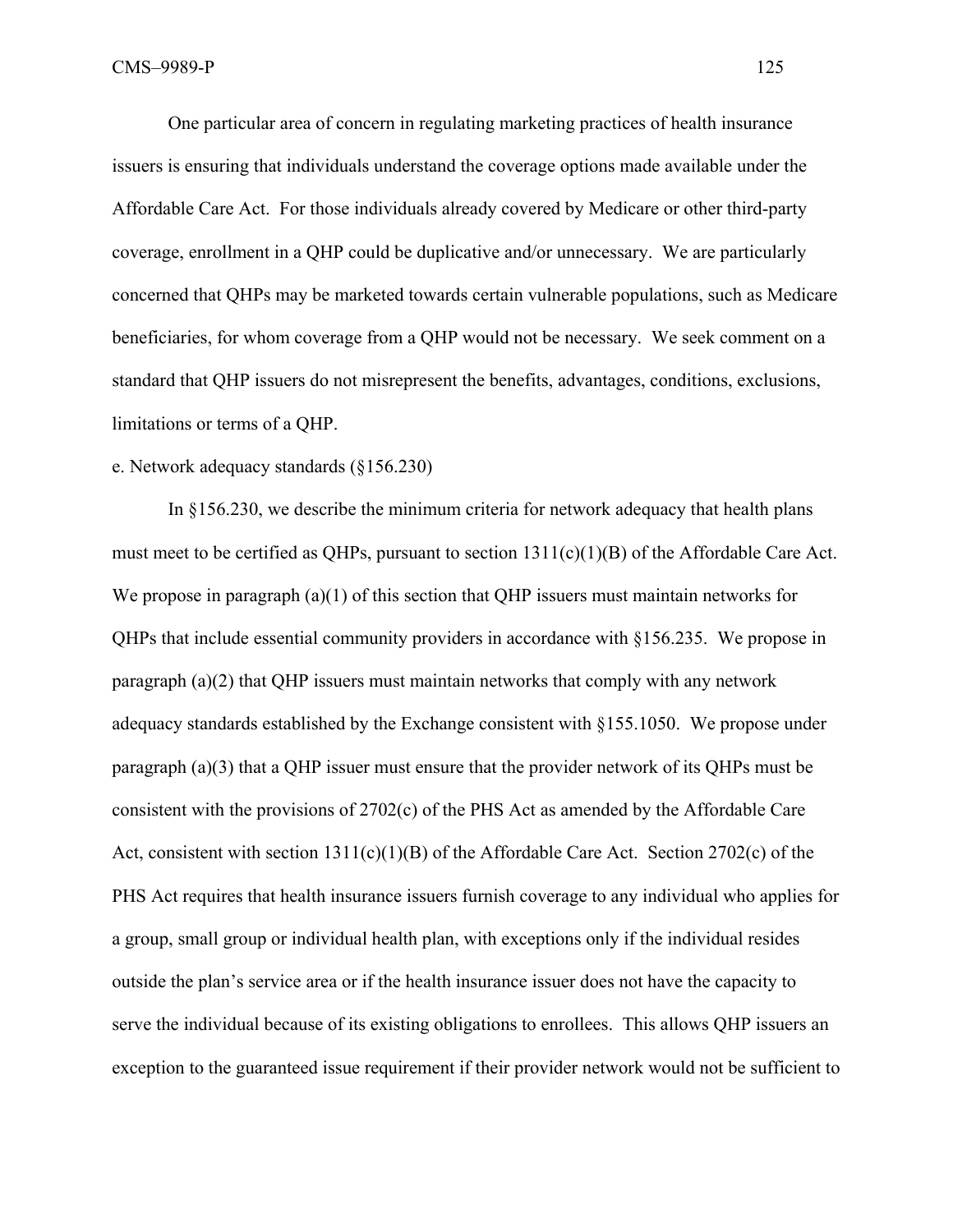One particular area of concern in regulating marketing practices of health insurance issuers is ensuring that individuals understand the coverage options made available under the Affordable Care Act. For those individuals already covered by Medicare or other third-party coverage, enrollment in a QHP could be duplicative and/or unnecessary. We are particularly concerned that QHPs may be marketed towards certain vulnerable populations, such as Medicare beneficiaries, for whom coverage from a QHP would not be necessary. We seek comment on a standard that QHP issuers do not misrepresent the benefits, advantages, conditions, exclusions, limitations or terms of a QHP.

e. Network adequacy standards (§156.230)

In §156.230, we describe the minimum criteria for network adequacy that health plans must meet to be certified as QHPs, pursuant to section 1311(c)(1)(B) of the Affordable Care Act. We propose in paragraph (a)(1) of this section that QHP issuers must maintain networks for QHPs that include essential community providers in accordance with §156.235. We propose in paragraph (a)(2) that QHP issuers must maintain networks that comply with any network adequacy standards established by the Exchange consistent with §155.1050. We propose under paragraph (a)(3) that a QHP issuer must ensure that the provider network of its QHPs must be consistent with the provisions of 2702(c) of the PHS Act as amended by the Affordable Care Act, consistent with section 1311(c)(1)(B) of the Affordable Care Act. Section 2702(c) of the PHS Act requires that health insurance issuers furnish coverage to any individual who applies for a group, small group or individual health plan, with exceptions only if the individual resides outside the plan's service area or if the health insurance issuer does not have the capacity to serve the individual because of its existing obligations to enrollees. This allows QHP issuers an exception to the guaranteed issue requirement if their provider network would not be sufficient to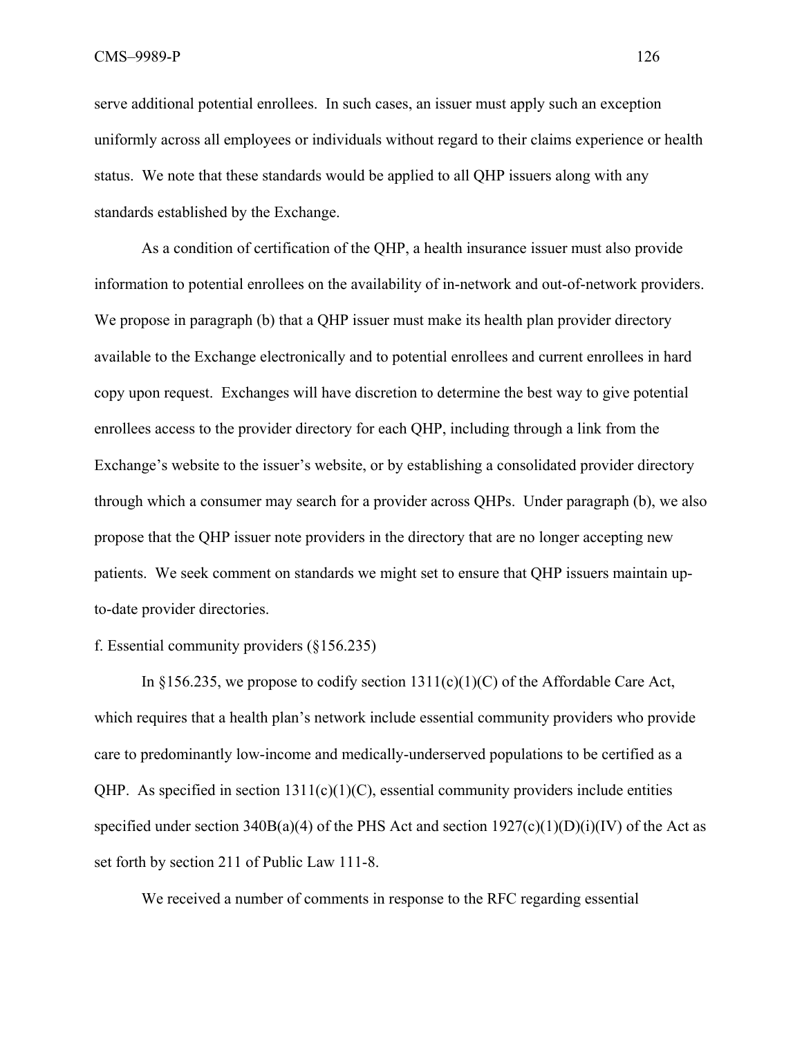serve additional potential enrollees. In such cases, an issuer must apply such an exception uniformly across all employees or individuals without regard to their claims experience or health status. We note that these standards would be applied to all QHP issuers along with any standards established by the Exchange.

As a condition of certification of the QHP, a health insurance issuer must also provide information to potential enrollees on the availability of in-network and out-of-network providers. We propose in paragraph (b) that a QHP issuer must make its health plan provider directory available to the Exchange electronically and to potential enrollees and current enrollees in hard copy upon request. Exchanges will have discretion to determine the best way to give potential enrollees access to the provider directory for each QHP, including through a link from the Exchange's website to the issuer's website, or by establishing a consolidated provider directory through which a consumer may search for a provider across QHPs. Under paragraph (b), we also propose that the QHP issuer note providers in the directory that are no longer accepting new patients. We seek comment on standards we might set to ensure that QHP issuers maintain up-to-date provider directories.

f. Essential community providers (§156.235)

In §156.235, we propose to codify section 1311(c)(1)(C) of the Affordable Care Act, which requires that a health plan's network include essential community providers who provide care to predominantly low-income and medically-underserved populations to be certified as a QHP. As specified in section 1311(c)(1)(C), essential community providers include entities specified under section 340B(a)(4) of the PHS Act and section 1927(c)(1)(D)(i)(IV) of the Act as set forth by section 211 of Public Law 111-8.

We received a number of comments in response to the RFC regarding essential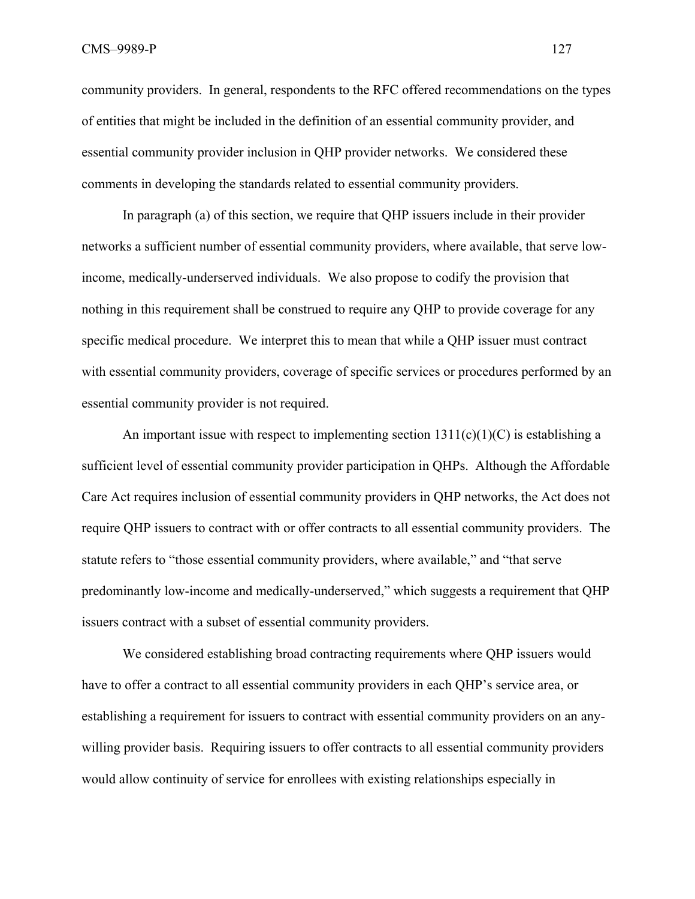community providers. In general, respondents to the RFC offered recommendations on the types of entities that might be included in the definition of an essential community provider, and essential community provider inclusion in QHP provider networks. We considered these comments in developing the standards related to essential community providers.

In paragraph (a) of this section, we require that QHP issuers include in their provider networks a sufficient number of essential community providers, where available, that serve low-income, medically-underserved individuals. We also propose to codify the provision that nothing in this requirement shall be construed to require any QHP to provide coverage for any specific medical procedure. We interpret this to mean that while a QHP issuer must contract with essential community providers, coverage of specific services or procedures performed by an essential community provider is not required.

An important issue with respect to implementing section 1311(c)(1)(C) is establishing a sufficient level of essential community provider participation in QHPs. Although the Affordable Care Act requires inclusion of essential community providers in QHP networks, the Act does not require QHP issuers to contract with or offer contracts to all essential community providers. The statute refers to "those essential community providers, where available," and "that serve predominantly low-income and medically-underserved," which suggests a requirement that QHP issuers contract with a subset of essential community providers.

We considered establishing broad contracting requirements where QHP issuers would have to offer a contract to all essential community providers in each QHP's service area, or establishing a requirement for issuers to contract with essential community providers on an any-willing provider basis. Requiring issuers to offer contracts to all essential community providers would allow continuity of service for enrollees with existing relationships especially in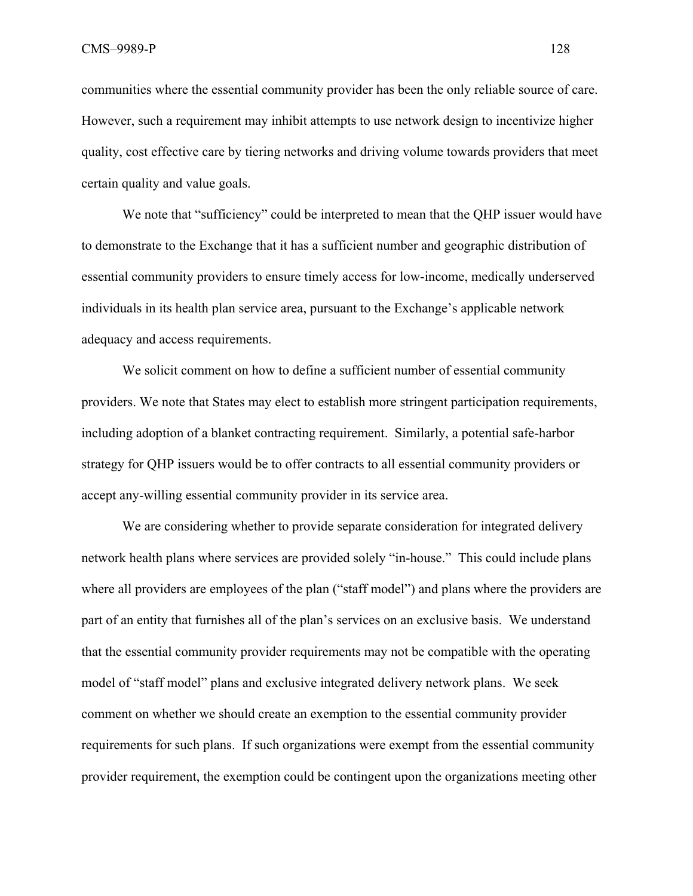communities where the essential community provider has been the only reliable source of care. However, such a requirement may inhibit attempts to use network design to incentivize higher quality, cost effective care by tiering networks and driving volume towards providers that meet certain quality and value goals.

We note that "sufficiency" could be interpreted to mean that the QHP issuer would have to demonstrate to the Exchange that it has a sufficient number and geographic distribution of essential community providers to ensure timely access for low-income, medically underserved individuals in its health plan service area, pursuant to the Exchange's applicable network adequacy and access requirements.

We solicit comment on how to define a sufficient number of essential community providers. We note that States may elect to establish more stringent participation requirements, including adoption of a blanket contracting requirement. Similarly, a potential safe-harbor strategy for QHP issuers would be to offer contracts to all essential community providers or accept any-willing essential community provider in its service area.

We are considering whether to provide separate consideration for integrated delivery network health plans where services are provided solely "in-house." This could include plans where all providers are employees of the plan ("staff model") and plans where the providers are part of an entity that furnishes all of the plan's services on an exclusive basis. We understand that the essential community provider requirements may not be compatible with the operating model of "staff model" plans and exclusive integrated delivery network plans. We seek comment on whether we should create an exemption to the essential community provider requirements for such plans. If such organizations were exempt from the essential community provider requirement, the exemption could be contingent upon the organizations meeting other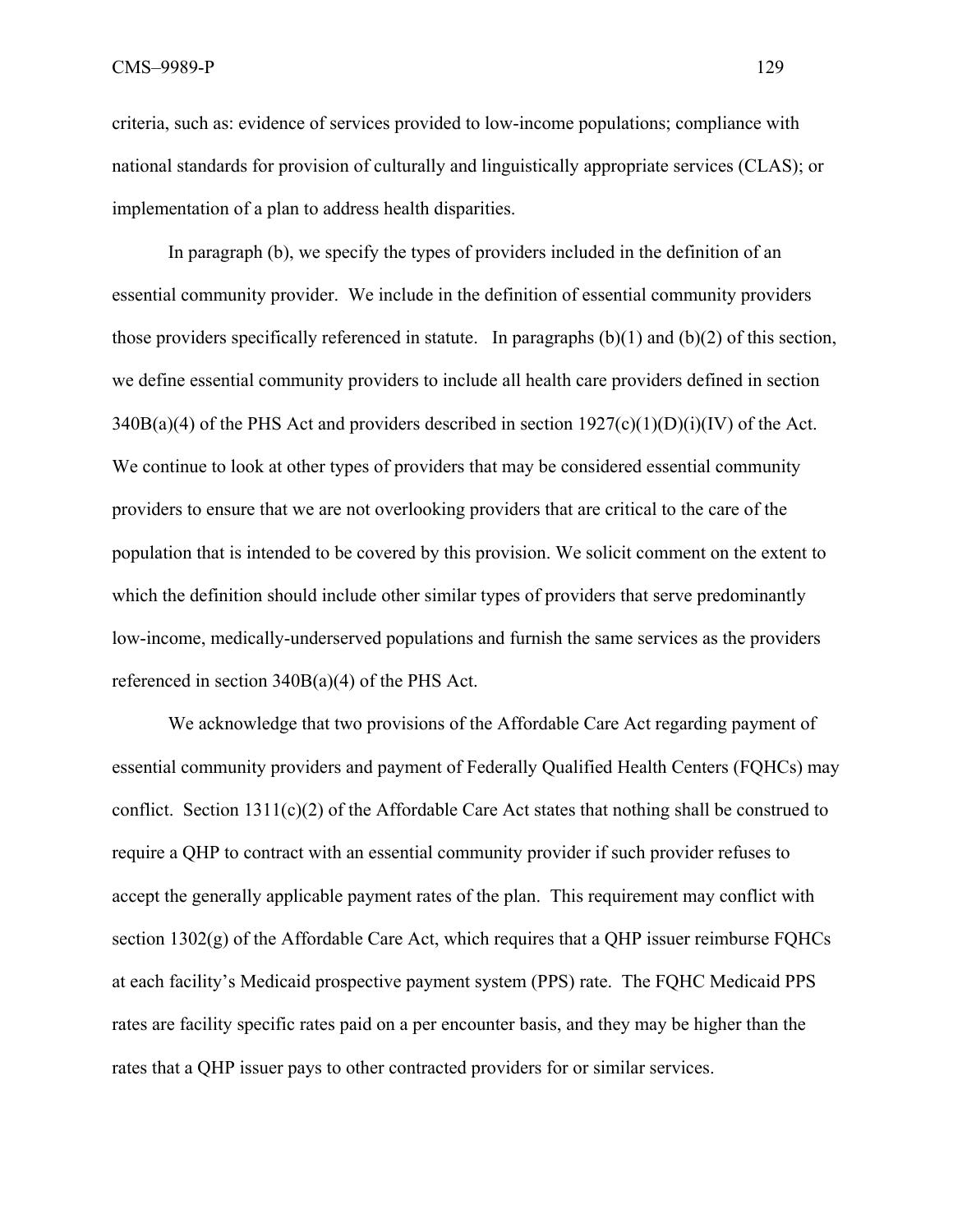criteria, such as: evidence of services provided to low-income populations; compliance with national standards for provision of culturally and linguistically appropriate services (CLAS); or implementation of a plan to address health disparities.

In paragraph (b), we specify the types of providers included in the definition of an essential community provider. We include in the definition of essential community providers those providers specifically referenced in statute. In paragraphs (b)(1) and (b)(2) of this section, we define essential community providers to include all health care providers defined in section 340B(a)(4) of the PHS Act and providers described in section 1927(c)(1)(D)(i)(IV) of the Act. We continue to look at other types of providers that may be considered essential community providers to ensure that we are not overlooking providers that are critical to the care of the population that is intended to be covered by this provision. We solicit comment on the extent to which the definition should include other similar types of providers that serve predominantly low-income, medically-underserved populations and furnish the same services as the providers referenced in section 340B(a)(4) of the PHS Act.

We acknowledge that two provisions of the Affordable Care Act regarding payment of essential community providers and payment of Federally Qualified Health Centers (FQHCs) may conflict. Section 1311(c)(2) of the Affordable Care Act states that nothing shall be construed to require a QHP to contract with an essential community provider if such provider refuses to accept the generally applicable payment rates of the plan. This requirement may conflict with section 1302(g) of the Affordable Care Act, which requires that a QHP issuer reimburse FQHCs at each facility's Medicaid prospective payment system (PPS) rate. The FQHC Medicaid PPS rates are facility specific rates paid on a per encounter basis, and they may be higher than the rates that a QHP issuer pays to other contracted providers for or similar services.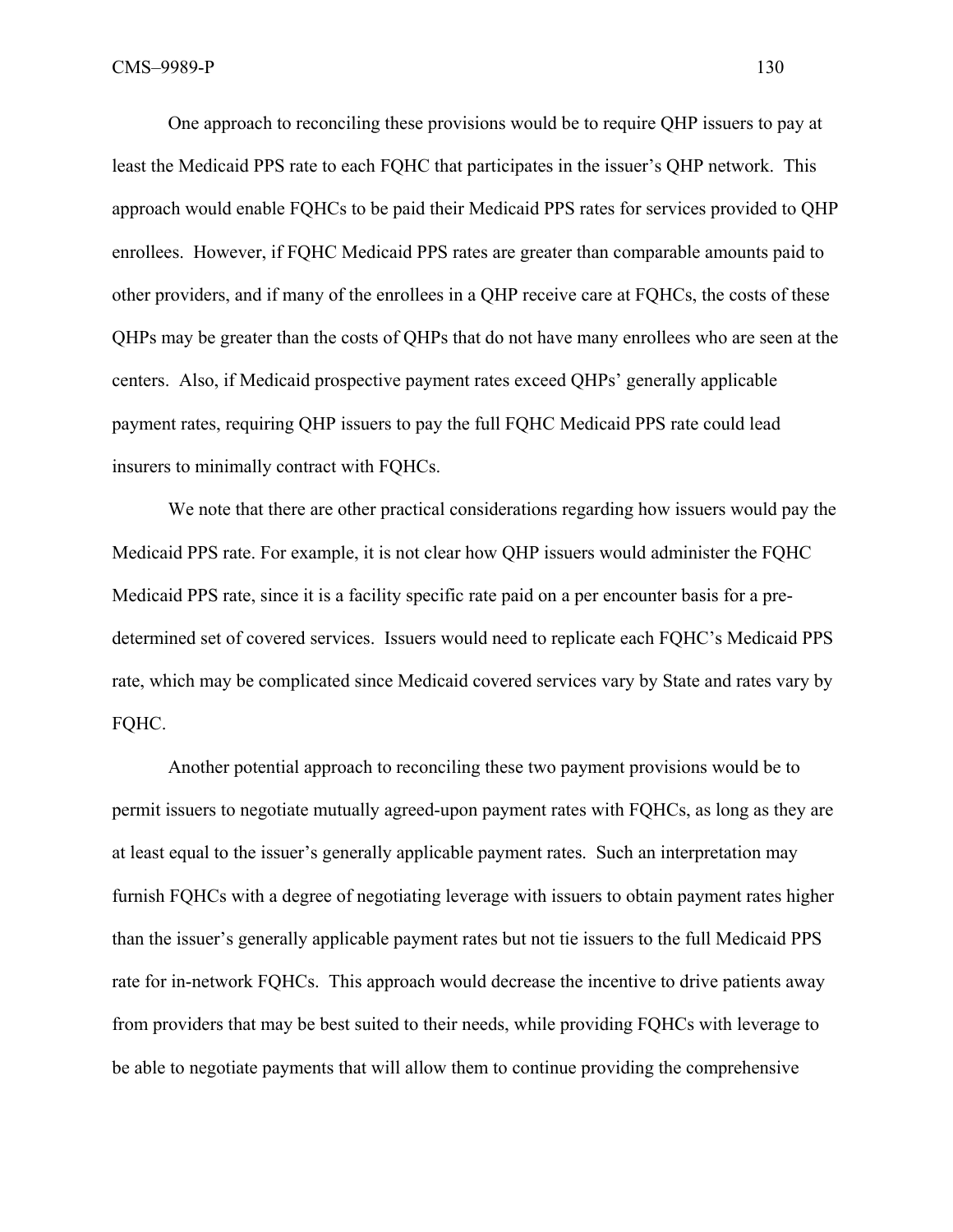One approach to reconciling these provisions would be to require QHP issuers to pay at least the Medicaid PPS rate to each FQHC that participates in the issuer's QHP network. This approach would enable FQHCs to be paid their Medicaid PPS rates for services provided to QHP enrollees. However, if FQHC Medicaid PPS rates are greater than comparable amounts paid to other providers, and if many of the enrollees in a QHP receive care at FQHCs, the costs of these QHPs may be greater than the costs of QHPs that do not have many enrollees who are seen at the centers. Also, if Medicaid prospective payment rates exceed QHPs' generally applicable payment rates, requiring QHP issuers to pay the full FQHC Medicaid PPS rate could lead insurers to minimally contract with FQHCs.

We note that there are other practical considerations regarding how issuers would pay the Medicaid PPS rate. For example, it is not clear how QHP issuers would administer the FQHC Medicaid PPS rate, since it is a facility specific rate paid on a per encounter basis for a pre-determined set of covered services. Issuers would need to replicate each FQHC's Medicaid PPS rate, which may be complicated since Medicaid covered services vary by State and rates vary by FQHC.

Another potential approach to reconciling these two payment provisions would be to permit issuers to negotiate mutually agreed-upon payment rates with FQHCs, as long as they are at least equal to the issuer's generally applicable payment rates. Such an interpretation may furnish FQHCs with a degree of negotiating leverage with issuers to obtain payment rates higher than the issuer's generally applicable payment rates but not tie issuers to the full Medicaid PPS rate for in-network FQHCs. This approach would decrease the incentive to drive patients away from providers that may be best suited to their needs, while providing FQHCs with leverage to be able to negotiate payments that will allow them to continue providing the comprehensive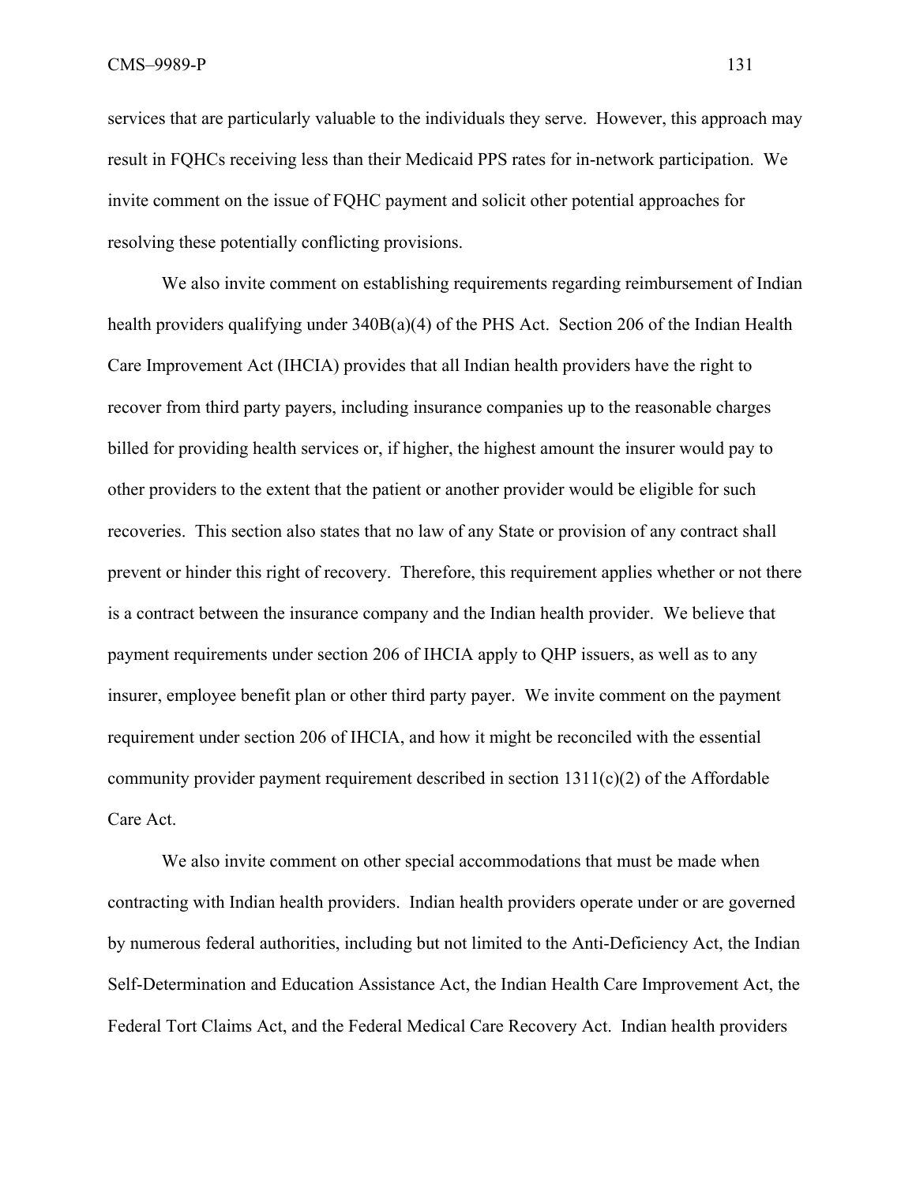services that are particularly valuable to the individuals they serve. However, this approach may result in FQHCs receiving less than their Medicaid PPS rates for in-network participation. We invite comment on the issue of FQHC payment and solicit other potential approaches for resolving these potentially conflicting provisions.

We also invite comment on establishing requirements regarding reimbursement of Indian health providers qualifying under 340B(a)(4) of the PHS Act. Section 206 of the Indian Health Care Improvement Act (IHCIA) provides that all Indian health providers have the right to recover from third party payers, including insurance companies up to the reasonable charges billed for providing health services or, if higher, the highest amount the insurer would pay to other providers to the extent that the patient or another provider would be eligible for such recoveries. This section also states that no law of any State or provision of any contract shall prevent or hinder this right of recovery. Therefore, this requirement applies whether or not there is a contract between the insurance company and the Indian health provider. We believe that payment requirements under section 206 of IHCIA apply to QHP issuers, as well as to any insurer, employee benefit plan or other third party payer. We invite comment on the payment requirement under section 206 of IHCIA, and how it might be reconciled with the essential community provider payment requirement described in section 1311(c)(2) of the Affordable Care Act.

We also invite comment on other special accommodations that must be made when contracting with Indian health providers. Indian health providers operate under or are governed by numerous federal authorities, including but not limited to the Anti-Deficiency Act, the Indian Self-Determination and Education Assistance Act, the Indian Health Care Improvement Act, the Federal Tort Claims Act, and the Federal Medical Care Recovery Act. Indian health providers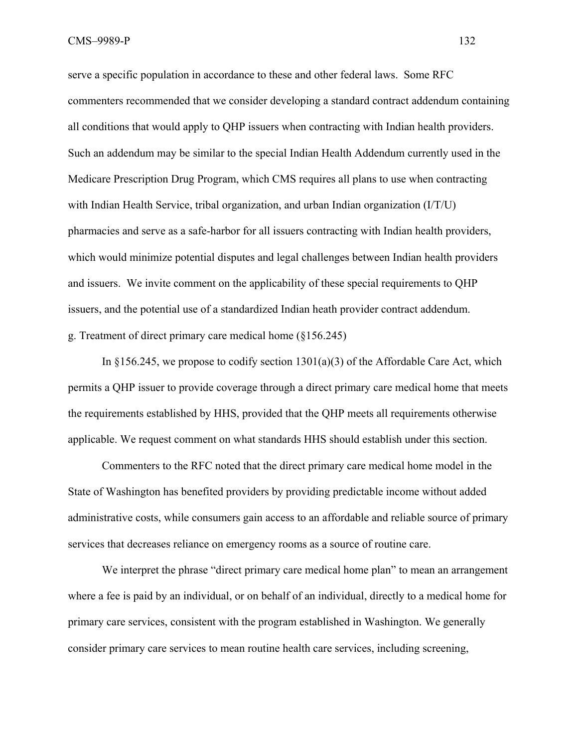serve a specific population in accordance to these and other federal laws. Some RFC commenters recommended that we consider developing a standard contract addendum containing all conditions that would apply to QHP issuers when contracting with Indian health providers. Such an addendum may be similar to the special Indian Health Addendum currently used in the Medicare Prescription Drug Program, which CMS requires all plans to use when contracting with Indian Health Service, tribal organization, and urban Indian organization (I/T/U) pharmacies and serve as a safe-harbor for all issuers contracting with Indian health providers, which would minimize potential disputes and legal challenges between Indian health providers and issuers. We invite comment on the applicability of these special requirements to QHP issuers, and the potential use of a standardized Indian heath provider contract addendum.

g. Treatment of direct primary care medical home (§156.245)

In §156.245, we propose to codify section 1301(a)(3) of the Affordable Care Act, which permits a QHP issuer to provide coverage through a direct primary care medical home that meets the requirements established by HHS, provided that the QHP meets all requirements otherwise applicable. We request comment on what standards HHS should establish under this section.

Commenters to the RFC noted that the direct primary care medical home model in the State of Washington has benefited providers by providing predictable income without added administrative costs, while consumers gain access to an affordable and reliable source of primary services that decreases reliance on emergency rooms as a source of routine care.

We interpret the phrase "direct primary care medical home plan" to mean an arrangement where a fee is paid by an individual, or on behalf of an individual, directly to a medical home for primary care services, consistent with the program established in Washington. We generally consider primary care services to mean routine health care services, including screening,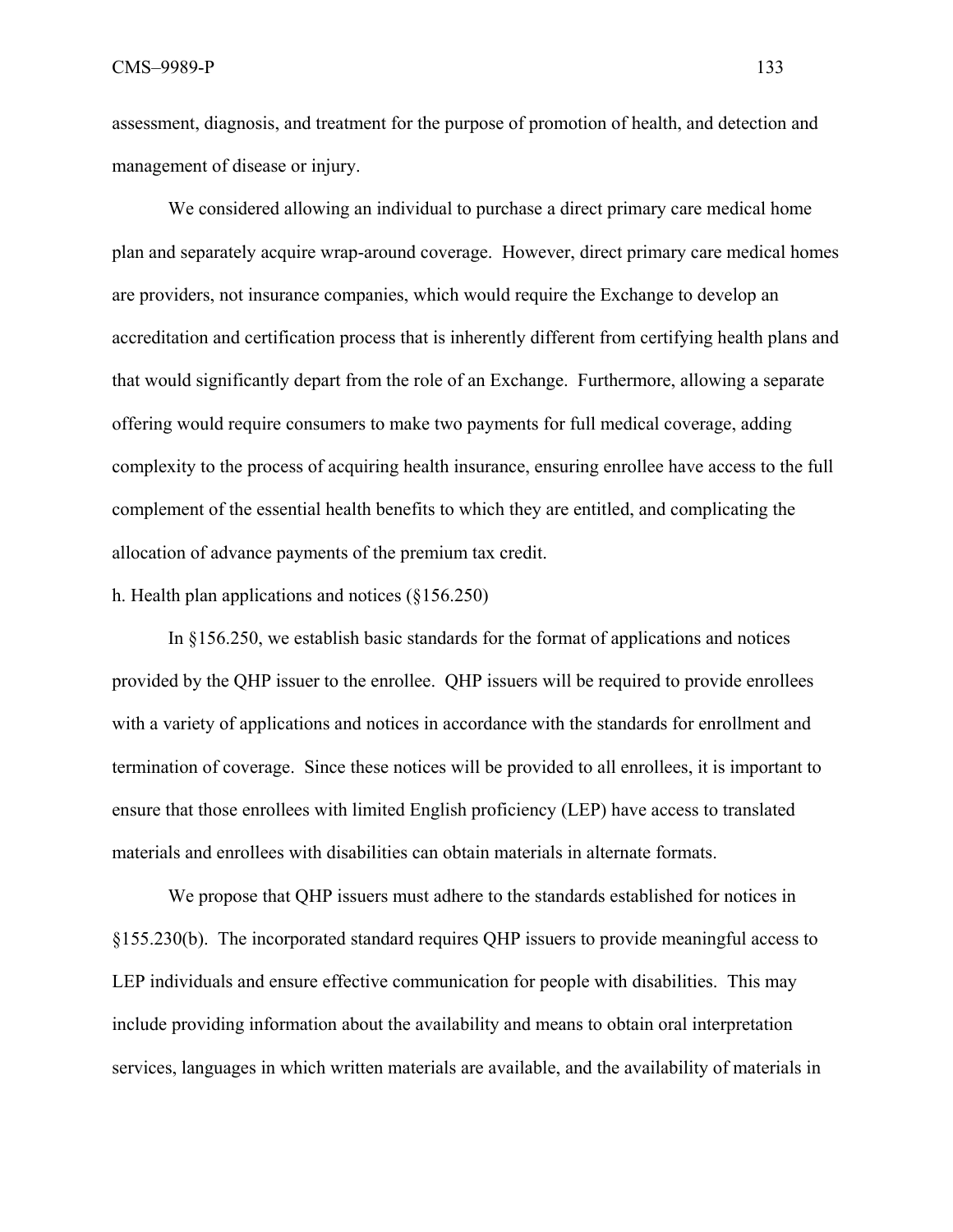assessment, diagnosis, and treatment for the purpose of promotion of health, and detection and management of disease or injury.

We considered allowing an individual to purchase a direct primary care medical home plan and separately acquire wrap-around coverage. However, direct primary care medical homes are providers, not insurance companies, which would require the Exchange to develop an accreditation and certification process that is inherently different from certifying health plans and that would significantly depart from the role of an Exchange. Furthermore, allowing a separate offering would require consumers to make two payments for full medical coverage, adding complexity to the process of acquiring health insurance, ensuring enrollee have access to the full complement of the essential health benefits to which they are entitled, and complicating the allocation of advance payments of the premium tax credit.

h. Health plan applications and notices (§156.250)

In §156.250, we establish basic standards for the format of applications and notices provided by the QHP issuer to the enrollee. QHP issuers will be required to provide enrollees with a variety of applications and notices in accordance with the standards for enrollment and termination of coverage. Since these notices will be provided to all enrollees, it is important to ensure that those enrollees with limited English proficiency (LEP) have access to translated materials and enrollees with disabilities can obtain materials in alternate formats.

We propose that QHP issuers must adhere to the standards established for notices in §155.230(b). The incorporated standard requires QHP issuers to provide meaningful access to LEP individuals and ensure effective communication for people with disabilities. This may include providing information about the availability and means to obtain oral interpretation services, languages in which written materials are available, and the availability of materials in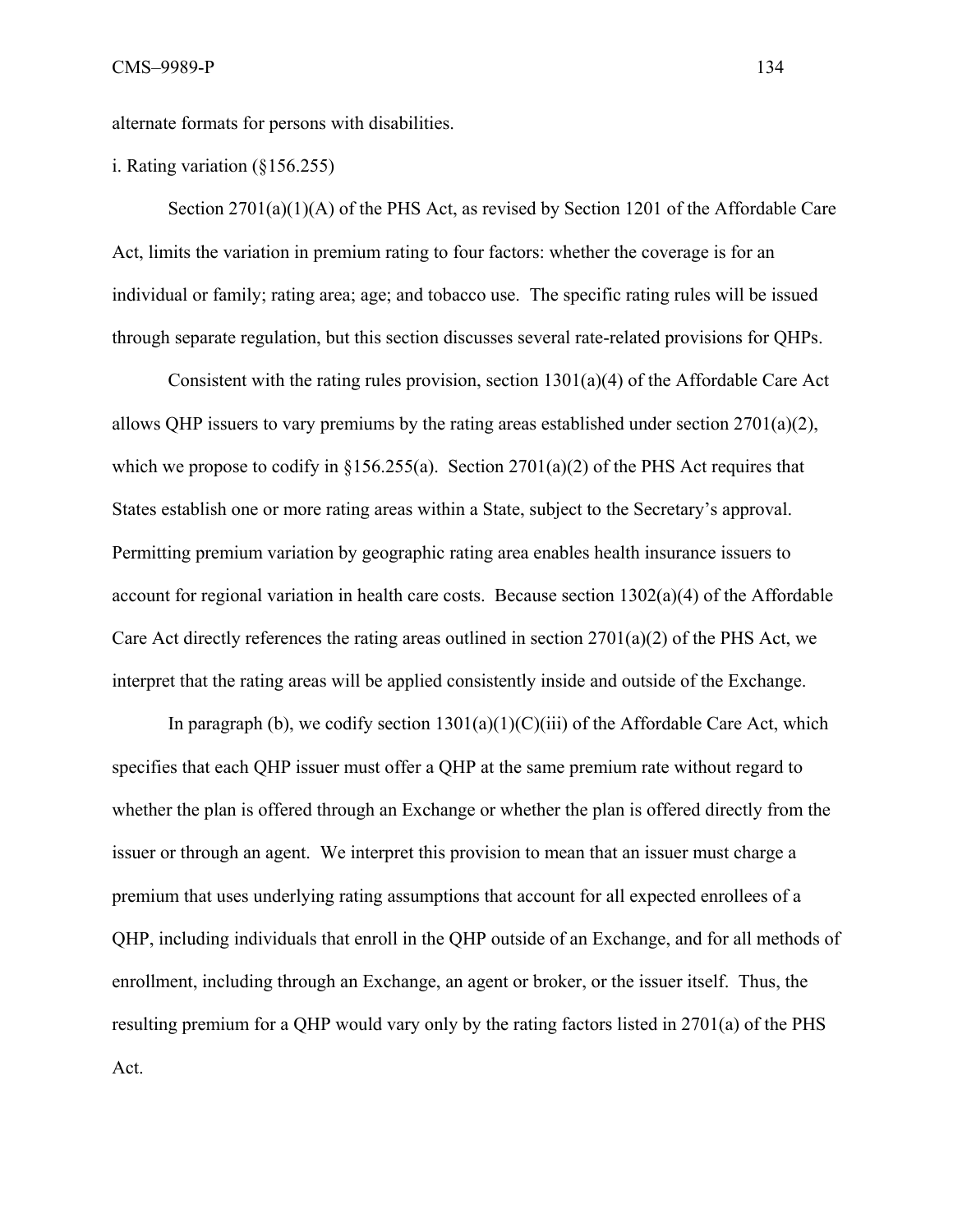alternate formats for persons with disabilities.

i. Rating variation (§156.255)

Section 2701(a)(1)(A) of the PHS Act, as revised by Section 1201 of the Affordable Care Act, limits the variation in premium rating to four factors: whether the coverage is for an individual or family; rating area; age; and tobacco use. The specific rating rules will be issued through separate regulation, but this section discusses several rate-related provisions for QHPs.

Consistent with the rating rules provision, section 1301(a)(4) of the Affordable Care Act allows QHP issuers to vary premiums by the rating areas established under section 2701(a)(2), which we propose to codify in §156.255(a). Section 2701(a)(2) of the PHS Act requires that States establish one or more rating areas within a State, subject to the Secretary's approval. Permitting premium variation by geographic rating area enables health insurance issuers to account for regional variation in health care costs. Because section 1302(a)(4) of the Affordable Care Act directly references the rating areas outlined in section 2701(a)(2) of the PHS Act, we interpret that the rating areas will be applied consistently inside and outside of the Exchange.

In paragraph (b), we codify section 1301(a)(1)(C)(iii) of the Affordable Care Act, which specifies that each QHP issuer must offer a QHP at the same premium rate without regard to whether the plan is offered through an Exchange or whether the plan is offered directly from the issuer or through an agent. We interpret this provision to mean that an issuer must charge a premium that uses underlying rating assumptions that account for all expected enrollees of a QHP, including individuals that enroll in the QHP outside of an Exchange, and for all methods of enrollment, including through an Exchange, an agent or broker, or the issuer itself. Thus, the resulting premium for a QHP would vary only by the rating factors listed in 2701(a) of the PHS Act.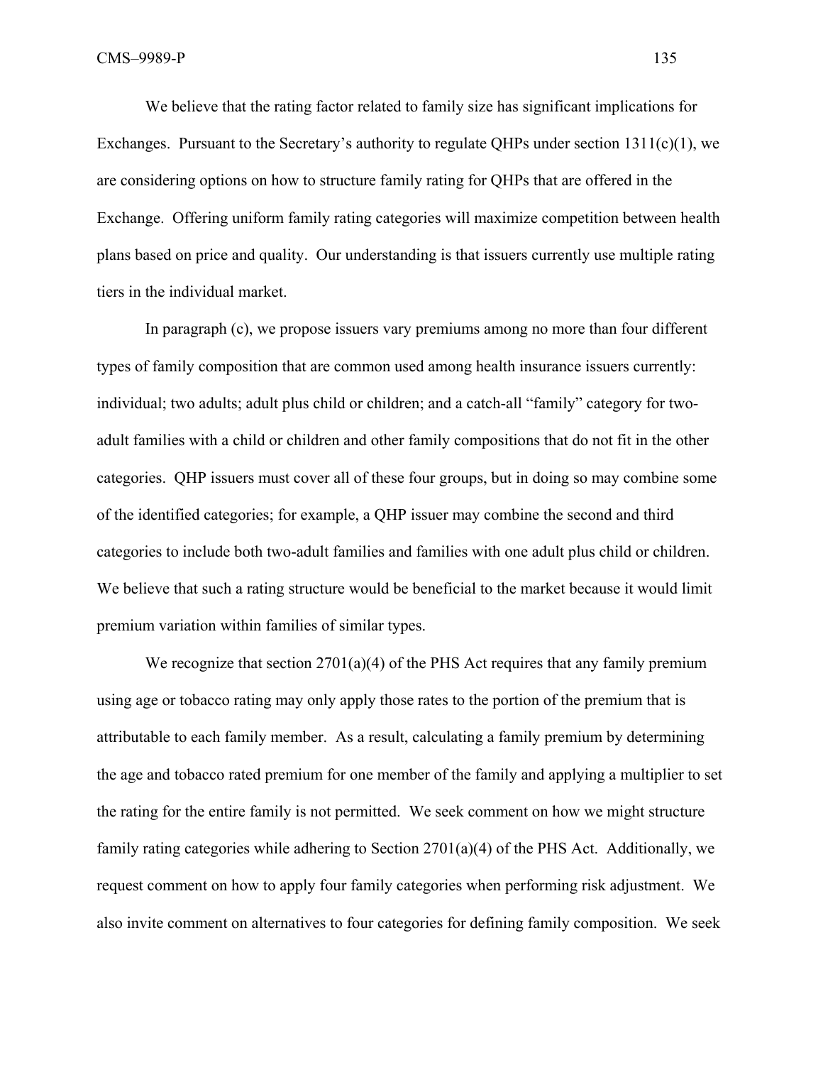We believe that the rating factor related to family size has significant implications for Exchanges. Pursuant to the Secretary's authority to regulate QHPs under section 1311(c)(1), we are considering options on how to structure family rating for QHPs that are offered in the Exchange. Offering uniform family rating categories will maximize competition between health plans based on price and quality. Our understanding is that issuers currently use multiple rating tiers in the individual market.

In paragraph (c), we propose issuers vary premiums among no more than four different types of family composition that are common used among health insurance issuers currently: individual; two adults; adult plus child or children; and a catch-all "family" category for two-adult families with a child or children and other family compositions that do not fit in the other categories. QHP issuers must cover all of these four groups, but in doing so may combine some of the identified categories; for example, a QHP issuer may combine the second and third categories to include both two-adult families and families with one adult plus child or children. We believe that such a rating structure would be beneficial to the market because it would limit premium variation within families of similar types.

We recognize that section 2701(a)(4) of the PHS Act requires that any family premium using age or tobacco rating may only apply those rates to the portion of the premium that is attributable to each family member. As a result, calculating a family premium by determining the age and tobacco rated premium for one member of the family and applying a multiplier to set the rating for the entire family is not permitted. We seek comment on how we might structure family rating categories while adhering to Section 2701(a)(4) of the PHS Act. Additionally, we request comment on how to apply four family categories when performing risk adjustment. We also invite comment on alternatives to four categories for defining family composition. We seek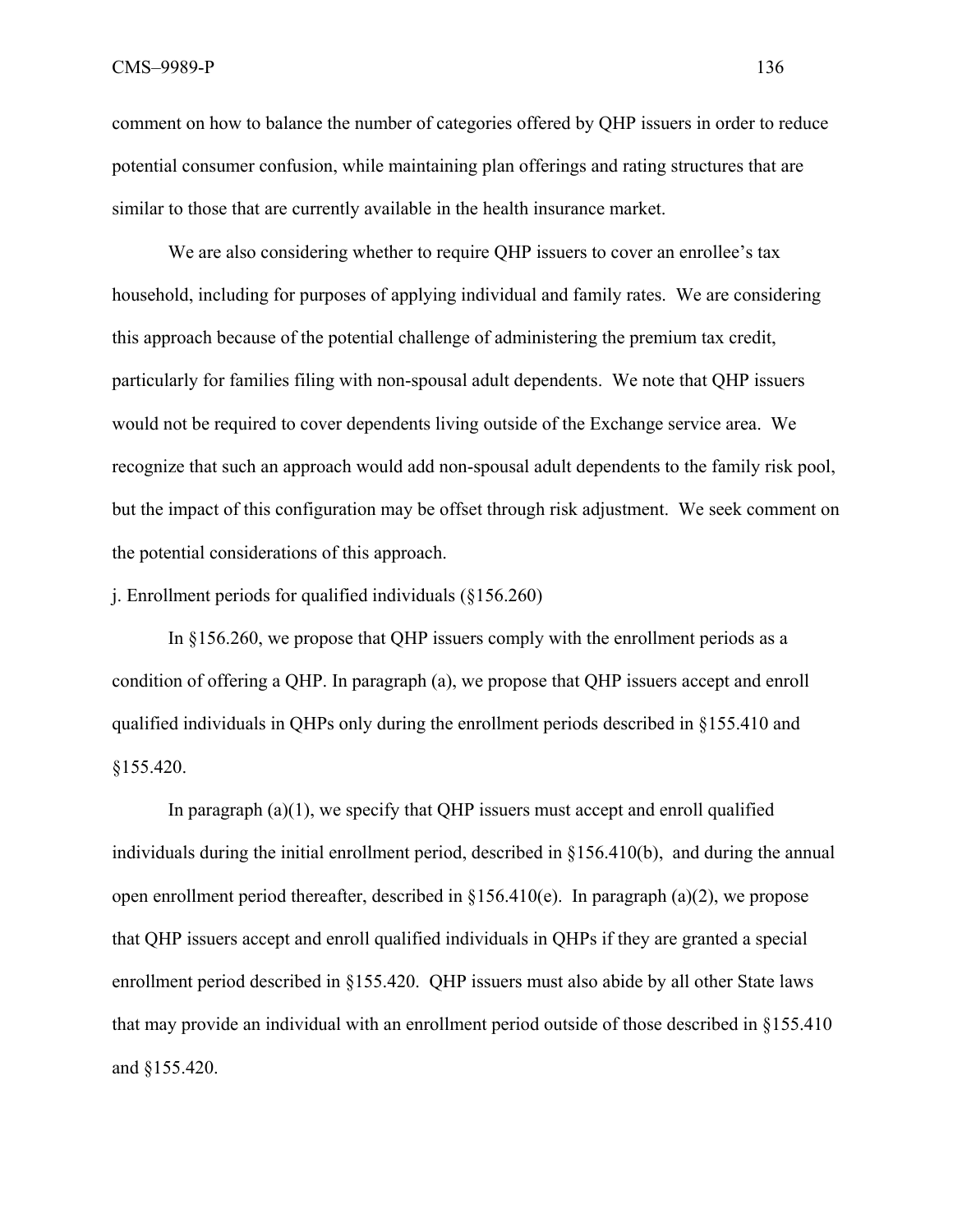comment on how to balance the number of categories offered by QHP issuers in order to reduce potential consumer confusion, while maintaining plan offerings and rating structures that are similar to those that are currently available in the health insurance market.

We are also considering whether to require QHP issuers to cover an enrollee's tax household, including for purposes of applying individual and family rates. We are considering this approach because of the potential challenge of administering the premium tax credit, particularly for families filing with non-spousal adult dependents. We note that QHP issuers would not be required to cover dependents living outside of the Exchange service area. We recognize that such an approach would add non-spousal adult dependents to the family risk pool, but the impact of this configuration may be offset through risk adjustment. We seek comment on the potential considerations of this approach.

j. Enrollment periods for qualified individuals (§156.260)

In §156.260, we propose that QHP issuers comply with the enrollment periods as a condition of offering a QHP. In paragraph (a), we propose that QHP issuers accept and enroll qualified individuals in QHPs only during the enrollment periods described in §155.410 and §155.420.

In paragraph (a)(1), we specify that QHP issuers must accept and enroll qualified individuals during the initial enrollment period, described in §156.410(b), and during the annual open enrollment period thereafter, described in §156.410(e). In paragraph (a)(2), we propose that QHP issuers accept and enroll qualified individuals in QHPs if they are granted a special enrollment period described in §155.420. QHP issuers must also abide by all other State laws that may provide an individual with an enrollment period outside of those described in §155.410 and §155.420.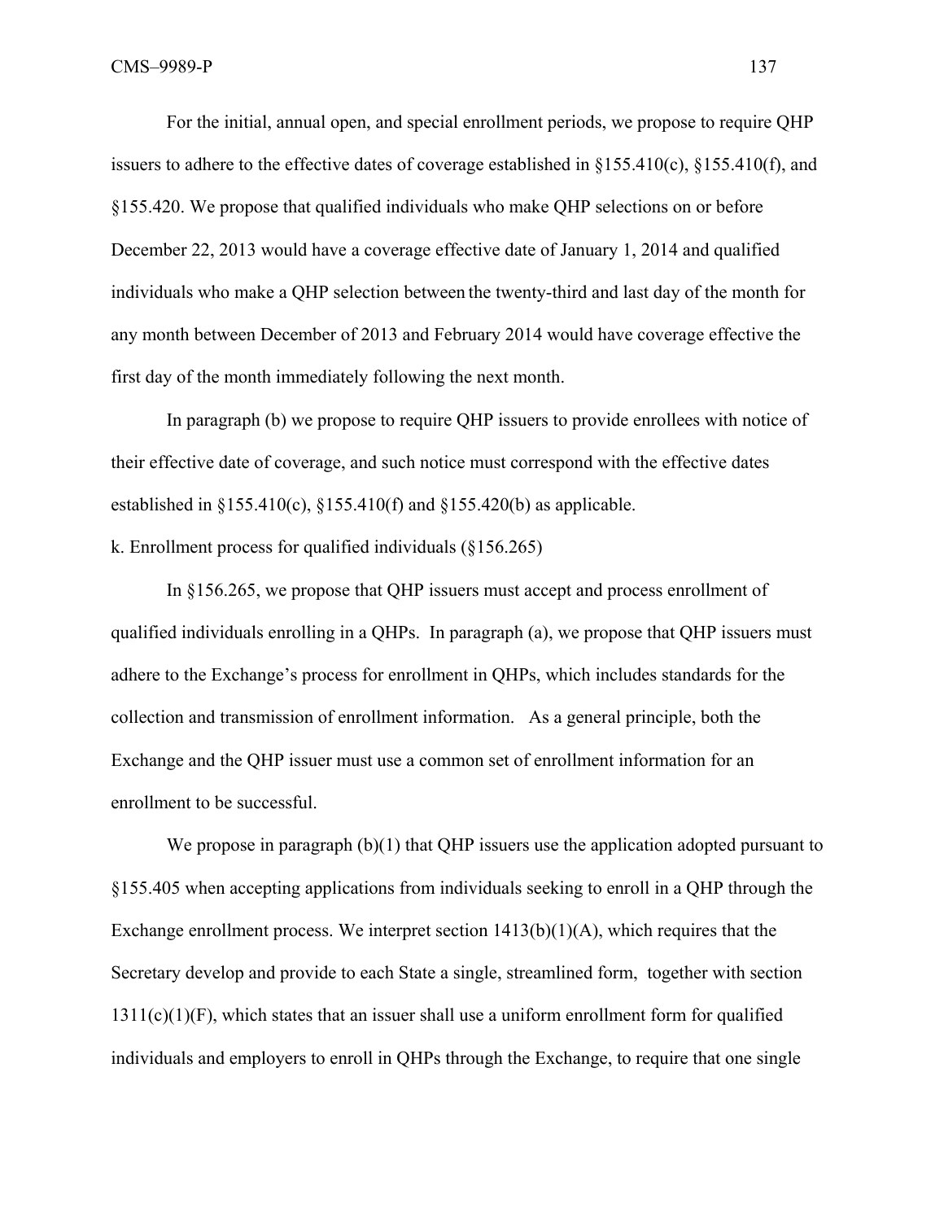For the initial, annual open, and special enrollment periods, we propose to require QHP issuers to adhere to the effective dates of coverage established in §155.410(c), §155.410(f), and §155.420. We propose that qualified individuals who make QHP selections on or before December 22, 2013 would have a coverage effective date of January 1, 2014 and qualified individuals who make a QHP selection between the twenty-third and last day of the month for any month between December of 2013 and February 2014 would have coverage effective the first day of the month immediately following the next month.

In paragraph (b) we propose to require QHP issuers to provide enrollees with notice of their effective date of coverage, and such notice must correspond with the effective dates established in §155.410(c), §155.410(f) and §155.420(b) as applicable.

k. Enrollment process for qualified individuals (§156.265)

In §156.265, we propose that QHP issuers must accept and process enrollment of qualified individuals enrolling in a QHPs. In paragraph (a), we propose that QHP issuers must adhere to the Exchange's process for enrollment in QHPs, which includes standards for the collection and transmission of enrollment information. As a general principle, both the Exchange and the QHP issuer must use a common set of enrollment information for an enrollment to be successful.

We propose in paragraph (b)(1) that QHP issuers use the application adopted pursuant to §155.405 when accepting applications from individuals seeking to enroll in a QHP through the Exchange enrollment process. We interpret section 1413(b)(1)(A), which requires that the Secretary develop and provide to each State a single, streamlined form, together with section 1311(c)(1)(F), which states that an issuer shall use a uniform enrollment form for qualified individuals and employers to enroll in QHPs through the Exchange, to require that one single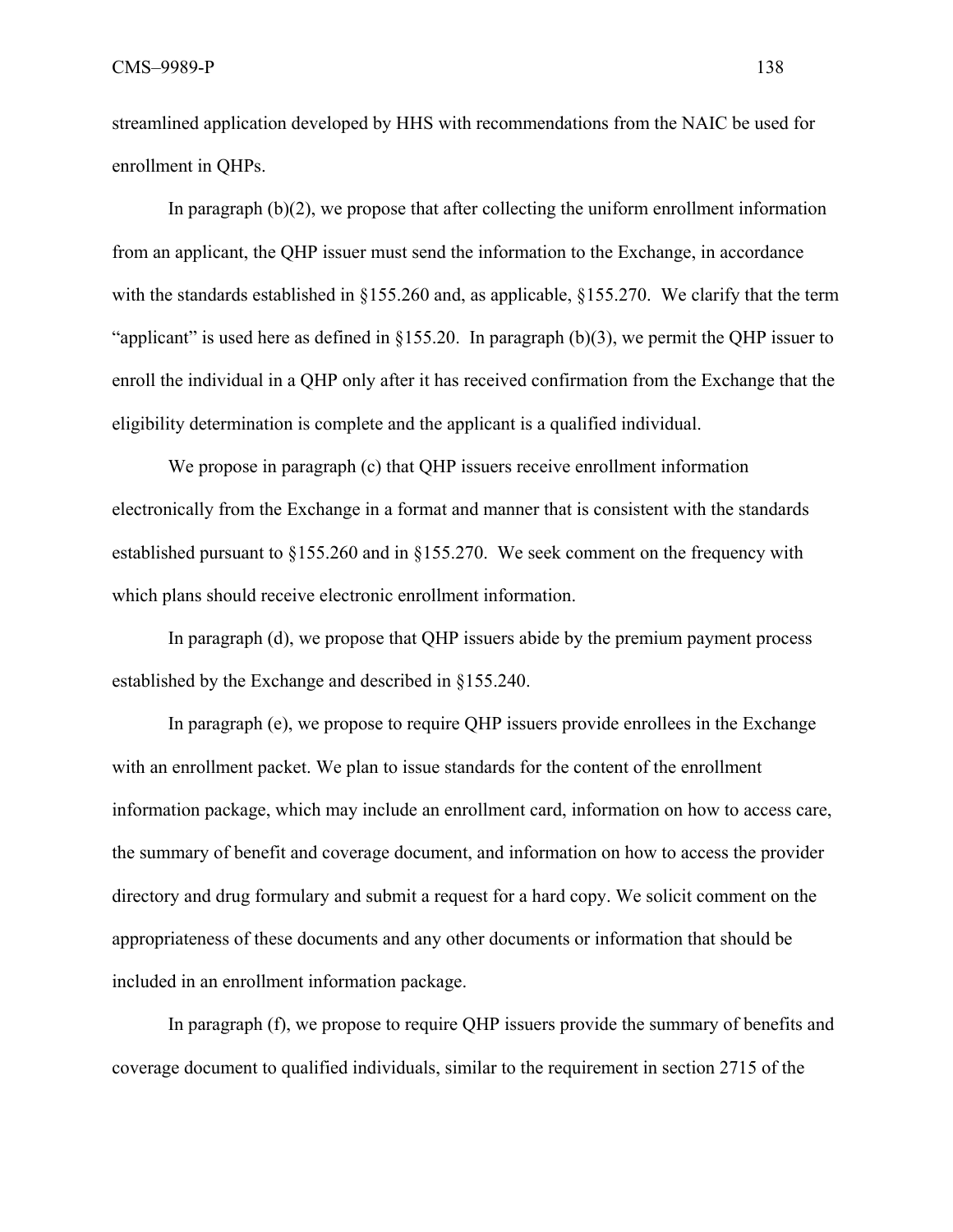streamlined application developed by HHS with recommendations from the NAIC be used for enrollment in QHPs.

In paragraph (b)(2), we propose that after collecting the uniform enrollment information from an applicant, the QHP issuer must send the information to the Exchange, in accordance with the standards established in §155.260 and, as applicable, §155.270. We clarify that the term "applicant" is used here as defined in §155.20. In paragraph (b)(3), we permit the QHP issuer to enroll the individual in a QHP only after it has received confirmation from the Exchange that the eligibility determination is complete and the applicant is a qualified individual.

We propose in paragraph (c) that QHP issuers receive enrollment information electronically from the Exchange in a format and manner that is consistent with the standards established pursuant to §155.260 and in §155.270. We seek comment on the frequency with which plans should receive electronic enrollment information.

In paragraph (d), we propose that QHP issuers abide by the premium payment process established by the Exchange and described in §155.240.

In paragraph (e), we propose to require QHP issuers provide enrollees in the Exchange with an enrollment packet. We plan to issue standards for the content of the enrollment information package, which may include an enrollment card, information on how to access care, the summary of benefit and coverage document, and information on how to access the provider directory and drug formulary and submit a request for a hard copy. We solicit comment on the appropriateness of these documents and any other documents or information that should be included in an enrollment information package.

In paragraph (f), we propose to require QHP issuers provide the summary of benefits and coverage document to qualified individuals, similar to the requirement in section 2715 of the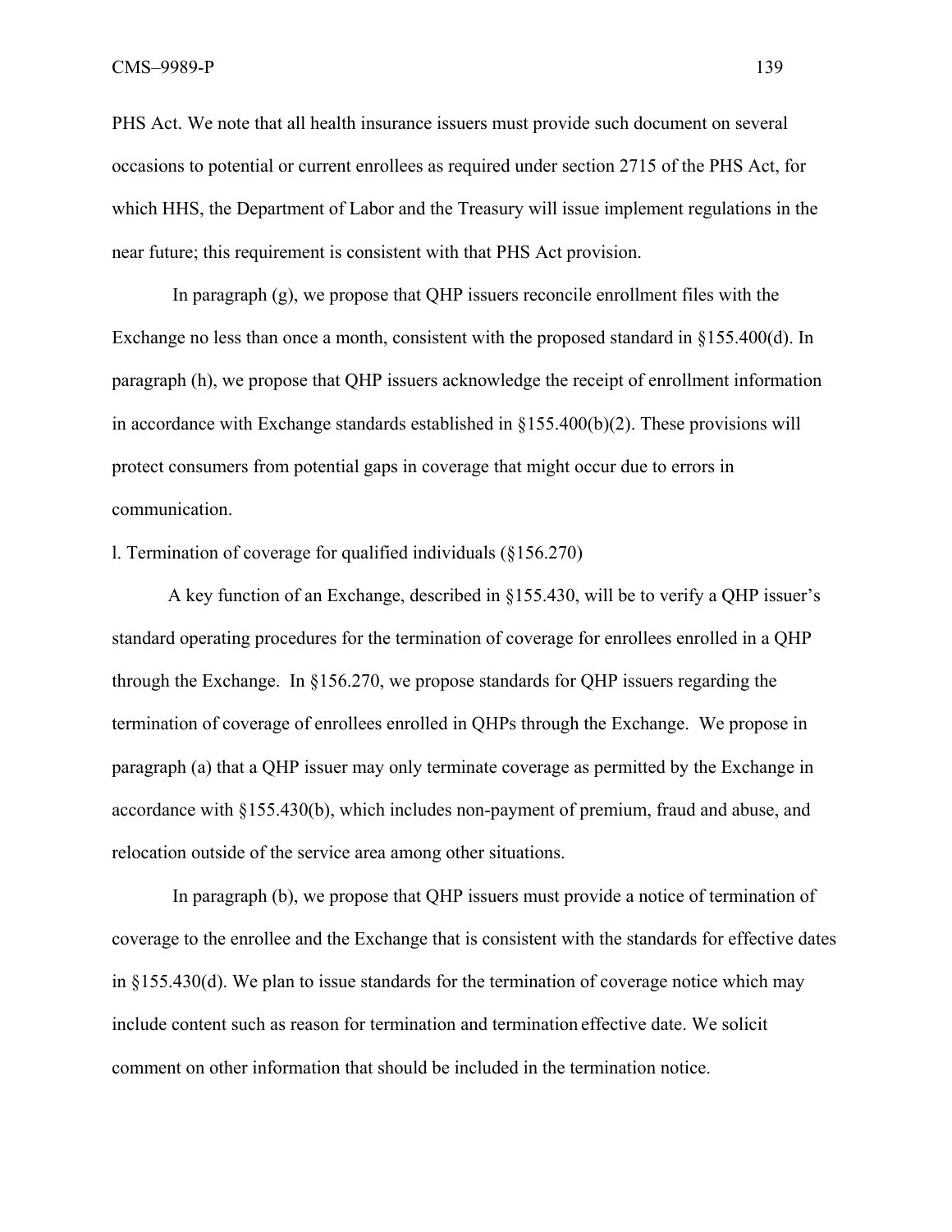PHS Act. We note that all health insurance issuers must provide such document on several occasions to potential or current enrollees as required under section 2715 of the PHS Act, for which HHS, the Department of Labor and the Treasury will issue implement regulations in the near future; this requirement is consistent with that PHS Act provision.

In paragraph (g), we propose that QHP issuers reconcile enrollment files with the Exchange no less than once a month, consistent with the proposed standard in §155.400(d). In paragraph (h), we propose that QHP issuers acknowledge the receipt of enrollment information in accordance with Exchange standards established in §155.400(b)(2). These provisions will protect consumers from potential gaps in coverage that might occur due to errors in communication.

l. Termination of coverage for qualified individuals (§156.270)

A key function of an Exchange, described in §155.430, will be to verify a QHP issuer's standard operating procedures for the termination of coverage for enrollees enrolled in a QHP through the Exchange. In §156.270, we propose standards for QHP issuers regarding the termination of coverage of enrollees enrolled in QHPs through the Exchange. We propose in paragraph (a) that a QHP issuer may only terminate coverage as permitted by the Exchange in accordance with §155.430(b), which includes non-payment of premium, fraud and abuse, and relocation outside of the service area among other situations.

In paragraph (b), we propose that QHP issuers must provide a notice of termination of coverage to the enrollee and the Exchange that is consistent with the standards for effective dates in §155.430(d). We plan to issue standards for the termination of coverage notice which may include content such as reason for termination and termination effective date. We solicit comment on other information that should be included in the termination notice.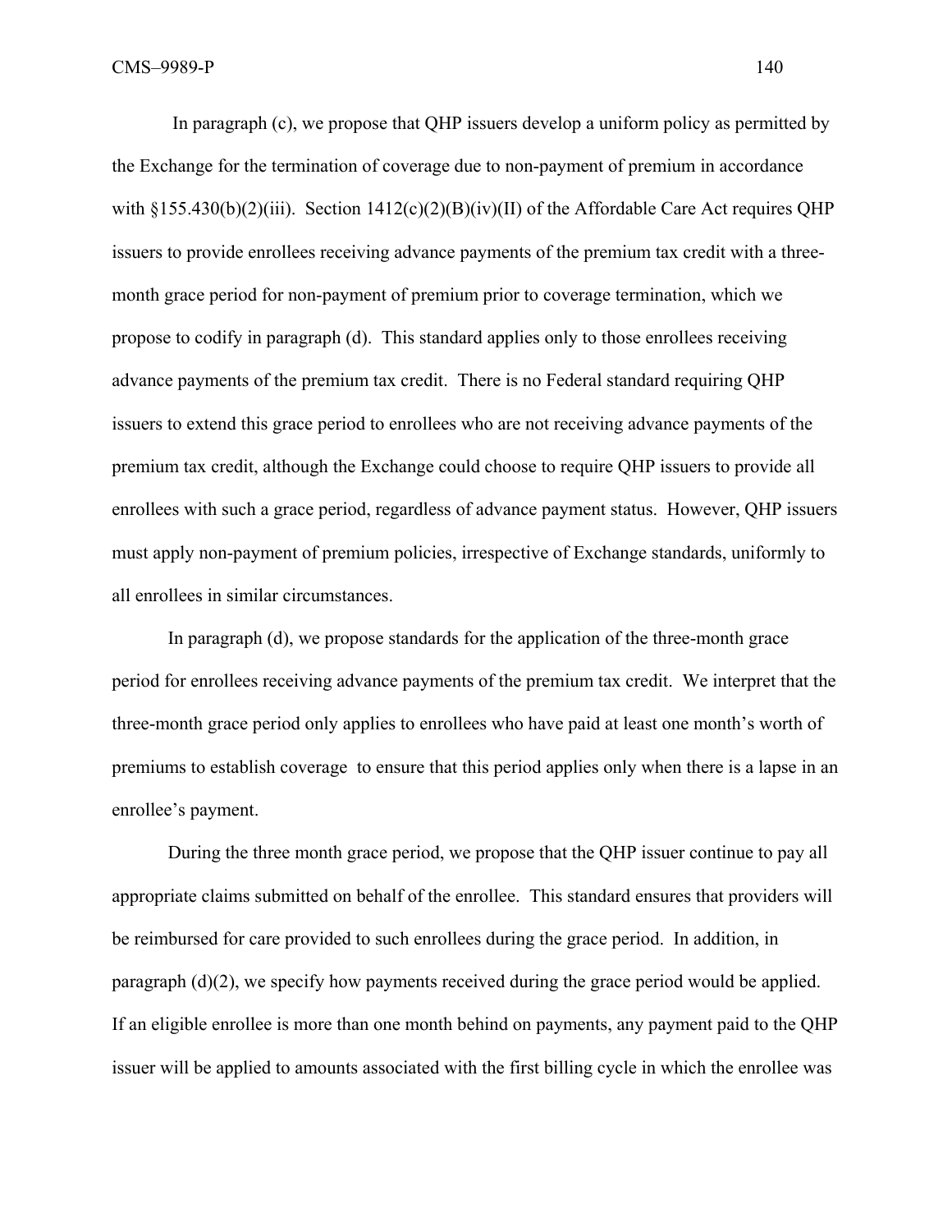In paragraph (c), we propose that QHP issuers develop a uniform policy as permitted by the Exchange for the termination of coverage due to non-payment of premium in accordance with §155.430(b)(2)(iii). Section 1412(c)(2)(B)(iv)(II) of the Affordable Care Act requires QHP issuers to provide enrollees receiving advance payments of the premium tax credit with a three-month grace period for non-payment of premium prior to coverage termination, which we propose to codify in paragraph (d). This standard applies only to those enrollees receiving advance payments of the premium tax credit. There is no Federal standard requiring QHP issuers to extend this grace period to enrollees who are not receiving advance payments of the premium tax credit, although the Exchange could choose to require QHP issuers to provide all enrollees with such a grace period, regardless of advance payment status. However, QHP issuers must apply non-payment of premium policies, irrespective of Exchange standards, uniformly to all enrollees in similar circumstances.

In paragraph (d), we propose standards for the application of the three-month grace period for enrollees receiving advance payments of the premium tax credit. We interpret that the three-month grace period only applies to enrollees who have paid at least one month's worth of premiums to establish coverage to ensure that this period applies only when there is a lapse in an enrollee's payment.

During the three month grace period, we propose that the QHP issuer continue to pay all appropriate claims submitted on behalf of the enrollee. This standard ensures that providers will be reimbursed for care provided to such enrollees during the grace period. In addition, in paragraph (d)(2), we specify how payments received during the grace period would be applied. If an eligible enrollee is more than one month behind on payments, any payment paid to the QHP issuer will be applied to amounts associated with the first billing cycle in which the enrollee was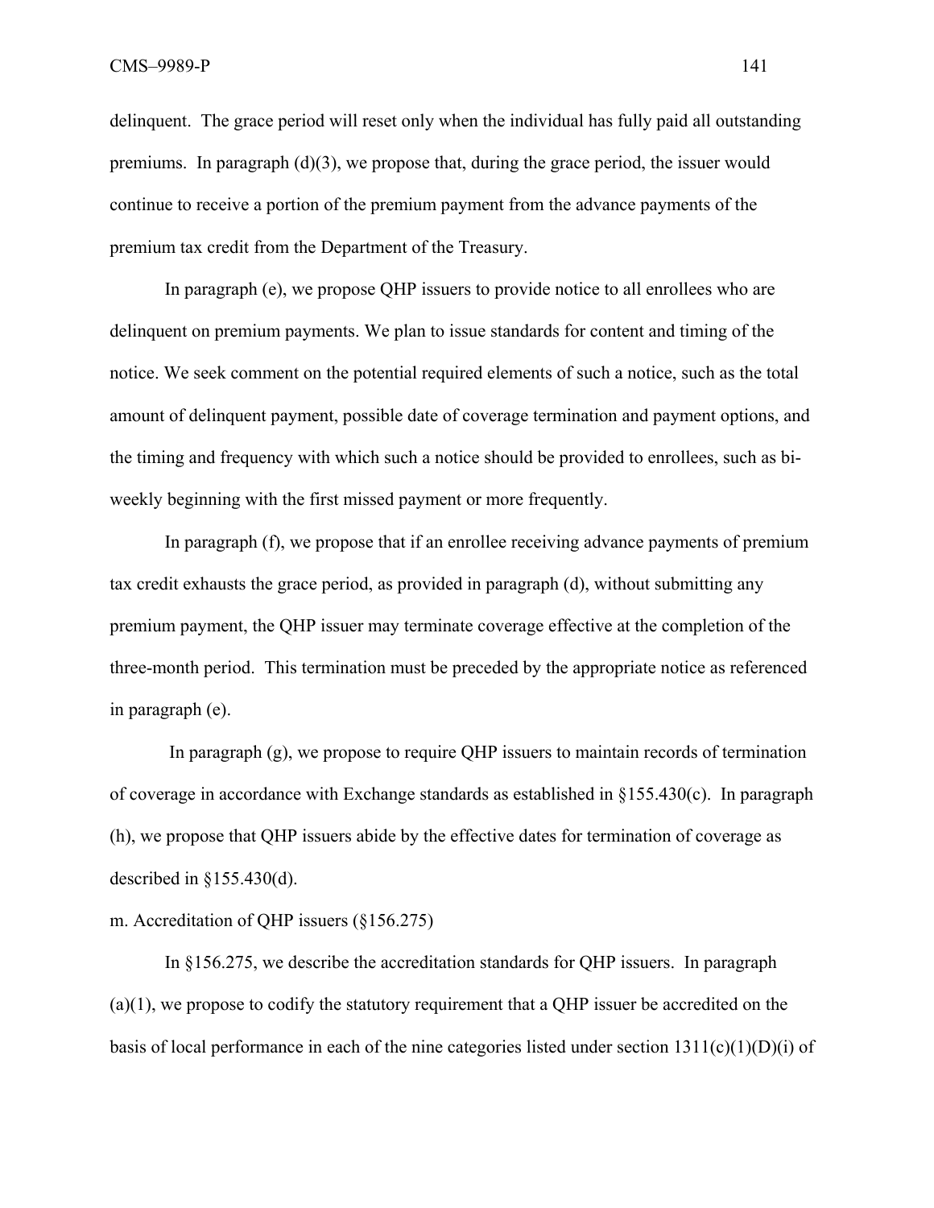delinquent. The grace period will reset only when the individual has fully paid all outstanding premiums. In paragraph (d)(3), we propose that, during the grace period, the issuer would continue to receive a portion of the premium payment from the advance payments of the premium tax credit from the Department of the Treasury.

In paragraph (e), we propose QHP issuers to provide notice to all enrollees who are delinquent on premium payments. We plan to issue standards for content and timing of the notice. We seek comment on the potential required elements of such a notice, such as the total amount of delinquent payment, possible date of coverage termination and payment options, and the timing and frequency with which such a notice should be provided to enrollees, such as bi-weekly beginning with the first missed payment or more frequently.

In paragraph (f), we propose that if an enrollee receiving advance payments of premium tax credit exhausts the grace period, as provided in paragraph (d), without submitting any premium payment, the QHP issuer may terminate coverage effective at the completion of the three-month period. This termination must be preceded by the appropriate notice as referenced in paragraph (e).

In paragraph (g), we propose to require QHP issuers to maintain records of termination of coverage in accordance with Exchange standards as established in §155.430(c). In paragraph (h), we propose that QHP issuers abide by the effective dates for termination of coverage as described in §155.430(d).

m. Accreditation of QHP issuers (§156.275)

In §156.275, we describe the accreditation standards for QHP issuers. In paragraph (a)(1), we propose to codify the statutory requirement that a QHP issuer be accredited on the basis of local performance in each of the nine categories listed under section 1311(c)(1)(D)(i) of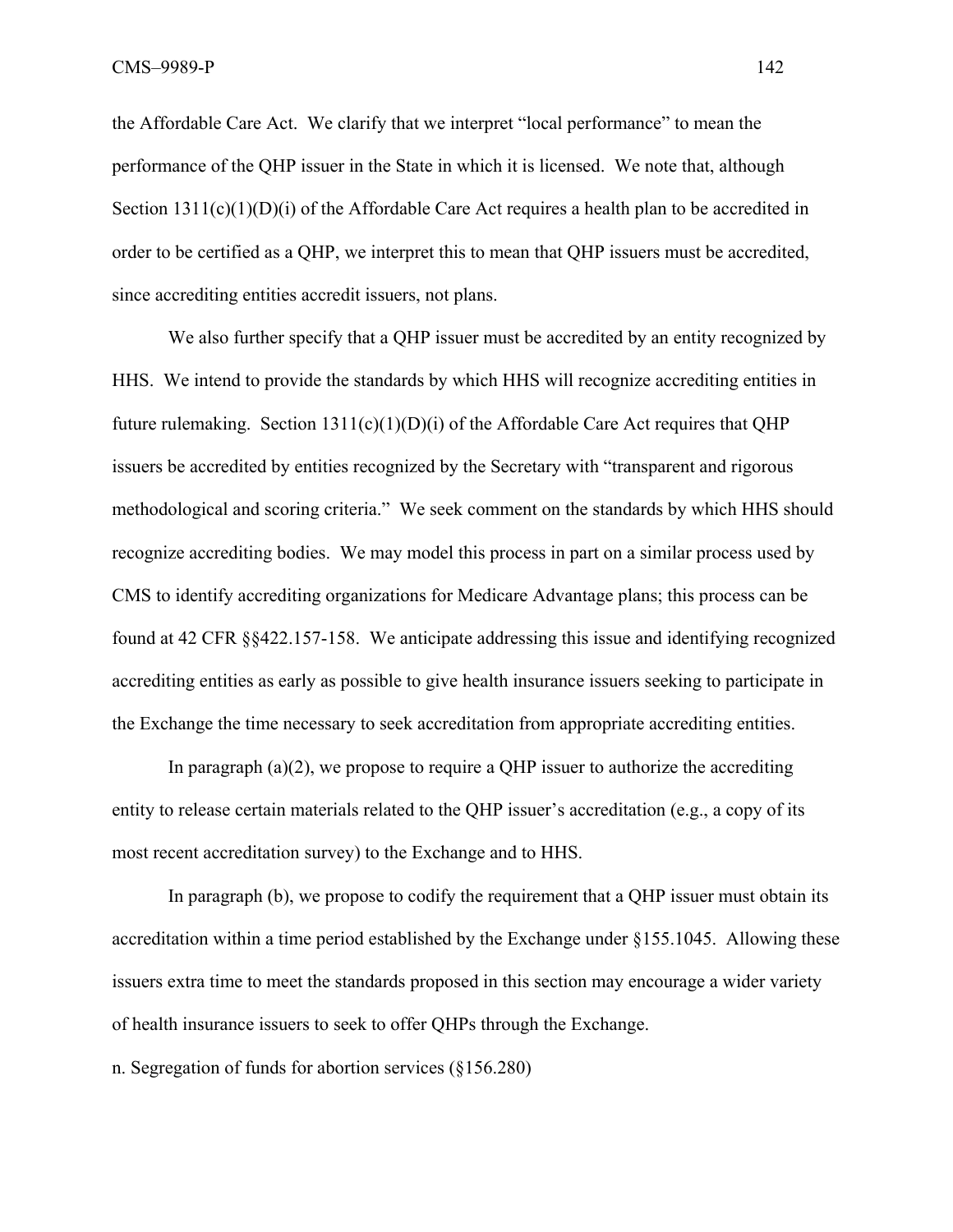the Affordable Care Act. We clarify that we interpret "local performance" to mean the performance of the QHP issuer in the State in which it is licensed. We note that, although Section 1311(c)(1)(D)(i) of the Affordable Care Act requires a health plan to be accredited in order to be certified as a QHP, we interpret this to mean that QHP issuers must be accredited, since accrediting entities accredit issuers, not plans.

We also further specify that a QHP issuer must be accredited by an entity recognized by HHS. We intend to provide the standards by which HHS will recognize accrediting entities in future rulemaking. Section 1311(c)(1)(D)(i) of the Affordable Care Act requires that QHP issuers be accredited by entities recognized by the Secretary with "transparent and rigorous methodological and scoring criteria." We seek comment on the standards by which HHS should recognize accrediting bodies. We may model this process in part on a similar process used by CMS to identify accrediting organizations for Medicare Advantage plans; this process can be found at 42 CFR §§422.157-158. We anticipate addressing this issue and identifying recognized accrediting entities as early as possible to give health insurance issuers seeking to participate in the Exchange the time necessary to seek accreditation from appropriate accrediting entities.

In paragraph (a)(2), we propose to require a QHP issuer to authorize the accrediting entity to release certain materials related to the QHP issuer's accreditation (e.g., a copy of its most recent accreditation survey) to the Exchange and to HHS.

In paragraph (b), we propose to codify the requirement that a QHP issuer must obtain its accreditation within a time period established by the Exchange under §155.1045. Allowing these issuers extra time to meet the standards proposed in this section may encourage a wider variety of health insurance issuers to seek to offer QHPs through the Exchange.

n. Segregation of funds for abortion services (§156.280)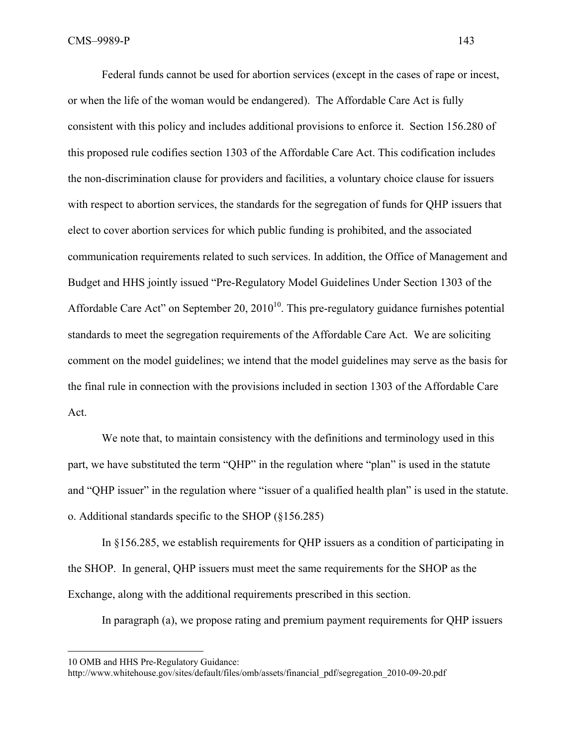Federal funds cannot be used for abortion services (except in the cases of rape or incest, or when the life of the woman would be endangered). The Affordable Care Act is fully consistent with this policy and includes additional provisions to enforce it. Section 156.280 of this proposed rule codifies section 1303 of the Affordable Care Act. This codification includes the non-discrimination clause for providers and facilities, a voluntary choice clause for issuers with respect to abortion services, the standards for the segregation of funds for QHP issuers that elect to cover abortion services for which public funding is prohibited, and the associated communication requirements related to such services. In addition, the Office of Management and Budget and HHS jointly issued "Pre-Regulatory Model Guidelines Under Section 1303 of the Affordable Care Act" on September 20, 2010[10]. This pre-regulatory guidance furnishes potential standards to meet the segregation requirements of the Affordable Care Act. We are soliciting comment on the model guidelines; we intend that the model guidelines may serve as the basis for the final rule in connection with the provisions included in section 1303 of the Affordable Care Act.

We note that, to maintain consistency with the definitions and terminology used in this part, we have substituted the term "QHP" in the regulation where "plan" is used in the statute and "QHP issuer" in the regulation where "issuer of a qualified health plan" is used in the statute.

o. Additional standards specific to the SHOP (§156.285)

In §156.285, we establish requirements for QHP issuers as a condition of participating in the SHOP. In general, QHP issuers must meet the same requirements for the SHOP as the Exchange, along with the additional requirements prescribed in this section.

In paragraph (a), we propose rating and premium payment requirements for QHP issuers

---

10 OMB and HHS Pre-Regulatory Guidance:
http://www.whitehouse.gov/sites/default/files/omb/assets/financial_pdf/segregation_2010-09-20.pdf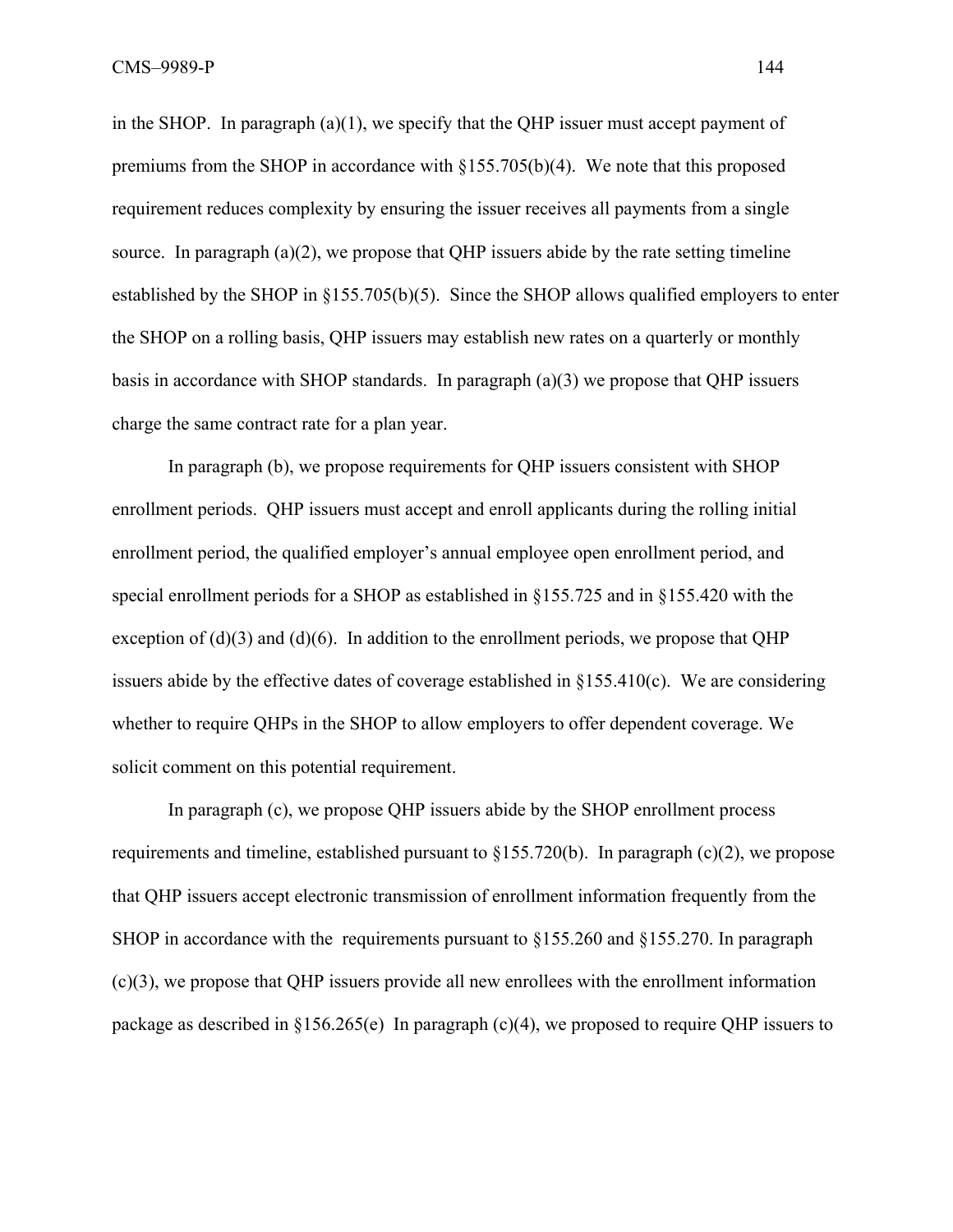in the SHOP. In paragraph (a)(1), we specify that the QHP issuer must accept payment of premiums from the SHOP in accordance with §155.705(b)(4). We note that this proposed requirement reduces complexity by ensuring the issuer receives all payments from a single source. In paragraph (a)(2), we propose that QHP issuers abide by the rate setting timeline established by the SHOP in §155.705(b)(5). Since the SHOP allows qualified employers to enter the SHOP on a rolling basis, QHP issuers may establish new rates on a quarterly or monthly basis in accordance with SHOP standards. In paragraph (a)(3) we propose that QHP issuers charge the same contract rate for a plan year.

In paragraph (b), we propose requirements for QHP issuers consistent with SHOP enrollment periods. QHP issuers must accept and enroll applicants during the rolling initial enrollment period, the qualified employer's annual employee open enrollment period, and special enrollment periods for a SHOP as established in §155.725 and in §155.420 with the exception of (d)(3) and (d)(6). In addition to the enrollment periods, we propose that QHP issuers abide by the effective dates of coverage established in §155.410(c). We are considering whether to require QHPs in the SHOP to allow employers to offer dependent coverage. We solicit comment on this potential requirement.

In paragraph (c), we propose QHP issuers abide by the SHOP enrollment process requirements and timeline, established pursuant to §155.720(b). In paragraph (c)(2), we propose that QHP issuers accept electronic transmission of enrollment information frequently from the SHOP in accordance with the requirements pursuant to §155.260 and §155.270. In paragraph (c)(3), we propose that QHP issuers provide all new enrollees with the enrollment information package as described in §156.265(e) In paragraph (c)(4), we proposed to require QHP issuers to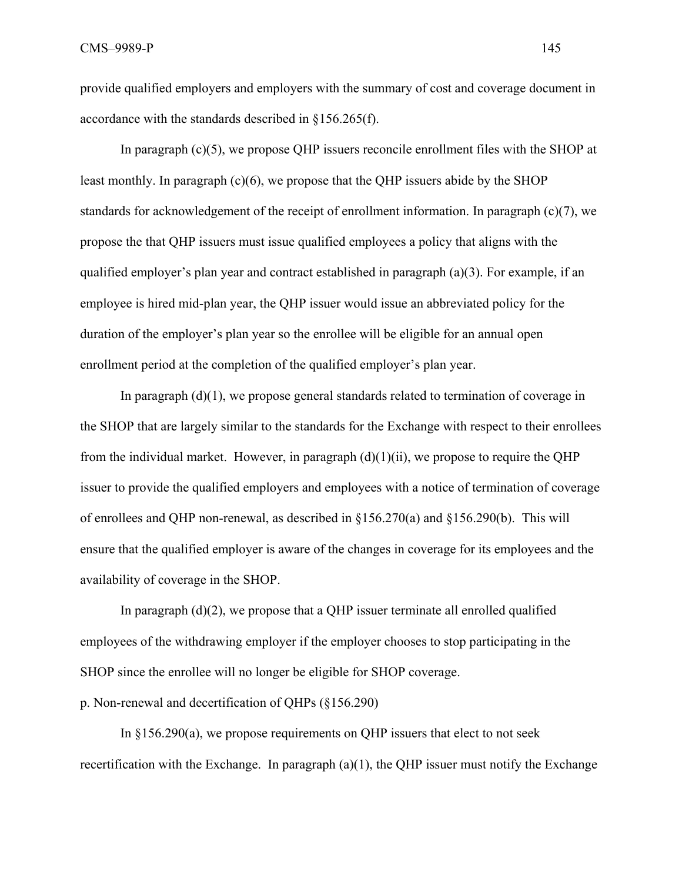provide qualified employers and employers with the summary of cost and coverage document in accordance with the standards described in §156.265(f).

In paragraph (c)(5), we propose QHP issuers reconcile enrollment files with the SHOP at least monthly. In paragraph (c)(6), we propose that the QHP issuers abide by the SHOP standards for acknowledgement of the receipt of enrollment information. In paragraph (c)(7), we propose the that QHP issuers must issue qualified employees a policy that aligns with the qualified employer's plan year and contract established in paragraph (a)(3). For example, if an employee is hired mid-plan year, the QHP issuer would issue an abbreviated policy for the duration of the employer's plan year so the enrollee will be eligible for an annual open enrollment period at the completion of the qualified employer's plan year.

In paragraph (d)(1), we propose general standards related to termination of coverage in the SHOP that are largely similar to the standards for the Exchange with respect to their enrollees from the individual market. However, in paragraph (d)(1)(ii), we propose to require the QHP issuer to provide the qualified employers and employees with a notice of termination of coverage of enrollees and QHP non-renewal, as described in §156.270(a) and §156.290(b). This will ensure that the qualified employer is aware of the changes in coverage for its employees and the availability of coverage in the SHOP.

In paragraph (d)(2), we propose that a QHP issuer terminate all enrolled qualified employees of the withdrawing employer if the employer chooses to stop participating in the SHOP since the enrollee will no longer be eligible for SHOP coverage.

p. Non-renewal and decertification of QHPs (§156.290)

In §156.290(a), we propose requirements on QHP issuers that elect to not seek recertification with the Exchange. In paragraph (a)(1), the QHP issuer must notify the Exchange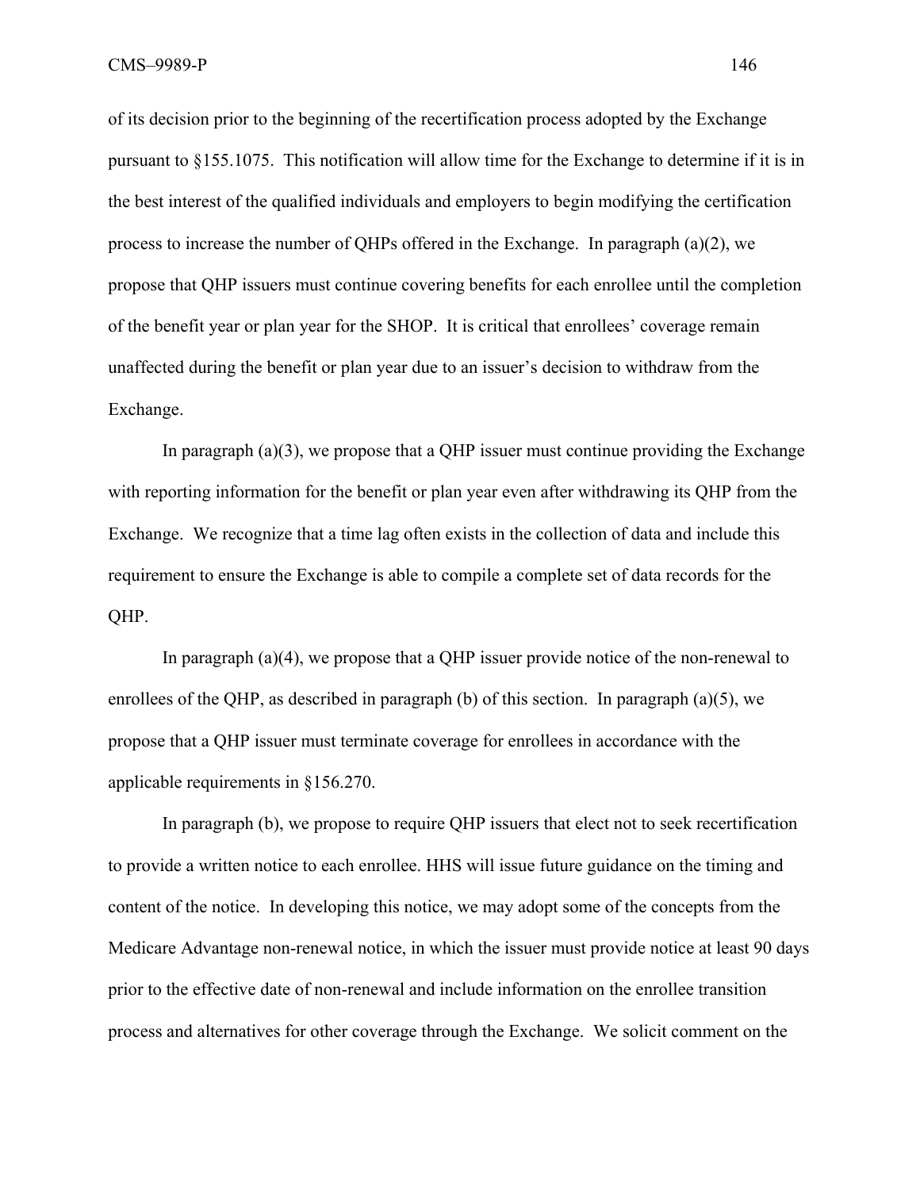of its decision prior to the beginning of the recertification process adopted by the Exchange pursuant to §155.1075. This notification will allow time for the Exchange to determine if it is in the best interest of the qualified individuals and employers to begin modifying the certification process to increase the number of QHPs offered in the Exchange. In paragraph (a)(2), we propose that QHP issuers must continue covering benefits for each enrollee until the completion of the benefit year or plan year for the SHOP. It is critical that enrollees' coverage remain unaffected during the benefit or plan year due to an issuer's decision to withdraw from the Exchange.

In paragraph (a)(3), we propose that a QHP issuer must continue providing the Exchange with reporting information for the benefit or plan year even after withdrawing its QHP from the Exchange. We recognize that a time lag often exists in the collection of data and include this requirement to ensure the Exchange is able to compile a complete set of data records for the QHP.

In paragraph (a)(4), we propose that a QHP issuer provide notice of the non-renewal to enrollees of the QHP, as described in paragraph (b) of this section. In paragraph (a)(5), we propose that a QHP issuer must terminate coverage for enrollees in accordance with the applicable requirements in §156.270.

In paragraph (b), we propose to require QHP issuers that elect not to seek recertification to provide a written notice to each enrollee. HHS will issue future guidance on the timing and content of the notice. In developing this notice, we may adopt some of the concepts from the Medicare Advantage non-renewal notice, in which the issuer must provide notice at least 90 days prior to the effective date of non-renewal and include information on the enrollee transition process and alternatives for other coverage through the Exchange. We solicit comment on the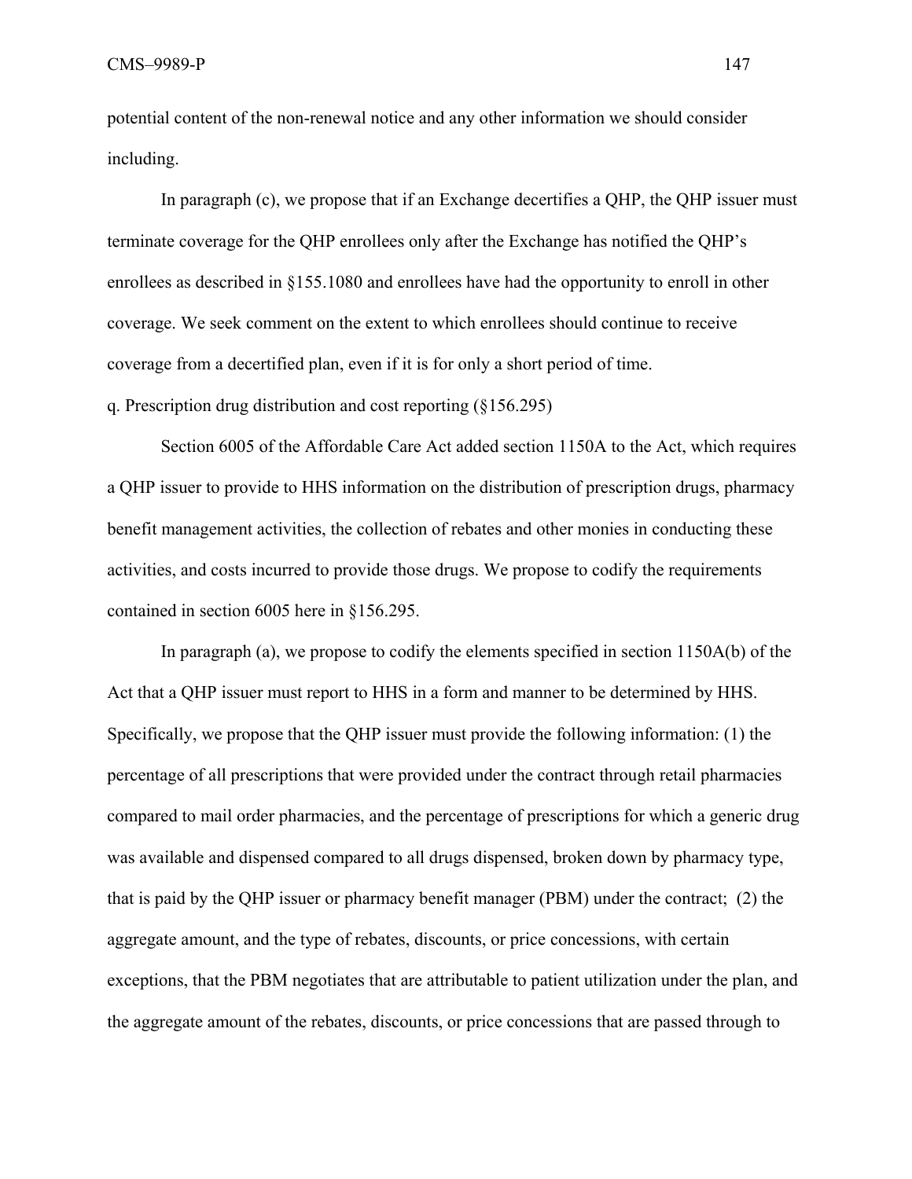potential content of the non-renewal notice and any other information we should consider including.

In paragraph (c), we propose that if an Exchange decertifies a QHP, the QHP issuer must terminate coverage for the QHP enrollees only after the Exchange has notified the QHP's enrollees as described in §155.1080 and enrollees have had the opportunity to enroll in other coverage. We seek comment on the extent to which enrollees should continue to receive coverage from a decertified plan, even if it is for only a short period of time.

q. Prescription drug distribution and cost reporting (§156.295)

Section 6005 of the Affordable Care Act added section 1150A to the Act, which requires a QHP issuer to provide to HHS information on the distribution of prescription drugs, pharmacy benefit management activities, the collection of rebates and other monies in conducting these activities, and costs incurred to provide those drugs. We propose to codify the requirements contained in section 6005 here in §156.295.

In paragraph (a), we propose to codify the elements specified in section 1150A(b) of the Act that a QHP issuer must report to HHS in a form and manner to be determined by HHS. Specifically, we propose that the QHP issuer must provide the following information: (1) the percentage of all prescriptions that were provided under the contract through retail pharmacies compared to mail order pharmacies, and the percentage of prescriptions for which a generic drug was available and dispensed compared to all drugs dispensed, broken down by pharmacy type, that is paid by the QHP issuer or pharmacy benefit manager (PBM) under the contract; (2) the aggregate amount, and the type of rebates, discounts, or price concessions, with certain exceptions, that the PBM negotiates that are attributable to patient utilization under the plan, and the aggregate amount of the rebates, discounts, or price concessions that are passed through to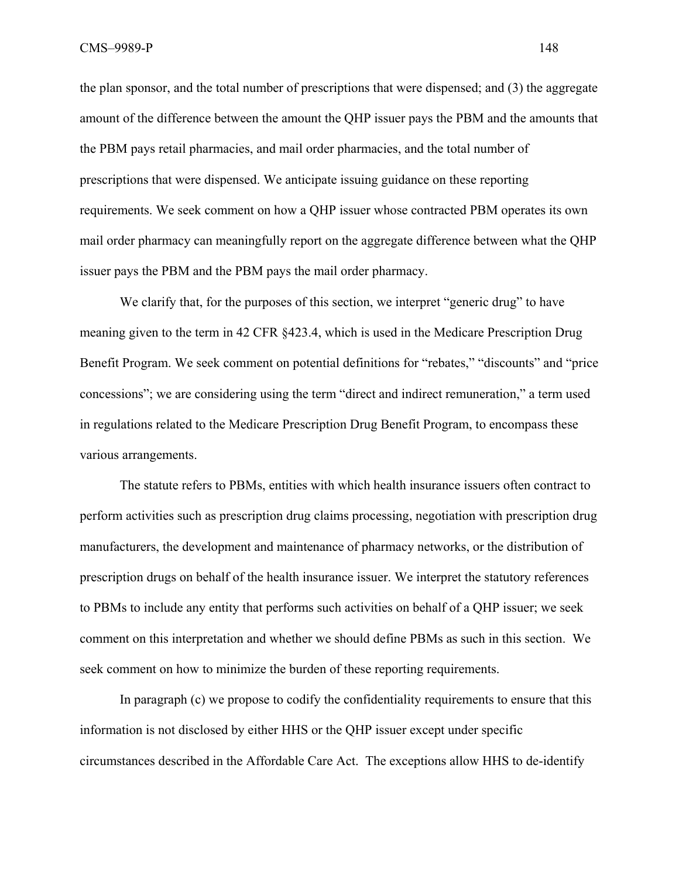the plan sponsor, and the total number of prescriptions that were dispensed; and (3) the aggregate amount of the difference between the amount the QHP issuer pays the PBM and the amounts that the PBM pays retail pharmacies, and mail order pharmacies, and the total number of prescriptions that were dispensed. We anticipate issuing guidance on these reporting requirements. We seek comment on how a QHP issuer whose contracted PBM operates its own mail order pharmacy can meaningfully report on the aggregate difference between what the QHP issuer pays the PBM and the PBM pays the mail order pharmacy.

We clarify that, for the purposes of this section, we interpret "generic drug" to have meaning given to the term in 42 CFR §423.4, which is used in the Medicare Prescription Drug Benefit Program. We seek comment on potential definitions for "rebates," "discounts" and "price concessions"; we are considering using the term "direct and indirect remuneration," a term used in regulations related to the Medicare Prescription Drug Benefit Program, to encompass these various arrangements.

The statute refers to PBMs, entities with which health insurance issuers often contract to perform activities such as prescription drug claims processing, negotiation with prescription drug manufacturers, the development and maintenance of pharmacy networks, or the distribution of prescription drugs on behalf of the health insurance issuer. We interpret the statutory references to PBMs to include any entity that performs such activities on behalf of a QHP issuer; we seek comment on this interpretation and whether we should define PBMs as such in this section. We seek comment on how to minimize the burden of these reporting requirements.

In paragraph (c) we propose to codify the confidentiality requirements to ensure that this information is not disclosed by either HHS or the QHP issuer except under specific circumstances described in the Affordable Care Act. The exceptions allow HHS to de-identify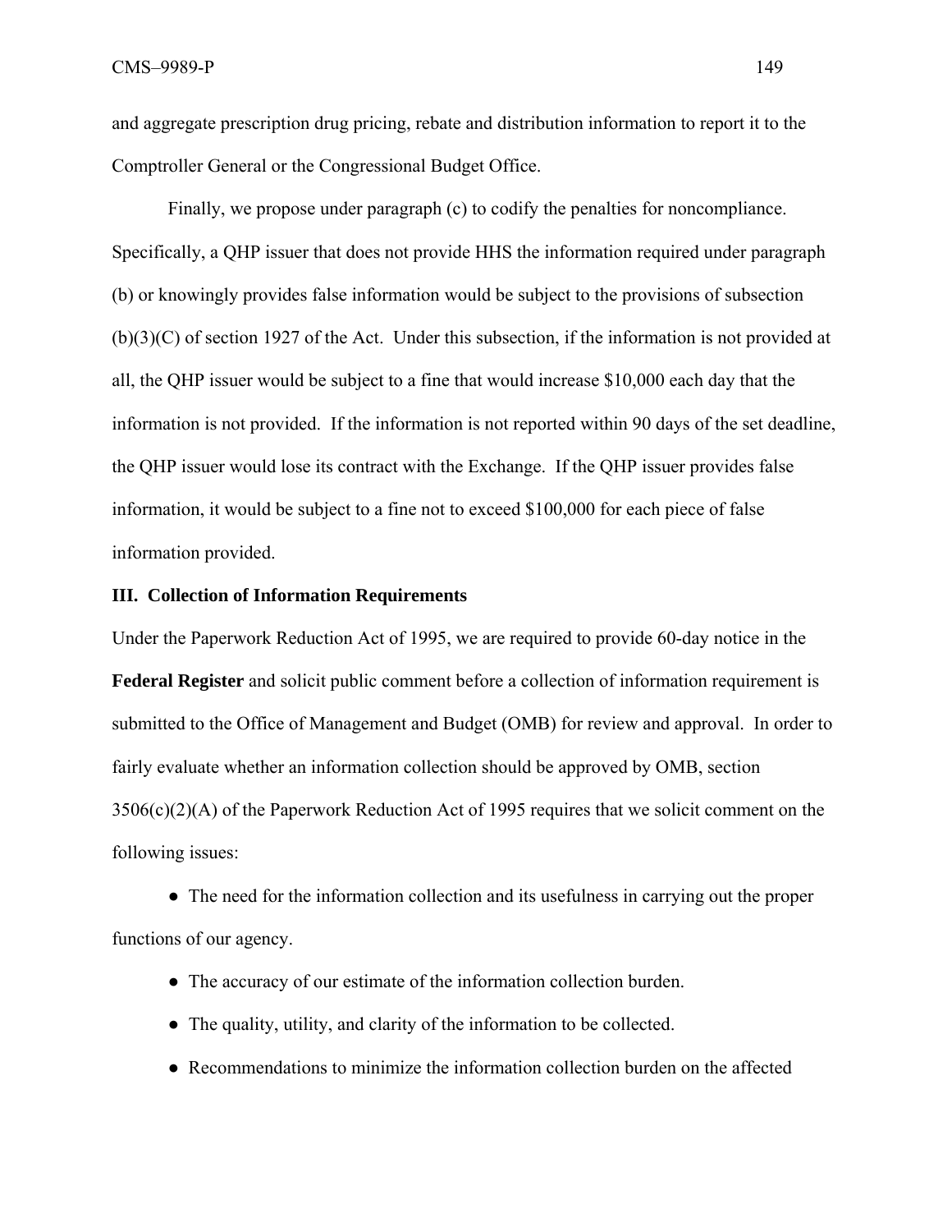and aggregate prescription drug pricing, rebate and distribution information to report it to the Comptroller General or the Congressional Budget Office.

Finally, we propose under paragraph (c) to codify the penalties for noncompliance. Specifically, a QHP issuer that does not provide HHS the information required under paragraph (b) or knowingly provides false information would be subject to the provisions of subsection (b)(3)(C) of section 1927 of the Act. Under this subsection, if the information is not provided at all, the QHP issuer would be subject to a fine that would increase $10,000 each day that the information is not provided. If the information is not reported within 90 days of the set deadline, the QHP issuer would lose its contract with the Exchange. If the QHP issuer provides false information, it would be subject to a fine not to exceed $100,000 for each piece of false information provided.

## III. Collection of Information Requirements

Under the Paperwork Reduction Act of 1995, we are required to provide 60-day notice in the **Federal Register** and solicit public comment before a collection of information requirement is submitted to the Office of Management and Budget (OMB) for review and approval. In order to fairly evaluate whether an information collection should be approved by OMB, section 3506(c)(2)(A) of the Paperwork Reduction Act of 1995 requires that we solicit comment on the following issues:

- The need for the information collection and its usefulness in carrying out the proper functions of our agency.
- The accuracy of our estimate of the information collection burden.
- The quality, utility, and clarity of the information to be collected.
- Recommendations to minimize the information collection burden on the affected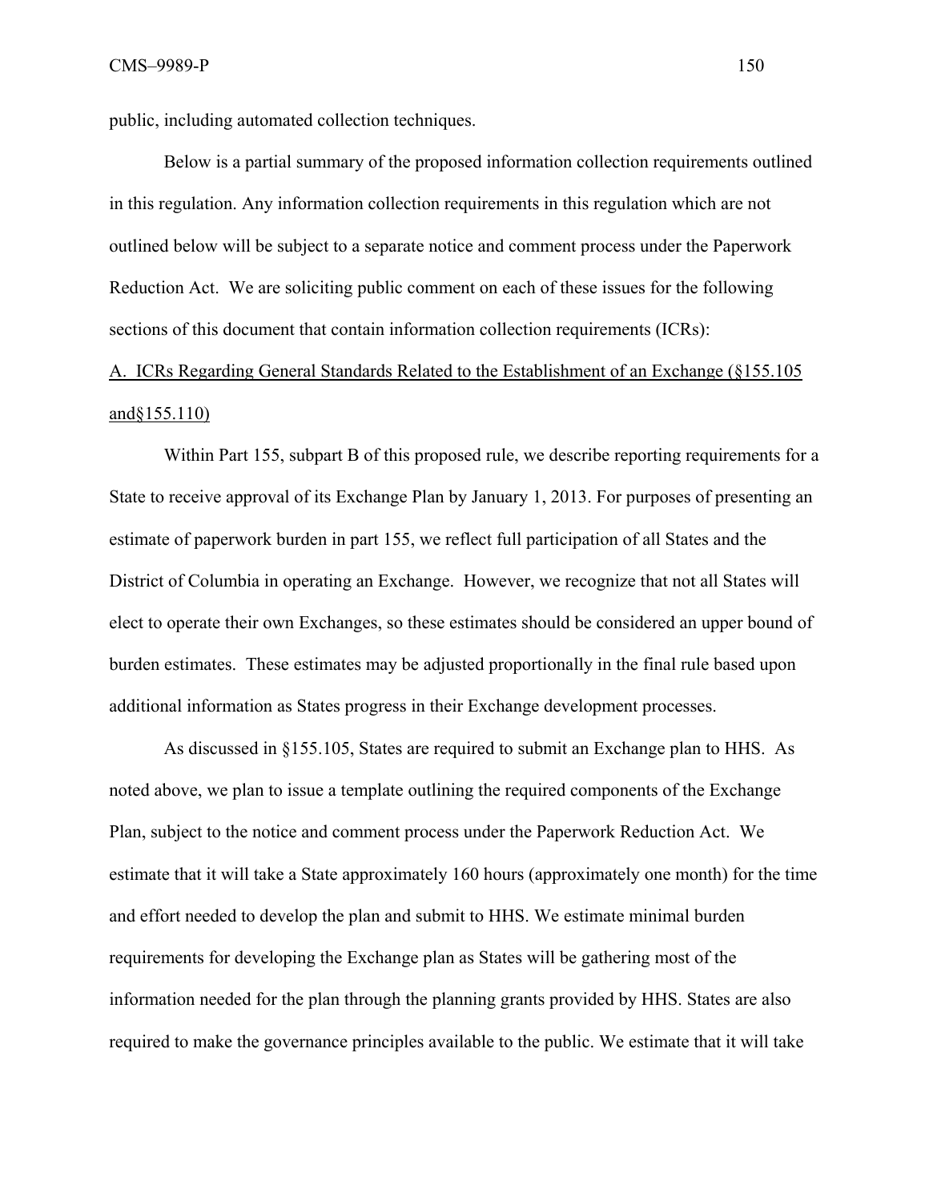public, including automated collection techniques.

Below is a partial summary of the proposed information collection requirements outlined in this regulation. Any information collection requirements in this regulation which are not outlined below will be subject to a separate notice and comment process under the Paperwork Reduction Act. We are soliciting public comment on each of these issues for the following sections of this document that contain information collection requirements (ICRs):

A. ICRs Regarding General Standards Related to the Establishment of an Exchange (§155.105 and§155.110)

Within Part 155, subpart B of this proposed rule, we describe reporting requirements for a State to receive approval of its Exchange Plan by January 1, 2013. For purposes of presenting an estimate of paperwork burden in part 155, we reflect full participation of all States and the District of Columbia in operating an Exchange. However, we recognize that not all States will elect to operate their own Exchanges, so these estimates should be considered an upper bound of burden estimates. These estimates may be adjusted proportionally in the final rule based upon additional information as States progress in their Exchange development processes.

As discussed in §155.105, States are required to submit an Exchange plan to HHS. As noted above, we plan to issue a template outlining the required components of the Exchange Plan, subject to the notice and comment process under the Paperwork Reduction Act. We estimate that it will take a State approximately 160 hours (approximately one month) for the time and effort needed to develop the plan and submit to HHS. We estimate minimal burden requirements for developing the Exchange plan as States will be gathering most of the information needed for the plan through the planning grants provided by HHS. States are also required to make the governance principles available to the public. We estimate that it will take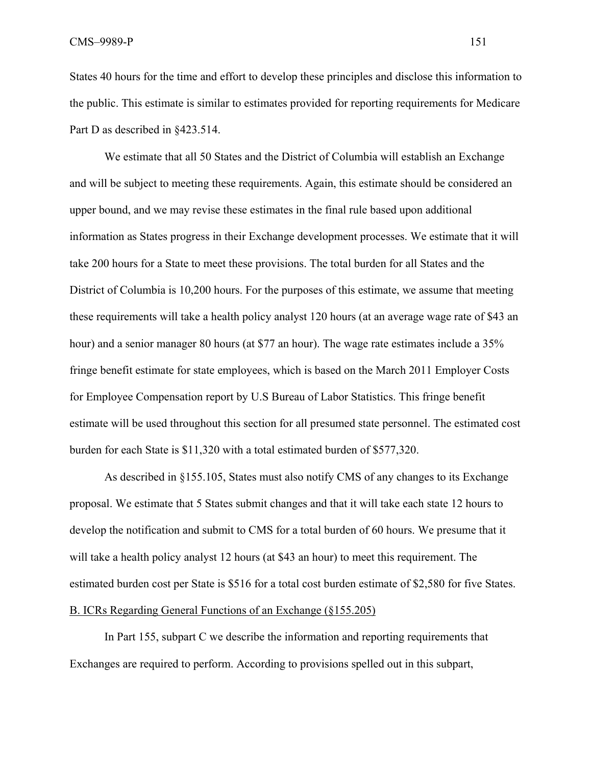States 40 hours for the time and effort to develop these principles and disclose this information to the public. This estimate is similar to estimates provided for reporting requirements for Medicare Part D as described in §423.514.

We estimate that all 50 States and the District of Columbia will establish an Exchange and will be subject to meeting these requirements. Again, this estimate should be considered an upper bound, and we may revise these estimates in the final rule based upon additional information as States progress in their Exchange development processes. We estimate that it will take 200 hours for a State to meet these provisions. The total burden for all States and the District of Columbia is 10,200 hours. For the purposes of this estimate, we assume that meeting these requirements will take a health policy analyst 120 hours (at an average wage rate of $43 an hour) and a senior manager 80 hours (at $77 an hour). The wage rate estimates include a 35% fringe benefit estimate for state employees, which is based on the March 2011 Employer Costs for Employee Compensation report by U.S Bureau of Labor Statistics. This fringe benefit estimate will be used throughout this section for all presumed state personnel. The estimated cost burden for each State is $11,320 with a total estimated burden of $577,320.

As described in §155.105, States must also notify CMS of any changes to its Exchange proposal. We estimate that 5 States submit changes and that it will take each state 12 hours to develop the notification and submit to CMS for a total burden of 60 hours. We presume that it will take a health policy analyst 12 hours (at $43 an hour) to meet this requirement. The estimated burden cost per State is $516 for a total cost burden estimate of $2,580 for five States.

B. ICRs Regarding General Functions of an Exchange (§155.205)

In Part 155, subpart C we describe the information and reporting requirements that Exchanges are required to perform. According to provisions spelled out in this subpart,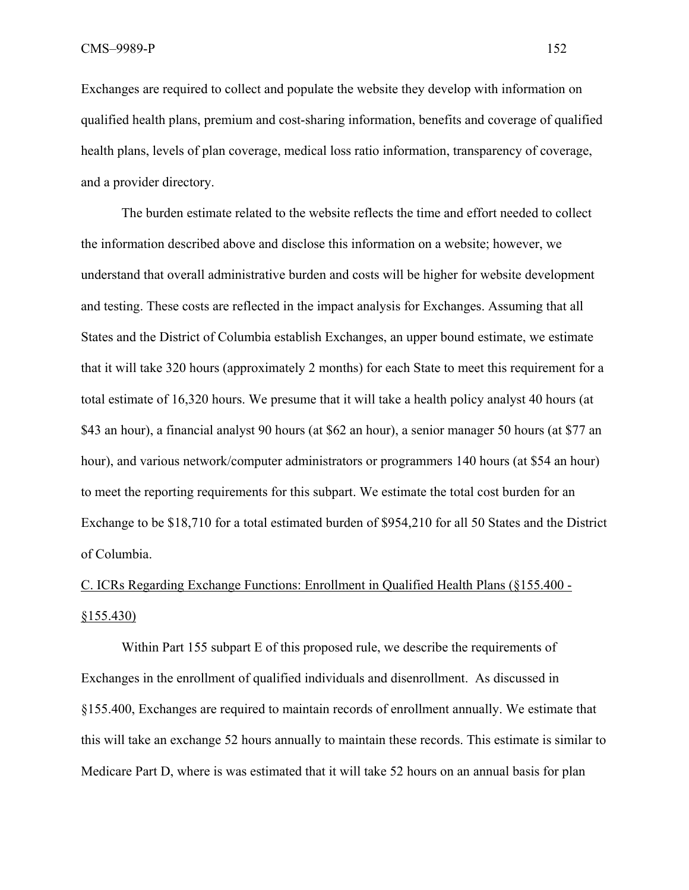Exchanges are required to collect and populate the website they develop with information on qualified health plans, premium and cost-sharing information, benefits and coverage of qualified health plans, levels of plan coverage, medical loss ratio information, transparency of coverage, and a provider directory.

The burden estimate related to the website reflects the time and effort needed to collect the information described above and disclose this information on a website; however, we understand that overall administrative burden and costs will be higher for website development and testing. These costs are reflected in the impact analysis for Exchanges. Assuming that all States and the District of Columbia establish Exchanges, an upper bound estimate, we estimate that it will take 320 hours (approximately 2 months) for each State to meet this requirement for a total estimate of 16,320 hours. We presume that it will take a health policy analyst 40 hours (at $43 an hour), a financial analyst 90 hours (at $62 an hour), a senior manager 50 hours (at $77 an hour), and various network/computer administrators or programmers 140 hours (at $54 an hour) to meet the reporting requirements for this subpart. We estimate the total cost burden for an Exchange to be $18,710 for a total estimated burden of $954,210 for all 50 States and the District of Columbia.

<u>C. ICRs Regarding Exchange Functions: Enrollment in Qualified Health Plans (§155.400 - §155.430)</u>

Within Part 155 subpart E of this proposed rule, we describe the requirements of Exchanges in the enrollment of qualified individuals and disenrollment. As discussed in §155.400, Exchanges are required to maintain records of enrollment annually. We estimate that this will take an exchange 52 hours annually to maintain these records. This estimate is similar to Medicare Part D, where is was estimated that it will take 52 hours on an annual basis for plan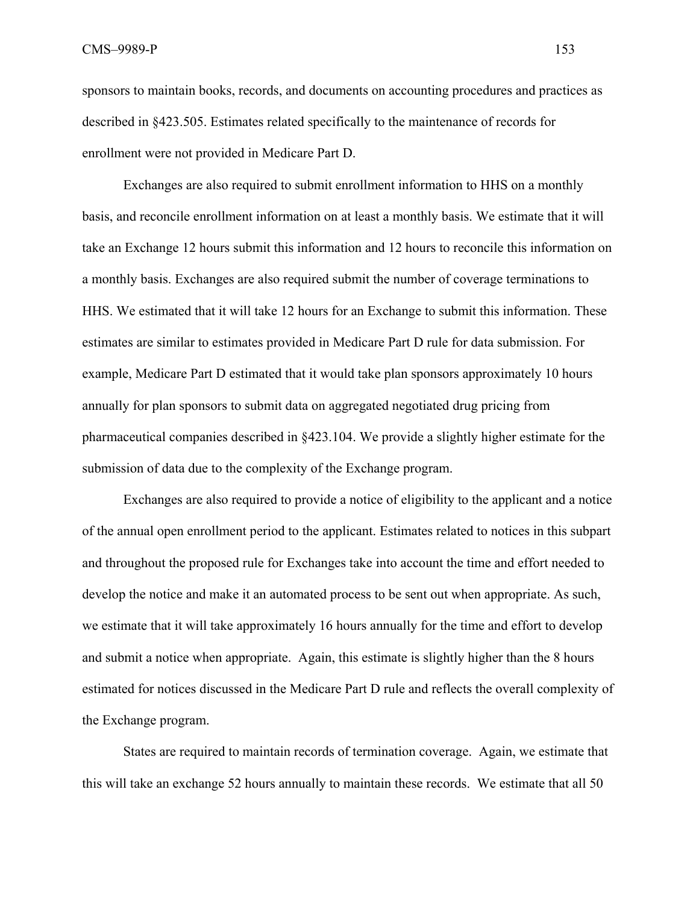sponsors to maintain books, records, and documents on accounting procedures and practices as described in §423.505. Estimates related specifically to the maintenance of records for enrollment were not provided in Medicare Part D.

Exchanges are also required to submit enrollment information to HHS on a monthly basis, and reconcile enrollment information on at least a monthly basis. We estimate that it will take an Exchange 12 hours submit this information and 12 hours to reconcile this information on a monthly basis. Exchanges are also required submit the number of coverage terminations to HHS. We estimated that it will take 12 hours for an Exchange to submit this information. These estimates are similar to estimates provided in Medicare Part D rule for data submission. For example, Medicare Part D estimated that it would take plan sponsors approximately 10 hours annually for plan sponsors to submit data on aggregated negotiated drug pricing from pharmaceutical companies described in §423.104. We provide a slightly higher estimate for the submission of data due to the complexity of the Exchange program.

Exchanges are also required to provide a notice of eligibility to the applicant and a notice of the annual open enrollment period to the applicant. Estimates related to notices in this subpart and throughout the proposed rule for Exchanges take into account the time and effort needed to develop the notice and make it an automated process to be sent out when appropriate. As such, we estimate that it will take approximately 16 hours annually for the time and effort to develop and submit a notice when appropriate. Again, this estimate is slightly higher than the 8 hours estimated for notices discussed in the Medicare Part D rule and reflects the overall complexity of the Exchange program.

States are required to maintain records of termination coverage. Again, we estimate that this will take an exchange 52 hours annually to maintain these records. We estimate that all 50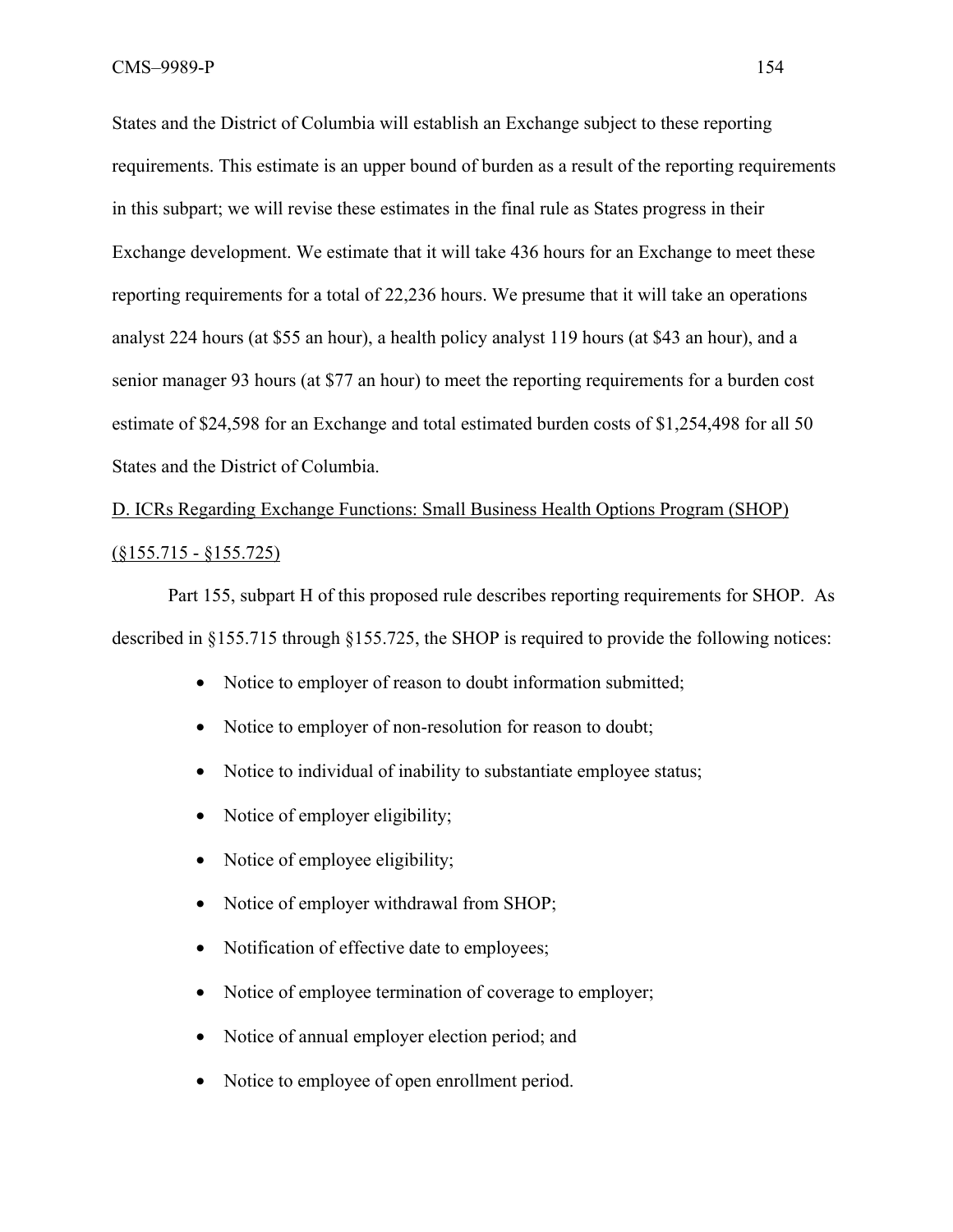States and the District of Columbia will establish an Exchange subject to these reporting requirements. This estimate is an upper bound of burden as a result of the reporting requirements in this subpart; we will revise these estimates in the final rule as States progress in their Exchange development. We estimate that it will take 436 hours for an Exchange to meet these reporting requirements for a total of 22,236 hours. We presume that it will take an operations analyst 224 hours (at $55 an hour), a health policy analyst 119 hours (at $43 an hour), and a senior manager 93 hours (at $77 an hour) to meet the reporting requirements for a burden cost estimate of $24,598 for an Exchange and total estimated burden costs of $1,254,498 for all 50 States and the District of Columbia.

D. ICRs Regarding Exchange Functions: Small Business Health Options Program (SHOP) (§155.715 - §155.725)

Part 155, subpart H of this proposed rule describes reporting requirements for SHOP. As described in §155.715 through §155.725, the SHOP is required to provide the following notices:

- Notice to employer of reason to doubt information submitted;
- Notice to employer of non-resolution for reason to doubt;
- Notice to individual of inability to substantiate employee status;
- Notice of employer eligibility;
- Notice of employee eligibility;
- Notice of employer withdrawal from SHOP;
- Notification of effective date to employees;
- Notice of employee termination of coverage to employer;
- Notice of annual employer election period; and
- Notice to employee of open enrollment period.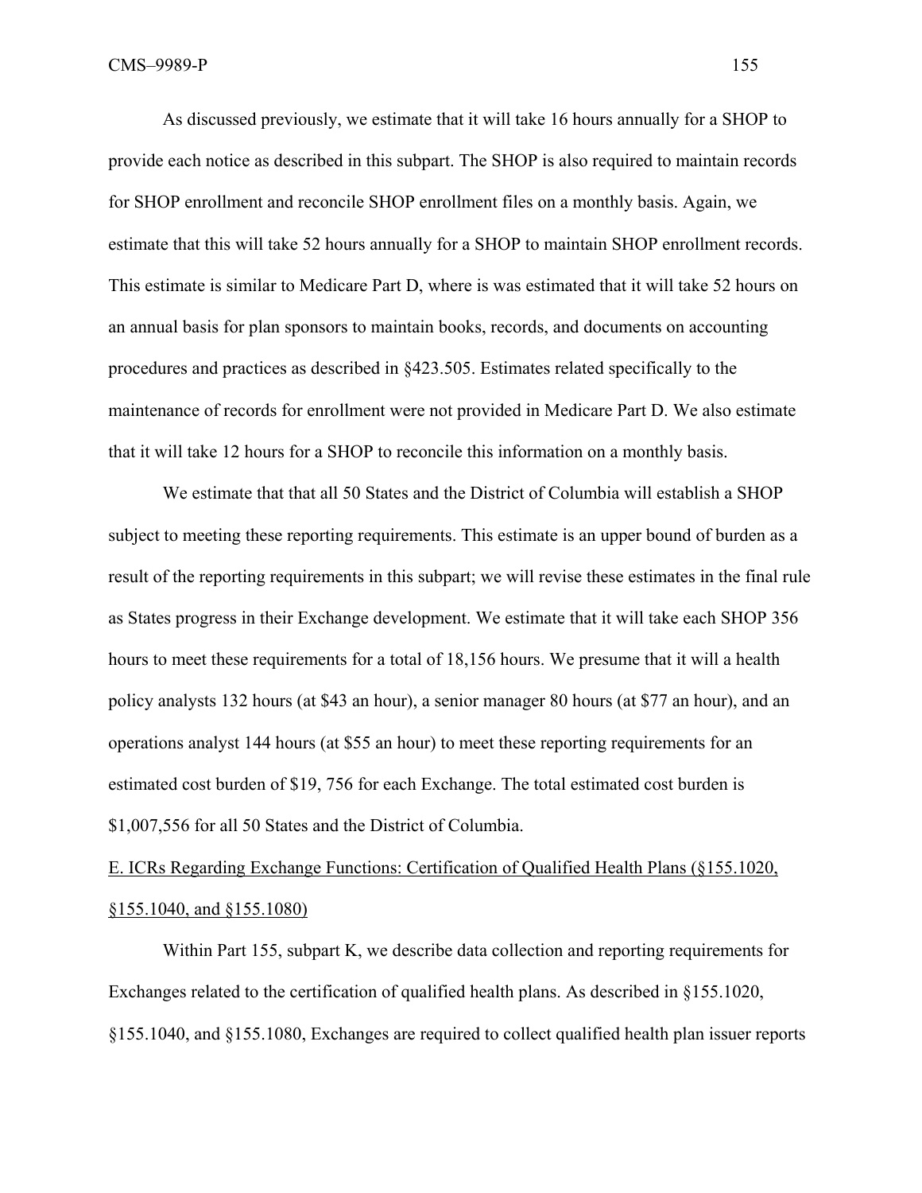As discussed previously, we estimate that it will take 16 hours annually for a SHOP to provide each notice as described in this subpart. The SHOP is also required to maintain records for SHOP enrollment and reconcile SHOP enrollment files on a monthly basis. Again, we estimate that this will take 52 hours annually for a SHOP to maintain SHOP enrollment records. This estimate is similar to Medicare Part D, where is was estimated that it will take 52 hours on an annual basis for plan sponsors to maintain books, records, and documents on accounting procedures and practices as described in §423.505. Estimates related specifically to the maintenance of records for enrollment were not provided in Medicare Part D. We also estimate that it will take 12 hours for a SHOP to reconcile this information on a monthly basis.

We estimate that that all 50 States and the District of Columbia will establish a SHOP subject to meeting these reporting requirements. This estimate is an upper bound of burden as a result of the reporting requirements in this subpart; we will revise these estimates in the final rule as States progress in their Exchange development. We estimate that it will take each SHOP 356 hours to meet these requirements for a total of 18,156 hours. We presume that it will a health policy analysts 132 hours (at $43 an hour), a senior manager 80 hours (at $77 an hour), and an operations analyst 144 hours (at $55 an hour) to meet these reporting requirements for an estimated cost burden of $19, 756 for each Exchange. The total estimated cost burden is $1,007,556 for all 50 States and the District of Columbia.

E. ICRs Regarding Exchange Functions: Certification of Qualified Health Plans (§155.1020, §155.1040, and §155.1080)

Within Part 155, subpart K, we describe data collection and reporting requirements for Exchanges related to the certification of qualified health plans. As described in §155.1020, §155.1040, and §155.1080, Exchanges are required to collect qualified health plan issuer reports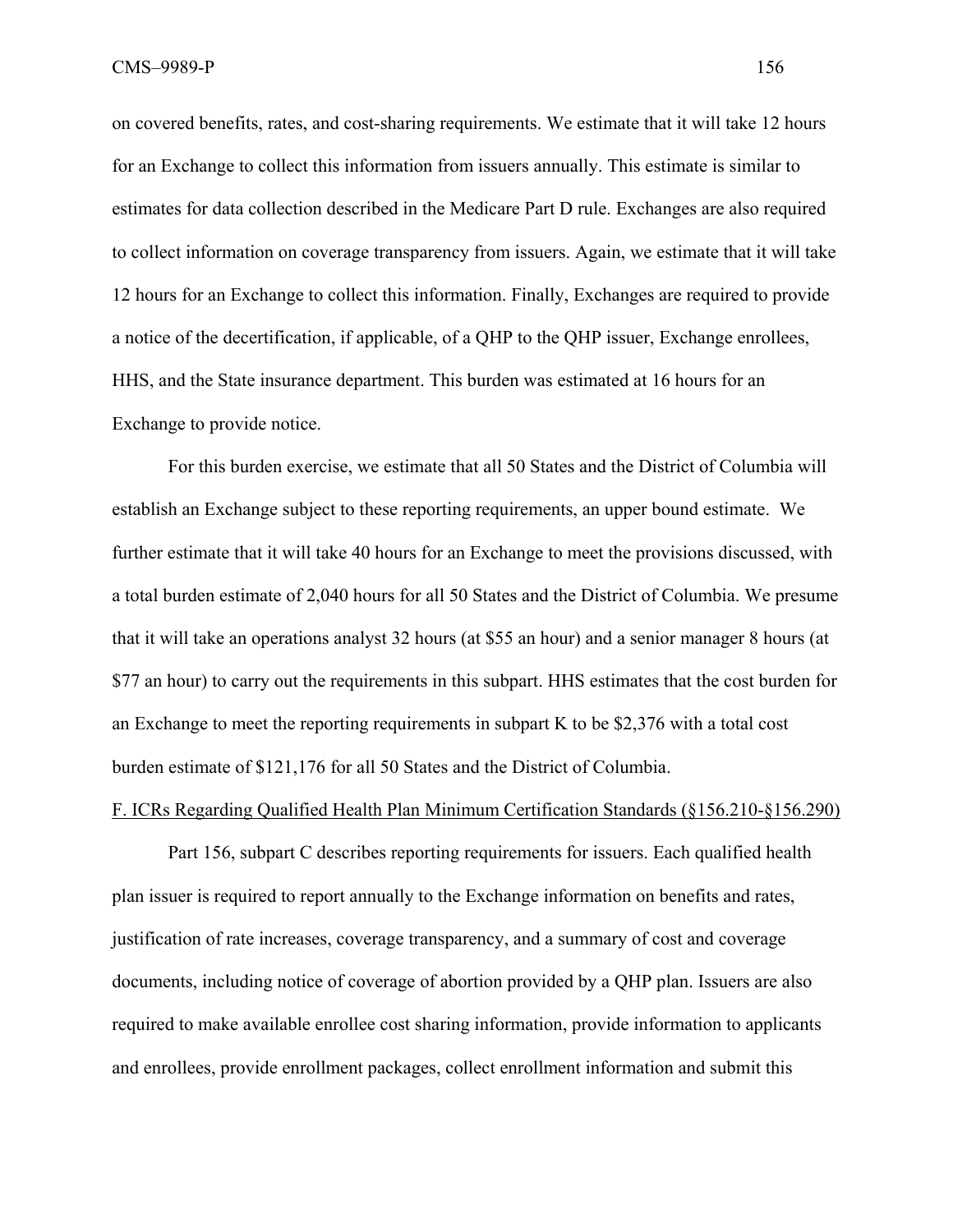on covered benefits, rates, and cost-sharing requirements. We estimate that it will take 12 hours for an Exchange to collect this information from issuers annually. This estimate is similar to estimates for data collection described in the Medicare Part D rule. Exchanges are also required to collect information on coverage transparency from issuers. Again, we estimate that it will take 12 hours for an Exchange to collect this information. Finally, Exchanges are required to provide a notice of the decertification, if applicable, of a QHP to the QHP issuer, Exchange enrollees, HHS, and the State insurance department. This burden was estimated at 16 hours for an Exchange to provide notice.

For this burden exercise, we estimate that all 50 States and the District of Columbia will establish an Exchange subject to these reporting requirements, an upper bound estimate. We further estimate that it will take 40 hours for an Exchange to meet the provisions discussed, with a total burden estimate of 2,040 hours for all 50 States and the District of Columbia. We presume that it will take an operations analyst 32 hours (at $55 an hour) and a senior manager 8 hours (at $77 an hour) to carry out the requirements in this subpart. HHS estimates that the cost burden for an Exchange to meet the reporting requirements in subpart K to be $2,376 with a total cost burden estimate of $121,176 for all 50 States and the District of Columbia.

F. ICRs Regarding Qualified Health Plan Minimum Certification Standards (§156.210-§156.290)

Part 156, subpart C describes reporting requirements for issuers. Each qualified health plan issuer is required to report annually to the Exchange information on benefits and rates, justification of rate increases, coverage transparency, and a summary of cost and coverage documents, including notice of coverage of abortion provided by a QHP plan. Issuers are also required to make available enrollee cost sharing information, provide information to applicants and enrollees, provide enrollment packages, collect enrollment information and submit this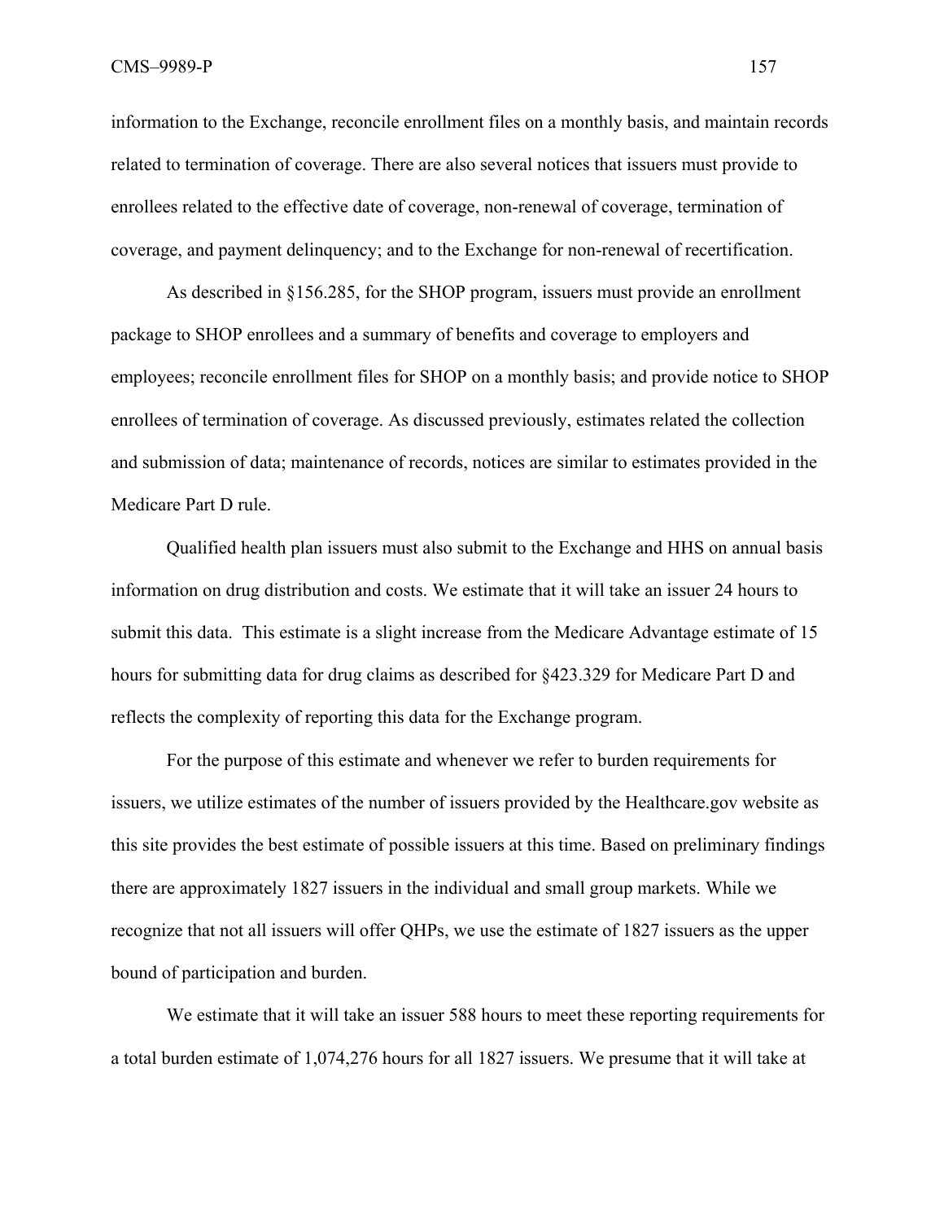information to the Exchange, reconcile enrollment files on a monthly basis, and maintain records related to termination of coverage. There are also several notices that issuers must provide to enrollees related to the effective date of coverage, non-renewal of coverage, termination of coverage, and payment delinquency; and to the Exchange for non-renewal of recertification.

As described in §156.285, for the SHOP program, issuers must provide an enrollment package to SHOP enrollees and a summary of benefits and coverage to employers and employees; reconcile enrollment files for SHOP on a monthly basis; and provide notice to SHOP enrollees of termination of coverage. As discussed previously, estimates related the collection and submission of data; maintenance of records, notices are similar to estimates provided in the Medicare Part D rule.

Qualified health plan issuers must also submit to the Exchange and HHS on annual basis information on drug distribution and costs. We estimate that it will take an issuer 24 hours to submit this data. This estimate is a slight increase from the Medicare Advantage estimate of 15 hours for submitting data for drug claims as described for §423.329 for Medicare Part D and reflects the complexity of reporting this data for the Exchange program.

For the purpose of this estimate and whenever we refer to burden requirements for issuers, we utilize estimates of the number of issuers provided by the Healthcare.gov website as this site provides the best estimate of possible issuers at this time. Based on preliminary findings there are approximately 1827 issuers in the individual and small group markets. While we recognize that not all issuers will offer QHPs, we use the estimate of 1827 issuers as the upper bound of participation and burden.

We estimate that it will take an issuer 588 hours to meet these reporting requirements for a total burden estimate of 1,074,276 hours for all 1827 issuers. We presume that it will take at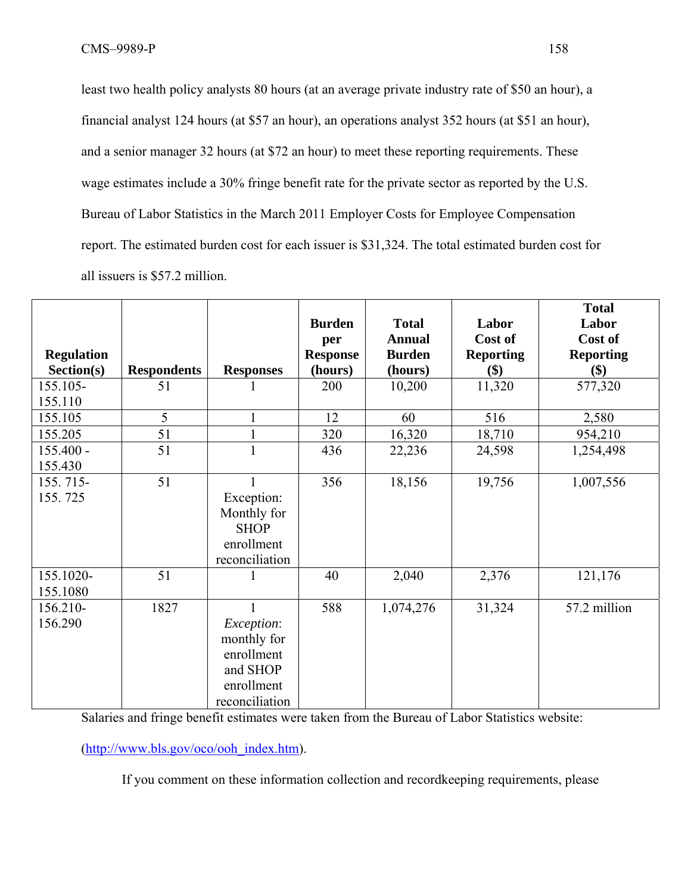least two health policy analysts 80 hours (at an average private industry rate of $50 an hour), a financial analyst 124 hours (at $57 an hour), an operations analyst 352 hours (at $51 an hour), and a senior manager 32 hours (at $72 an hour) to meet these reporting requirements. These wage estimates include a 30% fringe benefit rate for the private sector as reported by the U.S. Bureau of Labor Statistics in the March 2011 Employer Costs for Employee Compensation report. The estimated burden cost for each issuer is $31,324. The total estimated burden cost for all issuers is $57.2 million.

| Regulation Section(s) | Respondents | Responses | Burden per Response (hours) | Total Annual Burden (hours) | Labor Cost of Reporting ($) | Total Labor Cost of Reporting ($) |
|---|---|---|---|---|---|---|
| 155.105-155.110 | 51 | 1 | 200 | 10,200 | 11,320 | 577,320 |
| 155.105 | 5 | 1 | 12 | 60 | 516 | 2,580 |
| 155.205 | 51 | 1 | 320 | 16,320 | 18,710 | 954,210 |
| 155.400 - 155.430 | 51 | 1 | 436 | 22,236 | 24,598 | 1,254,498 |
| 155. 715-155. 725 | 51 | 1 Exception: Monthly for SHOP enrollment reconciliation | 356 | 18,156 | 19,756 | 1,007,556 |
| 155.1020-155.1080 | 51 | 1 | 40 | 2,040 | 2,376 | 121,176 |
| 156.210-156.290 | 1827 | 1 *Exception*: monthly for enrollment and SHOP enrollment reconciliation | 588 | 1,074,276 | 31,324 | 57.2 million |

Salaries and fringe benefit estimates were taken from the Bureau of Labor Statistics website: (http://www.bls.gov/oco/ooh_index.htm).

If you comment on these information collection and recordkeeping requirements, please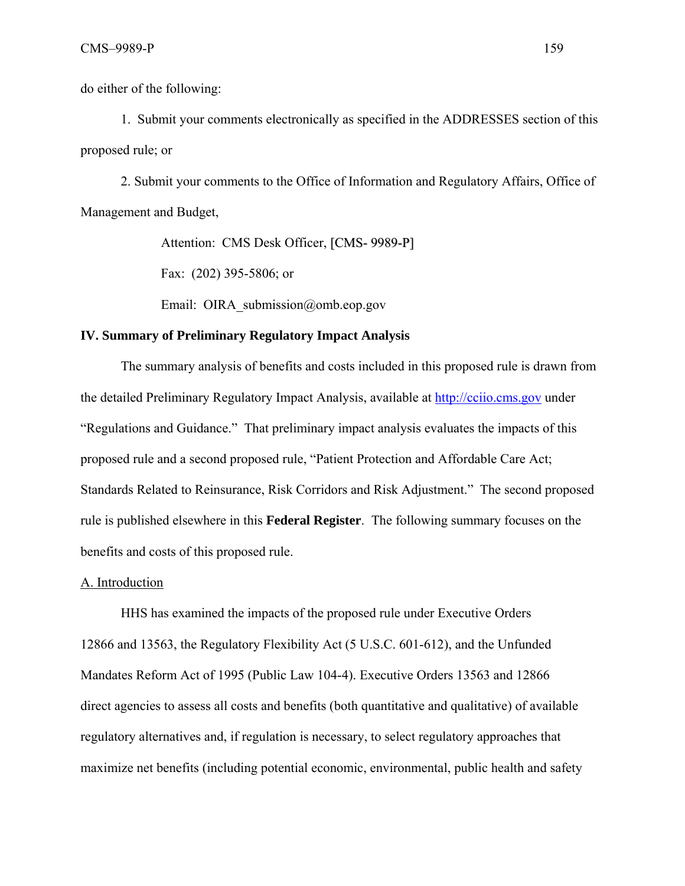do either of the following:

1. Submit your comments electronically as specified in the ADDRESSES section of this proposed rule; or

2. Submit your comments to the Office of Information and Regulatory Affairs, Office of Management and Budget,

Attention: CMS Desk Officer, [CMS- 9989-P]

Fax: (202) 395-5806; or

Email: OIRA_submission@omb.eop.gov

## IV. Summary of Preliminary Regulatory Impact Analysis

The summary analysis of benefits and costs included in this proposed rule is drawn from the detailed Preliminary Regulatory Impact Analysis, available at http://cciio.cms.gov under "Regulations and Guidance." That preliminary impact analysis evaluates the impacts of this proposed rule and a second proposed rule, "Patient Protection and Affordable Care Act; Standards Related to Reinsurance, Risk Corridors and Risk Adjustment." The second proposed rule is published elsewhere in this **Federal Register**. The following summary focuses on the benefits and costs of this proposed rule.

### A. Introduction

HHS has examined the impacts of the proposed rule under Executive Orders 12866 and 13563, the Regulatory Flexibility Act (5 U.S.C. 601-612), and the Unfunded Mandates Reform Act of 1995 (Public Law 104-4). Executive Orders 13563 and 12866 direct agencies to assess all costs and benefits (both quantitative and qualitative) of available regulatory alternatives and, if regulation is necessary, to select regulatory approaches that maximize net benefits (including potential economic, environmental, public health and safety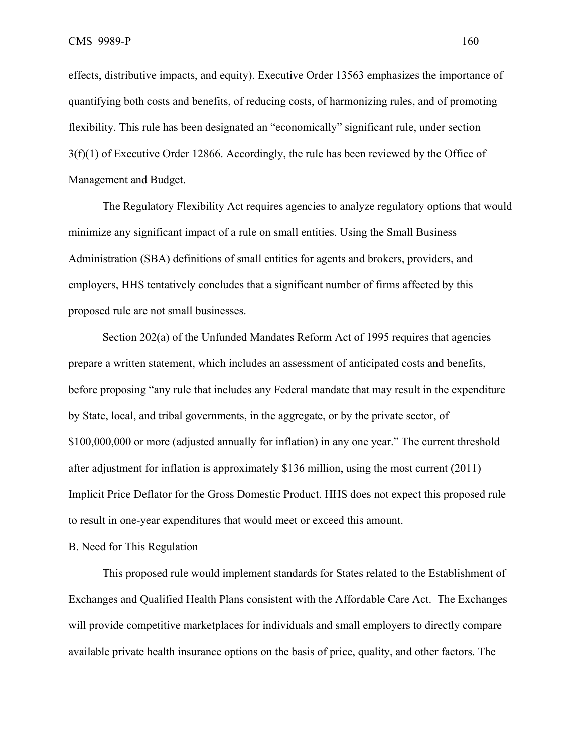effects, distributive impacts, and equity). Executive Order 13563 emphasizes the importance of quantifying both costs and benefits, of reducing costs, of harmonizing rules, and of promoting flexibility. This rule has been designated an "economically" significant rule, under section 3(f)(1) of Executive Order 12866. Accordingly, the rule has been reviewed by the Office of Management and Budget.

The Regulatory Flexibility Act requires agencies to analyze regulatory options that would minimize any significant impact of a rule on small entities. Using the Small Business Administration (SBA) definitions of small entities for agents and brokers, providers, and employers, HHS tentatively concludes that a significant number of firms affected by this proposed rule are not small businesses.

Section 202(a) of the Unfunded Mandates Reform Act of 1995 requires that agencies prepare a written statement, which includes an assessment of anticipated costs and benefits, before proposing "any rule that includes any Federal mandate that may result in the expenditure by State, local, and tribal governments, in the aggregate, or by the private sector, of $100,000,000 or more (adjusted annually for inflation) in any one year." The current threshold after adjustment for inflation is approximately $136 million, using the most current (2011) Implicit Price Deflator for the Gross Domestic Product. HHS does not expect this proposed rule to result in one-year expenditures that would meet or exceed this amount.

## B. Need for This Regulation

This proposed rule would implement standards for States related to the Establishment of Exchanges and Qualified Health Plans consistent with the Affordable Care Act. The Exchanges will provide competitive marketplaces for individuals and small employers to directly compare available private health insurance options on the basis of price, quality, and other factors. The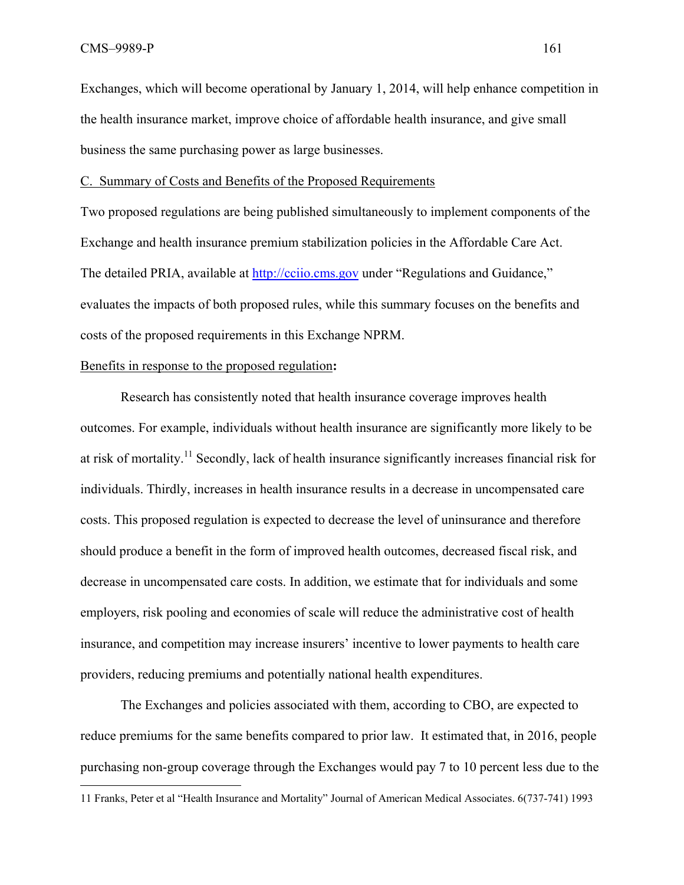Exchanges, which will become operational by January 1, 2014, will help enhance competition in the health insurance market, improve choice of affordable health insurance, and give small business the same purchasing power as large businesses.

C. Summary of Costs and Benefits of the Proposed Requirements

Two proposed regulations are being published simultaneously to implement components of the Exchange and health insurance premium stabilization policies in the Affordable Care Act. The detailed PRIA, available at http://cciio.cms.gov under "Regulations and Guidance," evaluates the impacts of both proposed rules, while this summary focuses on the benefits and costs of the proposed requirements in this Exchange NPRM.

Benefits in response to the proposed regulation**:**

Research has consistently noted that health insurance coverage improves health outcomes. For example, individuals without health insurance are significantly more likely to be at risk of mortality.[11] Secondly, lack of health insurance significantly increases financial risk for individuals. Thirdly, increases in health insurance results in a decrease in uncompensated care costs. This proposed regulation is expected to decrease the level of uninsurance and therefore should produce a benefit in the form of improved health outcomes, decreased fiscal risk, and decrease in uncompensated care costs. In addition, we estimate that for individuals and some employers, risk pooling and economies of scale will reduce the administrative cost of health insurance, and competition may increase insurers' incentive to lower payments to health care providers, reducing premiums and potentially national health expenditures.

The Exchanges and policies associated with them, according to CBO, are expected to reduce premiums for the same benefits compared to prior law. It estimated that, in 2016, people purchasing non-group coverage through the Exchanges would pay 7 to 10 percent less due to the

---

11 Franks, Peter et al "Health Insurance and Mortality" Journal of American Medical Associates. 6(737-741) 1993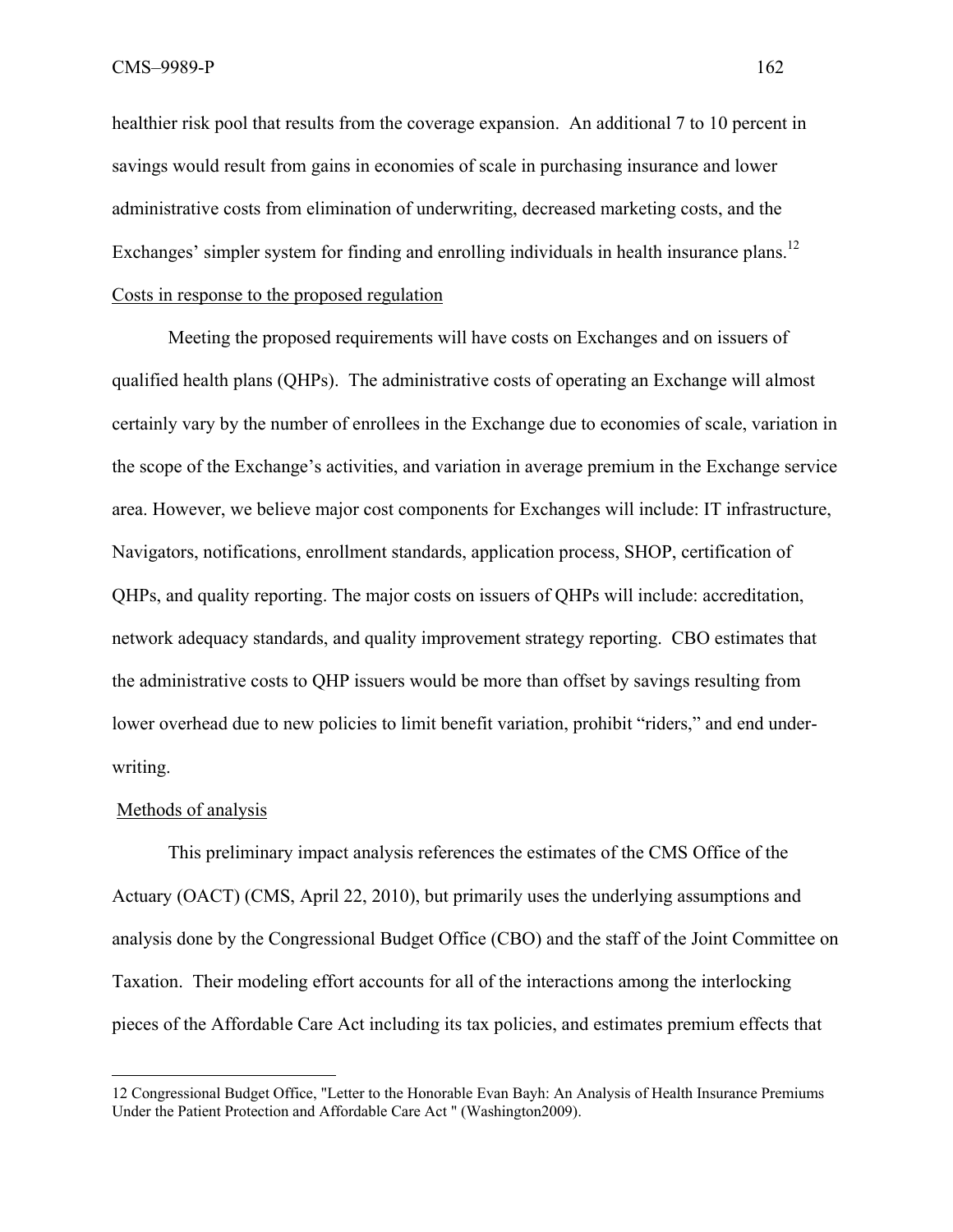healthier risk pool that results from the coverage expansion. An additional 7 to 10 percent in savings would result from gains in economies of scale in purchasing insurance and lower administrative costs from elimination of underwriting, decreased marketing costs, and the Exchanges' simpler system for finding and enrolling individuals in health insurance plans.[12]

Costs in response to the proposed regulation

Meeting the proposed requirements will have costs on Exchanges and on issuers of qualified health plans (QHPs). The administrative costs of operating an Exchange will almost certainly vary by the number of enrollees in the Exchange due to economies of scale, variation in the scope of the Exchange's activities, and variation in average premium in the Exchange service area. However, we believe major cost components for Exchanges will include: IT infrastructure, Navigators, notifications, enrollment standards, application process, SHOP, certification of QHPs, and quality reporting. The major costs on issuers of QHPs will include: accreditation, network adequacy standards, and quality improvement strategy reporting. CBO estimates that the administrative costs to QHP issuers would be more than offset by savings resulting from lower overhead due to new policies to limit benefit variation, prohibit "riders," and end under-writing.

Methods of analysis

This preliminary impact analysis references the estimates of the CMS Office of the Actuary (OACT) (CMS, April 22, 2010), but primarily uses the underlying assumptions and analysis done by the Congressional Budget Office (CBO) and the staff of the Joint Committee on Taxation. Their modeling effort accounts for all of the interactions among the interlocking pieces of the Affordable Care Act including its tax policies, and estimates premium effects that

---

12 Congressional Budget Office, "Letter to the Honorable Evan Bayh: An Analysis of Health Insurance Premiums Under the Patient Protection and Affordable Care Act " (Washington2009).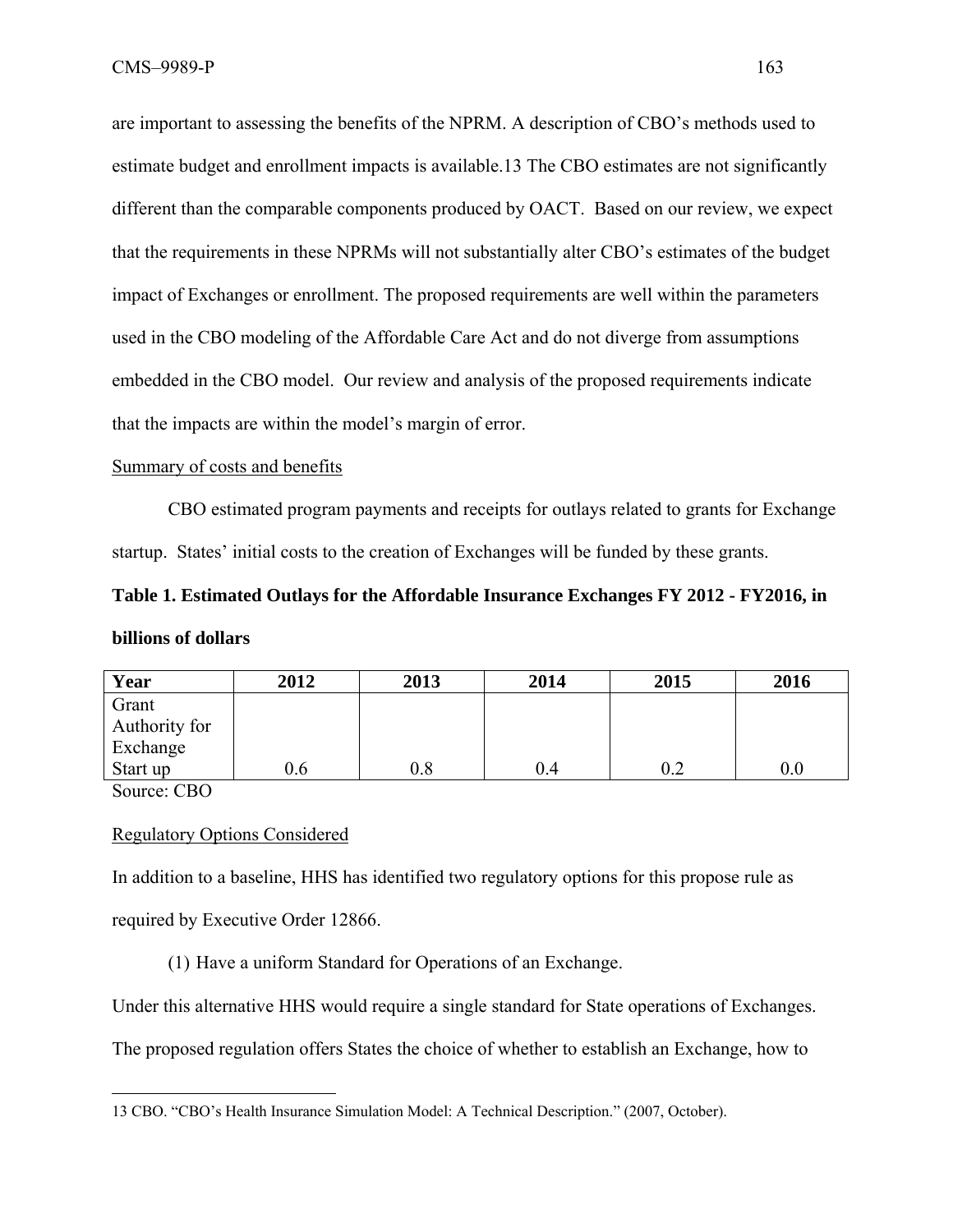are important to assessing the benefits of the NPRM. A description of CBO's methods used to estimate budget and enrollment impacts is available.[13] The CBO estimates are not significantly different than the comparable components produced by OACT. Based on our review, we expect that the requirements in these NPRMs will not substantially alter CBO's estimates of the budget impact of Exchanges or enrollment. The proposed requirements are well within the parameters used in the CBO modeling of the Affordable Care Act and do not diverge from assumptions embedded in the CBO model. Our review and analysis of the proposed requirements indicate that the impacts are within the model's margin of error.

Summary of costs and benefits

CBO estimated program payments and receipts for outlays related to grants for Exchange startup. States' initial costs to the creation of Exchanges will be funded by these grants.

**Table 1. Estimated Outlays for the Affordable Insurance Exchanges FY 2012 - FY2016, in billions of dollars**

| Year | 2012 | 2013 | 2014 | 2015 | 2016 |
| --- | --- | --- | --- | --- | --- |
| Grant Authority for Exchange Start up | 0.6 | 0.8 | 0.4 | 0.2 | 0.0 |

Source: CBO

Regulatory Options Considered

In addition to a baseline, HHS has identified two regulatory options for this propose rule as required by Executive Order 12866.

(1) Have a uniform Standard for Operations of an Exchange.

Under this alternative HHS would require a single standard for State operations of Exchanges. The proposed regulation offers States the choice of whether to establish an Exchange, how to

---

13 CBO. "CBO's Health Insurance Simulation Model: A Technical Description." (2007, October).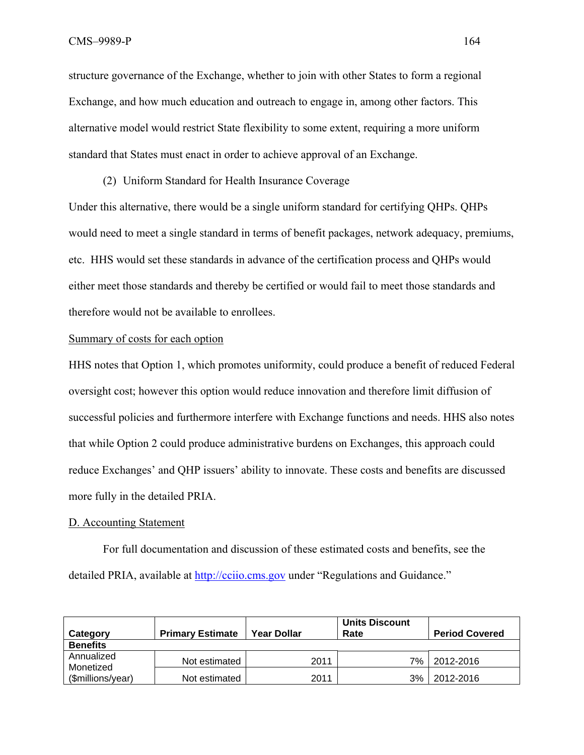structure governance of the Exchange, whether to join with other States to form a regional Exchange, and how much education and outreach to engage in, among other factors. This alternative model would restrict State flexibility to some extent, requiring a more uniform standard that States must enact in order to achieve approval of an Exchange.

(2) Uniform Standard for Health Insurance Coverage

Under this alternative, there would be a single uniform standard for certifying QHPs. QHPs would need to meet a single standard in terms of benefit packages, network adequacy, premiums, etc. HHS would set these standards in advance of the certification process and QHPs would either meet those standards and thereby be certified or would fail to meet those standards and therefore would not be available to enrollees.

Summary of costs for each option

HHS notes that Option 1, which promotes uniformity, could produce a benefit of reduced Federal oversight cost; however this option would reduce innovation and therefore limit diffusion of successful policies and furthermore interfere with Exchange functions and needs. HHS also notes that while Option 2 could produce administrative burdens on Exchanges, this approach could reduce Exchanges' and QHP issuers' ability to innovate. These costs and benefits are discussed more fully in the detailed PRIA.

D. Accounting Statement

For full documentation and discussion of these estimated costs and benefits, see the detailed PRIA, available at http://cciio.cms.gov under "Regulations and Guidance."

| Category | Primary Estimate | Year Dollar | Units Discount Rate | Period Covered |
|---|---|---|---|---|
| **Benefits** | | | | |
| Annualized Monetized ($millions/year) | Not estimated | 2011 | 7% | 2012-2016 |
| | Not estimated | 2011 | 3% | 2012-2016 |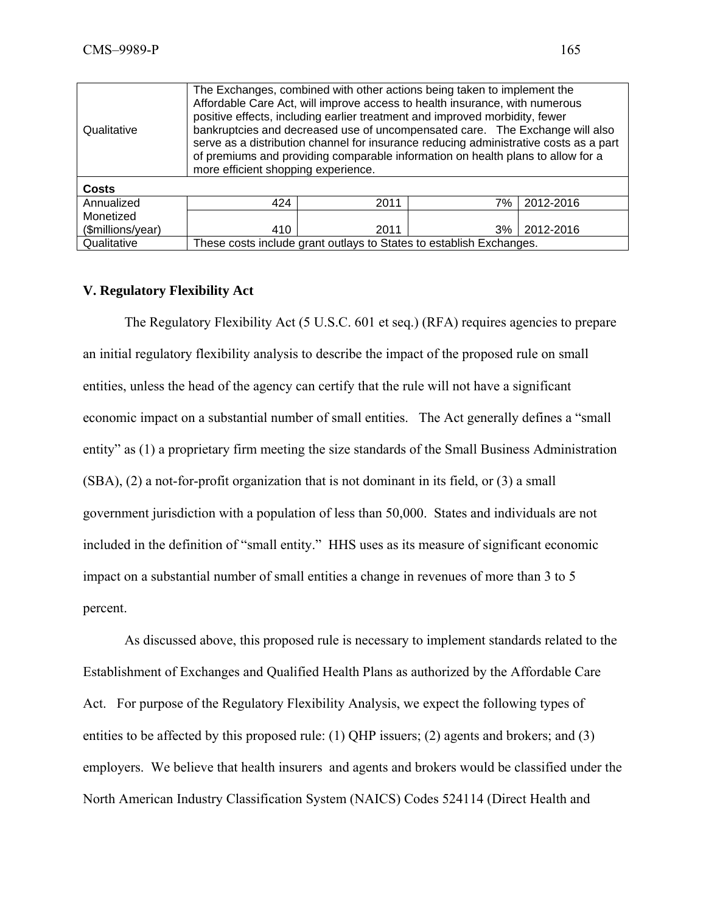| | | | | |
|---|---|---|---|---|
| Qualitative | The Exchanges, combined with other actions being taken to implement the Affordable Care Act, will improve access to health insurance, with numerous positive effects, including earlier treatment and improved morbidity, fewer bankruptcies and decreased use of uncompensated care. The Exchange will also serve as a distribution channel for insurance reducing administrative costs as a part of premiums and providing comparable information on health plans to allow for a more efficient shopping experience. | | | |
| **Costs** | | | | |
| Annualized Monetized ($millions/year) | 424 | 2011 | 7% | 2012-2016 |
| | 410 | 2011 | 3% | 2012-2016 |
| Qualitative | These costs include grant outlays to States to establish Exchanges. | | | |

## V. Regulatory Flexibility Act

The Regulatory Flexibility Act (5 U.S.C. 601 et seq.) (RFA) requires agencies to prepare an initial regulatory flexibility analysis to describe the impact of the proposed rule on small entities, unless the head of the agency can certify that the rule will not have a significant economic impact on a substantial number of small entities. The Act generally defines a "small entity" as (1) a proprietary firm meeting the size standards of the Small Business Administration (SBA), (2) a not-for-profit organization that is not dominant in its field, or (3) a small government jurisdiction with a population of less than 50,000. States and individuals are not included in the definition of "small entity." HHS uses as its measure of significant economic impact on a substantial number of small entities a change in revenues of more than 3 to 5 percent.

As discussed above, this proposed rule is necessary to implement standards related to the Establishment of Exchanges and Qualified Health Plans as authorized by the Affordable Care Act. For purpose of the Regulatory Flexibility Analysis, we expect the following types of entities to be affected by this proposed rule: (1) QHP issuers; (2) agents and brokers; and (3) employers. We believe that health insurers and agents and brokers would be classified under the North American Industry Classification System (NAICS) Codes 524114 (Direct Health and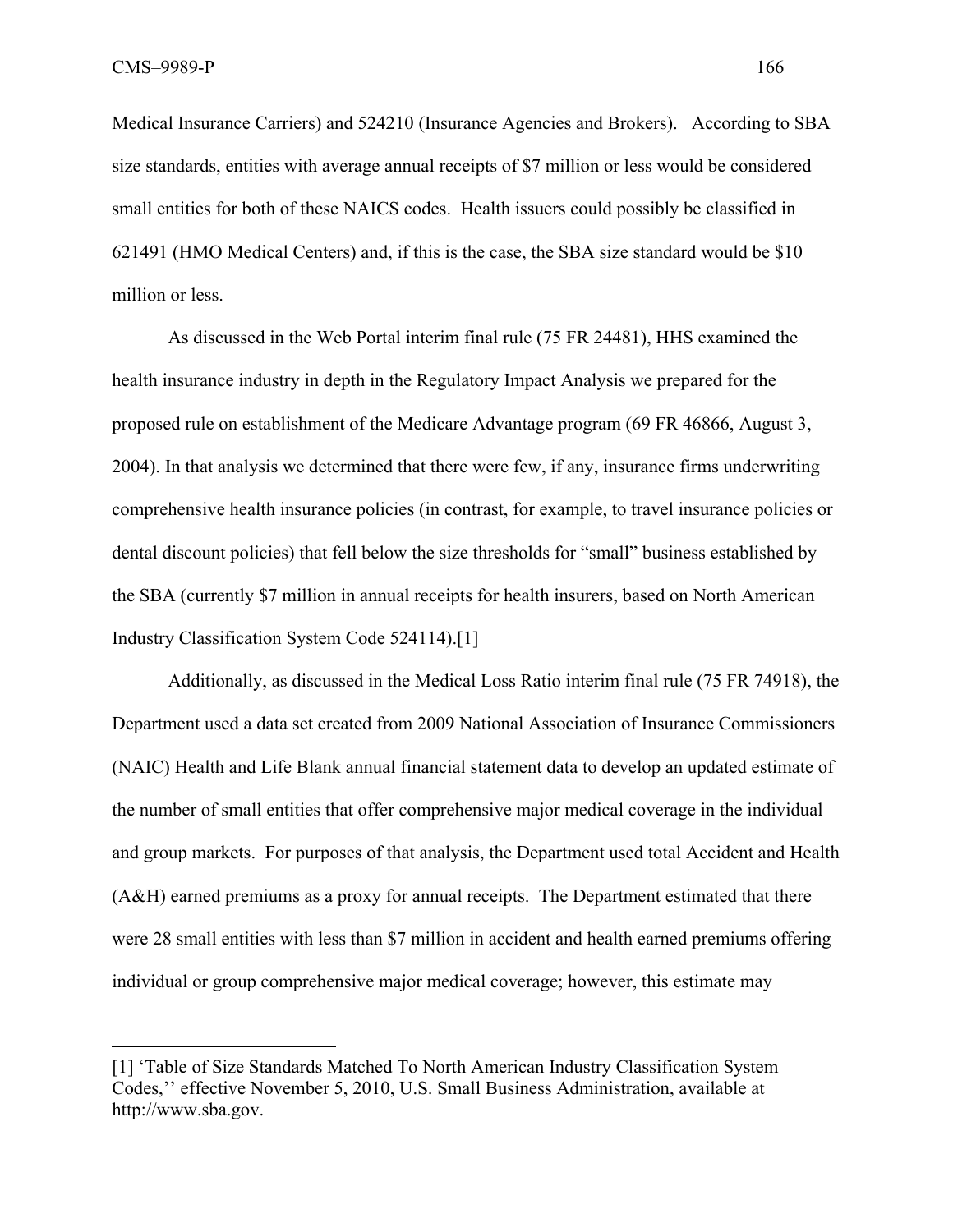Medical Insurance Carriers) and 524210 (Insurance Agencies and Brokers). According to SBA size standards, entities with average annual receipts of $7 million or less would be considered small entities for both of these NAICS codes. Health issuers could possibly be classified in 621491 (HMO Medical Centers) and, if this is the case, the SBA size standard would be $10 million or less.

As discussed in the Web Portal interim final rule (75 FR 24481), HHS examined the health insurance industry in depth in the Regulatory Impact Analysis we prepared for the proposed rule on establishment of the Medicare Advantage program (69 FR 46866, August 3, 2004). In that analysis we determined that there were few, if any, insurance firms underwriting comprehensive health insurance policies (in contrast, for example, to travel insurance policies or dental discount policies) that fell below the size thresholds for "small" business established by the SBA (currently $7 million in annual receipts for health insurers, based on North American Industry Classification System Code 524114).[1]

Additionally, as discussed in the Medical Loss Ratio interim final rule (75 FR 74918), the Department used a data set created from 2009 National Association of Insurance Commissioners (NAIC) Health and Life Blank annual financial statement data to develop an updated estimate of the number of small entities that offer comprehensive major medical coverage in the individual and group markets. For purposes of that analysis, the Department used total Accident and Health (A&H) earned premiums as a proxy for annual receipts. The Department estimated that there were 28 small entities with less than $7 million in accident and health earned premiums offering individual or group comprehensive major medical coverage; however, this estimate may

[1] 'Table of Size Standards Matched To North American Industry Classification System Codes,'' effective November 5, 2010, U.S. Small Business Administration, available at http://www.sba.gov.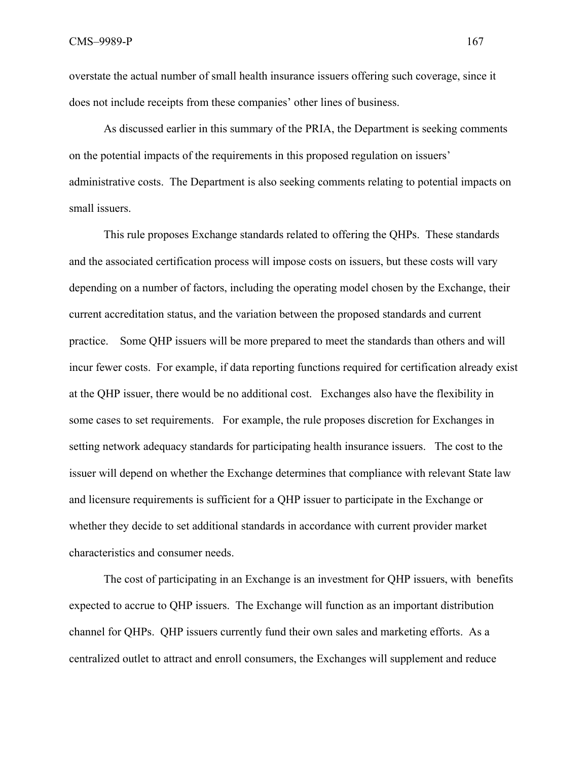overstate the actual number of small health insurance issuers offering such coverage, since it does not include receipts from these companies' other lines of business.

As discussed earlier in this summary of the PRIA, the Department is seeking comments on the potential impacts of the requirements in this proposed regulation on issuers' administrative costs. The Department is also seeking comments relating to potential impacts on small issuers.

This rule proposes Exchange standards related to offering the QHPs. These standards and the associated certification process will impose costs on issuers, but these costs will vary depending on a number of factors, including the operating model chosen by the Exchange, their current accreditation status, and the variation between the proposed standards and current practice. Some QHP issuers will be more prepared to meet the standards than others and will incur fewer costs. For example, if data reporting functions required for certification already exist at the QHP issuer, there would be no additional cost. Exchanges also have the flexibility in some cases to set requirements. For example, the rule proposes discretion for Exchanges in setting network adequacy standards for participating health insurance issuers. The cost to the issuer will depend on whether the Exchange determines that compliance with relevant State law and licensure requirements is sufficient for a QHP issuer to participate in the Exchange or whether they decide to set additional standards in accordance with current provider market characteristics and consumer needs.

The cost of participating in an Exchange is an investment for QHP issuers, with benefits expected to accrue to QHP issuers. The Exchange will function as an important distribution channel for QHPs. QHP issuers currently fund their own sales and marketing efforts. As a centralized outlet to attract and enroll consumers, the Exchanges will supplement and reduce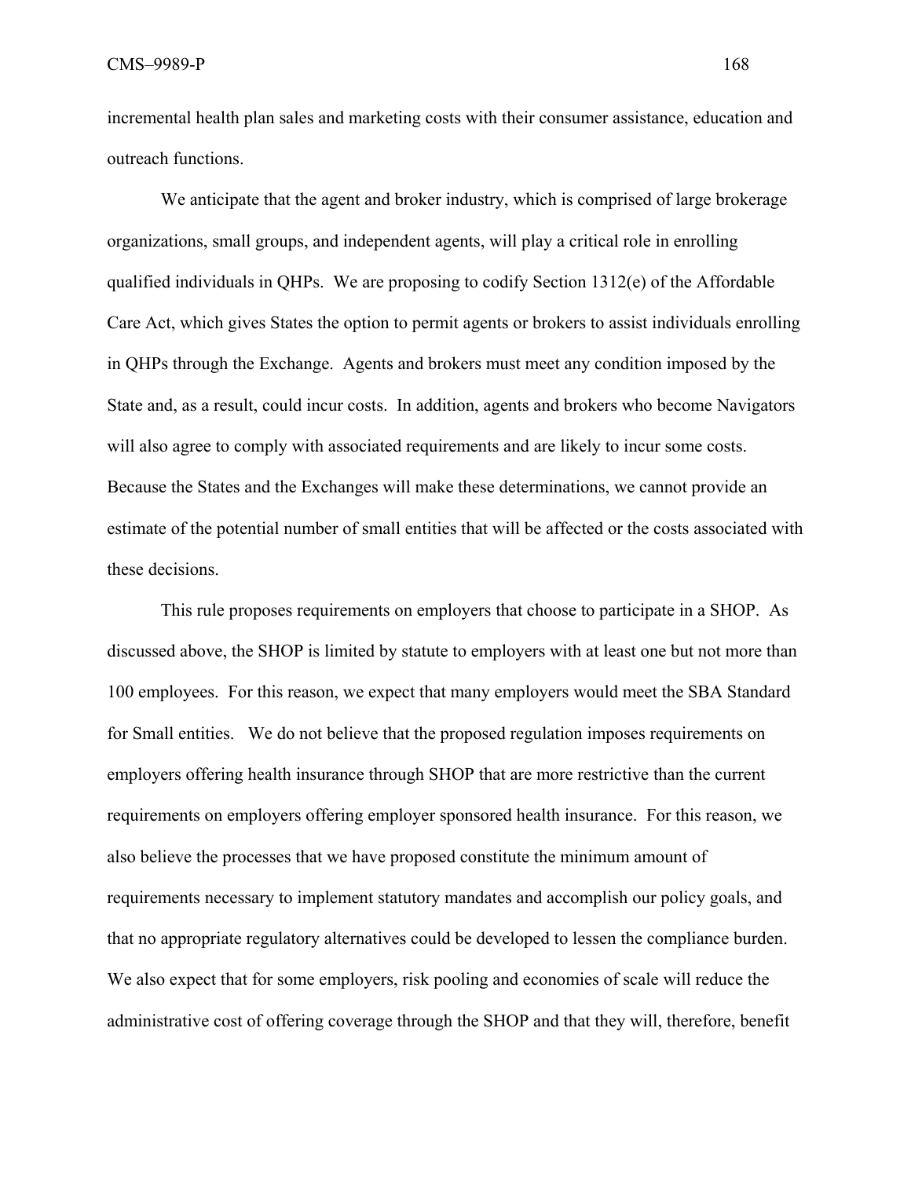incremental health plan sales and marketing costs with their consumer assistance, education and outreach functions.

We anticipate that the agent and broker industry, which is comprised of large brokerage organizations, small groups, and independent agents, will play a critical role in enrolling qualified individuals in QHPs. We are proposing to codify Section 1312(e) of the Affordable Care Act, which gives States the option to permit agents or brokers to assist individuals enrolling in QHPs through the Exchange. Agents and brokers must meet any condition imposed by the State and, as a result, could incur costs. In addition, agents and brokers who become Navigators will also agree to comply with associated requirements and are likely to incur some costs. Because the States and the Exchanges will make these determinations, we cannot provide an estimate of the potential number of small entities that will be affected or the costs associated with these decisions.

This rule proposes requirements on employers that choose to participate in a SHOP. As discussed above, the SHOP is limited by statute to employers with at least one but not more than 100 employees. For this reason, we expect that many employers would meet the SBA Standard for Small entities. We do not believe that the proposed regulation imposes requirements on employers offering health insurance through SHOP that are more restrictive than the current requirements on employers offering employer sponsored health insurance. For this reason, we also believe the processes that we have proposed constitute the minimum amount of requirements necessary to implement statutory mandates and accomplish our policy goals, and that no appropriate regulatory alternatives could be developed to lessen the compliance burden. We also expect that for some employers, risk pooling and economies of scale will reduce the administrative cost of offering coverage through the SHOP and that they will, therefore, benefit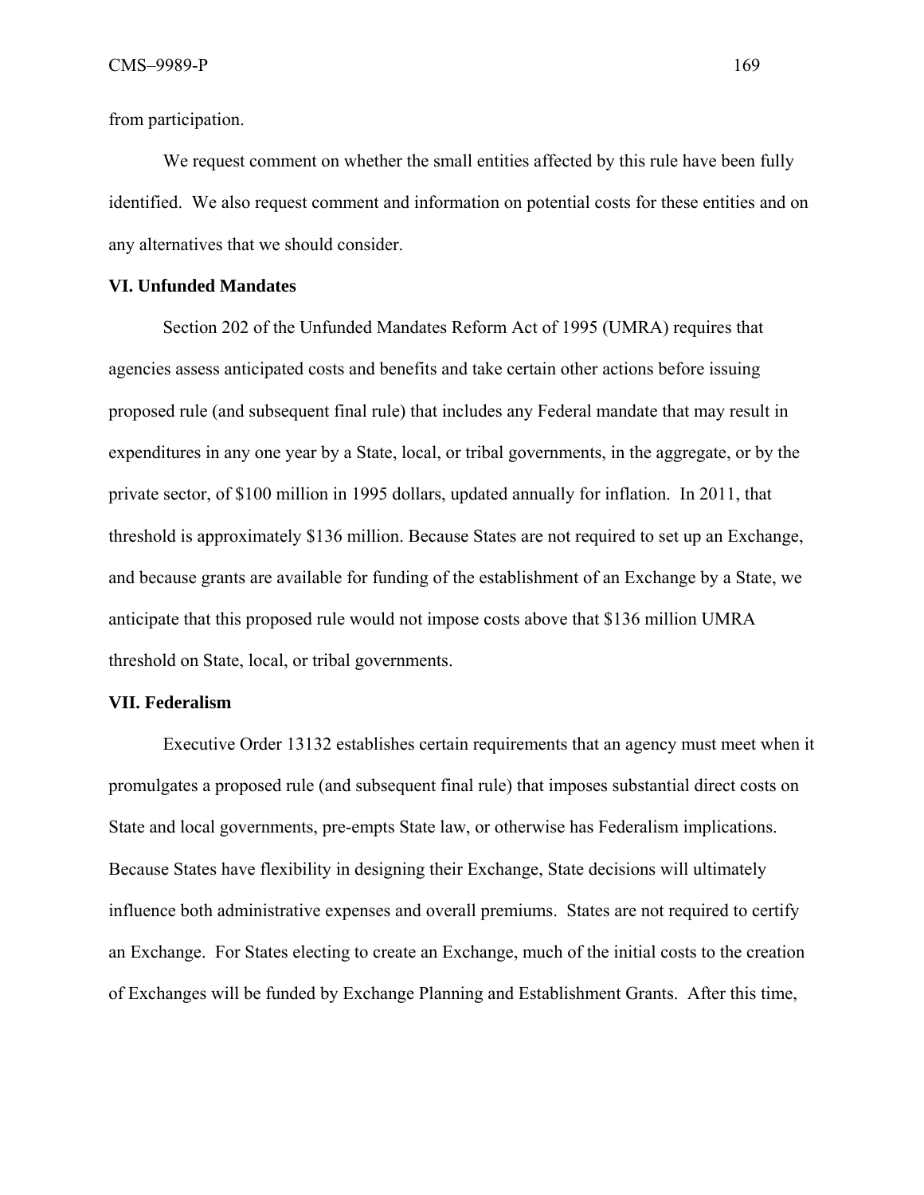from participation.

We request comment on whether the small entities affected by this rule have been fully identified. We also request comment and information on potential costs for these entities and on any alternatives that we should consider.

## VI. Unfunded Mandates

Section 202 of the Unfunded Mandates Reform Act of 1995 (UMRA) requires that agencies assess anticipated costs and benefits and take certain other actions before issuing proposed rule (and subsequent final rule) that includes any Federal mandate that may result in expenditures in any one year by a State, local, or tribal governments, in the aggregate, or by the private sector, of $100 million in 1995 dollars, updated annually for inflation. In 2011, that threshold is approximately $136 million. Because States are not required to set up an Exchange, and because grants are available for funding of the establishment of an Exchange by a State, we anticipate that this proposed rule would not impose costs above that $136 million UMRA threshold on State, local, or tribal governments.

## VII. Federalism

Executive Order 13132 establishes certain requirements that an agency must meet when it promulgates a proposed rule (and subsequent final rule) that imposes substantial direct costs on State and local governments, pre-empts State law, or otherwise has Federalism implications. Because States have flexibility in designing their Exchange, State decisions will ultimately influence both administrative expenses and overall premiums. States are not required to certify an Exchange. For States electing to create an Exchange, much of the initial costs to the creation of Exchanges will be funded by Exchange Planning and Establishment Grants. After this time,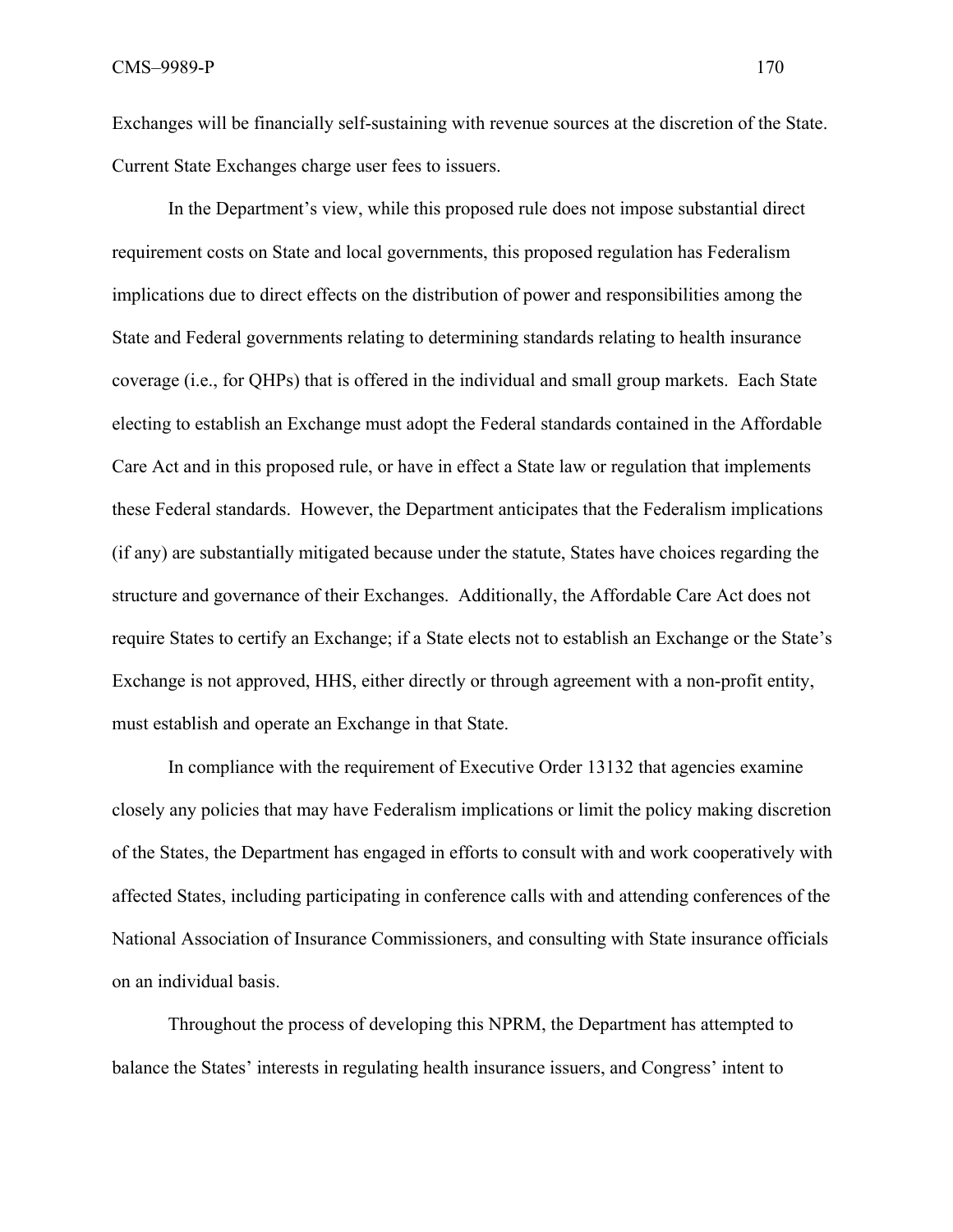Exchanges will be financially self-sustaining with revenue sources at the discretion of the State. Current State Exchanges charge user fees to issuers.

In the Department's view, while this proposed rule does not impose substantial direct requirement costs on State and local governments, this proposed regulation has Federalism implications due to direct effects on the distribution of power and responsibilities among the State and Federal governments relating to determining standards relating to health insurance coverage (i.e., for QHPs) that is offered in the individual and small group markets. Each State electing to establish an Exchange must adopt the Federal standards contained in the Affordable Care Act and in this proposed rule, or have in effect a State law or regulation that implements these Federal standards. However, the Department anticipates that the Federalism implications (if any) are substantially mitigated because under the statute, States have choices regarding the structure and governance of their Exchanges. Additionally, the Affordable Care Act does not require States to certify an Exchange; if a State elects not to establish an Exchange or the State's Exchange is not approved, HHS, either directly or through agreement with a non-profit entity, must establish and operate an Exchange in that State.

In compliance with the requirement of Executive Order 13132 that agencies examine closely any policies that may have Federalism implications or limit the policy making discretion of the States, the Department has engaged in efforts to consult with and work cooperatively with affected States, including participating in conference calls with and attending conferences of the National Association of Insurance Commissioners, and consulting with State insurance officials on an individual basis.

Throughout the process of developing this NPRM, the Department has attempted to balance the States' interests in regulating health insurance issuers, and Congress' intent to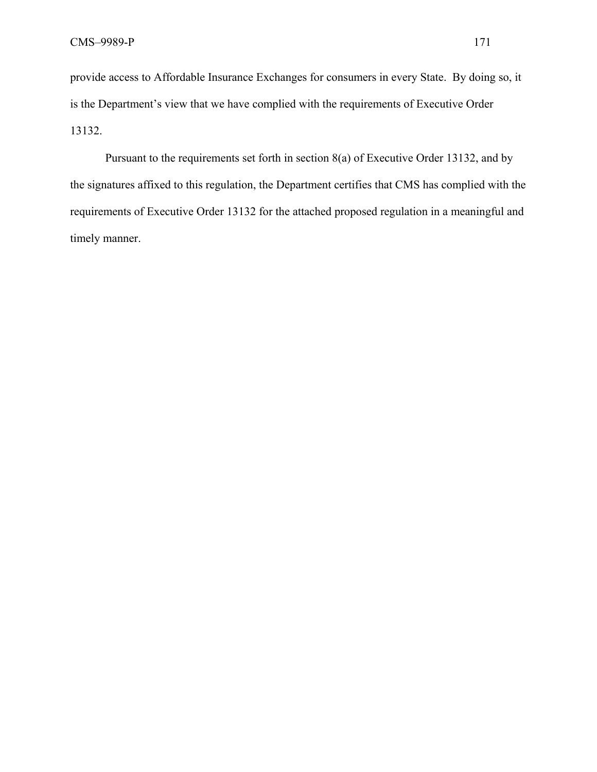provide access to Affordable Insurance Exchanges for consumers in every State. By doing so, it is the Department's view that we have complied with the requirements of Executive Order 13132.

Pursuant to the requirements set forth in section 8(a) of Executive Order 13132, and by the signatures affixed to this regulation, the Department certifies that CMS has complied with the requirements of Executive Order 13132 for the attached proposed regulation in a meaningful and timely manner.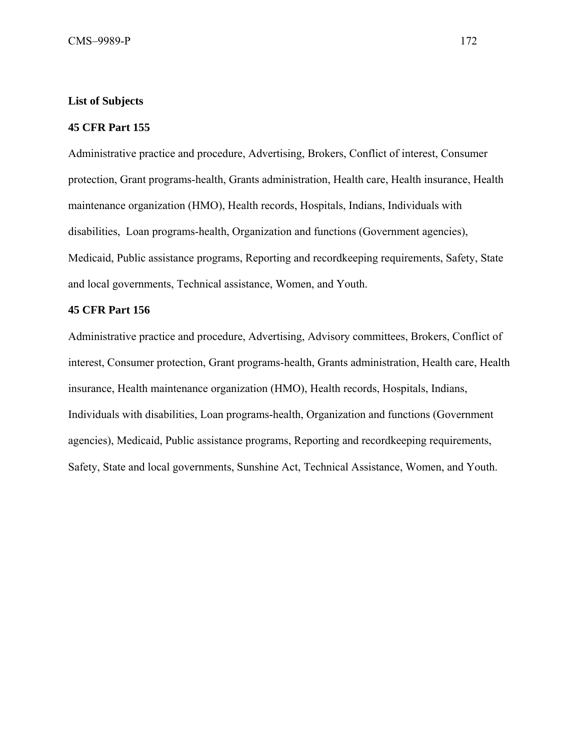**List of Subjects**

**45 CFR Part 155**

Administrative practice and procedure, Advertising, Brokers, Conflict of interest, Consumer protection, Grant programs-health, Grants administration, Health care, Health insurance, Health maintenance organization (HMO), Health records, Hospitals, Indians, Individuals with disabilities, Loan programs-health, Organization and functions (Government agencies), Medicaid, Public assistance programs, Reporting and recordkeeping requirements, Safety, State and local governments, Technical assistance, Women, and Youth.

**45 CFR Part 156**

Administrative practice and procedure, Advertising, Advisory committees, Brokers, Conflict of interest, Consumer protection, Grant programs-health, Grants administration, Health care, Health insurance, Health maintenance organization (HMO), Health records, Hospitals, Indians, Individuals with disabilities, Loan programs-health, Organization and functions (Government agencies), Medicaid, Public assistance programs, Reporting and recordkeeping requirements, Safety, State and local governments, Sunshine Act, Technical Assistance, Women, and Youth.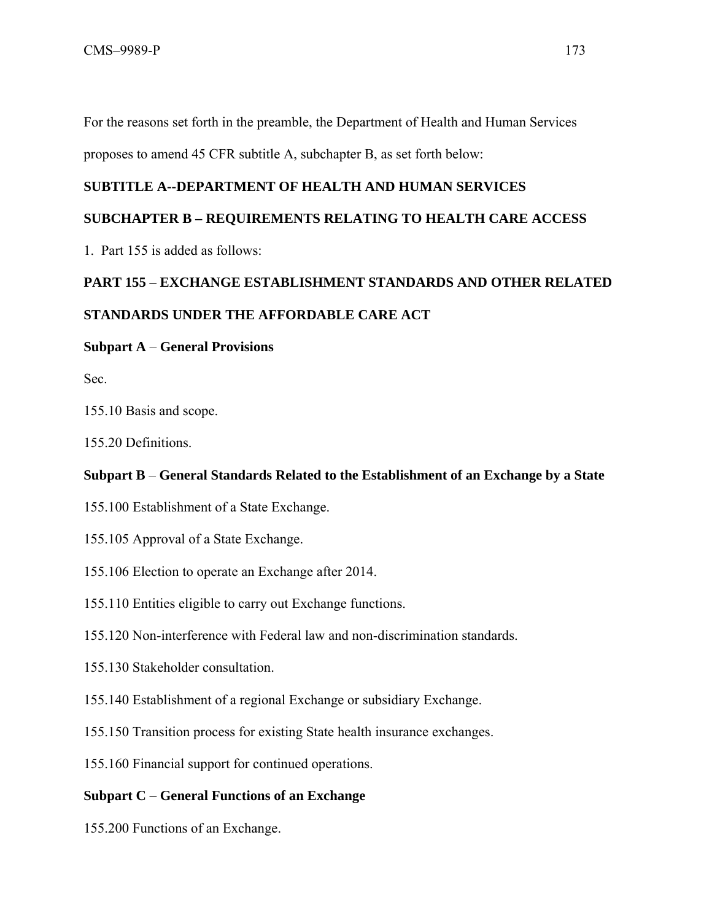For the reasons set forth in the preamble, the Department of Health and Human Services proposes to amend 45 CFR subtitle A, subchapter B, as set forth below:

**SUBTITLE A--DEPARTMENT OF HEALTH AND HUMAN SERVICES**

**SUBCHAPTER B – REQUIREMENTS RELATING TO HEALTH CARE ACCESS**

1. Part 155 is added as follows:

**PART 155** – **EXCHANGE ESTABLISHMENT STANDARDS AND OTHER RELATED STANDARDS UNDER THE AFFORDABLE CARE ACT**

**Subpart A** – **General Provisions**

Sec.

155.10 Basis and scope.

155.20 Definitions.

**Subpart B** – **General Standards Related to the Establishment of an Exchange by a State**

155.100 Establishment of a State Exchange.

155.105 Approval of a State Exchange.

155.106 Election to operate an Exchange after 2014.

155.110 Entities eligible to carry out Exchange functions.

155.120 Non-interference with Federal law and non-discrimination standards.

155.130 Stakeholder consultation.

155.140 Establishment of a regional Exchange or subsidiary Exchange.

155.150 Transition process for existing State health insurance exchanges.

155.160 Financial support for continued operations.

**Subpart C** – **General Functions of an Exchange**

155.200 Functions of an Exchange.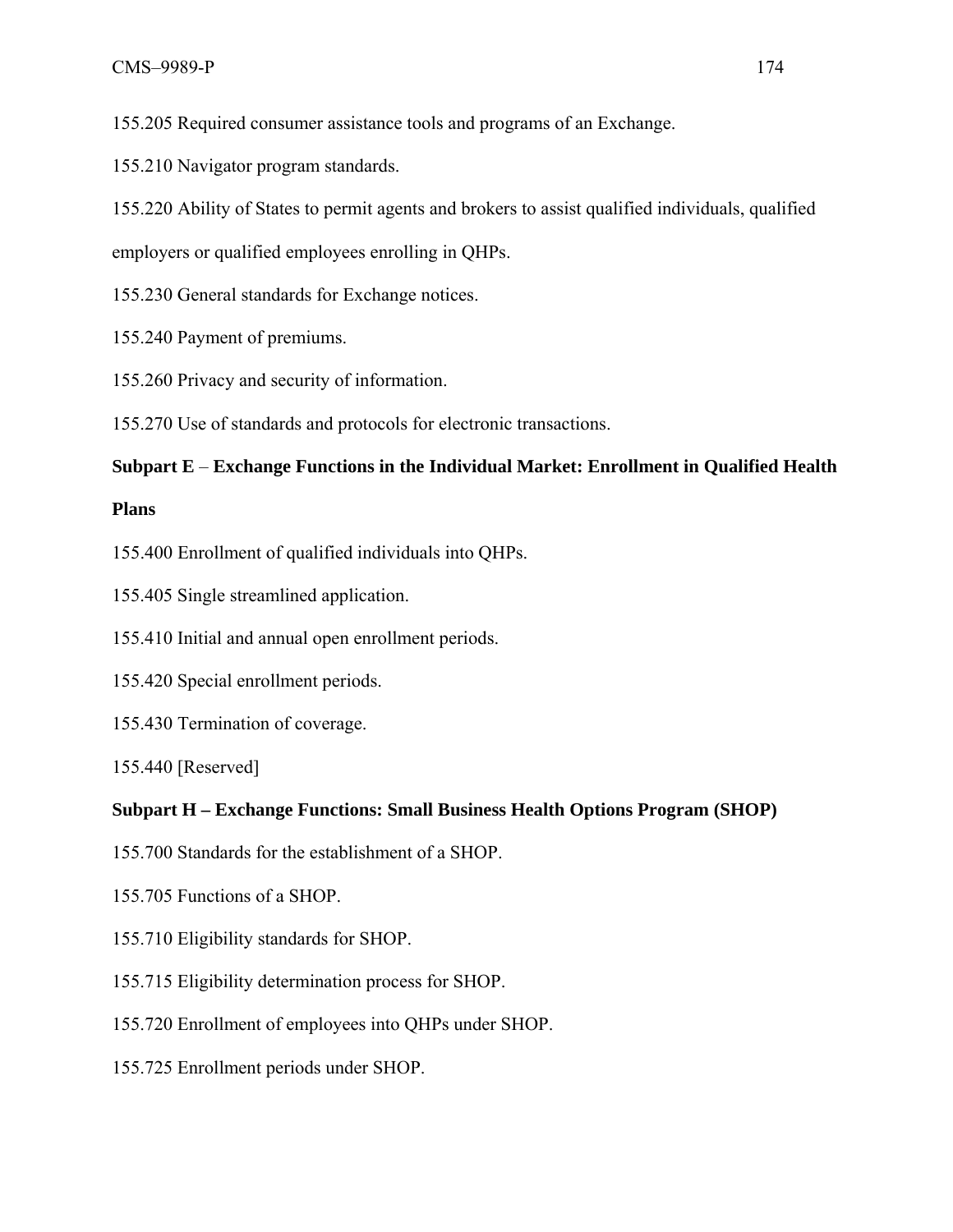155.205 Required consumer assistance tools and programs of an Exchange.

155.210 Navigator program standards.

155.220 Ability of States to permit agents and brokers to assist qualified individuals, qualified employers or qualified employees enrolling in QHPs.

155.230 General standards for Exchange notices.

155.240 Payment of premiums.

155.260 Privacy and security of information.

155.270 Use of standards and protocols for electronic transactions.

**Subpart E – Exchange Functions in the Individual Market: Enrollment in Qualified Health Plans**

155.400 Enrollment of qualified individuals into QHPs.

155.405 Single streamlined application.

155.410 Initial and annual open enrollment periods.

155.420 Special enrollment periods.

155.430 Termination of coverage.

155.440 [Reserved]

**Subpart H – Exchange Functions: Small Business Health Options Program (SHOP)**

155.700 Standards for the establishment of a SHOP.

155.705 Functions of a SHOP.

155.710 Eligibility standards for SHOP.

155.715 Eligibility determination process for SHOP.

155.720 Enrollment of employees into QHPs under SHOP.

155.725 Enrollment periods under SHOP.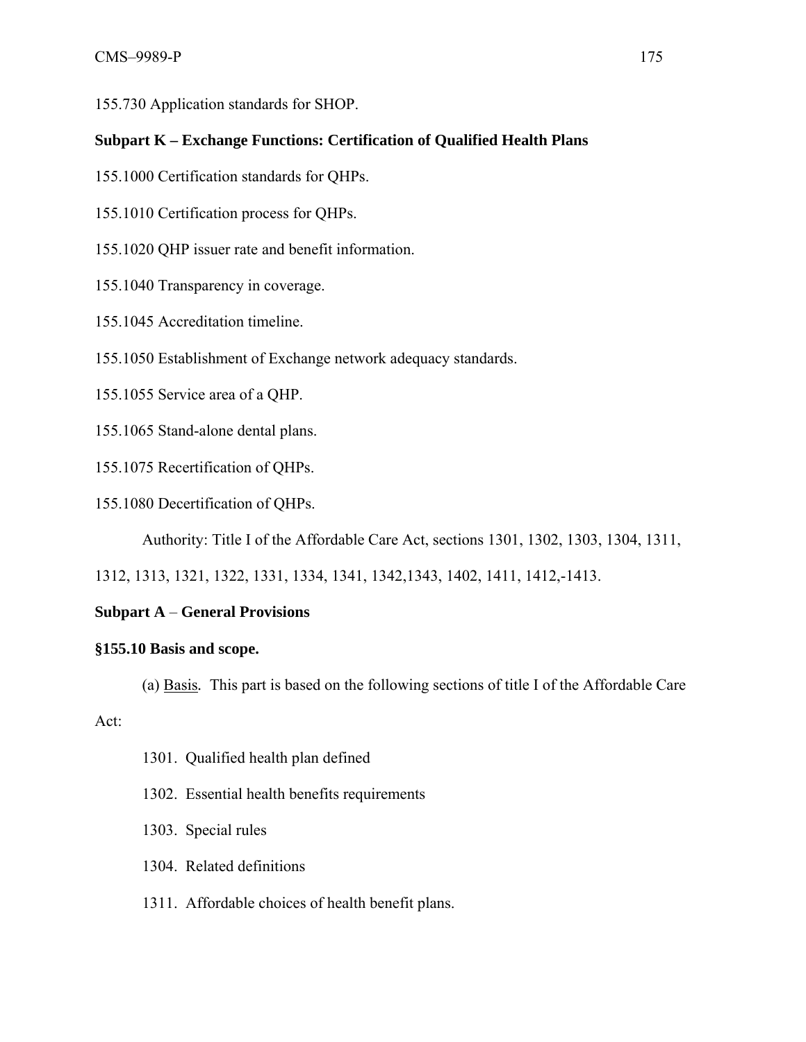155.730 Application standards for SHOP.

**Subpart K – Exchange Functions: Certification of Qualified Health Plans**

155.1000 Certification standards for QHPs.

155.1010 Certification process for QHPs.

155.1020 QHP issuer rate and benefit information.

155.1040 Transparency in coverage.

155.1045 Accreditation timeline.

155.1050 Establishment of Exchange network adequacy standards.

155.1055 Service area of a QHP.

155.1065 Stand-alone dental plans.

155.1075 Recertification of QHPs.

155.1080 Decertification of QHPs.

Authority: Title I of the Affordable Care Act, sections 1301, 1302, 1303, 1304, 1311, 1312, 1313, 1321, 1322, 1331, 1334, 1341, 1342,1343, 1402, 1411, 1412,-1413.

## Subpart A – General Provisions

### §155.10 Basis and scope.

(a) Basis. This part is based on the following sections of title I of the Affordable Care Act:

1301. Qualified health plan defined

1302. Essential health benefits requirements

1303. Special rules

1304. Related definitions

1311. Affordable choices of health benefit plans.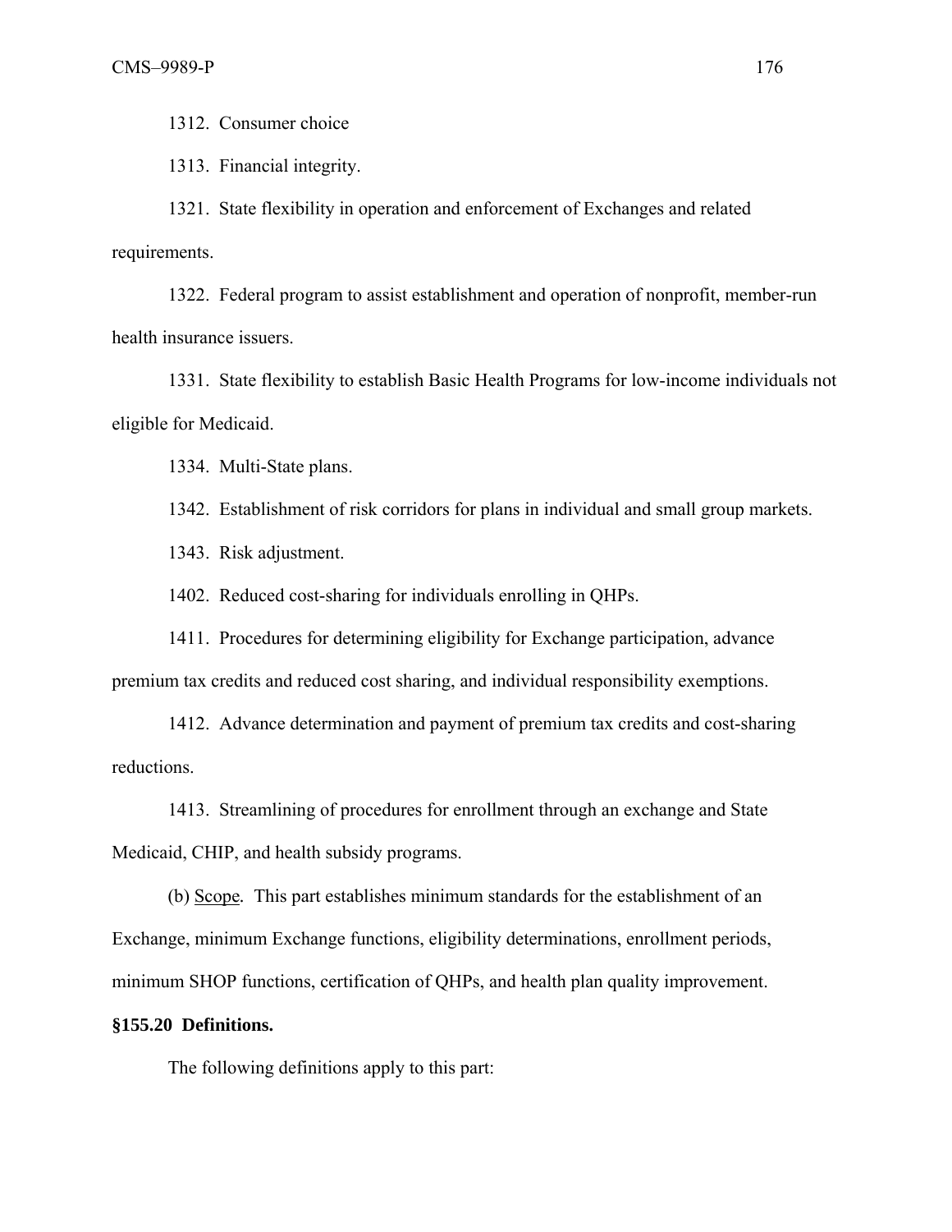1312. Consumer choice

1313. Financial integrity.

1321. State flexibility in operation and enforcement of Exchanges and related requirements.

1322. Federal program to assist establishment and operation of nonprofit, member-run health insurance issuers.

1331. State flexibility to establish Basic Health Programs for low-income individuals not eligible for Medicaid.

1334. Multi-State plans.

1342. Establishment of risk corridors for plans in individual and small group markets.

1343. Risk adjustment.

1402. Reduced cost-sharing for individuals enrolling in QHPs.

1411. Procedures for determining eligibility for Exchange participation, advance premium tax credits and reduced cost sharing, and individual responsibility exemptions.

1412. Advance determination and payment of premium tax credits and cost-sharing reductions.

1413. Streamlining of procedures for enrollment through an exchange and State Medicaid, CHIP, and health subsidy programs.

(b) Scope. This part establishes minimum standards for the establishment of an Exchange, minimum Exchange functions, eligibility determinations, enrollment periods, minimum SHOP functions, certification of QHPs, and health plan quality improvement.

**§155.20 Definitions.**

The following definitions apply to this part: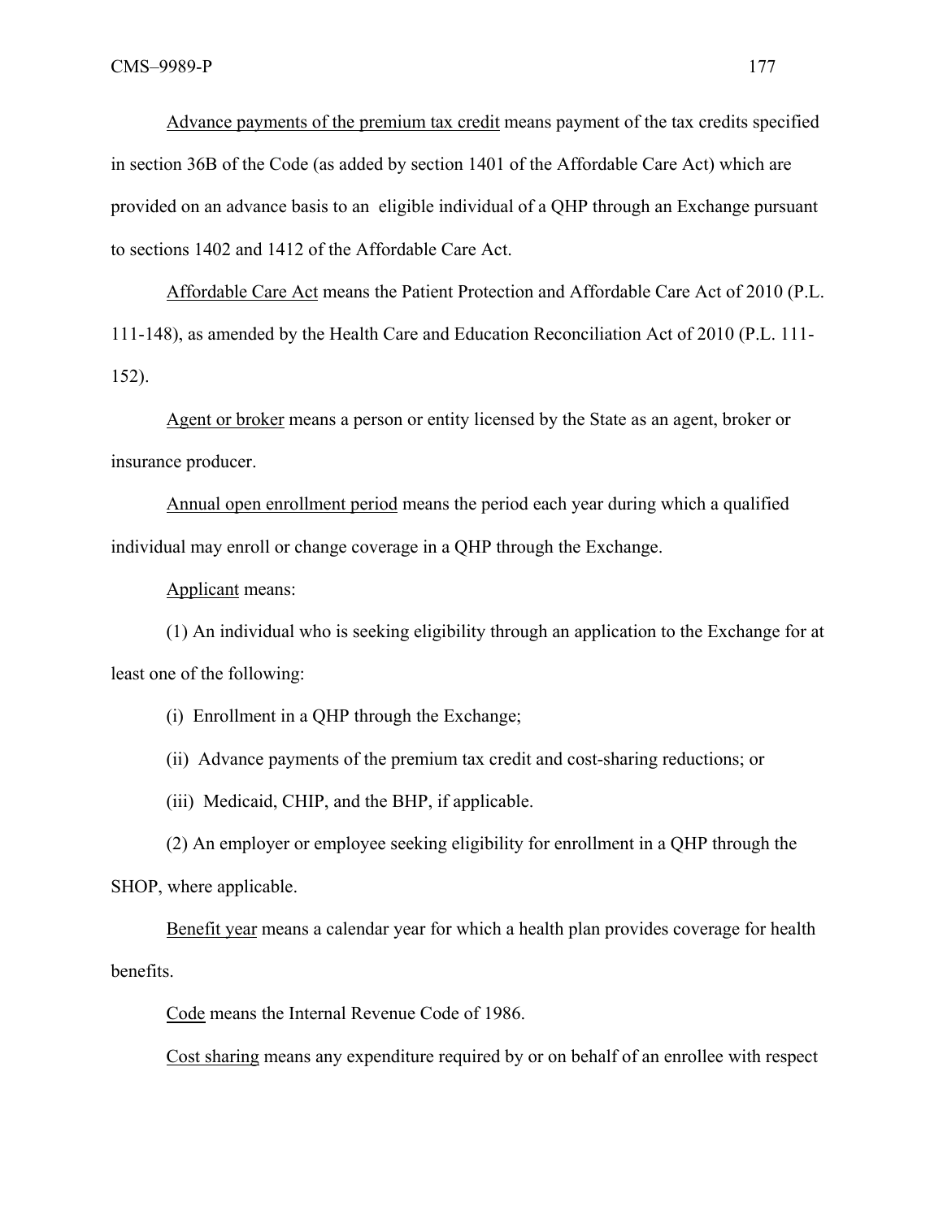Advance payments of the premium tax credit means payment of the tax credits specified in section 36B of the Code (as added by section 1401 of the Affordable Care Act) which are provided on an advance basis to an eligible individual of a QHP through an Exchange pursuant to sections 1402 and 1412 of the Affordable Care Act.

Affordable Care Act means the Patient Protection and Affordable Care Act of 2010 (P.L. 111-148), as amended by the Health Care and Education Reconciliation Act of 2010 (P.L. 111-152).

Agent or broker means a person or entity licensed by the State as an agent, broker or insurance producer.

Annual open enrollment period means the period each year during which a qualified individual may enroll or change coverage in a QHP through the Exchange.

Applicant means:

(1) An individual who is seeking eligibility through an application to the Exchange for at least one of the following:

(i) Enrollment in a QHP through the Exchange;

(ii) Advance payments of the premium tax credit and cost-sharing reductions; or

(iii) Medicaid, CHIP, and the BHP, if applicable.

(2) An employer or employee seeking eligibility for enrollment in a QHP through the SHOP, where applicable.

Benefit year means a calendar year for which a health plan provides coverage for health benefits.

Code means the Internal Revenue Code of 1986.

Cost sharing means any expenditure required by or on behalf of an enrollee with respect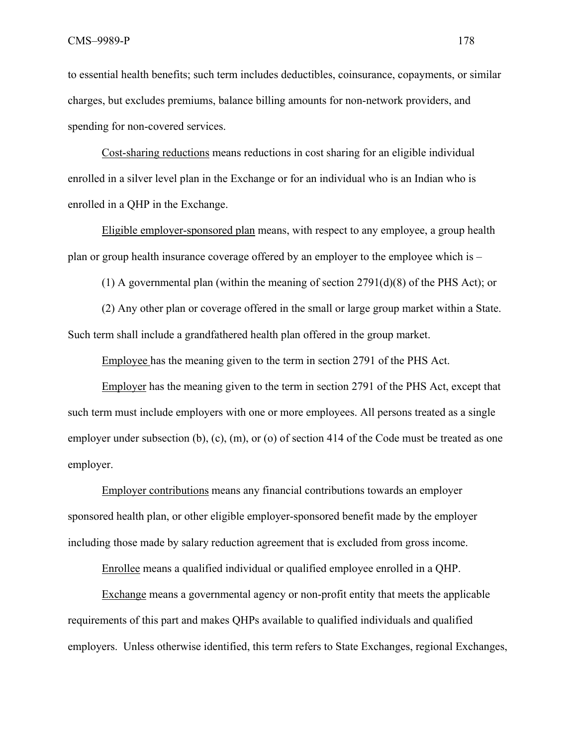to essential health benefits; such term includes deductibles, coinsurance, copayments, or similar charges, but excludes premiums, balance billing amounts for non-network providers, and spending for non-covered services.

Cost-sharing reductions means reductions in cost sharing for an eligible individual enrolled in a silver level plan in the Exchange or for an individual who is an Indian who is enrolled in a QHP in the Exchange.

Eligible employer-sponsored plan means, with respect to any employee, a group health plan or group health insurance coverage offered by an employer to the employee which is –

(1) A governmental plan (within the meaning of section 2791(d)(8) of the PHS Act); or

(2) Any other plan or coverage offered in the small or large group market within a State. Such term shall include a grandfathered health plan offered in the group market.

Employee has the meaning given to the term in section 2791 of the PHS Act.

Employer has the meaning given to the term in section 2791 of the PHS Act, except that such term must include employers with one or more employees. All persons treated as a single employer under subsection (b), (c), (m), or (o) of section 414 of the Code must be treated as one employer.

Employer contributions means any financial contributions towards an employer sponsored health plan, or other eligible employer-sponsored benefit made by the employer including those made by salary reduction agreement that is excluded from gross income.

Enrollee means a qualified individual or qualified employee enrolled in a QHP.

Exchange means a governmental agency or non-profit entity that meets the applicable requirements of this part and makes QHPs available to qualified individuals and qualified employers. Unless otherwise identified, this term refers to State Exchanges, regional Exchanges,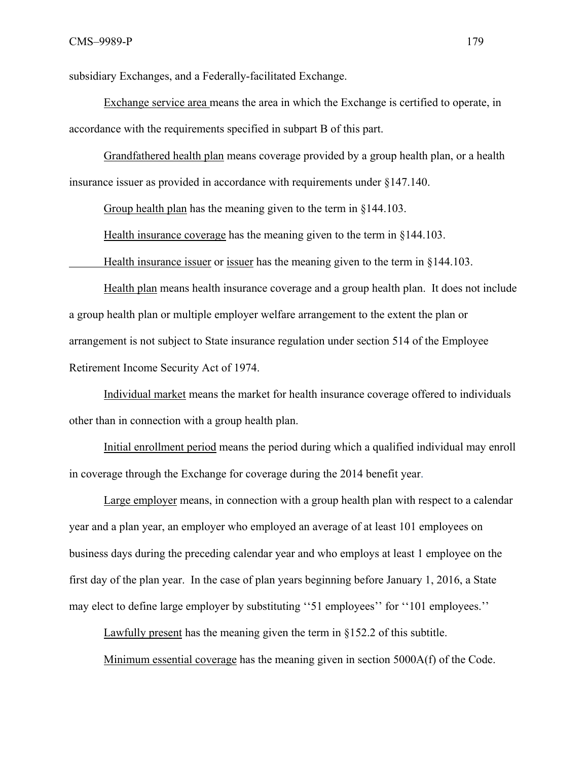subsidiary Exchanges, and a Federally-facilitated Exchange.

Exchange service area means the area in which the Exchange is certified to operate, in accordance with the requirements specified in subpart B of this part.

Grandfathered health plan means coverage provided by a group health plan, or a health insurance issuer as provided in accordance with requirements under §147.140.

Group health plan has the meaning given to the term in §144.103.

Health insurance coverage has the meaning given to the term in §144.103.

Health insurance issuer or issuer has the meaning given to the term in §144.103.

Health plan means health insurance coverage and a group health plan. It does not include a group health plan or multiple employer welfare arrangement to the extent the plan or arrangement is not subject to State insurance regulation under section 514 of the Employee Retirement Income Security Act of 1974.

Individual market means the market for health insurance coverage offered to individuals other than in connection with a group health plan.

Initial enrollment period means the period during which a qualified individual may enroll in coverage through the Exchange for coverage during the 2014 benefit year.

Large employer means, in connection with a group health plan with respect to a calendar year and a plan year, an employer who employed an average of at least 101 employees on business days during the preceding calendar year and who employs at least 1 employee on the first day of the plan year. In the case of plan years beginning before January 1, 2016, a State may elect to define large employer by substituting ''51 employees'' for ''101 employees.''

Lawfully present has the meaning given the term in §152.2 of this subtitle.

Minimum essential coverage has the meaning given in section 5000A(f) of the Code.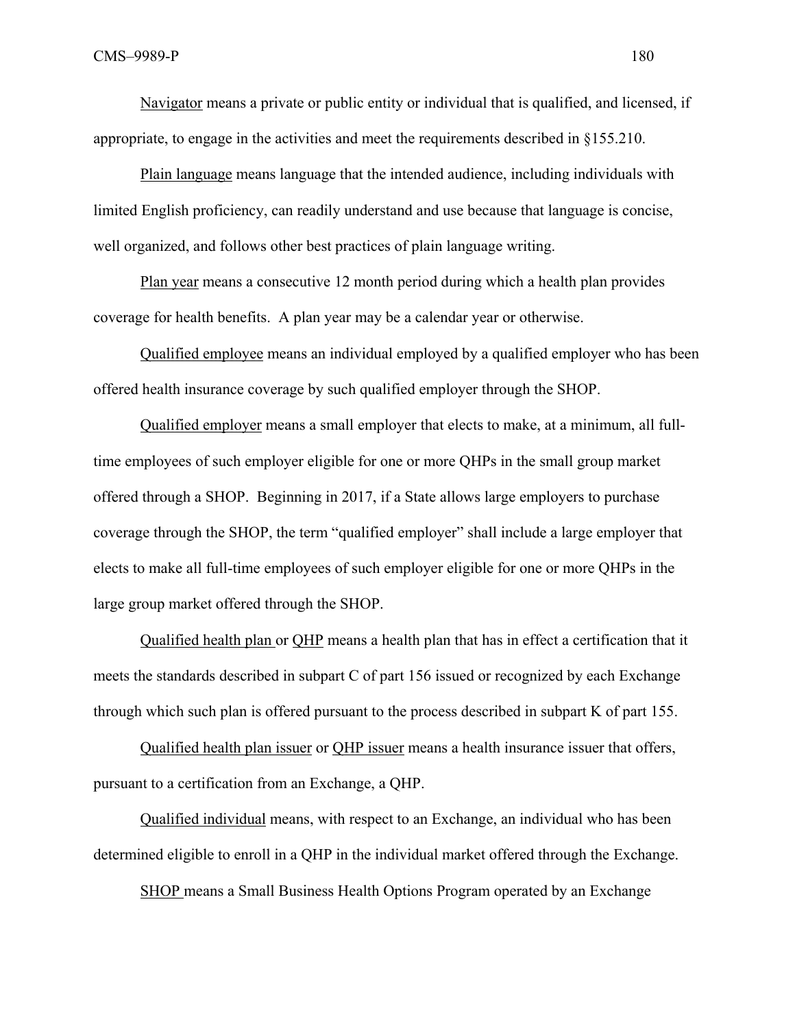Navigator means a private or public entity or individual that is qualified, and licensed, if appropriate, to engage in the activities and meet the requirements described in §155.210.

Plain language means language that the intended audience, including individuals with limited English proficiency, can readily understand and use because that language is concise, well organized, and follows other best practices of plain language writing.

Plan year means a consecutive 12 month period during which a health plan provides coverage for health benefits. A plan year may be a calendar year or otherwise.

Qualified employee means an individual employed by a qualified employer who has been offered health insurance coverage by such qualified employer through the SHOP.

Qualified employer means a small employer that elects to make, at a minimum, all full-time employees of such employer eligible for one or more QHPs in the small group market offered through a SHOP. Beginning in 2017, if a State allows large employers to purchase coverage through the SHOP, the term "qualified employer" shall include a large employer that elects to make all full-time employees of such employer eligible for one or more QHPs in the large group market offered through the SHOP.

Qualified health plan or QHP means a health plan that has in effect a certification that it meets the standards described in subpart C of part 156 issued or recognized by each Exchange through which such plan is offered pursuant to the process described in subpart K of part 155.

Qualified health plan issuer or QHP issuer means a health insurance issuer that offers, pursuant to a certification from an Exchange, a QHP.

Qualified individual means, with respect to an Exchange, an individual who has been determined eligible to enroll in a QHP in the individual market offered through the Exchange.

SHOP means a Small Business Health Options Program operated by an Exchange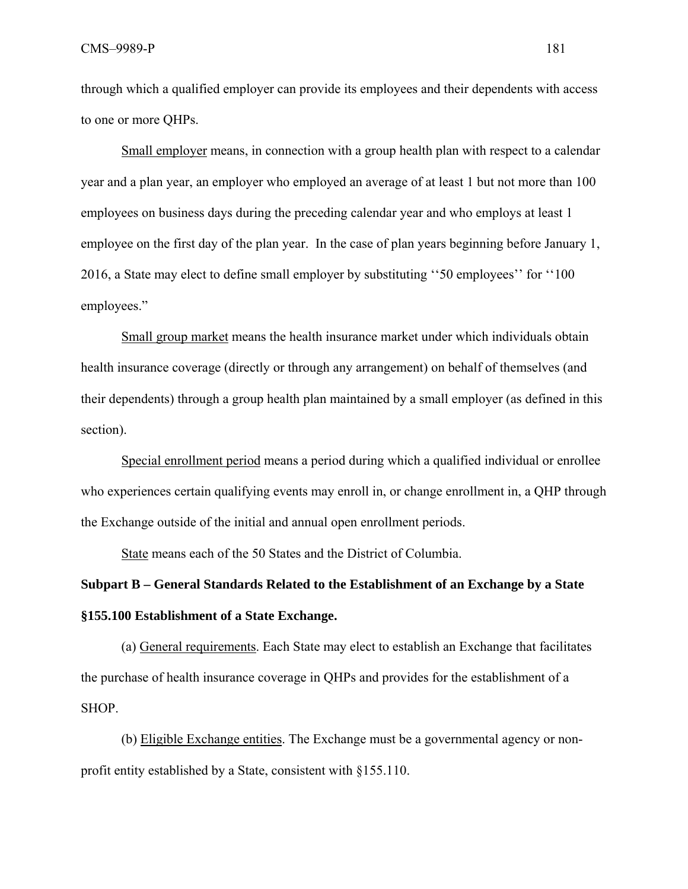through which a qualified employer can provide its employees and their dependents with access to one or more QHPs.

Small employer means, in connection with a group health plan with respect to a calendar year and a plan year, an employer who employed an average of at least 1 but not more than 100 employees on business days during the preceding calendar year and who employs at least 1 employee on the first day of the plan year. In the case of plan years beginning before January 1, 2016, a State may elect to define small employer by substituting ''50 employees'' for ''100 employees."

Small group market means the health insurance market under which individuals obtain health insurance coverage (directly or through any arrangement) on behalf of themselves (and their dependents) through a group health plan maintained by a small employer (as defined in this section).

Special enrollment period means a period during which a qualified individual or enrollee who experiences certain qualifying events may enroll in, or change enrollment in, a QHP through the Exchange outside of the initial and annual open enrollment periods.

State means each of the 50 States and the District of Columbia.

## Subpart B – General Standards Related to the Establishment of an Exchange by a State

### §155.100 Establishment of a State Exchange.

(a) General requirements. Each State may elect to establish an Exchange that facilitates the purchase of health insurance coverage in QHPs and provides for the establishment of a SHOP.

(b) Eligible Exchange entities. The Exchange must be a governmental agency or non-profit entity established by a State, consistent with §155.110.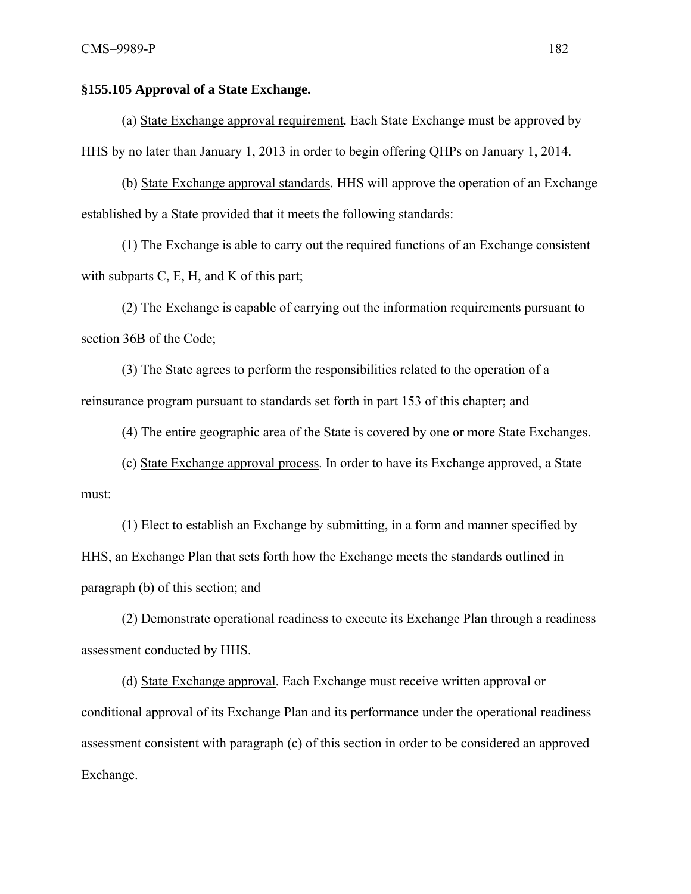**§155.105 Approval of a State Exchange.**

(a) State Exchange approval requirement. Each State Exchange must be approved by HHS by no later than January 1, 2013 in order to begin offering QHPs on January 1, 2014.

(b) State Exchange approval standards. HHS will approve the operation of an Exchange established by a State provided that it meets the following standards:

(1) The Exchange is able to carry out the required functions of an Exchange consistent with subparts C, E, H, and K of this part;

(2) The Exchange is capable of carrying out the information requirements pursuant to section 36B of the Code;

(3) The State agrees to perform the responsibilities related to the operation of a reinsurance program pursuant to standards set forth in part 153 of this chapter; and

(4) The entire geographic area of the State is covered by one or more State Exchanges.

(c) State Exchange approval process. In order to have its Exchange approved, a State must:

(1) Elect to establish an Exchange by submitting, in a form and manner specified by HHS, an Exchange Plan that sets forth how the Exchange meets the standards outlined in paragraph (b) of this section; and

(2) Demonstrate operational readiness to execute its Exchange Plan through a readiness assessment conducted by HHS.

(d) State Exchange approval. Each Exchange must receive written approval or conditional approval of its Exchange Plan and its performance under the operational readiness assessment consistent with paragraph (c) of this section in order to be considered an approved Exchange.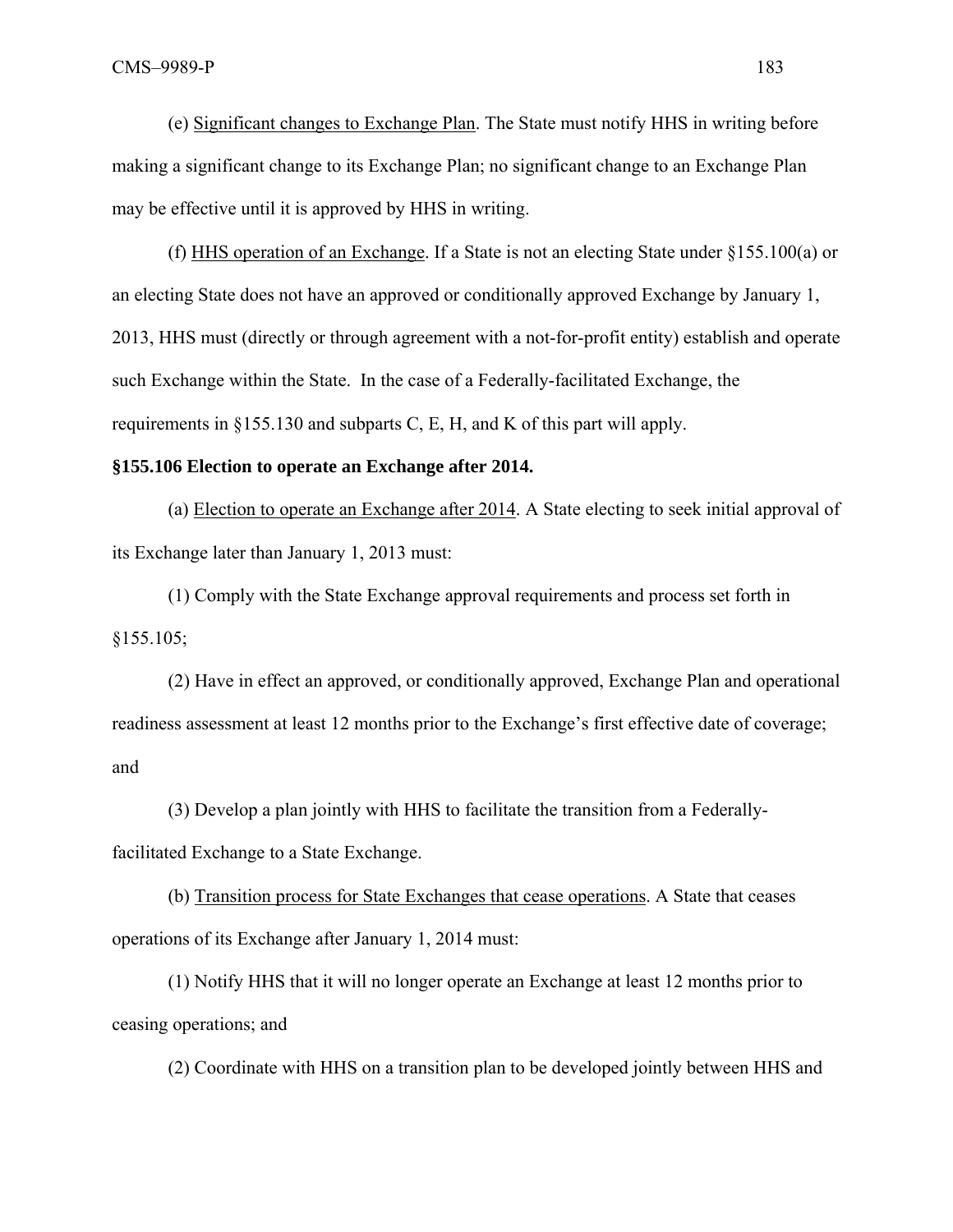(e) Significant changes to Exchange Plan. The State must notify HHS in writing before making a significant change to its Exchange Plan; no significant change to an Exchange Plan may be effective until it is approved by HHS in writing.

(f) HHS operation of an Exchange. If a State is not an electing State under §155.100(a) or an electing State does not have an approved or conditionally approved Exchange by January 1, 2013, HHS must (directly or through agreement with a not-for-profit entity) establish and operate such Exchange within the State. In the case of a Federally-facilitated Exchange, the requirements in §155.130 and subparts C, E, H, and K of this part will apply.

**§155.106 Election to operate an Exchange after 2014.**

(a) Election to operate an Exchange after 2014. A State electing to seek initial approval of its Exchange later than January 1, 2013 must:

(1) Comply with the State Exchange approval requirements and process set forth in §155.105;

(2) Have in effect an approved, or conditionally approved, Exchange Plan and operational readiness assessment at least 12 months prior to the Exchange's first effective date of coverage; and

(3) Develop a plan jointly with HHS to facilitate the transition from a Federally-facilitated Exchange to a State Exchange.

(b) Transition process for State Exchanges that cease operations. A State that ceases operations of its Exchange after January 1, 2014 must:

(1) Notify HHS that it will no longer operate an Exchange at least 12 months prior to ceasing operations; and

(2) Coordinate with HHS on a transition plan to be developed jointly between HHS and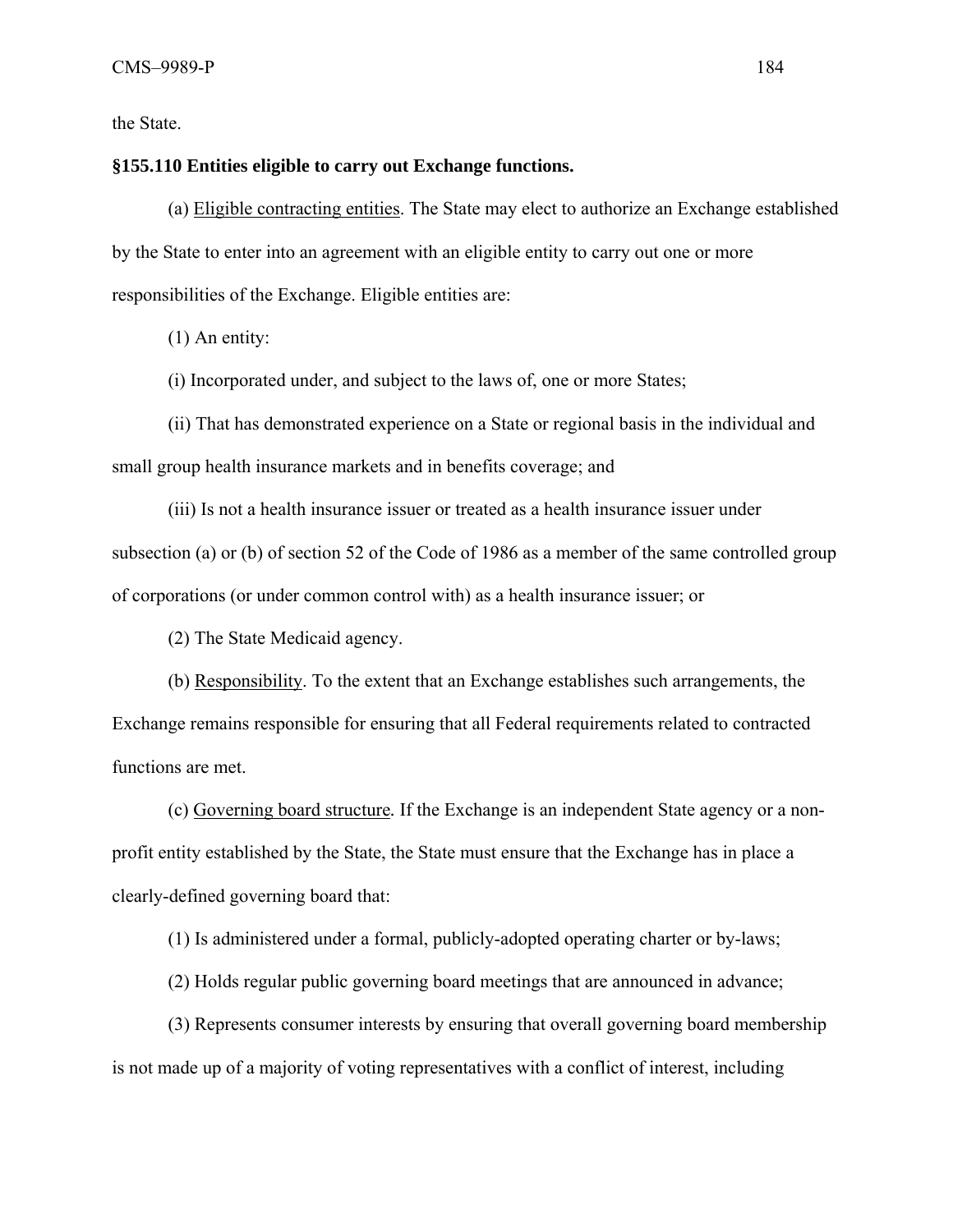the State.

**§155.110 Entities eligible to carry out Exchange functions.**

(a) Eligible contracting entities. The State may elect to authorize an Exchange established by the State to enter into an agreement with an eligible entity to carry out one or more responsibilities of the Exchange. Eligible entities are:

(1) An entity:

(i) Incorporated under, and subject to the laws of, one or more States;

(ii) That has demonstrated experience on a State or regional basis in the individual and small group health insurance markets and in benefits coverage; and

(iii) Is not a health insurance issuer or treated as a health insurance issuer under subsection (a) or (b) of section 52 of the Code of 1986 as a member of the same controlled group of corporations (or under common control with) as a health insurance issuer; or

(2) The State Medicaid agency.

(b) Responsibility. To the extent that an Exchange establishes such arrangements, the Exchange remains responsible for ensuring that all Federal requirements related to contracted functions are met.

(c) Governing board structure. If the Exchange is an independent State agency or a non-profit entity established by the State, the State must ensure that the Exchange has in place a clearly-defined governing board that:

(1) Is administered under a formal, publicly-adopted operating charter or by-laws;

(2) Holds regular public governing board meetings that are announced in advance;

(3) Represents consumer interests by ensuring that overall governing board membership is not made up of a majority of voting representatives with a conflict of interest, including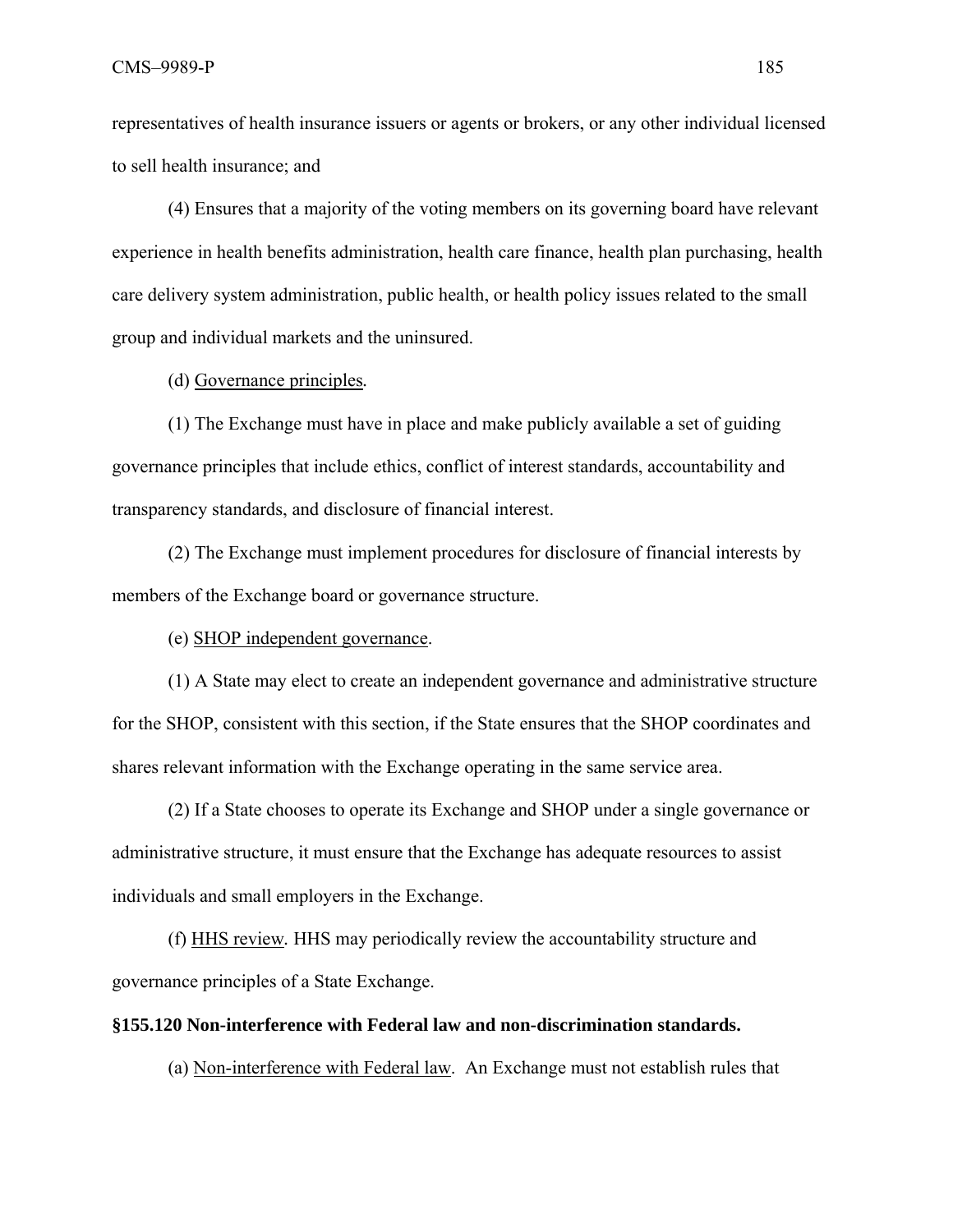representatives of health insurance issuers or agents or brokers, or any other individual licensed to sell health insurance; and

(4) Ensures that a majority of the voting members on its governing board have relevant experience in health benefits administration, health care finance, health plan purchasing, health care delivery system administration, public health, or health policy issues related to the small group and individual markets and the uninsured.

(d) Governance principles.

(1) The Exchange must have in place and make publicly available a set of guiding governance principles that include ethics, conflict of interest standards, accountability and transparency standards, and disclosure of financial interest.

(2) The Exchange must implement procedures for disclosure of financial interests by members of the Exchange board or governance structure.

(e) SHOP independent governance.

(1) A State may elect to create an independent governance and administrative structure for the SHOP, consistent with this section, if the State ensures that the SHOP coordinates and shares relevant information with the Exchange operating in the same service area.

(2) If a State chooses to operate its Exchange and SHOP under a single governance or administrative structure, it must ensure that the Exchange has adequate resources to assist individuals and small employers in the Exchange.

(f) HHS review. HHS may periodically review the accountability structure and governance principles of a State Exchange.

**§155.120 Non-interference with Federal law and non-discrimination standards.**

(a) Non-interference with Federal law. An Exchange must not establish rules that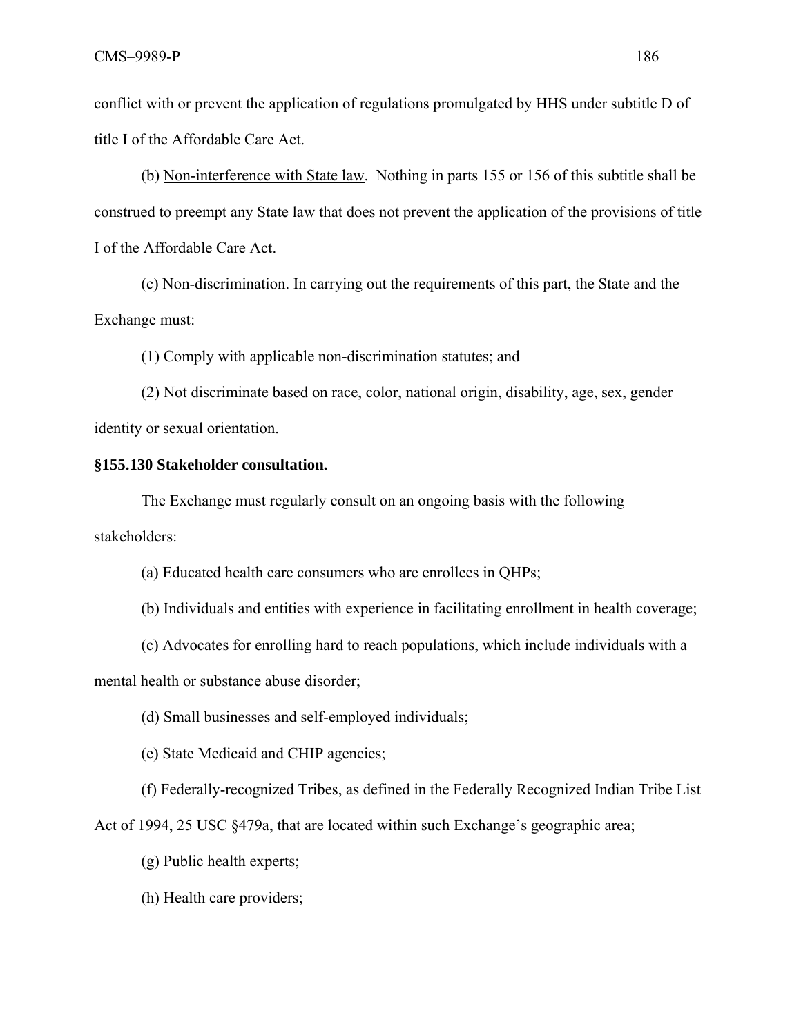conflict with or prevent the application of regulations promulgated by HHS under subtitle D of title I of the Affordable Care Act.

(b) Non-interference with State law. Nothing in parts 155 or 156 of this subtitle shall be construed to preempt any State law that does not prevent the application of the provisions of title I of the Affordable Care Act.

(c) Non-discrimination. In carrying out the requirements of this part, the State and the Exchange must:

(1) Comply with applicable non-discrimination statutes; and

(2) Not discriminate based on race, color, national origin, disability, age, sex, gender identity or sexual orientation.

**§155.130 Stakeholder consultation.**

The Exchange must regularly consult on an ongoing basis with the following stakeholders:

(a) Educated health care consumers who are enrollees in QHPs;

(b) Individuals and entities with experience in facilitating enrollment in health coverage;

(c) Advocates for enrolling hard to reach populations, which include individuals with a mental health or substance abuse disorder;

(d) Small businesses and self-employed individuals;

(e) State Medicaid and CHIP agencies;

(f) Federally-recognized Tribes, as defined in the Federally Recognized Indian Tribe List Act of 1994, 25 USC §479a, that are located within such Exchange's geographic area;

(g) Public health experts;

(h) Health care providers;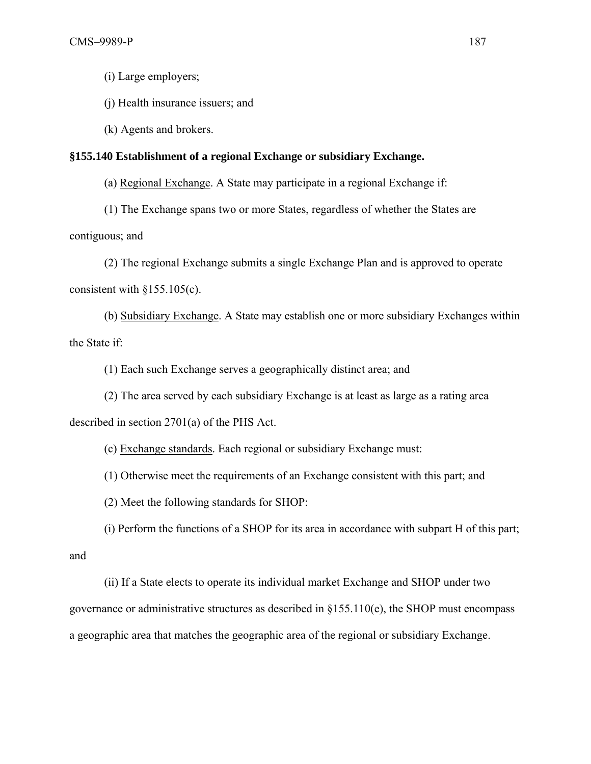(i) Large employers;

(j) Health insurance issuers; and

(k) Agents and brokers.

**§155.140 Establishment of a regional Exchange or subsidiary Exchange.**

(a) Regional Exchange. A State may participate in a regional Exchange if:

(1) The Exchange spans two or more States, regardless of whether the States are contiguous; and

(2) The regional Exchange submits a single Exchange Plan and is approved to operate consistent with §155.105(c).

(b) Subsidiary Exchange. A State may establish one or more subsidiary Exchanges within the State if:

(1) Each such Exchange serves a geographically distinct area; and

(2) The area served by each subsidiary Exchange is at least as large as a rating area described in section 2701(a) of the PHS Act.

(c) Exchange standards. Each regional or subsidiary Exchange must:

(1) Otherwise meet the requirements of an Exchange consistent with this part; and

(2) Meet the following standards for SHOP:

(i) Perform the functions of a SHOP for its area in accordance with subpart H of this part; and

(ii) If a State elects to operate its individual market Exchange and SHOP under two governance or administrative structures as described in §155.110(e), the SHOP must encompass a geographic area that matches the geographic area of the regional or subsidiary Exchange.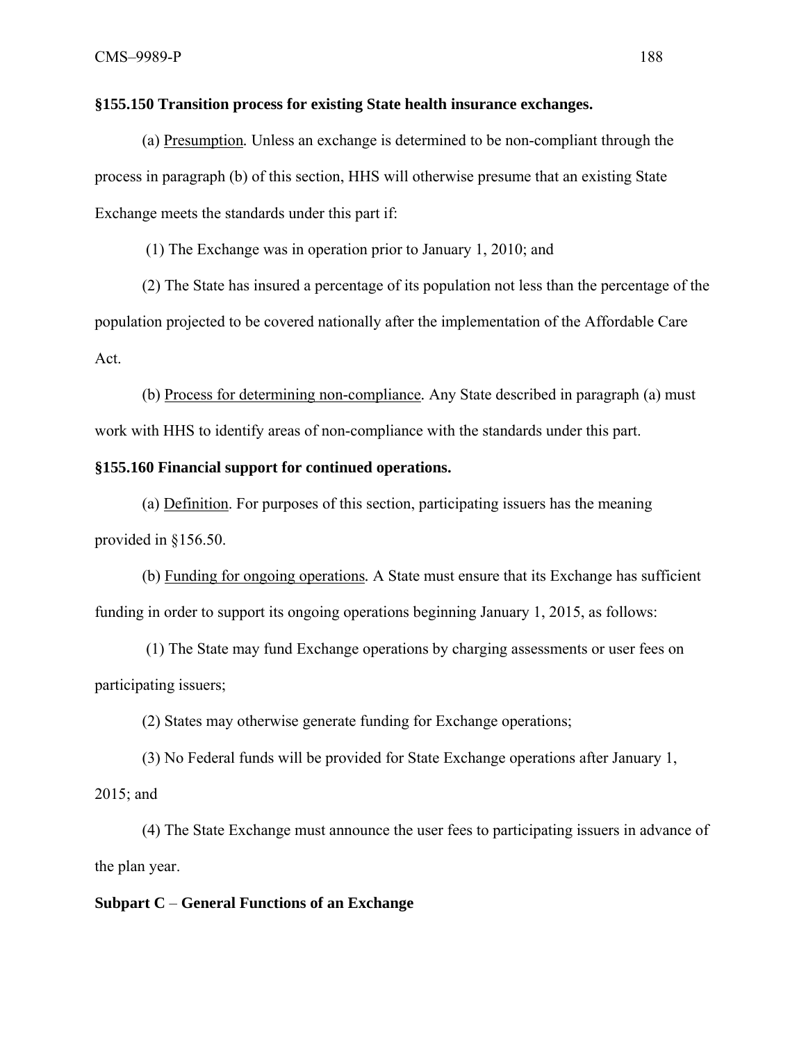**§155.150 Transition process for existing State health insurance exchanges.**

(a) Presumption. Unless an exchange is determined to be non-compliant through the process in paragraph (b) of this section, HHS will otherwise presume that an existing State Exchange meets the standards under this part if:

(1) The Exchange was in operation prior to January 1, 2010; and

(2) The State has insured a percentage of its population not less than the percentage of the population projected to be covered nationally after the implementation of the Affordable Care Act.

(b) Process for determining non-compliance. Any State described in paragraph (a) must work with HHS to identify areas of non-compliance with the standards under this part.

**§155.160 Financial support for continued operations.**

(a) Definition. For purposes of this section, participating issuers has the meaning provided in §156.50.

(b) Funding for ongoing operations. A State must ensure that its Exchange has sufficient funding in order to support its ongoing operations beginning January 1, 2015, as follows:

(1) The State may fund Exchange operations by charging assessments or user fees on participating issuers;

(2) States may otherwise generate funding for Exchange operations;

(3) No Federal funds will be provided for State Exchange operations after January 1, 2015; and

(4) The State Exchange must announce the user fees to participating issuers in advance of the plan year.

**Subpart C – General Functions of an Exchange**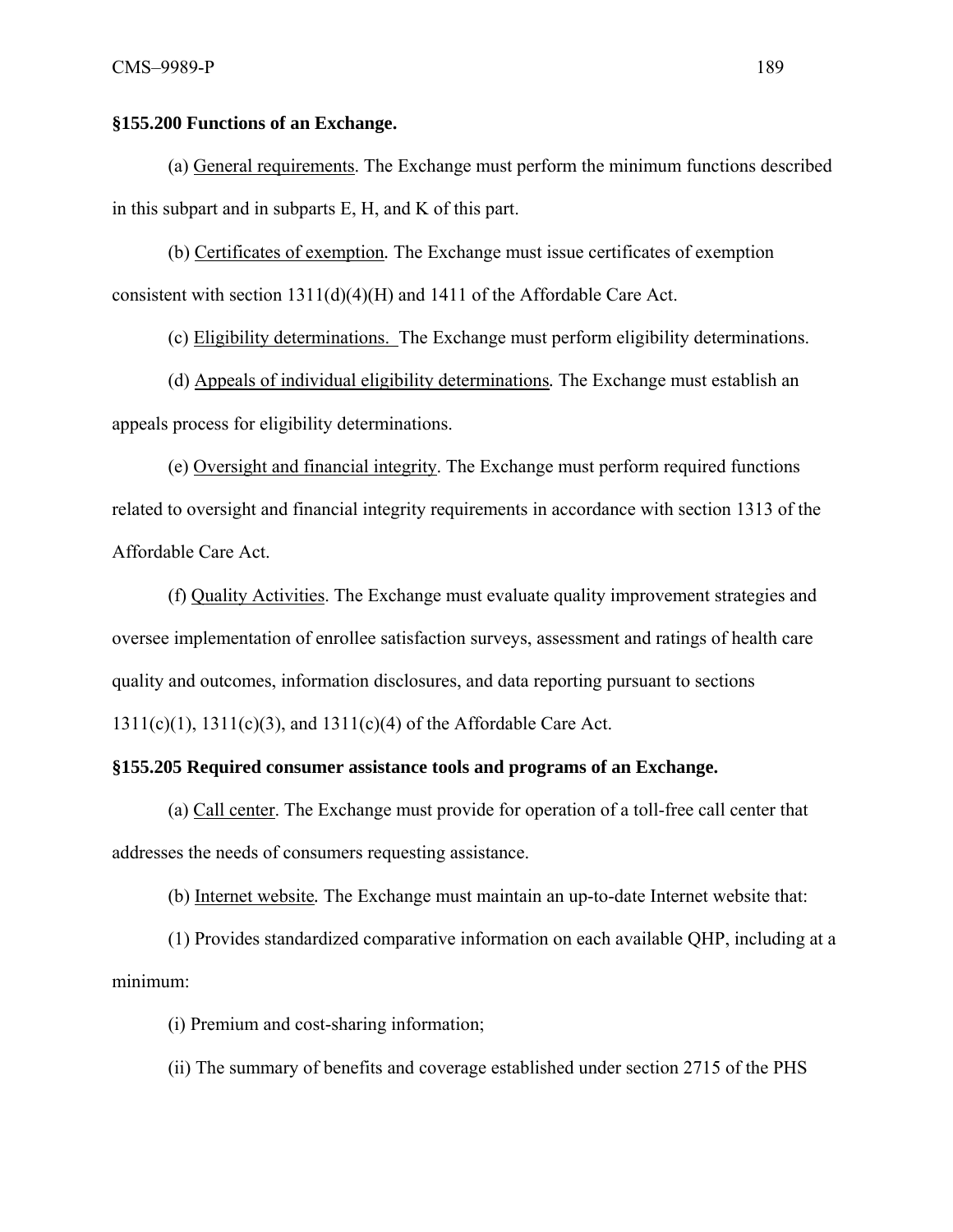**§155.200 Functions of an Exchange.**

(a) General requirements. The Exchange must perform the minimum functions described in this subpart and in subparts E, H, and K of this part.

(b) Certificates of exemption. The Exchange must issue certificates of exemption consistent with section 1311(d)(4)(H) and 1411 of the Affordable Care Act.

(c) Eligibility determinations. The Exchange must perform eligibility determinations.

(d) Appeals of individual eligibility determinations. The Exchange must establish an appeals process for eligibility determinations.

(e) Oversight and financial integrity. The Exchange must perform required functions related to oversight and financial integrity requirements in accordance with section 1313 of the Affordable Care Act.

(f) Quality Activities. The Exchange must evaluate quality improvement strategies and oversee implementation of enrollee satisfaction surveys, assessment and ratings of health care quality and outcomes, information disclosures, and data reporting pursuant to sections 1311(c)(1), 1311(c)(3), and 1311(c)(4) of the Affordable Care Act.

**§155.205 Required consumer assistance tools and programs of an Exchange.**

(a) Call center. The Exchange must provide for operation of a toll-free call center that addresses the needs of consumers requesting assistance.

(b) Internet website. The Exchange must maintain an up-to-date Internet website that:

(1) Provides standardized comparative information on each available QHP, including at a minimum:

(i) Premium and cost-sharing information;

(ii) The summary of benefits and coverage established under section 2715 of the PHS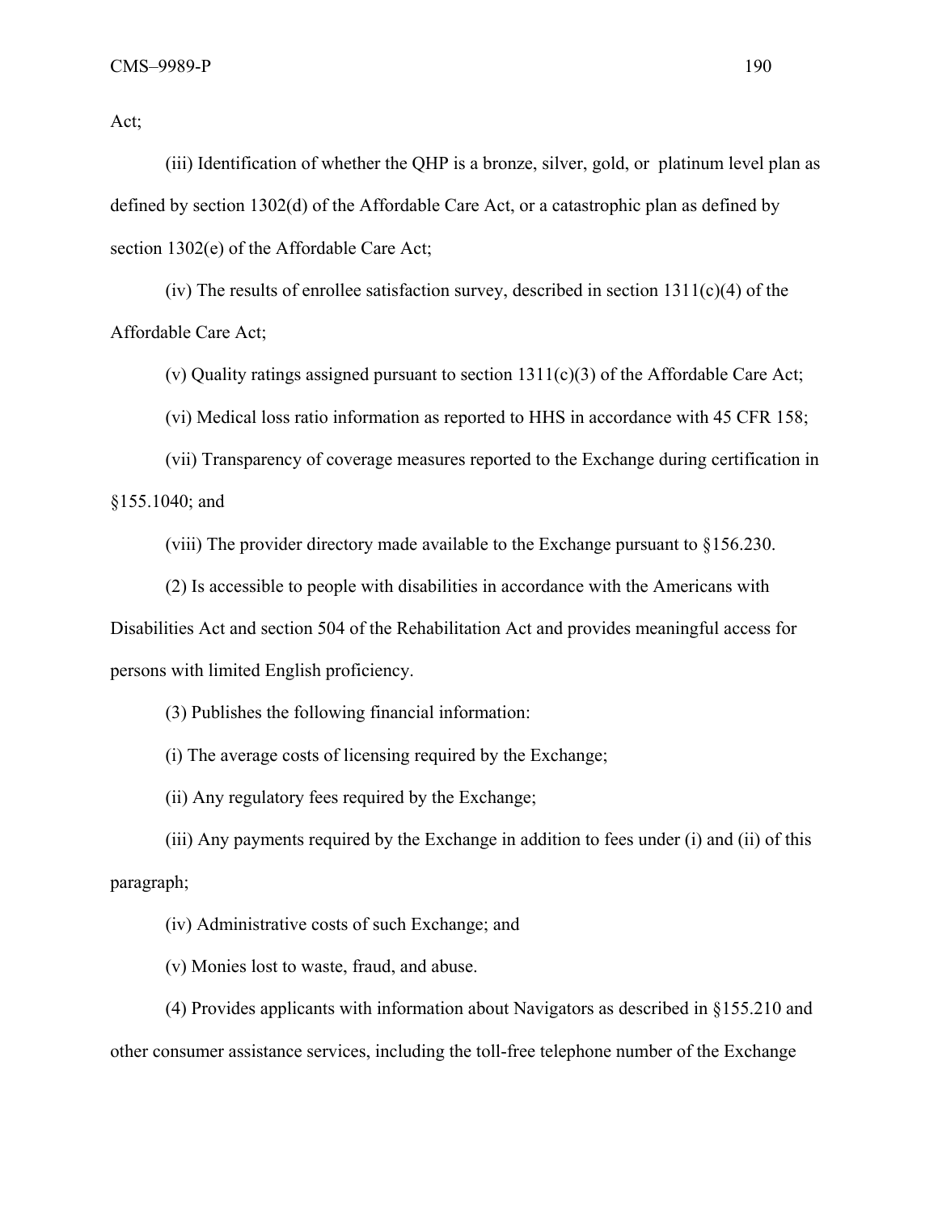Act;

(iii) Identification of whether the QHP is a bronze, silver, gold, or platinum level plan as defined by section 1302(d) of the Affordable Care Act, or a catastrophic plan as defined by section 1302(e) of the Affordable Care Act;

(iv) The results of enrollee satisfaction survey, described in section 1311(c)(4) of the Affordable Care Act;

(v) Quality ratings assigned pursuant to section 1311(c)(3) of the Affordable Care Act;

(vi) Medical loss ratio information as reported to HHS in accordance with 45 CFR 158;

(vii) Transparency of coverage measures reported to the Exchange during certification in §155.1040; and

(viii) The provider directory made available to the Exchange pursuant to §156.230.

(2) Is accessible to people with disabilities in accordance with the Americans with Disabilities Act and section 504 of the Rehabilitation Act and provides meaningful access for persons with limited English proficiency.

(3) Publishes the following financial information:

(i) The average costs of licensing required by the Exchange;

(ii) Any regulatory fees required by the Exchange;

(iii) Any payments required by the Exchange in addition to fees under (i) and (ii) of this paragraph;

(iv) Administrative costs of such Exchange; and

(v) Monies lost to waste, fraud, and abuse.

(4) Provides applicants with information about Navigators as described in §155.210 and other consumer assistance services, including the toll-free telephone number of the Exchange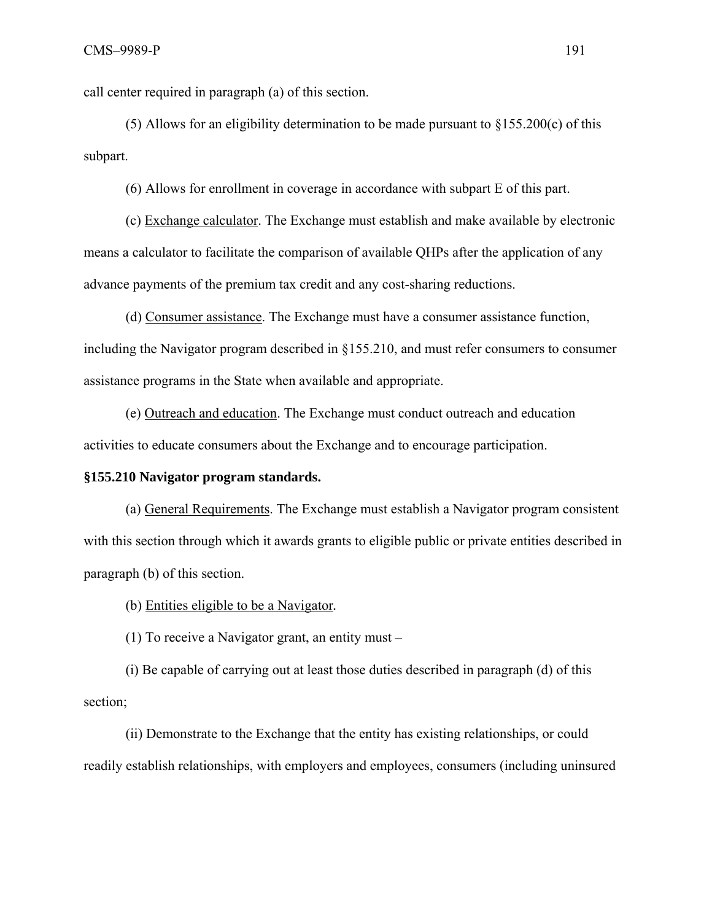call center required in paragraph (a) of this section.

(5) Allows for an eligibility determination to be made pursuant to §155.200(c) of this subpart.

(6) Allows for enrollment in coverage in accordance with subpart E of this part.

(c) Exchange calculator. The Exchange must establish and make available by electronic means a calculator to facilitate the comparison of available QHPs after the application of any advance payments of the premium tax credit and any cost-sharing reductions.

(d) Consumer assistance. The Exchange must have a consumer assistance function, including the Navigator program described in §155.210, and must refer consumers to consumer assistance programs in the State when available and appropriate.

(e) Outreach and education. The Exchange must conduct outreach and education activities to educate consumers about the Exchange and to encourage participation.

**§155.210 Navigator program standards.**

(a) General Requirements. The Exchange must establish a Navigator program consistent with this section through which it awards grants to eligible public or private entities described in paragraph (b) of this section.

(b) Entities eligible to be a Navigator.

(1) To receive a Navigator grant, an entity must –

(i) Be capable of carrying out at least those duties described in paragraph (d) of this section;

(ii) Demonstrate to the Exchange that the entity has existing relationships, or could readily establish relationships, with employers and employees, consumers (including uninsured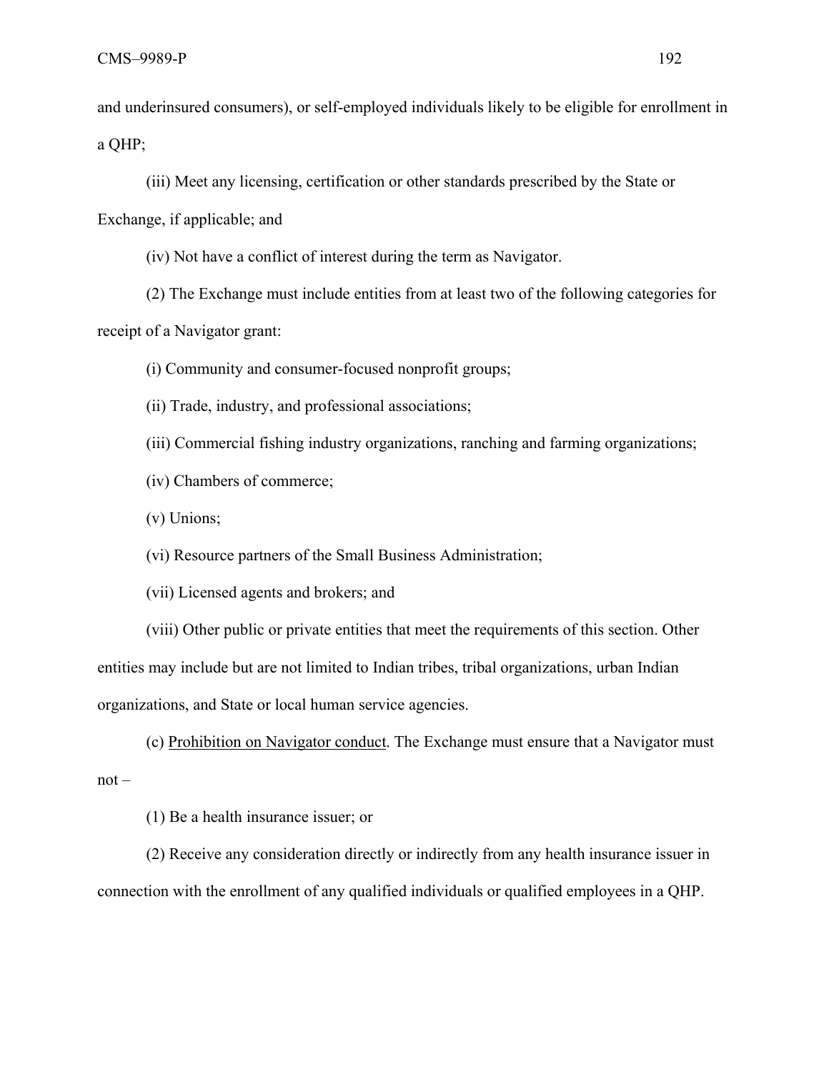and underinsured consumers), or self-employed individuals likely to be eligible for enrollment in a QHP;

(iii) Meet any licensing, certification or other standards prescribed by the State or Exchange, if applicable; and

(iv) Not have a conflict of interest during the term as Navigator.

(2) The Exchange must include entities from at least two of the following categories for receipt of a Navigator grant:

(i) Community and consumer-focused nonprofit groups;

(ii) Trade, industry, and professional associations;

(iii) Commercial fishing industry organizations, ranching and farming organizations;

(iv) Chambers of commerce;

(v) Unions;

(vi) Resource partners of the Small Business Administration;

(vii) Licensed agents and brokers; and

(viii) Other public or private entities that meet the requirements of this section. Other entities may include but are not limited to Indian tribes, tribal organizations, urban Indian organizations, and State or local human service agencies.

(c) Prohibition on Navigator conduct. The Exchange must ensure that a Navigator must not –

(1) Be a health insurance issuer; or

(2) Receive any consideration directly or indirectly from any health insurance issuer in connection with the enrollment of any qualified individuals or qualified employees in a QHP.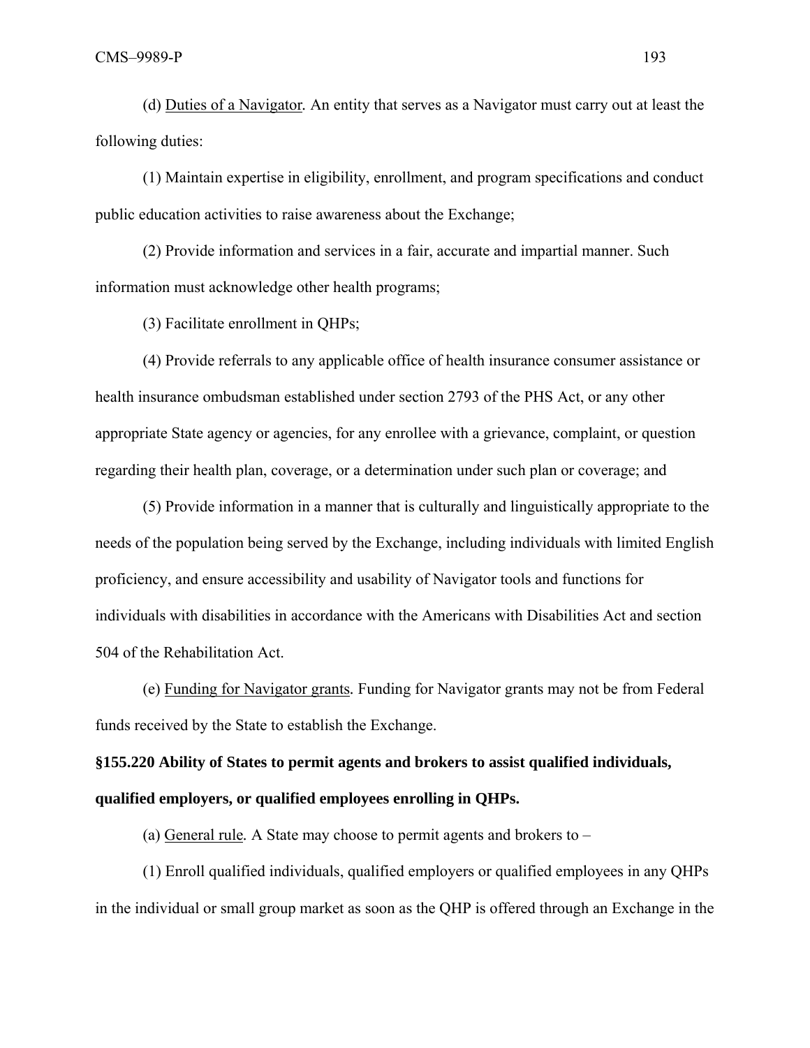(d) Duties of a Navigator. An entity that serves as a Navigator must carry out at least the following duties:

(1) Maintain expertise in eligibility, enrollment, and program specifications and conduct public education activities to raise awareness about the Exchange;

(2) Provide information and services in a fair, accurate and impartial manner. Such information must acknowledge other health programs;

(3) Facilitate enrollment in QHPs;

(4) Provide referrals to any applicable office of health insurance consumer assistance or health insurance ombudsman established under section 2793 of the PHS Act, or any other appropriate State agency or agencies, for any enrollee with a grievance, complaint, or question regarding their health plan, coverage, or a determination under such plan or coverage; and

(5) Provide information in a manner that is culturally and linguistically appropriate to the needs of the population being served by the Exchange, including individuals with limited English proficiency, and ensure accessibility and usability of Navigator tools and functions for individuals with disabilities in accordance with the Americans with Disabilities Act and section 504 of the Rehabilitation Act.

(e) Funding for Navigator grants. Funding for Navigator grants may not be from Federal funds received by the State to establish the Exchange.

**§155.220 Ability of States to permit agents and brokers to assist qualified individuals, qualified employers, or qualified employees enrolling in QHPs.**

(a) General rule. A State may choose to permit agents and brokers to –

(1) Enroll qualified individuals, qualified employers or qualified employees in any QHPs in the individual or small group market as soon as the QHP is offered through an Exchange in the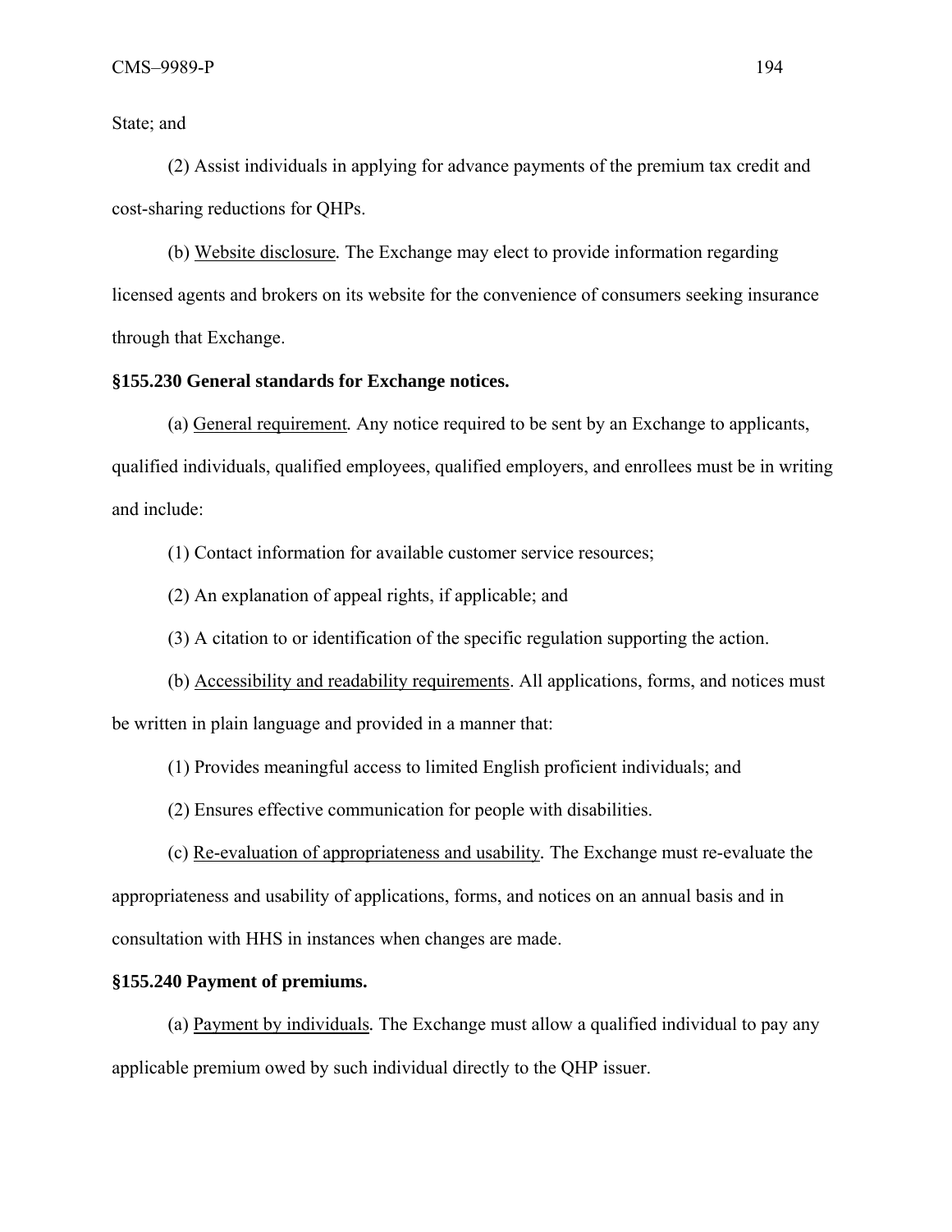State; and

(2) Assist individuals in applying for advance payments of the premium tax credit and cost-sharing reductions for QHPs.

(b) Website disclosure. The Exchange may elect to provide information regarding licensed agents and brokers on its website for the convenience of consumers seeking insurance through that Exchange.

**§155.230 General standards for Exchange notices.**

(a) General requirement. Any notice required to be sent by an Exchange to applicants, qualified individuals, qualified employees, qualified employers, and enrollees must be in writing and include:

(1) Contact information for available customer service resources;

(2) An explanation of appeal rights, if applicable; and

(3) A citation to or identification of the specific regulation supporting the action.

(b) Accessibility and readability requirements. All applications, forms, and notices must be written in plain language and provided in a manner that:

(1) Provides meaningful access to limited English proficient individuals; and

(2) Ensures effective communication for people with disabilities.

(c) Re-evaluation of appropriateness and usability. The Exchange must re-evaluate the appropriateness and usability of applications, forms, and notices on an annual basis and in consultation with HHS in instances when changes are made.

**§155.240 Payment of premiums.**

(a) Payment by individuals. The Exchange must allow a qualified individual to pay any applicable premium owed by such individual directly to the QHP issuer.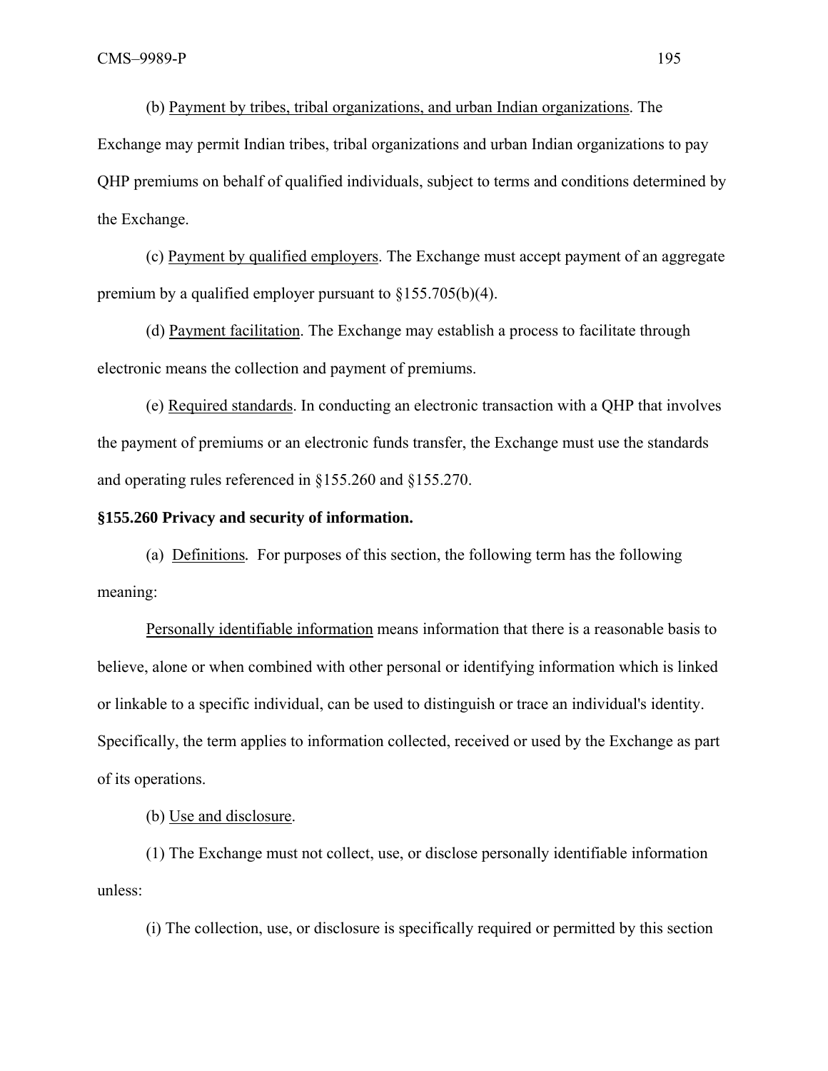(b) Payment by tribes, tribal organizations, and urban Indian organizations. The Exchange may permit Indian tribes, tribal organizations and urban Indian organizations to pay QHP premiums on behalf of qualified individuals, subject to terms and conditions determined by the Exchange.

(c) Payment by qualified employers. The Exchange must accept payment of an aggregate premium by a qualified employer pursuant to §155.705(b)(4).

(d) Payment facilitation. The Exchange may establish a process to facilitate through electronic means the collection and payment of premiums.

(e) Required standards. In conducting an electronic transaction with a QHP that involves the payment of premiums or an electronic funds transfer, the Exchange must use the standards and operating rules referenced in §155.260 and §155.270.

**§155.260 Privacy and security of information.**

(a) Definitions. For purposes of this section, the following term has the following meaning:

Personally identifiable information means information that there is a reasonable basis to believe, alone or when combined with other personal or identifying information which is linked or linkable to a specific individual, can be used to distinguish or trace an individual's identity. Specifically, the term applies to information collected, received or used by the Exchange as part of its operations.

(b) Use and disclosure.

(1) The Exchange must not collect, use, or disclose personally identifiable information unless:

(i) The collection, use, or disclosure is specifically required or permitted by this section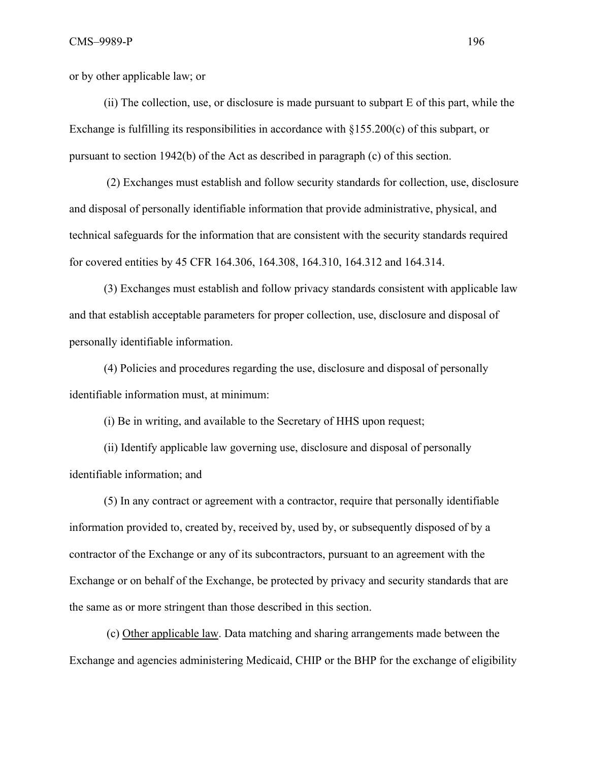or by other applicable law; or

(ii) The collection, use, or disclosure is made pursuant to subpart E of this part, while the Exchange is fulfilling its responsibilities in accordance with §155.200(c) of this subpart, or pursuant to section 1942(b) of the Act as described in paragraph (c) of this section.

(2) Exchanges must establish and follow security standards for collection, use, disclosure and disposal of personally identifiable information that provide administrative, physical, and technical safeguards for the information that are consistent with the security standards required for covered entities by 45 CFR 164.306, 164.308, 164.310, 164.312 and 164.314.

(3) Exchanges must establish and follow privacy standards consistent with applicable law and that establish acceptable parameters for proper collection, use, disclosure and disposal of personally identifiable information.

(4) Policies and procedures regarding the use, disclosure and disposal of personally identifiable information must, at minimum:

(i) Be in writing, and available to the Secretary of HHS upon request;

(ii) Identify applicable law governing use, disclosure and disposal of personally identifiable information; and

(5) In any contract or agreement with a contractor, require that personally identifiable information provided to, created by, received by, used by, or subsequently disposed of by a contractor of the Exchange or any of its subcontractors, pursuant to an agreement with the Exchange or on behalf of the Exchange, be protected by privacy and security standards that are the same as or more stringent than those described in this section.

(c) Other applicable law. Data matching and sharing arrangements made between the Exchange and agencies administering Medicaid, CHIP or the BHP for the exchange of eligibility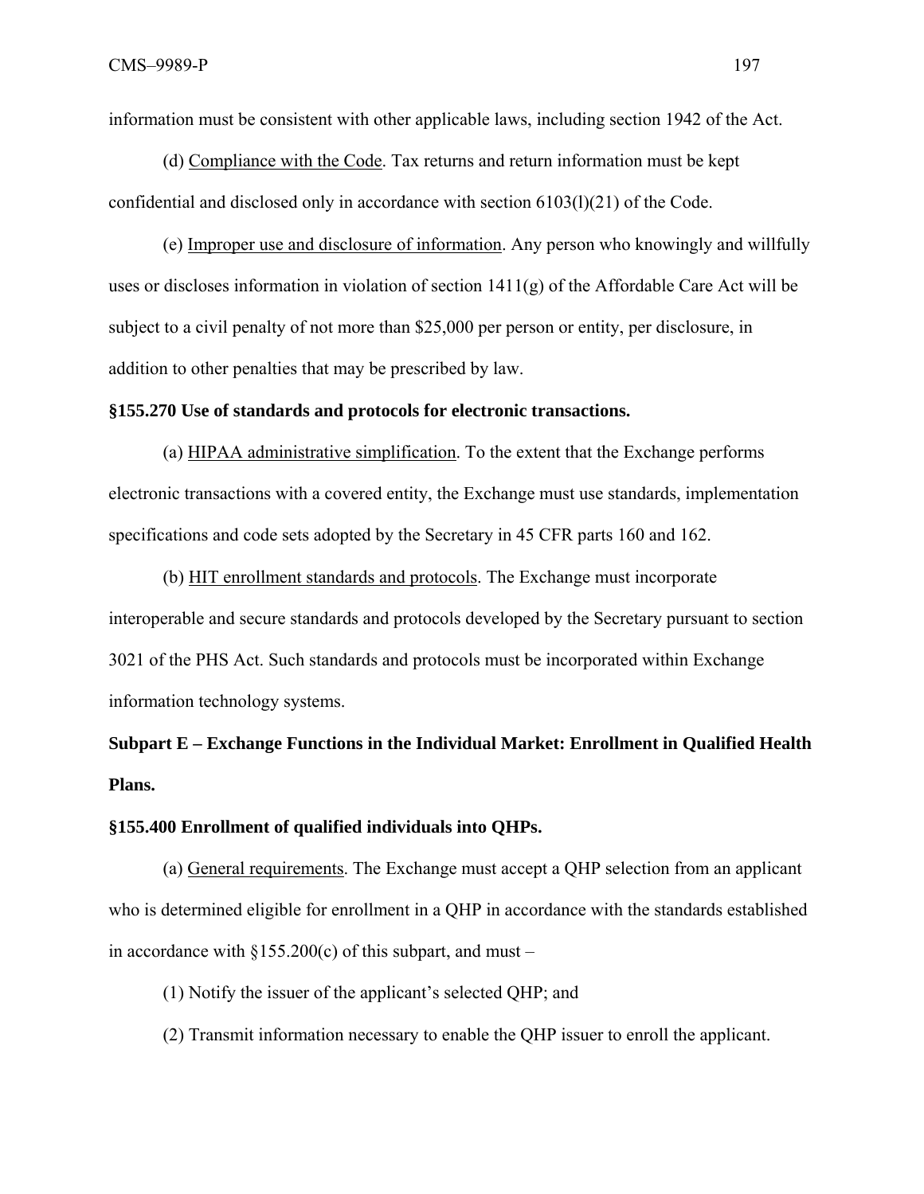information must be consistent with other applicable laws, including section 1942 of the Act.

(d) Compliance with the Code. Tax returns and return information must be kept confidential and disclosed only in accordance with section 6103(l)(21) of the Code.

(e) Improper use and disclosure of information. Any person who knowingly and willfully uses or discloses information in violation of section 1411(g) of the Affordable Care Act will be subject to a civil penalty of not more than $25,000 per person or entity, per disclosure, in addition to other penalties that may be prescribed by law.

**§155.270 Use of standards and protocols for electronic transactions.**

(a) HIPAA administrative simplification. To the extent that the Exchange performs electronic transactions with a covered entity, the Exchange must use standards, implementation specifications and code sets adopted by the Secretary in 45 CFR parts 160 and 162.

(b) HIT enrollment standards and protocols. The Exchange must incorporate interoperable and secure standards and protocols developed by the Secretary pursuant to section 3021 of the PHS Act. Such standards and protocols must be incorporated within Exchange information technology systems.

**Subpart E – Exchange Functions in the Individual Market: Enrollment in Qualified Health Plans.**

**§155.400 Enrollment of qualified individuals into QHPs.**

(a) General requirements. The Exchange must accept a QHP selection from an applicant who is determined eligible for enrollment in a QHP in accordance with the standards established in accordance with §155.200(c) of this subpart, and must –

(1) Notify the issuer of the applicant's selected QHP; and

(2) Transmit information necessary to enable the QHP issuer to enroll the applicant.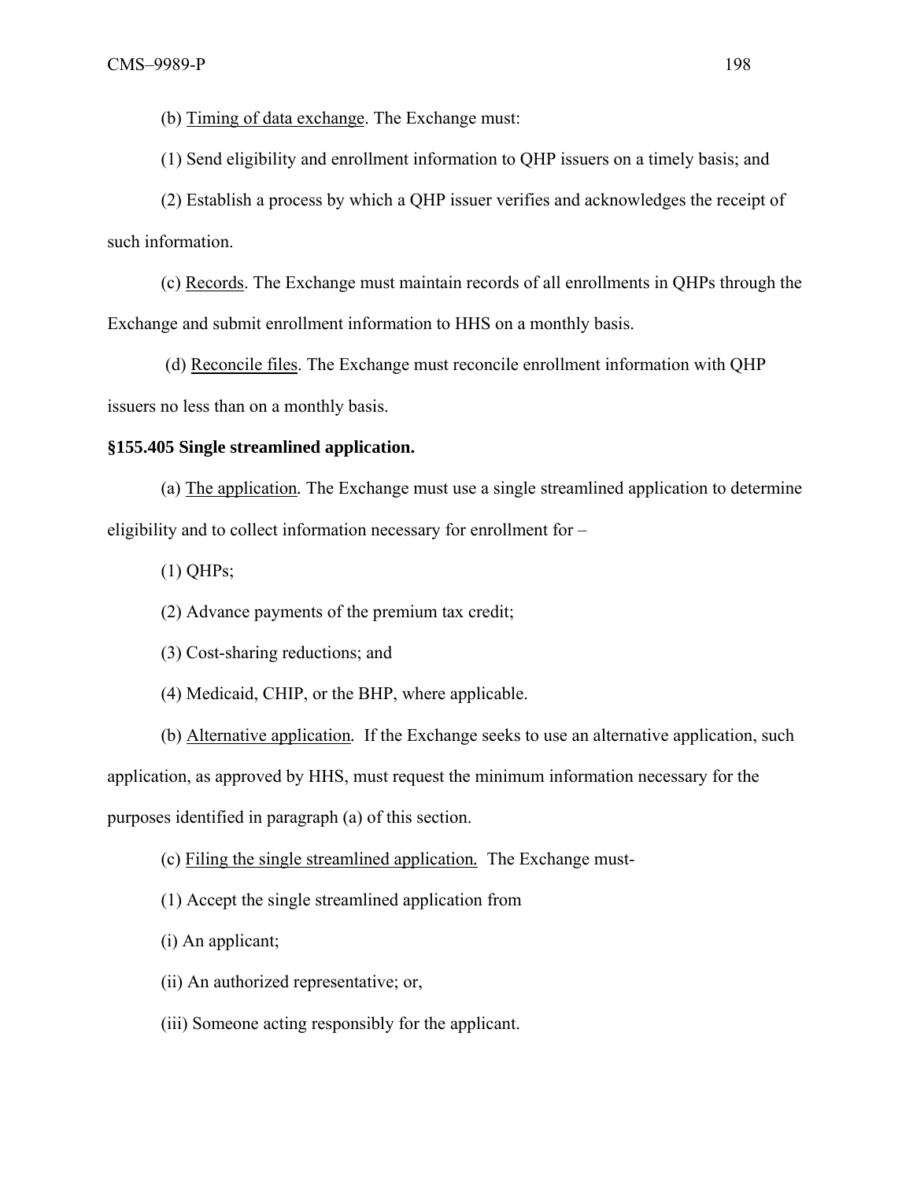(b) Timing of data exchange. The Exchange must:

(1) Send eligibility and enrollment information to QHP issuers on a timely basis; and

(2) Establish a process by which a QHP issuer verifies and acknowledges the receipt of such information.

(c) Records. The Exchange must maintain records of all enrollments in QHPs through the Exchange and submit enrollment information to HHS on a monthly basis.

(d) Reconcile files. The Exchange must reconcile enrollment information with QHP issuers no less than on a monthly basis.

**§155.405 Single streamlined application.**

(a) The application. The Exchange must use a single streamlined application to determine eligibility and to collect information necessary for enrollment for –

(1) QHPs;

(2) Advance payments of the premium tax credit;

(3) Cost-sharing reductions; and

(4) Medicaid, CHIP, or the BHP, where applicable.

(b) Alternative application. If the Exchange seeks to use an alternative application, such application, as approved by HHS, must request the minimum information necessary for the purposes identified in paragraph (a) of this section.

(c) Filing the single streamlined application. The Exchange must-

(1) Accept the single streamlined application from

(i) An applicant;

(ii) An authorized representative; or,

(iii) Someone acting responsibly for the applicant.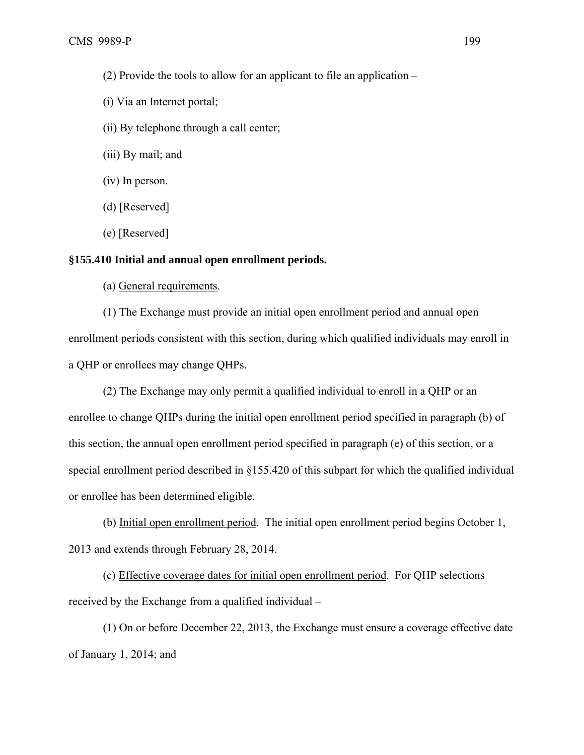(2) Provide the tools to allow for an applicant to file an application –

(i) Via an Internet portal;

(ii) By telephone through a call center;

(iii) By mail; and

(iv) In person.

(d) [Reserved]

(e) [Reserved]

**§155.410 Initial and annual open enrollment periods.**

(a) General requirements.

(1) The Exchange must provide an initial open enrollment period and annual open enrollment periods consistent with this section, during which qualified individuals may enroll in a QHP or enrollees may change QHPs.

(2) The Exchange may only permit a qualified individual to enroll in a QHP or an enrollee to change QHPs during the initial open enrollment period specified in paragraph (b) of this section, the annual open enrollment period specified in paragraph (e) of this section, or a special enrollment period described in §155.420 of this subpart for which the qualified individual or enrollee has been determined eligible.

(b) Initial open enrollment period. The initial open enrollment period begins October 1, 2013 and extends through February 28, 2014.

(c) Effective coverage dates for initial open enrollment period. For QHP selections received by the Exchange from a qualified individual –

(1) On or before December 22, 2013, the Exchange must ensure a coverage effective date of January 1, 2014; and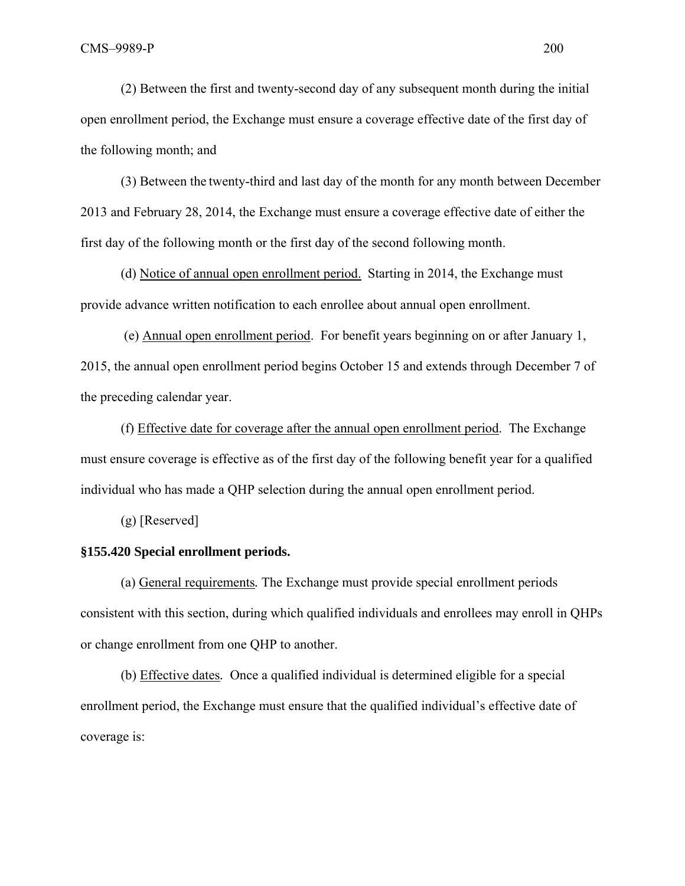(2) Between the first and twenty-second day of any subsequent month during the initial open enrollment period, the Exchange must ensure a coverage effective date of the first day of the following month; and

(3) Between the twenty-third and last day of the month for any month between December 2013 and February 28, 2014, the Exchange must ensure a coverage effective date of either the first day of the following month or the first day of the second following month.

(d) Notice of annual open enrollment period. Starting in 2014, the Exchange must provide advance written notification to each enrollee about annual open enrollment.

(e) Annual open enrollment period. For benefit years beginning on or after January 1, 2015, the annual open enrollment period begins October 15 and extends through December 7 of the preceding calendar year.

(f) Effective date for coverage after the annual open enrollment period. The Exchange must ensure coverage is effective as of the first day of the following benefit year for a qualified individual who has made a QHP selection during the annual open enrollment period.

(g) [Reserved]

**§155.420 Special enrollment periods.**

(a) General requirements. The Exchange must provide special enrollment periods consistent with this section, during which qualified individuals and enrollees may enroll in QHPs or change enrollment from one QHP to another.

(b) Effective dates. Once a qualified individual is determined eligible for a special enrollment period, the Exchange must ensure that the qualified individual's effective date of coverage is: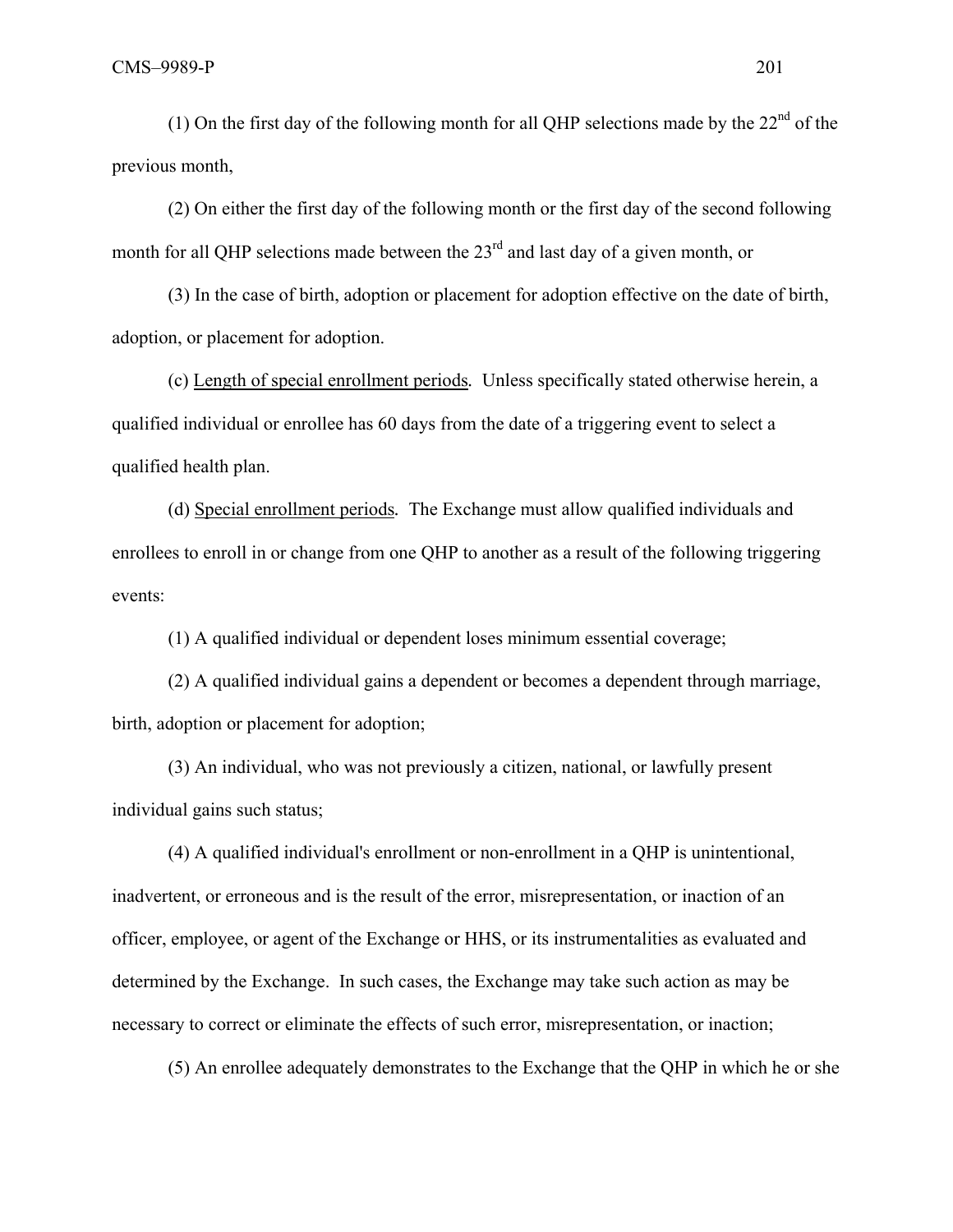(1) On the first day of the following month for all QHP selections made by the 22nd of the previous month,

(2) On either the first day of the following month or the first day of the second following month for all QHP selections made between the 23rd and last day of a given month, or

(3) In the case of birth, adoption or placement for adoption effective on the date of birth, adoption, or placement for adoption.

(c) Length of special enrollment periods. Unless specifically stated otherwise herein, a qualified individual or enrollee has 60 days from the date of a triggering event to select a qualified health plan.

(d) Special enrollment periods. The Exchange must allow qualified individuals and enrollees to enroll in or change from one QHP to another as a result of the following triggering events:

(1) A qualified individual or dependent loses minimum essential coverage;

(2) A qualified individual gains a dependent or becomes a dependent through marriage, birth, adoption or placement for adoption;

(3) An individual, who was not previously a citizen, national, or lawfully present individual gains such status;

(4) A qualified individual's enrollment or non-enrollment in a QHP is unintentional, inadvertent, or erroneous and is the result of the error, misrepresentation, or inaction of an officer, employee, or agent of the Exchange or HHS, or its instrumentalities as evaluated and determined by the Exchange. In such cases, the Exchange may take such action as may be necessary to correct or eliminate the effects of such error, misrepresentation, or inaction;

(5) An enrollee adequately demonstrates to the Exchange that the QHP in which he or she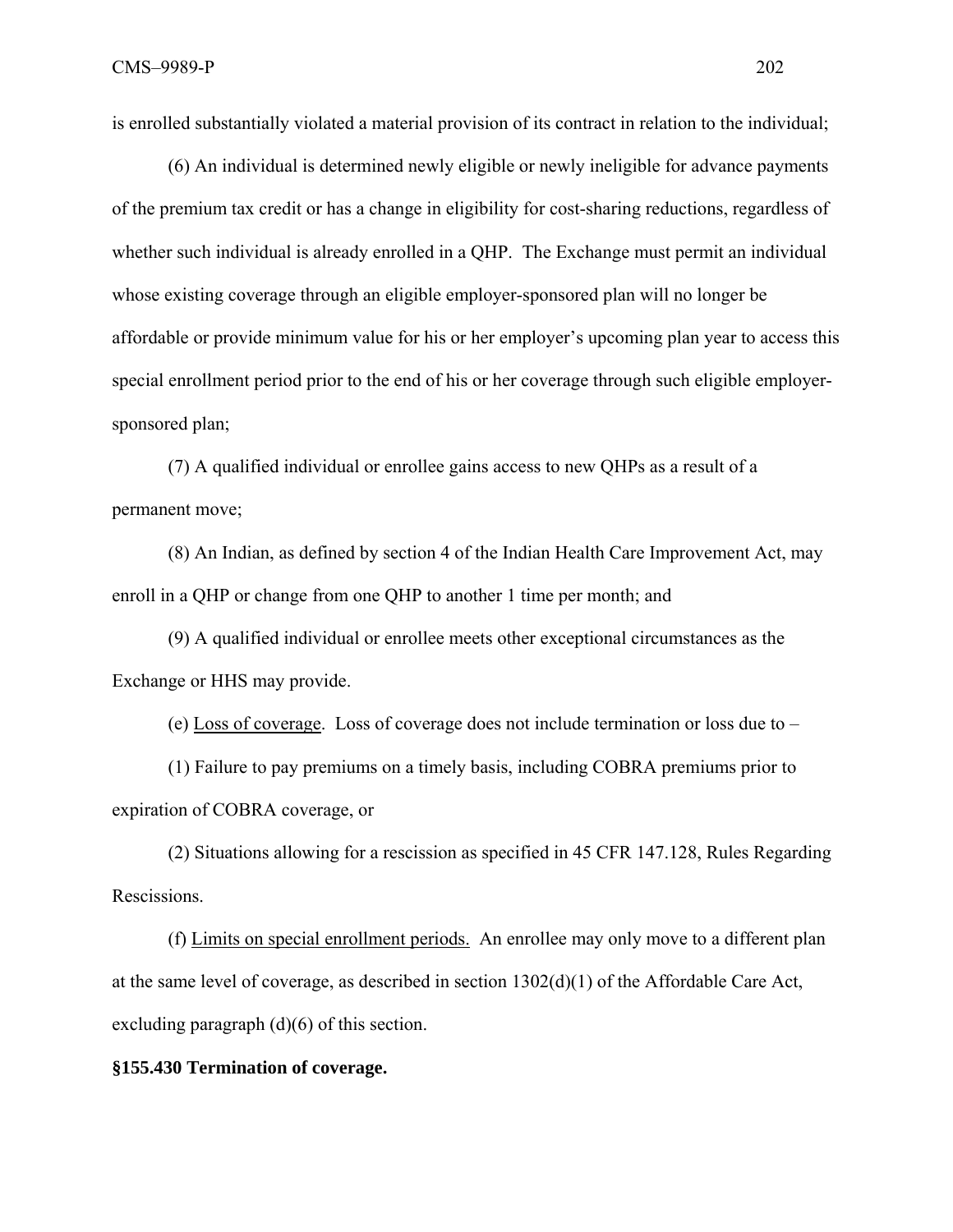is enrolled substantially violated a material provision of its contract in relation to the individual;

(6) An individual is determined newly eligible or newly ineligible for advance payments of the premium tax credit or has a change in eligibility for cost-sharing reductions, regardless of whether such individual is already enrolled in a QHP. The Exchange must permit an individual whose existing coverage through an eligible employer-sponsored plan will no longer be affordable or provide minimum value for his or her employer's upcoming plan year to access this special enrollment period prior to the end of his or her coverage through such eligible employer-sponsored plan;

(7) A qualified individual or enrollee gains access to new QHPs as a result of a permanent move;

(8) An Indian, as defined by section 4 of the Indian Health Care Improvement Act, may enroll in a QHP or change from one QHP to another 1 time per month; and

(9) A qualified individual or enrollee meets other exceptional circumstances as the Exchange or HHS may provide.

(e) Loss of coverage. Loss of coverage does not include termination or loss due to –

(1) Failure to pay premiums on a timely basis, including COBRA premiums prior to expiration of COBRA coverage, or

(2) Situations allowing for a rescission as specified in 45 CFR 147.128, Rules Regarding Rescissions.

(f) Limits on special enrollment periods. An enrollee may only move to a different plan at the same level of coverage, as described in section 1302(d)(1) of the Affordable Care Act, excluding paragraph (d)(6) of this section.

**§155.430 Termination of coverage.**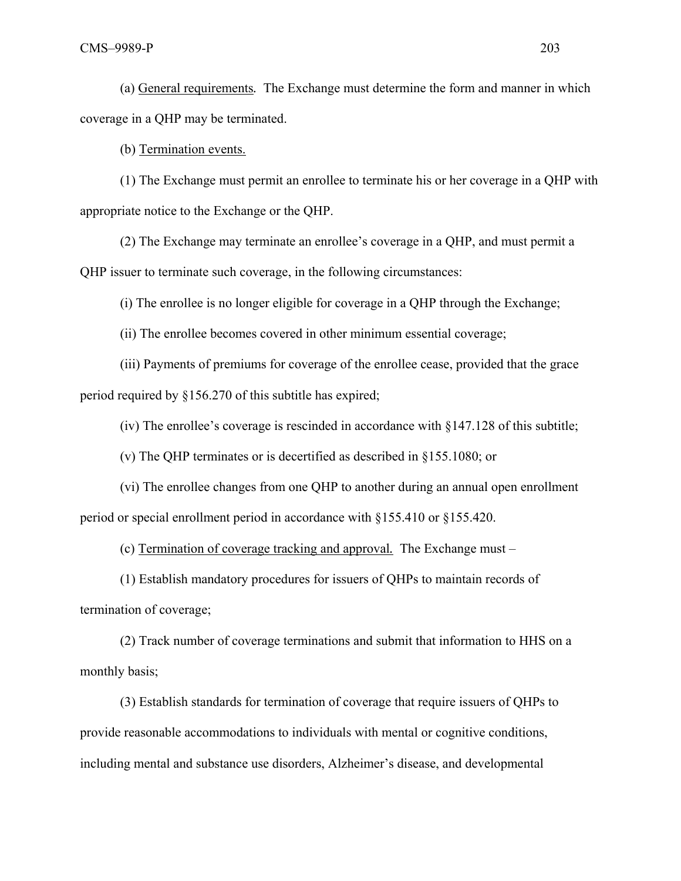(a) General requirements. The Exchange must determine the form and manner in which coverage in a QHP may be terminated.

(b) Termination events.

(1) The Exchange must permit an enrollee to terminate his or her coverage in a QHP with appropriate notice to the Exchange or the QHP.

(2) The Exchange may terminate an enrollee's coverage in a QHP, and must permit a QHP issuer to terminate such coverage, in the following circumstances:

(i) The enrollee is no longer eligible for coverage in a QHP through the Exchange;

(ii) The enrollee becomes covered in other minimum essential coverage;

(iii) Payments of premiums for coverage of the enrollee cease, provided that the grace period required by §156.270 of this subtitle has expired;

(iv) The enrollee's coverage is rescinded in accordance with §147.128 of this subtitle;

(v) The QHP terminates or is decertified as described in §155.1080; or

(vi) The enrollee changes from one QHP to another during an annual open enrollment period or special enrollment period in accordance with §155.410 or §155.420.

(c) Termination of coverage tracking and approval. The Exchange must –

(1) Establish mandatory procedures for issuers of QHPs to maintain records of termination of coverage;

(2) Track number of coverage terminations and submit that information to HHS on a monthly basis;

(3) Establish standards for termination of coverage that require issuers of QHPs to provide reasonable accommodations to individuals with mental or cognitive conditions, including mental and substance use disorders, Alzheimer's disease, and developmental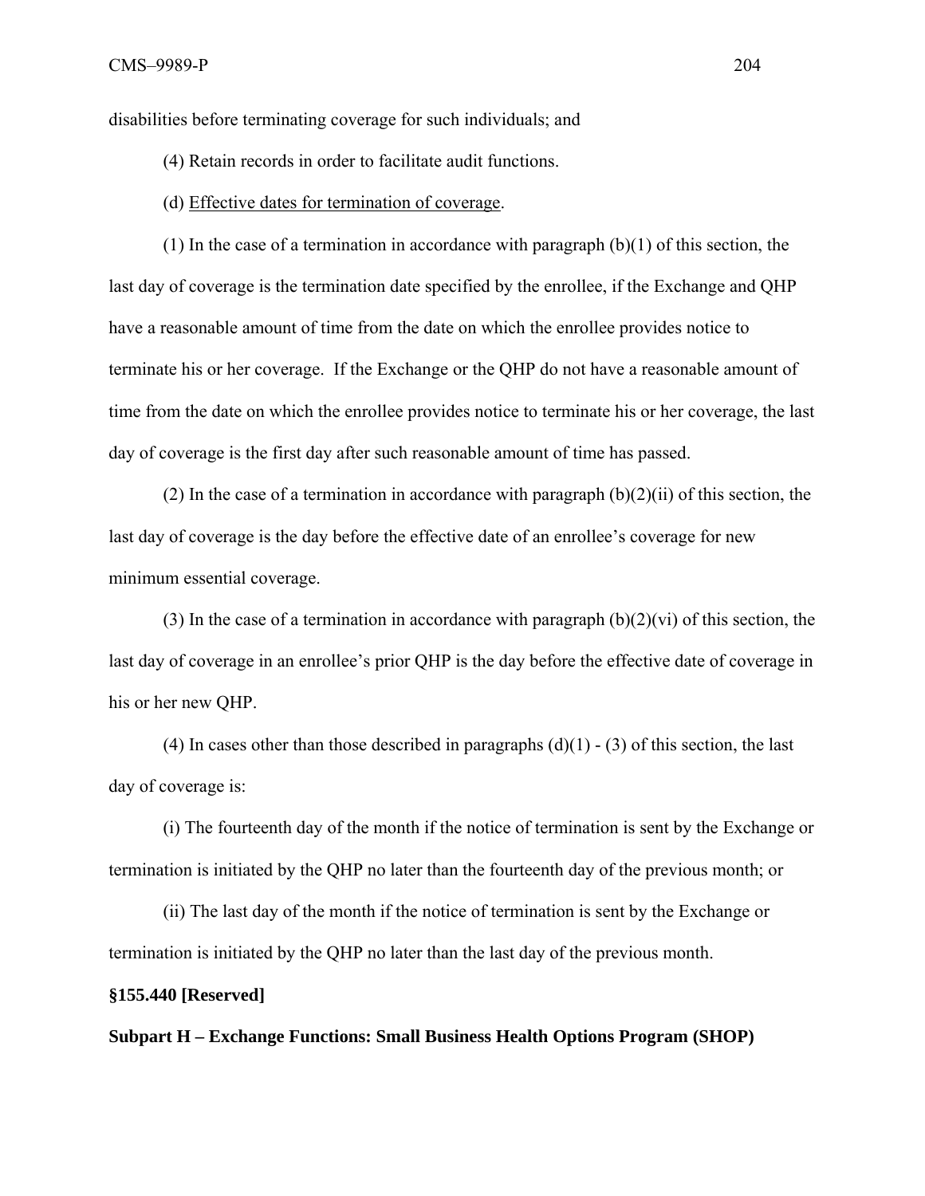disabilities before terminating coverage for such individuals; and

(4) Retain records in order to facilitate audit functions.

(d) Effective dates for termination of coverage.

(1) In the case of a termination in accordance with paragraph (b)(1) of this section, the last day of coverage is the termination date specified by the enrollee, if the Exchange and QHP have a reasonable amount of time from the date on which the enrollee provides notice to terminate his or her coverage. If the Exchange or the QHP do not have a reasonable amount of time from the date on which the enrollee provides notice to terminate his or her coverage, the last day of coverage is the first day after such reasonable amount of time has passed.

(2) In the case of a termination in accordance with paragraph (b)(2)(ii) of this section, the last day of coverage is the day before the effective date of an enrollee's coverage for new minimum essential coverage.

(3) In the case of a termination in accordance with paragraph (b)(2)(vi) of this section, the last day of coverage in an enrollee's prior QHP is the day before the effective date of coverage in his or her new QHP.

(4) In cases other than those described in paragraphs (d)(1) - (3) of this section, the last day of coverage is:

(i) The fourteenth day of the month if the notice of termination is sent by the Exchange or termination is initiated by the QHP no later than the fourteenth day of the previous month; or

(ii) The last day of the month if the notice of termination is sent by the Exchange or termination is initiated by the QHP no later than the last day of the previous month.

**§155.440 [Reserved]**

**Subpart H – Exchange Functions: Small Business Health Options Program (SHOP)**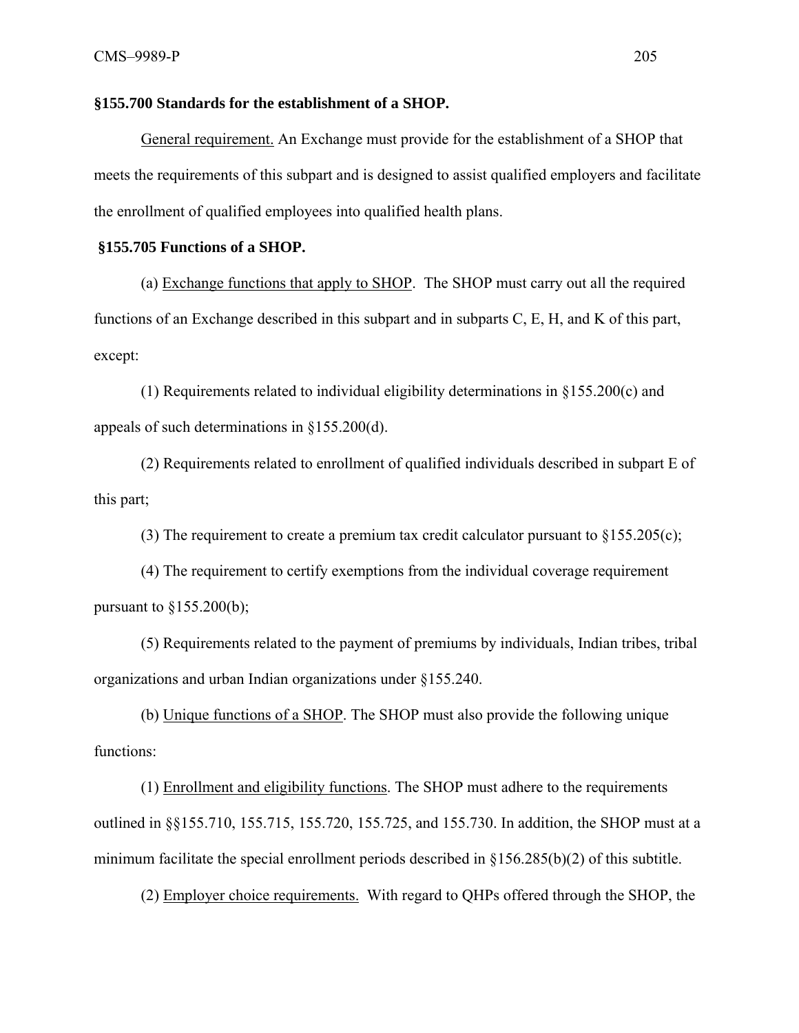**§155.700 Standards for the establishment of a SHOP.**

General requirement. An Exchange must provide for the establishment of a SHOP that meets the requirements of this subpart and is designed to assist qualified employers and facilitate the enrollment of qualified employees into qualified health plans.

**§155.705 Functions of a SHOP.**

(a) Exchange functions that apply to SHOP. The SHOP must carry out all the required functions of an Exchange described in this subpart and in subparts C, E, H, and K of this part, except:

(1) Requirements related to individual eligibility determinations in §155.200(c) and appeals of such determinations in §155.200(d).

(2) Requirements related to enrollment of qualified individuals described in subpart E of this part;

(3) The requirement to create a premium tax credit calculator pursuant to §155.205(c);

(4) The requirement to certify exemptions from the individual coverage requirement pursuant to §155.200(b);

(5) Requirements related to the payment of premiums by individuals, Indian tribes, tribal organizations and urban Indian organizations under §155.240.

(b) Unique functions of a SHOP. The SHOP must also provide the following unique functions:

(1) Enrollment and eligibility functions. The SHOP must adhere to the requirements outlined in §§155.710, 155.715, 155.720, 155.725, and 155.730. In addition, the SHOP must at a minimum facilitate the special enrollment periods described in §156.285(b)(2) of this subtitle.

(2) Employer choice requirements. With regard to QHPs offered through the SHOP, the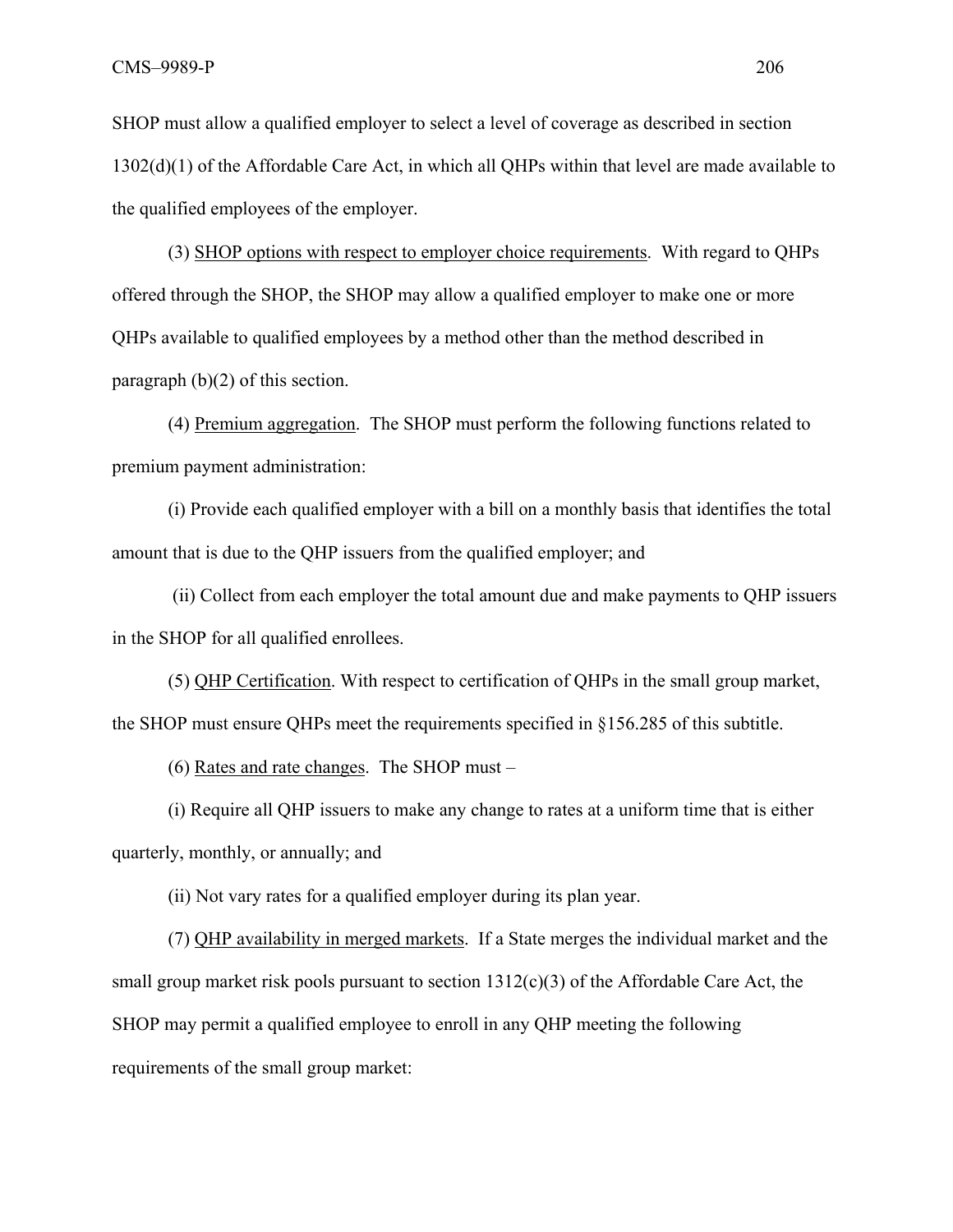SHOP must allow a qualified employer to select a level of coverage as described in section 1302(d)(1) of the Affordable Care Act, in which all QHPs within that level are made available to the qualified employees of the employer.

(3) SHOP options with respect to employer choice requirements. With regard to QHPs offered through the SHOP, the SHOP may allow a qualified employer to make one or more QHPs available to qualified employees by a method other than the method described in paragraph (b)(2) of this section.

(4) Premium aggregation. The SHOP must perform the following functions related to premium payment administration:

(i) Provide each qualified employer with a bill on a monthly basis that identifies the total amount that is due to the QHP issuers from the qualified employer; and

(ii) Collect from each employer the total amount due and make payments to QHP issuers in the SHOP for all qualified enrollees.

(5) QHP Certification. With respect to certification of QHPs in the small group market, the SHOP must ensure QHPs meet the requirements specified in §156.285 of this subtitle.

(6) Rates and rate changes. The SHOP must –

(i) Require all QHP issuers to make any change to rates at a uniform time that is either quarterly, monthly, or annually; and

(ii) Not vary rates for a qualified employer during its plan year.

(7) QHP availability in merged markets. If a State merges the individual market and the small group market risk pools pursuant to section 1312(c)(3) of the Affordable Care Act, the SHOP may permit a qualified employee to enroll in any QHP meeting the following requirements of the small group market: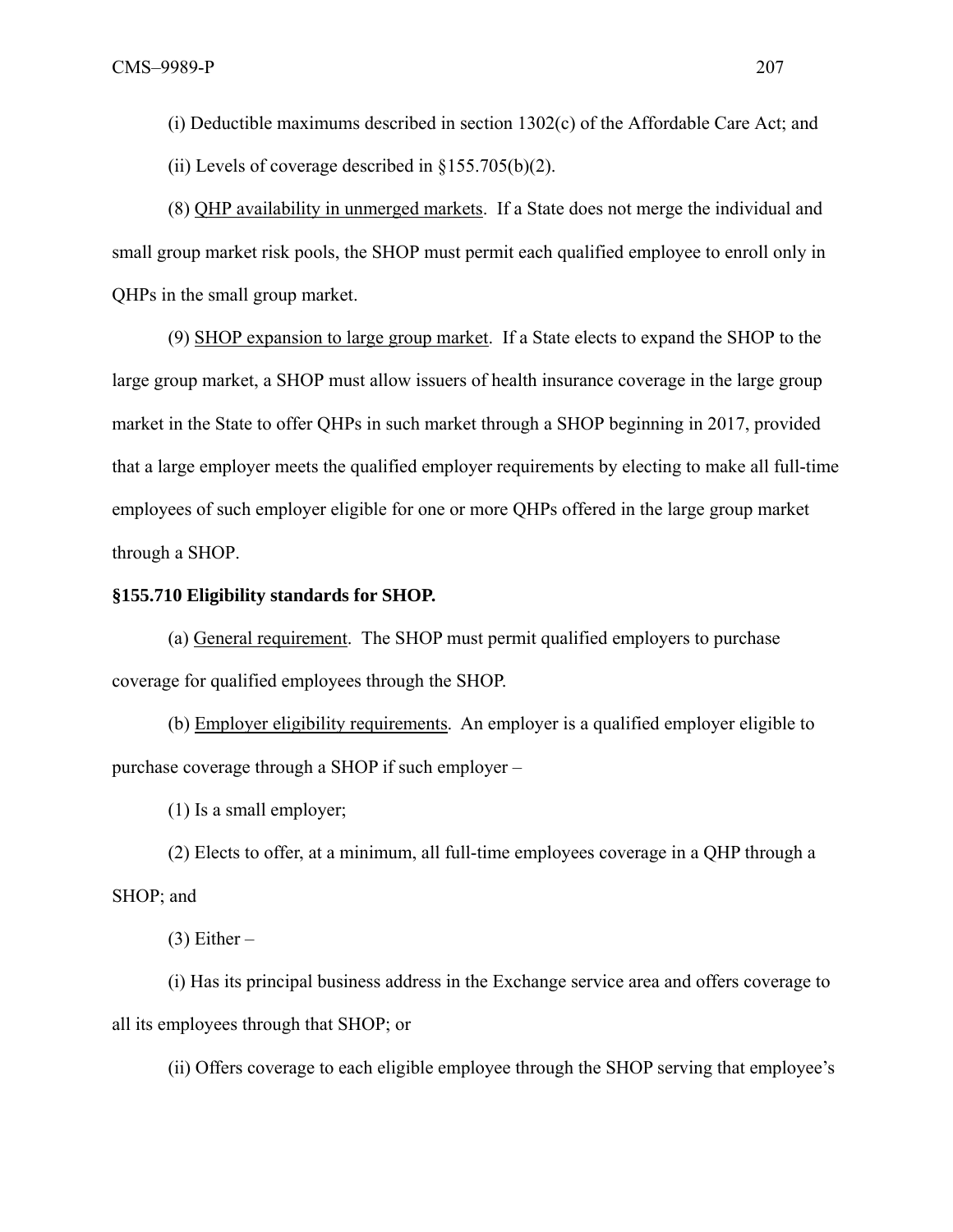(i) Deductible maximums described in section 1302(c) of the Affordable Care Act; and

(ii) Levels of coverage described in §155.705(b)(2).

(8) QHP availability in unmerged markets. If a State does not merge the individual and small group market risk pools, the SHOP must permit each qualified employee to enroll only in QHPs in the small group market.

(9) SHOP expansion to large group market. If a State elects to expand the SHOP to the large group market, a SHOP must allow issuers of health insurance coverage in the large group market in the State to offer QHPs in such market through a SHOP beginning in 2017, provided that a large employer meets the qualified employer requirements by electing to make all full-time employees of such employer eligible for one or more QHPs offered in the large group market through a SHOP.

**§155.710 Eligibility standards for SHOP.**

(a) General requirement. The SHOP must permit qualified employers to purchase coverage for qualified employees through the SHOP.

(b) Employer eligibility requirements. An employer is a qualified employer eligible to purchase coverage through a SHOP if such employer –

(1) Is a small employer;

(2) Elects to offer, at a minimum, all full-time employees coverage in a QHP through a SHOP; and

(3) Either –

(i) Has its principal business address in the Exchange service area and offers coverage to all its employees through that SHOP; or

(ii) Offers coverage to each eligible employee through the SHOP serving that employee's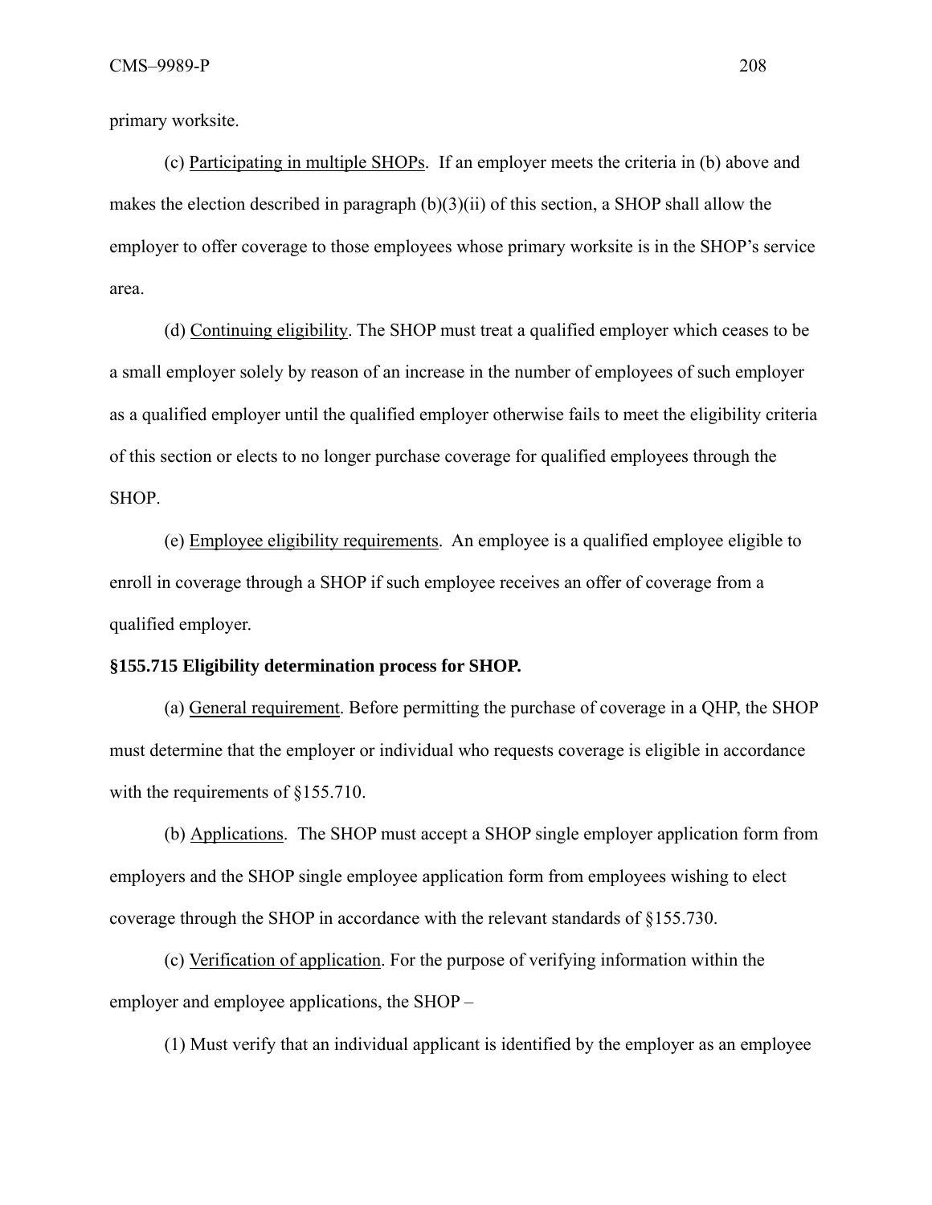primary worksite.

(c) Participating in multiple SHOPs. If an employer meets the criteria in (b) above and makes the election described in paragraph (b)(3)(ii) of this section, a SHOP shall allow the employer to offer coverage to those employees whose primary worksite is in the SHOP's service area.

(d) Continuing eligibility. The SHOP must treat a qualified employer which ceases to be a small employer solely by reason of an increase in the number of employees of such employer as a qualified employer until the qualified employer otherwise fails to meet the eligibility criteria of this section or elects to no longer purchase coverage for qualified employees through the SHOP.

(e) Employee eligibility requirements. An employee is a qualified employee eligible to enroll in coverage through a SHOP if such employee receives an offer of coverage from a qualified employer.

**§155.715 Eligibility determination process for SHOP.**

(a) General requirement. Before permitting the purchase of coverage in a QHP, the SHOP must determine that the employer or individual who requests coverage is eligible in accordance with the requirements of §155.710.

(b) Applications. The SHOP must accept a SHOP single employer application form from employers and the SHOP single employee application form from employees wishing to elect coverage through the SHOP in accordance with the relevant standards of §155.730.

(c) Verification of application. For the purpose of verifying information within the employer and employee applications, the SHOP –

(1) Must verify that an individual applicant is identified by the employer as an employee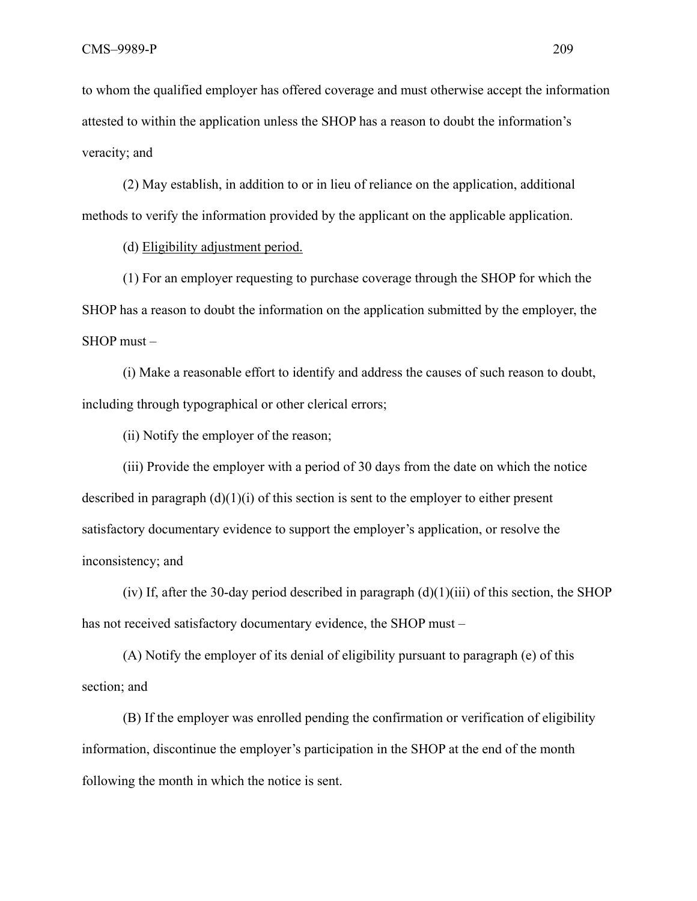to whom the qualified employer has offered coverage and must otherwise accept the information attested to within the application unless the SHOP has a reason to doubt the information's veracity; and

(2) May establish, in addition to or in lieu of reliance on the application, additional methods to verify the information provided by the applicant on the applicable application.

(d) Eligibility adjustment period.

(1) For an employer requesting to purchase coverage through the SHOP for which the SHOP has a reason to doubt the information on the application submitted by the employer, the SHOP must –

(i) Make a reasonable effort to identify and address the causes of such reason to doubt, including through typographical or other clerical errors;

(ii) Notify the employer of the reason;

(iii) Provide the employer with a period of 30 days from the date on which the notice described in paragraph (d)(1)(i) of this section is sent to the employer to either present satisfactory documentary evidence to support the employer's application, or resolve the inconsistency; and

(iv) If, after the 30-day period described in paragraph (d)(1)(iii) of this section, the SHOP has not received satisfactory documentary evidence, the SHOP must –

(A) Notify the employer of its denial of eligibility pursuant to paragraph (e) of this section; and

(B) If the employer was enrolled pending the confirmation or verification of eligibility information, discontinue the employer's participation in the SHOP at the end of the month following the month in which the notice is sent.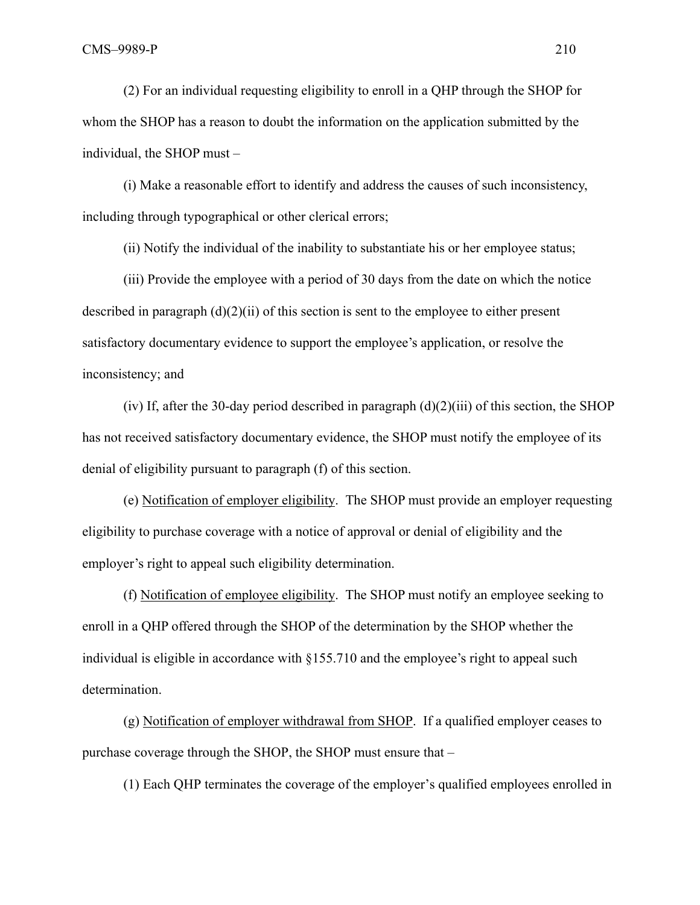(2) For an individual requesting eligibility to enroll in a QHP through the SHOP for whom the SHOP has a reason to doubt the information on the application submitted by the individual, the SHOP must –

(i) Make a reasonable effort to identify and address the causes of such inconsistency, including through typographical or other clerical errors;

(ii) Notify the individual of the inability to substantiate his or her employee status;

(iii) Provide the employee with a period of 30 days from the date on which the notice described in paragraph (d)(2)(ii) of this section is sent to the employee to either present satisfactory documentary evidence to support the employee's application, or resolve the inconsistency; and

(iv) If, after the 30-day period described in paragraph (d)(2)(iii) of this section, the SHOP has not received satisfactory documentary evidence, the SHOP must notify the employee of its denial of eligibility pursuant to paragraph (f) of this section.

(e) Notification of employer eligibility. The SHOP must provide an employer requesting eligibility to purchase coverage with a notice of approval or denial of eligibility and the employer's right to appeal such eligibility determination.

(f) Notification of employee eligibility. The SHOP must notify an employee seeking to enroll in a QHP offered through the SHOP of the determination by the SHOP whether the individual is eligible in accordance with §155.710 and the employee's right to appeal such determination.

(g) Notification of employer withdrawal from SHOP. If a qualified employer ceases to purchase coverage through the SHOP, the SHOP must ensure that –

(1) Each QHP terminates the coverage of the employer's qualified employees enrolled in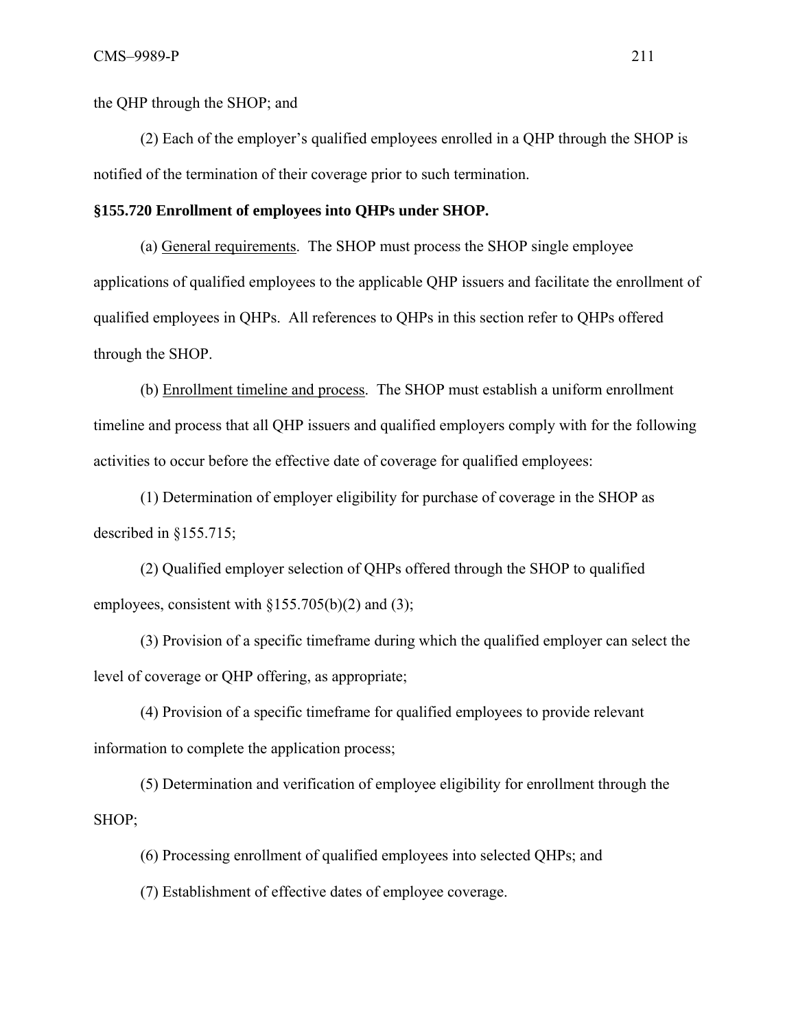the QHP through the SHOP; and

(2) Each of the employer's qualified employees enrolled in a QHP through the SHOP is notified of the termination of their coverage prior to such termination.

**§155.720 Enrollment of employees into QHPs under SHOP.**

(a) General requirements. The SHOP must process the SHOP single employee applications of qualified employees to the applicable QHP issuers and facilitate the enrollment of qualified employees in QHPs. All references to QHPs in this section refer to QHPs offered through the SHOP.

(b) Enrollment timeline and process. The SHOP must establish a uniform enrollment timeline and process that all QHP issuers and qualified employers comply with for the following activities to occur before the effective date of coverage for qualified employees:

(1) Determination of employer eligibility for purchase of coverage in the SHOP as described in §155.715;

(2) Qualified employer selection of QHPs offered through the SHOP to qualified employees, consistent with §155.705(b)(2) and (3);

(3) Provision of a specific timeframe during which the qualified employer can select the level of coverage or QHP offering, as appropriate;

(4) Provision of a specific timeframe for qualified employees to provide relevant information to complete the application process;

(5) Determination and verification of employee eligibility for enrollment through the SHOP;

(6) Processing enrollment of qualified employees into selected QHPs; and

(7) Establishment of effective dates of employee coverage.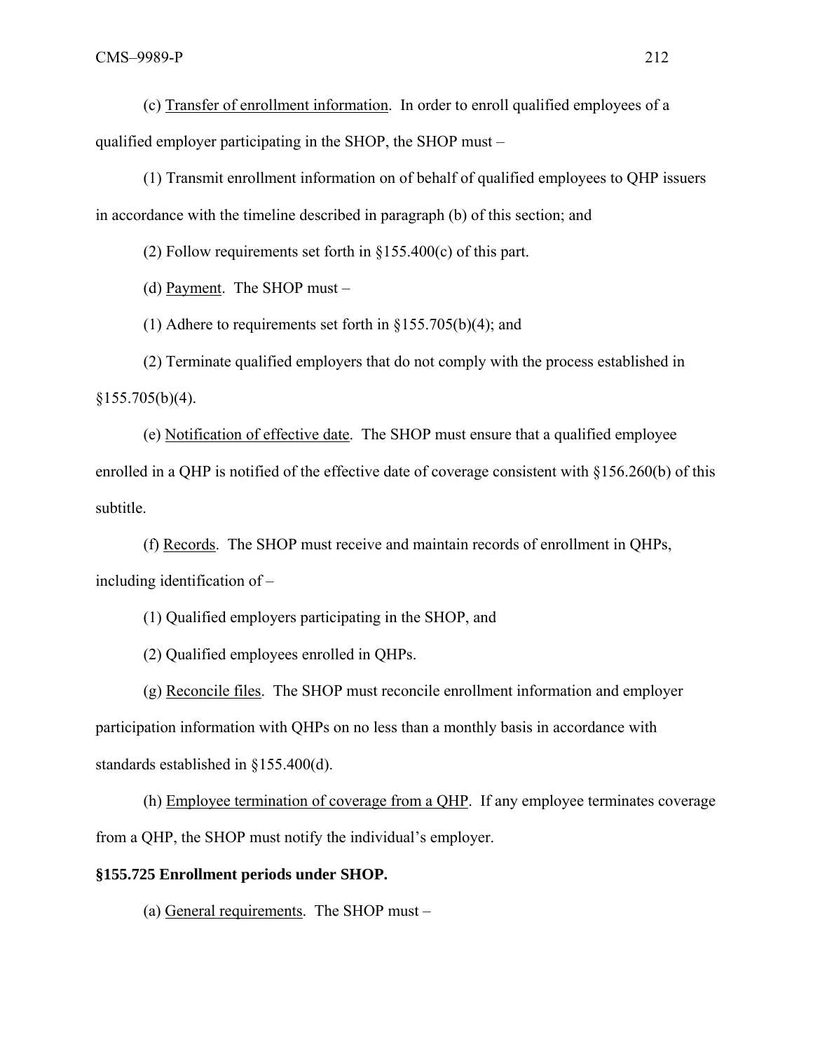(c) Transfer of enrollment information. In order to enroll qualified employees of a qualified employer participating in the SHOP, the SHOP must –

(1) Transmit enrollment information on of behalf of qualified employees to QHP issuers in accordance with the timeline described in paragraph (b) of this section; and

(2) Follow requirements set forth in §155.400(c) of this part.

(d) Payment. The SHOP must –

(1) Adhere to requirements set forth in §155.705(b)(4); and

(2) Terminate qualified employers that do not comply with the process established in §155.705(b)(4).

(e) Notification of effective date. The SHOP must ensure that a qualified employee enrolled in a QHP is notified of the effective date of coverage consistent with §156.260(b) of this subtitle.

(f) Records. The SHOP must receive and maintain records of enrollment in QHPs, including identification of –

(1) Qualified employers participating in the SHOP, and

(2) Qualified employees enrolled in QHPs.

(g) Reconcile files. The SHOP must reconcile enrollment information and employer participation information with QHPs on no less than a monthly basis in accordance with standards established in §155.400(d).

(h) Employee termination of coverage from a QHP. If any employee terminates coverage from a QHP, the SHOP must notify the individual's employer.

**§155.725 Enrollment periods under SHOP.**

(a) General requirements. The SHOP must –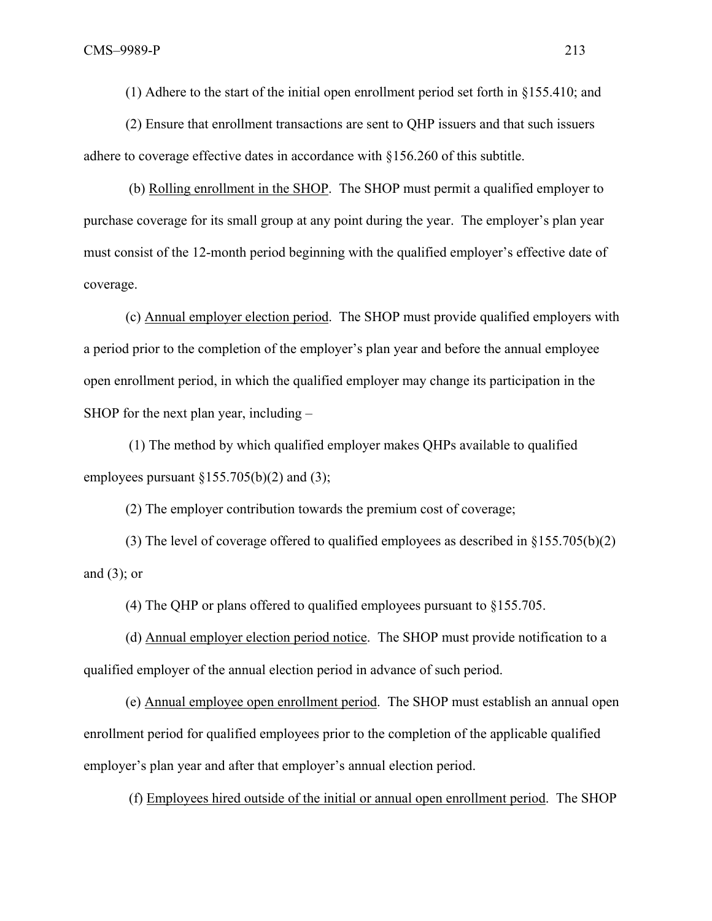(1) Adhere to the start of the initial open enrollment period set forth in §155.410; and

(2) Ensure that enrollment transactions are sent to QHP issuers and that such issuers adhere to coverage effective dates in accordance with §156.260 of this subtitle.

(b) Rolling enrollment in the SHOP. The SHOP must permit a qualified employer to purchase coverage for its small group at any point during the year. The employer's plan year must consist of the 12-month period beginning with the qualified employer's effective date of coverage.

(c) Annual employer election period. The SHOP must provide qualified employers with a period prior to the completion of the employer's plan year and before the annual employee open enrollment period, in which the qualified employer may change its participation in the SHOP for the next plan year, including –

(1) The method by which qualified employer makes QHPs available to qualified employees pursuant §155.705(b)(2) and (3);

(2) The employer contribution towards the premium cost of coverage;

(3) The level of coverage offered to qualified employees as described in §155.705(b)(2) and (3); or

(4) The QHP or plans offered to qualified employees pursuant to §155.705.

(d) Annual employer election period notice. The SHOP must provide notification to a qualified employer of the annual election period in advance of such period.

(e) Annual employee open enrollment period. The SHOP must establish an annual open enrollment period for qualified employees prior to the completion of the applicable qualified employer's plan year and after that employer's annual election period.

(f) Employees hired outside of the initial or annual open enrollment period. The SHOP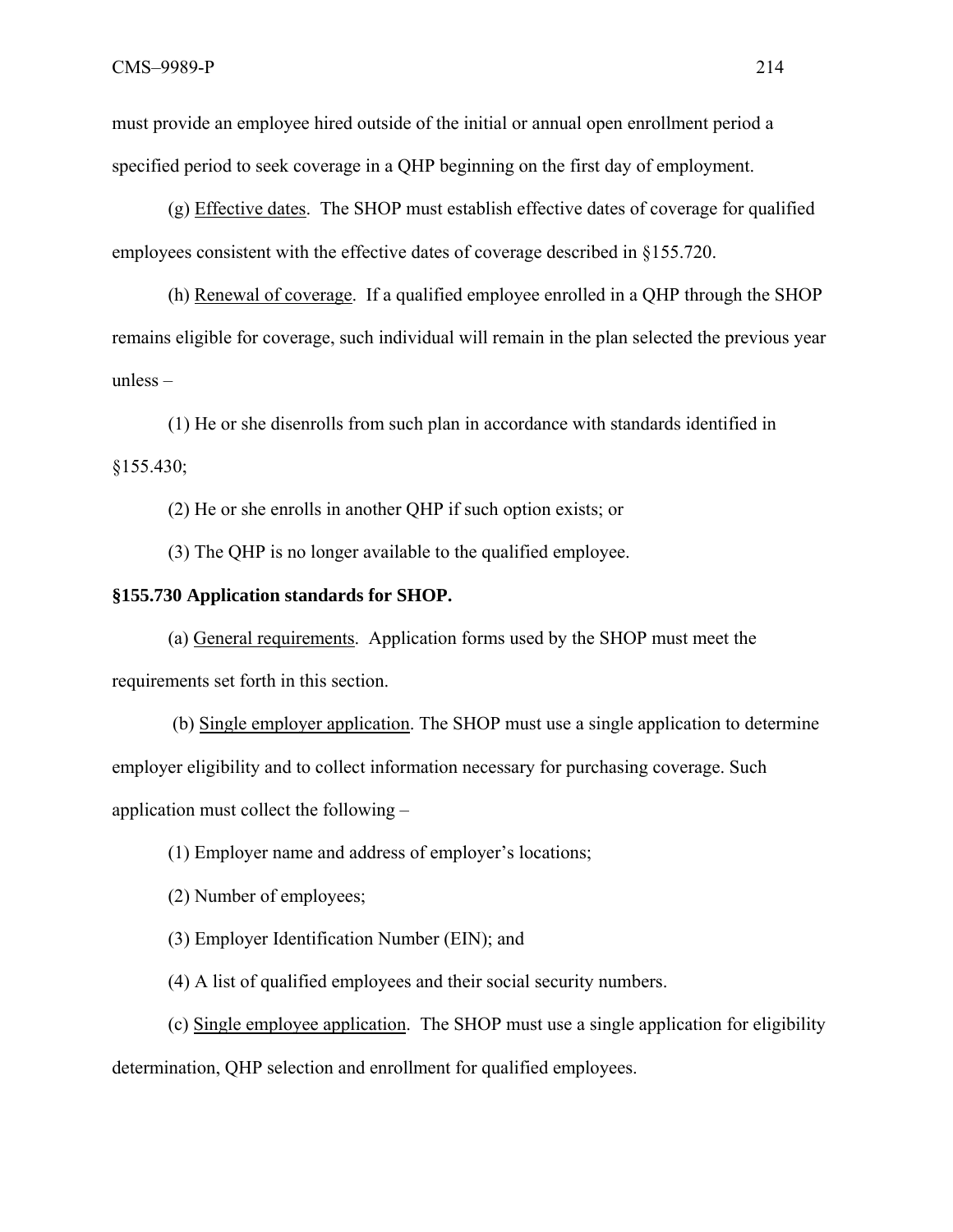must provide an employee hired outside of the initial or annual open enrollment period a specified period to seek coverage in a QHP beginning on the first day of employment.

(g) Effective dates. The SHOP must establish effective dates of coverage for qualified employees consistent with the effective dates of coverage described in §155.720.

(h) Renewal of coverage. If a qualified employee enrolled in a QHP through the SHOP remains eligible for coverage, such individual will remain in the plan selected the previous year unless –

(1) He or she disenrolls from such plan in accordance with standards identified in §155.430;

(2) He or she enrolls in another QHP if such option exists; or

(3) The QHP is no longer available to the qualified employee.

**§155.730 Application standards for SHOP.**

(a) General requirements. Application forms used by the SHOP must meet the requirements set forth in this section.

(b) Single employer application. The SHOP must use a single application to determine employer eligibility and to collect information necessary for purchasing coverage. Such application must collect the following –

(1) Employer name and address of employer's locations;

(2) Number of employees;

(3) Employer Identification Number (EIN); and

(4) A list of qualified employees and their social security numbers.

(c) Single employee application. The SHOP must use a single application for eligibility determination, QHP selection and enrollment for qualified employees.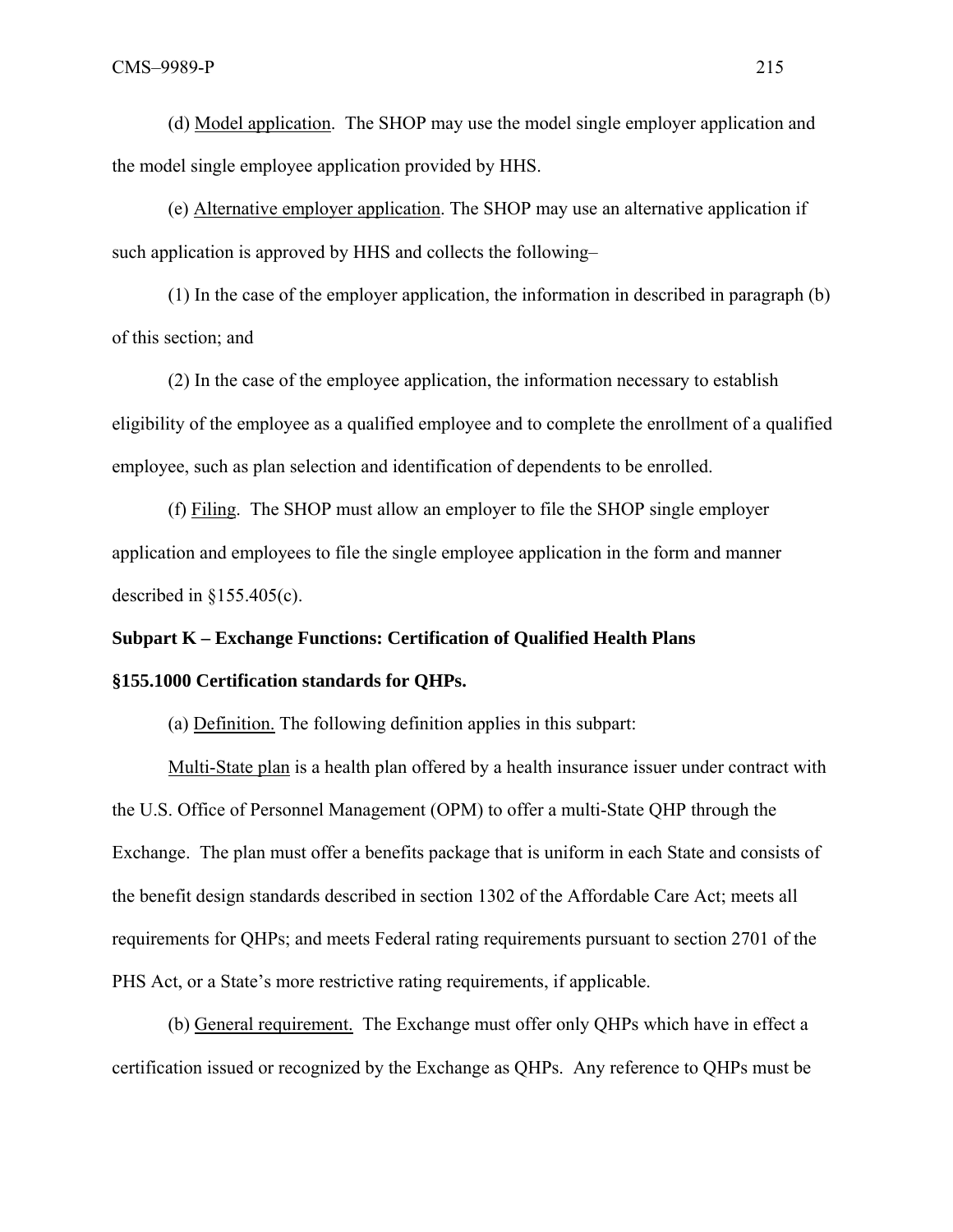(d) Model application. The SHOP may use the model single employer application and the model single employee application provided by HHS.

(e) Alternative employer application. The SHOP may use an alternative application if such application is approved by HHS and collects the following–

(1) In the case of the employer application, the information in described in paragraph (b) of this section; and

(2) In the case of the employee application, the information necessary to establish eligibility of the employee as a qualified employee and to complete the enrollment of a qualified employee, such as plan selection and identification of dependents to be enrolled.

(f) Filing. The SHOP must allow an employer to file the SHOP single employer application and employees to file the single employee application in the form and manner described in §155.405(c).

**Subpart K – Exchange Functions: Certification of Qualified Health Plans**

**§155.1000 Certification standards for QHPs.**

(a) Definition. The following definition applies in this subpart:

Multi-State plan is a health plan offered by a health insurance issuer under contract with the U.S. Office of Personnel Management (OPM) to offer a multi-State QHP through the Exchange. The plan must offer a benefits package that is uniform in each State and consists of the benefit design standards described in section 1302 of the Affordable Care Act; meets all requirements for QHPs; and meets Federal rating requirements pursuant to section 2701 of the PHS Act, or a State's more restrictive rating requirements, if applicable.

(b) General requirement. The Exchange must offer only QHPs which have in effect a certification issued or recognized by the Exchange as QHPs. Any reference to QHPs must be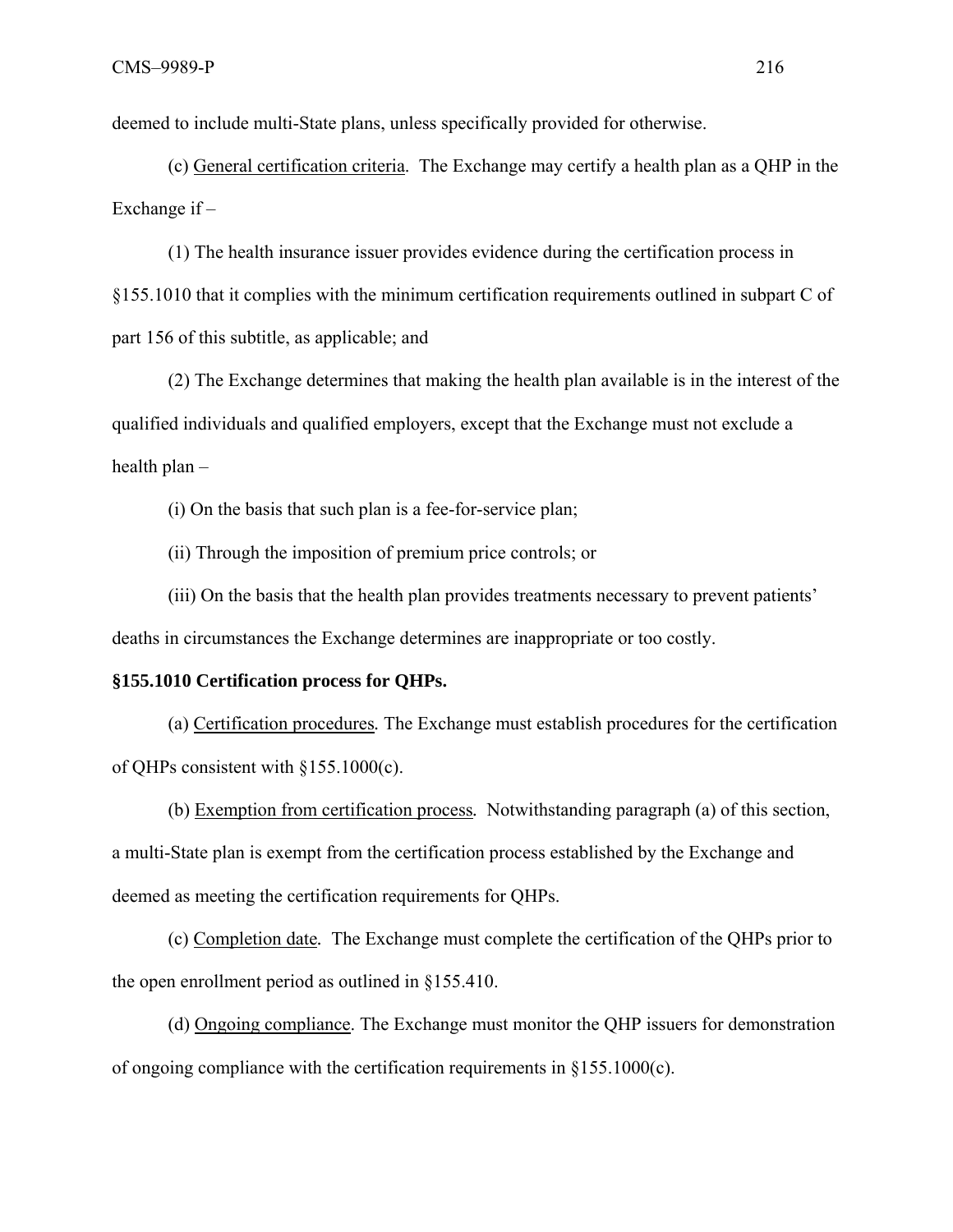deemed to include multi-State plans, unless specifically provided for otherwise.

(c) General certification criteria. The Exchange may certify a health plan as a QHP in the Exchange if –

(1) The health insurance issuer provides evidence during the certification process in §155.1010 that it complies with the minimum certification requirements outlined in subpart C of part 156 of this subtitle, as applicable; and

(2) The Exchange determines that making the health plan available is in the interest of the qualified individuals and qualified employers, except that the Exchange must not exclude a health plan –

(i) On the basis that such plan is a fee-for-service plan;

(ii) Through the imposition of premium price controls; or

(iii) On the basis that the health plan provides treatments necessary to prevent patients' deaths in circumstances the Exchange determines are inappropriate or too costly.

**§155.1010 Certification process for QHPs.**

(a) Certification procedures. The Exchange must establish procedures for the certification of QHPs consistent with §155.1000(c).

(b) Exemption from certification process. Notwithstanding paragraph (a) of this section, a multi-State plan is exempt from the certification process established by the Exchange and deemed as meeting the certification requirements for QHPs.

(c) Completion date. The Exchange must complete the certification of the QHPs prior to the open enrollment period as outlined in §155.410.

(d) Ongoing compliance. The Exchange must monitor the QHP issuers for demonstration of ongoing compliance with the certification requirements in §155.1000(c).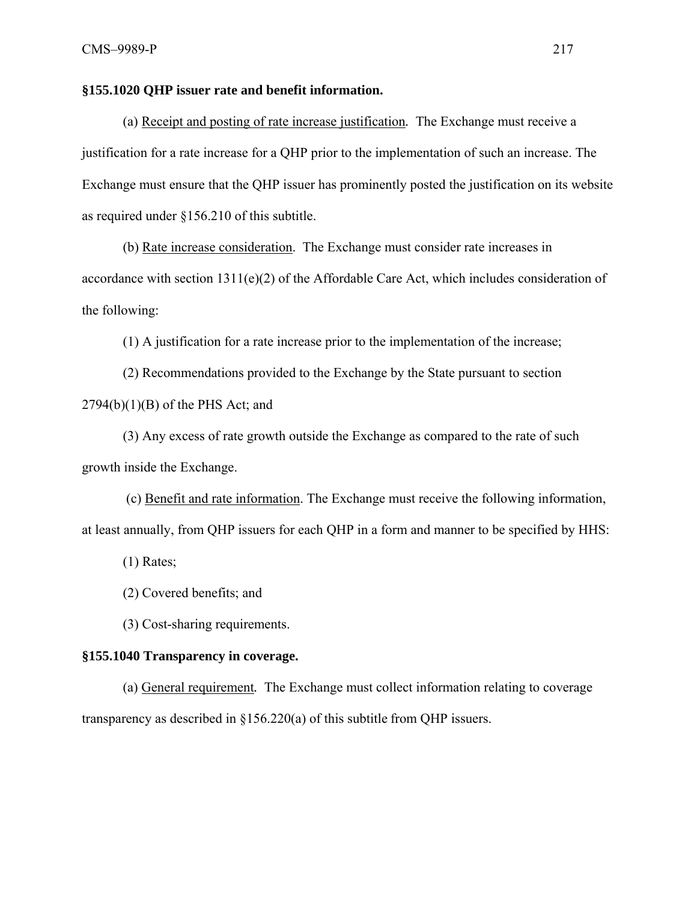**§155.1020 QHP issuer rate and benefit information.**

(a) Receipt and posting of rate increase justification. The Exchange must receive a justification for a rate increase for a QHP prior to the implementation of such an increase. The Exchange must ensure that the QHP issuer has prominently posted the justification on its website as required under §156.210 of this subtitle.

(b) Rate increase consideration. The Exchange must consider rate increases in accordance with section 1311(e)(2) of the Affordable Care Act, which includes consideration of the following:

(1) A justification for a rate increase prior to the implementation of the increase;

(2) Recommendations provided to the Exchange by the State pursuant to section 2794(b)(1)(B) of the PHS Act; and

(3) Any excess of rate growth outside the Exchange as compared to the rate of such growth inside the Exchange.

(c) Benefit and rate information. The Exchange must receive the following information, at least annually, from QHP issuers for each QHP in a form and manner to be specified by HHS:

(1) Rates;

(2) Covered benefits; and

(3) Cost-sharing requirements.

**§155.1040 Transparency in coverage.**

(a) General requirement. The Exchange must collect information relating to coverage transparency as described in §156.220(a) of this subtitle from QHP issuers.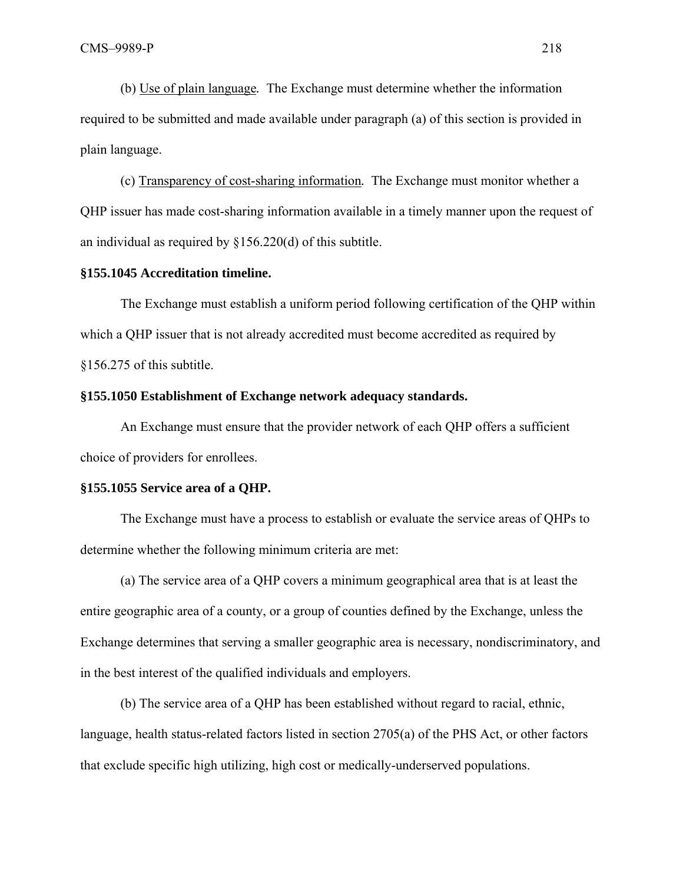(b) Use of plain language. The Exchange must determine whether the information required to be submitted and made available under paragraph (a) of this section is provided in plain language.

(c) Transparency of cost-sharing information. The Exchange must monitor whether a QHP issuer has made cost-sharing information available in a timely manner upon the request of an individual as required by §156.220(d) of this subtitle.

**§155.1045 Accreditation timeline.**

The Exchange must establish a uniform period following certification of the QHP within which a QHP issuer that is not already accredited must become accredited as required by §156.275 of this subtitle.

**§155.1050 Establishment of Exchange network adequacy standards.**

An Exchange must ensure that the provider network of each QHP offers a sufficient choice of providers for enrollees.

**§155.1055 Service area of a QHP.**

The Exchange must have a process to establish or evaluate the service areas of QHPs to determine whether the following minimum criteria are met:

(a) The service area of a QHP covers a minimum geographical area that is at least the entire geographic area of a county, or a group of counties defined by the Exchange, unless the Exchange determines that serving a smaller geographic area is necessary, nondiscriminatory, and in the best interest of the qualified individuals and employers.

(b) The service area of a QHP has been established without regard to racial, ethnic, language, health status-related factors listed in section 2705(a) of the PHS Act, or other factors that exclude specific high utilizing, high cost or medically-underserved populations.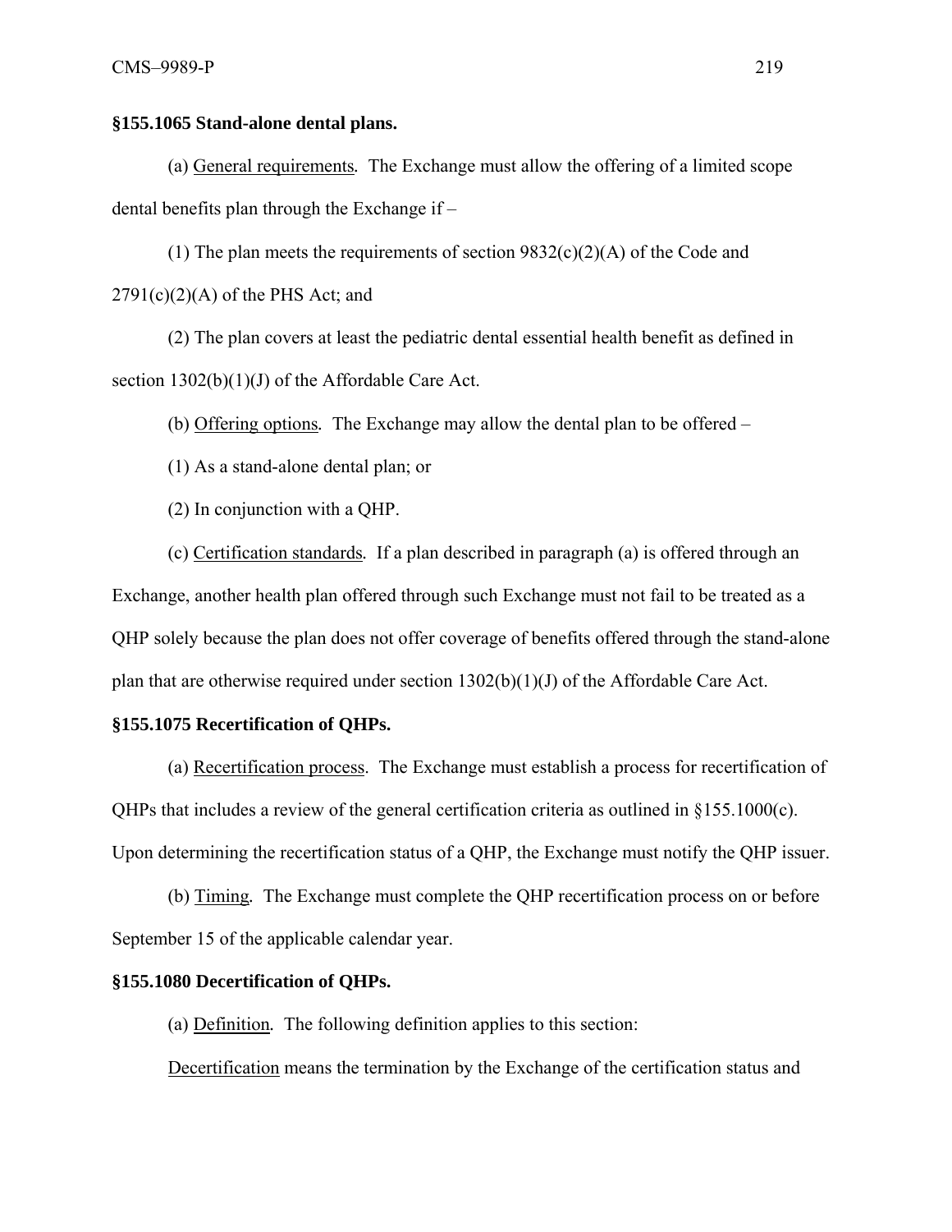**§155.1065 Stand-alone dental plans.**

(a) General requirements. The Exchange must allow the offering of a limited scope dental benefits plan through the Exchange if –

(1) The plan meets the requirements of section 9832(c)(2)(A) of the Code and 2791(c)(2)(A) of the PHS Act; and

(2) The plan covers at least the pediatric dental essential health benefit as defined in section 1302(b)(1)(J) of the Affordable Care Act.

(b) Offering options. The Exchange may allow the dental plan to be offered –

(1) As a stand-alone dental plan; or

(2) In conjunction with a QHP.

(c) Certification standards. If a plan described in paragraph (a) is offered through an Exchange, another health plan offered through such Exchange must not fail to be treated as a QHP solely because the plan does not offer coverage of benefits offered through the stand-alone plan that are otherwise required under section 1302(b)(1)(J) of the Affordable Care Act.

**§155.1075 Recertification of QHPs.**

(a) Recertification process. The Exchange must establish a process for recertification of QHPs that includes a review of the general certification criteria as outlined in §155.1000(c). Upon determining the recertification status of a QHP, the Exchange must notify the QHP issuer.

(b) Timing. The Exchange must complete the QHP recertification process on or before September 15 of the applicable calendar year.

**§155.1080 Decertification of QHPs.**

(a) Definition. The following definition applies to this section:

Decertification means the termination by the Exchange of the certification status and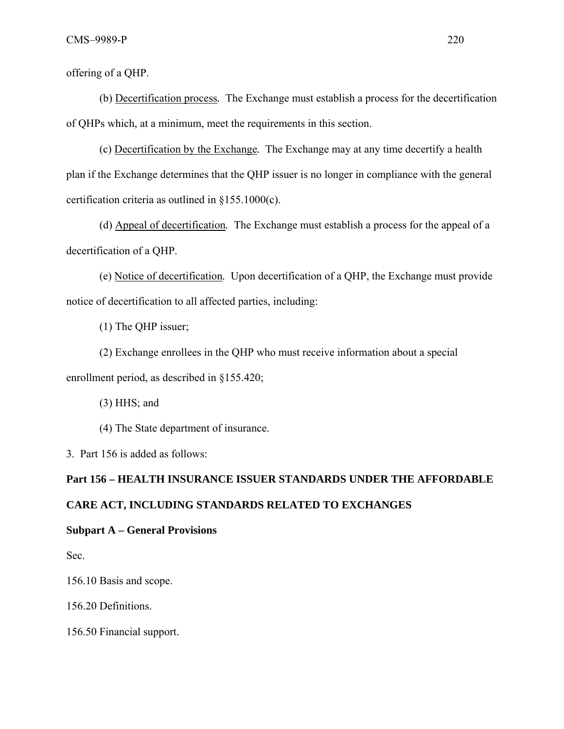offering of a QHP.

(b) Decertification process. The Exchange must establish a process for the decertification of QHPs which, at a minimum, meet the requirements in this section.

(c) Decertification by the Exchange. The Exchange may at any time decertify a health plan if the Exchange determines that the QHP issuer is no longer in compliance with the general certification criteria as outlined in §155.1000(c).

(d) Appeal of decertification. The Exchange must establish a process for the appeal of a decertification of a QHP.

(e) Notice of decertification. Upon decertification of a QHP, the Exchange must provide notice of decertification to all affected parties, including:

(1) The QHP issuer;

(2) Exchange enrollees in the QHP who must receive information about a special enrollment period, as described in §155.420;

(3) HHS; and

(4) The State department of insurance.

3. Part 156 is added as follows:

**Part 156 – HEALTH INSURANCE ISSUER STANDARDS UNDER THE AFFORDABLE CARE ACT, INCLUDING STANDARDS RELATED TO EXCHANGES**

**Subpart A – General Provisions**

Sec.

156.10 Basis and scope.

156.20 Definitions.

156.50 Financial support.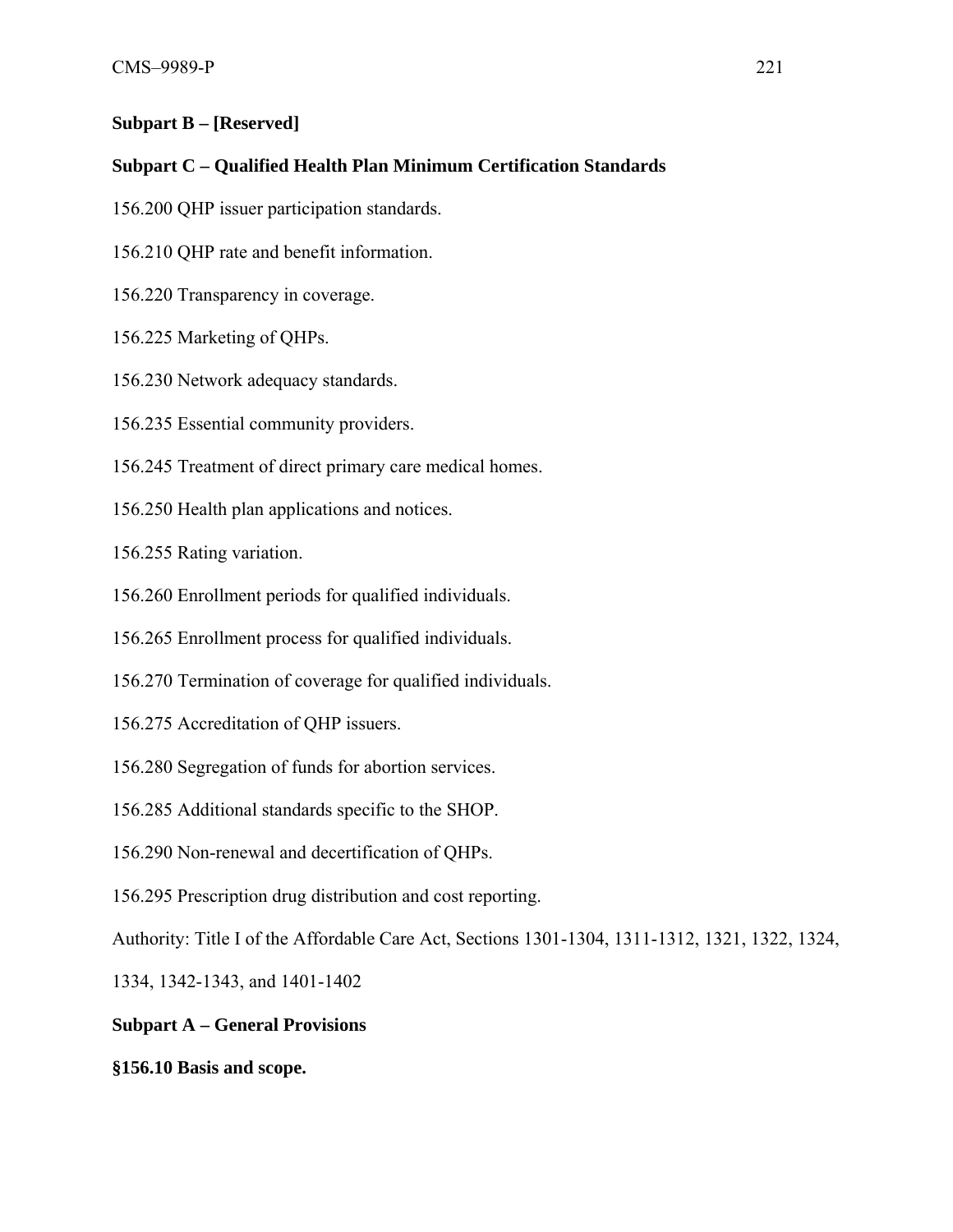**Subpart B – [Reserved]**

**Subpart C – Qualified Health Plan Minimum Certification Standards**

156.200 QHP issuer participation standards.

156.210 QHP rate and benefit information.

156.220 Transparency in coverage.

156.225 Marketing of QHPs.

156.230 Network adequacy standards.

156.235 Essential community providers.

156.245 Treatment of direct primary care medical homes.

156.250 Health plan applications and notices.

156.255 Rating variation.

156.260 Enrollment periods for qualified individuals.

156.265 Enrollment process for qualified individuals.

156.270 Termination of coverage for qualified individuals.

156.275 Accreditation of QHP issuers.

156.280 Segregation of funds for abortion services.

156.285 Additional standards specific to the SHOP.

156.290 Non-renewal and decertification of QHPs.

156.295 Prescription drug distribution and cost reporting.

Authority: Title I of the Affordable Care Act, Sections 1301-1304, 1311-1312, 1321, 1322, 1324, 1334, 1342-1343, and 1401-1402

**Subpart A – General Provisions**

**§156.10 Basis and scope.**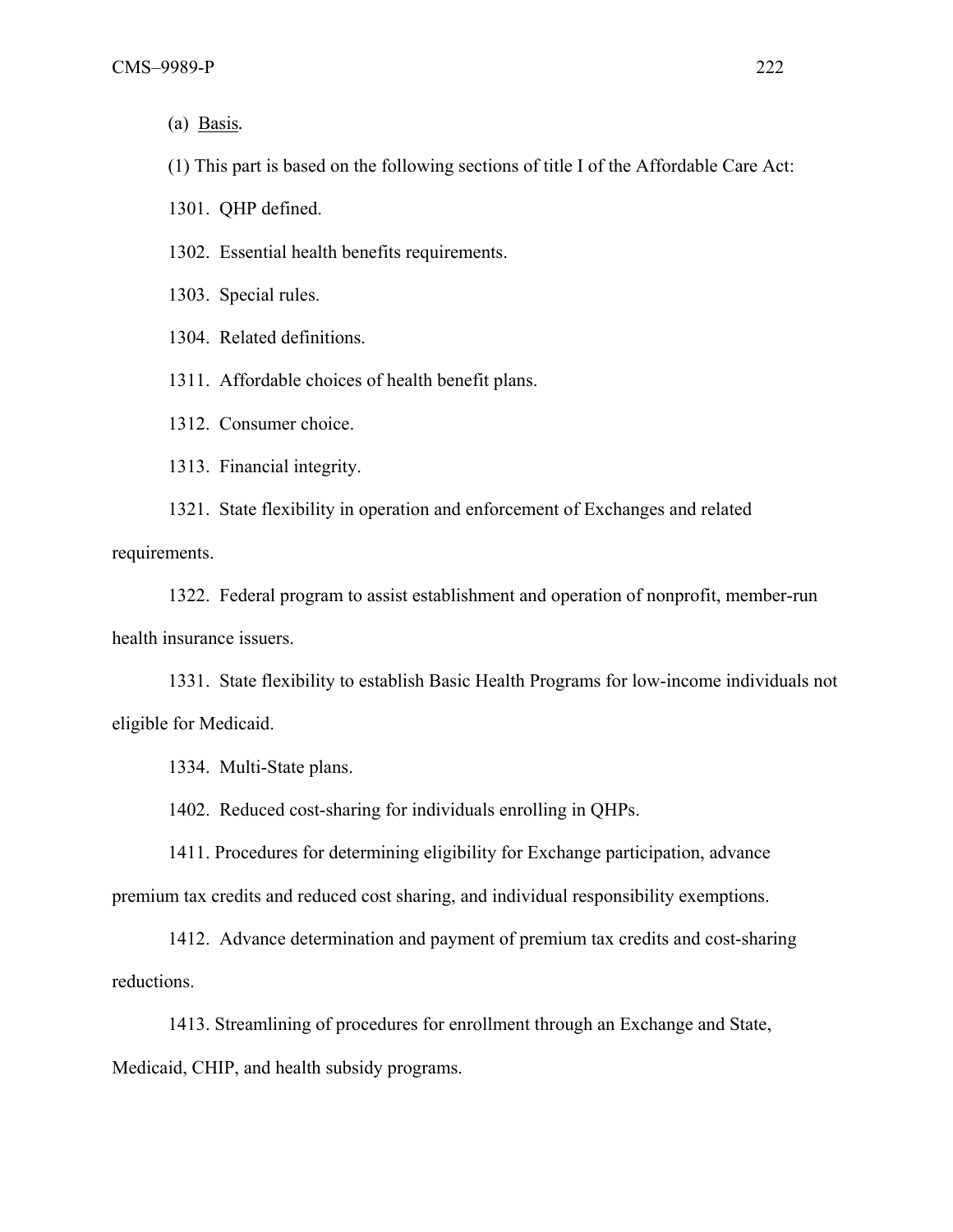(a) Basis.

(1) This part is based on the following sections of title I of the Affordable Care Act:

1301. QHP defined.

1302. Essential health benefits requirements.

1303. Special rules.

1304. Related definitions.

1311. Affordable choices of health benefit plans.

1312. Consumer choice.

1313. Financial integrity.

1321. State flexibility in operation and enforcement of Exchanges and related requirements.

1322. Federal program to assist establishment and operation of nonprofit, member-run health insurance issuers.

1331. State flexibility to establish Basic Health Programs for low-income individuals not eligible for Medicaid.

1334. Multi-State plans.

1402. Reduced cost-sharing for individuals enrolling in QHPs.

1411. Procedures for determining eligibility for Exchange participation, advance premium tax credits and reduced cost sharing, and individual responsibility exemptions.

1412. Advance determination and payment of premium tax credits and cost-sharing reductions.

1413. Streamlining of procedures for enrollment through an Exchange and State, Medicaid, CHIP, and health subsidy programs.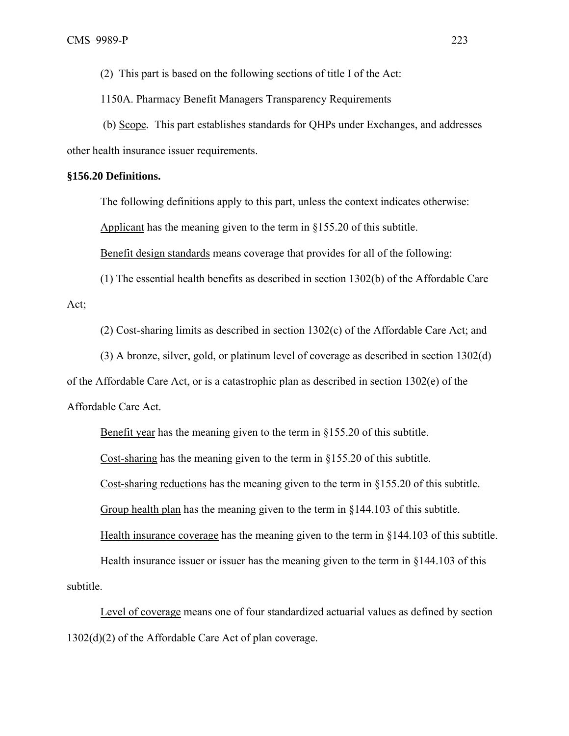(2) This part is based on the following sections of title I of the Act:

1150A. Pharmacy Benefit Managers Transparency Requirements

(b) Scope. This part establishes standards for QHPs under Exchanges, and addresses other health insurance issuer requirements.

**§156.20 Definitions.**

The following definitions apply to this part, unless the context indicates otherwise:

Applicant has the meaning given to the term in §155.20 of this subtitle.

Benefit design standards means coverage that provides for all of the following:

(1) The essential health benefits as described in section 1302(b) of the Affordable Care Act;

(2) Cost-sharing limits as described in section 1302(c) of the Affordable Care Act; and

(3) A bronze, silver, gold, or platinum level of coverage as described in section 1302(d) of the Affordable Care Act, or is a catastrophic plan as described in section 1302(e) of the Affordable Care Act.

Benefit year has the meaning given to the term in §155.20 of this subtitle.

Cost-sharing has the meaning given to the term in §155.20 of this subtitle.

Cost-sharing reductions has the meaning given to the term in §155.20 of this subtitle.

Group health plan has the meaning given to the term in §144.103 of this subtitle.

Health insurance coverage has the meaning given to the term in §144.103 of this subtitle.

Health insurance issuer or issuer has the meaning given to the term in §144.103 of this subtitle.

Level of coverage means one of four standardized actuarial values as defined by section 1302(d)(2) of the Affordable Care Act of plan coverage.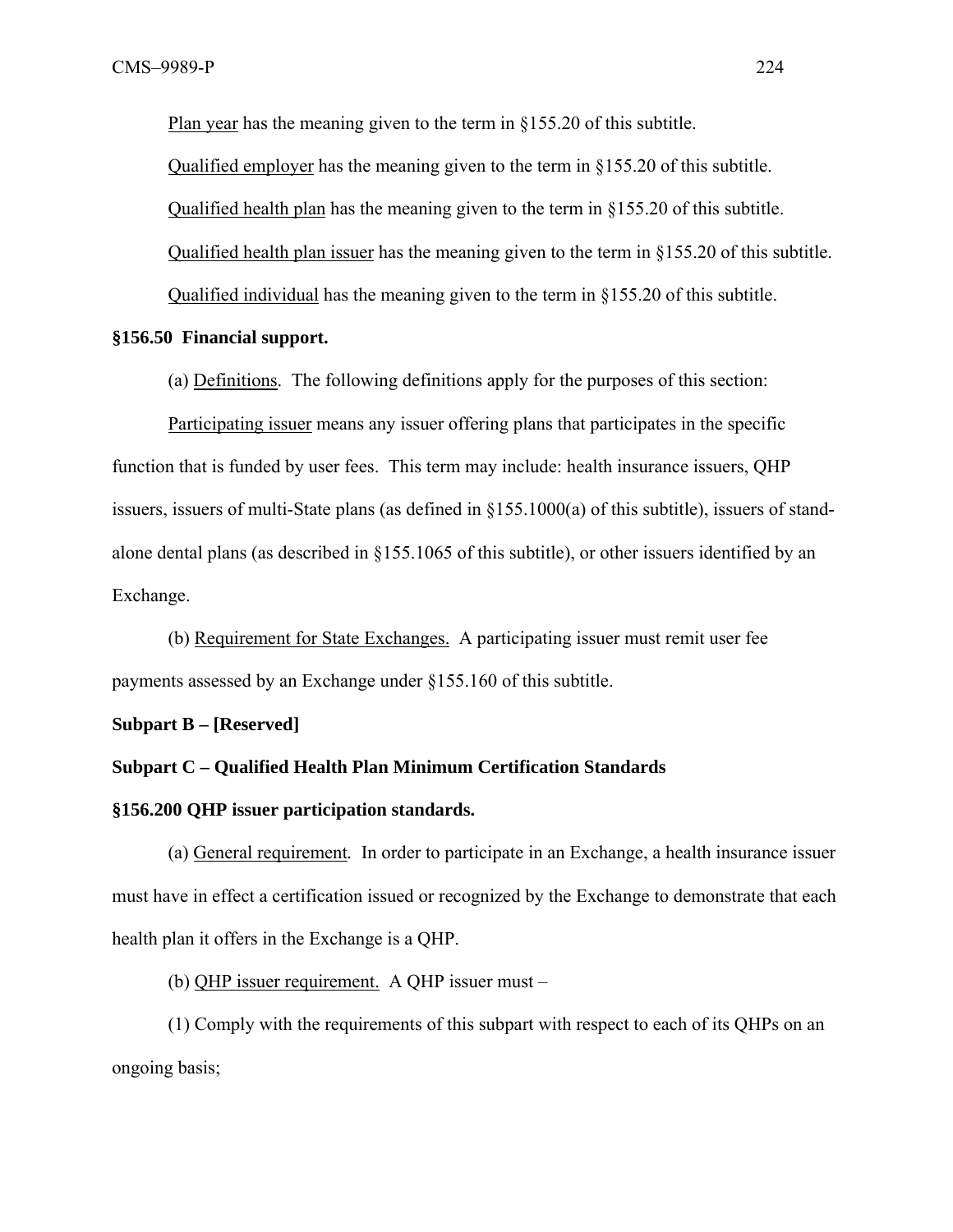Plan year has the meaning given to the term in §155.20 of this subtitle.

Qualified employer has the meaning given to the term in §155.20 of this subtitle.

Qualified health plan has the meaning given to the term in §155.20 of this subtitle.

Qualified health plan issuer has the meaning given to the term in §155.20 of this subtitle.

Qualified individual has the meaning given to the term in §155.20 of this subtitle.

**§156.50 Financial support.**

(a) Definitions. The following definitions apply for the purposes of this section:

Participating issuer means any issuer offering plans that participates in the specific function that is funded by user fees. This term may include: health insurance issuers, QHP issuers, issuers of multi-State plans (as defined in §155.1000(a) of this subtitle), issuers of stand-alone dental plans (as described in §155.1065 of this subtitle), or other issuers identified by an Exchange.

(b) Requirement for State Exchanges. A participating issuer must remit user fee payments assessed by an Exchange under §155.160 of this subtitle.

**Subpart B – [Reserved]**

**Subpart C – Qualified Health Plan Minimum Certification Standards**

**§156.200 QHP issuer participation standards.**

(a) General requirement. In order to participate in an Exchange, a health insurance issuer must have in effect a certification issued or recognized by the Exchange to demonstrate that each health plan it offers in the Exchange is a QHP.

(b) QHP issuer requirement. A QHP issuer must –

(1) Comply with the requirements of this subpart with respect to each of its QHPs on an ongoing basis;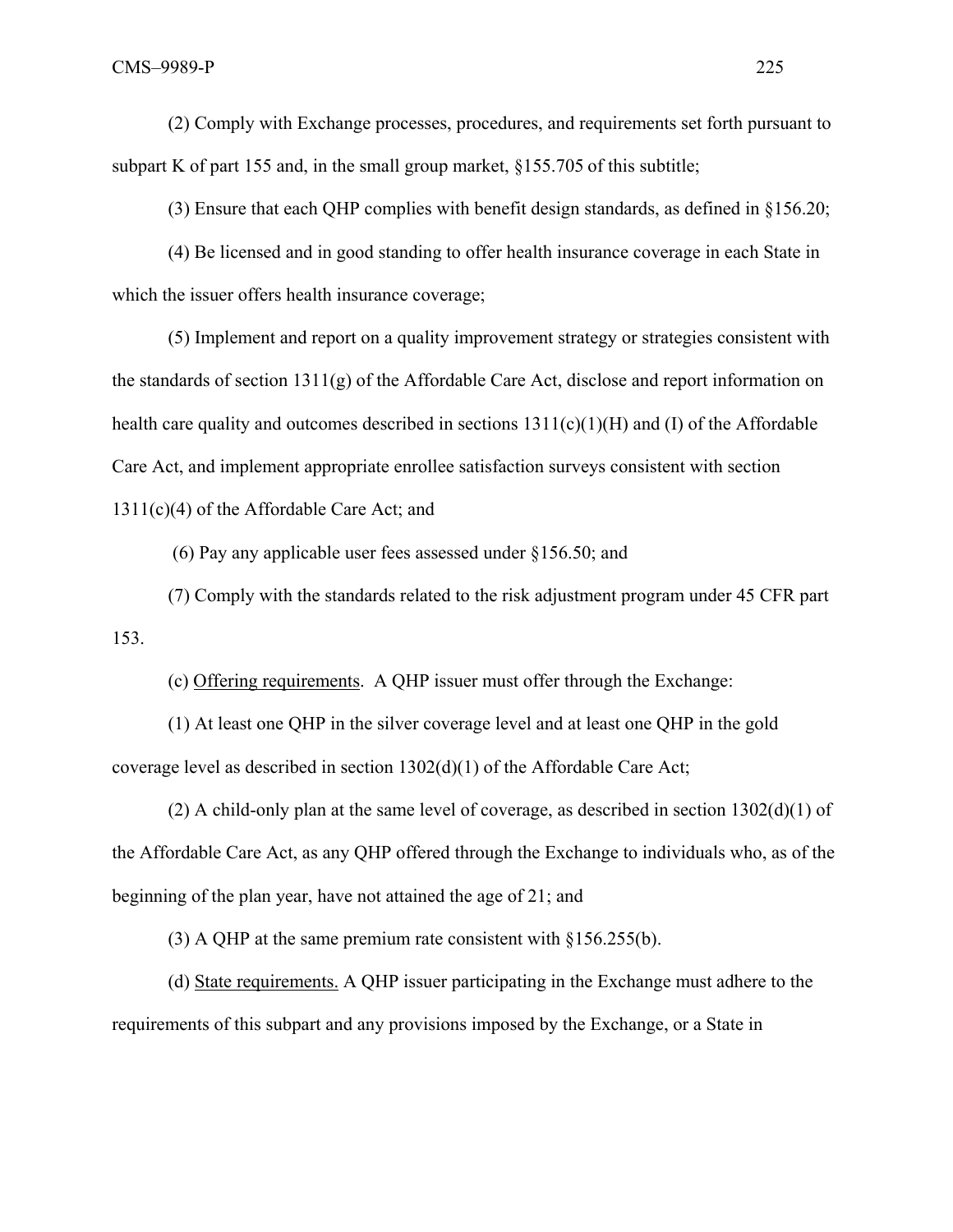(2) Comply with Exchange processes, procedures, and requirements set forth pursuant to subpart K of part 155 and, in the small group market, §155.705 of this subtitle;

(3) Ensure that each QHP complies with benefit design standards, as defined in §156.20;

(4) Be licensed and in good standing to offer health insurance coverage in each State in which the issuer offers health insurance coverage;

(5) Implement and report on a quality improvement strategy or strategies consistent with the standards of section 1311(g) of the Affordable Care Act, disclose and report information on health care quality and outcomes described in sections 1311(c)(1)(H) and (I) of the Affordable Care Act, and implement appropriate enrollee satisfaction surveys consistent with section 1311(c)(4) of the Affordable Care Act; and

(6) Pay any applicable user fees assessed under §156.50; and

(7) Comply with the standards related to the risk adjustment program under 45 CFR part 153.

(c) Offering requirements. A QHP issuer must offer through the Exchange:

(1) At least one QHP in the silver coverage level and at least one QHP in the gold coverage level as described in section 1302(d)(1) of the Affordable Care Act;

(2) A child-only plan at the same level of coverage, as described in section 1302(d)(1) of the Affordable Care Act, as any QHP offered through the Exchange to individuals who, as of the beginning of the plan year, have not attained the age of 21; and

(3) A QHP at the same premium rate consistent with §156.255(b).

(d) State requirements. A QHP issuer participating in the Exchange must adhere to the requirements of this subpart and any provisions imposed by the Exchange, or a State in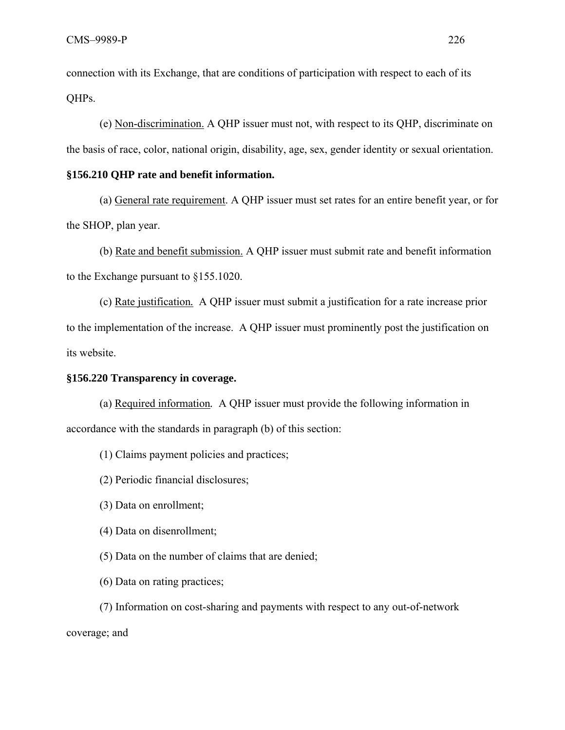connection with its Exchange, that are conditions of participation with respect to each of its QHPs.

(e) Non-discrimination. A QHP issuer must not, with respect to its QHP, discriminate on the basis of race, color, national origin, disability, age, sex, gender identity or sexual orientation.

**§156.210 QHP rate and benefit information.**

(a) General rate requirement. A QHP issuer must set rates for an entire benefit year, or for the SHOP, plan year.

(b) Rate and benefit submission. A QHP issuer must submit rate and benefit information to the Exchange pursuant to §155.1020.

(c) Rate justification. A QHP issuer must submit a justification for a rate increase prior to the implementation of the increase. A QHP issuer must prominently post the justification on its website.

**§156.220 Transparency in coverage.**

(a) Required information. A QHP issuer must provide the following information in accordance with the standards in paragraph (b) of this section:

(1) Claims payment policies and practices;

(2) Periodic financial disclosures;

(3) Data on enrollment;

(4) Data on disenrollment;

(5) Data on the number of claims that are denied;

(6) Data on rating practices;

(7) Information on cost-sharing and payments with respect to any out-of-network coverage; and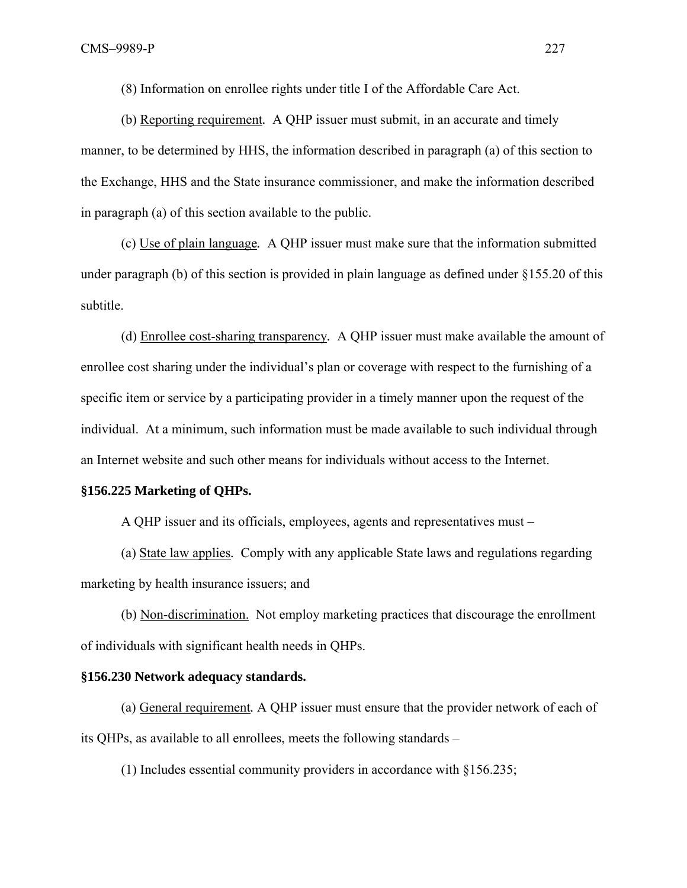(8) Information on enrollee rights under title I of the Affordable Care Act.

(b) Reporting requirement. A QHP issuer must submit, in an accurate and timely manner, to be determined by HHS, the information described in paragraph (a) of this section to the Exchange, HHS and the State insurance commissioner, and make the information described in paragraph (a) of this section available to the public.

(c) Use of plain language. A QHP issuer must make sure that the information submitted under paragraph (b) of this section is provided in plain language as defined under §155.20 of this subtitle.

(d) Enrollee cost-sharing transparency. A QHP issuer must make available the amount of enrollee cost sharing under the individual's plan or coverage with respect to the furnishing of a specific item or service by a participating provider in a timely manner upon the request of the individual. At a minimum, such information must be made available to such individual through an Internet website and such other means for individuals without access to the Internet.

**§156.225 Marketing of QHPs.**

A QHP issuer and its officials, employees, agents and representatives must –

(a) State law applies. Comply with any applicable State laws and regulations regarding marketing by health insurance issuers; and

(b) Non-discrimination. Not employ marketing practices that discourage the enrollment of individuals with significant health needs in QHPs.

**§156.230 Network adequacy standards.**

(a) General requirement. A QHP issuer must ensure that the provider network of each of its QHPs, as available to all enrollees, meets the following standards –

(1) Includes essential community providers in accordance with §156.235;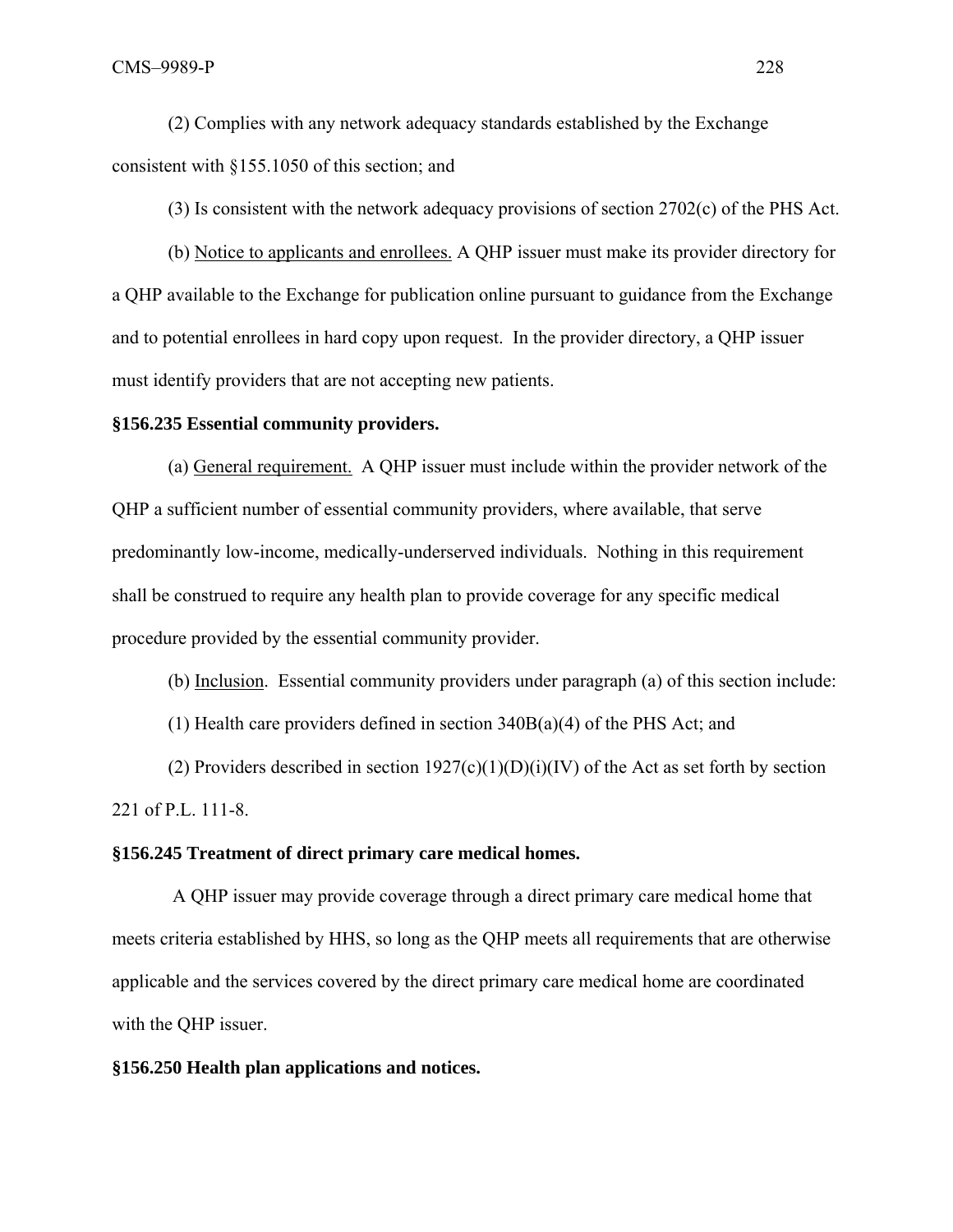(2) Complies with any network adequacy standards established by the Exchange consistent with §155.1050 of this section; and

(3) Is consistent with the network adequacy provisions of section 2702(c) of the PHS Act.

(b) Notice to applicants and enrollees. A QHP issuer must make its provider directory for a QHP available to the Exchange for publication online pursuant to guidance from the Exchange and to potential enrollees in hard copy upon request. In the provider directory, a QHP issuer must identify providers that are not accepting new patients.

**§156.235 Essential community providers.**

(a) General requirement. A QHP issuer must include within the provider network of the QHP a sufficient number of essential community providers, where available, that serve predominantly low-income, medically-underserved individuals. Nothing in this requirement shall be construed to require any health plan to provide coverage for any specific medical procedure provided by the essential community provider.

(b) Inclusion. Essential community providers under paragraph (a) of this section include:

(1) Health care providers defined in section 340B(a)(4) of the PHS Act; and

(2) Providers described in section 1927(c)(1)(D)(i)(IV) of the Act as set forth by section 221 of P.L. 111-8.

**§156.245 Treatment of direct primary care medical homes.**

A QHP issuer may provide coverage through a direct primary care medical home that meets criteria established by HHS, so long as the QHP meets all requirements that are otherwise applicable and the services covered by the direct primary care medical home are coordinated with the QHP issuer.

**§156.250 Health plan applications and notices.**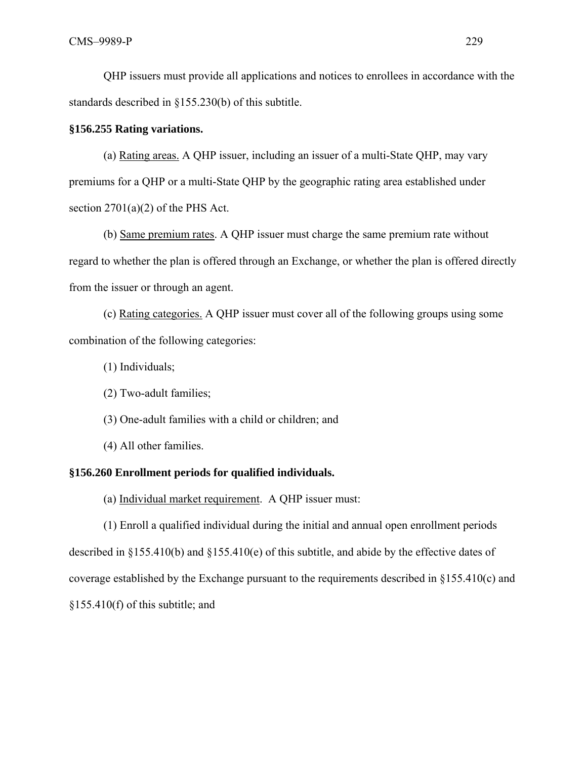QHP issuers must provide all applications and notices to enrollees in accordance with the standards described in §155.230(b) of this subtitle.

**§156.255 Rating variations.**

(a) Rating areas. A QHP issuer, including an issuer of a multi-State QHP, may vary premiums for a QHP or a multi-State QHP by the geographic rating area established under section 2701(a)(2) of the PHS Act.

(b) Same premium rates. A QHP issuer must charge the same premium rate without regard to whether the plan is offered through an Exchange, or whether the plan is offered directly from the issuer or through an agent.

(c) Rating categories. A QHP issuer must cover all of the following groups using some combination of the following categories:

(1) Individuals;

(2) Two-adult families;

(3) One-adult families with a child or children; and

(4) All other families.

**§156.260 Enrollment periods for qualified individuals.**

(a) Individual market requirement. A QHP issuer must:

(1) Enroll a qualified individual during the initial and annual open enrollment periods described in §155.410(b) and §155.410(e) of this subtitle, and abide by the effective dates of coverage established by the Exchange pursuant to the requirements described in §155.410(c) and §155.410(f) of this subtitle; and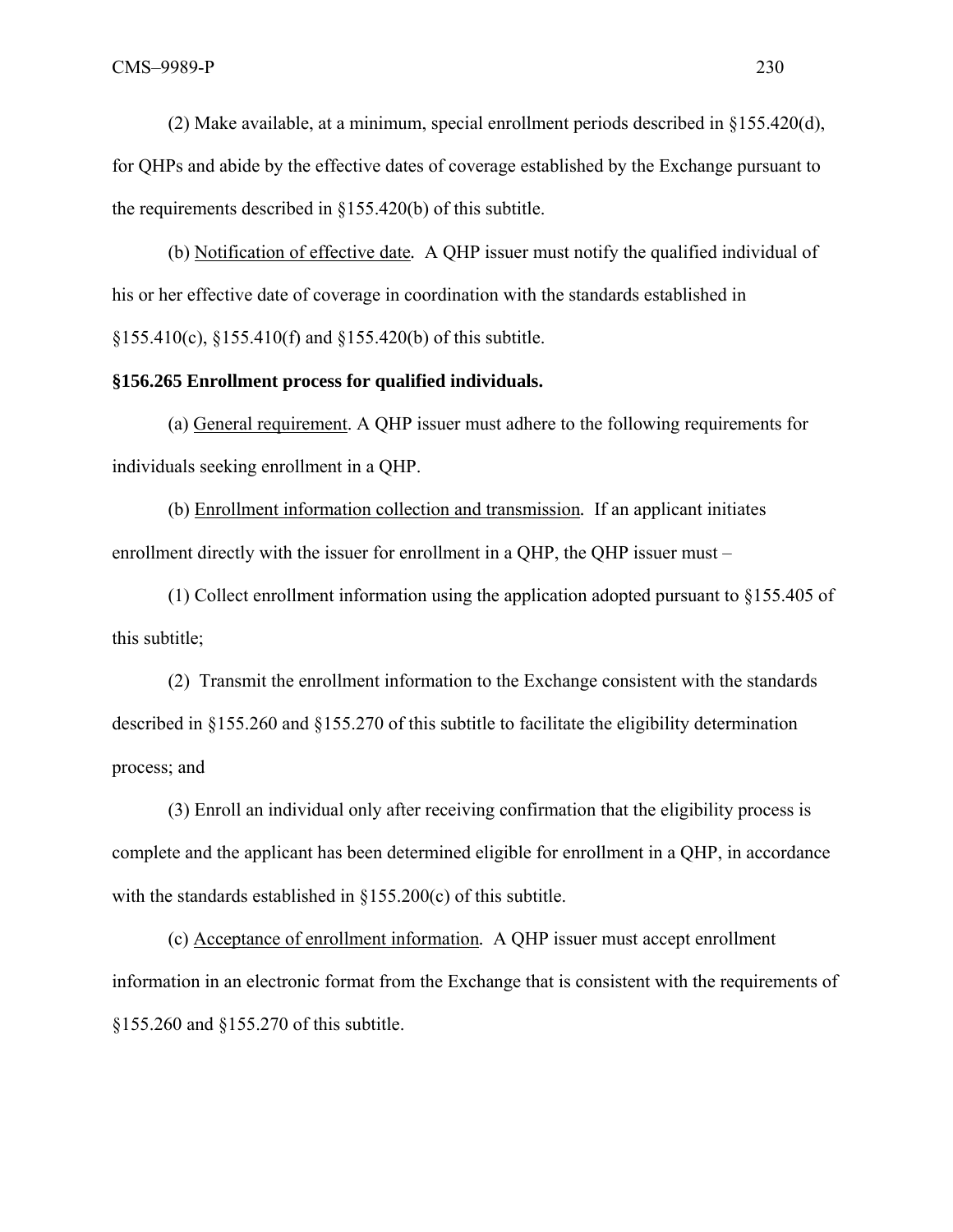(2) Make available, at a minimum, special enrollment periods described in §155.420(d), for QHPs and abide by the effective dates of coverage established by the Exchange pursuant to the requirements described in §155.420(b) of this subtitle.

(b) Notification of effective date. A QHP issuer must notify the qualified individual of his or her effective date of coverage in coordination with the standards established in §155.410(c), §155.410(f) and §155.420(b) of this subtitle.

**§156.265 Enrollment process for qualified individuals.**

(a) General requirement. A QHP issuer must adhere to the following requirements for individuals seeking enrollment in a QHP.

(b) Enrollment information collection and transmission. If an applicant initiates enrollment directly with the issuer for enrollment in a QHP, the QHP issuer must –

(1) Collect enrollment information using the application adopted pursuant to §155.405 of this subtitle;

(2) Transmit the enrollment information to the Exchange consistent with the standards described in §155.260 and §155.270 of this subtitle to facilitate the eligibility determination process; and

(3) Enroll an individual only after receiving confirmation that the eligibility process is complete and the applicant has been determined eligible for enrollment in a QHP, in accordance with the standards established in §155.200(c) of this subtitle.

(c) Acceptance of enrollment information. A QHP issuer must accept enrollment information in an electronic format from the Exchange that is consistent with the requirements of §155.260 and §155.270 of this subtitle.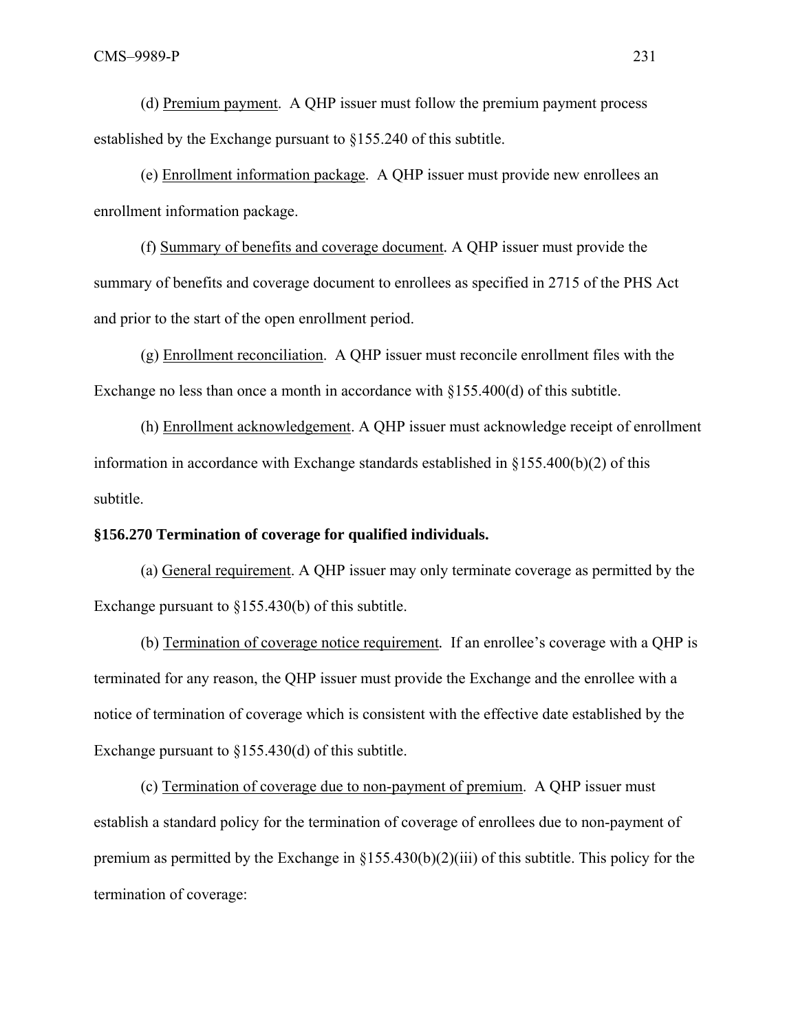(d) Premium payment. A QHP issuer must follow the premium payment process established by the Exchange pursuant to §155.240 of this subtitle.

(e) Enrollment information package. A QHP issuer must provide new enrollees an enrollment information package.

(f) Summary of benefits and coverage document. A QHP issuer must provide the summary of benefits and coverage document to enrollees as specified in 2715 of the PHS Act and prior to the start of the open enrollment period.

(g) Enrollment reconciliation. A QHP issuer must reconcile enrollment files with the Exchange no less than once a month in accordance with §155.400(d) of this subtitle.

(h) Enrollment acknowledgement. A QHP issuer must acknowledge receipt of enrollment information in accordance with Exchange standards established in §155.400(b)(2) of this subtitle.

**§156.270 Termination of coverage for qualified individuals.**

(a) General requirement. A QHP issuer may only terminate coverage as permitted by the Exchange pursuant to §155.430(b) of this subtitle.

(b) Termination of coverage notice requirement*.* If an enrollee's coverage with a QHP is terminated for any reason, the QHP issuer must provide the Exchange and the enrollee with a notice of termination of coverage which is consistent with the effective date established by the Exchange pursuant to §155.430(d) of this subtitle.

(c) Termination of coverage due to non-payment of premium. A QHP issuer must establish a standard policy for the termination of coverage of enrollees due to non-payment of premium as permitted by the Exchange in §155.430(b)(2)(iii) of this subtitle. This policy for the termination of coverage: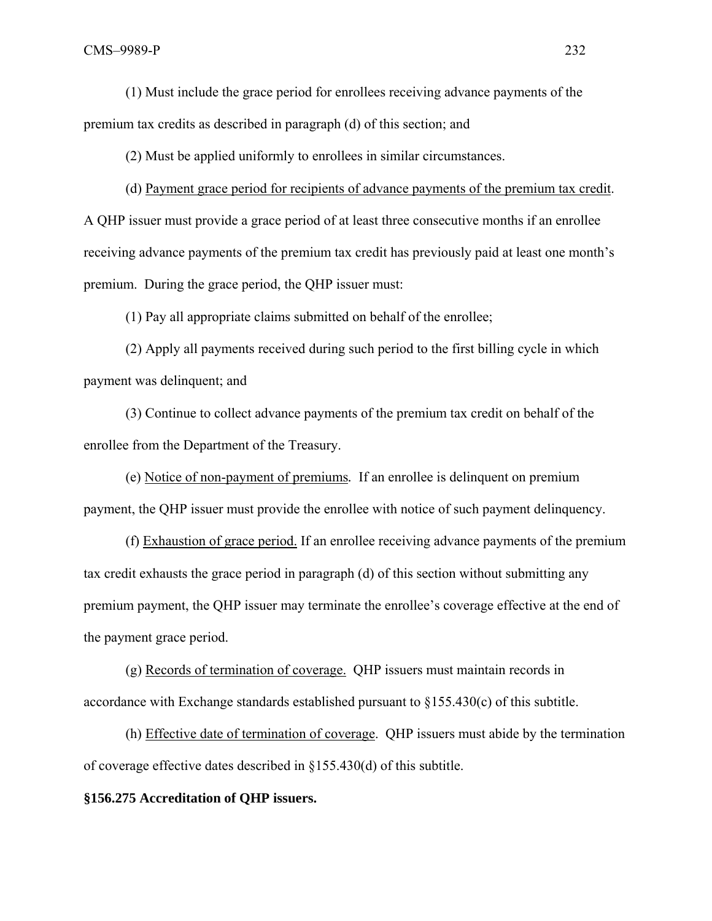(1) Must include the grace period for enrollees receiving advance payments of the premium tax credits as described in paragraph (d) of this section; and

(2) Must be applied uniformly to enrollees in similar circumstances.

(d) Payment grace period for recipients of advance payments of the premium tax credit. A QHP issuer must provide a grace period of at least three consecutive months if an enrollee receiving advance payments of the premium tax credit has previously paid at least one month's premium. During the grace period, the QHP issuer must:

(1) Pay all appropriate claims submitted on behalf of the enrollee;

(2) Apply all payments received during such period to the first billing cycle in which payment was delinquent; and

(3) Continue to collect advance payments of the premium tax credit on behalf of the enrollee from the Department of the Treasury.

(e) Notice of non-payment of premiums. If an enrollee is delinquent on premium payment, the QHP issuer must provide the enrollee with notice of such payment delinquency.

(f) Exhaustion of grace period. If an enrollee receiving advance payments of the premium tax credit exhausts the grace period in paragraph (d) of this section without submitting any premium payment, the QHP issuer may terminate the enrollee's coverage effective at the end of the payment grace period.

(g) Records of termination of coverage. QHP issuers must maintain records in accordance with Exchange standards established pursuant to §155.430(c) of this subtitle.

(h) Effective date of termination of coverage. QHP issuers must abide by the termination of coverage effective dates described in §155.430(d) of this subtitle.

**§156.275 Accreditation of QHP issuers.**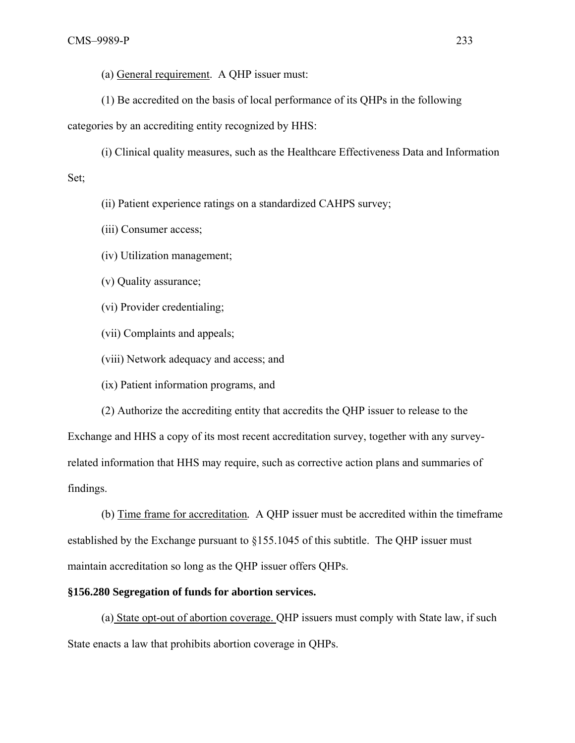(a) General requirement. A QHP issuer must:

(1) Be accredited on the basis of local performance of its QHPs in the following categories by an accrediting entity recognized by HHS:

(i) Clinical quality measures, such as the Healthcare Effectiveness Data and Information Set;

(ii) Patient experience ratings on a standardized CAHPS survey;

(iii) Consumer access;

(iv) Utilization management;

(v) Quality assurance;

(vi) Provider credentialing;

(vii) Complaints and appeals;

(viii) Network adequacy and access; and

(ix) Patient information programs, and

(2) Authorize the accrediting entity that accredits the QHP issuer to release to the Exchange and HHS a copy of its most recent accreditation survey, together with any survey-related information that HHS may require, such as corrective action plans and summaries of findings.

(b) Time frame for accreditation. A QHP issuer must be accredited within the timeframe established by the Exchange pursuant to §155.1045 of this subtitle. The QHP issuer must maintain accreditation so long as the QHP issuer offers QHPs.

**§156.280 Segregation of funds for abortion services.**

(a) State opt-out of abortion coverage. QHP issuers must comply with State law, if such State enacts a law that prohibits abortion coverage in QHPs.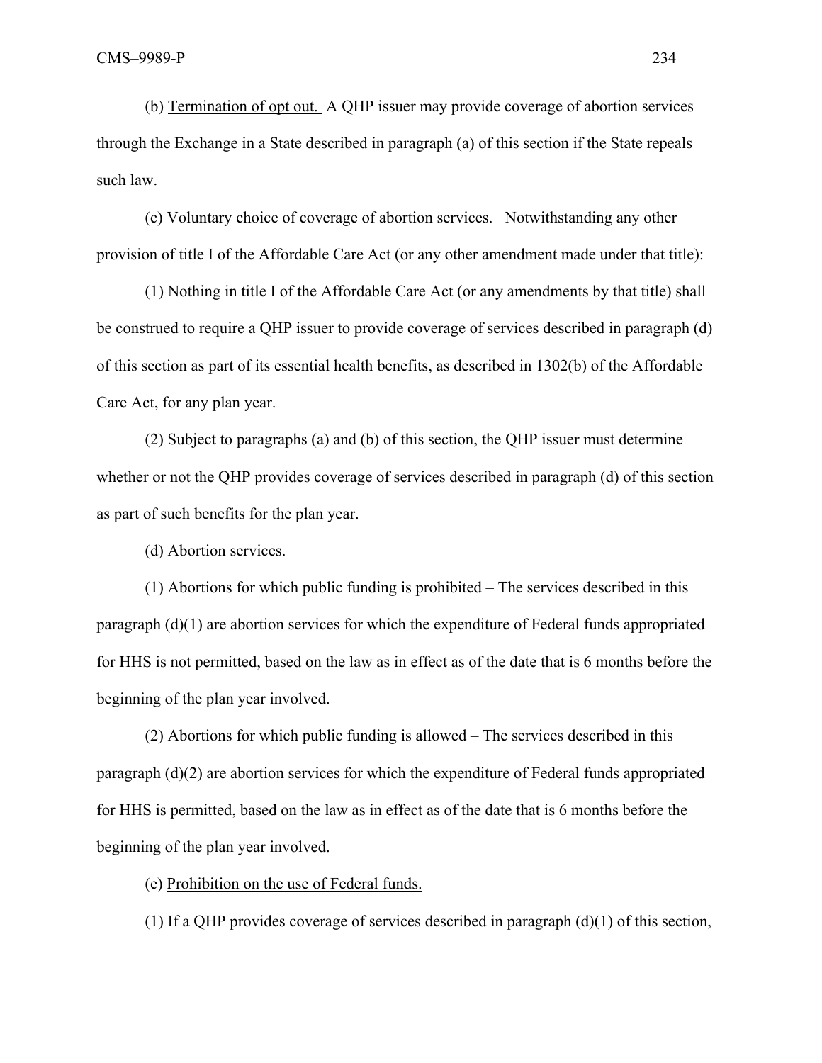(b) Termination of opt out. A QHP issuer may provide coverage of abortion services through the Exchange in a State described in paragraph (a) of this section if the State repeals such law.

(c) Voluntary choice of coverage of abortion services. Notwithstanding any other provision of title I of the Affordable Care Act (or any other amendment made under that title):

(1) Nothing in title I of the Affordable Care Act (or any amendments by that title) shall be construed to require a QHP issuer to provide coverage of services described in paragraph (d) of this section as part of its essential health benefits, as described in 1302(b) of the Affordable Care Act, for any plan year.

(2) Subject to paragraphs (a) and (b) of this section, the QHP issuer must determine whether or not the QHP provides coverage of services described in paragraph (d) of this section as part of such benefits for the plan year.

(d) Abortion services.

(1) Abortions for which public funding is prohibited – The services described in this paragraph (d)(1) are abortion services for which the expenditure of Federal funds appropriated for HHS is not permitted, based on the law as in effect as of the date that is 6 months before the beginning of the plan year involved.

(2) Abortions for which public funding is allowed – The services described in this paragraph (d)(2) are abortion services for which the expenditure of Federal funds appropriated for HHS is permitted, based on the law as in effect as of the date that is 6 months before the beginning of the plan year involved.

(e) Prohibition on the use of Federal funds.

(1) If a QHP provides coverage of services described in paragraph (d)(1) of this section,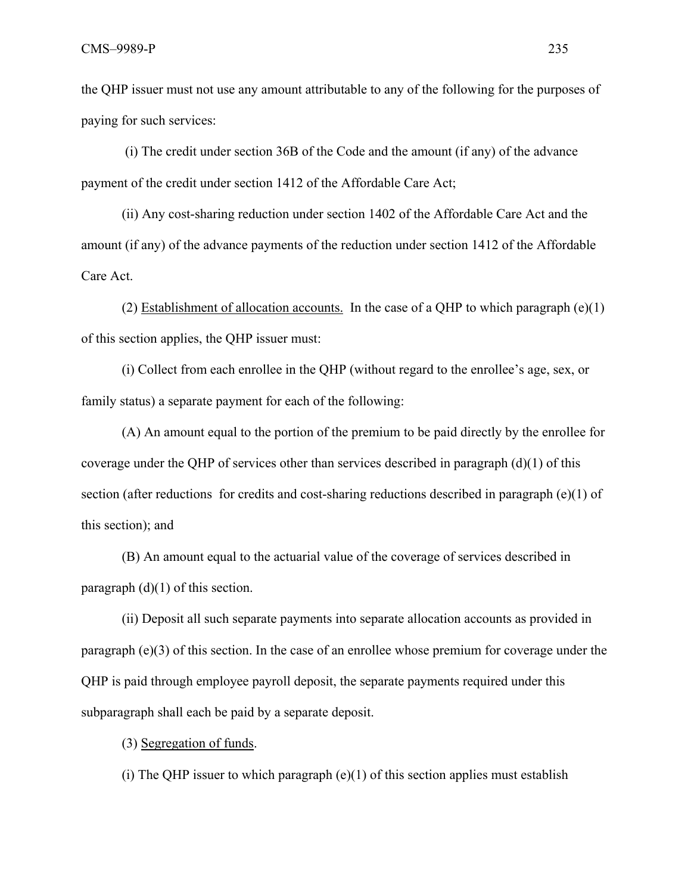the QHP issuer must not use any amount attributable to any of the following for the purposes of paying for such services:

(i) The credit under section 36B of the Code and the amount (if any) of the advance payment of the credit under section 1412 of the Affordable Care Act;

(ii) Any cost-sharing reduction under section 1402 of the Affordable Care Act and the amount (if any) of the advance payments of the reduction under section 1412 of the Affordable Care Act.

(2) <u>Establishment of allocation accounts.</u> In the case of a QHP to which paragraph (e)(1) of this section applies, the QHP issuer must:

(i) Collect from each enrollee in the QHP (without regard to the enrollee's age, sex, or family status) a separate payment for each of the following:

(A) An amount equal to the portion of the premium to be paid directly by the enrollee for coverage under the QHP of services other than services described in paragraph (d)(1) of this section (after reductions for credits and cost-sharing reductions described in paragraph (e)(1) of this section); and

(B) An amount equal to the actuarial value of the coverage of services described in paragraph (d)(1) of this section.

(ii) Deposit all such separate payments into separate allocation accounts as provided in paragraph (e)(3) of this section. In the case of an enrollee whose premium for coverage under the QHP is paid through employee payroll deposit, the separate payments required under this subparagraph shall each be paid by a separate deposit.

(3) <u>Segregation of funds</u>.

(i) The QHP issuer to which paragraph (e)(1) of this section applies must establish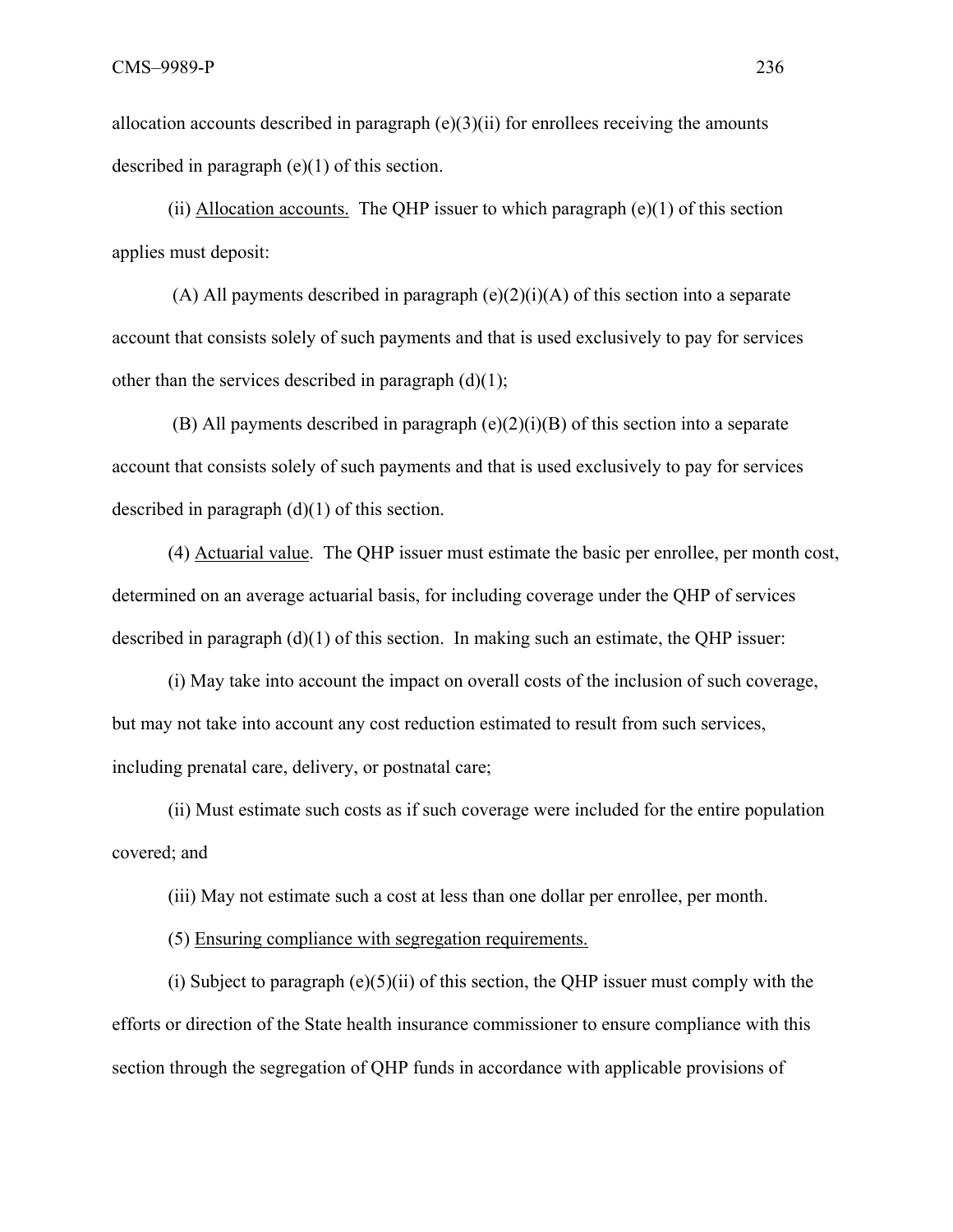allocation accounts described in paragraph (e)(3)(ii) for enrollees receiving the amounts described in paragraph (e)(1) of this section.

(ii) Allocation accounts. The QHP issuer to which paragraph (e)(1) of this section applies must deposit:

(A) All payments described in paragraph (e)(2)(i)(A) of this section into a separate account that consists solely of such payments and that is used exclusively to pay for services other than the services described in paragraph (d)(1);

(B) All payments described in paragraph (e)(2)(i)(B) of this section into a separate account that consists solely of such payments and that is used exclusively to pay for services described in paragraph (d)(1) of this section.

(4) Actuarial value. The QHP issuer must estimate the basic per enrollee, per month cost, determined on an average actuarial basis, for including coverage under the QHP of services described in paragraph (d)(1) of this section. In making such an estimate, the QHP issuer:

(i) May take into account the impact on overall costs of the inclusion of such coverage, but may not take into account any cost reduction estimated to result from such services, including prenatal care, delivery, or postnatal care;

(ii) Must estimate such costs as if such coverage were included for the entire population covered; and

(iii) May not estimate such a cost at less than one dollar per enrollee, per month.

(5) Ensuring compliance with segregation requirements.

(i) Subject to paragraph (e)(5)(ii) of this section, the QHP issuer must comply with the efforts or direction of the State health insurance commissioner to ensure compliance with this section through the segregation of QHP funds in accordance with applicable provisions of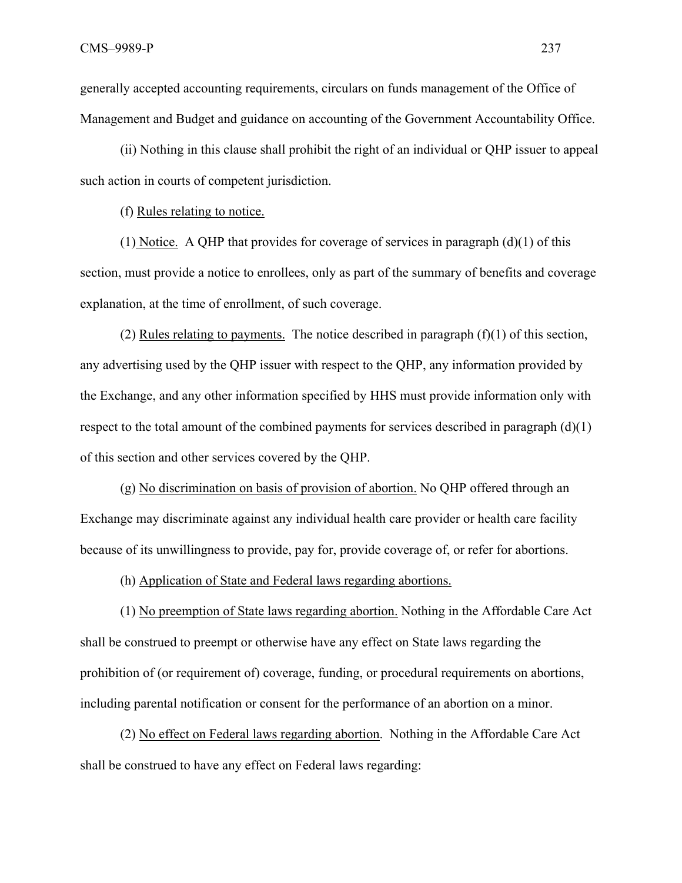generally accepted accounting requirements, circulars on funds management of the Office of Management and Budget and guidance on accounting of the Government Accountability Office.

(ii) Nothing in this clause shall prohibit the right of an individual or QHP issuer to appeal such action in courts of competent jurisdiction.

(f) Rules relating to notice.

(1) Notice. A QHP that provides for coverage of services in paragraph (d)(1) of this section, must provide a notice to enrollees, only as part of the summary of benefits and coverage explanation, at the time of enrollment, of such coverage.

(2) Rules relating to payments. The notice described in paragraph (f)(1) of this section, any advertising used by the QHP issuer with respect to the QHP, any information provided by the Exchange, and any other information specified by HHS must provide information only with respect to the total amount of the combined payments for services described in paragraph (d)(1) of this section and other services covered by the QHP.

(g) No discrimination on basis of provision of abortion. No QHP offered through an Exchange may discriminate against any individual health care provider or health care facility because of its unwillingness to provide, pay for, provide coverage of, or refer for abortions.

(h) Application of State and Federal laws regarding abortions.

(1) No preemption of State laws regarding abortion. Nothing in the Affordable Care Act shall be construed to preempt or otherwise have any effect on State laws regarding the prohibition of (or requirement of) coverage, funding, or procedural requirements on abortions, including parental notification or consent for the performance of an abortion on a minor.

(2) No effect on Federal laws regarding abortion. Nothing in the Affordable Care Act shall be construed to have any effect on Federal laws regarding: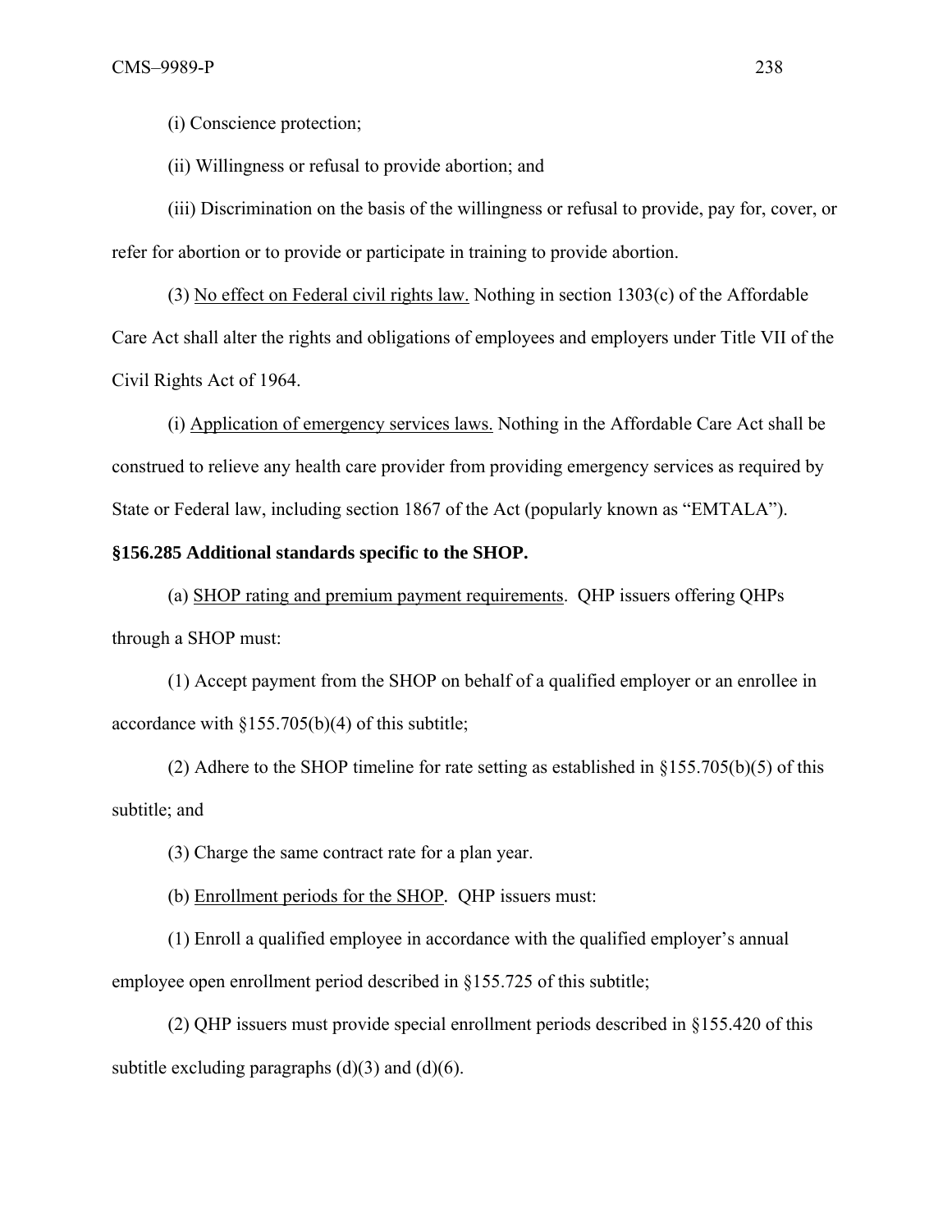(i) Conscience protection;

(ii) Willingness or refusal to provide abortion; and

(iii) Discrimination on the basis of the willingness or refusal to provide, pay for, cover, or refer for abortion or to provide or participate in training to provide abortion.

(3) No effect on Federal civil rights law. Nothing in section 1303(c) of the Affordable Care Act shall alter the rights and obligations of employees and employers under Title VII of the Civil Rights Act of 1964.

(i) Application of emergency services laws. Nothing in the Affordable Care Act shall be construed to relieve any health care provider from providing emergency services as required by State or Federal law, including section 1867 of the Act (popularly known as "EMTALA").

**§156.285 Additional standards specific to the SHOP.**

(a) SHOP rating and premium payment requirements. QHP issuers offering QHPs through a SHOP must:

(1) Accept payment from the SHOP on behalf of a qualified employer or an enrollee in accordance with §155.705(b)(4) of this subtitle;

(2) Adhere to the SHOP timeline for rate setting as established in §155.705(b)(5) of this subtitle; and

(3) Charge the same contract rate for a plan year.

(b) Enrollment periods for the SHOP. QHP issuers must:

(1) Enroll a qualified employee in accordance with the qualified employer's annual employee open enrollment period described in §155.725 of this subtitle;

(2) QHP issuers must provide special enrollment periods described in §155.420 of this subtitle excluding paragraphs (d)(3) and (d)(6).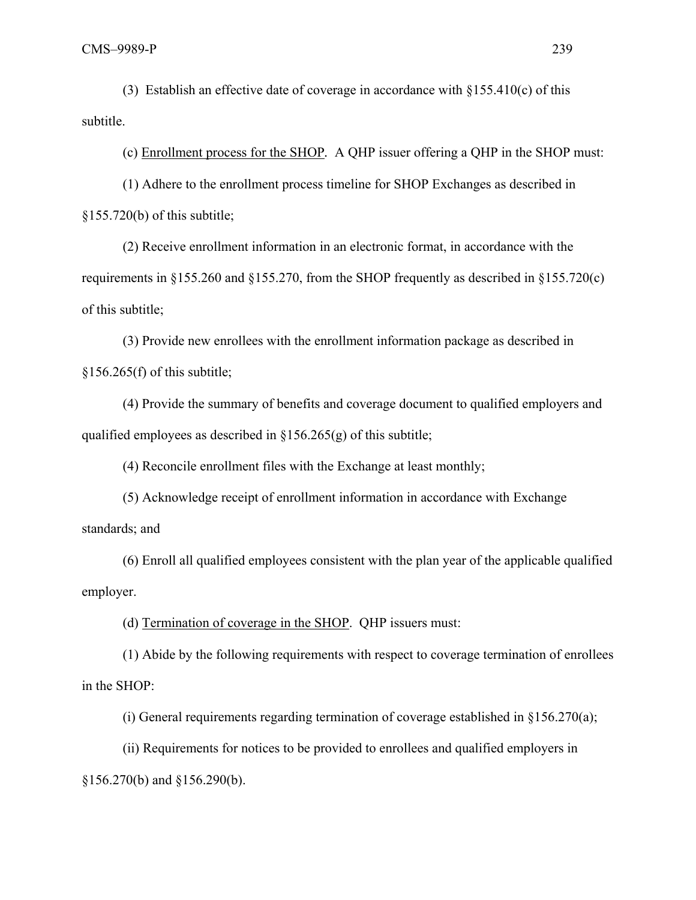(3) Establish an effective date of coverage in accordance with §155.410(c) of this subtitle.

(c) Enrollment process for the SHOP. A QHP issuer offering a QHP in the SHOP must:

(1) Adhere to the enrollment process timeline for SHOP Exchanges as described in §155.720(b) of this subtitle;

(2) Receive enrollment information in an electronic format, in accordance with the requirements in §155.260 and §155.270, from the SHOP frequently as described in §155.720(c) of this subtitle;

(3) Provide new enrollees with the enrollment information package as described in §156.265(f) of this subtitle;

(4) Provide the summary of benefits and coverage document to qualified employers and qualified employees as described in §156.265(g) of this subtitle;

(4) Reconcile enrollment files with the Exchange at least monthly;

(5) Acknowledge receipt of enrollment information in accordance with Exchange standards; and

(6) Enroll all qualified employees consistent with the plan year of the applicable qualified employer.

(d) Termination of coverage in the SHOP. QHP issuers must:

(1) Abide by the following requirements with respect to coverage termination of enrollees in the SHOP:

(i) General requirements regarding termination of coverage established in §156.270(a);

(ii) Requirements for notices to be provided to enrollees and qualified employers in §156.270(b) and §156.290(b).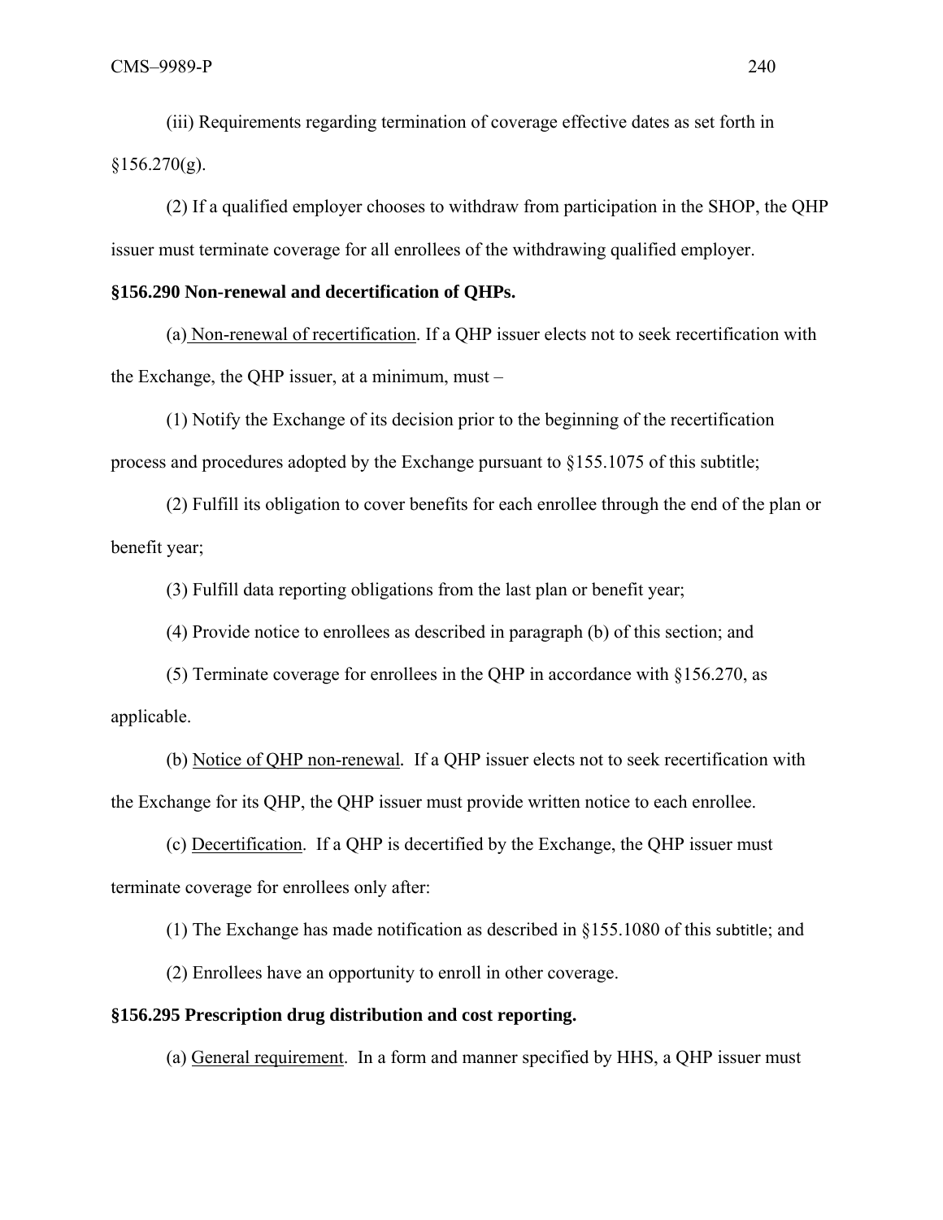(iii) Requirements regarding termination of coverage effective dates as set forth in §156.270(g).

(2) If a qualified employer chooses to withdraw from participation in the SHOP, the QHP issuer must terminate coverage for all enrollees of the withdrawing qualified employer.

**§156.290 Non-renewal and decertification of QHPs.**

(a) Non-renewal of recertification. If a QHP issuer elects not to seek recertification with the Exchange, the QHP issuer, at a minimum, must –

(1) Notify the Exchange of its decision prior to the beginning of the recertification process and procedures adopted by the Exchange pursuant to §155.1075 of this subtitle;

(2) Fulfill its obligation to cover benefits for each enrollee through the end of the plan or benefit year;

(3) Fulfill data reporting obligations from the last plan or benefit year;

(4) Provide notice to enrollees as described in paragraph (b) of this section; and

(5) Terminate coverage for enrollees in the QHP in accordance with §156.270, as applicable.

(b) Notice of QHP non-renewal. If a QHP issuer elects not to seek recertification with the Exchange for its QHP, the QHP issuer must provide written notice to each enrollee.

(c) Decertification. If a QHP is decertified by the Exchange, the QHP issuer must terminate coverage for enrollees only after:

(1) The Exchange has made notification as described in §155.1080 of this subtitle; and

(2) Enrollees have an opportunity to enroll in other coverage.

**§156.295 Prescription drug distribution and cost reporting.**

(a) General requirement. In a form and manner specified by HHS, a QHP issuer must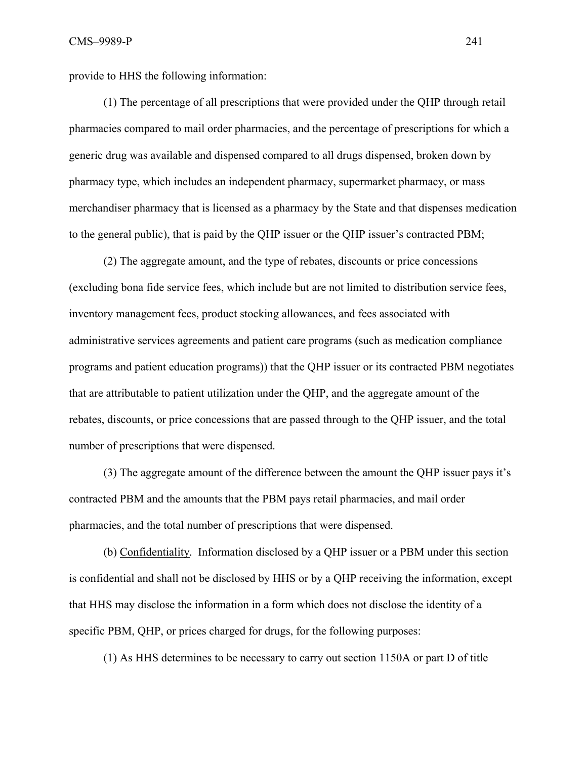provide to HHS the following information:

(1) The percentage of all prescriptions that were provided under the QHP through retail pharmacies compared to mail order pharmacies, and the percentage of prescriptions for which a generic drug was available and dispensed compared to all drugs dispensed, broken down by pharmacy type, which includes an independent pharmacy, supermarket pharmacy, or mass merchandiser pharmacy that is licensed as a pharmacy by the State and that dispenses medication to the general public), that is paid by the QHP issuer or the QHP issuer's contracted PBM;

(2) The aggregate amount, and the type of rebates, discounts or price concessions (excluding bona fide service fees, which include but are not limited to distribution service fees, inventory management fees, product stocking allowances, and fees associated with administrative services agreements and patient care programs (such as medication compliance programs and patient education programs)) that the QHP issuer or its contracted PBM negotiates that are attributable to patient utilization under the QHP, and the aggregate amount of the rebates, discounts, or price concessions that are passed through to the QHP issuer, and the total number of prescriptions that were dispensed.

(3) The aggregate amount of the difference between the amount the QHP issuer pays it's contracted PBM and the amounts that the PBM pays retail pharmacies, and mail order pharmacies, and the total number of prescriptions that were dispensed.

(b) Confidentiality. Information disclosed by a QHP issuer or a PBM under this section is confidential and shall not be disclosed by HHS or by a QHP receiving the information, except that HHS may disclose the information in a form which does not disclose the identity of a specific PBM, QHP, or prices charged for drugs, for the following purposes:

(1) As HHS determines to be necessary to carry out section 1150A or part D of title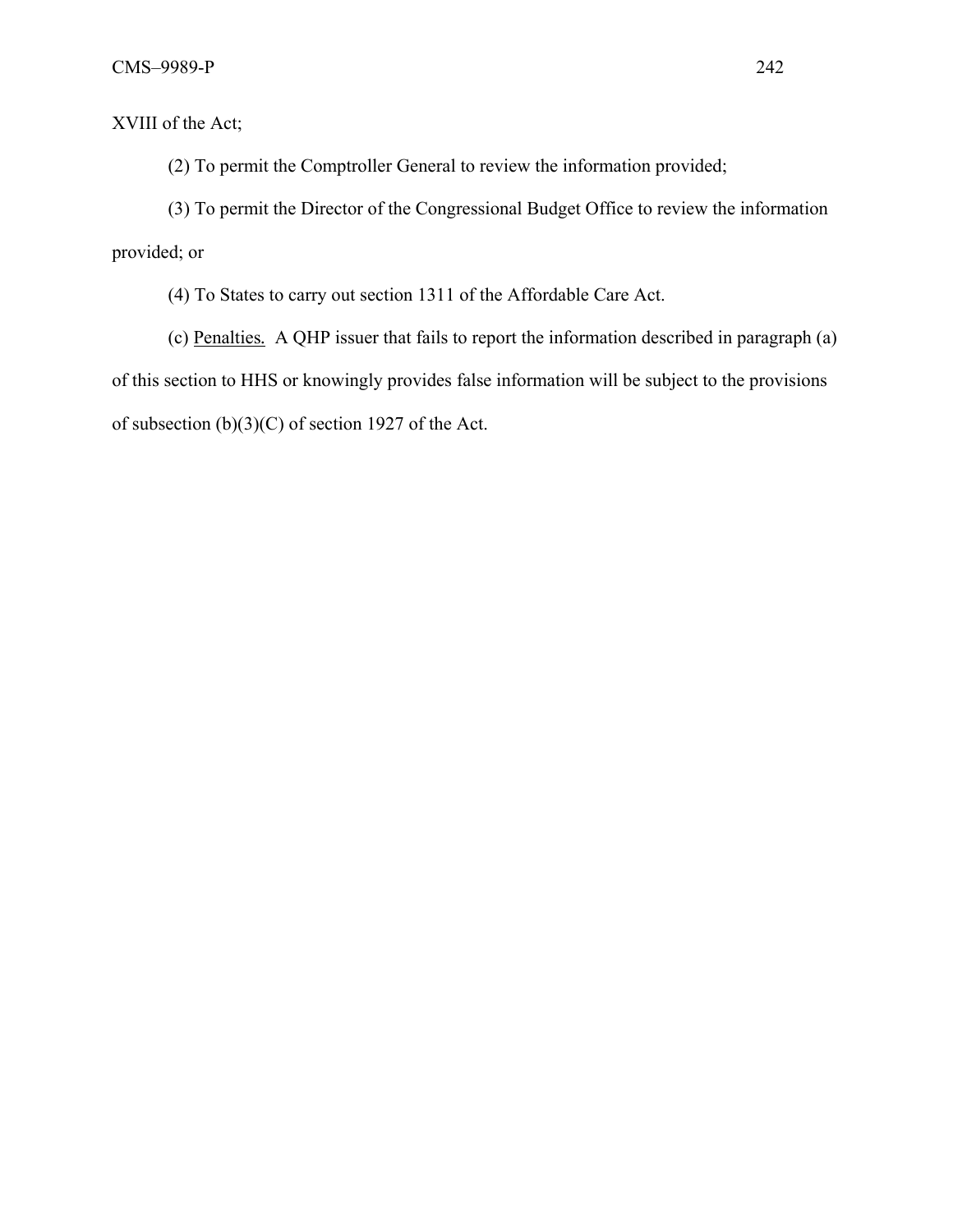XVIII of the Act;

(2) To permit the Comptroller General to review the information provided;

(3) To permit the Director of the Congressional Budget Office to review the information provided; or

(4) To States to carry out section 1311 of the Affordable Care Act.

(c) Penalties. A QHP issuer that fails to report the information described in paragraph (a) of this section to HHS or knowingly provides false information will be subject to the provisions of subsection (b)(3)(C) of section 1927 of the Act.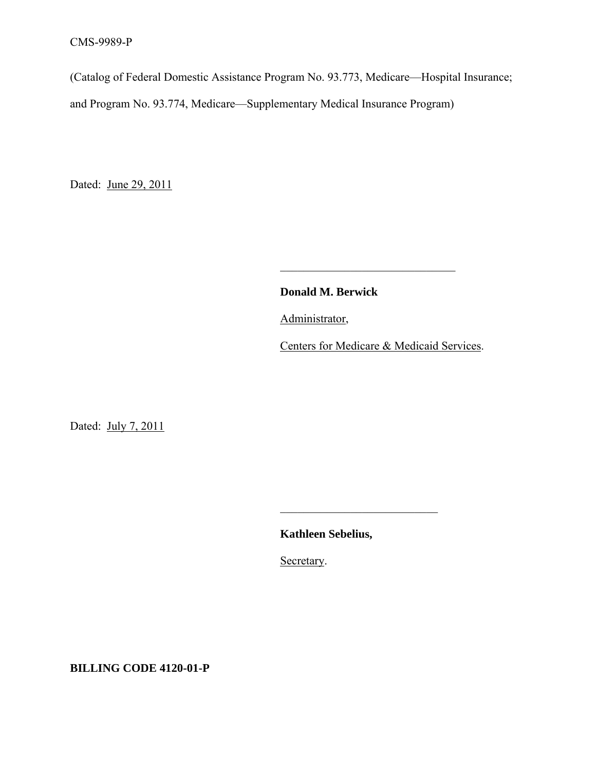CMS-9989-P

(Catalog of Federal Domestic Assistance Program No. 93.773, Medicare—Hospital Insurance; and Program No. 93.774, Medicare—Supplementary Medical Insurance Program)

Dated: June 29, 2011

______________________________

**Donald M. Berwick**

Administrator,

Centers for Medicare & Medicaid Services.

Dated: July 7, 2011

___________________________

**Kathleen Sebelius,**

Secretary.

**BILLING CODE 4120-01-P**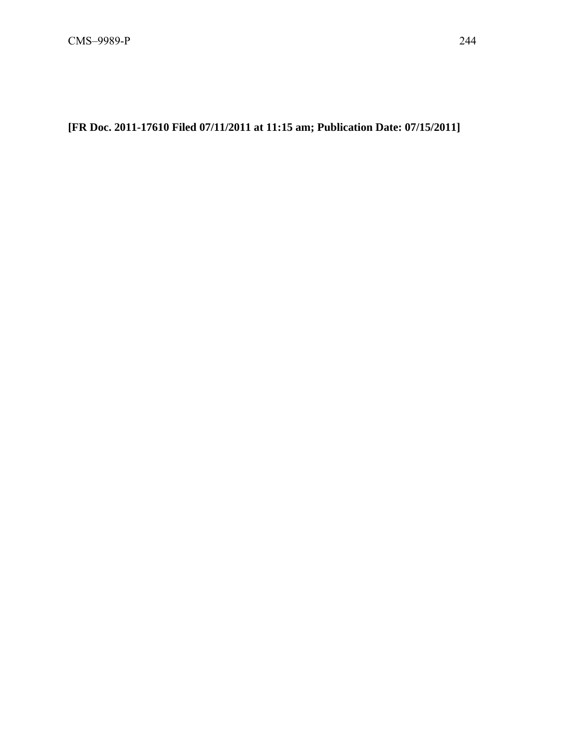**[FR Doc. 2011-17610 Filed 07/11/2011 at 11:15 am; Publication Date: 07/15/2011]**